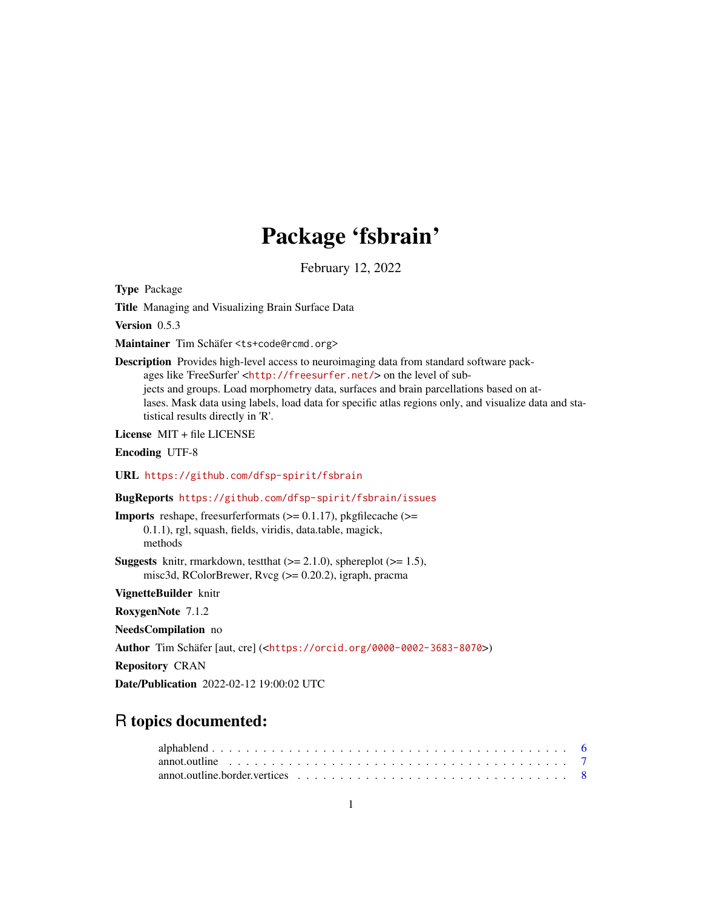# Package 'fsbrain'

February 12, 2022

**Type** Package

**Title** Managing and Visualizing Brain Surface Data

**Version** 0.5.3

**Maintainer** Tim Schäfer <ts+code@rcmd.org>

**Description** Provides high-level access to neuroimaging data from standard software packages like 'FreeSurfer' <http://freesurfer.net/> on the level of subjects and groups. Load morphometry data, surfaces and brain parcellations based on atlases. Mask data using labels, load data for specific atlas regions only, and visualize data and statistical results directly in 'R'.

**License** MIT + file LICENSE

**Encoding** UTF-8

**URL** https://github.com/dfsp-spirit/fsbrain

**BugReports** https://github.com/dfsp-spirit/fsbrain/issues

**Imports** reshape, freesurferformats (>= 0.1.17), pkgfilecache (>= 0.1.1), rgl, squash, fields, viridis, data.table, magick, methods

**Suggests** knitr, rmarkdown, testthat (>= 2.1.0), sphereplot (>= 1.5), misc3d, RColorBrewer, Rvcg (>= 0.20.2), igraph, pracma

**VignetteBuilder** knitr

**RoxygenNote** 7.1.2

**NeedsCompilation** no

**Author** Tim Schäfer [aut, cre] (<https://orcid.org/0000-0002-3683-8070>)

**Repository** CRAN

**Date/Publication** 2022-02-12 19:00:02 UTC

## R topics documented:

alphablend . . . . . . . . . . . . . . . . . . . . . . . . . . . . . . . . . . . . . . . . . . 6
annot.outline . . . . . . . . . . . . . . . . . . . . . . . . . . . . . . . . . . . . . . . . . 7
annot.outline.border.vertices . . . . . . . . . . . . . . . . . . . . . . . . . . . . . . . . . 8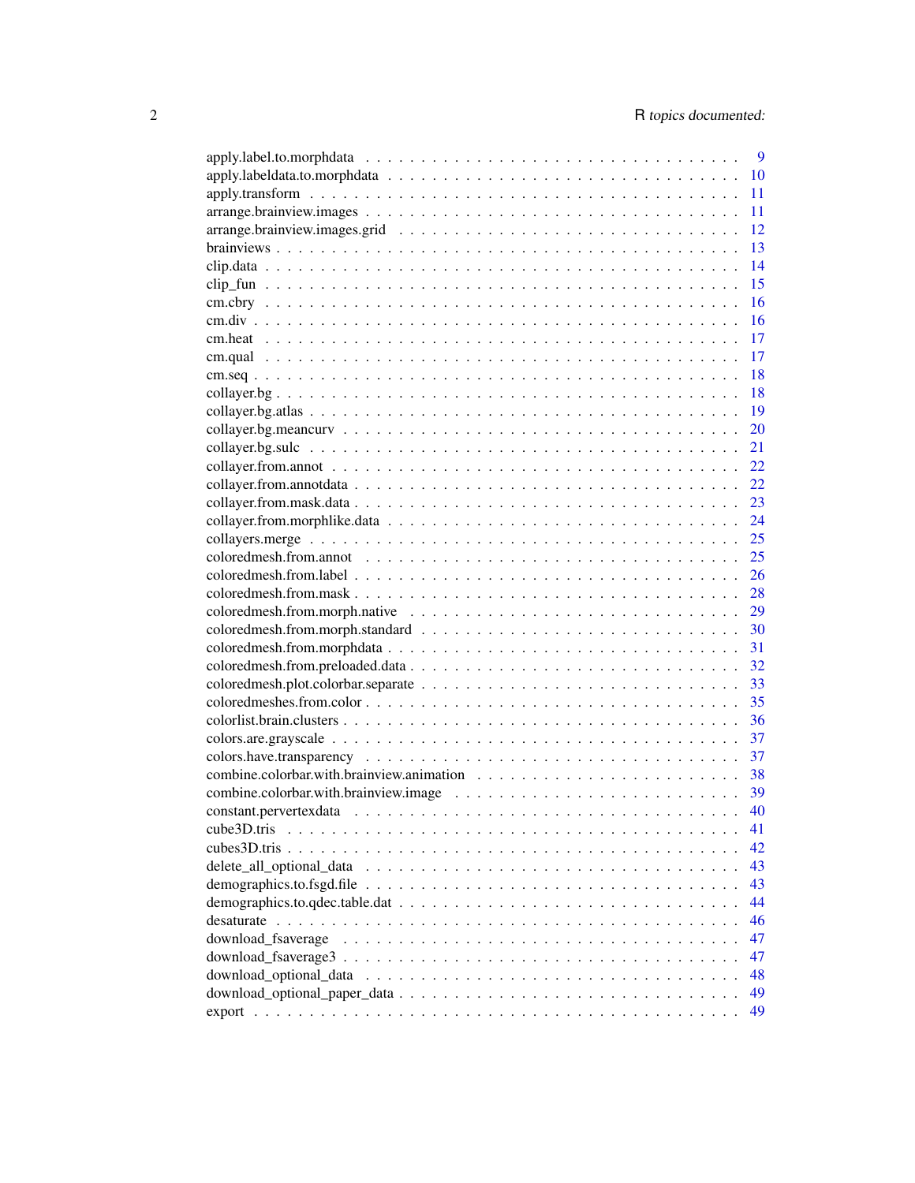| | |
|---|---|
| apply.label.to.morphdata | 9 |
| apply.labeldata.to.morphdata | 10 |
| apply.transform | 11 |
| arrange.brainview.images | 11 |
| arrange.brainview.images.grid | 12 |
| brainviews | 13 |
| clip.data | 14 |
| clip_fun | 15 |
| cm.cbry | 16 |
| cm.div | 16 |
| cm.heat | 17 |
| cm.qual | 17 |
| cm.seq | 18 |
| collayer.bg | 18 |
| collayer.bg.atlas | 19 |
| collayer.bg.meancurv | 20 |
| collayer.bg.sulc | 21 |
| collayer.from.annot | 22 |
| collayer.from.annotdata | 22 |
| collayer.from.mask.data | 23 |
| collayer.from.morphlike.data | 24 |
| collayers.merge | 25 |
| coloredmesh.from.annot | 25 |
| coloredmesh.from.label | 26 |
| coloredmesh.from.mask | 28 |
| coloredmesh.from.morph.native | 29 |
| coloredmesh.from.morph.standard | 30 |
| coloredmesh.from.morphdata | 31 |
| coloredmesh.from.preloaded.data | 32 |
| coloredmesh.plot.colorbar.separate | 33 |
| coloredmeshes.from.color | 35 |
| colorlist.brain.clusters | 36 |
| colors.are.grayscale | 37 |
| colors.have.transparency | 37 |
| combine.colorbar.with.brainview.animation | 38 |
| combine.colorbar.with.brainview.image | 39 |
| constant.pervertexdata | 40 |
| cube3D.tris | 41 |
| cubes3D.tris | 42 |
| delete_all_optional_data | 43 |
| demographics.to.fsgd.file | 43 |
| demographics.to.qdec.table.dat | 44 |
| desaturate | 46 |
| download_fsaverage | 47 |
| download_fsaverage3 | 47 |
| download_optional_data | 48 |
| download_optional_paper_data | 49 |
| export | 49 |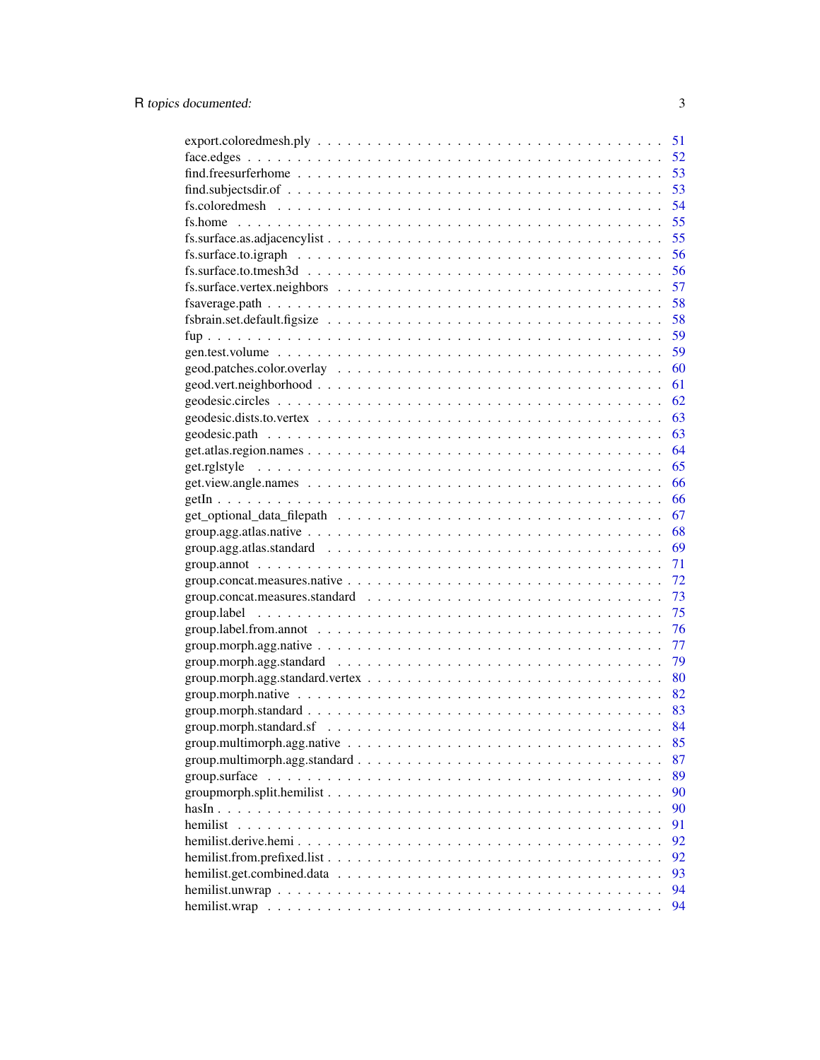export.coloredmesh.ply . . . . . . . . . . . . . . . . . . . . . . . . . . . . . . . . 51
face.edges . . . . . . . . . . . . . . . . . . . . . . . . . . . . . . . . . . . . . . 52
find.freesurferhome . . . . . . . . . . . . . . . . . . . . . . . . . . . . . . . . . 53
find.subjectsdir.of . . . . . . . . . . . . . . . . . . . . . . . . . . . . . . . . . . 53
fs.coloredmesh . . . . . . . . . . . . . . . . . . . . . . . . . . . . . . . . . . . 54
fs.home . . . . . . . . . . . . . . . . . . . . . . . . . . . . . . . . . . . . . . . 55
fs.surface.as.adjacencylist . . . . . . . . . . . . . . . . . . . . . . . . . . . . . . 55
fs.surface.to.igraph . . . . . . . . . . . . . . . . . . . . . . . . . . . . . . . . . 56
fs.surface.to.tmesh3d . . . . . . . . . . . . . . . . . . . . . . . . . . . . . . . . 56
fs.surface.vertex.neighbors . . . . . . . . . . . . . . . . . . . . . . . . . . . . . . 57
fsaverage.path . . . . . . . . . . . . . . . . . . . . . . . . . . . . . . . . . . . . 58
fsbrain.set.default.figsize . . . . . . . . . . . . . . . . . . . . . . . . . . . . . . 58
fup . . . . . . . . . . . . . . . . . . . . . . . . . . . . . . . . . . . . . . . . . 59
gen.test.volume . . . . . . . . . . . . . . . . . . . . . . . . . . . . . . . . . . . 59
geod.patches.color.overlay . . . . . . . . . . . . . . . . . . . . . . . . . . . . . . 60
geod.vert.neighborhood . . . . . . . . . . . . . . . . . . . . . . . . . . . . . . . . 61
geodesic.circles . . . . . . . . . . . . . . . . . . . . . . . . . . . . . . . . . . . 62
geodesic.dists.to.vertex . . . . . . . . . . . . . . . . . . . . . . . . . . . . . . . 63
geodesic.path . . . . . . . . . . . . . . . . . . . . . . . . . . . . . . . . . . . . 63
get.atlas.region.names . . . . . . . . . . . . . . . . . . . . . . . . . . . . . . . . 64
get.rglstyle . . . . . . . . . . . . . . . . . . . . . . . . . . . . . . . . . . . . . 65
get.view.angle.names . . . . . . . . . . . . . . . . . . . . . . . . . . . . . . . . . 66
getIn . . . . . . . . . . . . . . . . . . . . . . . . . . . . . . . . . . . . . . . . 66
get_optional_data_filepath . . . . . . . . . . . . . . . . . . . . . . . . . . . . . . 67
group.agg.atlas.native . . . . . . . . . . . . . . . . . . . . . . . . . . . . . . . . 68
group.agg.atlas.standard . . . . . . . . . . . . . . . . . . . . . . . . . . . . . . . 69
group.annot . . . . . . . . . . . . . . . . . . . . . . . . . . . . . . . . . . . . . 71
group.concat.measures.native . . . . . . . . . . . . . . . . . . . . . . . . . . . . . 72
group.concat.measures.standard . . . . . . . . . . . . . . . . . . . . . . . . . . . . 73
group.label . . . . . . . . . . . . . . . . . . . . . . . . . . . . . . . . . . . . . 75
group.label.from.annot . . . . . . . . . . . . . . . . . . . . . . . . . . . . . . . . 76
group.morph.agg.native . . . . . . . . . . . . . . . . . . . . . . . . . . . . . . . . 77
group.morph.agg.standard . . . . . . . . . . . . . . . . . . . . . . . . . . . . . . . 79
group.morph.agg.standard.vertex . . . . . . . . . . . . . . . . . . . . . . . . . . . . 80
group.morph.native . . . . . . . . . . . . . . . . . . . . . . . . . . . . . . . . . . 82
group.morph.standard . . . . . . . . . . . . . . . . . . . . . . . . . . . . . . . . . 83
group.morph.standard.sf . . . . . . . . . . . . . . . . . . . . . . . . . . . . . . . . 84
group.multimorph.agg.native . . . . . . . . . . . . . . . . . . . . . . . . . . . . . . 85
group.multimorph.agg.standard . . . . . . . . . . . . . . . . . . . . . . . . . . . . . 87
group.surface . . . . . . . . . . . . . . . . . . . . . . . . . . . . . . . . . . . . 89
groupmorph.split.hemilist . . . . . . . . . . . . . . . . . . . . . . . . . . . . . . . 90
hasIn . . . . . . . . . . . . . . . . . . . . . . . . . . . . . . . . . . . . . . . . 90
hemilist . . . . . . . . . . . . . . . . . . . . . . . . . . . . . . . . . . . . . . . 91
hemilist.derive.hemi . . . . . . . . . . . . . . . . . . . . . . . . . . . . . . . . . 92
hemilist.from.prefixed.list . . . . . . . . . . . . . . . . . . . . . . . . . . . . . . 92
hemilist.get.combined.data . . . . . . . . . . . . . . . . . . . . . . . . . . . . . . 93
hemilist.unwrap . . . . . . . . . . . . . . . . . . . . . . . . . . . . . . . . . . . 94
hemilist.wrap . . . . . . . . . . . . . . . . . . . . . . . . . . . . . . . . . . . . 94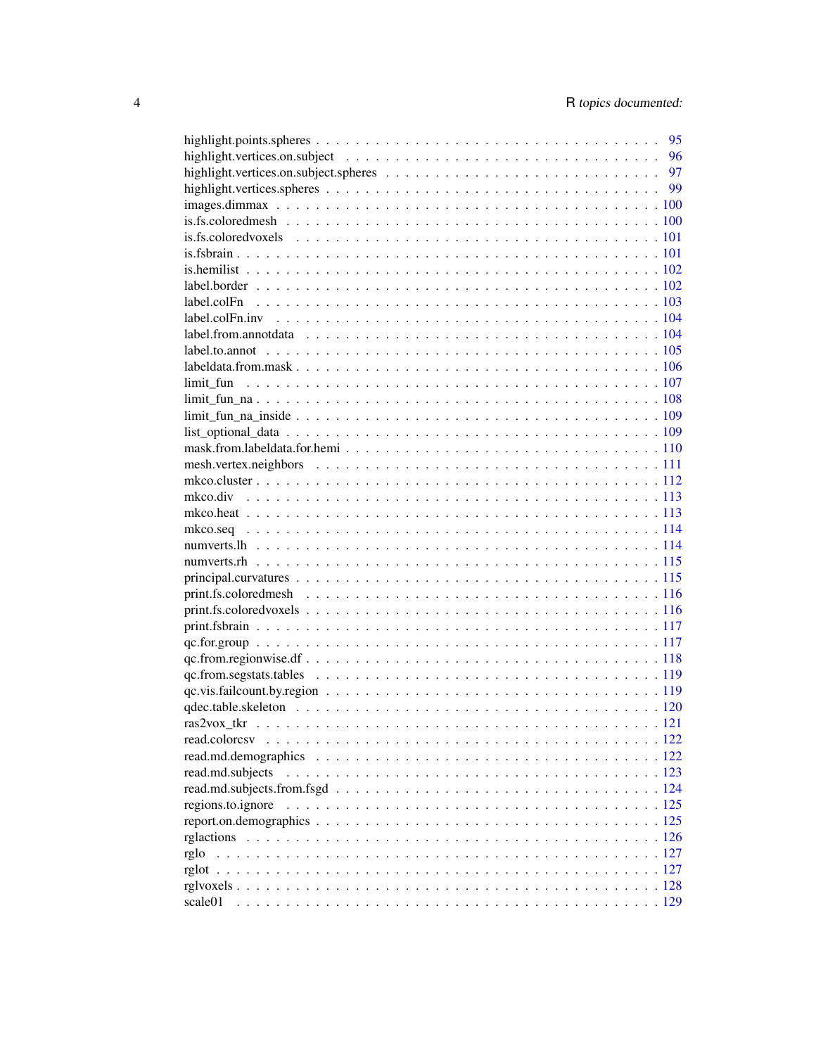highlight.points.spheres . . . . . . . . . . . . . . . . . . . . . . . . . . . . . . . . . 95
highlight.vertices.on.subject . . . . . . . . . . . . . . . . . . . . . . . . . . . . . . . 96
highlight.vertices.on.subject.spheres . . . . . . . . . . . . . . . . . . . . . . . . . . . 97
highlight.vertices.spheres . . . . . . . . . . . . . . . . . . . . . . . . . . . . . . . . . 99
images.dimmax . . . . . . . . . . . . . . . . . . . . . . . . . . . . . . . . . . . . . . . 100
is.fs.coloredmesh . . . . . . . . . . . . . . . . . . . . . . . . . . . . . . . . . . . . . 100
is.fs.coloredvoxels . . . . . . . . . . . . . . . . . . . . . . . . . . . . . . . . . . . . 101
is.fsbrain . . . . . . . . . . . . . . . . . . . . . . . . . . . . . . . . . . . . . . . . . 101
is.hemilist . . . . . . . . . . . . . . . . . . . . . . . . . . . . . . . . . . . . . . . . 102
label.border . . . . . . . . . . . . . . . . . . . . . . . . . . . . . . . . . . . . . . . . 102
label.colFn . . . . . . . . . . . . . . . . . . . . . . . . . . . . . . . . . . . . . . . . 103
label.colFn.inv . . . . . . . . . . . . . . . . . . . . . . . . . . . . . . . . . . . . . . 104
label.from.annotdata . . . . . . . . . . . . . . . . . . . . . . . . . . . . . . . . . . . 104
label.to.annot . . . . . . . . . . . . . . . . . . . . . . . . . . . . . . . . . . . . . . . 105
labeldata.from.mask . . . . . . . . . . . . . . . . . . . . . . . . . . . . . . . . . . . . 106
limit_fun . . . . . . . . . . . . . . . . . . . . . . . . . . . . . . . . . . . . . . . . . . 107
limit_fun_na . . . . . . . . . . . . . . . . . . . . . . . . . . . . . . . . . . . . . . . . 108
limit_fun_na_inside . . . . . . . . . . . . . . . . . . . . . . . . . . . . . . . . . . . . 109
list_optional_data . . . . . . . . . . . . . . . . . . . . . . . . . . . . . . . . . . . . . 109
mask.from.labeldata.for.hemi . . . . . . . . . . . . . . . . . . . . . . . . . . . . . . . 110
mesh.vertex.neighbors . . . . . . . . . . . . . . . . . . . . . . . . . . . . . . . . . . . 111
mkco.cluster . . . . . . . . . . . . . . . . . . . . . . . . . . . . . . . . . . . . . . . . 112
mkco.div . . . . . . . . . . . . . . . . . . . . . . . . . . . . . . . . . . . . . . . . . . 113
mkco.heat . . . . . . . . . . . . . . . . . . . . . . . . . . . . . . . . . . . . . . . . . 113
mkco.seq . . . . . . . . . . . . . . . . . . . . . . . . . . . . . . . . . . . . . . . . . . 114
numverts.lh . . . . . . . . . . . . . . . . . . . . . . . . . . . . . . . . . . . . . . . . 114
numverts.rh . . . . . . . . . . . . . . . . . . . . . . . . . . . . . . . . . . . . . . . . 115
principal.curvatures . . . . . . . . . . . . . . . . . . . . . . . . . . . . . . . . . . . . 115
print.fs.coloredmesh . . . . . . . . . . . . . . . . . . . . . . . . . . . . . . . . . . . . 116
print.fs.coloredvoxels . . . . . . . . . . . . . . . . . . . . . . . . . . . . . . . . . . . 116
print.fsbrain . . . . . . . . . . . . . . . . . . . . . . . . . . . . . . . . . . . . . . . . 117
qc.for.group . . . . . . . . . . . . . . . . . . . . . . . . . . . . . . . . . . . . . . . . 117
qc.from.regionwise.df . . . . . . . . . . . . . . . . . . . . . . . . . . . . . . . . . . . 118
qc.from.segstats.tables . . . . . . . . . . . . . . . . . . . . . . . . . . . . . . . . . . 119
qc.vis.failcount.by.region . . . . . . . . . . . . . . . . . . . . . . . . . . . . . . . . . 119
qdec.table.skeleton . . . . . . . . . . . . . . . . . . . . . . . . . . . . . . . . . . . . . 120
ras2vox_tkr . . . . . . . . . . . . . . . . . . . . . . . . . . . . . . . . . . . . . . . . . 121
read.colorcsv . . . . . . . . . . . . . . . . . . . . . . . . . . . . . . . . . . . . . . . 122
read.md.demographics . . . . . . . . . . . . . . . . . . . . . . . . . . . . . . . . . . . 122
read.md.subjects . . . . . . . . . . . . . . . . . . . . . . . . . . . . . . . . . . . . . . 123
read.md.subjects.from.fsgd . . . . . . . . . . . . . . . . . . . . . . . . . . . . . . . . . 124
regions.to.ignore . . . . . . . . . . . . . . . . . . . . . . . . . . . . . . . . . . . . . . 125
report.on.demographics . . . . . . . . . . . . . . . . . . . . . . . . . . . . . . . . . . . 125
rglactions . . . . . . . . . . . . . . . . . . . . . . . . . . . . . . . . . . . . . . . . . 126
rglo . . . . . . . . . . . . . . . . . . . . . . . . . . . . . . . . . . . . . . . . . . . . 127
rglot . . . . . . . . . . . . . . . . . . . . . . . . . . . . . . . . . . . . . . . . . . . . 127
rglvoxels . . . . . . . . . . . . . . . . . . . . . . . . . . . . . . . . . . . . . . . . . . 128
scale01 . . . . . . . . . . . . . . . . . . . . . . . . . . . . . . . . . . . . . . . . . . . 129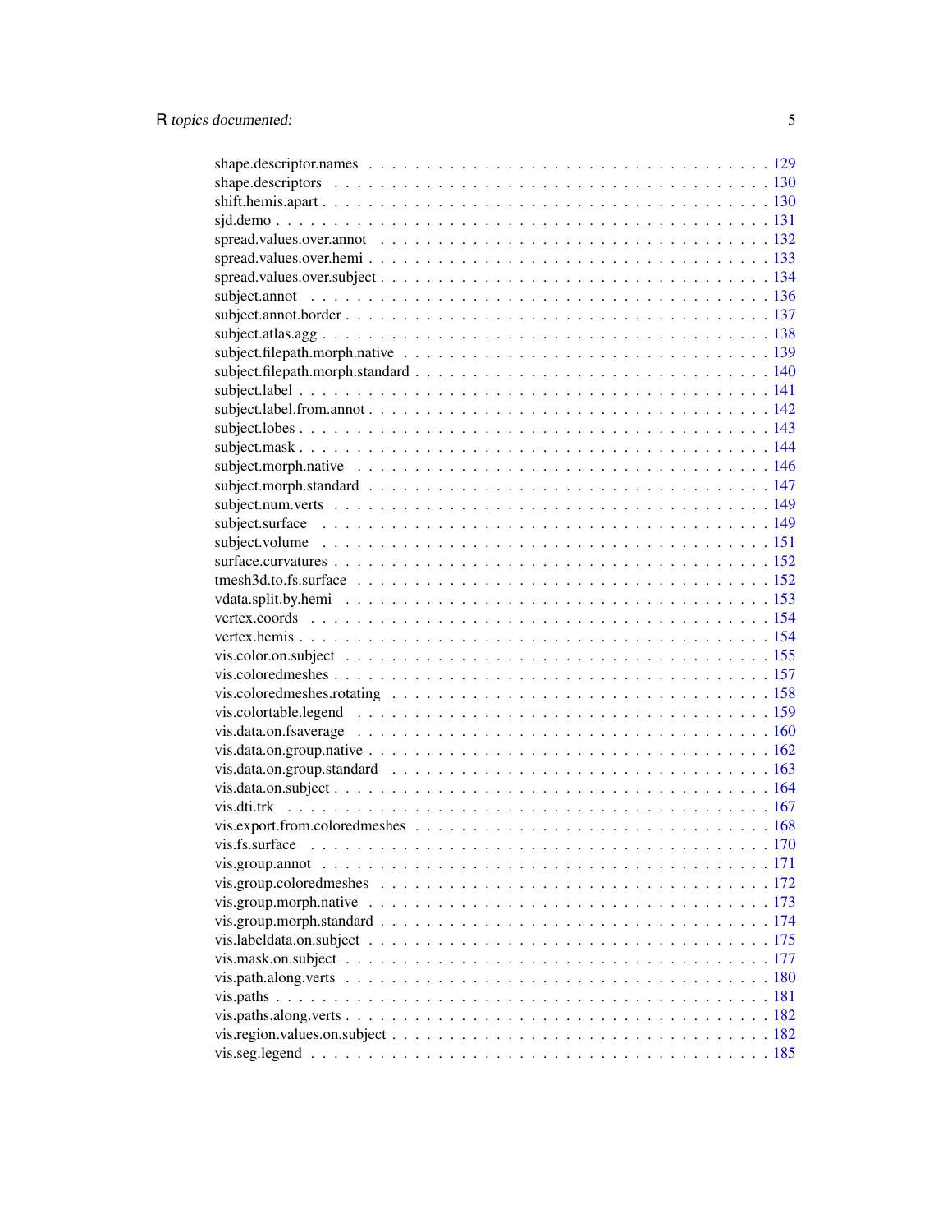shape.descriptor.names . . . . . . . . . . . . . . . . . . . . . . . . . . . . . . . . . . 129
shape.descriptors . . . . . . . . . . . . . . . . . . . . . . . . . . . . . . . . . . . . . 130
shift.hemis.apart . . . . . . . . . . . . . . . . . . . . . . . . . . . . . . . . . . . . . 130
sjd.demo . . . . . . . . . . . . . . . . . . . . . . . . . . . . . . . . . . . . . . . . . 131
spread.values.over.annot . . . . . . . . . . . . . . . . . . . . . . . . . . . . . . . . . 132
spread.values.over.hemi . . . . . . . . . . . . . . . . . . . . . . . . . . . . . . . . . . 133
spread.values.over.subject . . . . . . . . . . . . . . . . . . . . . . . . . . . . . . . . 134
subject.annot . . . . . . . . . . . . . . . . . . . . . . . . . . . . . . . . . . . . . . . 136
subject.annot.border . . . . . . . . . . . . . . . . . . . . . . . . . . . . . . . . . . . . 137
subject.atlas.agg . . . . . . . . . . . . . . . . . . . . . . . . . . . . . . . . . . . . . . 138
subject.filepath.morph.native . . . . . . . . . . . . . . . . . . . . . . . . . . . . . . . 139
subject.filepath.morph.standard . . . . . . . . . . . . . . . . . . . . . . . . . . . . . . 140
subject.label . . . . . . . . . . . . . . . . . . . . . . . . . . . . . . . . . . . . . . . . 141
subject.label.from.annot . . . . . . . . . . . . . . . . . . . . . . . . . . . . . . . . . . 142
subject.lobes . . . . . . . . . . . . . . . . . . . . . . . . . . . . . . . . . . . . . . . . 143
subject.mask . . . . . . . . . . . . . . . . . . . . . . . . . . . . . . . . . . . . . . . . 144
subject.morph.native . . . . . . . . . . . . . . . . . . . . . . . . . . . . . . . . . . . . 146
subject.morph.standard . . . . . . . . . . . . . . . . . . . . . . . . . . . . . . . . . . . 147
subject.num.verts . . . . . . . . . . . . . . . . . . . . . . . . . . . . . . . . . . . . . . 149
subject.surface . . . . . . . . . . . . . . . . . . . . . . . . . . . . . . . . . . . . . . . 149
subject.volume . . . . . . . . . . . . . . . . . . . . . . . . . . . . . . . . . . . . . . . 151
surface.curvatures . . . . . . . . . . . . . . . . . . . . . . . . . . . . . . . . . . . . . 152
tmesh3d.to.fs.surface . . . . . . . . . . . . . . . . . . . . . . . . . . . . . . . . . . . . 152
vdata.split.by.hemi . . . . . . . . . . . . . . . . . . . . . . . . . . . . . . . . . . . . . 153
vertex.coords . . . . . . . . . . . . . . . . . . . . . . . . . . . . . . . . . . . . . . . . 154
vertex.hemis . . . . . . . . . . . . . . . . . . . . . . . . . . . . . . . . . . . . . . . . 154
vis.color.on.subject . . . . . . . . . . . . . . . . . . . . . . . . . . . . . . . . . . . . . 155
vis.coloredmeshes . . . . . . . . . . . . . . . . . . . . . . . . . . . . . . . . . . . . . . 157
vis.coloredmeshes.rotating . . . . . . . . . . . . . . . . . . . . . . . . . . . . . . . . . 158
vis.colortable.legend . . . . . . . . . . . . . . . . . . . . . . . . . . . . . . . . . . . . 159
vis.data.on.fsaverage . . . . . . . . . . . . . . . . . . . . . . . . . . . . . . . . . . . . 160
vis.data.on.group.native . . . . . . . . . . . . . . . . . . . . . . . . . . . . . . . . . . 162
vis.data.on.group.standard . . . . . . . . . . . . . . . . . . . . . . . . . . . . . . . . . 163
vis.data.on.subject . . . . . . . . . . . . . . . . . . . . . . . . . . . . . . . . . . . . . 164
vis.dti.trk . . . . . . . . . . . . . . . . . . . . . . . . . . . . . . . . . . . . . . . . . . 167
vis.export.from.coloredmeshes . . . . . . . . . . . . . . . . . . . . . . . . . . . . . . . 168
vis.fs.surface . . . . . . . . . . . . . . . . . . . . . . . . . . . . . . . . . . . . . . . . 170
vis.group.annot . . . . . . . . . . . . . . . . . . . . . . . . . . . . . . . . . . . . . . . 171
vis.group.coloredmeshes . . . . . . . . . . . . . . . . . . . . . . . . . . . . . . . . . . 172
vis.group.morph.native . . . . . . . . . . . . . . . . . . . . . . . . . . . . . . . . . . . 173
vis.group.morph.standard . . . . . . . . . . . . . . . . . . . . . . . . . . . . . . . . . . 174
vis.labeldata.on.subject . . . . . . . . . . . . . . . . . . . . . . . . . . . . . . . . . . . 175
vis.mask.on.subject . . . . . . . . . . . . . . . . . . . . . . . . . . . . . . . . . . . . . 177
vis.path.along.verts . . . . . . . . . . . . . . . . . . . . . . . . . . . . . . . . . . . . . 180
vis.paths . . . . . . . . . . . . . . . . . . . . . . . . . . . . . . . . . . . . . . . . . . . 181
vis.paths.along.verts . . . . . . . . . . . . . . . . . . . . . . . . . . . . . . . . . . . . 182
vis.region.values.on.subject . . . . . . . . . . . . . . . . . . . . . . . . . . . . . . . . 182
vis.seg.legend . . . . . . . . . . . . . . . . . . . . . . . . . . . . . . . . . . . . . . . . 185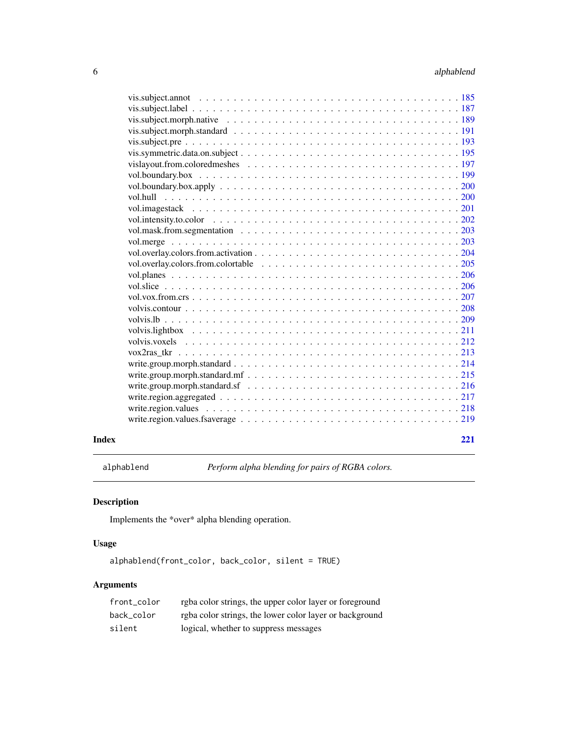vis.subject.annot . . . . . . . . . . . . . . . . . . . . . . . . . . . . . . . . . . . . 185
vis.subject.label . . . . . . . . . . . . . . . . . . . . . . . . . . . . . . . . . . . . 187
vis.subject.morph.native . . . . . . . . . . . . . . . . . . . . . . . . . . . . . . . . . 189
vis.subject.morph.standard . . . . . . . . . . . . . . . . . . . . . . . . . . . . . . . . 191
vis.subject.pre . . . . . . . . . . . . . . . . . . . . . . . . . . . . . . . . . . . . . 193
vis.symmetric.data.on.subject . . . . . . . . . . . . . . . . . . . . . . . . . . . . . . 195
vislayout.from.coloredmeshes . . . . . . . . . . . . . . . . . . . . . . . . . . . . . . . 197
vol.boundary.box . . . . . . . . . . . . . . . . . . . . . . . . . . . . . . . . . . . . . 199
vol.boundary.box.apply . . . . . . . . . . . . . . . . . . . . . . . . . . . . . . . . . . 200
vol.hull . . . . . . . . . . . . . . . . . . . . . . . . . . . . . . . . . . . . . . . . . 200
vol.imagestack . . . . . . . . . . . . . . . . . . . . . . . . . . . . . . . . . . . . . . 201
vol.intensity.to.color . . . . . . . . . . . . . . . . . . . . . . . . . . . . . . . . . . 202
vol.mask.from.segmentation . . . . . . . . . . . . . . . . . . . . . . . . . . . . . . . . 203
vol.merge . . . . . . . . . . . . . . . . . . . . . . . . . . . . . . . . . . . . . . . . 203
vol.overlay.colors.from.activation . . . . . . . . . . . . . . . . . . . . . . . . . . . . 204
vol.overlay.colors.from.colortable . . . . . . . . . . . . . . . . . . . . . . . . . . . . 205
vol.planes . . . . . . . . . . . . . . . . . . . . . . . . . . . . . . . . . . . . . . . . 206
vol.slice . . . . . . . . . . . . . . . . . . . . . . . . . . . . . . . . . . . . . . . . . 206
vol.vox.from.crs . . . . . . . . . . . . . . . . . . . . . . . . . . . . . . . . . . . . . 207
volvis.contour . . . . . . . . . . . . . . . . . . . . . . . . . . . . . . . . . . . . . . 208
volvis.lb . . . . . . . . . . . . . . . . . . . . . . . . . . . . . . . . . . . . . . . . . 209
volvis.lightbox . . . . . . . . . . . . . . . . . . . . . . . . . . . . . . . . . . . . . . 211
volvis.voxels . . . . . . . . . . . . . . . . . . . . . . . . . . . . . . . . . . . . . . . 212
vox2ras_tkr . . . . . . . . . . . . . . . . . . . . . . . . . . . . . . . . . . . . . . . . 213
write.group.morph.standard . . . . . . . . . . . . . . . . . . . . . . . . . . . . . . . . 214
write.group.morph.standard.mf . . . . . . . . . . . . . . . . . . . . . . . . . . . . . . . 215
write.group.morph.standard.sf . . . . . . . . . . . . . . . . . . . . . . . . . . . . . . . 216
write.region.aggregated . . . . . . . . . . . . . . . . . . . . . . . . . . . . . . . . . . 217
write.region.values . . . . . . . . . . . . . . . . . . . . . . . . . . . . . . . . . . . . 218
write.region.values.fsaverage . . . . . . . . . . . . . . . . . . . . . . . . . . . . . . . 219

**Index** 221

---

## alphablend — *Perform alpha blending for pairs of RGBA colors.*

### Description

Implements the *over* alpha blending operation.

### Usage

```
alphablend(front_color, back_color, silent = TRUE)
```

### Arguments

| | |
|---|---|
| `front_color` | rgba color strings, the upper color layer or foreground |
| `back_color` | rgba color strings, the lower color layer or background |
| `silent` | logical, whether to suppress messages |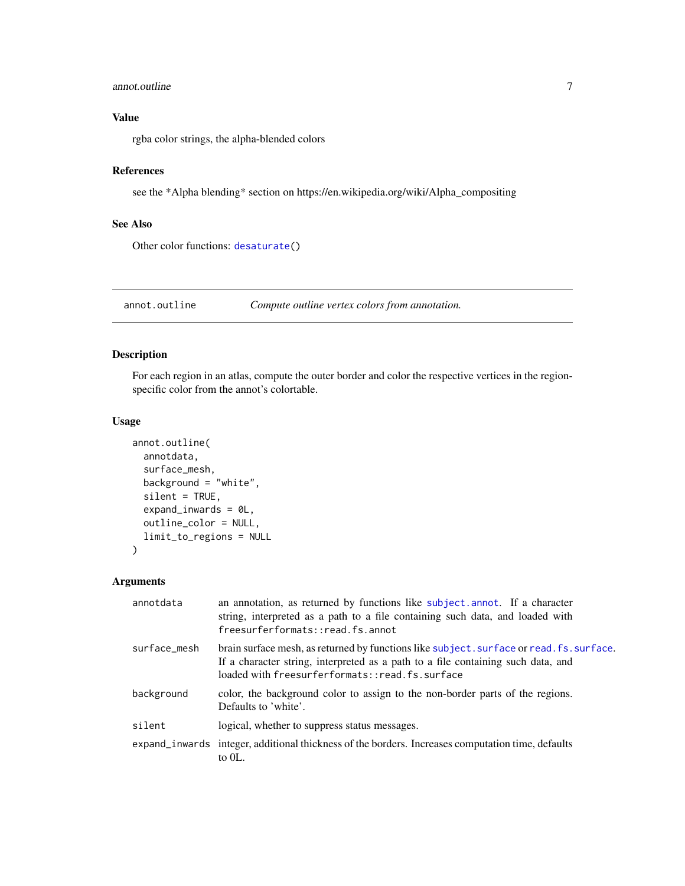## Value

rgba color strings, the alpha-blended colors

## References

see the *Alpha blending* section on https://en.wikipedia.org/wiki/Alpha_compositing

## See Also

Other color functions: desaturate()

---

annot.outline — *Compute outline vertex colors from annotation.*

---

## Description

For each region in an atlas, compute the outer border and color the respective vertices in the region-specific color from the annot's colortable.

## Usage

```
annot.outline(
  annotdata,
  surface_mesh,
  background = "white",
  silent = TRUE,
  expand_inwards = 0L,
  outline_color = NULL,
  limit_to_regions = NULL
)
```

## Arguments

| | |
|---|---|
| annotdata | an annotation, as returned by functions like subject.annot. If a character string, interpreted as a path to a file containing such data, and loaded with freesurferformats::read.fs.annot |
| surface_mesh | brain surface mesh, as returned by functions like subject.surface or read.fs.surface. If a character string, interpreted as a path to a file containing such data, and loaded with freesurferformats::read.fs.surface |
| background | color, the background color to assign to the non-border parts of the regions. Defaults to 'white'. |
| silent | logical, whether to suppress status messages. |
| expand_inwards | integer, additional thickness of the borders. Increases computation time, defaults to 0L. |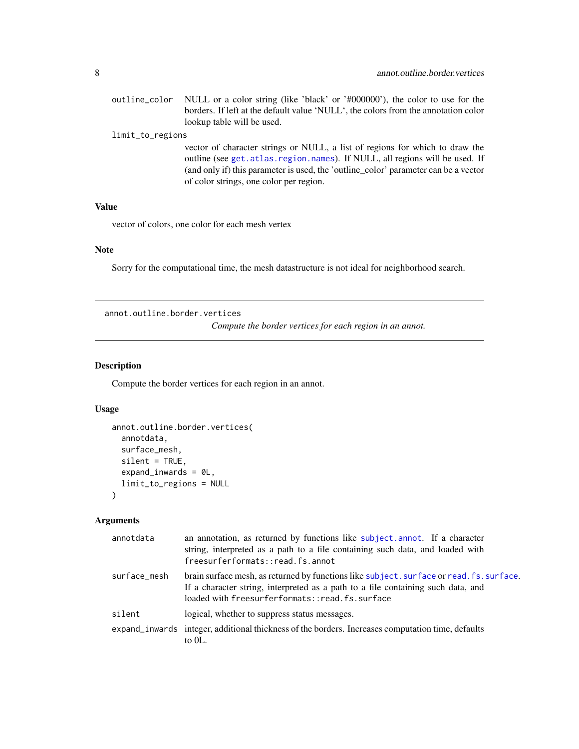| | |
|---|---|
| outline_color | NULL or a color string (like 'black' or '#000000'), the color to use for the borders. If left at the default value 'NULL', the colors from the annotation color lookup table will be used. |
| limit_to_regions | vector of character strings or NULL, a list of regions for which to draw the outline (see get.atlas.region.names). If NULL, all regions will be used. If (and only if) this parameter is used, the 'outline_color' parameter can be a vector of color strings, one color per region. |

### Value

vector of colors, one color for each mesh vertex

### Note

Sorry for the computational time, the mesh datastructure is not ideal for neighborhood search.

---

## annot.outline.border.vertices

*Compute the border vertices for each region in an annot.*

---

### Description

Compute the border vertices for each region in an annot.

### Usage

```
annot.outline.border.vertices(
  annotdata,
  surface_mesh,
  silent = TRUE,
  expand_inwards = 0L,
  limit_to_regions = NULL
)
```

### Arguments

| | |
|---|---|
| annotdata | an annotation, as returned by functions like subject.annot. If a character string, interpreted as a path to a file containing such data, and loaded with freesurferformats::read.fs.annot |
| surface_mesh | brain surface mesh, as returned by functions like subject.surface or read.fs.surface. If a character string, interpreted as a path to a file containing such data, and loaded with freesurferformats::read.fs.surface |
| silent | logical, whether to suppress status messages. |
| expand_inwards | integer, additional thickness of the borders. Increases computation time, defaults to 0L. |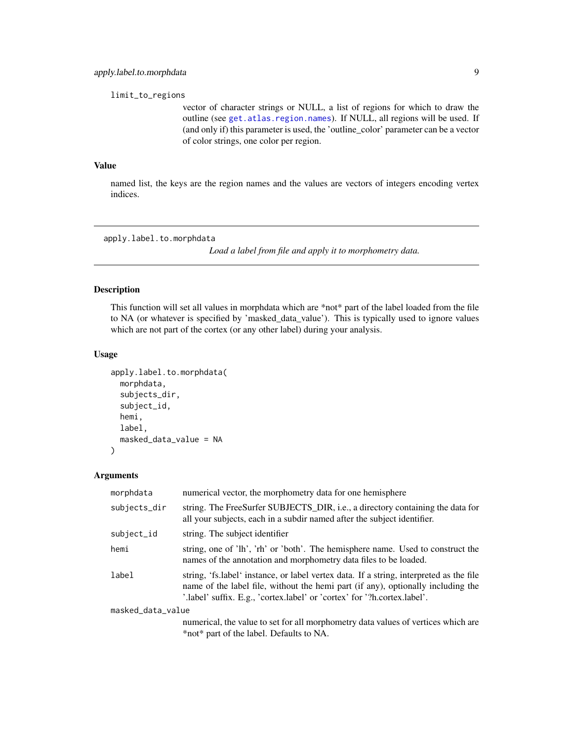limit_to_regions

vector of character strings or NULL, a list of regions for which to draw the outline (see get.atlas.region.names). If NULL, all regions will be used. If (and only if) this parameter is used, the 'outline_color' parameter can be a vector of color strings, one color per region.

### Value

named list, the keys are the region names and the values are vectors of integers encoding vertex indices.

---

## apply.label.to.morphdata

*Load a label from file and apply it to morphometry data.*

---

### Description

This function will set all values in morphdata which are *not* part of the label loaded from the file to NA (or whatever is specified by 'masked_data_value'). This is typically used to ignore values which are not part of the cortex (or any other label) during your analysis.

### Usage

```
apply.label.to.morphdata(
  morphdata,
  subjects_dir,
  subject_id,
  hemi,
  label,
  masked_data_value = NA
)
```

### Arguments

| | |
|---|---|
| morphdata | numerical vector, the morphometry data for one hemisphere |
| subjects_dir | string. The FreeSurfer SUBJECTS_DIR, i.e., a directory containing the data for all your subjects, each in a subdir named after the subject identifier. |
| subject_id | string. The subject identifier |
| hemi | string, one of 'lh', 'rh' or 'both'. The hemisphere name. Used to construct the names of the annotation and morphometry data files to be loaded. |
| label | string, 'fs.label' instance, or label vertex data. If a string, interpreted as the file name of the label file, without the hemi part (if any), optionally including the '.label' suffix. E.g., 'cortex.label' or 'cortex' for '?h.cortex.label'. |
| masked_data_value | numerical, the value to set for all morphometry data values of vertices which are *not* part of the label. Defaults to NA. |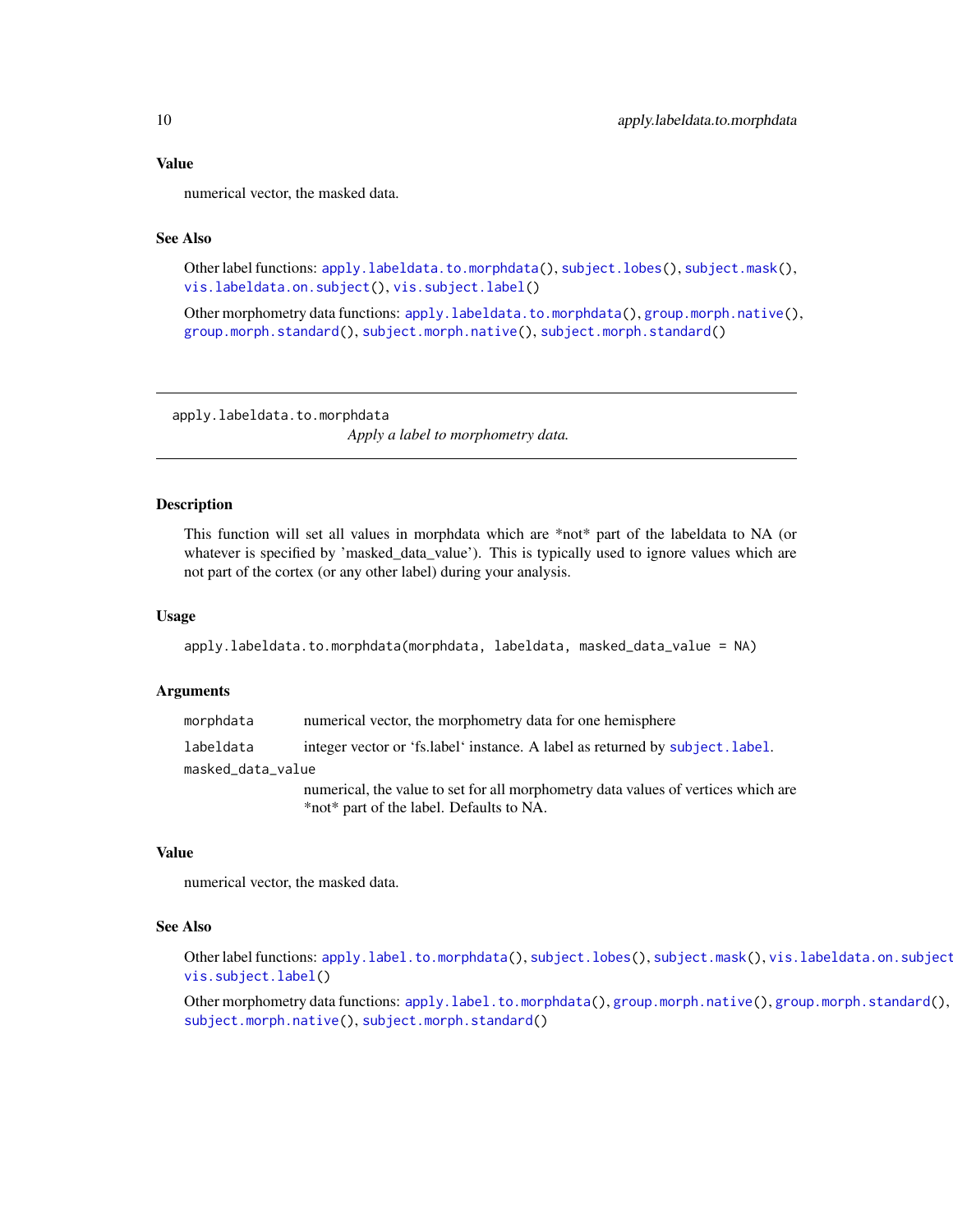### Value

numerical vector, the masked data.

### See Also

Other label functions: apply.labeldata.to.morphdata(), subject.lobes(), subject.mask(), vis.labeldata.on.subject(), vis.subject.label()

Other morphometry data functions: apply.labeldata.to.morphdata(), group.morph.native(), group.morph.standard(), subject.morph.native(), subject.morph.standard()

---

## apply.labeldata.to.morphdata

*Apply a label to morphometry data.*

---

### Description

This function will set all values in morphdata which are *not* part of the labeldata to NA (or whatever is specified by 'masked_data_value'). This is typically used to ignore values which are not part of the cortex (or any other label) during your analysis.

### Usage

```
apply.labeldata.to.morphdata(morphdata, labeldata, masked_data_value = NA)
```

### Arguments

| | |
|---|---|
| morphdata | numerical vector, the morphometry data for one hemisphere |
| labeldata | integer vector or 'fs.label' instance. A label as returned by subject.label. |
| masked_data_value | numerical, the value to set for all morphometry data values of vertices which are *not* part of the label. Defaults to NA. |

### Value

numerical vector, the masked data.

### See Also

Other label functions: apply.label.to.morphdata(), subject.lobes(), subject.mask(), vis.labeldata.on.subject(), vis.subject.label()

Other morphometry data functions: apply.label.to.morphdata(), group.morph.native(), group.morph.standard(), subject.morph.native(), subject.morph.standard()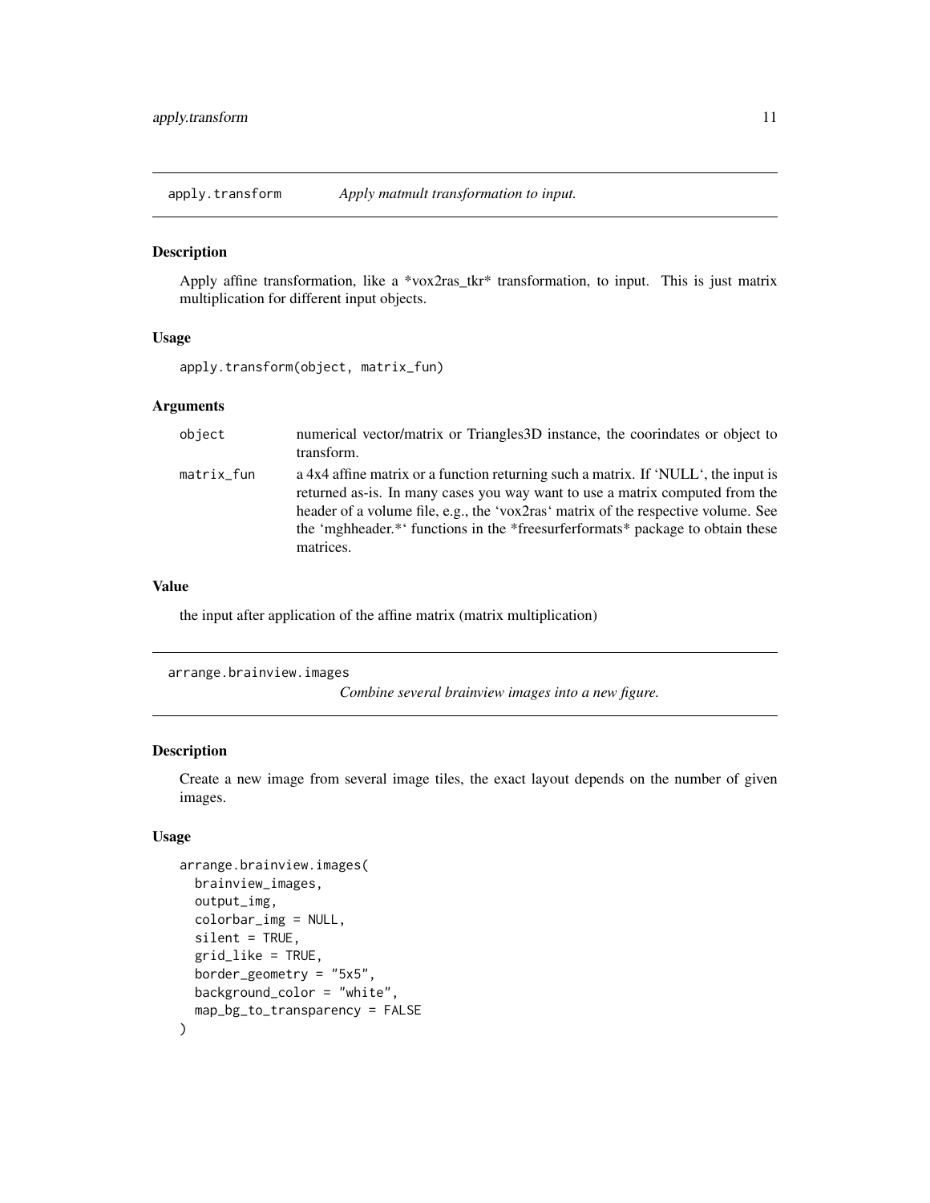## apply.transform — *Apply matmult transformation to input.*

### Description

Apply affine transformation, like a *vox2ras_tkr* transformation, to input. This is just matrix multiplication for different input objects.

### Usage

```
apply.transform(object, matrix_fun)
```

### Arguments

| | |
|---|---|
| object | numerical vector/matrix or Triangles3D instance, the coorindates or object to transform. |
| matrix_fun | a 4x4 affine matrix or a function returning such a matrix. If 'NULL', the input is returned as-is. In many cases you way want to use a matrix computed from the header of a volume file, e.g., the 'vox2ras' matrix of the respective volume. See the 'mghheader.*' functions in the *freesurferformats* package to obtain these matrices. |

### Value

the input after application of the affine matrix (matrix multiplication)

## arrange.brainview.images — *Combine several brainview images into a new figure.*

### Description

Create a new image from several image tiles, the exact layout depends on the number of given images.

### Usage

```
arrange.brainview.images(
  brainview_images,
  output_img,
  colorbar_img = NULL,
  silent = TRUE,
  grid_like = TRUE,
  border_geometry = "5x5",
  background_color = "white",
  map_bg_to_transparency = FALSE
)
```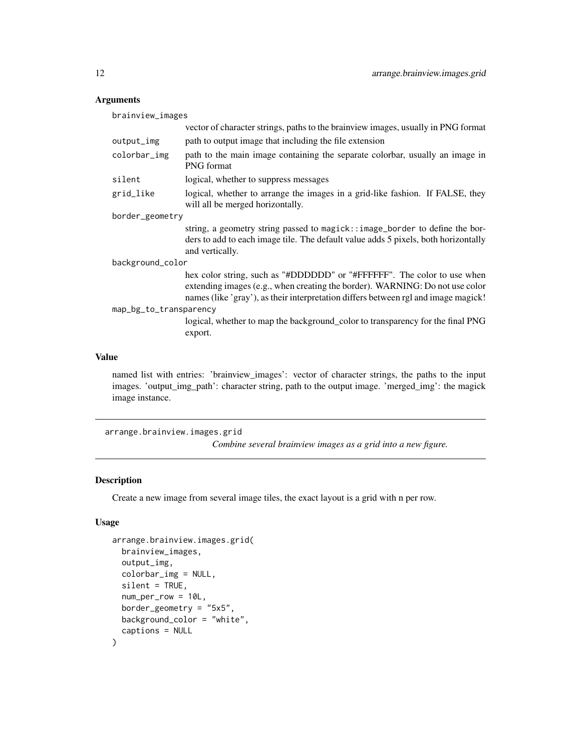### Arguments

`brainview_images`
: vector of character strings, paths to the brainview images, usually in PNG format

`output_img`
: path to output image that including the file extension

`colorbar_img`
: path to the main image containing the separate colorbar, usually an image in PNG format

`silent`
: logical, whether to suppress messages

`grid_like`
: logical, whether to arrange the images in a grid-like fashion. If FALSE, they will all be merged horizontally.

`border_geometry`
: string, a geometry string passed to `magick::image_border` to define the borders to add to each image tile. The default value adds 5 pixels, both horizontally and vertically.

`background_color`
: hex color string, such as "#DDDDDD" or "#FFFFFF". The color to use when extending images (e.g., when creating the border). WARNING: Do not use color names (like 'gray'), as their interpretation differs between rgl and image magick!

`map_bg_to_transparency`
: logical, whether to map the background_color to transparency for the final PNG export.

### Value

named list with entries: 'brainview_images': vector of character strings, the paths to the input images. 'output_img_path': character string, path to the output image. 'merged_img': the magick image instance.

---

## arrange.brainview.images.grid

*Combine several brainview images as a grid into a new figure.*

---

### Description

Create a new image from several image tiles, the exact layout is a grid with n per row.

### Usage

```
arrange.brainview.images.grid(
  brainview_images,
  output_img,
  colorbar_img = NULL,
  silent = TRUE,
  num_per_row = 10L,
  border_geometry = "5x5",
  background_color = "white",
  captions = NULL
)
```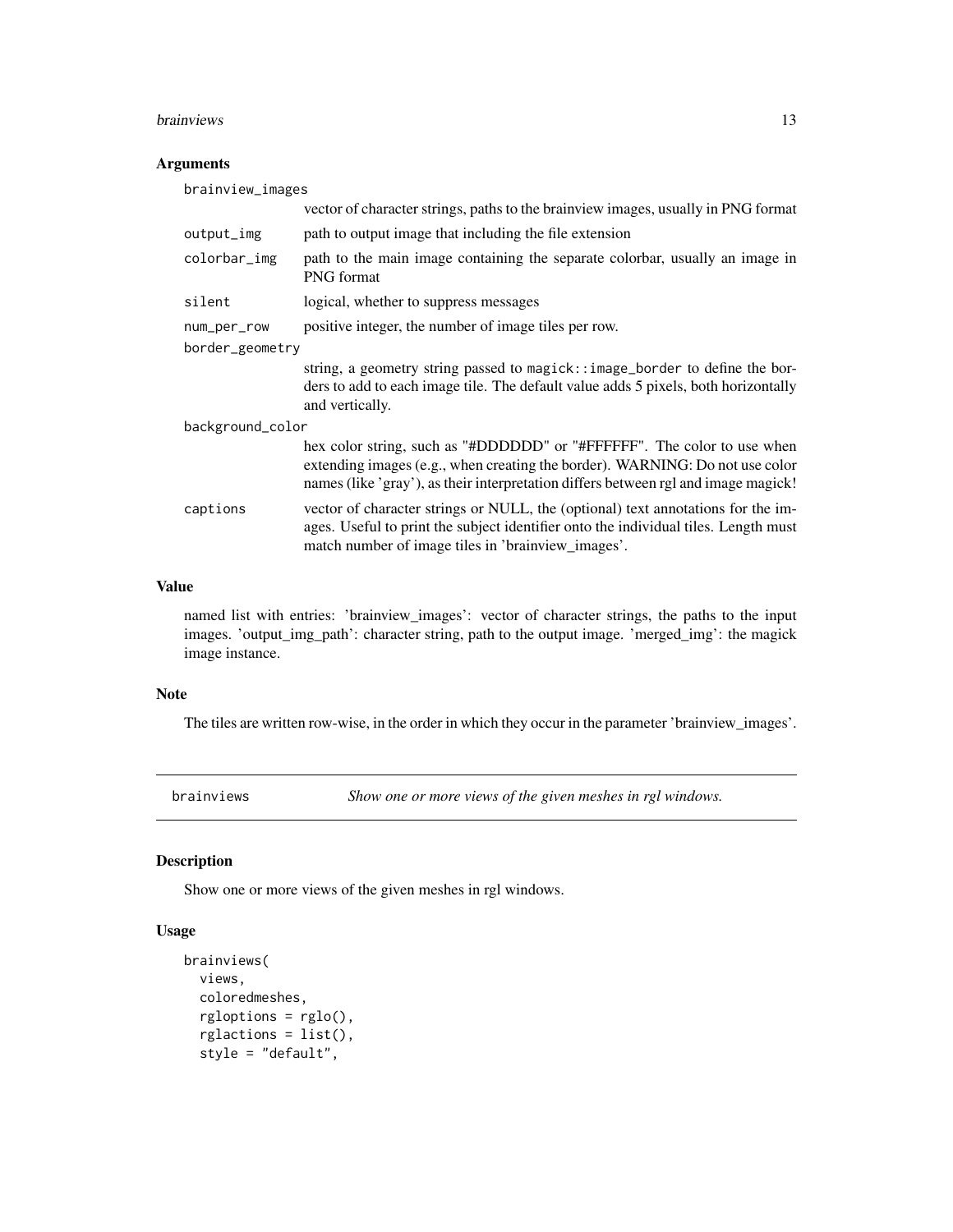### Arguments

- `brainview_images`: vector of character strings, paths to the brainview images, usually in PNG format
- `output_img`: path to output image that including the file extension
- `colorbar_img`: path to the main image containing the separate colorbar, usually an image in PNG format
- `silent`: logical, whether to suppress messages
- `num_per_row`: positive integer, the number of image tiles per row.
- `border_geometry`: string, a geometry string passed to `magick::image_border` to define the borders to add to each image tile. The default value adds 5 pixels, both horizontally and vertically.
- `background_color`: hex color string, such as "#DDDDDD" or "#FFFFFF". The color to use when extending images (e.g., when creating the border). WARNING: Do not use color names (like 'gray'), as their interpretation differs between rgl and image magick!
- `captions`: vector of character strings or NULL, the (optional) text annotations for the images. Useful to print the subject identifier onto the individual tiles. Length must match number of image tiles in 'brainview_images'.

### Value

named list with entries: 'brainview_images': vector of character strings, the paths to the input images. 'output_img_path': character string, path to the output image. 'merged_img': the magick image instance.

### Note

The tiles are written row-wise, in the order in which they occur in the parameter 'brainview_images'.

---

## brainviews — *Show one or more views of the given meshes in rgl windows.*

### Description

Show one or more views of the given meshes in rgl windows.

### Usage

```
brainviews(
  views,
  coloredmeshes,
  rgloptions = rglo(),
  rglactions = list(),
  style = "default",
```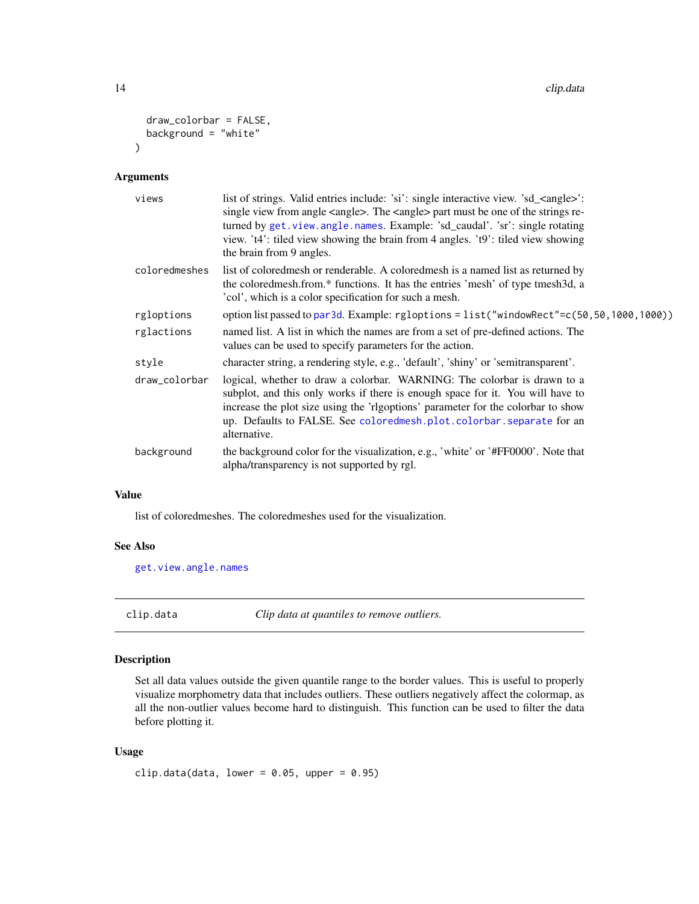```
  draw_colorbar = FALSE,
  background = "white"
)
```

### Arguments

| | |
|---|---|
| views | list of strings. Valid entries include: 'si': single interactive view. 'sd_<angle>': single view from angle <angle>. The <angle> part must be one of the strings returned by get.view.angle.names. Example: 'sd_caudal'. 'sr': single rotating view. 't4': tiled view showing the brain from 4 angles. 't9': tiled view showing the brain from 9 angles. |
| coloredmeshes | list of coloredmesh or renderable. A coloredmesh is a named list as returned by the coloredmesh.from.* functions. It has the entries 'mesh' of type tmesh3d, a 'col', which is a color specification for such a mesh. |
| rgloptions | option list passed to par3d. Example: `rgloptions = list("windowRect"=c(50,50,1000,1000))` |
| rglactions | named list. A list in which the names are from a set of pre-defined actions. The values can be used to specify parameters for the action. |
| style | character string, a rendering style, e.g., 'default', 'shiny' or 'semitransparent'. |
| draw_colorbar | logical, whether to draw a colorbar. WARNING: The colorbar is drawn to a subplot, and this only works if there is enough space for it. You will have to increase the plot size using the 'rlgoptions' parameter for the colorbar to show up. Defaults to FALSE. See coloredmesh.plot.colorbar.separate for an alternative. |
| background | the background color for the visualization, e.g., 'white' or '#FF0000'. Note that alpha/transparency is not supported by rgl. |

### Value

list of coloredmeshes. The coloredmeshes used for the visualization.

### See Also

get.view.angle.names

---

## clip.data — *Clip data at quantiles to remove outliers.*

### Description

Set all data values outside the given quantile range to the border values. This is useful to properly visualize morphometry data that includes outliers. These outliers negatively affect the colormap, as all the non-outlier values become hard to distinguish. This function can be used to filter the data before plotting it.

### Usage

```
clip.data(data, lower = 0.05, upper = 0.95)
```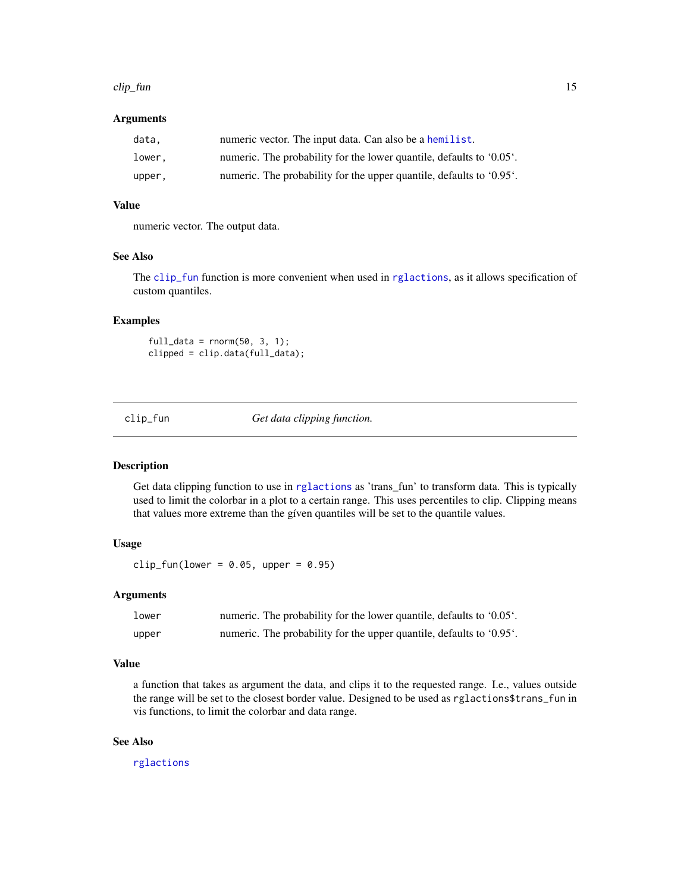### Arguments

| | |
|---|---|
| data, | numeric vector. The input data. Can also be a hemilist. |
| lower, | numeric. The probability for the lower quantile, defaults to '0.05'. |
| upper, | numeric. The probability for the upper quantile, defaults to '0.95'. |

### Value

numeric vector. The output data.

### See Also

The clip_fun function is more convenient when used in rglactions, as it allows specification of custom quantiles.

### Examples

```
full_data = rnorm(50, 3, 1);
clipped = clip.data(full_data);
```

---

## clip_fun *Get data clipping function.*

---

### Description

Get data clipping function to use in rglactions as 'trans_fun' to transform data. This is typically used to limit the colorbar in a plot to a certain range. This uses percentiles to clip. Clipping means that values more extreme than the gíven quantiles will be set to the quantile values.

### Usage

```
clip_fun(lower = 0.05, upper = 0.95)
```

### Arguments

| | |
|---|---|
| lower | numeric. The probability for the lower quantile, defaults to '0.05'. |
| upper | numeric. The probability for the upper quantile, defaults to '0.95'. |

### Value

a function that takes as argument the data, and clips it to the requested range. I.e., values outside the range will be set to the closest border value. Designed to be used as `rglactions$trans_fun` in vis functions, to limit the colorbar and data range.

### See Also

rglactions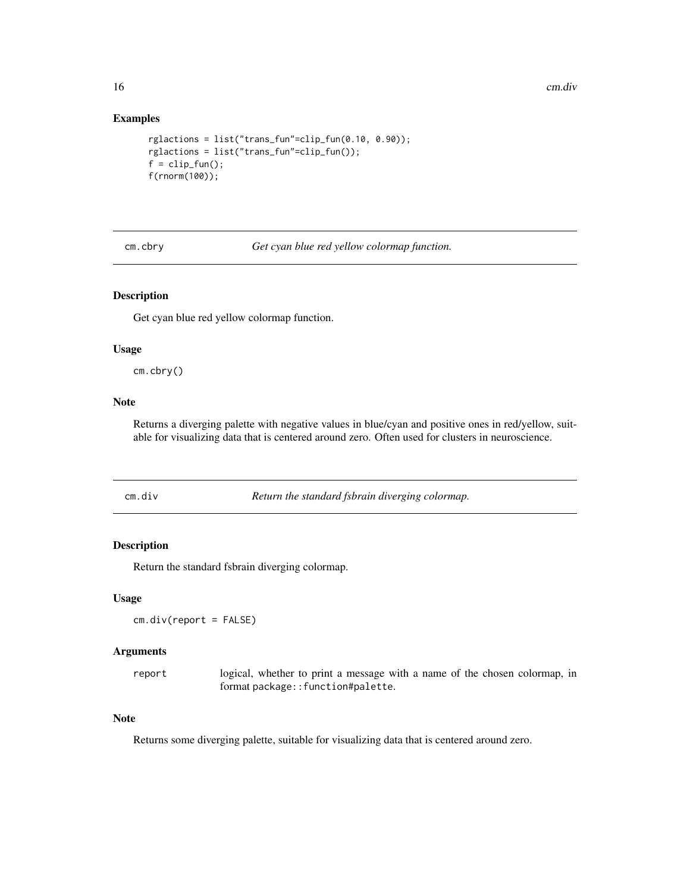## Examples

```
rglactions = list("trans_fun"=clip_fun(0.10, 0.90));
rglactions = list("trans_fun"=clip_fun());
f = clip_fun();
f(rnorm(100));
```

---

## cm.cbry — *Get cyan blue red yellow colormap function.*

### Description

Get cyan blue red yellow colormap function.

### Usage

```
cm.cbry()
```

### Note

Returns a diverging palette with negative values in blue/cyan and positive ones in red/yellow, suitable for visualizing data that is centered around zero. Often used for clusters in neuroscience.

---

## cm.div — *Return the standard fsbrain diverging colormap.*

### Description

Return the standard fsbrain diverging colormap.

### Usage

```
cm.div(report = FALSE)
```

### Arguments

| | |
|---|---|
| report | logical, whether to print a message with a name of the chosen colormap, in format `package::function#palette`. |

### Note

Returns some diverging palette, suitable for visualizing data that is centered around zero.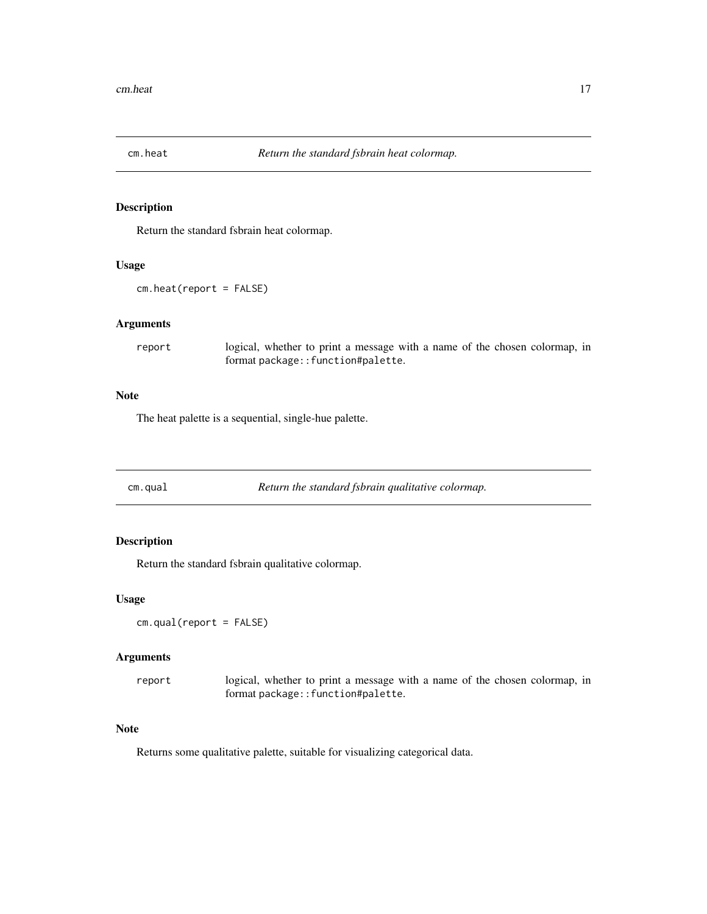## cm.heat — *Return the standard fsbrain heat colormap.*

### Description

Return the standard fsbrain heat colormap.

### Usage

```
cm.heat(report = FALSE)
```

### Arguments

| | |
|---|---|
| `report` | logical, whether to print a message with a name of the chosen colormap, in format `package::function#palette`. |

### Note

The heat palette is a sequential, single-hue palette.

## cm.qual — *Return the standard fsbrain qualitative colormap.*

### Description

Return the standard fsbrain qualitative colormap.

### Usage

```
cm.qual(report = FALSE)
```

### Arguments

| | |
|---|---|
| `report` | logical, whether to print a message with a name of the chosen colormap, in format `package::function#palette`. |

### Note

Returns some qualitative palette, suitable for visualizing categorical data.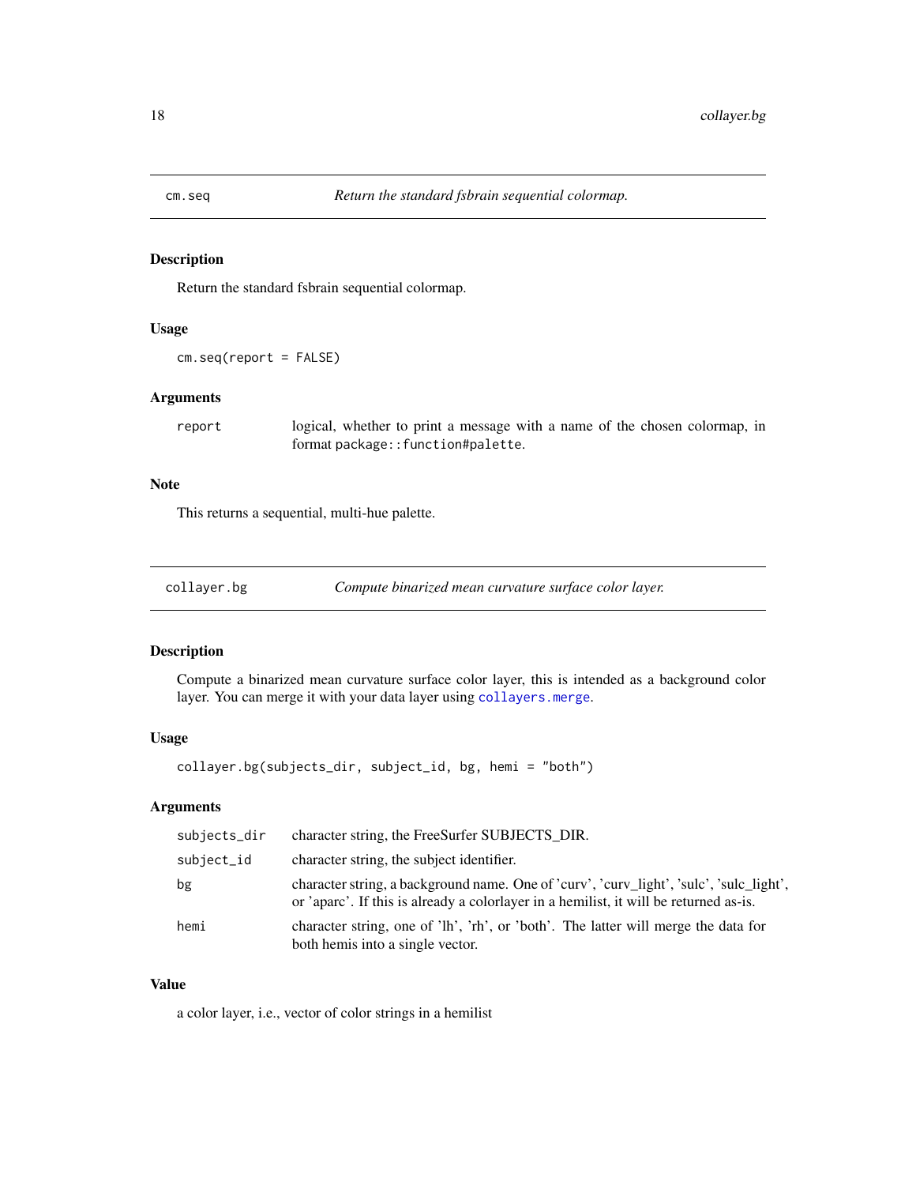## cm.seq *Return the standard fsbrain sequential colormap.*

### Description

Return the standard fsbrain sequential colormap.

### Usage

```
cm.seq(report = FALSE)
```

### Arguments

| | |
|---|---|
| report | logical, whether to print a message with a name of the chosen colormap, in format `package::function#palette`. |

### Note

This returns a sequential, multi-hue palette.

## collayer.bg *Compute binarized mean curvature surface color layer.*

### Description

Compute a binarized mean curvature surface color layer, this is intended as a background color layer. You can merge it with your data layer using `collayers.merge`.

### Usage

```
collayer.bg(subjects_dir, subject_id, bg, hemi = "both")
```

### Arguments

| | |
|---|---|
| subjects_dir | character string, the FreeSurfer SUBJECTS_DIR. |
| subject_id | character string, the subject identifier. |
| bg | character string, a background name. One of 'curv', 'curv_light', 'sulc', 'sulc_light', or 'aparc'. If this is already a colorlayer in a hemilist, it will be returned as-is. |
| hemi | character string, one of 'lh', 'rh', or 'both'. The latter will merge the data for both hemis into a single vector. |

### Value

a color layer, i.e., vector of color strings in a hemilist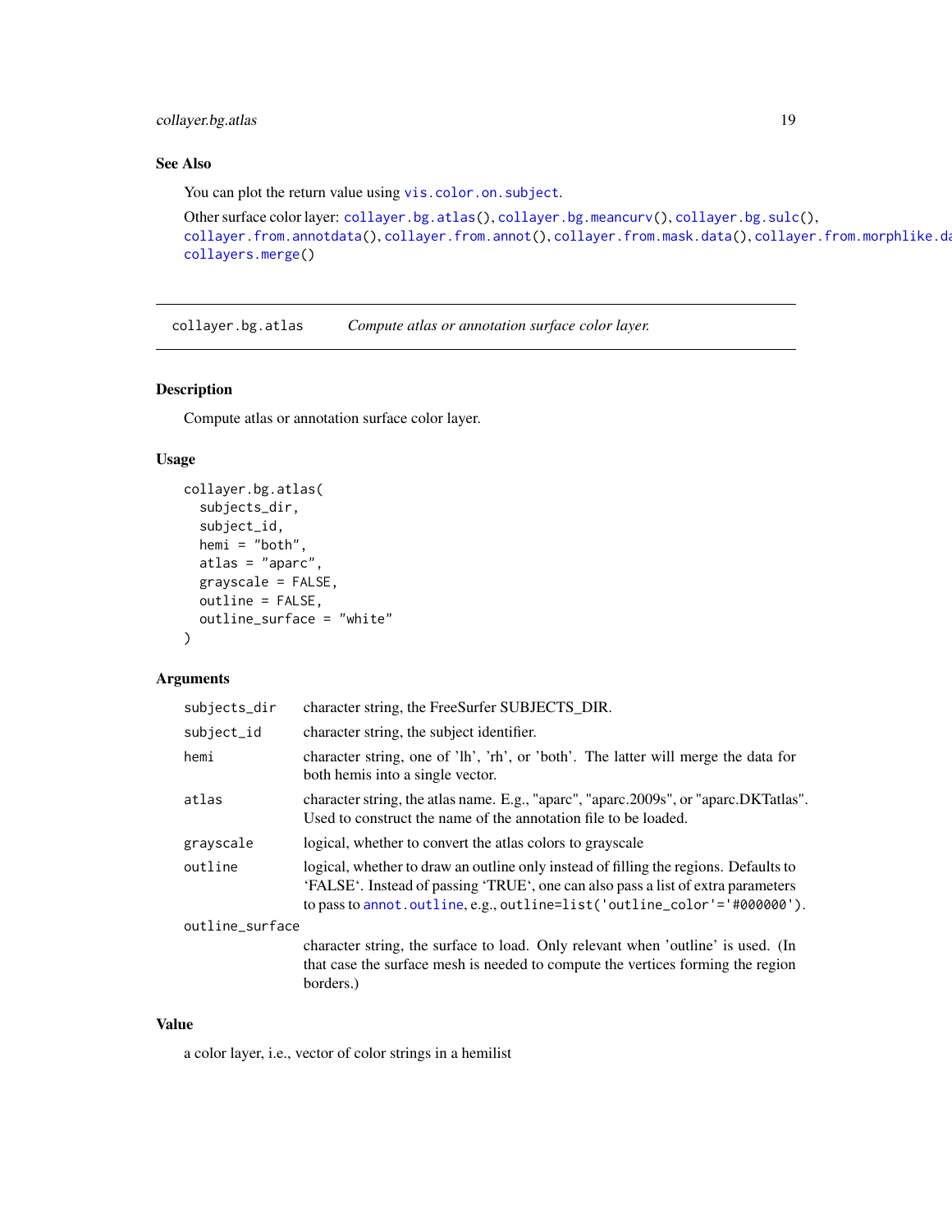## See Also

You can plot the return value using `vis.color.on.subject`.

Other surface color layer: `collayer.bg.atlas()`, `collayer.bg.meancurv()`, `collayer.bg.sulc()`, `collayer.from.annotdata()`, `collayer.from.annot()`, `collayer.from.mask.data()`, `collayer.from.morphlike.da`
`collayers.merge()`

---

collayer.bg.atlas *Compute atlas or annotation surface color layer.*

---

## Description

Compute atlas or annotation surface color layer.

## Usage

```
collayer.bg.atlas(
  subjects_dir,
  subject_id,
  hemi = "both",
  atlas = "aparc",
  grayscale = FALSE,
  outline = FALSE,
  outline_surface = "white"
)
```

## Arguments

| | |
|---|---|
| `subjects_dir` | character string, the FreeSurfer SUBJECTS_DIR. |
| `subject_id` | character string, the subject identifier. |
| `hemi` | character string, one of 'lh', 'rh', or 'both'. The latter will merge the data for both hemis into a single vector. |
| `atlas` | character string, the atlas name. E.g., "aparc", "aparc.2009s", or "aparc.DKTatlas". Used to construct the name of the annotation file to be loaded. |
| `grayscale` | logical, whether to convert the atlas colors to grayscale |
| `outline` | logical, whether to draw an outline only instead of filling the regions. Defaults to 'FALSE'. Instead of passing 'TRUE', one can also pass a list of extra parameters to pass to `annot.outline`, e.g., `outline=list('outline_color'='#000000')`. |
| `outline_surface` | character string, the surface to load. Only relevant when 'outline' is used. (In that case the surface mesh is needed to compute the vertices forming the region borders.) |

## Value

a color layer, i.e., vector of color strings in a hemilist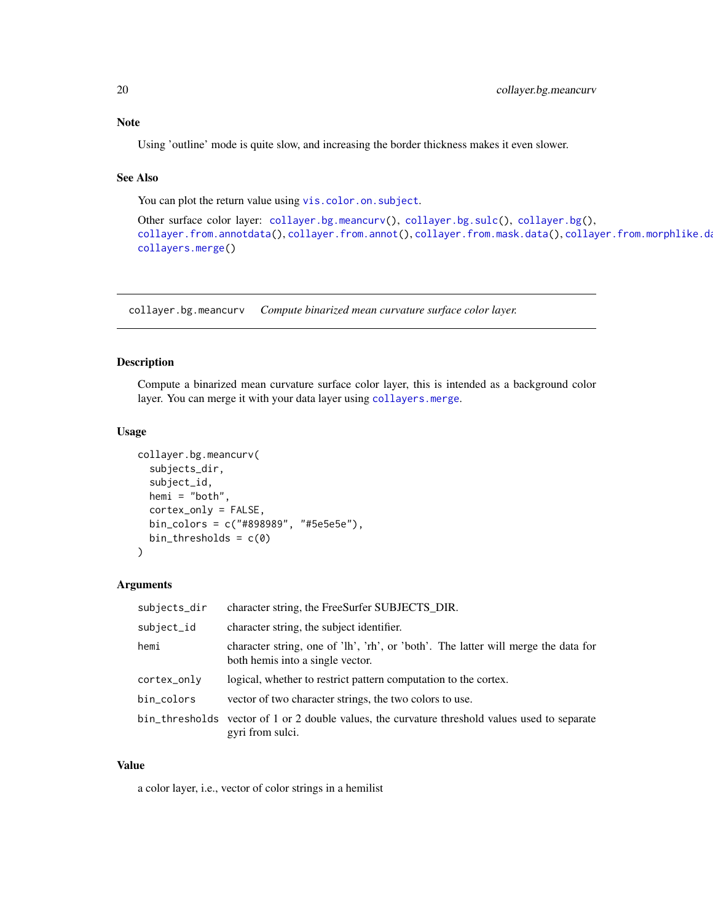### Note

Using 'outline' mode is quite slow, and increasing the border thickness makes it even slower.

### See Also

You can plot the return value using `vis.color.on.subject`.

Other surface color layer: `collayer.bg.meancurv()`, `collayer.bg.sulc()`, `collayer.bg()`, `collayer.from.annotdata()`, `collayer.from.annot()`, `collayer.from.mask.data()`, `collayer.from.morphlike.da`
`collayers.merge()`

---

## collayer.bg.meancurv    *Compute binarized mean curvature surface color layer.*

---

### Description

Compute a binarized mean curvature surface color layer, this is intended as a background color layer. You can merge it with your data layer using `collayers.merge`.

### Usage

```
collayer.bg.meancurv(
  subjects_dir,
  subject_id,
  hemi = "both",
  cortex_only = FALSE,
  bin_colors = c("#898989", "#5e5e5e"),
  bin_thresholds = c(0)
)
```

### Arguments

| | |
|---|---|
| `subjects_dir` | character string, the FreeSurfer SUBJECTS_DIR. |
| `subject_id` | character string, the subject identifier. |
| `hemi` | character string, one of 'lh', 'rh', or 'both'. The latter will merge the data for both hemis into a single vector. |
| `cortex_only` | logical, whether to restrict pattern computation to the cortex. |
| `bin_colors` | vector of two character strings, the two colors to use. |
| `bin_thresholds` | vector of 1 or 2 double values, the curvature threshold values used to separate gyri from sulci. |

### Value

a color layer, i.e., vector of color strings in a hemilist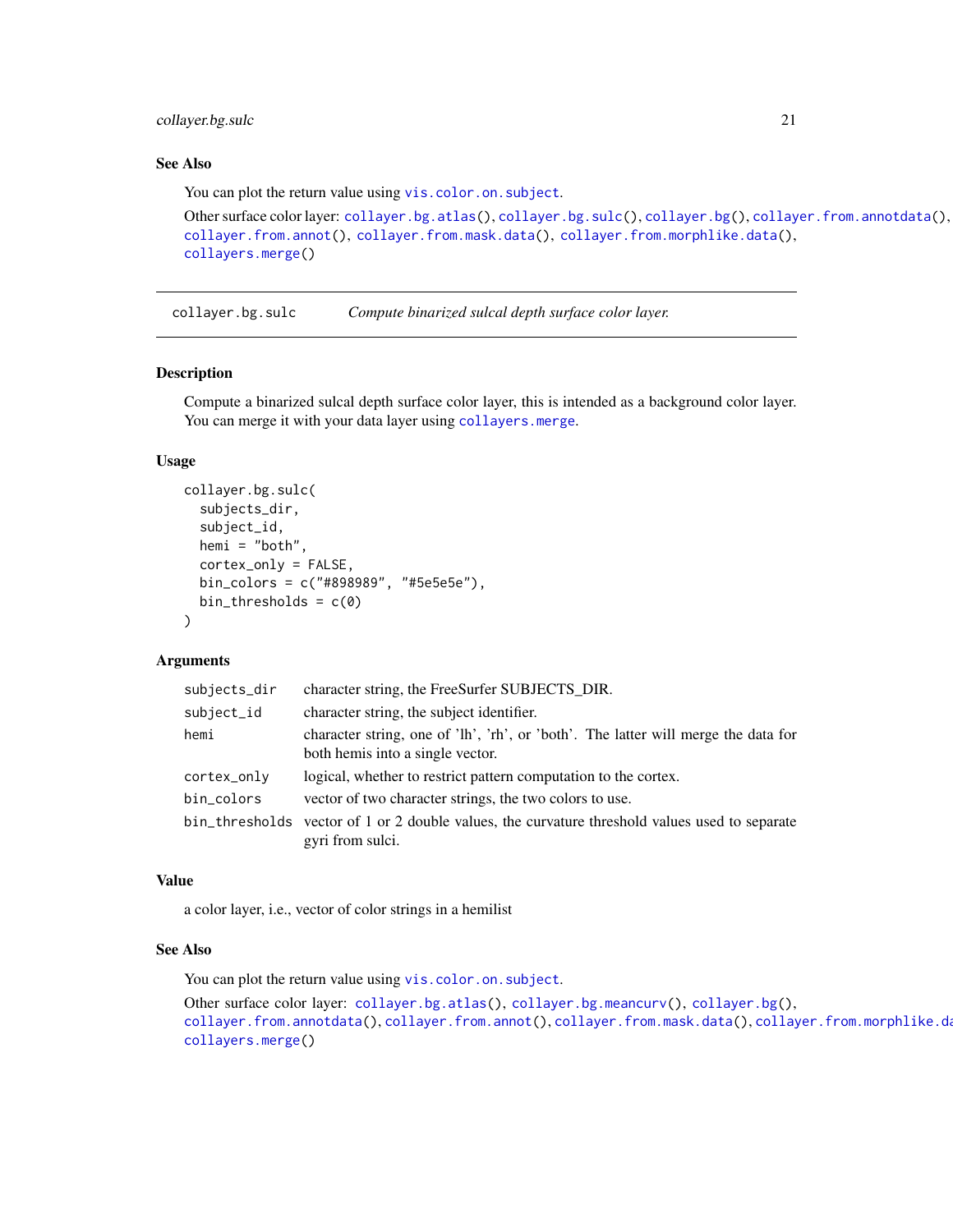### See Also

You can plot the return value using `vis.color.on.subject`.

Other surface color layer: `collayer.bg.atlas()`, `collayer.bg.sulc()`, `collayer.bg()`, `collayer.from.annotdata()`, `collayer.from.annot()`, `collayer.from.mask.data()`, `collayer.from.morphlike.data()`, `collayers.merge()`

---

## collayer.bg.sulc — *Compute binarized sulcal depth surface color layer.*

---

### Description

Compute a binarized sulcal depth surface color layer, this is intended as a background color layer. You can merge it with your data layer using `collayers.merge`.

### Usage

```
collayer.bg.sulc(
  subjects_dir,
  subject_id,
  hemi = "both",
  cortex_only = FALSE,
  bin_colors = c("#898989", "#5e5e5e"),
  bin_thresholds = c(0)
)
```

### Arguments

| | |
|---|---|
| `subjects_dir` | character string, the FreeSurfer SUBJECTS_DIR. |
| `subject_id` | character string, the subject identifier. |
| `hemi` | character string, one of 'lh', 'rh', or 'both'. The latter will merge the data for both hemis into a single vector. |
| `cortex_only` | logical, whether to restrict pattern computation to the cortex. |
| `bin_colors` | vector of two character strings, the two colors to use. |
| `bin_thresholds` | vector of 1 or 2 double values, the curvature threshold values used to separate gyri from sulci. |

### Value

a color layer, i.e., vector of color strings in a hemilist

### See Also

You can plot the return value using `vis.color.on.subject`.

Other surface color layer: `collayer.bg.atlas()`, `collayer.bg.meancurv()`, `collayer.bg()`, `collayer.from.annotdata()`, `collayer.from.annot()`, `collayer.from.mask.data()`, `collayer.from.morphlike.data()`, `collayers.merge()`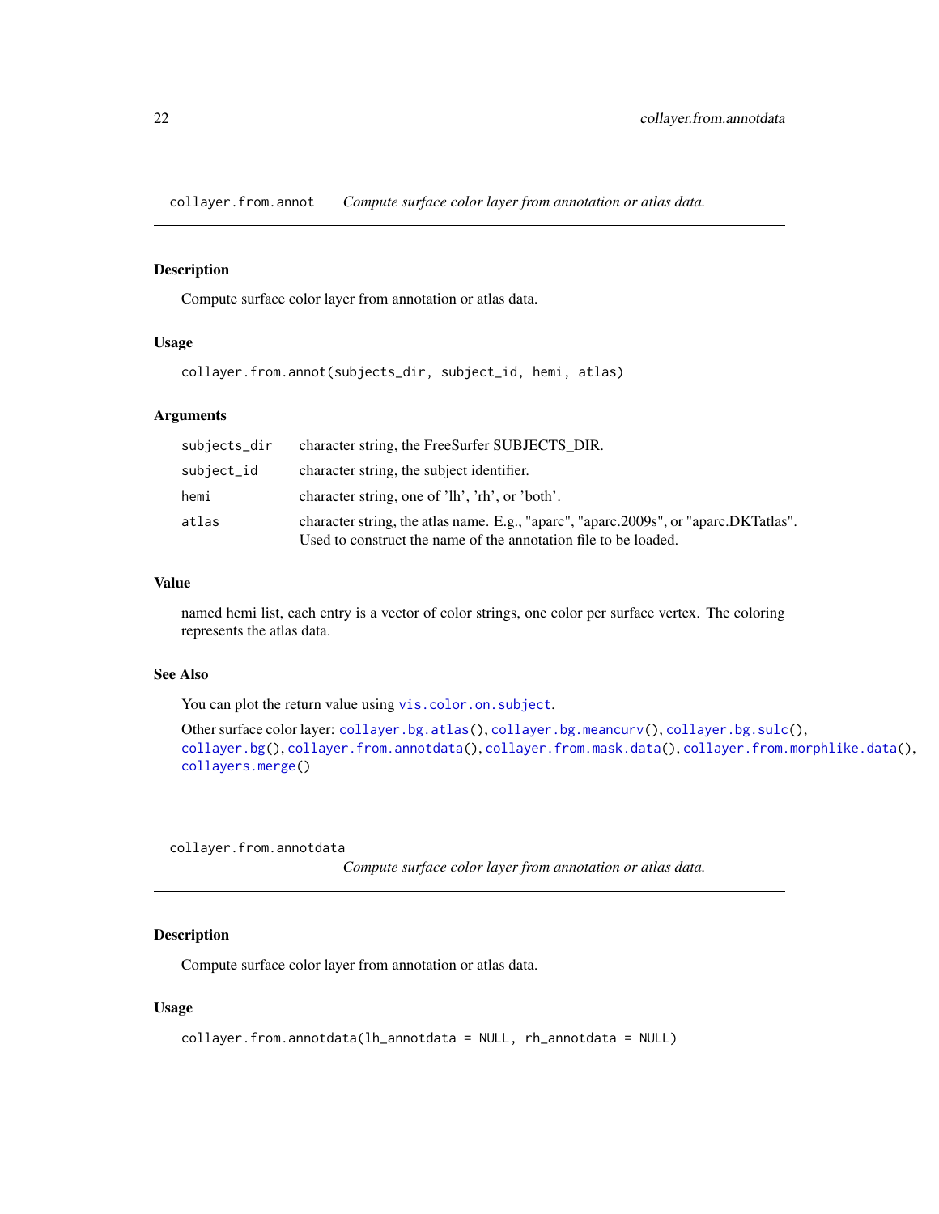## collayer.from.annot — *Compute surface color layer from annotation or atlas data.*

### Description

Compute surface color layer from annotation or atlas data.

### Usage

```
collayer.from.annot(subjects_dir, subject_id, hemi, atlas)
```

### Arguments

| | |
|---|---|
| subjects_dir | character string, the FreeSurfer SUBJECTS_DIR. |
| subject_id | character string, the subject identifier. |
| hemi | character string, one of 'lh', 'rh', or 'both'. |
| atlas | character string, the atlas name. E.g., "aparc", "aparc.2009s", or "aparc.DKTatlas". Used to construct the name of the annotation file to be loaded. |

### Value

named hemi list, each entry is a vector of color strings, one color per surface vertex. The coloring represents the atlas data.

### See Also

You can plot the return value using vis.color.on.subject.

Other surface color layer: collayer.bg.atlas(), collayer.bg.meancurv(), collayer.bg.sulc(), collayer.bg(), collayer.from.annotdata(), collayer.from.mask.data(), collayer.from.morphlike.data(), collayers.merge()

## collayer.from.annotdata — *Compute surface color layer from annotation or atlas data.*

### Description

Compute surface color layer from annotation or atlas data.

### Usage

```
collayer.from.annotdata(lh_annotdata = NULL, rh_annotdata = NULL)
```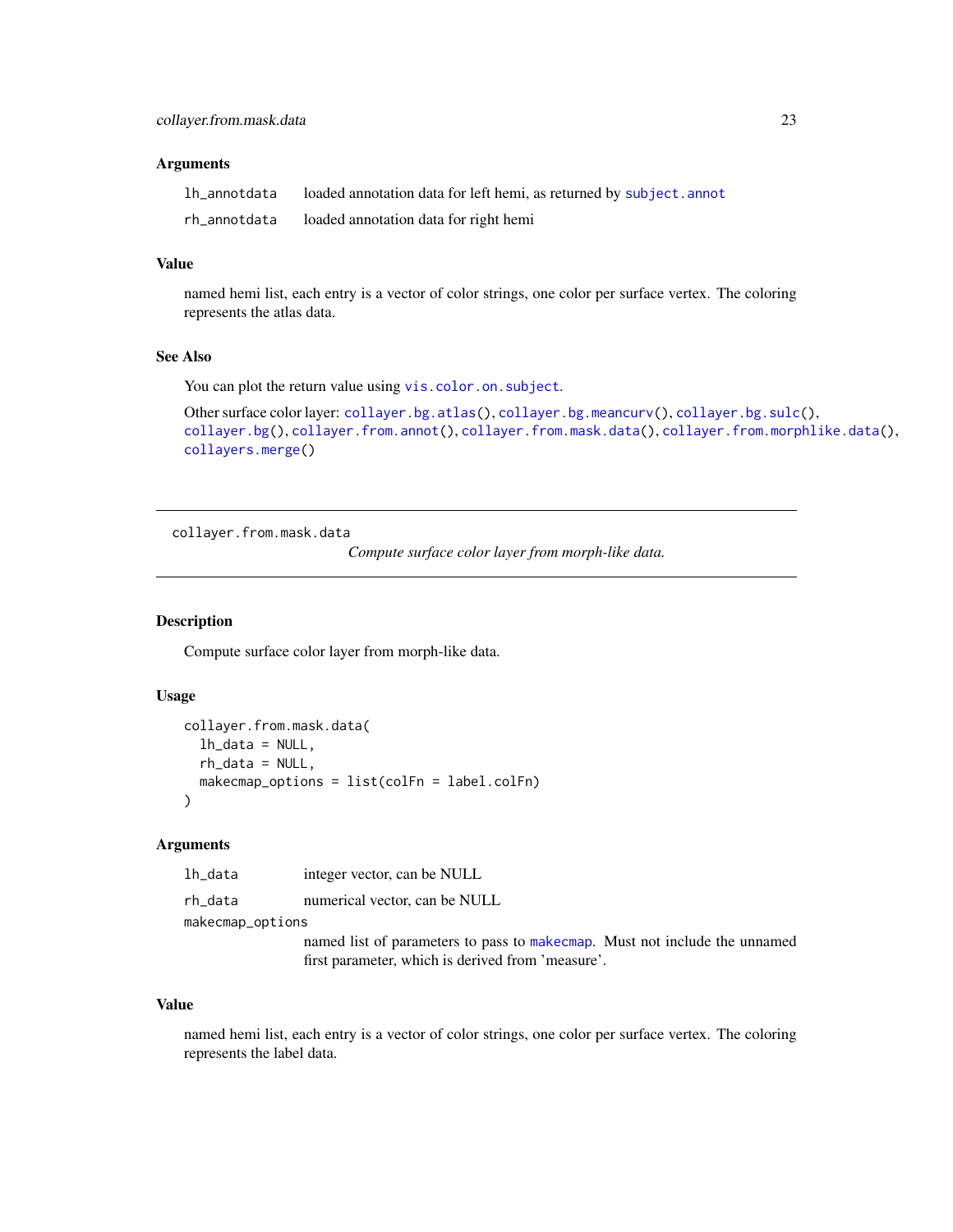### Arguments

| | |
|---|---|
| `lh_annotdata` | loaded annotation data for left hemi, as returned by `subject.annot` |
| `rh_annotdata` | loaded annotation data for right hemi |

### Value

named hemi list, each entry is a vector of color strings, one color per surface vertex. The coloring represents the atlas data.

### See Also

You can plot the return value using `vis.color.on.subject`.

Other surface color layer: `collayer.bg.atlas()`, `collayer.bg.meancurv()`, `collayer.bg.sulc()`, `collayer.bg()`, `collayer.from.annot()`, `collayer.from.mask.data()`, `collayer.from.morphlike.data()`, `collayers.merge()`

---

## collayer.from.mask.data — *Compute surface color layer from morph-like data.*

---

### Description

Compute surface color layer from morph-like data.

### Usage

```
collayer.from.mask.data(
  lh_data = NULL,
  rh_data = NULL,
  makecmap_options = list(colFn = label.colFn)
)
```

### Arguments

| | |
|---|---|
| `lh_data` | integer vector, can be NULL |
| `rh_data` | numerical vector, can be NULL |
| `makecmap_options` | named list of parameters to pass to `makecmap`. Must not include the unnamed first parameter, which is derived from 'measure'. |

### Value

named hemi list, each entry is a vector of color strings, one color per surface vertex. The coloring represents the label data.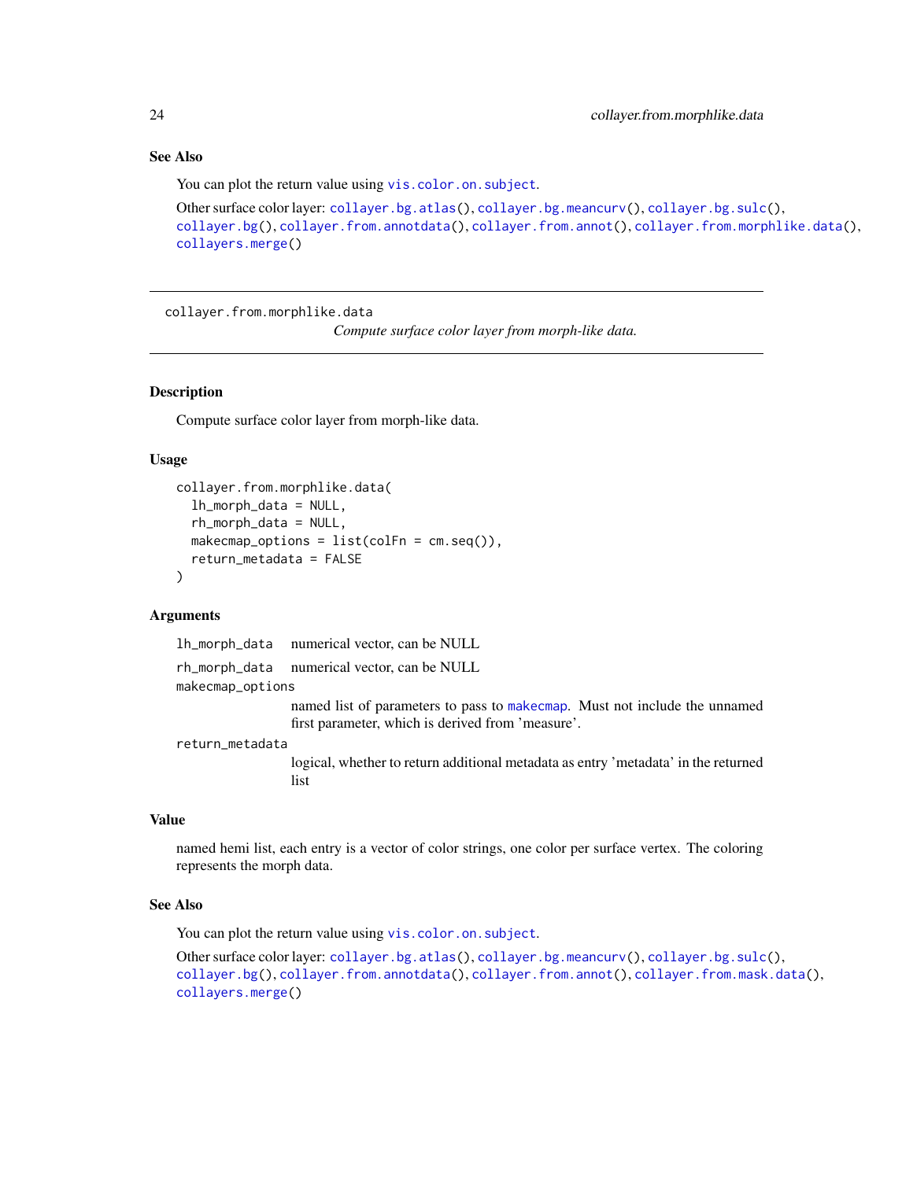### See Also

You can plot the return value using `vis.color.on.subject`.

Other surface color layer: `collayer.bg.atlas()`, `collayer.bg.meancurv()`, `collayer.bg.sulc()`, `collayer.bg()`, `collayer.from.annotdata()`, `collayer.from.annot()`, `collayer.from.morphlike.data()`, `collayers.merge()`

---

## collayer.from.morphlike.data

*Compute surface color layer from morph-like data.*

---

### Description

Compute surface color layer from morph-like data.

### Usage

```
collayer.from.morphlike.data(
  lh_morph_data = NULL,
  rh_morph_data = NULL,
  makecmap_options = list(colFn = cm.seq()),
  return_metadata = FALSE
)
```

### Arguments

`lh_morph_data` numerical vector, can be NULL

`rh_morph_data` numerical vector, can be NULL

`makecmap_options` named list of parameters to pass to `makecmap`. Must not include the unnamed first parameter, which is derived from 'measure'.

`return_metadata` logical, whether to return additional metadata as entry 'metadata' in the returned list

### Value

named hemi list, each entry is a vector of color strings, one color per surface vertex. The coloring represents the morph data.

### See Also

You can plot the return value using `vis.color.on.subject`.

Other surface color layer: `collayer.bg.atlas()`, `collayer.bg.meancurv()`, `collayer.bg.sulc()`, `collayer.bg()`, `collayer.from.annotdata()`, `collayer.from.annot()`, `collayer.from.mask.data()`, `collayers.merge()`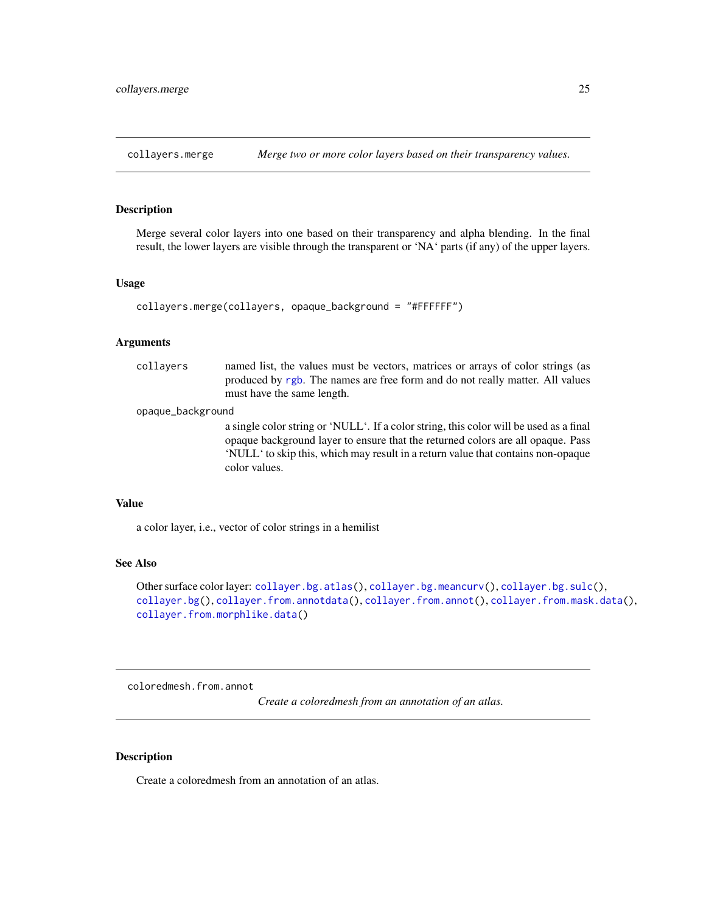## collayers.merge — *Merge two or more color layers based on their transparency values.*

### Description

Merge several color layers into one based on their transparency and alpha blending. In the final result, the lower layers are visible through the transparent or 'NA' parts (if any) of the upper layers.

### Usage

```
collayers.merge(collayers, opaque_background = "#FFFFFF")
```

### Arguments

| | |
|---|---|
| `collayers` | named list, the values must be vectors, matrices or arrays of color strings (as produced by rgb. The names are free form and do not really matter. All values must have the same length. |
| `opaque_background` | a single color string or 'NULL'. If a color string, this color will be used as a final opaque background layer to ensure that the returned colors are all opaque. Pass 'NULL' to skip this, which may result in a return value that contains non-opaque color values. |

### Value

a color layer, i.e., vector of color strings in a hemilist

### See Also

Other surface color layer: `collayer.bg.atlas()`, `collayer.bg.meancurv()`, `collayer.bg.sulc()`, `collayer.bg()`, `collayer.from.annotdata()`, `collayer.from.annot()`, `collayer.from.mask.data()`, `collayer.from.morphlike.data()`

## coloredmesh.from.annot — *Create a coloredmesh from an annotation of an atlas.*

### Description

Create a coloredmesh from an annotation of an atlas.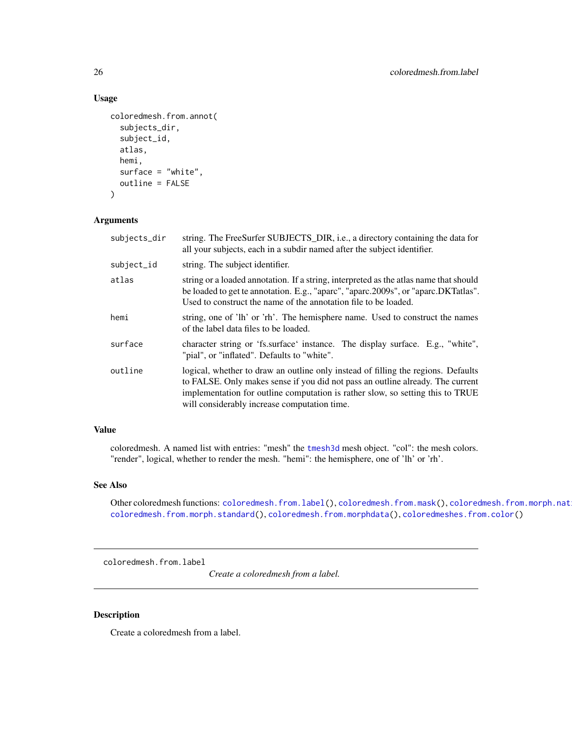### Usage

```
coloredmesh.from.annot(
  subjects_dir,
  subject_id,
  atlas,
  hemi,
  surface = "white",
  outline = FALSE
)
```

### Arguments

| | |
|---|---|
| subjects_dir | string. The FreeSurfer SUBJECTS_DIR, i.e., a directory containing the data for all your subjects, each in a subdir named after the subject identifier. |
| subject_id | string. The subject identifier. |
| atlas | string or a loaded annotation. If a string, interpreted as the atlas name that should be loaded to get te annotation. E.g., "aparc", "aparc.2009s", or "aparc.DKTatlas". Used to construct the name of the annotation file to be loaded. |
| hemi | string, one of 'lh' or 'rh'. The hemisphere name. Used to construct the names of the label data files to be loaded. |
| surface | character string or 'fs.surface' instance. The display surface. E.g., "white", "pial", or "inflated". Defaults to "white". |
| outline | logical, whether to draw an outline only instead of filling the regions. Defaults to FALSE. Only makes sense if you did not pass an outline already. The current implementation for outline computation is rather slow, so setting this to TRUE will considerably increase computation time. |

### Value

coloredmesh. A named list with entries: "mesh" the `tmesh3d` mesh object. "col": the mesh colors. "render", logical, whether to render the mesh. "hemi": the hemisphere, one of 'lh' or 'rh'.

### See Also

Other coloredmesh functions: `coloredmesh.from.label()`, `coloredmesh.from.mask()`, `coloredmesh.from.morph.native()`, `coloredmesh.from.morph.standard()`, `coloredmesh.from.morphdata()`, `coloredmeshes.from.color()`

---

## coloredmesh.from.label *Create a coloredmesh from a label.*

---

### Description

Create a coloredmesh from a label.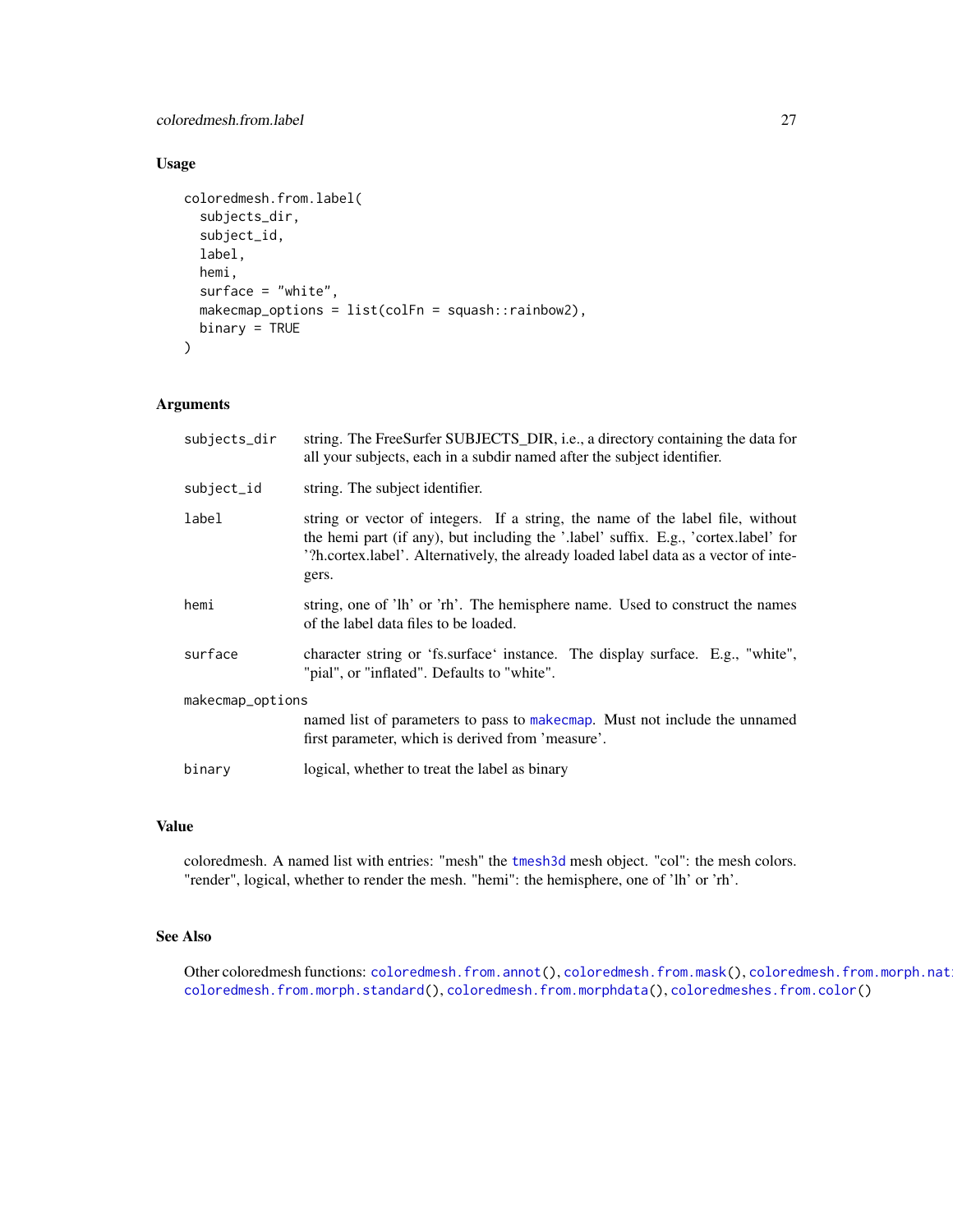## Usage

```
coloredmesh.from.label(
  subjects_dir,
  subject_id,
  label,
  hemi,
  surface = "white",
  makecmap_options = list(colFn = squash::rainbow2),
  binary = TRUE
)
```

## Arguments

| | |
|---|---|
| subjects_dir | string. The FreeSurfer SUBJECTS_DIR, i.e., a directory containing the data for all your subjects, each in a subdir named after the subject identifier. |
| subject_id | string. The subject identifier. |
| label | string or vector of integers. If a string, the name of the label file, without the hemi part (if any), but including the '.label' suffix. E.g., 'cortex.label' for '?h.cortex.label'. Alternatively, the already loaded label data as a vector of integers. |
| hemi | string, one of 'lh' or 'rh'. The hemisphere name. Used to construct the names of the label data files to be loaded. |
| surface | character string or 'fs.surface' instance. The display surface. E.g., "white", "pial", or "inflated". Defaults to "white". |
| makecmap_options | named list of parameters to pass to makecmap. Must not include the unnamed first parameter, which is derived from 'measure'. |
| binary | logical, whether to treat the label as binary |

## Value

coloredmesh. A named list with entries: "mesh" the tmesh3d mesh object. "col": the mesh colors. "render", logical, whether to render the mesh. "hemi": the hemisphere, one of 'lh' or 'rh'.

## See Also

Other coloredmesh functions: coloredmesh.from.annot(), coloredmesh.from.mask(), coloredmesh.from.morph.nat coloredmesh.from.morph.standard(), coloredmesh.from.morphdata(), coloredmeshes.from.color()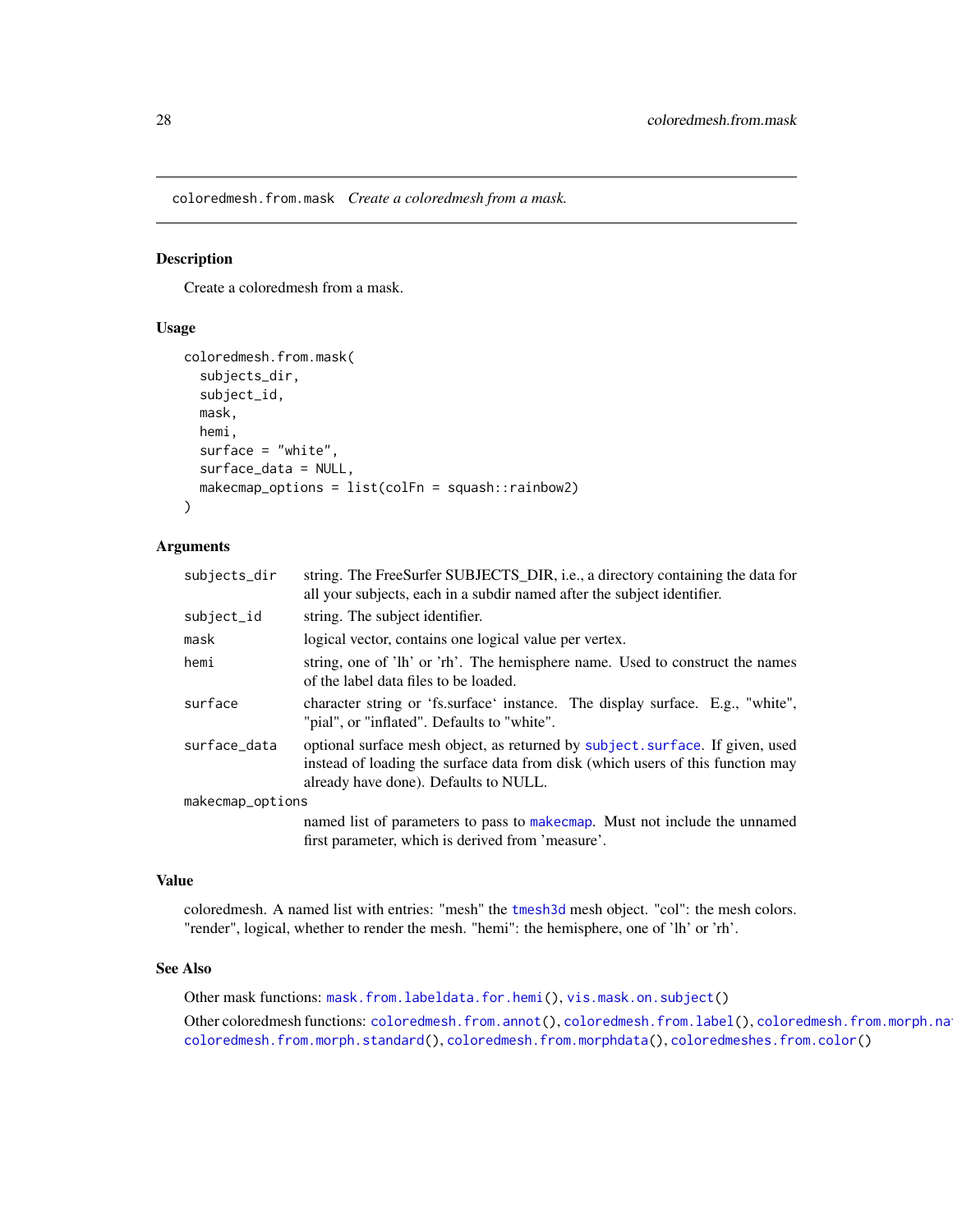## coloredmesh.from.mask *Create a coloredmesh from a mask.*

### Description

Create a coloredmesh from a mask.

### Usage

```
coloredmesh.from.mask(
  subjects_dir,
  subject_id,
  mask,
  hemi,
  surface = "white",
  surface_data = NULL,
  makecmap_options = list(colFn = squash::rainbow2)
)
```

### Arguments

| Argument | Description |
|---|---|
| subjects_dir | string. The FreeSurfer SUBJECTS_DIR, i.e., a directory containing the data for all your subjects, each in a subdir named after the subject identifier. |
| subject_id | string. The subject identifier. |
| mask | logical vector, contains one logical value per vertex. |
| hemi | string, one of 'lh' or 'rh'. The hemisphere name. Used to construct the names of the label data files to be loaded. |
| surface | character string or 'fs.surface' instance. The display surface. E.g., "white", "pial", or "inflated". Defaults to "white". |
| surface_data | optional surface mesh object, as returned by subject.surface. If given, used instead of loading the surface data from disk (which users of this function may already have done). Defaults to NULL. |
| makecmap_options | named list of parameters to pass to makecmap. Must not include the unnamed first parameter, which is derived from 'measure'. |

### Value

coloredmesh. A named list with entries: "mesh" the tmesh3d mesh object. "col": the mesh colors. "render", logical, whether to render the mesh. "hemi": the hemisphere, one of 'lh' or 'rh'.

### See Also

Other mask functions: mask.from.labeldata.for.hemi(), vis.mask.on.subject()

Other coloredmesh functions: coloredmesh.from.annot(), coloredmesh.from.label(), coloredmesh.from.morph.na coloredmesh.from.morph.standard(), coloredmesh.from.morphdata(), coloredmeshes.from.color()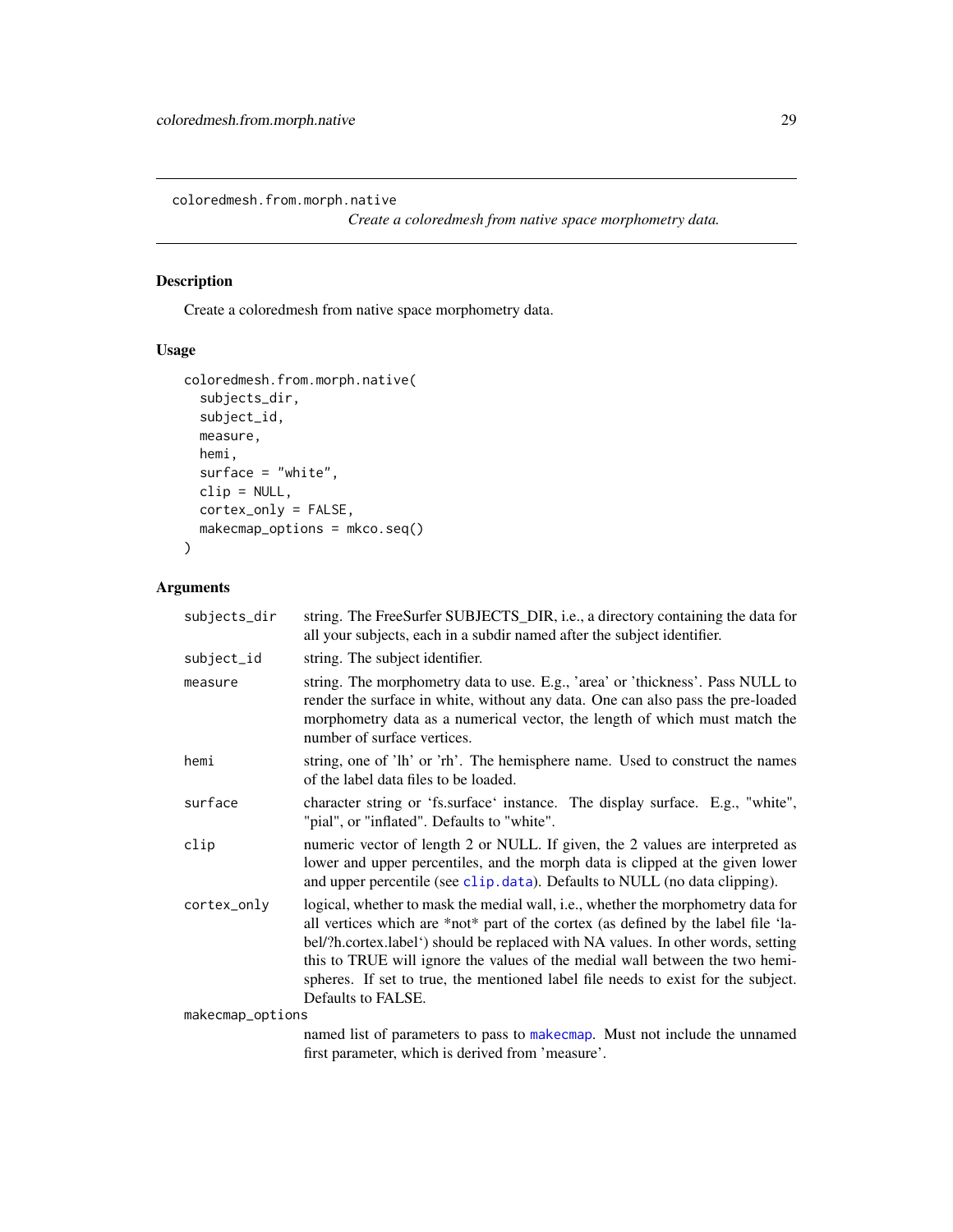`coloredmesh.from.morph.native`

*Create a coloredmesh from native space morphometry data.*

## Description

Create a coloredmesh from native space morphometry data.

## Usage

```
coloredmesh.from.morph.native(
  subjects_dir,
  subject_id,
  measure,
  hemi,
  surface = "white",
  clip = NULL,
  cortex_only = FALSE,
  makecmap_options = mkco.seq()
)
```

## Arguments

| | |
|---|---|
| `subjects_dir` | string. The FreeSurfer SUBJECTS_DIR, i.e., a directory containing the data for all your subjects, each in a subdir named after the subject identifier. |
| `subject_id` | string. The subject identifier. |
| `measure` | string. The morphometry data to use. E.g., 'area' or 'thickness'. Pass NULL to render the surface in white, without any data. One can also pass the pre-loaded morphometry data as a numerical vector, the length of which must match the number of surface vertices. |
| `hemi` | string, one of 'lh' or 'rh'. The hemisphere name. Used to construct the names of the label data files to be loaded. |
| `surface` | character string or 'fs.surface' instance. The display surface. E.g., "white", "pial", or "inflated". Defaults to "white". |
| `clip` | numeric vector of length 2 or NULL. If given, the 2 values are interpreted as lower and upper percentiles, and the morph data is clipped at the given lower and upper percentile (see `clip.data`). Defaults to NULL (no data clipping). |
| `cortex_only` | logical, whether to mask the medial wall, i.e., whether the morphometry data for all vertices which are *not* part of the cortex (as defined by the label file 'label/?h.cortex.label') should be replaced with NA values. In other words, setting this to TRUE will ignore the values of the medial wall between the two hemispheres. If set to true, the mentioned label file needs to exist for the subject. Defaults to FALSE. |
| `makecmap_options` | named list of parameters to pass to `makecmap`. Must not include the unnamed first parameter, which is derived from 'measure'. |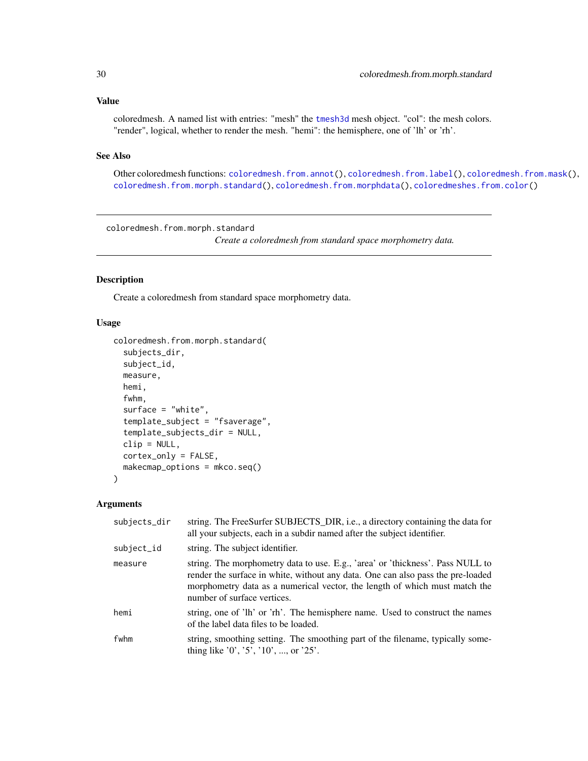## Value

coloredmesh. A named list with entries: "mesh" the tmesh3d mesh object. "col": the mesh colors. "render", logical, whether to render the mesh. "hemi": the hemisphere, one of 'lh' or 'rh'.

## See Also

Other coloredmesh functions: coloredmesh.from.annot(), coloredmesh.from.label(), coloredmesh.from.mask(), coloredmesh.from.morph.standard(), coloredmesh.from.morphdata(), coloredmeshes.from.color()

---

# coloredmesh.from.morph.standard

*Create a coloredmesh from standard space morphometry data.*

---

## Description

Create a coloredmesh from standard space morphometry data.

## Usage

```
coloredmesh.from.morph.standard(
  subjects_dir,
  subject_id,
  measure,
  hemi,
  fwhm,
  surface = "white",
  template_subject = "fsaverage",
  template_subjects_dir = NULL,
  clip = NULL,
  cortex_only = FALSE,
  makecmap_options = mkco.seq()
)
```

## Arguments

| | |
|---|---|
| subjects_dir | string. The FreeSurfer SUBJECTS_DIR, i.e., a directory containing the data for all your subjects, each in a subdir named after the subject identifier. |
| subject_id | string. The subject identifier. |
| measure | string. The morphometry data to use. E.g., 'area' or 'thickness'. Pass NULL to render the surface in white, without any data. One can also pass the pre-loaded morphometry data as a numerical vector, the length of which must match the number of surface vertices. |
| hemi | string, one of 'lh' or 'rh'. The hemisphere name. Used to construct the names of the label data files to be loaded. |
| fwhm | string, smoothing setting. The smoothing part of the filename, typically something like '0', '5', '10', ..., or '25'. |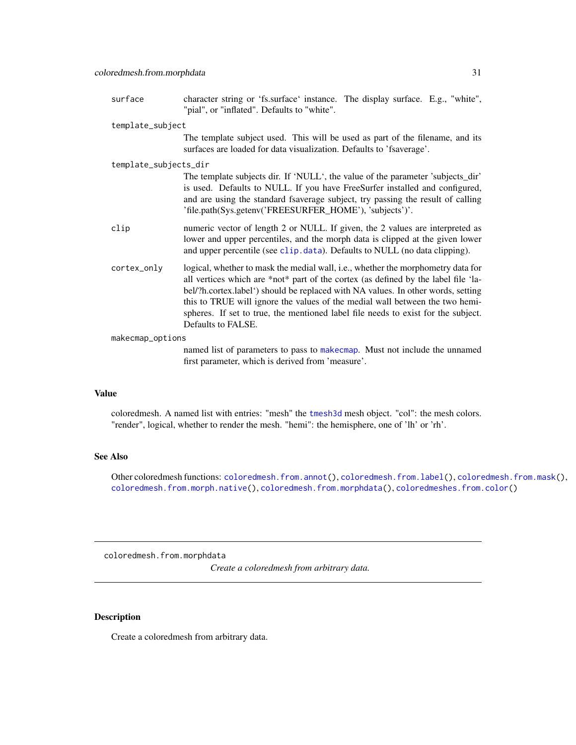| | |
|---|---|
| surface | character string or 'fs.surface' instance. The display surface. E.g., "white", "pial", or "inflated". Defaults to "white". |
| template_subject | The template subject used. This will be used as part of the filename, and its surfaces are loaded for data visualization. Defaults to 'fsaverage'. |
| template_subjects_dir | The template subjects dir. If 'NULL', the value of the parameter 'subjects_dir' is used. Defaults to NULL. If you have FreeSurfer installed and configured, and are using the standard fsaverage subject, try passing the result of calling 'file.path(Sys.getenv('FREESURFER_HOME'), 'subjects')'. |
| clip | numeric vector of length 2 or NULL. If given, the 2 values are interpreted as lower and upper percentiles, and the morph data is clipped at the given lower and upper percentile (see `clip.data`). Defaults to NULL (no data clipping). |
| cortex_only | logical, whether to mask the medial wall, i.e., whether the morphometry data for all vertices which are *not* part of the cortex (as defined by the label file 'label/?h.cortex.label') should be replaced with NA values. In other words, setting this to TRUE will ignore the values of the medial wall between the two hemispheres. If set to true, the mentioned label file needs to exist for the subject. Defaults to FALSE. |
| makecmap_options | named list of parameters to pass to `makecmap`. Must not include the unnamed first parameter, which is derived from 'measure'. |

## Value

coloredmesh. A named list with entries: "mesh" the `tmesh3d` mesh object. "col": the mesh colors. "render", logical, whether to render the mesh. "hemi": the hemisphere, one of 'lh' or 'rh'.

## See Also

Other coloredmesh functions: `coloredmesh.from.annot()`, `coloredmesh.from.label()`, `coloredmesh.from.mask()`, `coloredmesh.from.morph.native()`, `coloredmesh.from.morphdata()`, `coloredmeshes.from.color()`

---

# coloredmesh.from.morphdata

*Create a coloredmesh from arbitrary data.*

## Description

Create a coloredmesh from arbitrary data.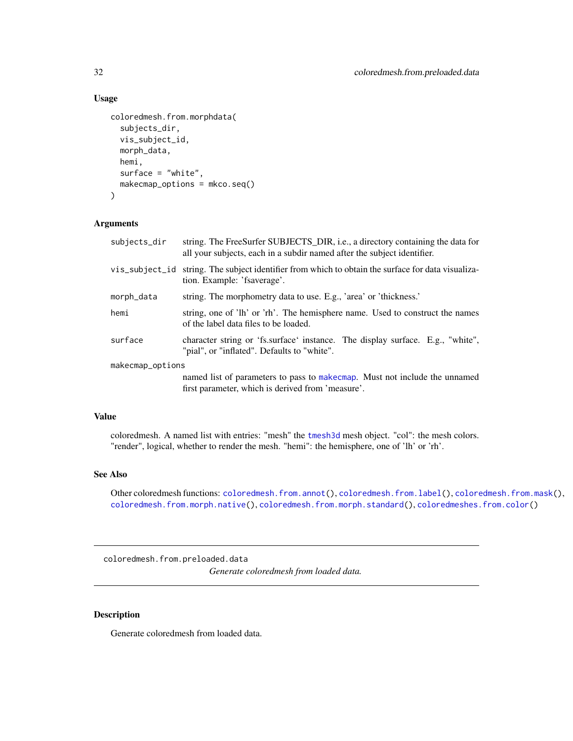### Usage

```
coloredmesh.from.morphdata(
  subjects_dir,
  vis_subject_id,
  morph_data,
  hemi,
  surface = "white",
  makecmap_options = mkco.seq()
)
```

### Arguments

| | |
|---|---|
| subjects_dir | string. The FreeSurfer SUBJECTS_DIR, i.e., a directory containing the data for all your subjects, each in a subdir named after the subject identifier. |
| vis_subject_id | string. The subject identifier from which to obtain the surface for data visualization. Example: 'fsaverage'. |
| morph_data | string. The morphometry data to use. E.g., 'area' or 'thickness.' |
| hemi | string, one of 'lh' or 'rh'. The hemisphere name. Used to construct the names of the label data files to be loaded. |
| surface | character string or 'fs.surface' instance. The display surface. E.g., "white", "pial", or "inflated". Defaults to "white". |
| makecmap_options | named list of parameters to pass to makecmap. Must not include the unnamed first parameter, which is derived from 'measure'. |

### Value

coloredmesh. A named list with entries: "mesh" the tmesh3d mesh object. "col": the mesh colors. "render", logical, whether to render the mesh. "hemi": the hemisphere, one of 'lh' or 'rh'.

### See Also

Other coloredmesh functions: coloredmesh.from.annot(), coloredmesh.from.label(), coloredmesh.from.mask(), coloredmesh.from.morph.native(), coloredmesh.from.morph.standard(), coloredmeshes.from.color()

---

## coloredmesh.from.preloaded.data

*Generate coloredmesh from loaded data.*

---

### Description

Generate coloredmesh from loaded data.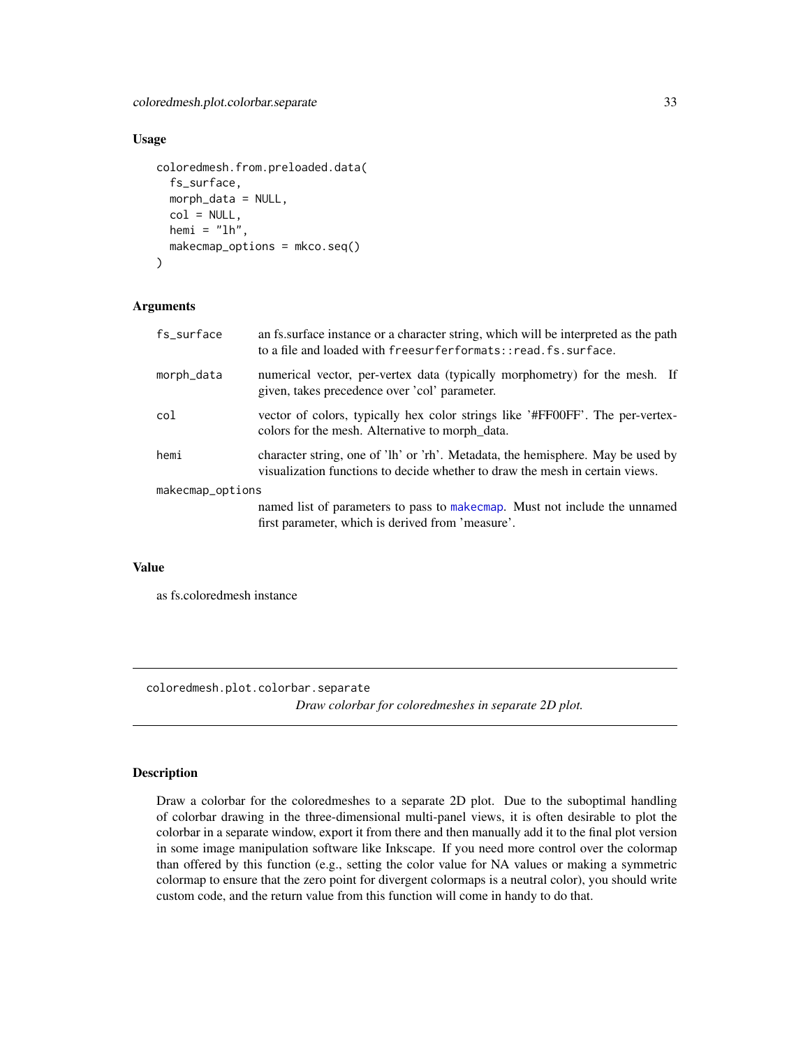### Usage

```
coloredmesh.from.preloaded.data(
  fs_surface,
  morph_data = NULL,
  col = NULL,
  hemi = "lh",
  makecmap_options = mkco.seq()
)
```

### Arguments

| | |
|---|---|
| fs_surface | an fs.surface instance or a character string, which will be interpreted as the path to a file and loaded with `freesurferformats::read.fs.surface`. |
| morph_data | numerical vector, per-vertex data (typically morphometry) for the mesh. If given, takes precedence over 'col' parameter. |
| col | vector of colors, typically hex color strings like '#FF00FF'. The per-vertex-colors for the mesh. Alternative to morph_data. |
| hemi | character string, one of 'lh' or 'rh'. Metadata, the hemisphere. May be used by visualization functions to decide whether to draw the mesh in certain views. |
| makecmap_options | named list of parameters to pass to makecmap. Must not include the unnamed first parameter, which is derived from 'measure'. |

### Value

as fs.coloredmesh instance

---

## coloredmesh.plot.colorbar.separate

*Draw colorbar for coloredmeshes in separate 2D plot.*

---

### Description

Draw a colorbar for the coloredmeshes to a separate 2D plot. Due to the suboptimal handling of colorbar drawing in the three-dimensional multi-panel views, it is often desirable to plot the colorbar in a separate window, export it from there and then manually add it to the final plot version in some image manipulation software like Inkscape. If you need more control over the colormap than offered by this function (e.g., setting the color value for NA values or making a symmetric colormap to ensure that the zero point for divergent colormaps is a neutral color), you should write custom code, and the return value from this function will come in handy to do that.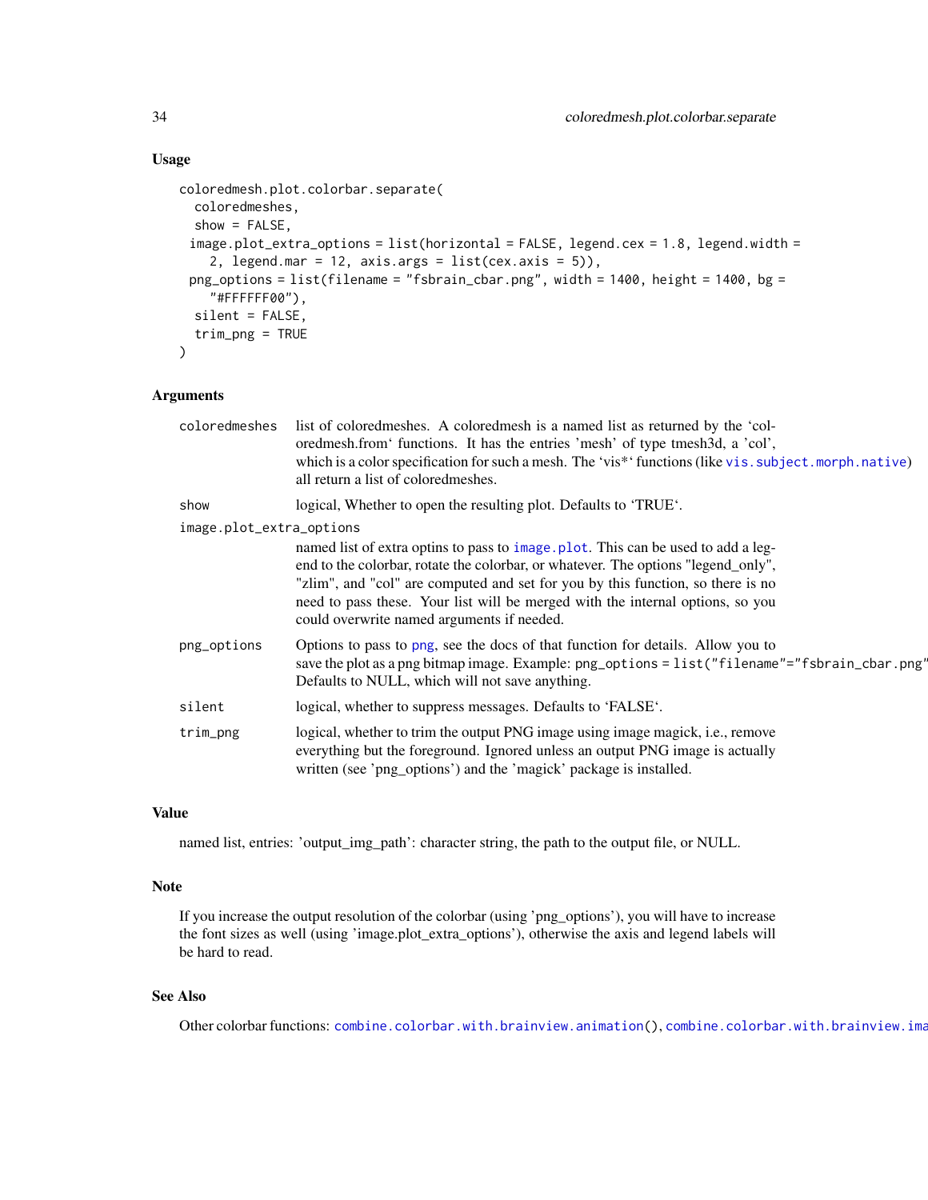## Usage

```
coloredmesh.plot.colorbar.separate(
  coloredmeshes,
  show = FALSE,
  image.plot_extra_options = list(horizontal = FALSE, legend.cex = 1.8, legend.width =
    2, legend.mar = 12, axis.args = list(cex.axis = 5)),
  png_options = list(filename = "fsbrain_cbar.png", width = 1400, height = 1400, bg =
    "#FFFFFF00"),
  silent = FALSE,
  trim_png = TRUE
)
```

## Arguments

| | |
|---|---|
| coloredmeshes | list of coloredmeshes. A coloredmesh is a named list as returned by the 'coloredmesh.from' functions. It has the entries 'mesh' of type tmesh3d, a 'col', which is a color specification for such a mesh. The 'vis*' functions (like vis.subject.morph.native) all return a list of coloredmeshes. |
| show | logical, Whether to open the resulting plot. Defaults to 'TRUE'. |
| image.plot_extra_options | named list of extra optins to pass to image.plot. This can be used to add a legend to the colorbar, rotate the colorbar, or whatever. The options "legend_only", "zlim", and "col" are computed and set for you by this function, so there is no need to pass these. Your list will be merged with the internal options, so you could overwrite named arguments if needed. |
| png_options | Options to pass to png, see the docs of that function for details. Allow you to save the plot as a png bitmap image. Example: png_options = list("filename"="fsbrain_cbar.png" Defaults to NULL, which will not save anything. |
| silent | logical, whether to suppress messages. Defaults to 'FALSE'. |
| trim_png | logical, whether to trim the output PNG image using image magick, i.e., remove everything but the foreground. Ignored unless an output PNG image is actually written (see 'png_options') and the 'magick' package is installed. |

## Value

named list, entries: 'output_img_path': character string, the path to the output file, or NULL.

## Note

If you increase the output resolution of the colorbar (using 'png_options'), you will have to increase the font sizes as well (using 'image.plot_extra_options'), otherwise the axis and legend labels will be hard to read.

## See Also

Other colorbar functions: combine.colorbar.with.brainview.animation(), combine.colorbar.with.brainview.ima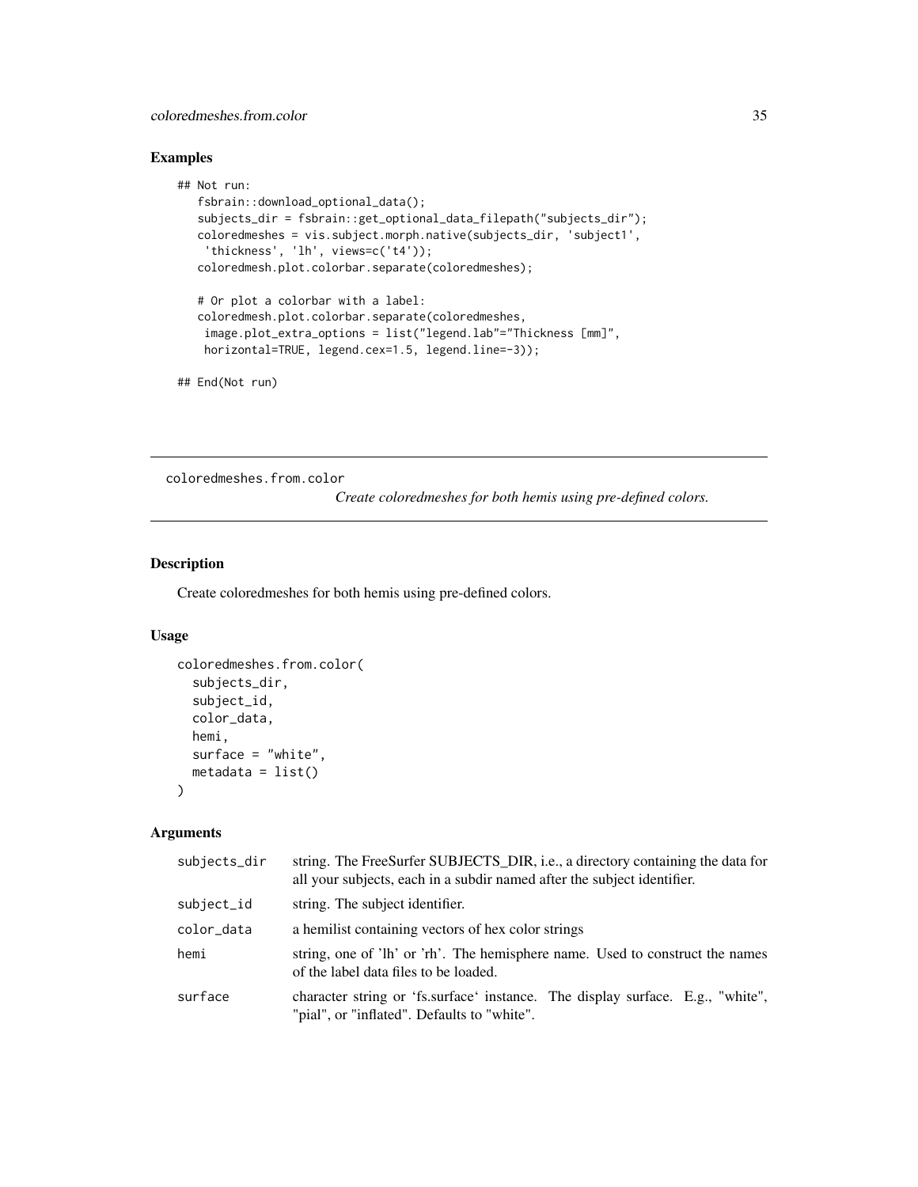### Examples

```
## Not run:
   fsbrain::download_optional_data();
   subjects_dir = fsbrain::get_optional_data_filepath("subjects_dir");
   coloredmeshes = vis.subject.morph.native(subjects_dir, 'subject1',
    'thickness', 'lh', views=c('t4'));
   coloredmesh.plot.colorbar.separate(coloredmeshes);

   # Or plot a colorbar with a label:
   coloredmesh.plot.colorbar.separate(coloredmeshes,
    image.plot_extra_options = list("legend.lab"="Thickness [mm]",
    horizontal=TRUE, legend.cex=1.5, legend.line=-3));

## End(Not run)
```

---

## coloredmeshes.from.color

*Create coloredmeshes for both hemis using pre-defined colors.*

### Description

Create coloredmeshes for both hemis using pre-defined colors.

### Usage

```
coloredmeshes.from.color(
  subjects_dir,
  subject_id,
  color_data,
  hemi,
  surface = "white",
  metadata = list()
)
```

### Arguments

| | |
|---|---|
| subjects_dir | string. The FreeSurfer SUBJECTS_DIR, i.e., a directory containing the data for all your subjects, each in a subdir named after the subject identifier. |
| subject_id | string. The subject identifier. |
| color_data | a hemilist containing vectors of hex color strings |
| hemi | string, one of 'lh' or 'rh'. The hemisphere name. Used to construct the names of the label data files to be loaded. |
| surface | character string or 'fs.surface' instance. The display surface. E.g., "white", "pial", or "inflated". Defaults to "white". |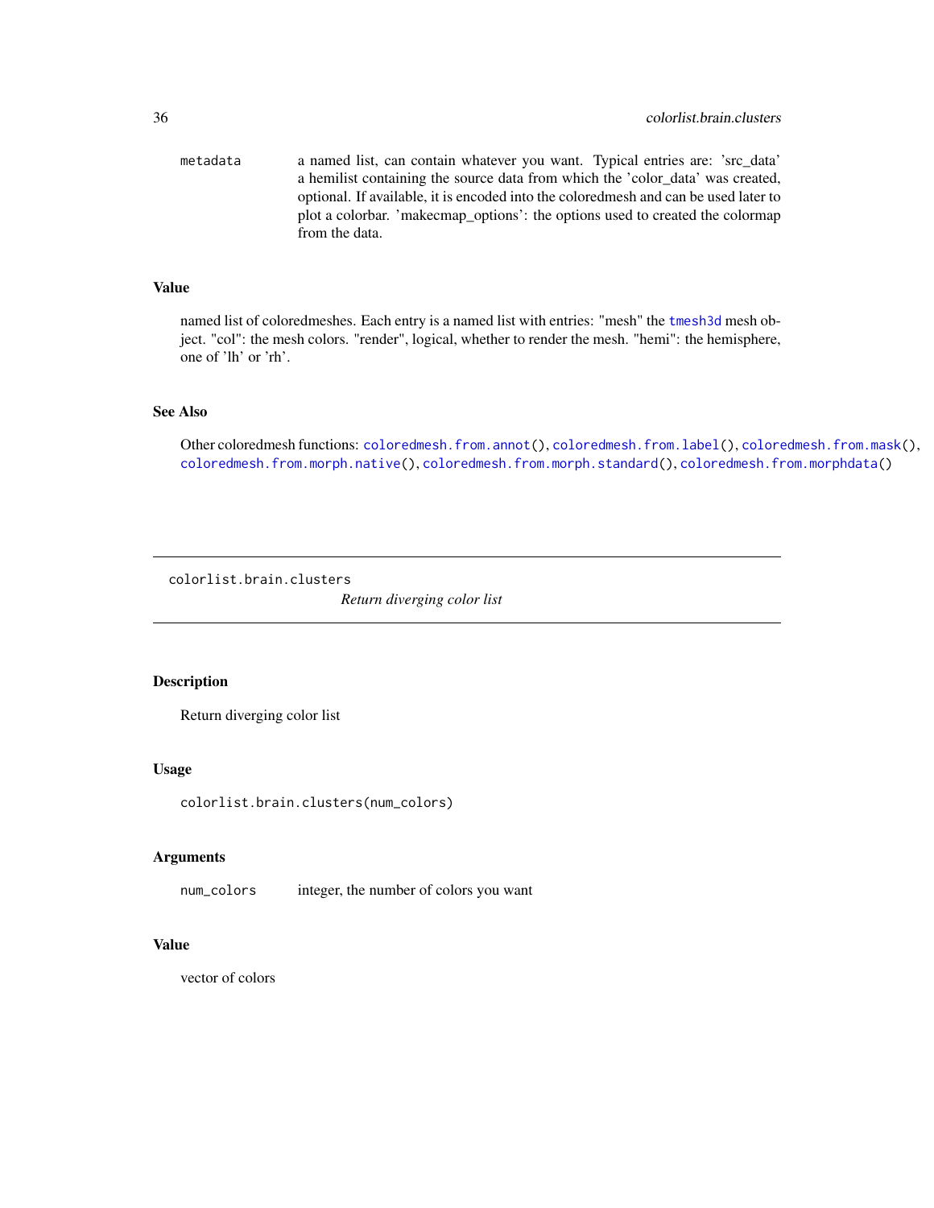metadata a named list, can contain whatever you want. Typical entries are: 'src_data' a hemilist containing the source data from which the 'color_data' was created, optional. If available, it is encoded into the coloredmesh and can be used later to plot a colorbar. 'makecmap_options': the options used to created the colormap from the data.

### Value

named list of coloredmeshes. Each entry is a named list with entries: "mesh" the `tmesh3d` mesh object. "col": the mesh colors. "render", logical, whether to render the mesh. "hemi": the hemisphere, one of 'lh' or 'rh'.

### See Also

Other coloredmesh functions: `coloredmesh.from.annot()`, `coloredmesh.from.label()`, `coloredmesh.from.mask()`, `coloredmesh.from.morph.native()`, `coloredmesh.from.morph.standard()`, `coloredmesh.from.morphdata()`

---

## colorlist.brain.clusters

*Return diverging color list*

---

### Description

Return diverging color list

### Usage

```
colorlist.brain.clusters(num_colors)
```

### Arguments

num_colors integer, the number of colors you want

### Value

vector of colors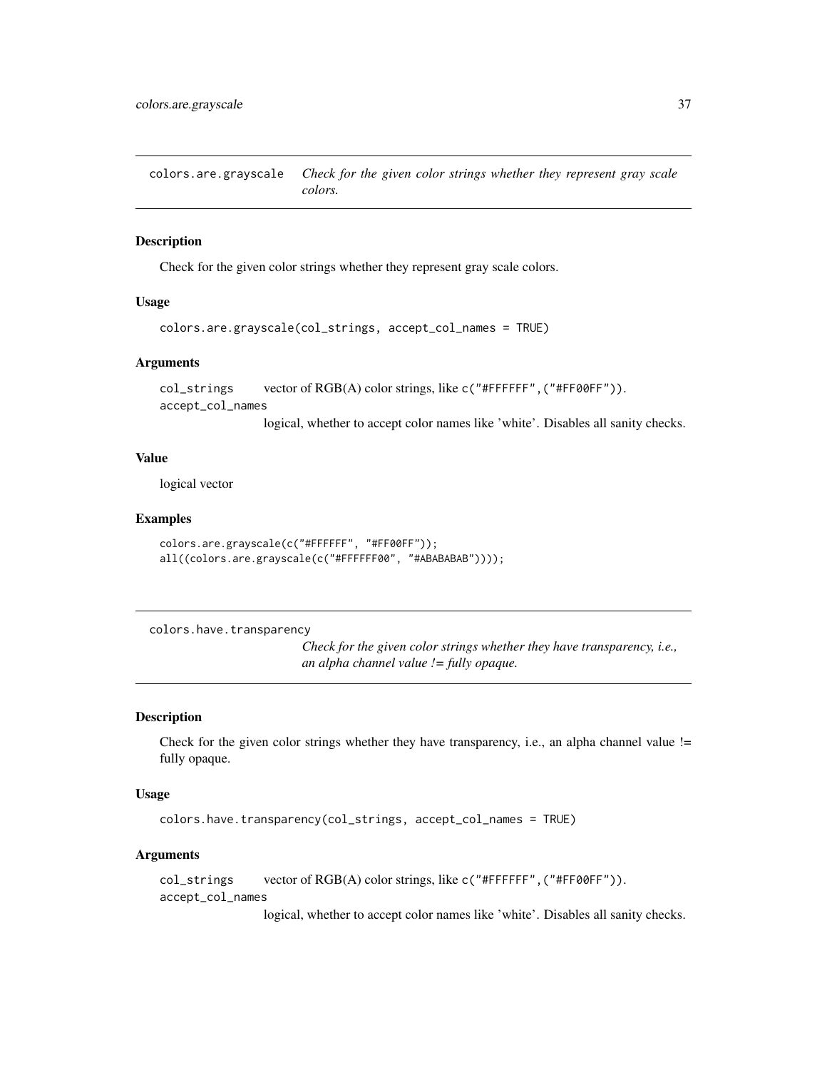## colors.are.grayscale — *Check for the given color strings whether they represent gray scale colors.*

### Description

Check for the given color strings whether they represent gray scale colors.

### Usage

```
colors.are.grayscale(col_strings, accept_col_names = TRUE)
```

### Arguments

`col_strings` vector of RGB(A) color strings, like `c("#FFFFFF",("#FF00FF"))`.

`accept_col_names` logical, whether to accept color names like 'white'. Disables all sanity checks.

### Value

logical vector

### Examples

```
colors.are.grayscale(c("#FFFFFF", "#FF00FF"));
all((colors.are.grayscale(c("#FFFFFF00", "#ABABABAB"))));
```

## colors.have.transparency — *Check for the given color strings whether they have transparency, i.e., an alpha channel value != fully opaque.*

### Description

Check for the given color strings whether they have transparency, i.e., an alpha channel value != fully opaque.

### Usage

```
colors.have.transparency(col_strings, accept_col_names = TRUE)
```

### Arguments

`col_strings` vector of RGB(A) color strings, like `c("#FFFFFF",("#FF00FF"))`.

`accept_col_names` logical, whether to accept color names like 'white'. Disables all sanity checks.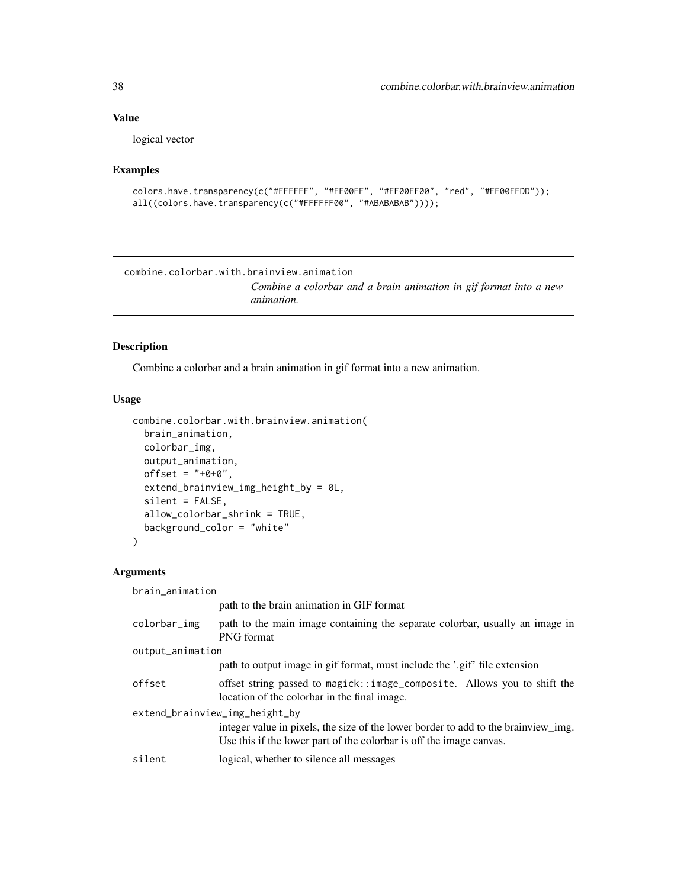### Value

logical vector

### Examples

```
colors.have.transparency(c("#FFFFFF", "#FF00FF", "#FF00FF00", "red", "#FF00FFDD"));
all((colors.have.transparency(c("#FFFFFF00", "#ABABABAB"))));
```

---

## combine.colorbar.with.brainview.animation

*Combine a colorbar and a brain animation in gif format into a new animation.*

### Description

Combine a colorbar and a brain animation in gif format into a new animation.

### Usage

```
combine.colorbar.with.brainview.animation(
  brain_animation,
  colorbar_img,
  output_animation,
  offset = "+0+0",
  extend_brainview_img_height_by = 0L,
  silent = FALSE,
  allow_colorbar_shrink = TRUE,
  background_color = "white"
)
```

### Arguments

`brain_animation`
: path to the brain animation in GIF format

`colorbar_img`
: path to the main image containing the separate colorbar, usually an image in PNG format

`output_animation`
: path to output image in gif format, must include the '.gif' file extension

`offset`
: offset string passed to `magick::image_composite`. Allows you to shift the location of the colorbar in the final image.

`extend_brainview_img_height_by`
: integer value in pixels, the size of the lower border to add to the brainview_img. Use this if the lower part of the colorbar is off the image canvas.

`silent`
: logical, whether to silence all messages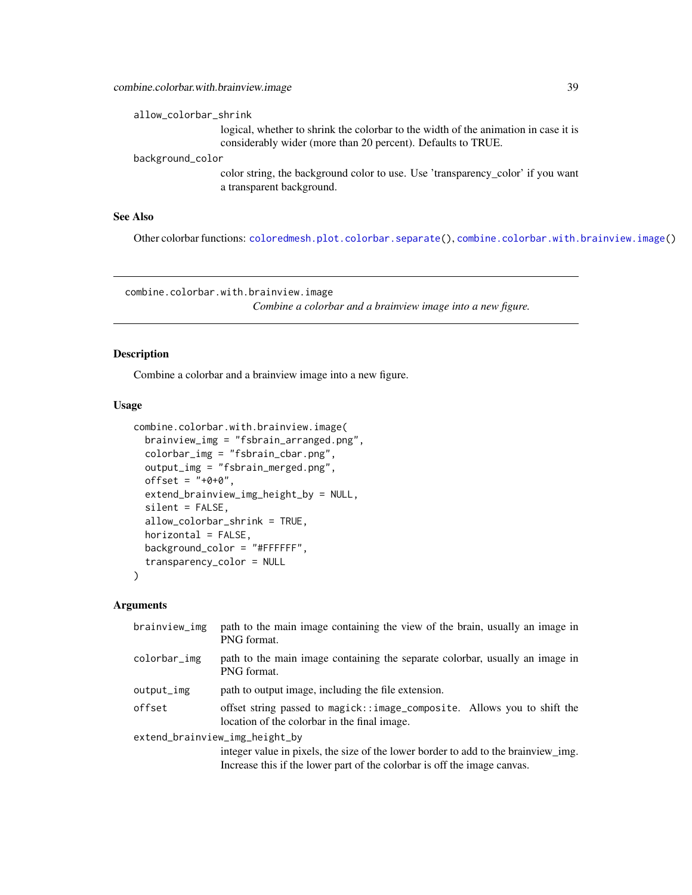allow_colorbar_shrink
: logical, whether to shrink the colorbar to the width of the animation in case it is considerably wider (more than 20 percent). Defaults to TRUE.

background_color
: color string, the background color to use. Use 'transparency_color' if you want a transparent background.

### See Also

Other colorbar functions: coloredmesh.plot.colorbar.separate(), combine.colorbar.with.brainview.image()

---

## combine.colorbar.with.brainview.image

*Combine a colorbar and a brainview image into a new figure.*

---

### Description

Combine a colorbar and a brainview image into a new figure.

### Usage

```
combine.colorbar.with.brainview.image(
  brainview_img = "fsbrain_arranged.png",
  colorbar_img = "fsbrain_cbar.png",
  output_img = "fsbrain_merged.png",
  offset = "+0+0",
  extend_brainview_img_height_by = NULL,
  silent = FALSE,
  allow_colorbar_shrink = TRUE,
  horizontal = FALSE,
  background_color = "#FFFFFF",
  transparency_color = NULL
)
```

### Arguments

brainview_img
: path to the main image containing the view of the brain, usually an image in PNG format.

colorbar_img
: path to the main image containing the separate colorbar, usually an image in PNG format.

output_img
: path to output image, including the file extension.

offset
: offset string passed to `magick::image_composite`. Allows you to shift the location of the colorbar in the final image.

extend_brainview_img_height_by
: integer value in pixels, the size of the lower border to add to the brainview_img. Increase this if the lower part of the colorbar is off the image canvas.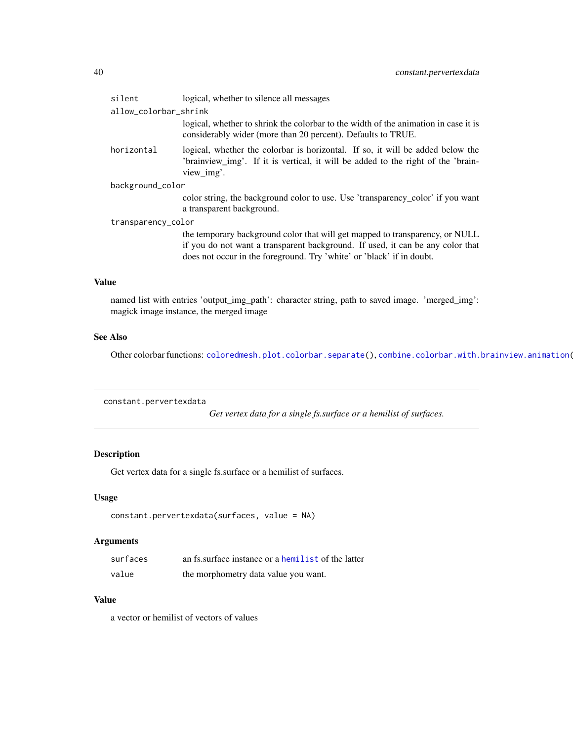| | |
|---|---|
| `silent` | logical, whether to silence all messages |
| `allow_colorbar_shrink` | logical, whether to shrink the colorbar to the width of the animation in case it is considerably wider (more than 20 percent). Defaults to TRUE. |
| `horizontal` | logical, whether the colorbar is horizontal. If so, it will be added below the 'brainview_img'. If it is vertical, it will be added to the right of the 'brainview_img'. |
| `background_color` | color string, the background color to use. Use 'transparency_color' if you want a transparent background. |
| `transparency_color` | the temporary background color that will get mapped to transparency, or NULL if you do not want a transparent background. If used, it can be any color that does not occur in the foreground. Try 'white' or 'black' if in doubt. |

### Value

named list with entries 'output_img_path': character string, path to saved image. 'merged_img': magick image instance, the merged image

### See Also

Other colorbar functions: `coloredmesh.plot.colorbar.separate()`, `combine.colorbar.with.brainview.animation(`

---

## constant.pervertexdata

*Get vertex data for a single fs.surface or a hemilist of surfaces.*

### Description

Get vertex data for a single fs.surface or a hemilist of surfaces.

### Usage

```
constant.pervertexdata(surfaces, value = NA)
```

### Arguments

| | |
|---|---|
| `surfaces` | an fs.surface instance or a `hemilist` of the latter |
| `value` | the morphometry data value you want. |

### Value

a vector or hemilist of vectors of values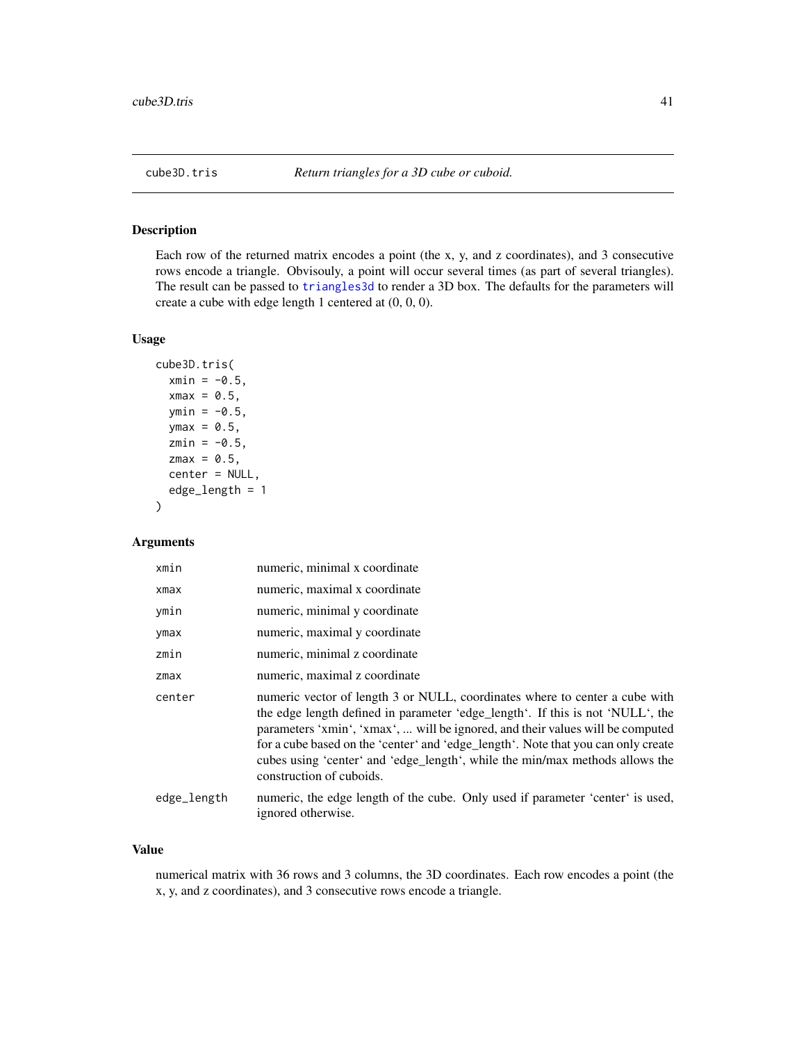## cube3D.tris *Return triangles for a 3D cube or cuboid.*

### Description

Each row of the returned matrix encodes a point (the x, y, and z coordinates), and 3 consecutive rows encode a triangle. Obvisouly, a point will occur several times (as part of several triangles). The result can be passed to triangles3d to render a 3D box. The defaults for the parameters will create a cube with edge length 1 centered at (0, 0, 0).

### Usage

```
cube3D.tris(
  xmin = -0.5,
  xmax = 0.5,
  ymin = -0.5,
  ymax = 0.5,
  zmin = -0.5,
  zmax = 0.5,
  center = NULL,
  edge_length = 1
)
```

### Arguments

| | |
|---|---|
| xmin | numeric, minimal x coordinate |
| xmax | numeric, maximal x coordinate |
| ymin | numeric, minimal y coordinate |
| ymax | numeric, maximal y coordinate |
| zmin | numeric, minimal z coordinate |
| zmax | numeric, maximal z coordinate |
| center | numeric vector of length 3 or NULL, coordinates where to center a cube with the edge length defined in parameter 'edge_length'. If this is not 'NULL', the parameters 'xmin', 'xmax', ... will be ignored, and their values will be computed for a cube based on the 'center' and 'edge_length'. Note that you can only create cubes using 'center' and 'edge_length', while the min/max methods allows the construction of cuboids. |
| edge_length | numeric, the edge length of the cube. Only used if parameter 'center' is used, ignored otherwise. |

### Value

numerical matrix with 36 rows and 3 columns, the 3D coordinates. Each row encodes a point (the x, y, and z coordinates), and 3 consecutive rows encode a triangle.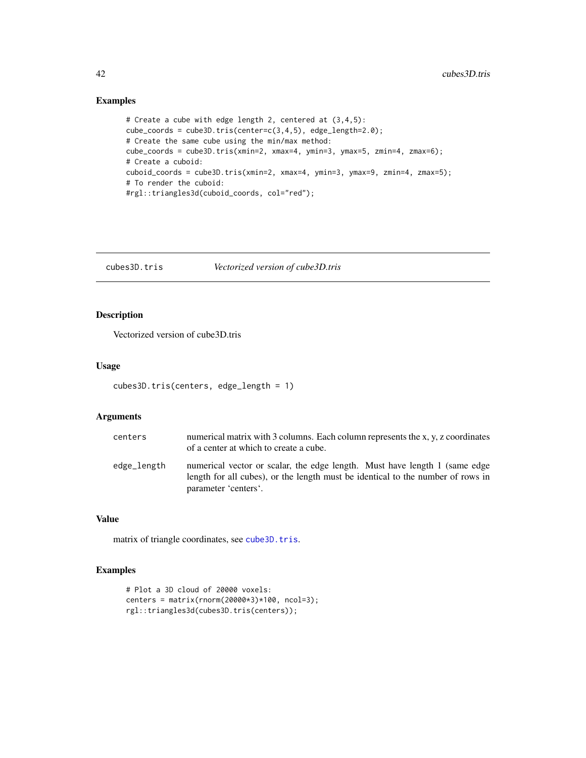## Examples

```
# Create a cube with edge length 2, centered at (3,4,5):
cube_coords = cube3D.tris(center=c(3,4,5), edge_length=2.0);
# Create the same cube using the min/max method:
cube_coords = cube3D.tris(xmin=2, xmax=4, ymin=3, ymax=5, zmin=4, zmax=6);
# Create a cuboid:
cuboid_coords = cube3D.tris(xmin=2, xmax=4, ymin=3, ymax=9, zmin=4, zmax=5);
# To render the cuboid:
#rgl::triangles3d(cuboid_coords, col="red");
```

---

# cubes3D.tris *Vectorized version of cube3D.tris*

## Description

Vectorized version of cube3D.tris

## Usage

```
cubes3D.tris(centers, edge_length = 1)
```

## Arguments

| | |
|---|---|
| centers | numerical matrix with 3 columns. Each column represents the x, y, z coordinates of a center at which to create a cube. |
| edge_length | numerical vector or scalar, the edge length. Must have length 1 (same edge length for all cubes), or the length must be identical to the number of rows in parameter ‘centers‘. |

## Value

matrix of triangle coordinates, see cube3D.tris.

## Examples

```
# Plot a 3D cloud of 20000 voxels:
centers = matrix(rnorm(20000*3)*100, ncol=3);
rgl::triangles3d(cubes3D.tris(centers));
```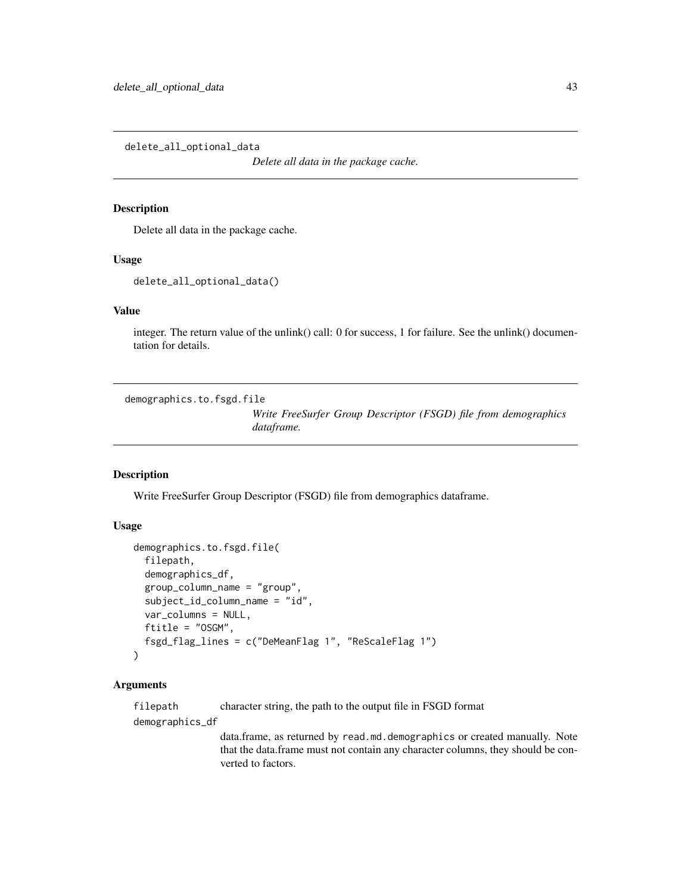## delete_all_optional_data

*Delete all data in the package cache.*

### Description

Delete all data in the package cache.

### Usage

```
delete_all_optional_data()
```

### Value

integer. The return value of the unlink() call: 0 for success, 1 for failure. See the unlink() documentation for details.

## demographics.to.fsgd.file

*Write FreeSurfer Group Descriptor (FSGD) file from demographics dataframe.*

### Description

Write FreeSurfer Group Descriptor (FSGD) file from demographics dataframe.

### Usage

```
demographics.to.fsgd.file(
  filepath,
  demographics_df,
  group_column_name = "group",
  subject_id_column_name = "id",
  var_columns = NULL,
  ftitle = "OSGM",
  fsgd_flag_lines = c("DeMeanFlag 1", "ReScaleFlag 1")
)
```

### Arguments

`filepath` character string, the path to the output file in FSGD format

`demographics_df` data.frame, as returned by `read.md.demographics` or created manually. Note that the data.frame must not contain any character columns, they should be converted to factors.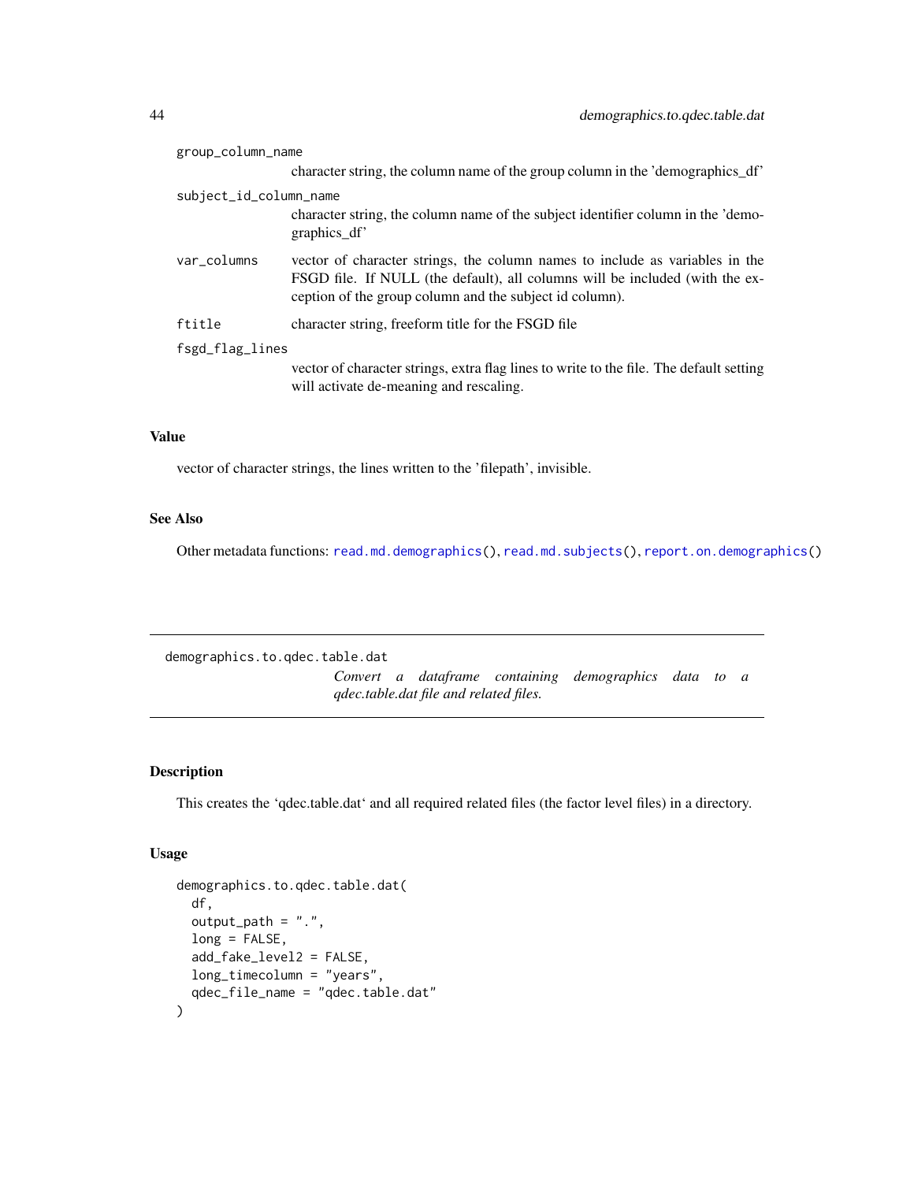`group_column_name`
: character string, the column name of the group column in the 'demographics_df'

`subject_id_column_name`
: character string, the column name of the subject identifier column in the 'demographics_df'

`var_columns`
: vector of character strings, the column names to include as variables in the FSGD file. If NULL (the default), all columns will be included (with the exception of the group column and the subject id column).

`ftitle`
: character string, freeform title for the FSGD file

`fsgd_flag_lines`
: vector of character strings, extra flag lines to write to the file. The default setting will activate de-meaning and rescaling.

### Value

vector of character strings, the lines written to the 'filepath', invisible.

### See Also

Other metadata functions: `read.md.demographics()`, `read.md.subjects()`, `report.on.demographics()`

---

## demographics.to.qdec.table.dat

*Convert a dataframe containing demographics data to a qdec.table.dat file and related files.*

---

### Description

This creates the 'qdec.table.dat' and all required related files (the factor level files) in a directory.

### Usage

```
demographics.to.qdec.table.dat(
  df,
  output_path = ".",
  long = FALSE,
  add_fake_level2 = FALSE,
  long_timecolumn = "years",
  qdec_file_name = "qdec.table.dat"
)
```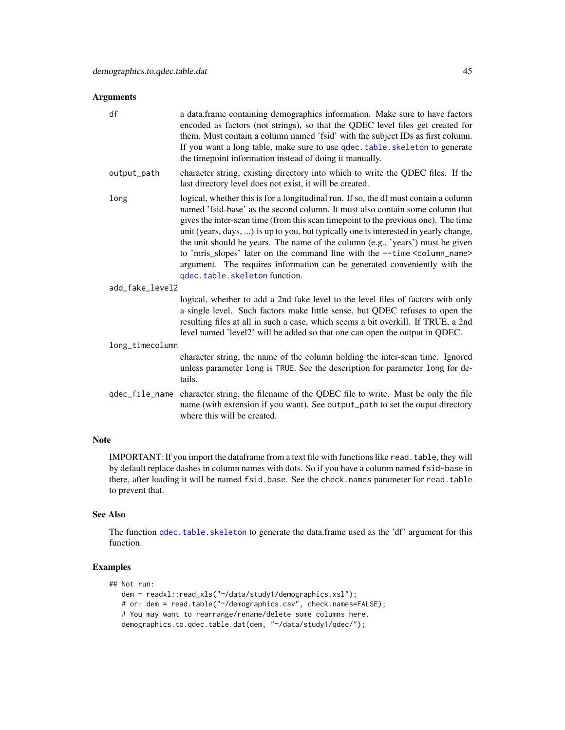## Arguments

**df** a data.frame containing demographics information. Make sure to have factors encoded as factors (not strings), so that the QDEC level files get created for them. Must contain a column named 'fsid' with the subject IDs as first column. If you want a long table, make sure to use `qdec.table.skeleton` to generate the timepoint information instead of doing it manually.

**output_path** character string, existing directory into which to write the QDEC files. If the last directory level does not exist, it will be created.

**long** logical, whether this is for a longitudinal run. If so, the df must contain a column named 'fsid-base' as the second column. It must also contain some column that gives the inter-scan time (from this scan timepoint to the previous one). The time unit (years, days, ...) is up to you, but typically one is interested in yearly change, the unit should be years. The name of the column (e.g., 'years') must be given to 'mris_slopes' later on the command line with the `--time <column_name>` argument. The requires information can be generated conveniently with the `qdec.table.skeleton` function.

**add_fake_level2** logical, whether to add a 2nd fake level to the level files of factors with only a single level. Such factors make little sense, but QDEC refuses to open the resulting files at all in such a case, which seems a bit overkill. If TRUE, a 2nd level named 'level2' will be added so that one can open the output in QDEC.

**long_timecolumn** character string, the name of the column holding the inter-scan time. Ignored unless parameter `long` is `TRUE`. See the description for parameter `long` for details.

**qdec_file_name** character string, the filename of the QDEC file to write. Must be only the file name (with extension if you want). See `output_path` to set the ouput directory where this will be created.

## Note

IMPORTANT: If you import the dataframe from a text file with functions like `read.table`, they will by default replace dashes in column names with dots. So if you have a column named `fsid-base` in there, after loading it will be named `fsid.base`. See the `check.names` parameter for `read.table` to prevent that.

## See Also

The function `qdec.table.skeleton` to generate the data.frame used as the 'df' argument for this function.

## Examples

```
## Not run:
   dem = readxl::read_xls("~/data/study1/demographics.xsl");
   # or: dem = read.table("~/demographics.csv", check.names=FALSE);
   # You may want to rearrange/rename/delete some columns here.
   demographics.to.qdec.table.dat(dem, "~/data/study1/qdec/");
```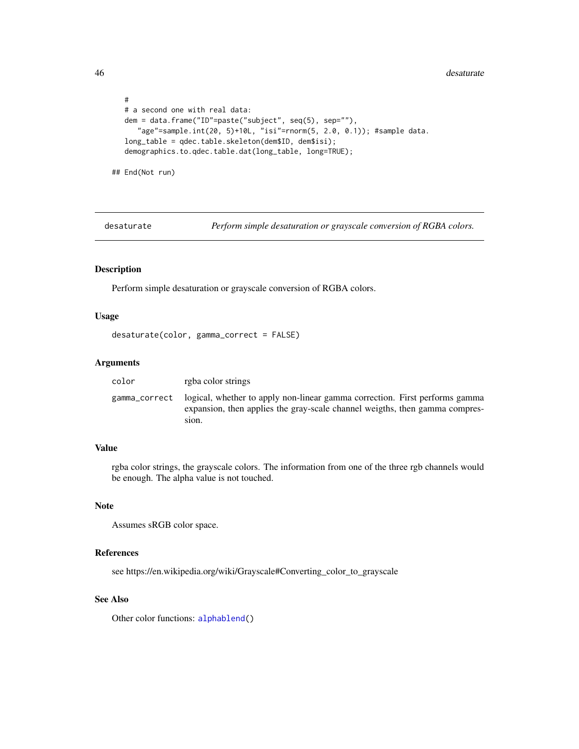```
#
# a second one with real data:
dem = data.frame("ID"=paste("subject", seq(5), sep=""),
   "age"=sample.int(20, 5)+10L, "isi"=rnorm(5, 2.0, 0.1)); #sample data.
long_table = qdec.table.skeleton(dem$ID, dem$isi);
demographics.to.qdec.table.dat(long_table, long=TRUE);

## End(Not run)
```

---

## desaturate — *Perform simple desaturation or grayscale conversion of RGBA colors.*

---

### Description

Perform simple desaturation or grayscale conversion of RGBA colors.

### Usage

```
desaturate(color, gamma_correct = FALSE)
```

### Arguments

| | |
|---|---|
| `color` | rgba color strings |
| `gamma_correct` | logical, whether to apply non-linear gamma correction. First performs gamma expansion, then applies the gray-scale channel weigths, then gamma compression. |

### Value

rgba color strings, the grayscale colors. The information from one of the three rgb channels would be enough. The alpha value is not touched.

### Note

Assumes sRGB color space.

### References

see https://en.wikipedia.org/wiki/Grayscale#Converting_color_to_grayscale

### See Also

Other color functions: `alphablend()`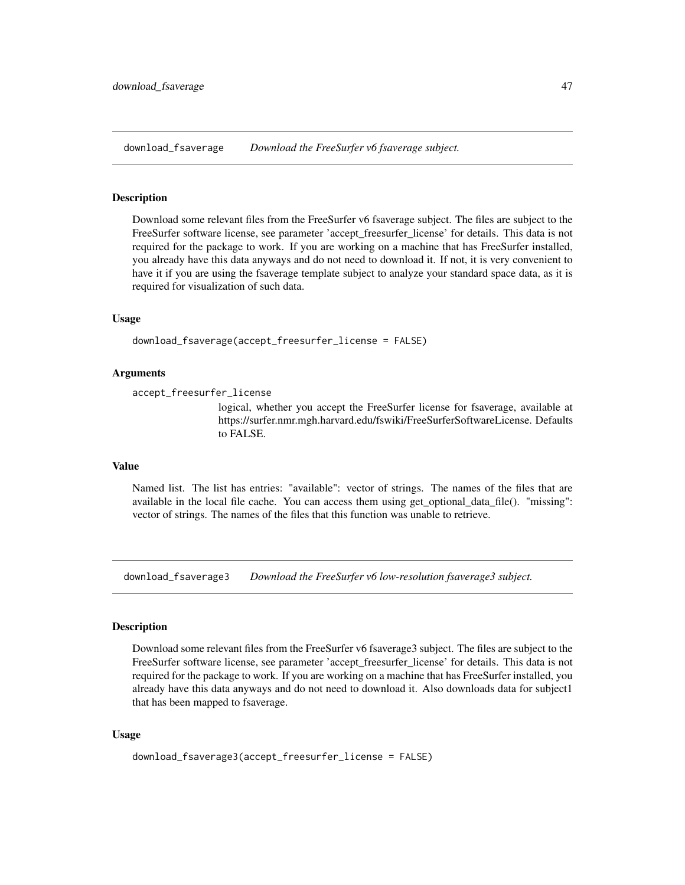## download_fsaverage *Download the FreeSurfer v6 fsaverage subject.*

### Description

Download some relevant files from the FreeSurfer v6 fsaverage subject. The files are subject to the FreeSurfer software license, see parameter 'accept_freesurfer_license' for details. This data is not required for the package to work. If you are working on a machine that has FreeSurfer installed, you already have this data anyways and do not need to download it. If not, it is very convenient to have it if you are using the fsaverage template subject to analyze your standard space data, as it is required for visualization of such data.

### Usage

```
download_fsaverage(accept_freesurfer_license = FALSE)
```

### Arguments

`accept_freesurfer_license`
: logical, whether you accept the FreeSurfer license for fsaverage, available at https://surfer.nmr.mgh.harvard.edu/fswiki/FreeSurferSoftwareLicense. Defaults to FALSE.

### Value

Named list. The list has entries: "available": vector of strings. The names of the files that are available in the local file cache. You can access them using get_optional_data_file(). "missing": vector of strings. The names of the files that this function was unable to retrieve.

## download_fsaverage3 *Download the FreeSurfer v6 low-resolution fsaverage3 subject.*

### Description

Download some relevant files from the FreeSurfer v6 fsaverage3 subject. The files are subject to the FreeSurfer software license, see parameter 'accept_freesurfer_license' for details. This data is not required for the package to work. If you are working on a machine that has FreeSurfer installed, you already have this data anyways and do not need to download it. Also downloads data for subject1 that has been mapped to fsaverage.

### Usage

```
download_fsaverage3(accept_freesurfer_license = FALSE)
```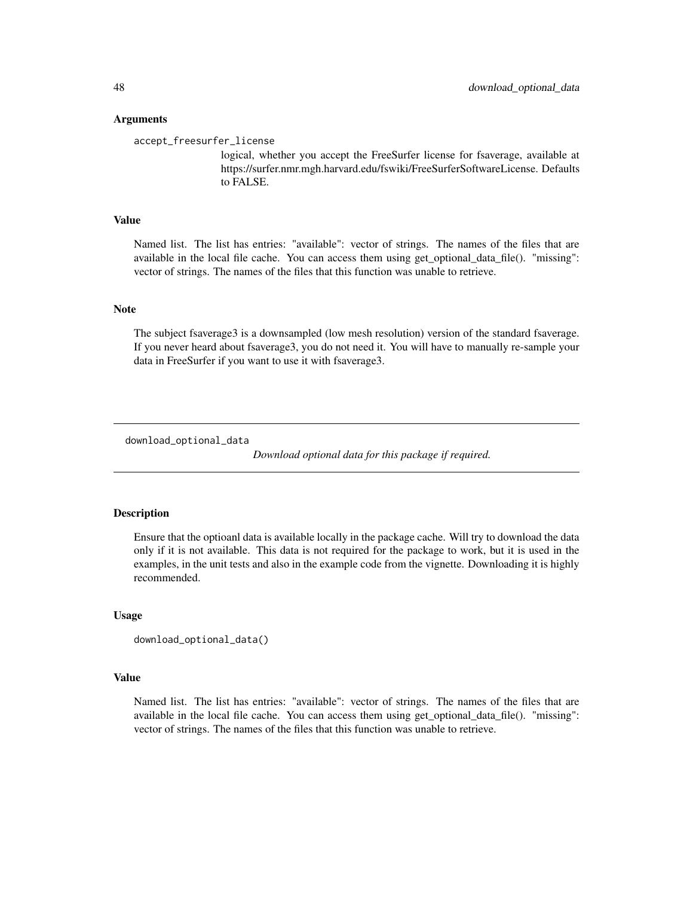### Arguments

`accept_freesurfer_license`
: logical, whether you accept the FreeSurfer license for fsaverage, available at https://surfer.nmr.mgh.harvard.edu/fswiki/FreeSurferSoftwareLicense. Defaults to FALSE.

### Value

Named list. The list has entries: "available": vector of strings. The names of the files that are available in the local file cache. You can access them using get_optional_data_file(). "missing": vector of strings. The names of the files that this function was unable to retrieve.

### Note

The subject fsaverage3 is a downsampled (low mesh resolution) version of the standard fsaverage. If you never heard about fsaverage3, you do not need it. You will have to manually re-sample your data in FreeSurfer if you want to use it with fsaverage3.

---

## download_optional_data

*Download optional data for this package if required.*

---

### Description

Ensure that the optioanl data is available locally in the package cache. Will try to download the data only if it is not available. This data is not required for the package to work, but it is used in the examples, in the unit tests and also in the example code from the vignette. Downloading it is highly recommended.

### Usage

```
download_optional_data()
```

### Value

Named list. The list has entries: "available": vector of strings. The names of the files that are available in the local file cache. You can access them using get_optional_data_file(). "missing": vector of strings. The names of the files that this function was unable to retrieve.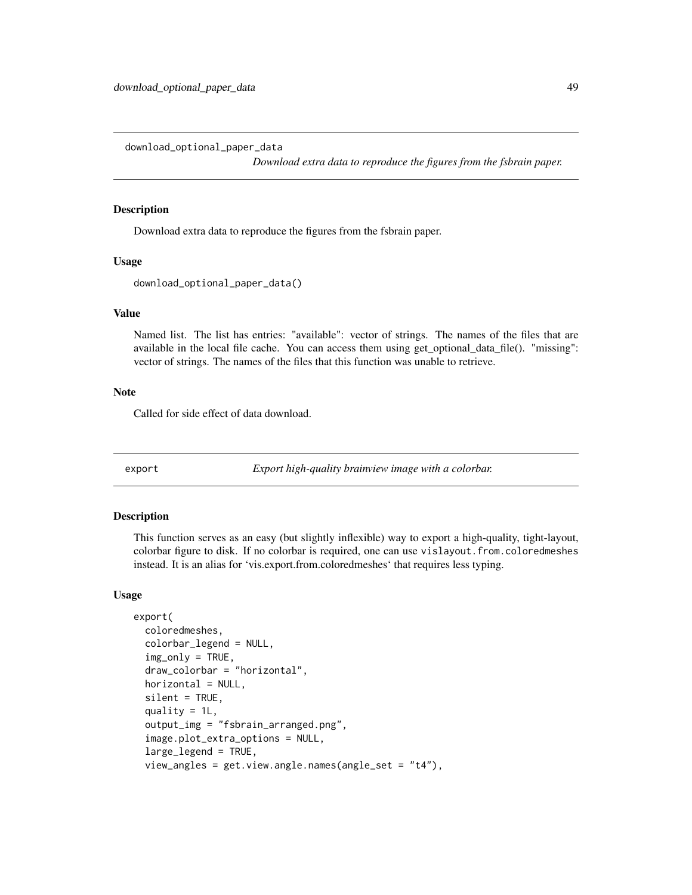## download_optional_paper_data

*Download extra data to reproduce the figures from the fsbrain paper.*

### Description

Download extra data to reproduce the figures from the fsbrain paper.

### Usage

```
download_optional_paper_data()
```

### Value

Named list. The list has entries: "available": vector of strings. The names of the files that are available in the local file cache. You can access them using get_optional_data_file(). "missing": vector of strings. The names of the files that this function was unable to retrieve.

### Note

Called for side effect of data download.

## export

*Export high-quality brainview image with a colorbar.*

### Description

This function serves as an easy (but slightly inflexible) way to export a high-quality, tight-layout, colorbar figure to disk. If no colorbar is required, one can use `vislayout.from.coloredmeshes` instead. It is an alias for 'vis.export.from.coloredmeshes' that requires less typing.

### Usage

```
export(
  coloredmeshes,
  colorbar_legend = NULL,
  img_only = TRUE,
  draw_colorbar = "horizontal",
  horizontal = NULL,
  silent = TRUE,
  quality = 1L,
  output_img = "fsbrain_arranged.png",
  image.plot_extra_options = NULL,
  large_legend = TRUE,
  view_angles = get.view.angle.names(angle_set = "t4"),
```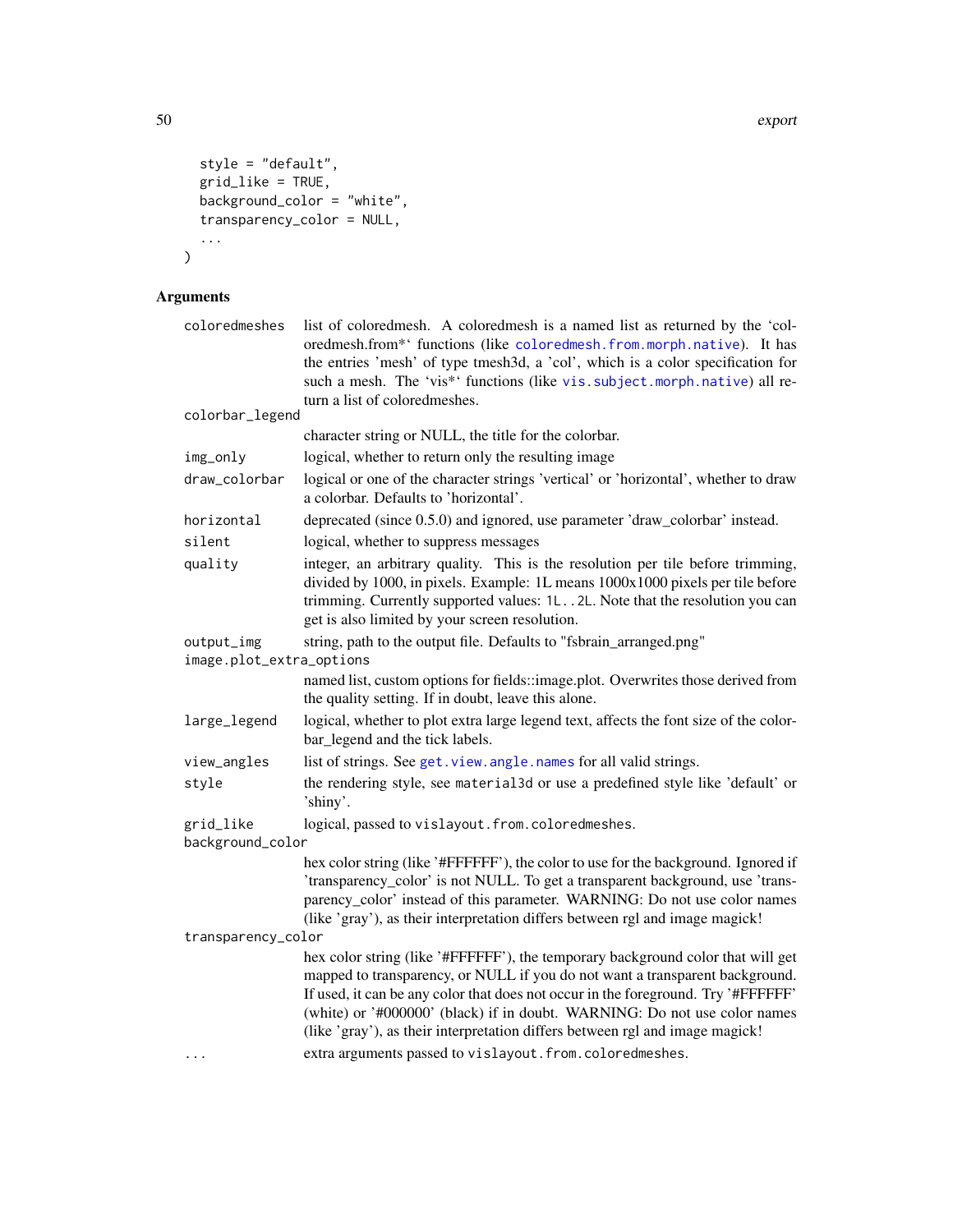```
  style = "default",
  grid_like = TRUE,
  background_color = "white",
  transparency_color = NULL,
  ...
)
```

## Arguments

| Argument | Description |
|---|---|
| coloredmeshes | list of coloredmesh. A coloredmesh is a named list as returned by the 'coloredmesh.from*' functions (like coloredmesh.from.morph.native). It has the entries 'mesh' of type tmesh3d, a 'col', which is a color specification for such a mesh. The 'vis*' functions (like vis.subject.morph.native) all return a list of coloredmeshes. |
| colorbar_legend | character string or NULL, the title for the colorbar. |
| img_only | logical, whether to return only the resulting image |
| draw_colorbar | logical or one of the character strings 'vertical' or 'horizontal', whether to draw a colorbar. Defaults to 'horizontal'. |
| horizontal | deprecated (since 0.5.0) and ignored, use parameter 'draw_colorbar' instead. |
| silent | logical, whether to suppress messages |
| quality | integer, an arbitrary quality. This is the resolution per tile before trimming, divided by 1000, in pixels. Example: 1L means 1000x1000 pixels per tile before trimming. Currently supported values: `1L..2L`. Note that the resolution you can get is also limited by your screen resolution. |
| output_img | string, path to the output file. Defaults to "fsbrain_arranged.png" |
| image.plot_extra_options | named list, custom options for fields::image.plot. Overwrites those derived from the quality setting. If in doubt, leave this alone. |
| large_legend | logical, whether to plot extra large legend text, affects the font size of the colorbar_legend and the tick labels. |
| view_angles | list of strings. See get.view.angle.names for all valid strings. |
| style | the rendering style, see `material3d` or use a predefined style like 'default' or 'shiny'. |
| grid_like | logical, passed to `vislayout.from.coloredmeshes`. |
| background_color | hex color string (like '#FFFFFF'), the color to use for the background. Ignored if 'transparency_color' is not NULL. To get a transparent background, use 'transparency_color' instead of this parameter. WARNING: Do not use color names (like 'gray'), as their interpretation differs between rgl and image magick! |
| transparency_color | hex color string (like '#FFFFFF'), the temporary background color that will get mapped to transparency, or NULL if you do not want a transparent background. If used, it can be any color that does not occur in the foreground. Try '#FFFFFF' (white) or '#000000' (black) if in doubt. WARNING: Do not use color names (like 'gray'), as their interpretation differs between rgl and image magick! |
| ... | extra arguments passed to `vislayout.from.coloredmeshes`. |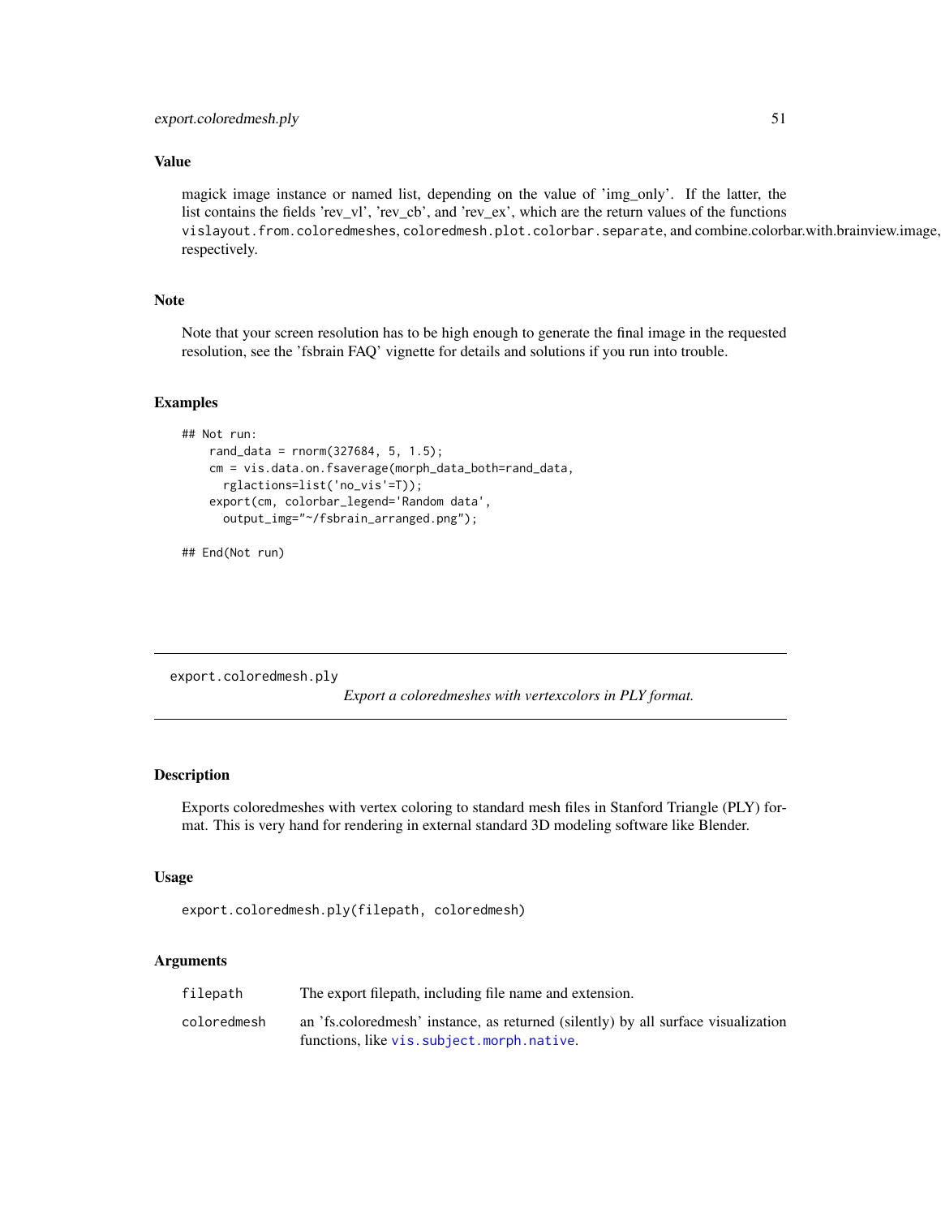### Value

magick image instance or named list, depending on the value of 'img_only'. If the latter, the list contains the fields 'rev_vl', 'rev_cb', and 'rev_ex', which are the return values of the functions `vislayout.from.coloredmeshes`, `coloredmesh.plot.colorbar.separate`, and combine.colorbar.with.brainview.image, respectively.

### Note

Note that your screen resolution has to be high enough to generate the final image in the requested resolution, see the 'fsbrain FAQ' vignette for details and solutions if you run into trouble.

### Examples

```
## Not run:
    rand_data = rnorm(327684, 5, 1.5);
    cm = vis.data.on.fsaverage(morph_data_both=rand_data,
      rglactions=list('no_vis'=T));
    export(cm, colorbar_legend='Random data',
      output_img="~/fsbrain_arranged.png");

## End(Not run)
```

---

## export.coloredmesh.ply

*Export a coloredmeshes with vertexcolors in PLY format.*

### Description

Exports coloredmeshes with vertex coloring to standard mesh files in Stanford Triangle (PLY) format. This is very hand for rendering in external standard 3D modeling software like Blender.

### Usage

```
export.coloredmesh.ply(filepath, coloredmesh)
```

### Arguments

| | |
|---|---|
| `filepath` | The export filepath, including file name and extension. |
| `coloredmesh` | an 'fs.coloredmesh' instance, as returned (silently) by all surface visualization functions, like `vis.subject.morph.native`. |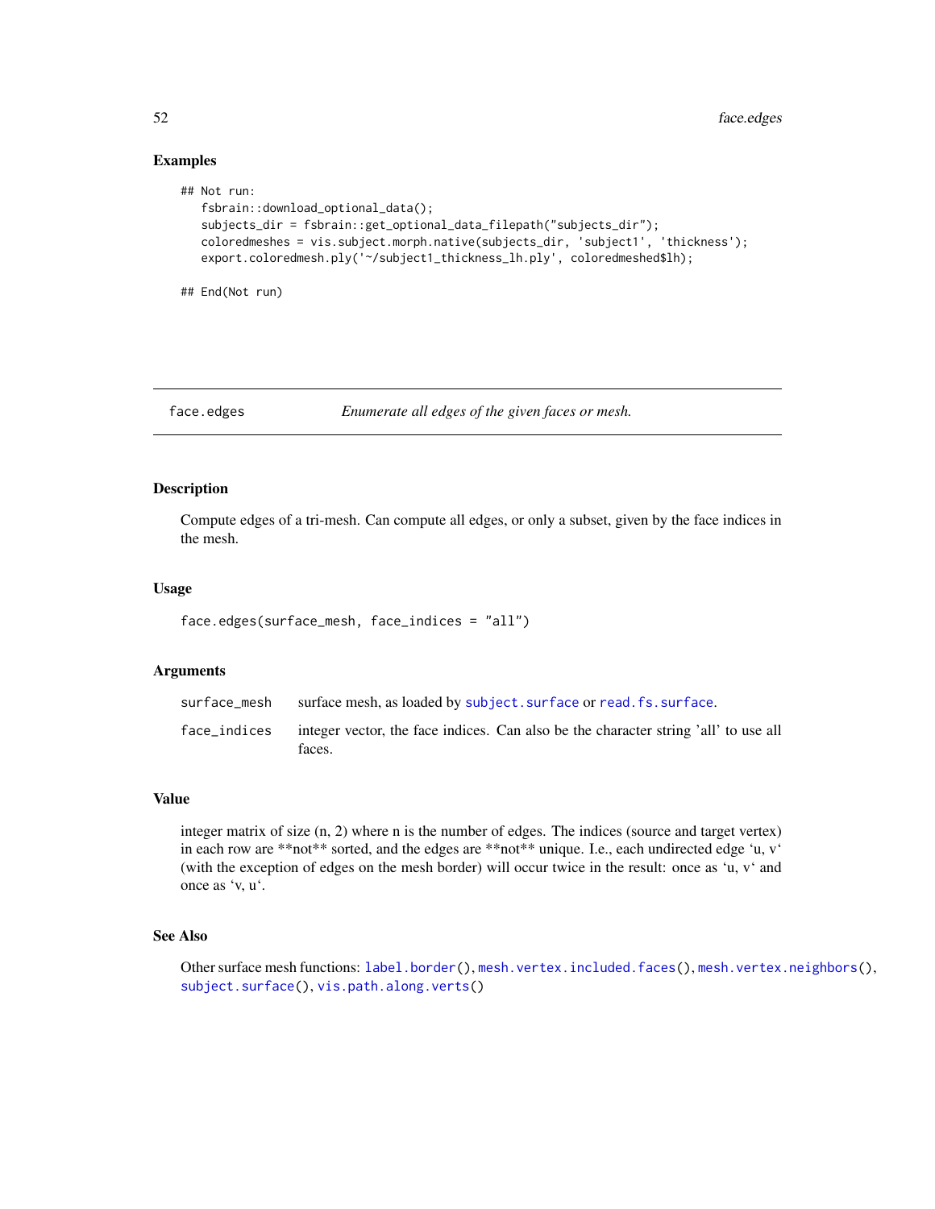## Examples

```
## Not run:
   fsbrain::download_optional_data();
   subjects_dir = fsbrain::get_optional_data_filepath("subjects_dir");
   coloredmeshes = vis.subject.morph.native(subjects_dir, 'subject1', 'thickness');
   export.coloredmesh.ply('~/subject1_thickness_lh.ply', coloredmeshed$lh);

## End(Not run)
```

---

`face.edges` *Enumerate all edges of the given faces or mesh.*

---

## Description

Compute edges of a tri-mesh. Can compute all edges, or only a subset, given by the face indices in the mesh.

## Usage

```
face.edges(surface_mesh, face_indices = "all")
```

## Arguments

| | |
|---|---|
| surface_mesh | surface mesh, as loaded by subject.surface or read.fs.surface. |
| face_indices | integer vector, the face indices. Can also be the character string 'all' to use all faces. |

## Value

integer matrix of size (n, 2) where n is the number of edges. The indices (source and target vertex) in each row are **not** sorted, and the edges are **not** unique. I.e., each undirected edge 'u, v' (with the exception of edges on the mesh border) will occur twice in the result: once as 'u, v' and once as 'v, u'.

## See Also

Other surface mesh functions: label.border(), mesh.vertex.included.faces(), mesh.vertex.neighbors(), subject.surface(), vis.path.along.verts()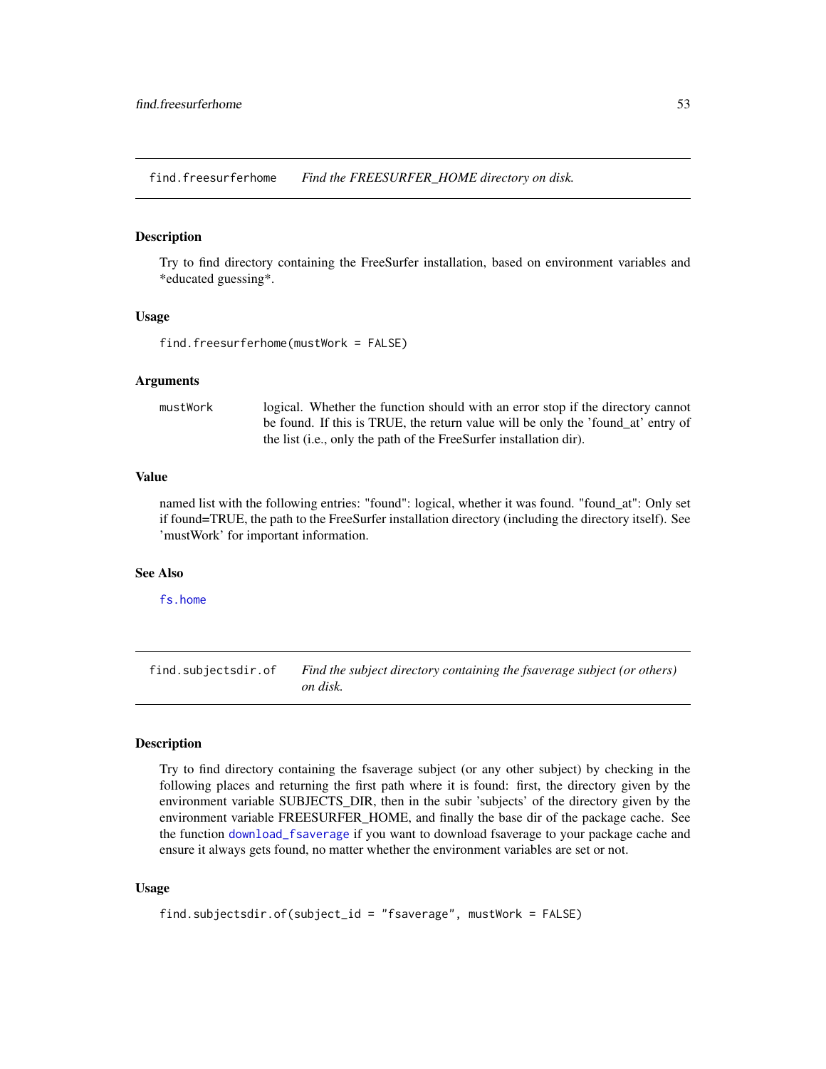## find.freesurferhome — *Find the FREESURFER_HOME directory on disk.*

### Description

Try to find directory containing the FreeSurfer installation, based on environment variables and *educated guessing*.

### Usage

```
find.freesurferhome(mustWork = FALSE)
```

### Arguments

| | |
|---|---|
| mustWork | logical. Whether the function should with an error stop if the directory cannot be found. If this is TRUE, the return value will be only the 'found_at' entry of the list (i.e., only the path of the FreeSurfer installation dir). |

### Value

named list with the following entries: "found": logical, whether it was found. "found_at": Only set if found=TRUE, the path to the FreeSurfer installation directory (including the directory itself). See 'mustWork' for important information.

### See Also

fs.home

## find.subjectsdir.of — *Find the subject directory containing the fsaverage subject (or others) on disk.*

### Description

Try to find directory containing the fsaverage subject (or any other subject) by checking in the following places and returning the first path where it is found: first, the directory given by the environment variable SUBJECTS_DIR, then in the subir 'subjects' of the directory given by the environment variable FREESURFER_HOME, and finally the base dir of the package cache. See the function download_fsaverage if you want to download fsaverage to your package cache and ensure it always gets found, no matter whether the environment variables are set or not.

### Usage

```
find.subjectsdir.of(subject_id = "fsaverage", mustWork = FALSE)
```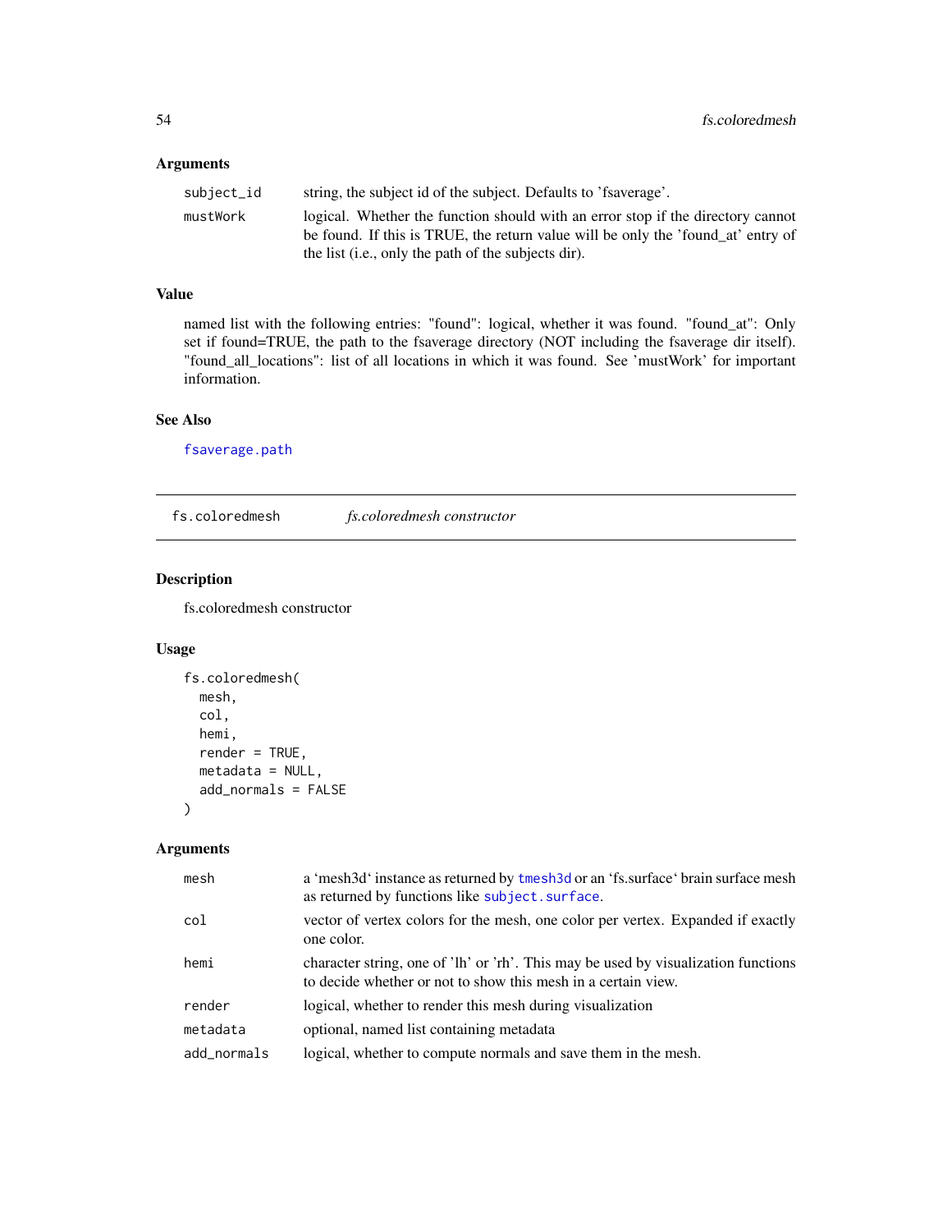## Arguments

| | |
|---|---|
| subject_id | string, the subject id of the subject. Defaults to 'fsaverage'. |
| mustWork | logical. Whether the function should with an error stop if the directory cannot be found. If this is TRUE, the return value will be only the 'found_at' entry of the list (i.e., only the path of the subjects dir). |

## Value

named list with the following entries: "found": logical, whether it was found. "found_at": Only set if found=TRUE, the path to the fsaverage directory (NOT including the fsaverage dir itself). "found_all_locations": list of all locations in which it was found. See 'mustWork' for important information.

## See Also

fsaverage.path

---

# fs.coloredmesh *fs.coloredmesh constructor*

## Description

fs.coloredmesh constructor

## Usage

```
fs.coloredmesh(
  mesh,
  col,
  hemi,
  render = TRUE,
  metadata = NULL,
  add_normals = FALSE
)
```

## Arguments

| | |
|---|---|
| mesh | a 'mesh3d' instance as returned by tmesh3d or an 'fs.surface' brain surface mesh as returned by functions like subject.surface. |
| col | vector of vertex colors for the mesh, one color per vertex. Expanded if exactly one color. |
| hemi | character string, one of 'lh' or 'rh'. This may be used by visualization functions to decide whether or not to show this mesh in a certain view. |
| render | logical, whether to render this mesh during visualization |
| metadata | optional, named list containing metadata |
| add_normals | logical, whether to compute normals and save them in the mesh. |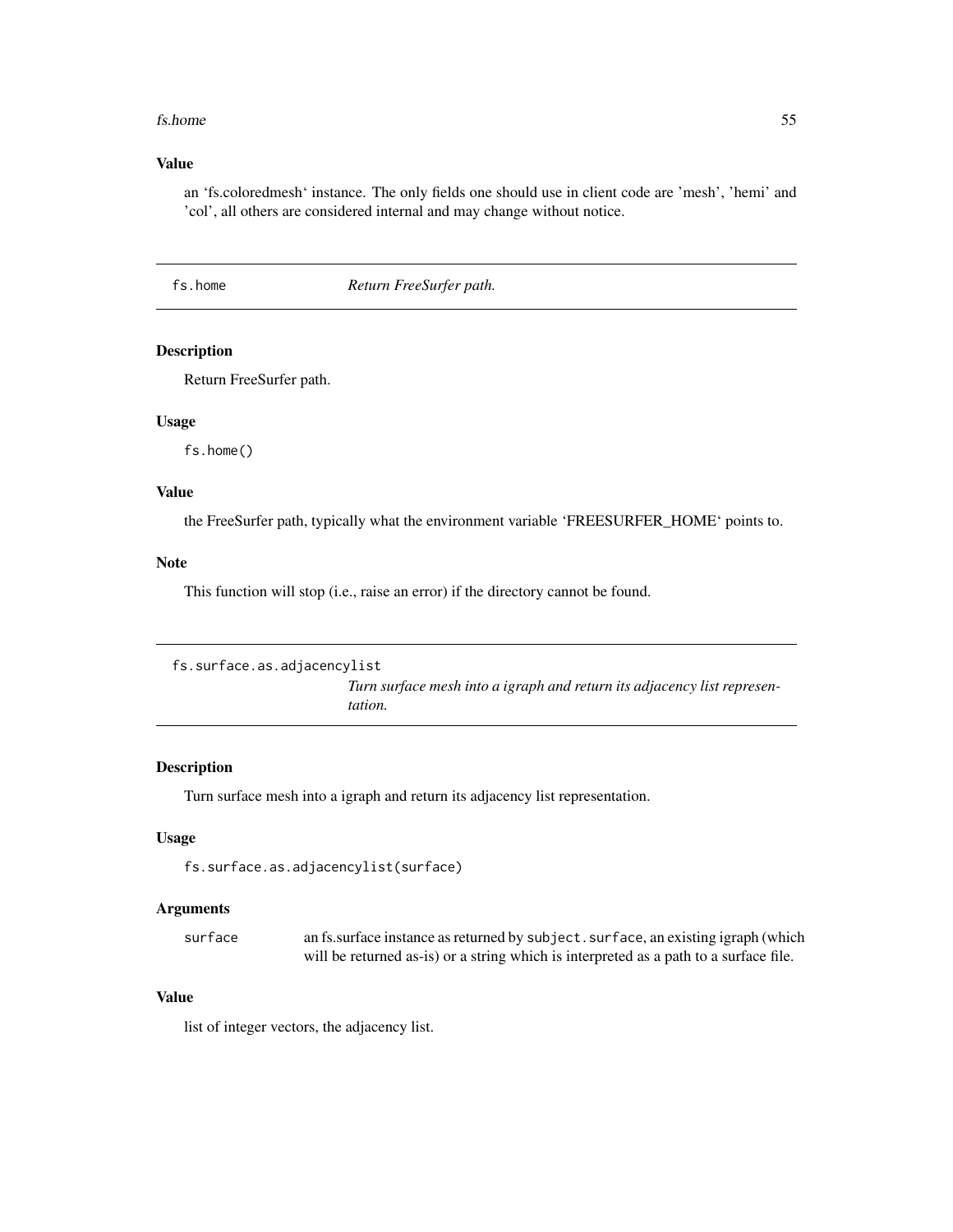### Value

an 'fs.coloredmesh' instance. The only fields one should use in client code are 'mesh', 'hemi' and 'col', all others are considered internal and may change without notice.

---

## fs.home — *Return FreeSurfer path.*

### Description

Return FreeSurfer path.

### Usage

```
fs.home()
```

### Value

the FreeSurfer path, typically what the environment variable 'FREESURFER_HOME' points to.

### Note

This function will stop (i.e., raise an error) if the directory cannot be found.

---

## fs.surface.as.adjacencylist — *Turn surface mesh into a igraph and return its adjacency list representation.*

### Description

Turn surface mesh into a igraph and return its adjacency list representation.

### Usage

```
fs.surface.as.adjacencylist(surface)
```

### Arguments

| | |
|---|---|
| `surface` | an fs.surface instance as returned by `subject.surface`, an existing igraph (which will be returned as-is) or a string which is interpreted as a path to a surface file. |

### Value

list of integer vectors, the adjacency list.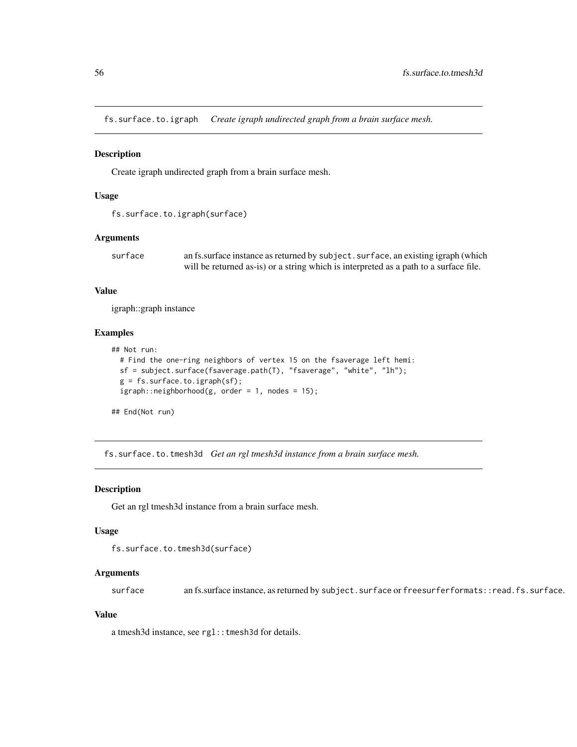## fs.surface.to.igraph *Create igraph undirected graph from a brain surface mesh.*

### Description

Create igraph undirected graph from a brain surface mesh.

### Usage

```
fs.surface.to.igraph(surface)
```

### Arguments

| | |
|---|---|
| surface | an fs.surface instance as returned by `subject.surface`, an existing igraph (which will be returned as-is) or a string which is interpreted as a path to a surface file. |

### Value

igraph::graph instance

### Examples

```
## Not run:
  # Find the one-ring neighbors of vertex 15 on the fsaverage left hemi:
  sf = subject.surface(fsaverage.path(T), "fsaverage", "white", "lh");
  g = fs.surface.to.igraph(sf);
  igraph::neighborhood(g, order = 1, nodes = 15);

## End(Not run)
```

## fs.surface.to.tmesh3d *Get an rgl tmesh3d instance from a brain surface mesh.*

### Description

Get an rgl tmesh3d instance from a brain surface mesh.

### Usage

```
fs.surface.to.tmesh3d(surface)
```

### Arguments

| | |
|---|---|
| surface | an fs.surface instance, as returned by `subject.surface` or `freesurferformats::read.fs.surface`. |

### Value

a tmesh3d instance, see `rgl::tmesh3d` for details.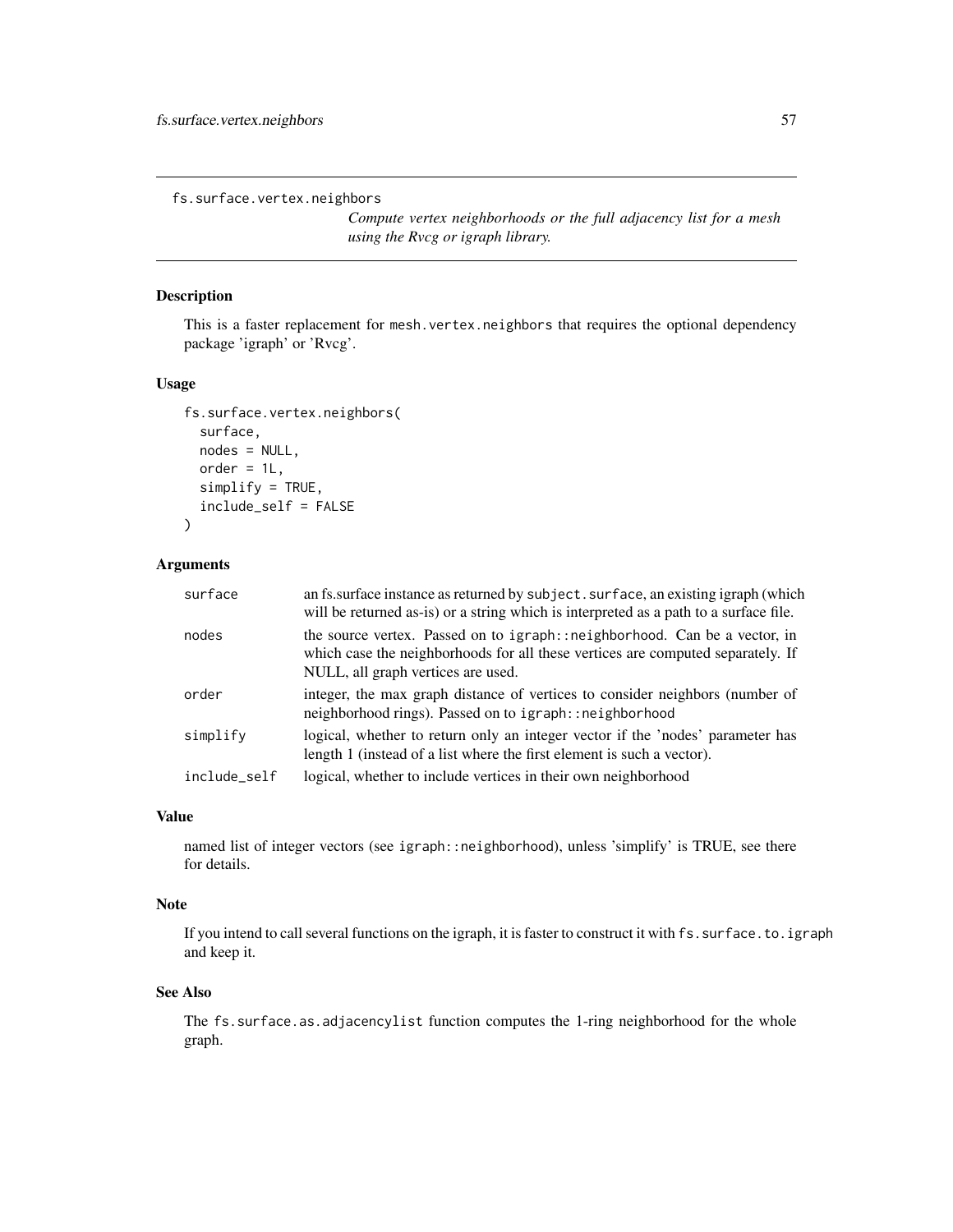`fs.surface.vertex.neighbors`

*Compute vertex neighborhoods or the full adjacency list for a mesh using the Rvcg or igraph library.*

## Description

This is a faster replacement for `mesh.vertex.neighbors` that requires the optional dependency package 'igraph' or 'Rvcg'.

## Usage

```
fs.surface.vertex.neighbors(
  surface,
  nodes = NULL,
  order = 1L,
  simplify = TRUE,
  include_self = FALSE
)
```

## Arguments

| | |
|---|---|
| `surface` | an fs.surface instance as returned by `subject.surface`, an existing igraph (which will be returned as-is) or a string which is interpreted as a path to a surface file. |
| `nodes` | the source vertex. Passed on to `igraph::neighborhood`. Can be a vector, in which case the neighborhoods for all these vertices are computed separately. If NULL, all graph vertices are used. |
| `order` | integer, the max graph distance of vertices to consider neighbors (number of neighborhood rings). Passed on to `igraph::neighborhood` |
| `simplify` | logical, whether to return only an integer vector if the 'nodes' parameter has length 1 (instead of a list where the first element is such a vector). |
| `include_self` | logical, whether to include vertices in their own neighborhood |

## Value

named list of integer vectors (see `igraph::neighborhood`), unless 'simplify' is TRUE, see there for details.

## Note

If you intend to call several functions on the igraph, it is faster to construct it with `fs.surface.to.igraph` and keep it.

## See Also

The `fs.surface.as.adjacencylist` function computes the 1-ring neighborhood for the whole graph.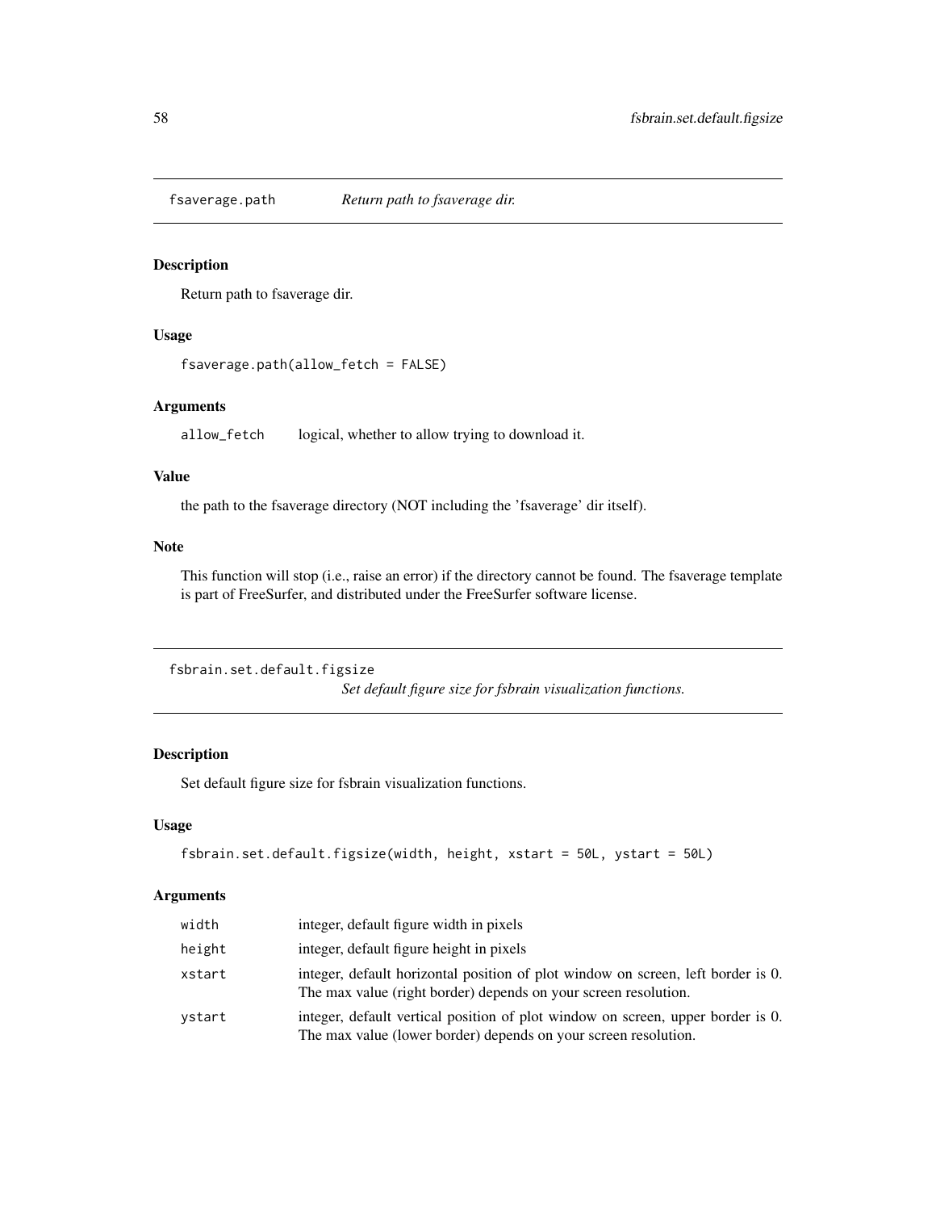## fsaverage.path *Return path to fsaverage dir.*

### Description

Return path to fsaverage dir.

### Usage

```
fsaverage.path(allow_fetch = FALSE)
```

### Arguments

| | |
|---|---|
| allow_fetch | logical, whether to allow trying to download it. |

### Value

the path to the fsaverage directory (NOT including the 'fsaverage' dir itself).

### Note

This function will stop (i.e., raise an error) if the directory cannot be found. The fsaverage template is part of FreeSurfer, and distributed under the FreeSurfer software license.

## fsbrain.set.default.figsize *Set default figure size for fsbrain visualization functions.*

### Description

Set default figure size for fsbrain visualization functions.

### Usage

```
fsbrain.set.default.figsize(width, height, xstart = 50L, ystart = 50L)
```

### Arguments

| | |
|---|---|
| width | integer, default figure width in pixels |
| height | integer, default figure height in pixels |
| xstart | integer, default horizontal position of plot window on screen, left border is 0. The max value (right border) depends on your screen resolution. |
| ystart | integer, default vertical position of plot window on screen, upper border is 0. The max value (lower border) depends on your screen resolution. |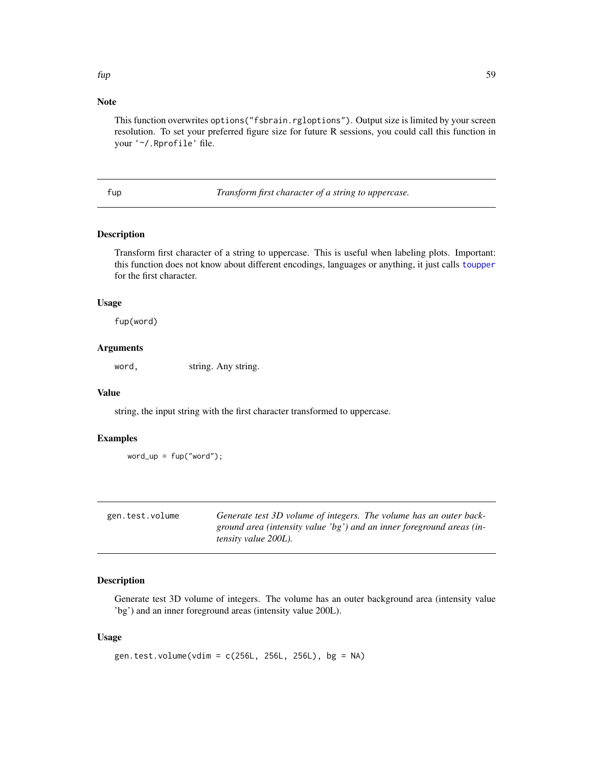## Note

This function overwrites `options("fsbrain.rgloptions")`. Output size is limited by your screen resolution. To set your preferred figure size for future R sessions, you could call this function in your `'~/.Rprofile'` file.

---

# fup — *Transform first character of a string to uppercase.*

## Description

Transform first character of a string to uppercase. This is useful when labeling plots. Important: this function does not know about different encodings, languages or anything, it just calls `toupper` for the first character.

## Usage

```
fup(word)
```

## Arguments

| | |
|---|---|
| `word,` | string. Any string. |

## Value

string, the input string with the first character transformed to uppercase.

## Examples

```
word_up = fup("word");
```

---

# gen.test.volume — *Generate test 3D volume of integers. The volume has an outer background area (intensity value 'bg') and an inner foreground areas (intensity value 200L).*

## Description

Generate test 3D volume of integers. The volume has an outer background area (intensity value 'bg') and an inner foreground areas (intensity value 200L).

## Usage

```
gen.test.volume(vdim = c(256L, 256L, 256L), bg = NA)
```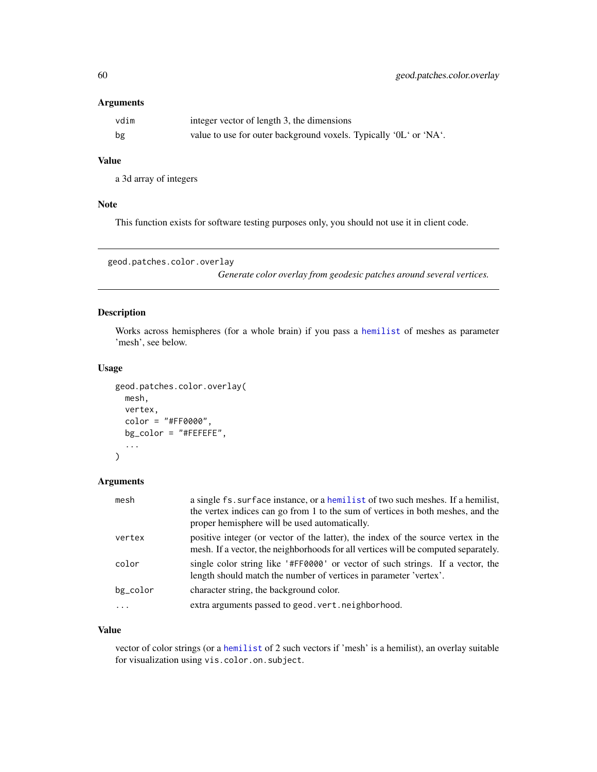### Arguments

| | |
|---|---|
| vdim | integer vector of length 3, the dimensions |
| bg | value to use for outer background voxels. Typically '0L' or 'NA'. |

### Value

a 3d array of integers

### Note

This function exists for software testing purposes only, you should not use it in client code.

---

## geod.patches.color.overlay

*Generate color overlay from geodesic patches around several vertices.*

---

### Description

Works across hemispheres (for a whole brain) if you pass a hemilist of meshes as parameter 'mesh', see below.

### Usage

```
geod.patches.color.overlay(
  mesh,
  vertex,
  color = "#FF0000",
  bg_color = "#FEFEFE",
  ...
)
```

### Arguments

| | |
|---|---|
| mesh | a single fs.surface instance, or a hemilist of two such meshes. If a hemilist, the vertex indices can go from 1 to the sum of vertices in both meshes, and the proper hemisphere will be used automatically. |
| vertex | positive integer (or vector of the latter), the index of the source vertex in the mesh. If a vector, the neighborhoods for all vertices will be computed separately. |
| color | single color string like '#FF0000' or vector of such strings. If a vector, the length should match the number of vertices in parameter 'vertex'. |
| bg_color | character string, the background color. |
| ... | extra arguments passed to geod.vert.neighborhood. |

### Value

vector of color strings (or a hemilist of 2 such vectors if 'mesh' is a hemilist), an overlay suitable for visualization using vis.color.on.subject.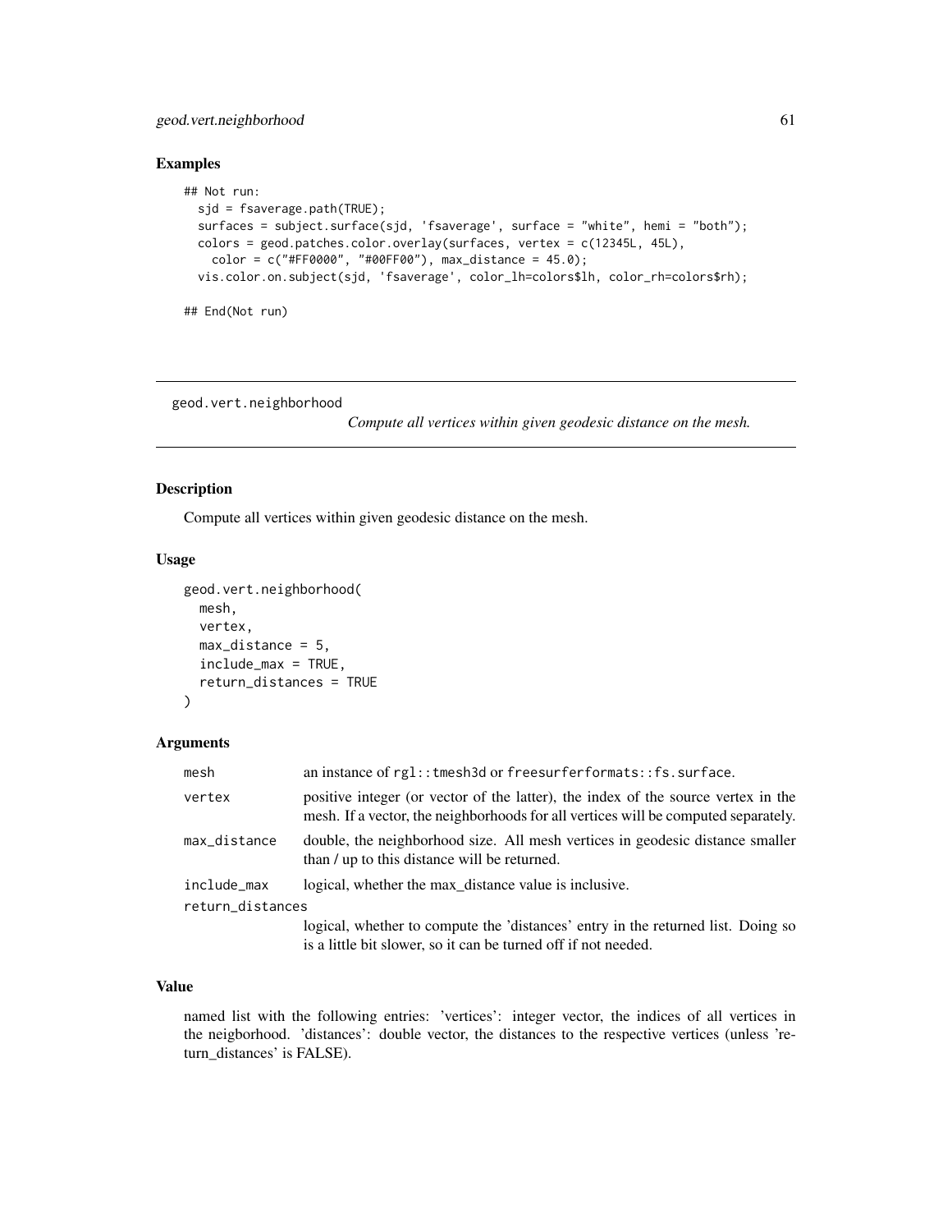### Examples

```
## Not run:
  sjd = fsaverage.path(TRUE);
  surfaces = subject.surface(sjd, 'fsaverage', surface = "white", hemi = "both");
  colors = geod.patches.color.overlay(surfaces, vertex = c(12345L, 45L),
    color = c("#FF0000", "#00FF00"), max_distance = 45.0);
  vis.color.on.subject(sjd, 'fsaverage', color_lh=colors$lh, color_rh=colors$rh);

## End(Not run)
```

---

## geod.vert.neighborhood

*Compute all vertices within given geodesic distance on the mesh.*

### Description

Compute all vertices within given geodesic distance on the mesh.

### Usage

```
geod.vert.neighborhood(
  mesh,
  vertex,
  max_distance = 5,
  include_max = TRUE,
  return_distances = TRUE
)
```

### Arguments

| | |
|---|---|
| `mesh` | an instance of `rgl::tmesh3d` or `freesurferformats::fs.surface`. |
| `vertex` | positive integer (or vector of the latter), the index of the source vertex in the mesh. If a vector, the neighborhoods for all vertices will be computed separately. |
| `max_distance` | double, the neighborhood size. All mesh vertices in geodesic distance smaller than / up to this distance will be returned. |
| `include_max` | logical, whether the max_distance value is inclusive. |
| `return_distances` | logical, whether to compute the 'distances' entry in the returned list. Doing so is a little bit slower, so it can be turned off if not needed. |

### Value

named list with the following entries: 'vertices': integer vector, the indices of all vertices in the neigborhood. 'distances': double vector, the distances to the respective vertices (unless 'return_distances' is FALSE).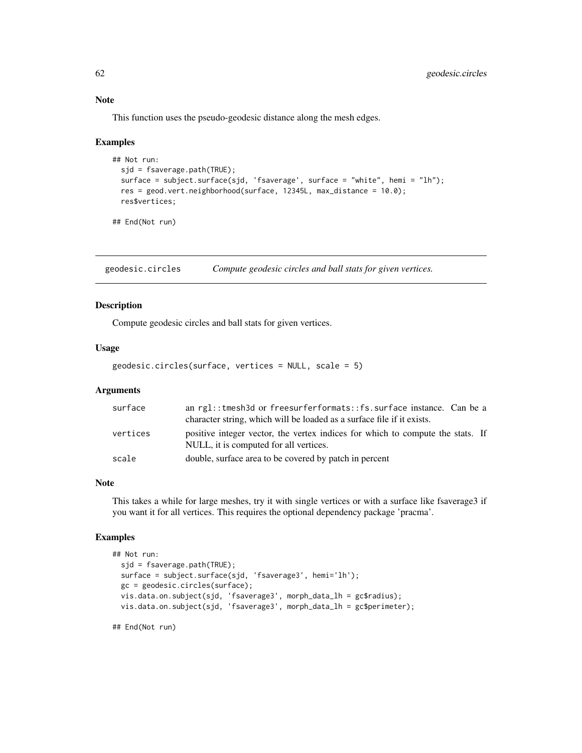### Note

This function uses the pseudo-geodesic distance along the mesh edges.

### Examples

```
## Not run:
  sjd = fsaverage.path(TRUE);
  surface = subject.surface(sjd, 'fsaverage', surface = "white", hemi = "lh");
  res = geod.vert.neighborhood(surface, 12345L, max_distance = 10.0);
  res$vertices;

## End(Not run)
```

---

## geodesic.circles    *Compute geodesic circles and ball stats for given vertices.*

---

### Description

Compute geodesic circles and ball stats for given vertices.

### Usage

```
geodesic.circles(surface, vertices = NULL, scale = 5)
```

### Arguments

| | |
|---|---|
| surface | an rgl::tmesh3d or freesurferformats::fs.surface instance. Can be a character string, which will be loaded as a surface file if it exists. |
| vertices | positive integer vector, the vertex indices for which to compute the stats. If NULL, it is computed for all vertices. |
| scale | double, surface area to be covered by patch in percent |

### Note

This takes a while for large meshes, try it with single vertices or with a surface like fsaverage3 if you want it for all vertices. This requires the optional dependency package 'pracma'.

### Examples

```
## Not run:
  sjd = fsaverage.path(TRUE);
  surface = subject.surface(sjd, 'fsaverage3', hemi='lh');
  gc = geodesic.circles(surface);
  vis.data.on.subject(sjd, 'fsaverage3', morph_data_lh = gc$radius);
  vis.data.on.subject(sjd, 'fsaverage3', morph_data_lh = gc$perimeter);

## End(Not run)
```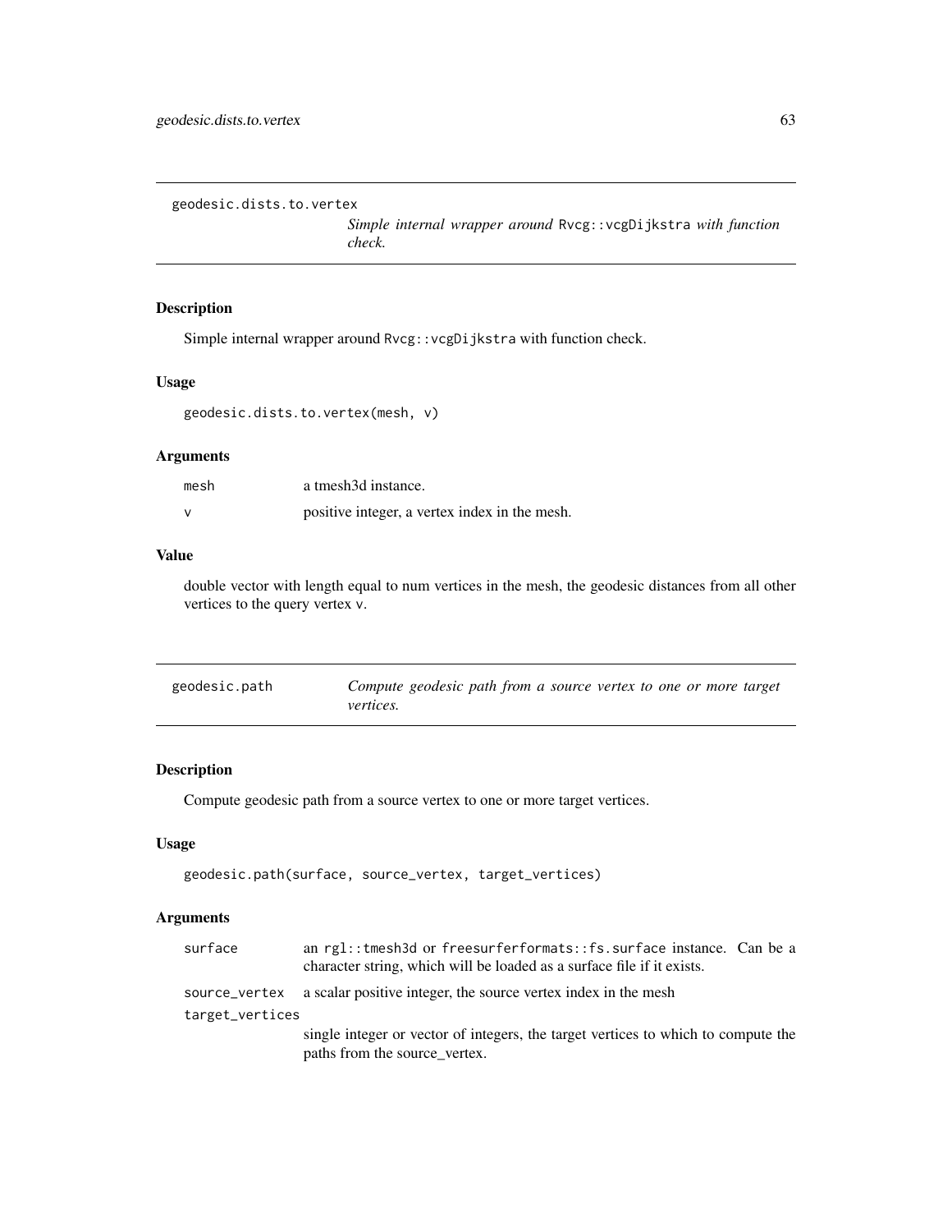## geodesic.dists.to.vertex

*Simple internal wrapper around* `Rvcg::vcgDijkstra` *with function check.*

### Description

Simple internal wrapper around `Rvcg::vcgDijkstra` with function check.

### Usage

```
geodesic.dists.to.vertex(mesh, v)
```

### Arguments

| | |
|---|---|
| `mesh` | a tmesh3d instance. |
| `v` | positive integer, a vertex index in the mesh. |

### Value

double vector with length equal to num vertices in the mesh, the geodesic distances from all other vertices to the query vertex `v`.

## geodesic.path

*Compute geodesic path from a source vertex to one or more target vertices.*

### Description

Compute geodesic path from a source vertex to one or more target vertices.

### Usage

```
geodesic.path(surface, source_vertex, target_vertices)
```

### Arguments

| | |
|---|---|
| `surface` | an `rgl::tmesh3d` or `freesurferformats::fs.surface` instance. Can be a character string, which will be loaded as a surface file if it exists. |
| `source_vertex` | a scalar positive integer, the source vertex index in the mesh |
| `target_vertices` | single integer or vector of integers, the target vertices to which to compute the paths from the source_vertex. |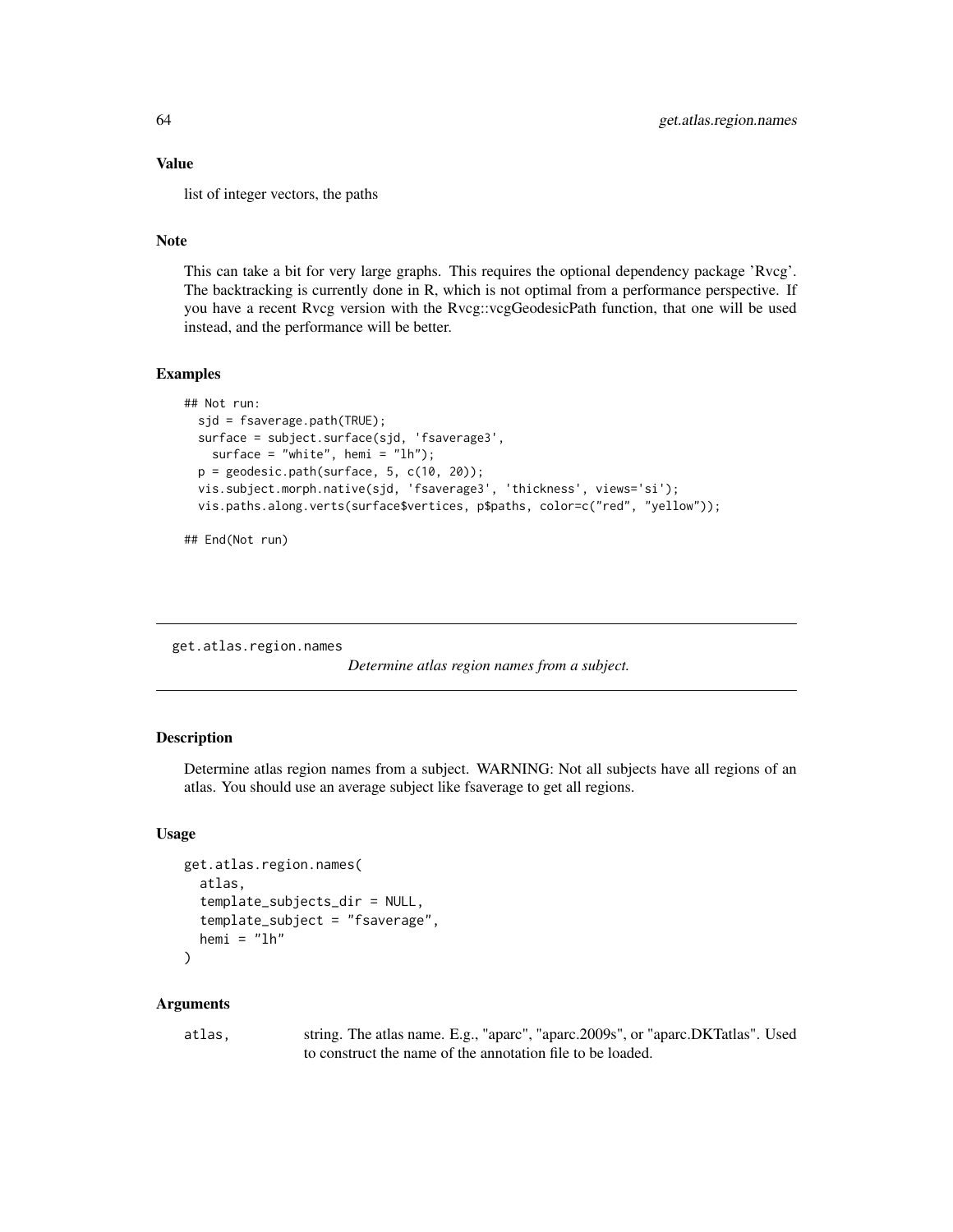### Value

list of integer vectors, the paths

### Note

This can take a bit for very large graphs. This requires the optional dependency package 'Rvcg'. The backtracking is currently done in R, which is not optimal from a performance perspective. If you have a recent Rvcg version with the Rvcg::vcgGeodesicPath function, that one will be used instead, and the performance will be better.

### Examples

```
## Not run:
  sjd = fsaverage.path(TRUE);
  surface = subject.surface(sjd, 'fsaverage3',
    surface = "white", hemi = "lh");
  p = geodesic.path(surface, 5, c(10, 20));
  vis.subject.morph.native(sjd, 'fsaverage3', 'thickness', views='si');
  vis.paths.along.verts(surface$vertices, p$paths, color=c("red", "yellow"));

## End(Not run)
```

---

## get.atlas.region.names — *Determine atlas region names from a subject.*

---

### Description

Determine atlas region names from a subject. WARNING: Not all subjects have all regions of an atlas. You should use an average subject like fsaverage to get all regions.

### Usage

```
get.atlas.region.names(
  atlas,
  template_subjects_dir = NULL,
  template_subject = "fsaverage",
  hemi = "lh"
)
```

### Arguments

| | |
|---|---|
| atlas, | string. The atlas name. E.g., "aparc", "aparc.2009s", or "aparc.DKTatlas". Used to construct the name of the annotation file to be loaded. |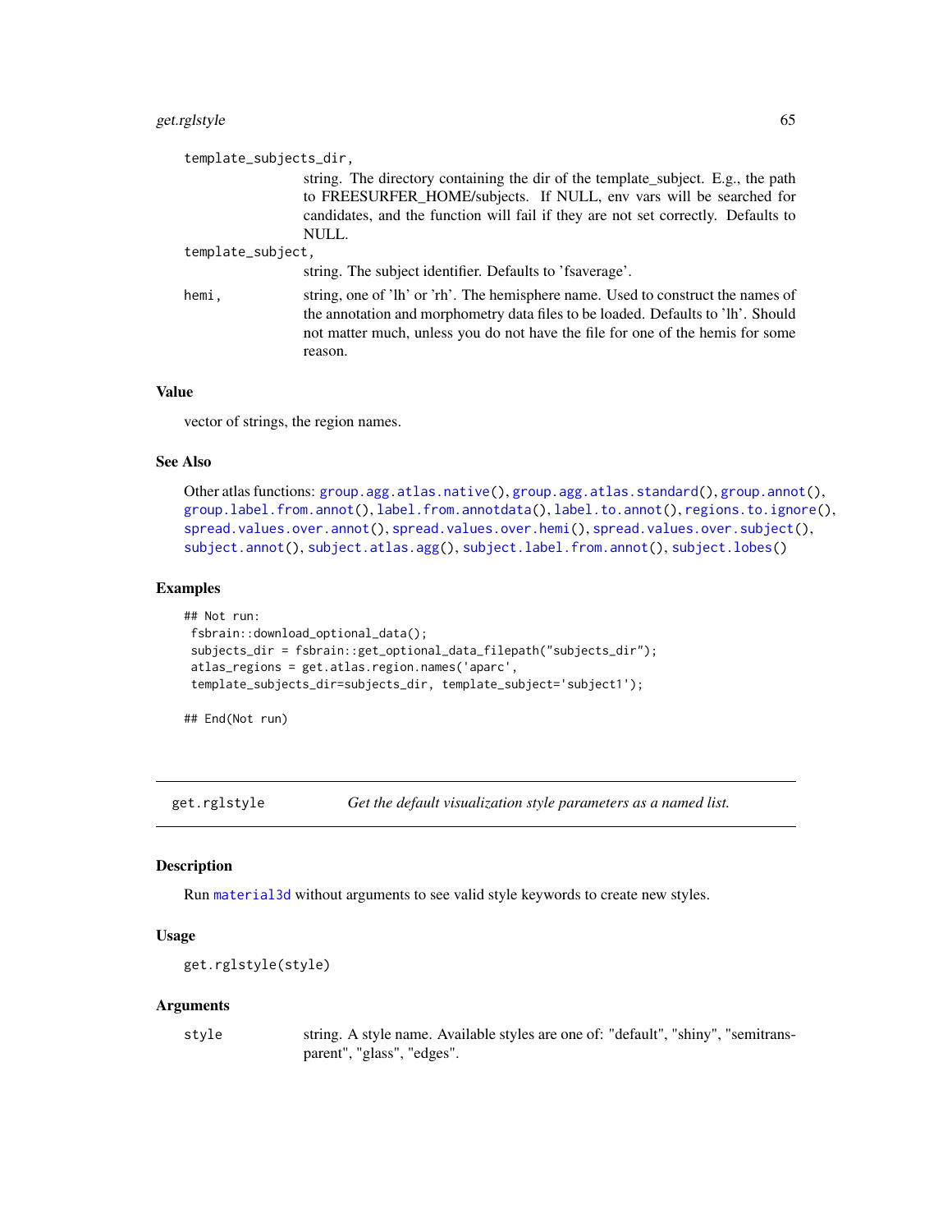template_subjects_dir,
: string. The directory containing the dir of the template_subject. E.g., the path to FREESURFER_HOME/subjects. If NULL, env vars will be searched for candidates, and the function will fail if they are not set correctly. Defaults to NULL.

template_subject,
: string. The subject identifier. Defaults to 'fsaverage'.

hemi,
: string, one of 'lh' or 'rh'. The hemisphere name. Used to construct the names of the annotation and morphometry data files to be loaded. Defaults to 'lh'. Should not matter much, unless you do not have the file for one of the hemis for some reason.

### Value

vector of strings, the region names.

### See Also

Other atlas functions: `group.agg.atlas.native()`, `group.agg.atlas.standard()`, `group.annot()`, `group.label.from.annot()`, `label.from.annotdata()`, `label.to.annot()`, `regions.to.ignore()`, `spread.values.over.annot()`, `spread.values.over.hemi()`, `spread.values.over.subject()`, `subject.annot()`, `subject.atlas.agg()`, `subject.label.from.annot()`, `subject.lobes()`

### Examples

```
## Not run:
 fsbrain::download_optional_data();
 subjects_dir = fsbrain::get_optional_data_filepath("subjects_dir");
 atlas_regions = get.atlas.region.names('aparc',
 template_subjects_dir=subjects_dir, template_subject='subject1');

## End(Not run)
```

---

## get.rglstyle — *Get the default visualization style parameters as a named list.*

### Description

Run `material3d` without arguments to see valid style keywords to create new styles.

### Usage

```
get.rglstyle(style)
```

### Arguments

style
: string. A style name. Available styles are one of: "default", "shiny", "semitransparent", "glass", "edges".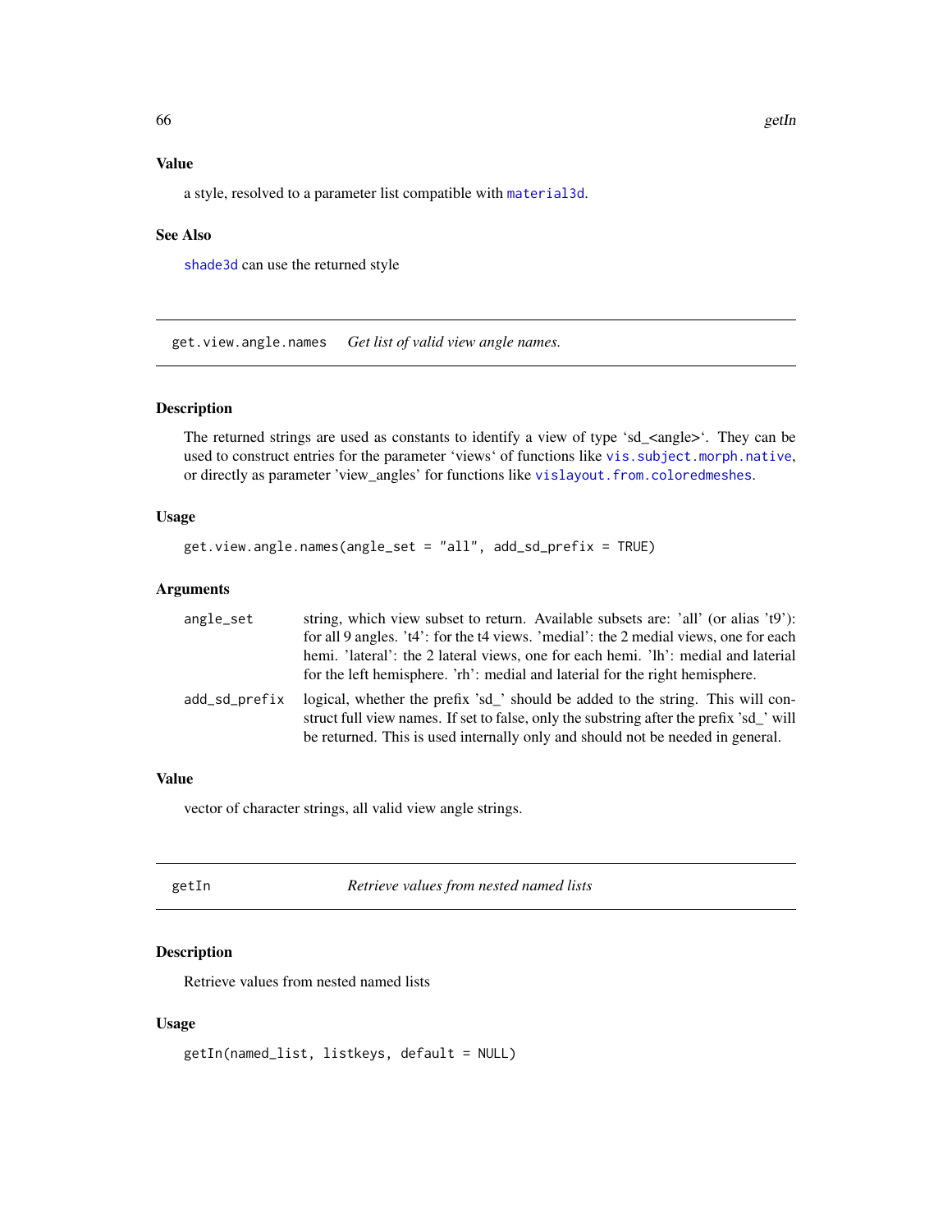### Value

a style, resolved to a parameter list compatible with `material3d`.

### See Also

`shade3d` can use the returned style

---

## get.view.angle.names — *Get list of valid view angle names.*

### Description

The returned strings are used as constants to identify a view of type 'sd_<angle>'. They can be used to construct entries for the parameter 'views' of functions like `vis.subject.morph.native`, or directly as parameter 'view_angles' for functions like `vislayout.from.coloredmeshes`.

### Usage

```
get.view.angle.names(angle_set = "all", add_sd_prefix = TRUE)
```

### Arguments

| | |
|---|---|
| `angle_set` | string, which view subset to return. Available subsets are: 'all' (or alias 't9'): for all 9 angles. 't4': for the t4 views. 'medial': the 2 medial views, one for each hemi. 'lateral': the 2 lateral views, one for each hemi. 'lh': medial and laterial for the left hemisphere. 'rh': medial and laterial for the right hemisphere. |
| `add_sd_prefix` | logical, whether the prefix 'sd_' should be added to the string. This will construct full view names. If set to false, only the substring after the prefix 'sd_' will be returned. This is used internally only and should not be needed in general. |

### Value

vector of character strings, all valid view angle strings.

---

## getIn — *Retrieve values from nested named lists*

### Description

Retrieve values from nested named lists

### Usage

```
getIn(named_list, listkeys, default = NULL)
```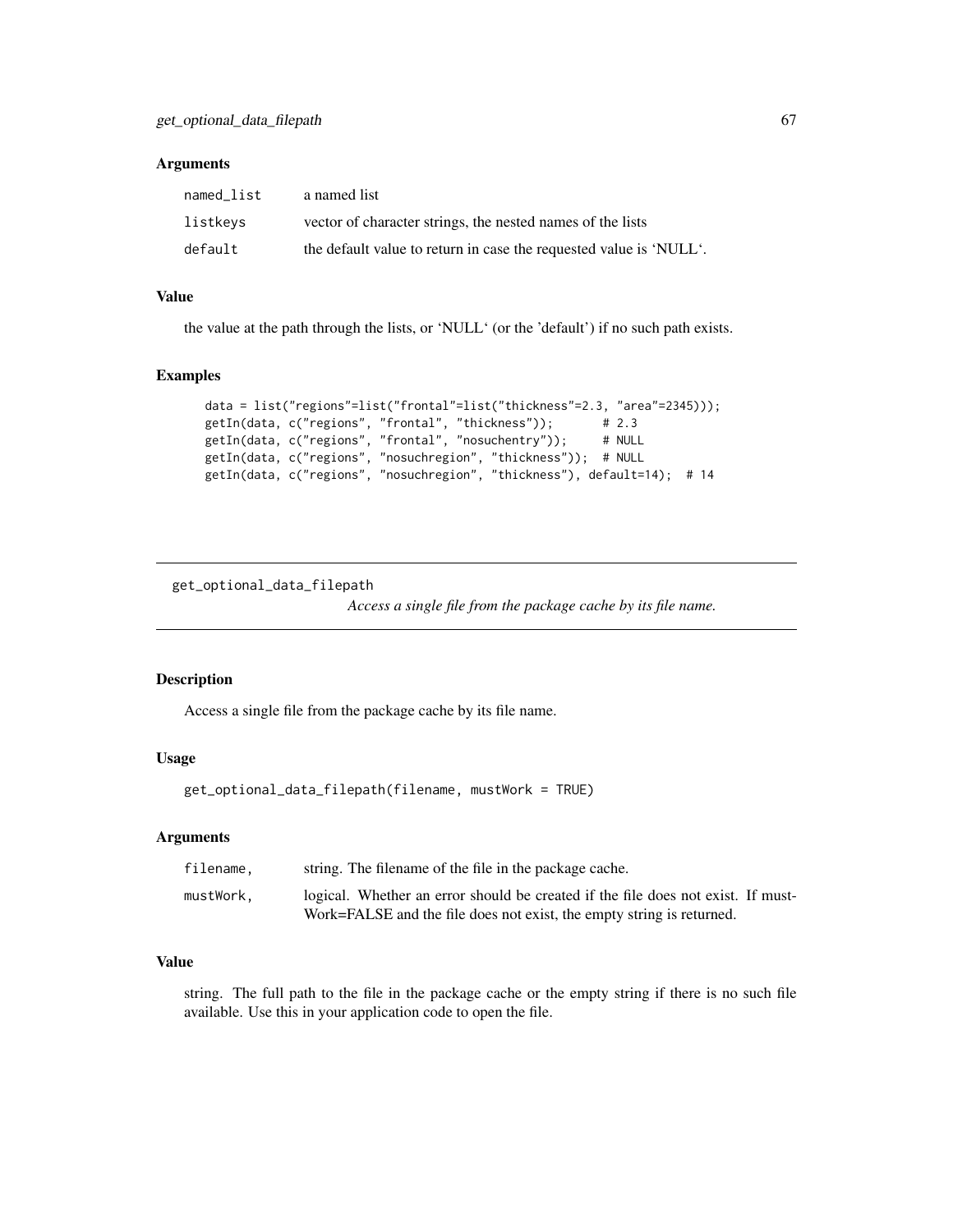### Arguments

| | |
|---|---|
| `named_list` | a named list |
| `listkeys` | vector of character strings, the nested names of the lists |
| `default` | the default value to return in case the requested value is 'NULL'. |

### Value

the value at the path through the lists, or 'NULL' (or the 'default') if no such path exists.

### Examples

```
data = list("regions"=list("frontal"=list("thickness"=2.3, "area"=2345)));
getIn(data, c("regions", "frontal", "thickness"));       # 2.3
getIn(data, c("regions", "frontal", "nosuchentry"));     # NULL
getIn(data, c("regions", "nosuchregion", "thickness"));  # NULL
getIn(data, c("regions", "nosuchregion", "thickness"), default=14);  # 14
```

---

## get_optional_data_filepath

*Access a single file from the package cache by its file name.*

---

### Description

Access a single file from the package cache by its file name.

### Usage

```
get_optional_data_filepath(filename, mustWork = TRUE)
```

### Arguments

| | |
|---|---|
| `filename,` | string. The filename of the file in the package cache. |
| `mustWork,` | logical. Whether an error should be created if the file does not exist. If mustWork=FALSE and the file does not exist, the empty string is returned. |

### Value

string. The full path to the file in the package cache or the empty string if there is no such file available. Use this in your application code to open the file.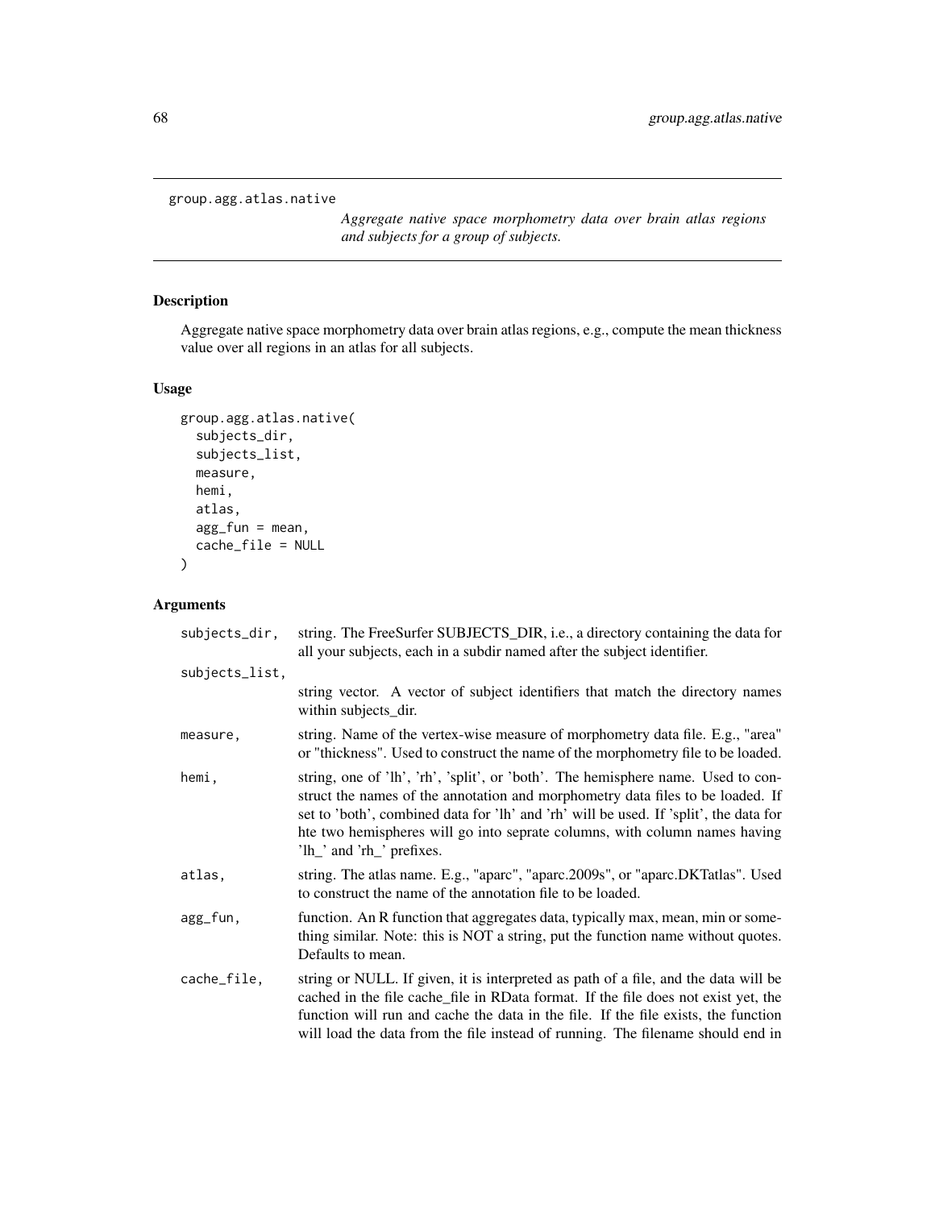## group.agg.atlas.native

*Aggregate native space morphometry data over brain atlas regions and subjects for a group of subjects.*

### Description

Aggregate native space morphometry data over brain atlas regions, e.g., compute the mean thickness value over all regions in an atlas for all subjects.

### Usage

```
group.agg.atlas.native(
  subjects_dir,
  subjects_list,
  measure,
  hemi,
  atlas,
  agg_fun = mean,
  cache_file = NULL
)
```

### Arguments

| | |
|---|---|
| subjects_dir, | string. The FreeSurfer SUBJECTS_DIR, i.e., a directory containing the data for all your subjects, each in a subdir named after the subject identifier. |
| subjects_list, | string vector. A vector of subject identifiers that match the directory names within subjects_dir. |
| measure, | string. Name of the vertex-wise measure of morphometry data file. E.g., "area" or "thickness". Used to construct the name of the morphometry file to be loaded. |
| hemi, | string, one of 'lh', 'rh', 'split', or 'both'. The hemisphere name. Used to construct the names of the annotation and morphometry data files to be loaded. If set to 'both', combined data for 'lh' and 'rh' will be used. If 'split', the data for hte two hemispheres will go into seprate columns, with column names having 'lh_' and 'rh_' prefixes. |
| atlas, | string. The atlas name. E.g., "aparc", "aparc.2009s", or "aparc.DKTatlas". Used to construct the name of the annotation file to be loaded. |
| agg_fun, | function. An R function that aggregates data, typically max, mean, min or something similar. Note: this is NOT a string, put the function name without quotes. Defaults to mean. |
| cache_file, | string or NULL. If given, it is interpreted as path of a file, and the data will be cached in the file cache_file in RData format. If the file does not exist yet, the function will run and cache the data in the file. If the file exists, the function will load the data from the file instead of running. The filename should end in |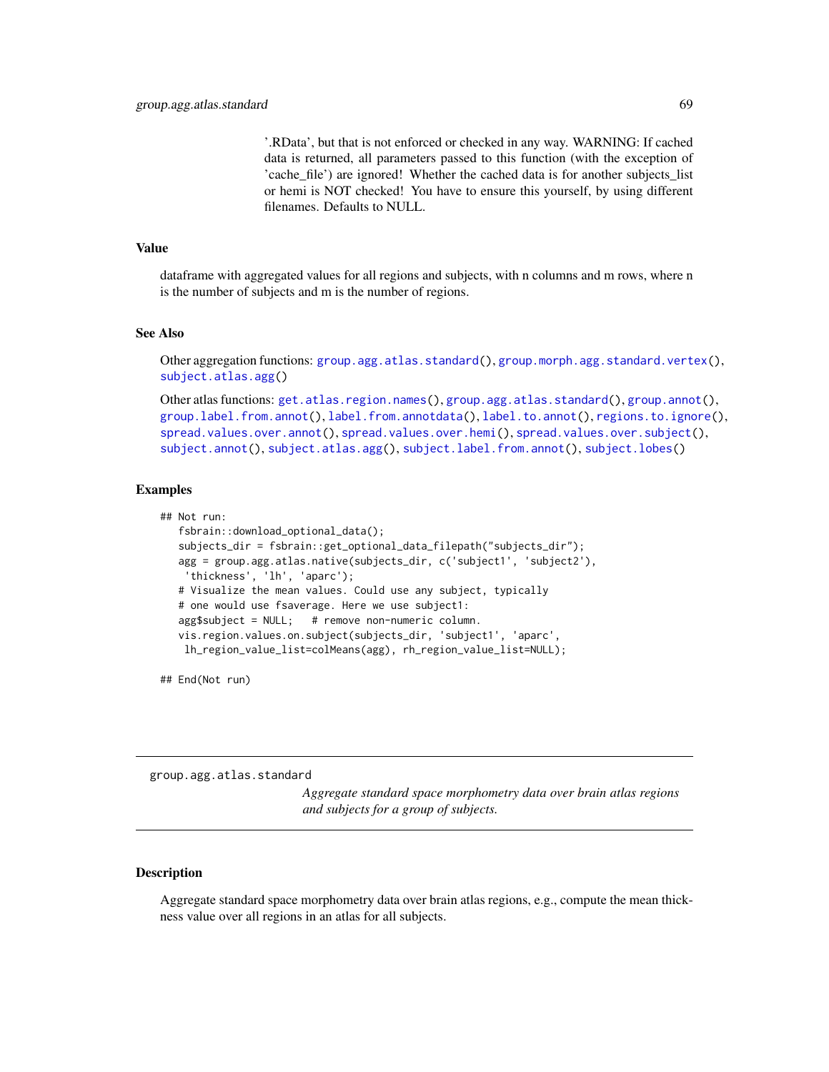'.RData', but that is not enforced or checked in any way. WARNING: If cached data is returned, all parameters passed to this function (with the exception of 'cache_file') are ignored! Whether the cached data is for another subjects_list or hemi is NOT checked! You have to ensure this yourself, by using different filenames. Defaults to NULL.

## Value

dataframe with aggregated values for all regions and subjects, with n columns and m rows, where n is the number of subjects and m is the number of regions.

## See Also

Other aggregation functions: group.agg.atlas.standard(), group.morph.agg.standard.vertex(), subject.atlas.agg()

Other atlas functions: get.atlas.region.names(), group.agg.atlas.standard(), group.annot(), group.label.from.annot(), label.from.annotdata(), label.to.annot(), regions.to.ignore(), spread.values.over.annot(), spread.values.over.hemi(), spread.values.over.subject(), subject.annot(), subject.atlas.agg(), subject.label.from.annot(), subject.lobes()

## Examples

```
## Not run:
   fsbrain::download_optional_data();
   subjects_dir = fsbrain::get_optional_data_filepath("subjects_dir");
   agg = group.agg.atlas.native(subjects_dir, c('subject1', 'subject2'),
    'thickness', 'lh', 'aparc');
   # Visualize the mean values. Could use any subject, typically
   # one would use fsaverage. Here we use subject1:
   agg$subject = NULL;   # remove non-numeric column.
   vis.region.values.on.subject(subjects_dir, 'subject1', 'aparc',
    lh_region_value_list=colMeans(agg), rh_region_value_list=NULL);

## End(Not run)
```

---

# group.agg.atlas.standard

*Aggregate standard space morphometry data over brain atlas regions and subjects for a group of subjects.*

## Description

Aggregate standard space morphometry data over brain atlas regions, e.g., compute the mean thickness value over all regions in an atlas for all subjects.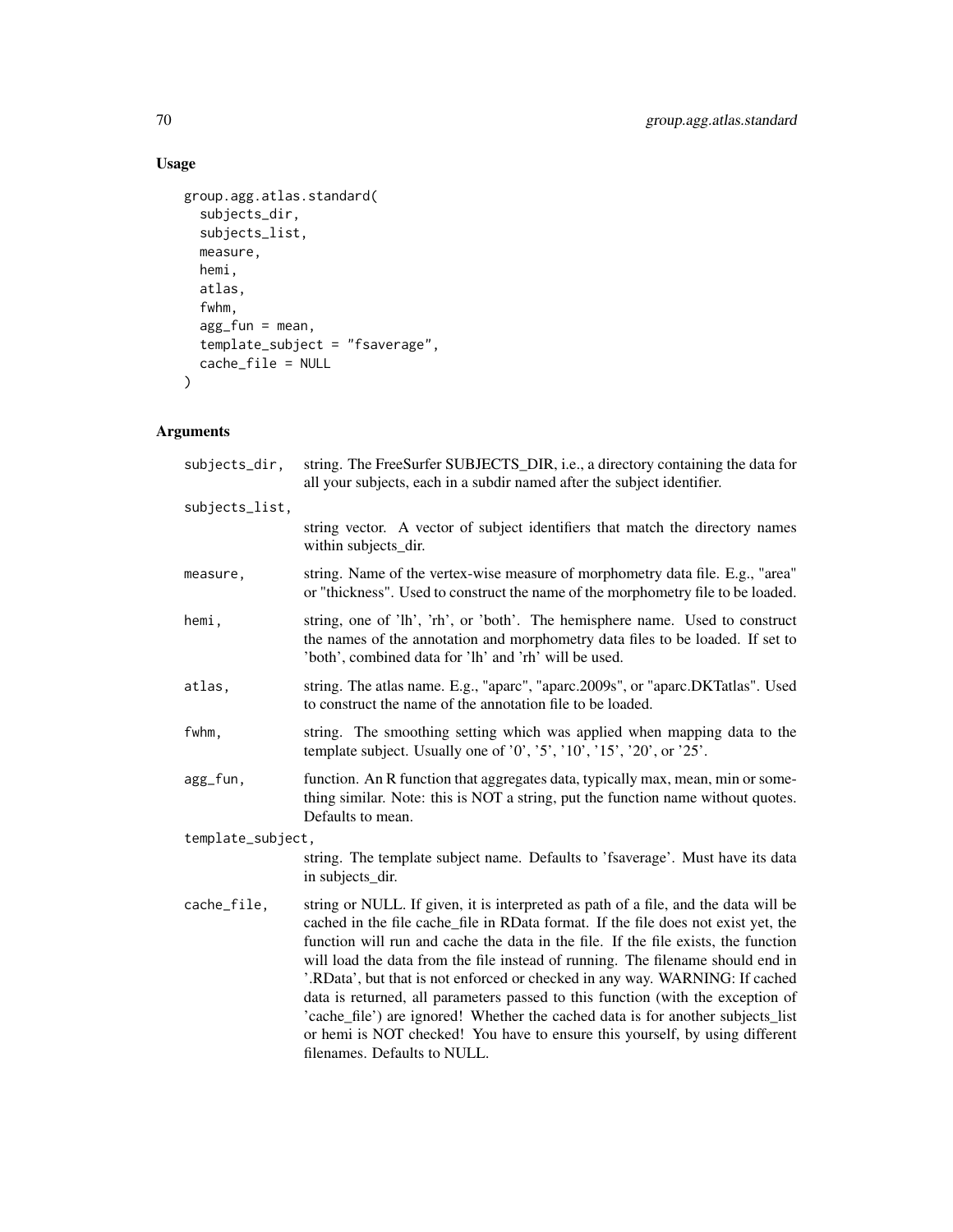## Usage

```
group.agg.atlas.standard(
  subjects_dir,
  subjects_list,
  measure,
  hemi,
  atlas,
  fwhm,
  agg_fun = mean,
  template_subject = "fsaverage",
  cache_file = NULL
)
```

## Arguments

| | |
|---|---|
| subjects_dir, | string. The FreeSurfer SUBJECTS_DIR, i.e., a directory containing the data for all your subjects, each in a subdir named after the subject identifier. |
| subjects_list, | string vector. A vector of subject identifiers that match the directory names within subjects_dir. |
| measure, | string. Name of the vertex-wise measure of morphometry data file. E.g., "area" or "thickness". Used to construct the name of the morphometry file to be loaded. |
| hemi, | string, one of 'lh', 'rh', or 'both'. The hemisphere name. Used to construct the names of the annotation and morphometry data files to be loaded. If set to 'both', combined data for 'lh' and 'rh' will be used. |
| atlas, | string. The atlas name. E.g., "aparc", "aparc.2009s", or "aparc.DKTatlas". Used to construct the name of the annotation file to be loaded. |
| fwhm, | string. The smoothing setting which was applied when mapping data to the template subject. Usually one of '0', '5', '10', '15', '20', or '25'. |
| agg_fun, | function. An R function that aggregates data, typically max, mean, min or something similar. Note: this is NOT a string, put the function name without quotes. Defaults to mean. |
| template_subject, | string. The template subject name. Defaults to 'fsaverage'. Must have its data in subjects_dir. |
| cache_file, | string or NULL. If given, it is interpreted as path of a file, and the data will be cached in the file cache_file in RData format. If the file does not exist yet, the function will run and cache the data in the file. If the file exists, the function will load the data from the file instead of running. The filename should end in '.RData', but that is not enforced or checked in any way. WARNING: If cached data is returned, all parameters passed to this function (with the exception of 'cache_file') are ignored! Whether the cached data is for another subjects_list or hemi is NOT checked! You have to ensure this yourself, by using different filenames. Defaults to NULL. |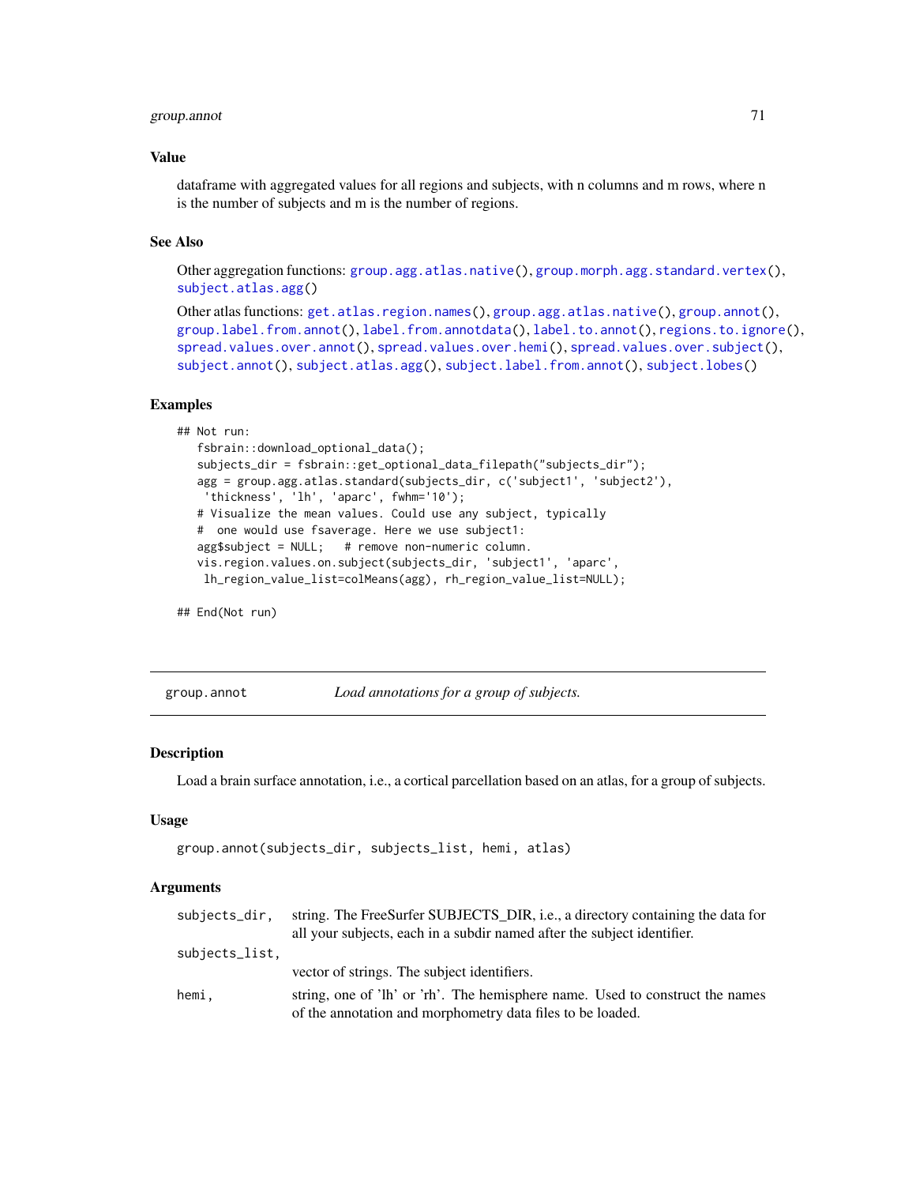### Value

dataframe with aggregated values for all regions and subjects, with n columns and m rows, where n is the number of subjects and m is the number of regions.

### See Also

Other aggregation functions: group.agg.atlas.native(), group.morph.agg.standard.vertex(), subject.atlas.agg()

Other atlas functions: get.atlas.region.names(), group.agg.atlas.native(), group.annot(), group.label.from.annot(), label.from.annotdata(), label.to.annot(), regions.to.ignore(), spread.values.over.annot(), spread.values.over.hemi(), spread.values.over.subject(), subject.annot(), subject.atlas.agg(), subject.label.from.annot(), subject.lobes()

### Examples

```
## Not run:
   fsbrain::download_optional_data();
   subjects_dir = fsbrain::get_optional_data_filepath("subjects_dir");
   agg = group.agg.atlas.standard(subjects_dir, c('subject1', 'subject2'),
    'thickness', 'lh', 'aparc', fwhm='10');
   # Visualize the mean values. Could use any subject, typically
   #  one would use fsaverage. Here we use subject1:
   agg$subject = NULL;   # remove non-numeric column.
   vis.region.values.on.subject(subjects_dir, 'subject1', 'aparc',
    lh_region_value_list=colMeans(agg), rh_region_value_list=NULL);

## End(Not run)
```

---

## group.annot    *Load annotations for a group of subjects.*

### Description

Load a brain surface annotation, i.e., a cortical parcellation based on an atlas, for a group of subjects.

### Usage

```
group.annot(subjects_dir, subjects_list, hemi, atlas)
```

### Arguments

| | |
|---|---|
| subjects_dir, | string. The FreeSurfer SUBJECTS_DIR, i.e., a directory containing the data for all your subjects, each in a subdir named after the subject identifier. |
| subjects_list, | vector of strings. The subject identifiers. |
| hemi, | string, one of 'lh' or 'rh'. The hemisphere name. Used to construct the names of the annotation and morphometry data files to be loaded. |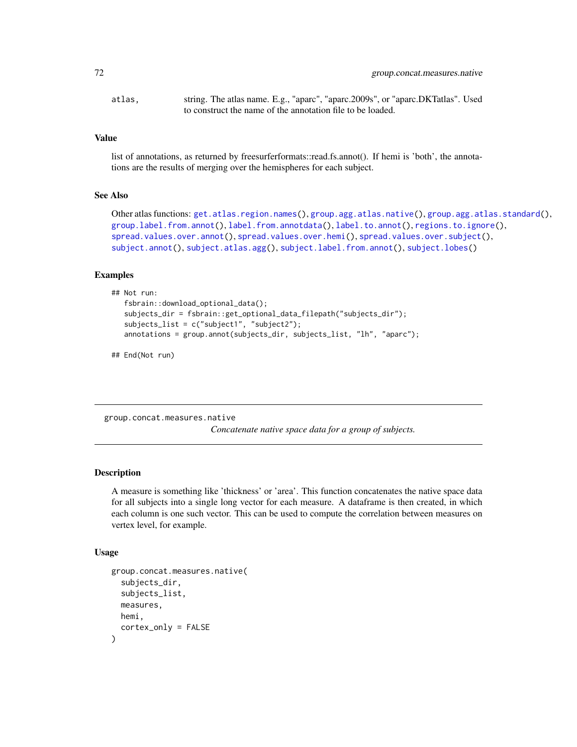| | |
|---|---|
| atlas, | string. The atlas name. E.g., "aparc", "aparc.2009s", or "aparc.DKTatlas". Used to construct the name of the annotation file to be loaded. |

### Value

list of annotations, as returned by freesurferformats::read.fs.annot(). If hemi is 'both', the annotations are the results of merging over the hemispheres for each subject.

### See Also

Other atlas functions: get.atlas.region.names(), group.agg.atlas.native(), group.agg.atlas.standard(), group.label.from.annot(), label.from.annotdata(), label.to.annot(), regions.to.ignore(), spread.values.over.annot(), spread.values.over.hemi(), spread.values.over.subject(), subject.annot(), subject.atlas.agg(), subject.label.from.annot(), subject.lobes()

### Examples

```
## Not run:
   fsbrain::download_optional_data();
   subjects_dir = fsbrain::get_optional_data_filepath("subjects_dir");
   subjects_list = c("subject1", "subject2");
   annotations = group.annot(subjects_dir, subjects_list, "lh", "aparc");

## End(Not run)
```

---

## group.concat.measures.native

*Concatenate native space data for a group of subjects.*

---

### Description

A measure is something like 'thickness' or 'area'. This function concatenates the native space data for all subjects into a single long vector for each measure. A dataframe is then created, in which each column is one such vector. This can be used to compute the correlation between measures on vertex level, for example.

### Usage

```
group.concat.measures.native(
  subjects_dir,
  subjects_list,
  measures,
  hemi,
  cortex_only = FALSE
)
```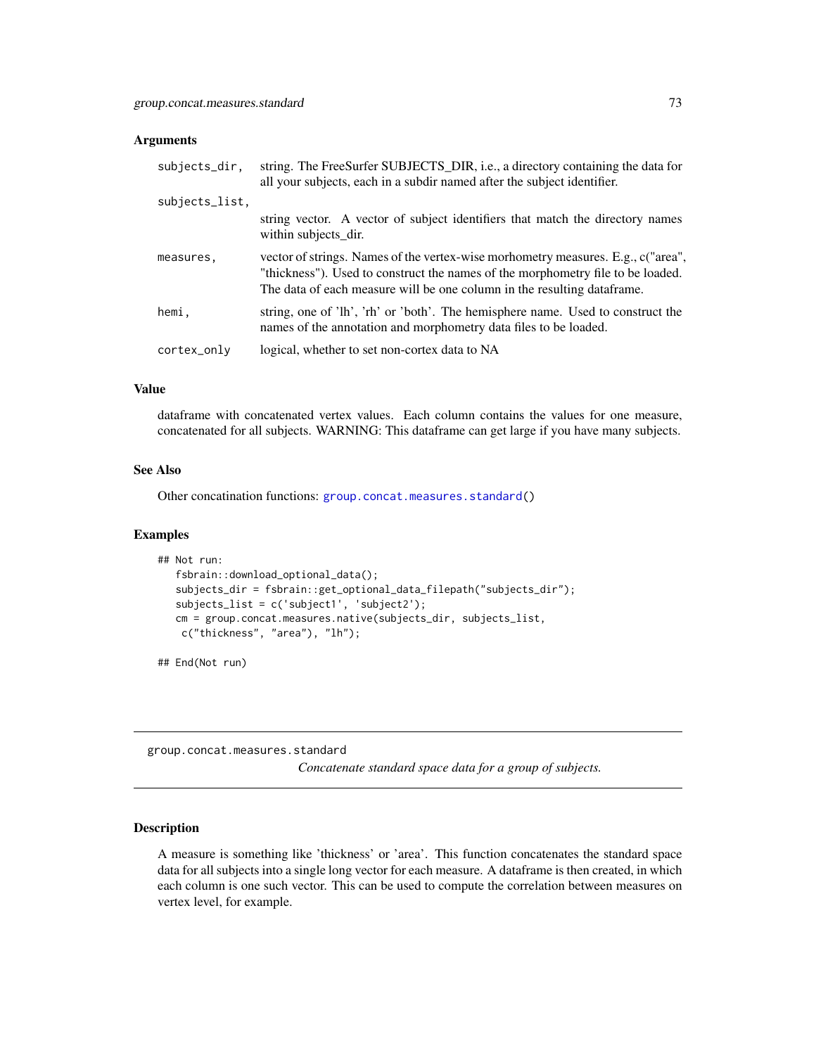### Arguments

| | |
|---|---|
| `subjects_dir,` | string. The FreeSurfer SUBJECTS_DIR, i.e., a directory containing the data for all your subjects, each in a subdir named after the subject identifier. |
| `subjects_list,` | string vector. A vector of subject identifiers that match the directory names within subjects_dir. |
| `measures,` | vector of strings. Names of the vertex-wise morhometry measures. E.g., c("area", "thickness"). Used to construct the names of the morphometry file to be loaded. The data of each measure will be one column in the resulting dataframe. |
| `hemi,` | string, one of 'lh', 'rh' or 'both'. The hemisphere name. Used to construct the names of the annotation and morphometry data files to be loaded. |
| `cortex_only` | logical, whether to set non-cortex data to NA |

### Value

dataframe with concatenated vertex values. Each column contains the values for one measure, concatenated for all subjects. WARNING: This dataframe can get large if you have many subjects.

### See Also

Other concatination functions: `group.concat.measures.standard()`

### Examples

```
## Not run:
   fsbrain::download_optional_data();
   subjects_dir = fsbrain::get_optional_data_filepath("subjects_dir");
   subjects_list = c('subject1', 'subject2');
   cm = group.concat.measures.native(subjects_dir, subjects_list,
    c("thickness", "area"), "lh");

## End(Not run)
```

---

## group.concat.measures.standard

*Concatenate standard space data for a group of subjects.*

---

### Description

A measure is something like 'thickness' or 'area'. This function concatenates the standard space data for all subjects into a single long vector for each measure. A dataframe is then created, in which each column is one such vector. This can be used to compute the correlation between measures on vertex level, for example.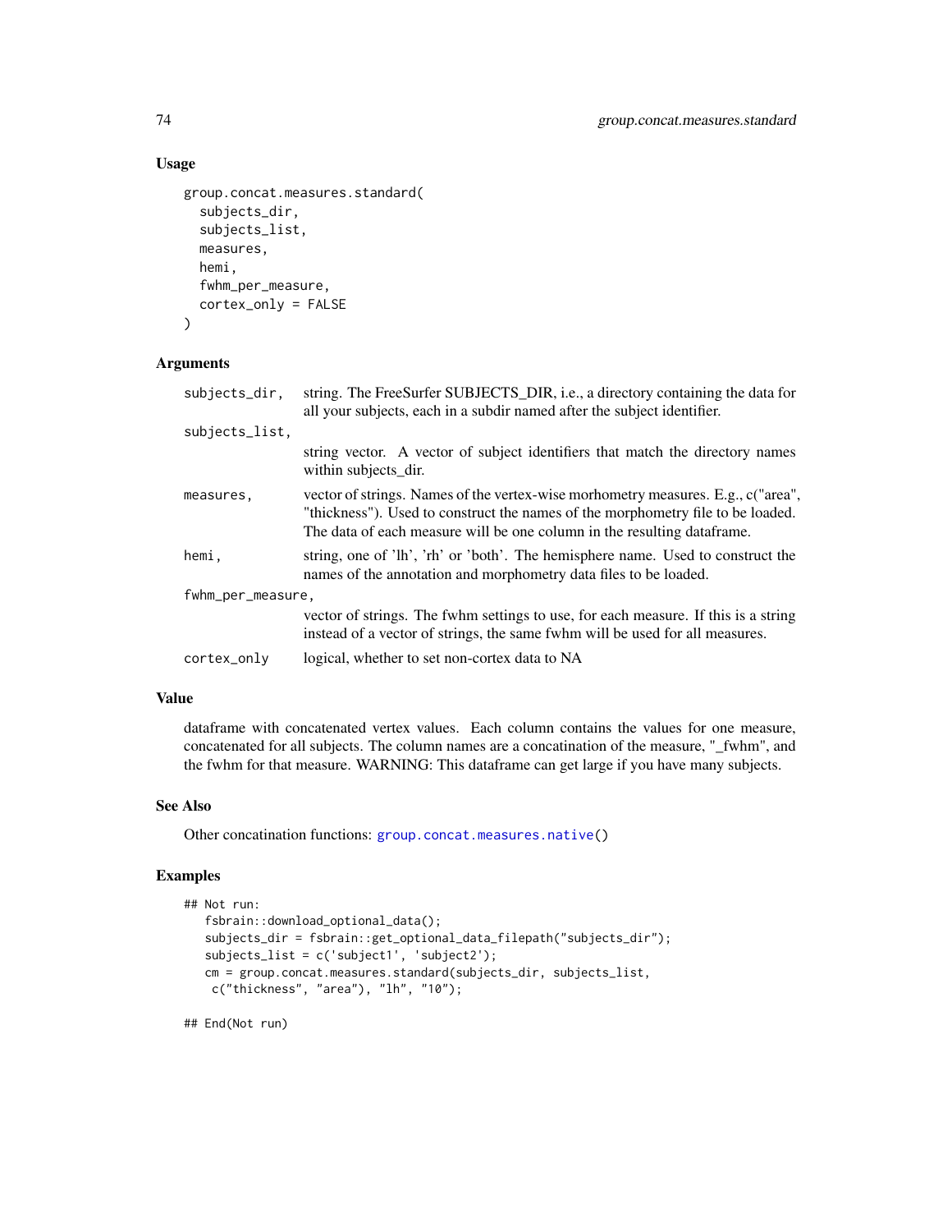## Usage

```
group.concat.measures.standard(
  subjects_dir,
  subjects_list,
  measures,
  hemi,
  fwhm_per_measure,
  cortex_only = FALSE
)
```

## Arguments

| | |
|---|---|
| `subjects_dir,` | string. The FreeSurfer SUBJECTS_DIR, i.e., a directory containing the data for all your subjects, each in a subdir named after the subject identifier. |
| `subjects_list,` | string vector. A vector of subject identifiers that match the directory names within subjects_dir. |
| `measures,` | vector of strings. Names of the vertex-wise morhometry measures. E.g., c("area", "thickness"). Used to construct the names of the morphometry file to be loaded. The data of each measure will be one column in the resulting dataframe. |
| `hemi,` | string, one of 'lh', 'rh' or 'both'. The hemisphere name. Used to construct the names of the annotation and morphometry data files to be loaded. |
| `fwhm_per_measure,` | vector of strings. The fwhm settings to use, for each measure. If this is a string instead of a vector of strings, the same fwhm will be used for all measures. |
| `cortex_only` | logical, whether to set non-cortex data to NA |

## Value

dataframe with concatenated vertex values. Each column contains the values for one measure, concatenated for all subjects. The column names are a concatination of the measure, "_fwhm", and the fwhm for that measure. WARNING: This dataframe can get large if you have many subjects.

## See Also

Other concatination functions: `group.concat.measures.native()`

## Examples

```
## Not run:
   fsbrain::download_optional_data();
   subjects_dir = fsbrain::get_optional_data_filepath("subjects_dir");
   subjects_list = c('subject1', 'subject2');
   cm = group.concat.measures.standard(subjects_dir, subjects_list,
    c("thickness", "area"), "lh", "10");

## End(Not run)
```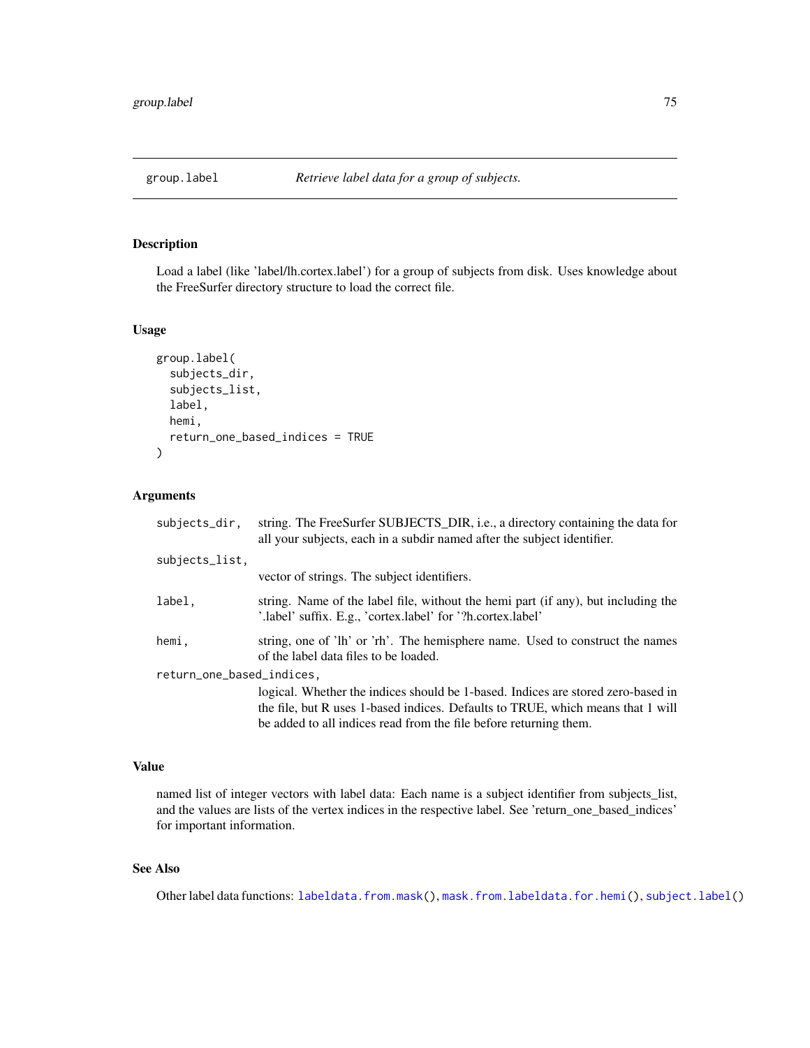## group.label *Retrieve label data for a group of subjects.*

### Description

Load a label (like 'label/lh.cortex.label') for a group of subjects from disk. Uses knowledge about the FreeSurfer directory structure to load the correct file.

### Usage

```
group.label(
  subjects_dir,
  subjects_list,
  label,
  hemi,
  return_one_based_indices = TRUE
)
```

### Arguments

`subjects_dir,` string. The FreeSurfer SUBJECTS_DIR, i.e., a directory containing the data for all your subjects, each in a subdir named after the subject identifier.

`subjects_list,` vector of strings. The subject identifiers.

`label,` string. Name of the label file, without the hemi part (if any), but including the '.label' suffix. E.g., 'cortex.label' for '?h.cortex.label'

`hemi,` string, one of 'lh' or 'rh'. The hemisphere name. Used to construct the names of the label data files to be loaded.

`return_one_based_indices,` logical. Whether the indices should be 1-based. Indices are stored zero-based in the file, but R uses 1-based indices. Defaults to TRUE, which means that 1 will be added to all indices read from the file before returning them.

### Value

named list of integer vectors with label data: Each name is a subject identifier from subjects_list, and the values are lists of the vertex indices in the respective label. See 'return_one_based_indices' for important information.

### See Also

Other label data functions: `labeldata.from.mask()`, `mask.from.labeldata.for.hemi()`, `subject.label()`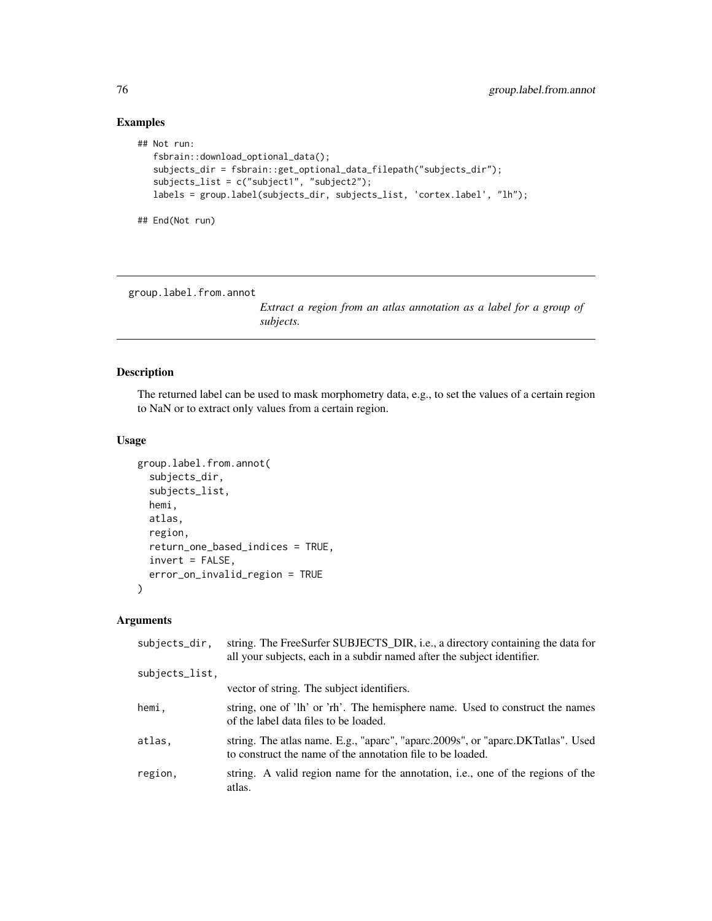## Examples

```
## Not run:
   fsbrain::download_optional_data();
   subjects_dir = fsbrain::get_optional_data_filepath("subjects_dir");
   subjects_list = c("subject1", "subject2");
   labels = group.label(subjects_dir, subjects_list, 'cortex.label', "lh");

## End(Not run)
```

---

group.label.from.annot

*Extract a region from an atlas annotation as a label for a group of subjects.*

---

### Description

The returned label can be used to mask morphometry data, e.g., to set the values of a certain region to NaN or to extract only values from a certain region.

### Usage

```
group.label.from.annot(
  subjects_dir,
  subjects_list,
  hemi,
  atlas,
  region,
  return_one_based_indices = TRUE,
  invert = FALSE,
  error_on_invalid_region = TRUE
)
```

### Arguments

| | |
|---|---|
| subjects_dir, | string. The FreeSurfer SUBJECTS_DIR, i.e., a directory containing the data for all your subjects, each in a subdir named after the subject identifier. |
| subjects_list, | vector of string. The subject identifiers. |
| hemi, | string, one of 'lh' or 'rh'. The hemisphere name. Used to construct the names of the label data files to be loaded. |
| atlas, | string. The atlas name. E.g., "aparc", "aparc.2009s", or "aparc.DKTatlas". Used to construct the name of the annotation file to be loaded. |
| region, | string. A valid region name for the annotation, i.e., one of the regions of the atlas. |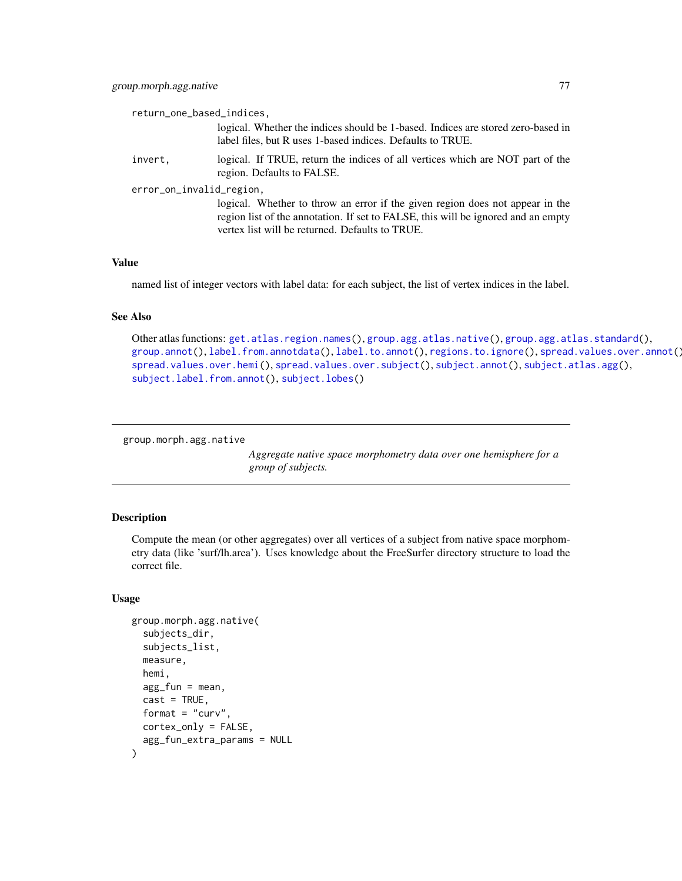return_one_based_indices,
: logical. Whether the indices should be 1-based. Indices are stored zero-based in label files, but R uses 1-based indices. Defaults to TRUE.

invert,
: logical. If TRUE, return the indices of all vertices which are NOT part of the region. Defaults to FALSE.

error_on_invalid_region,
: logical. Whether to throw an error if the given region does not appear in the region list of the annotation. If set to FALSE, this will be ignored and an empty vertex list will be returned. Defaults to TRUE.

### Value

named list of integer vectors with label data: for each subject, the list of vertex indices in the label.

### See Also

Other atlas functions: get.atlas.region.names(), group.agg.atlas.native(), group.agg.atlas.standard(), group.annot(), label.from.annotdata(), label.to.annot(), regions.to.ignore(), spread.values.over.annot(), spread.values.over.hemi(), spread.values.over.subject(), subject.annot(), subject.atlas.agg(), subject.label.from.annot(), subject.lobes()

---

## group.morph.agg.native

*Aggregate native space morphometry data over one hemisphere for a group of subjects.*

---

### Description

Compute the mean (or other aggregates) over all vertices of a subject from native space morphometry data (like 'surf/lh.area'). Uses knowledge about the FreeSurfer directory structure to load the correct file.

### Usage

```
group.morph.agg.native(
  subjects_dir,
  subjects_list,
  measure,
  hemi,
  agg_fun = mean,
  cast = TRUE,
  format = "curv",
  cortex_only = FALSE,
  agg_fun_extra_params = NULL
)
```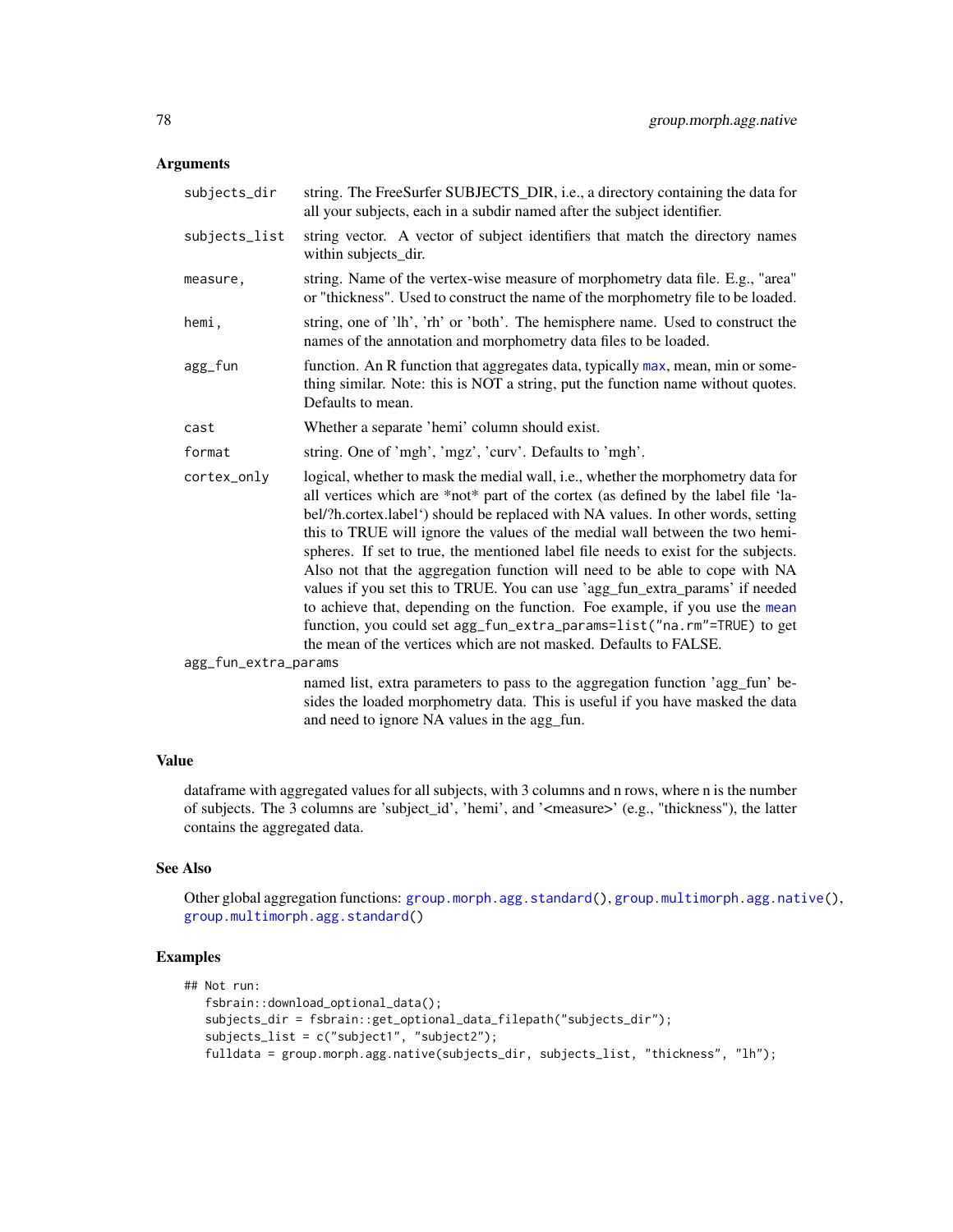## Arguments

| | |
|---|---|
| subjects_dir | string. The FreeSurfer SUBJECTS_DIR, i.e., a directory containing the data for all your subjects, each in a subdir named after the subject identifier. |
| subjects_list | string vector. A vector of subject identifiers that match the directory names within subjects_dir. |
| measure, | string. Name of the vertex-wise measure of morphometry data file. E.g., "area" or "thickness". Used to construct the name of the morphometry file to be loaded. |
| hemi, | string, one of 'lh', 'rh' or 'both'. The hemisphere name. Used to construct the names of the annotation and morphometry data files to be loaded. |
| agg_fun | function. An R function that aggregates data, typically max, mean, min or something similar. Note: this is NOT a string, put the function name without quotes. Defaults to mean. |
| cast | Whether a separate 'hemi' column should exist. |
| format | string. One of 'mgh', 'mgz', 'curv'. Defaults to 'mgh'. |
| cortex_only | logical, whether to mask the medial wall, i.e., whether the morphometry data for all vertices which are *not* part of the cortex (as defined by the label file 'label/?h.cortex.label') should be replaced with NA values. In other words, setting this to TRUE will ignore the values of the medial wall between the two hemispheres. If set to true, the mentioned label file needs to exist for the subjects. Also not that the aggregation function will need to be able to cope with NA values if you set this to TRUE. You can use 'agg_fun_extra_params' if needed to achieve that, depending on the function. Foe example, if you use the mean function, you could set `agg_fun_extra_params=list("na.rm"=TRUE)` to get the mean of the vertices which are not masked. Defaults to FALSE. |
| agg_fun_extra_params | named list, extra parameters to pass to the aggregation function 'agg_fun' besides the loaded morphometry data. This is useful if you have masked the data and need to ignore NA values in the agg_fun. |

## Value

dataframe with aggregated values for all subjects, with 3 columns and n rows, where n is the number of subjects. The 3 columns are 'subject_id', 'hemi', and '<measure>' (e.g., "thickness"), the latter contains the aggregated data.

## See Also

Other global aggregation functions: group.morph.agg.standard(), group.multimorph.agg.native(), group.multimorph.agg.standard()

## Examples

```
## Not run:
   fsbrain::download_optional_data();
   subjects_dir = fsbrain::get_optional_data_filepath("subjects_dir");
   subjects_list = c("subject1", "subject2");
   fulldata = group.morph.agg.native(subjects_dir, subjects_list, "thickness", "lh");
```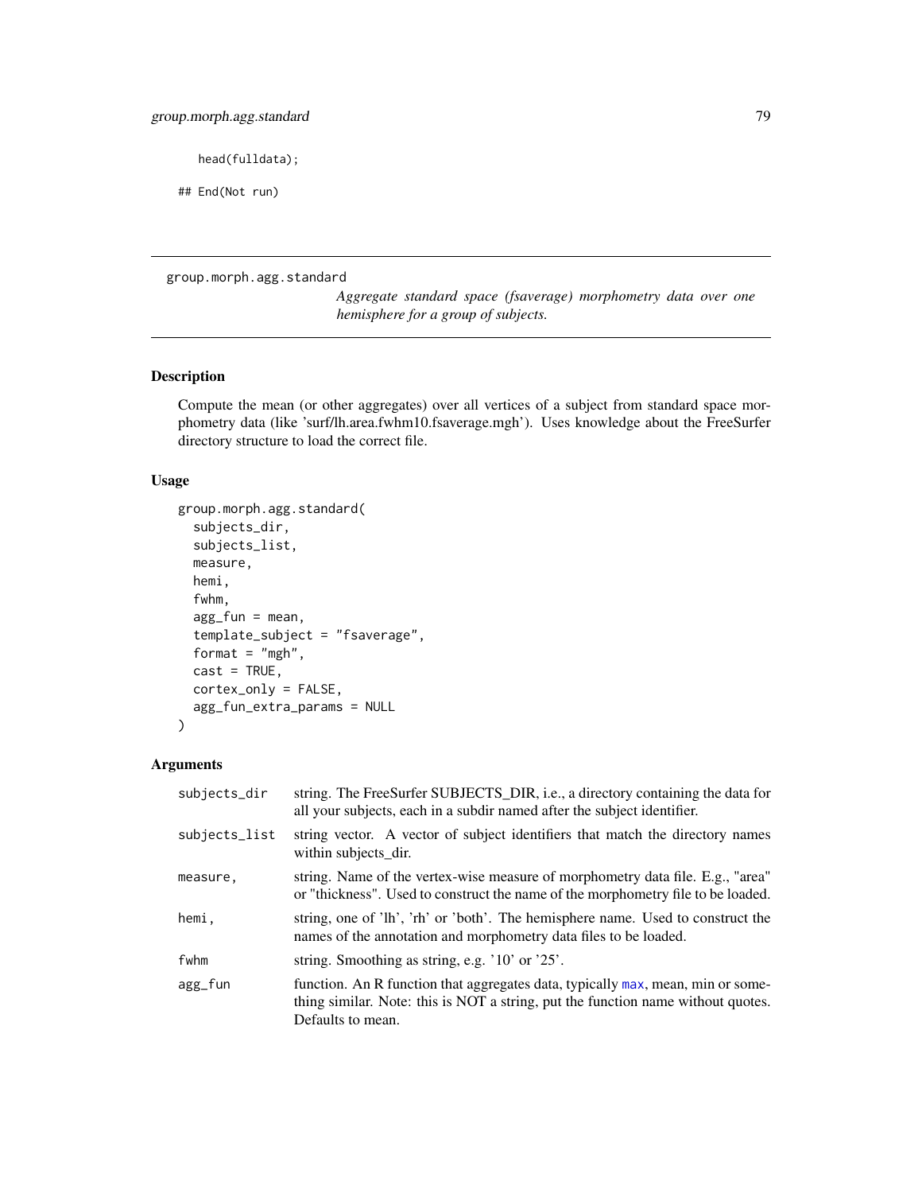```
    head(fulldata);

## End(Not run)
```

---

group.morph.agg.standard

*Aggregate standard space (fsaverage) morphometry data over one hemisphere for a group of subjects.*

---

## Description

Compute the mean (or other aggregates) over all vertices of a subject from standard space morphometry data (like 'surf/lh.area.fwhm10.fsaverage.mgh'). Uses knowledge about the FreeSurfer directory structure to load the correct file.

## Usage

```
group.morph.agg.standard(
  subjects_dir,
  subjects_list,
  measure,
  hemi,
  fwhm,
  agg_fun = mean,
  template_subject = "fsaverage",
  format = "mgh",
  cast = TRUE,
  cortex_only = FALSE,
  agg_fun_extra_params = NULL
)
```

## Arguments

| | |
|---|---|
| subjects_dir | string. The FreeSurfer SUBJECTS_DIR, i.e., a directory containing the data for all your subjects, each in a subdir named after the subject identifier. |
| subjects_list | string vector. A vector of subject identifiers that match the directory names within subjects_dir. |
| measure, | string. Name of the vertex-wise measure of morphometry data file. E.g., "area" or "thickness". Used to construct the name of the morphometry file to be loaded. |
| hemi, | string, one of 'lh', 'rh' or 'both'. The hemisphere name. Used to construct the names of the annotation and morphometry data files to be loaded. |
| fwhm | string. Smoothing as string, e.g. '10' or '25'. |
| agg_fun | function. An R function that aggregates data, typically max, mean, min or something similar. Note: this is NOT a string, put the function name without quotes. Defaults to mean. |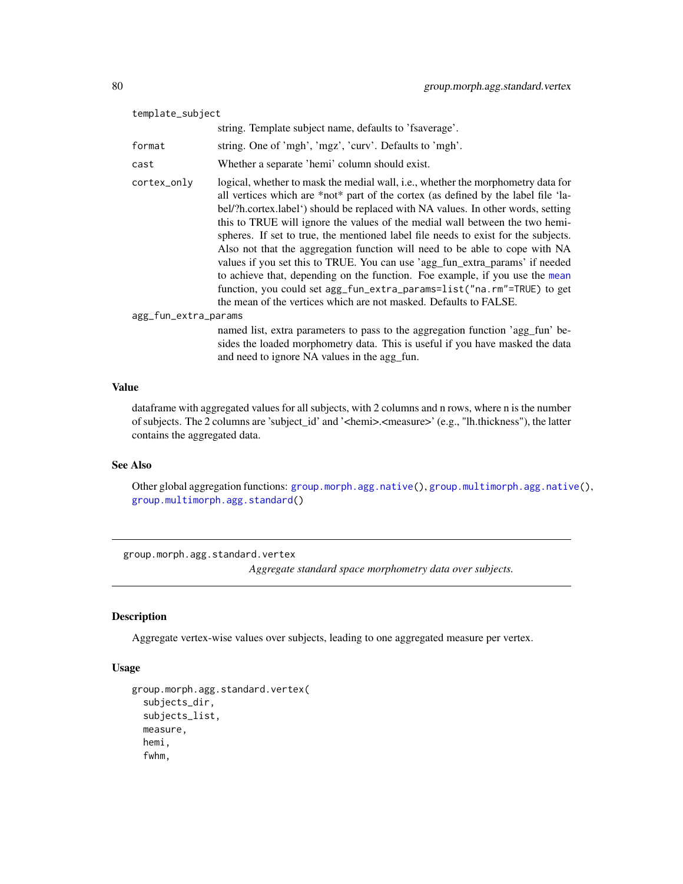template_subject
: string. Template subject name, defaults to 'fsaverage'.

format
: string. One of 'mgh', 'mgz', 'curv'. Defaults to 'mgh'.

cast
: Whether a separate 'hemi' column should exist.

cortex_only
: logical, whether to mask the medial wall, i.e., whether the morphometry data for all vertices which are *not* part of the cortex (as defined by the label file 'label/?h.cortex.label') should be replaced with NA values. In other words, setting this to TRUE will ignore the values of the medial wall between the two hemispheres. If set to true, the mentioned label file needs to exist for the subjects. Also not that the aggregation function will need to be able to cope with NA values if you set this to TRUE. You can use 'agg_fun_extra_params' if needed to achieve that, depending on the function. Foe example, if you use the `mean` function, you could set `agg_fun_extra_params=list("na.rm"=TRUE)` to get the mean of the vertices which are not masked. Defaults to FALSE.

agg_fun_extra_params
: named list, extra parameters to pass to the aggregation function 'agg_fun' besides the loaded morphometry data. This is useful if you have masked the data and need to ignore NA values in the agg_fun.

### Value

dataframe with aggregated values for all subjects, with 2 columns and n rows, where n is the number of subjects. The 2 columns are 'subject_id' and '<hemi>.<measure>' (e.g., "lh.thickness"), the latter contains the aggregated data.

### See Also

Other global aggregation functions: `group.morph.agg.native()`, `group.multimorph.agg.native()`, `group.multimorph.agg.standard()`

---

## group.morph.agg.standard.vertex

*Aggregate standard space morphometry data over subjects.*

### Description

Aggregate vertex-wise values over subjects, leading to one aggregated measure per vertex.

### Usage

```
group.morph.agg.standard.vertex(
  subjects_dir,
  subjects_list,
  measure,
  hemi,
  fwhm,
```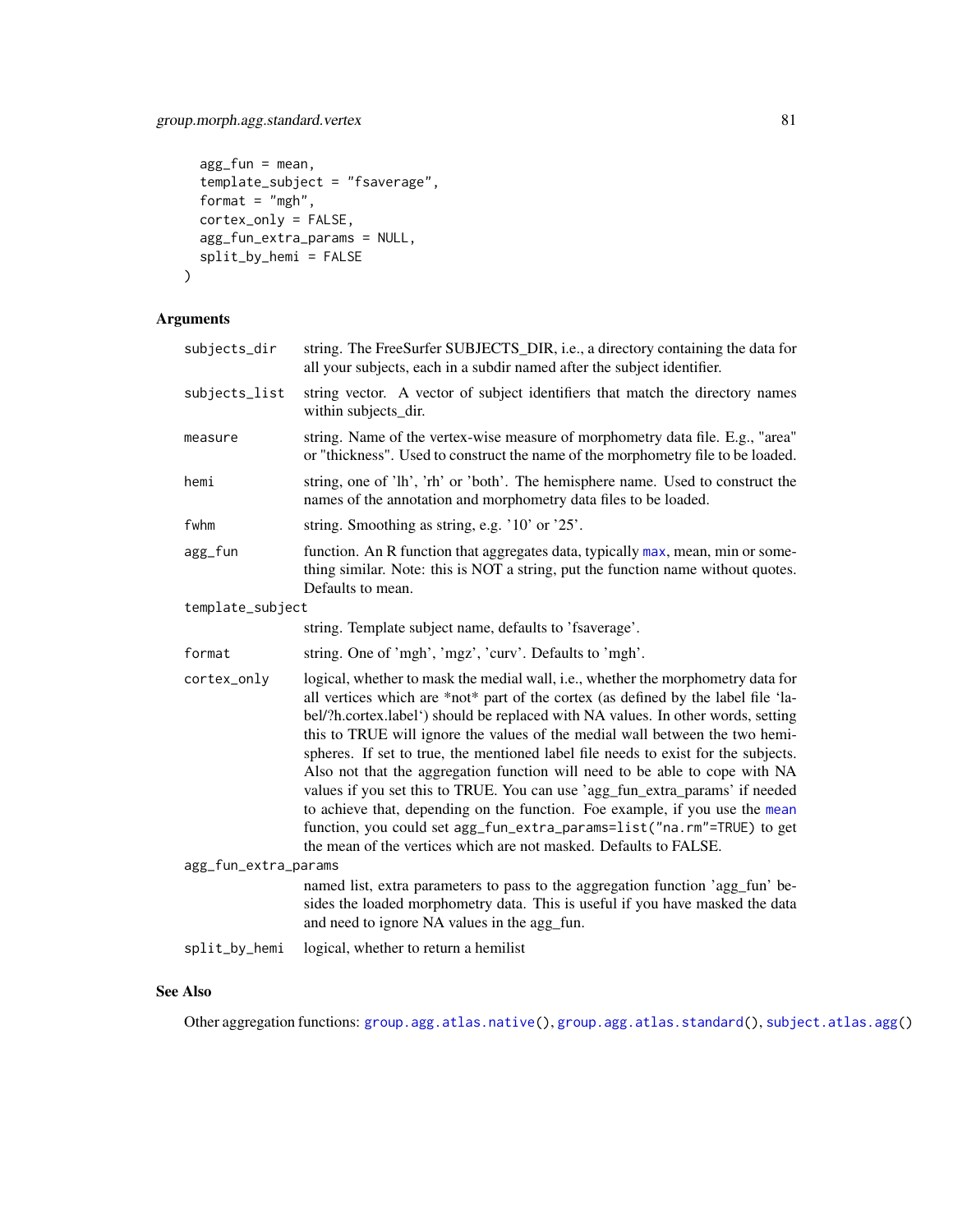```
  agg_fun = mean,
  template_subject = "fsaverage",
  format = "mgh",
  cortex_only = FALSE,
  agg_fun_extra_params = NULL,
  split_by_hemi = FALSE
)
```

### Arguments

| | |
|---|---|
| subjects_dir | string. The FreeSurfer SUBJECTS_DIR, i.e., a directory containing the data for all your subjects, each in a subdir named after the subject identifier. |
| subjects_list | string vector. A vector of subject identifiers that match the directory names within subjects_dir. |
| measure | string. Name of the vertex-wise measure of morphometry data file. E.g., "area" or "thickness". Used to construct the name of the morphometry file to be loaded. |
| hemi | string, one of 'lh', 'rh' or 'both'. The hemisphere name. Used to construct the names of the annotation and morphometry data files to be loaded. |
| fwhm | string. Smoothing as string, e.g. '10' or '25'. |
| agg_fun | function. An R function that aggregates data, typically `max`, mean, min or something similar. Note: this is NOT a string, put the function name without quotes. Defaults to mean. |
| template_subject | string. Template subject name, defaults to 'fsaverage'. |
| format | string. One of 'mgh', 'mgz', 'curv'. Defaults to 'mgh'. |
| cortex_only | logical, whether to mask the medial wall, i.e., whether the morphometry data for all vertices which are *not* part of the cortex (as defined by the label file 'label/?h.cortex.label') should be replaced with NA values. In other words, setting this to TRUE will ignore the values of the medial wall between the two hemispheres. If set to true, the mentioned label file needs to exist for the subjects. Also not that the aggregation function will need to be able to cope with NA values if you set this to TRUE. You can use 'agg_fun_extra_params' if needed to achieve that, depending on the function. Foe example, if you use the `mean` function, you could set `agg_fun_extra_params=list("na.rm"=TRUE)` to get the mean of the vertices which are not masked. Defaults to FALSE. |
| agg_fun_extra_params | named list, extra parameters to pass to the aggregation function 'agg_fun' besides the loaded morphometry data. This is useful if you have masked the data and need to ignore NA values in the agg_fun. |
| split_by_hemi | logical, whether to return a hemilist |

### See Also

Other aggregation functions: `group.agg.atlas.native()`, `group.agg.atlas.standard()`, `subject.atlas.agg()`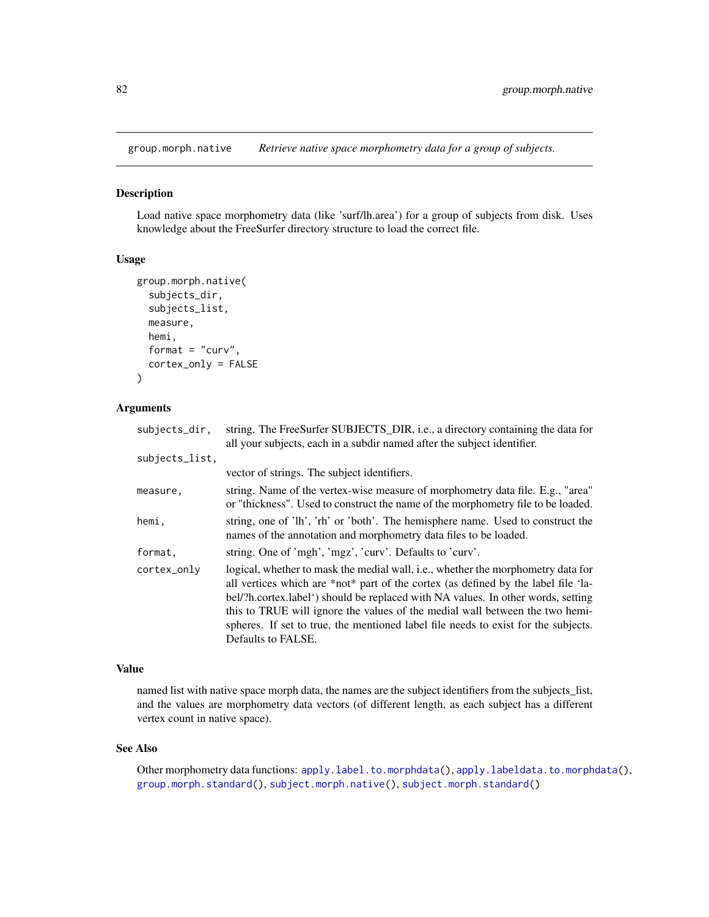# group.morph.native — *Retrieve native space morphometry data for a group of subjects.*

## Description

Load native space morphometry data (like 'surf/lh.area') for a group of subjects from disk. Uses knowledge about the FreeSurfer directory structure to load the correct file.

## Usage

```
group.morph.native(
  subjects_dir,
  subjects_list,
  measure,
  hemi,
  format = "curv",
  cortex_only = FALSE
)
```

## Arguments

| | |
|---|---|
| `subjects_dir,` | string. The FreeSurfer SUBJECTS_DIR, i.e., a directory containing the data for all your subjects, each in a subdir named after the subject identifier. |
| `subjects_list,` | vector of strings. The subject identifiers. |
| `measure,` | string. Name of the vertex-wise measure of morphometry data file. E.g., "area" or "thickness". Used to construct the name of the morphometry file to be loaded. |
| `hemi,` | string, one of 'lh', 'rh' or 'both'. The hemisphere name. Used to construct the names of the annotation and morphometry data files to be loaded. |
| `format,` | string. One of 'mgh', 'mgz', 'curv'. Defaults to 'curv'. |
| `cortex_only` | logical, whether to mask the medial wall, i.e., whether the morphometry data for all vertices which are *not* part of the cortex (as defined by the label file 'label/?h.cortex.label') should be replaced with NA values. In other words, setting this to TRUE will ignore the values of the medial wall between the two hemispheres. If set to true, the mentioned label file needs to exist for the subjects. Defaults to FALSE. |

## Value

named list with native space morph data, the names are the subject identifiers from the subjects_list, and the values are morphometry data vectors (of different length, as each subject has a different vertex count in native space).

## See Also

Other morphometry data functions: `apply.label.to.morphdata()`, `apply.labeldata.to.morphdata()`, `group.morph.standard()`, `subject.morph.native()`, `subject.morph.standard()`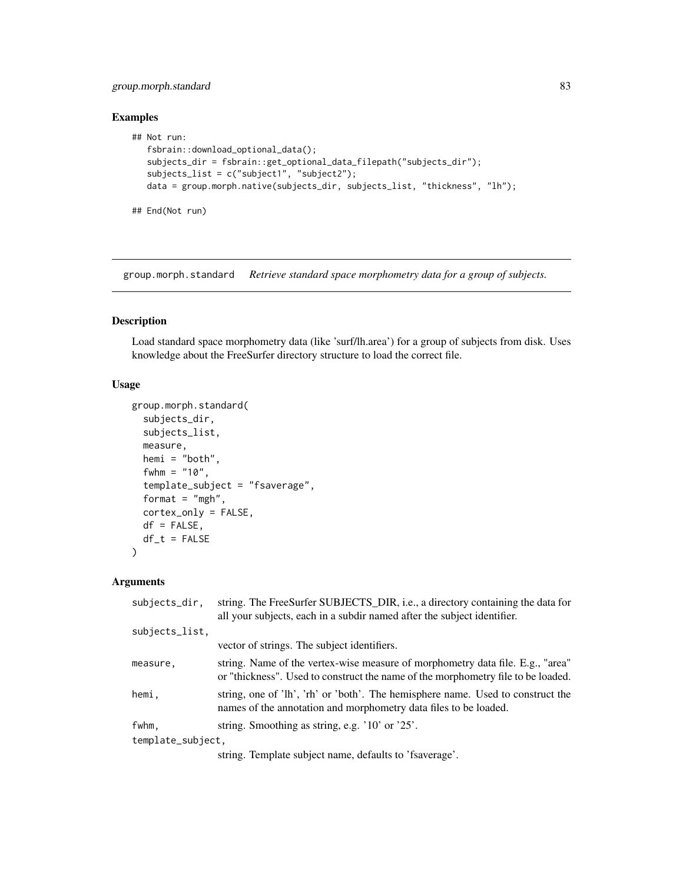### Examples

```
## Not run:
   fsbrain::download_optional_data();
   subjects_dir = fsbrain::get_optional_data_filepath("subjects_dir");
   subjects_list = c("subject1", "subject2");
   data = group.morph.native(subjects_dir, subjects_list, "thickness", "lh");

## End(Not run)
```

---

## group.morph.standard    *Retrieve standard space morphometry data for a group of subjects.*

---

### Description

Load standard space morphometry data (like 'surf/lh.area') for a group of subjects from disk. Uses knowledge about the FreeSurfer directory structure to load the correct file.

### Usage

```
group.morph.standard(
  subjects_dir,
  subjects_list,
  measure,
  hemi = "both",
  fwhm = "10",
  template_subject = "fsaverage",
  format = "mgh",
  cortex_only = FALSE,
  df = FALSE,
  df_t = FALSE
)
```

### Arguments

| | |
|---|---|
| subjects_dir, | string. The FreeSurfer SUBJECTS_DIR, i.e., a directory containing the data for all your subjects, each in a subdir named after the subject identifier. |
| subjects_list, | vector of strings. The subject identifiers. |
| measure, | string. Name of the vertex-wise measure of morphometry data file. E.g., "area" or "thickness". Used to construct the name of the morphometry file to be loaded. |
| hemi, | string, one of 'lh', 'rh' or 'both'. The hemisphere name. Used to construct the names of the annotation and morphometry data files to be loaded. |
| fwhm, | string. Smoothing as string, e.g. '10' or '25'. |
| template_subject, | string. Template subject name, defaults to 'fsaverage'. |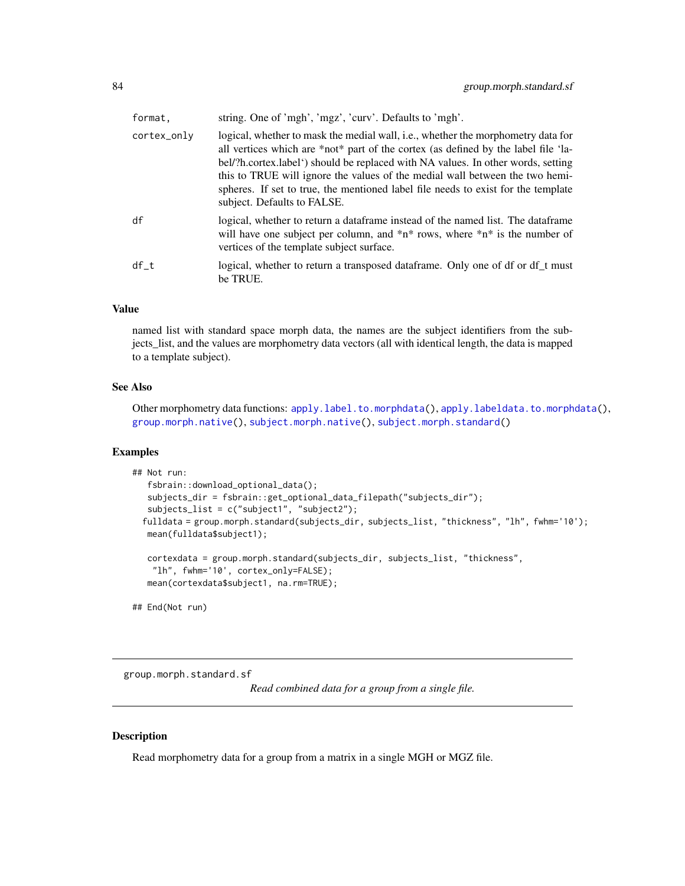| | |
|---|---|
| format, | string. One of 'mgh', 'mgz', 'curv'. Defaults to 'mgh'. |
| cortex_only | logical, whether to mask the medial wall, i.e., whether the morphometry data for all vertices which are *not* part of the cortex (as defined by the label file 'label/?h.cortex.label') should be replaced with NA values. In other words, setting this to TRUE will ignore the values of the medial wall between the two hemispheres. If set to true, the mentioned label file needs to exist for the template subject. Defaults to FALSE. |
| df | logical, whether to return a dataframe instead of the named list. The dataframe will have one subject per column, and *n* rows, where *n* is the number of vertices of the template subject surface. |
| df_t | logical, whether to return a transposed dataframe. Only one of df or df_t must be TRUE. |

### Value

named list with standard space morph data, the names are the subject identifiers from the subjects_list, and the values are morphometry data vectors (all with identical length, the data is mapped to a template subject).

### See Also

Other morphometry data functions: apply.label.to.morphdata(), apply.labeldata.to.morphdata(), group.morph.native(), subject.morph.native(), subject.morph.standard()

### Examples

```
## Not run:
   fsbrain::download_optional_data();
   subjects_dir = fsbrain::get_optional_data_filepath("subjects_dir");
   subjects_list = c("subject1", "subject2");
  fulldata = group.morph.standard(subjects_dir, subjects_list, "thickness", "lh", fwhm='10');
   mean(fulldata$subject1);

   cortexdata = group.morph.standard(subjects_dir, subjects_list, "thickness",
    "lh", fwhm='10', cortex_only=FALSE);
   mean(cortexdata$subject1, na.rm=TRUE);

## End(Not run)
```

---

## group.morph.standard.sf

*Read combined data for a group from a single file.*

---

### Description

Read morphometry data for a group from a matrix in a single MGH or MGZ file.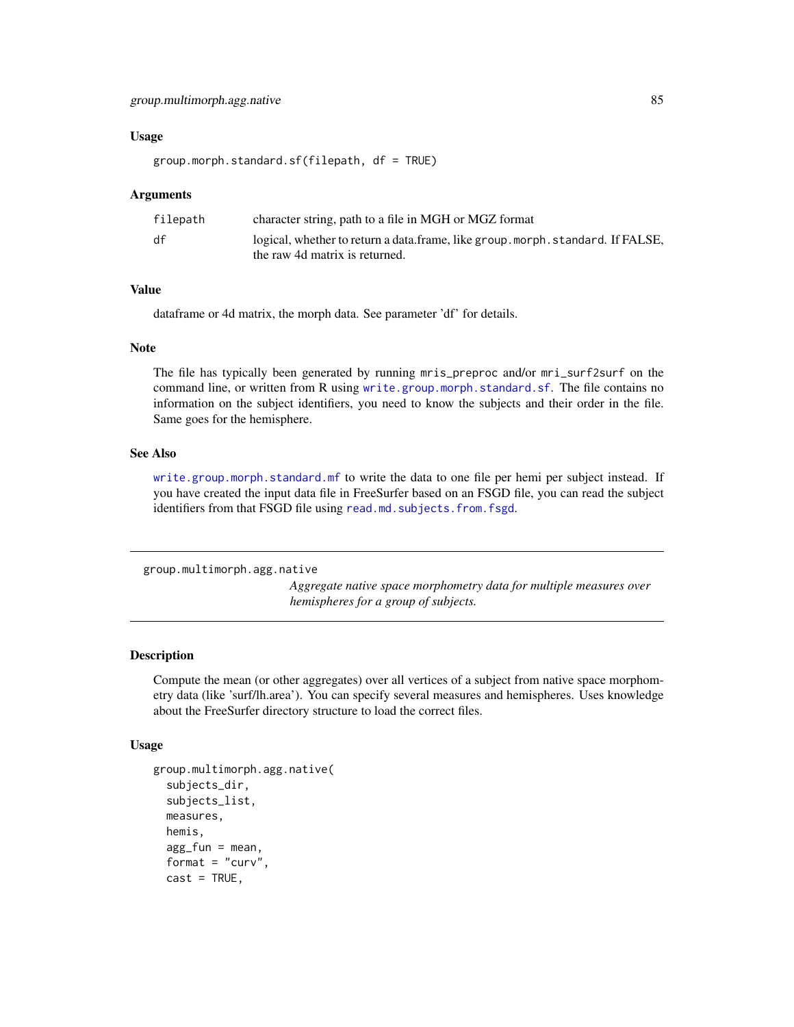### Usage

```
group.morph.standard.sf(filepath, df = TRUE)
```

### Arguments

| | |
|---|---|
| filepath | character string, path to a file in MGH or MGZ format |
| df | logical, whether to return a data.frame, like group.morph.standard. If FALSE, the raw 4d matrix is returned. |

### Value

dataframe or 4d matrix, the morph data. See parameter 'df' for details.

### Note

The file has typically been generated by running mris_preproc and/or mri_surf2surf on the command line, or written from R using write.group.morph.standard.sf. The file contains no information on the subject identifiers, you need to know the subjects and their order in the file. Same goes for the hemisphere.

### See Also

write.group.morph.standard.mf to write the data to one file per hemi per subject instead. If you have created the input data file in FreeSurfer based on an FSGD file, you can read the subject identifiers from that FSGD file using read.md.subjects.from.fsgd.

---

## group.multimorph.agg.native

*Aggregate native space morphometry data for multiple measures over hemispheres for a group of subjects.*

---

### Description

Compute the mean (or other aggregates) over all vertices of a subject from native space morphometry data (like 'surf/lh.area'). You can specify several measures and hemispheres. Uses knowledge about the FreeSurfer directory structure to load the correct files.

### Usage

```
group.multimorph.agg.native(
  subjects_dir,
  subjects_list,
  measures,
  hemis,
  agg_fun = mean,
  format = "curv",
  cast = TRUE,
```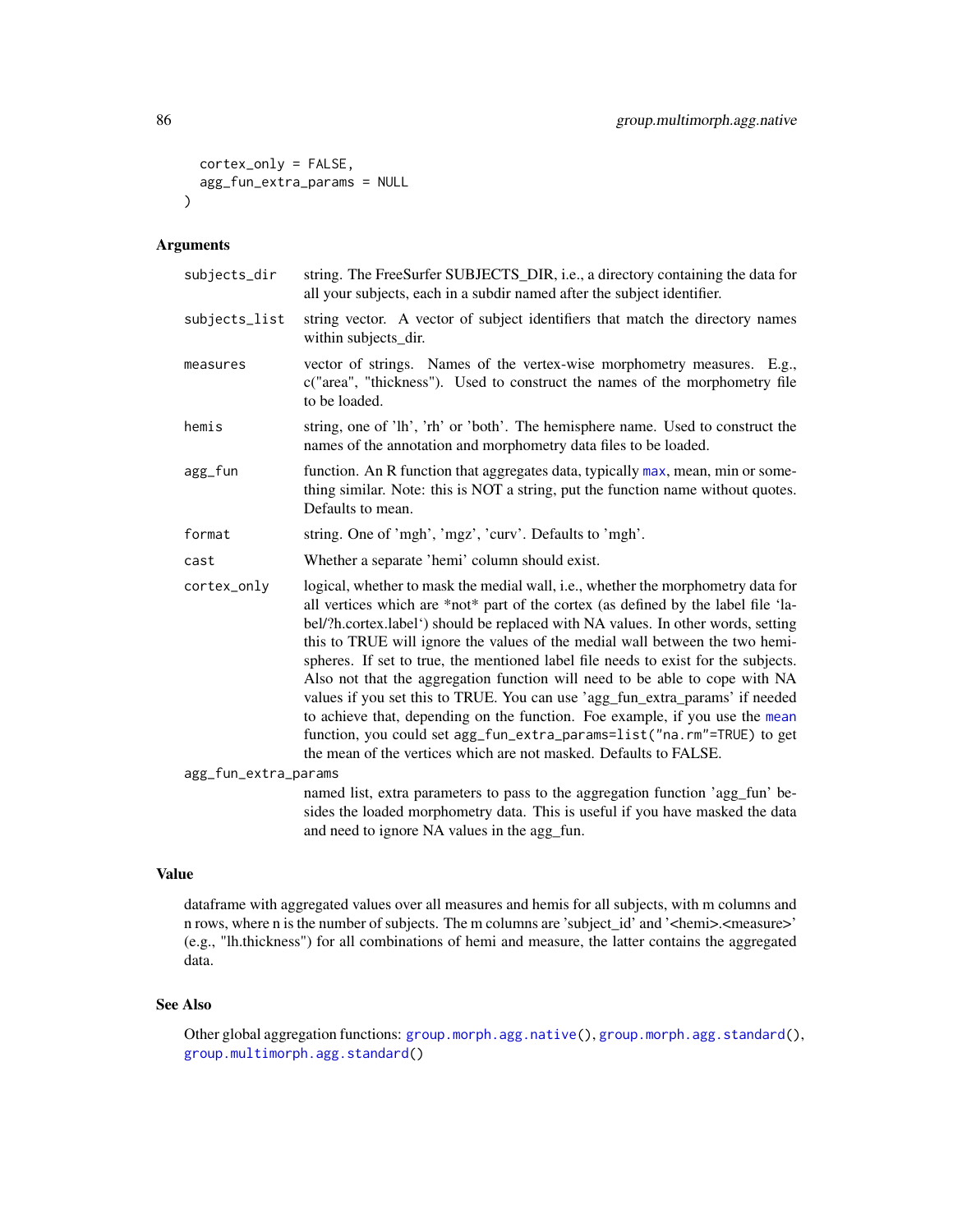```
  cortex_only = FALSE,
  agg_fun_extra_params = NULL
)
```

## Arguments

| | |
|---|---|
| `subjects_dir` | string. The FreeSurfer SUBJECTS_DIR, i.e., a directory containing the data for all your subjects, each in a subdir named after the subject identifier. |
| `subjects_list` | string vector. A vector of subject identifiers that match the directory names within subjects_dir. |
| `measures` | vector of strings. Names of the vertex-wise morphometry measures. E.g., c("area", "thickness"). Used to construct the names of the morphometry file to be loaded. |
| `hemis` | string, one of 'lh', 'rh' or 'both'. The hemisphere name. Used to construct the names of the annotation and morphometry data files to be loaded. |
| `agg_fun` | function. An R function that aggregates data, typically `max`, mean, min or something similar. Note: this is NOT a string, put the function name without quotes. Defaults to mean. |
| `format` | string. One of 'mgh', 'mgz', 'curv'. Defaults to 'mgh'. |
| `cast` | Whether a separate 'hemi' column should exist. |
| `cortex_only` | logical, whether to mask the medial wall, i.e., whether the morphometry data for all vertices which are *not* part of the cortex (as defined by the label file 'label/?h.cortex.label') should be replaced with NA values. In other words, setting this to TRUE will ignore the values of the medial wall between the two hemispheres. If set to true, the mentioned label file needs to exist for the subjects. Also not that the aggregation function will need to be able to cope with NA values if you set this to TRUE. You can use 'agg_fun_extra_params' if needed to achieve that, depending on the function. Foe example, if you use the `mean` function, you could set `agg_fun_extra_params=list("na.rm"=TRUE)` to get the mean of the vertices which are not masked. Defaults to FALSE. |
| `agg_fun_extra_params` | named list, extra parameters to pass to the aggregation function 'agg_fun' besides the loaded morphometry data. This is useful if you have masked the data and need to ignore NA values in the agg_fun. |

## Value

dataframe with aggregated values over all measures and hemis for all subjects, with m columns and n rows, where n is the number of subjects. The m columns are 'subject_id' and '<hemi>.<measure>' (e.g., "lh.thickness") for all combinations of hemi and measure, the latter contains the aggregated data.

## See Also

Other global aggregation functions: `group.morph.agg.native()`, `group.morph.agg.standard()`, `group.multimorph.agg.standard()`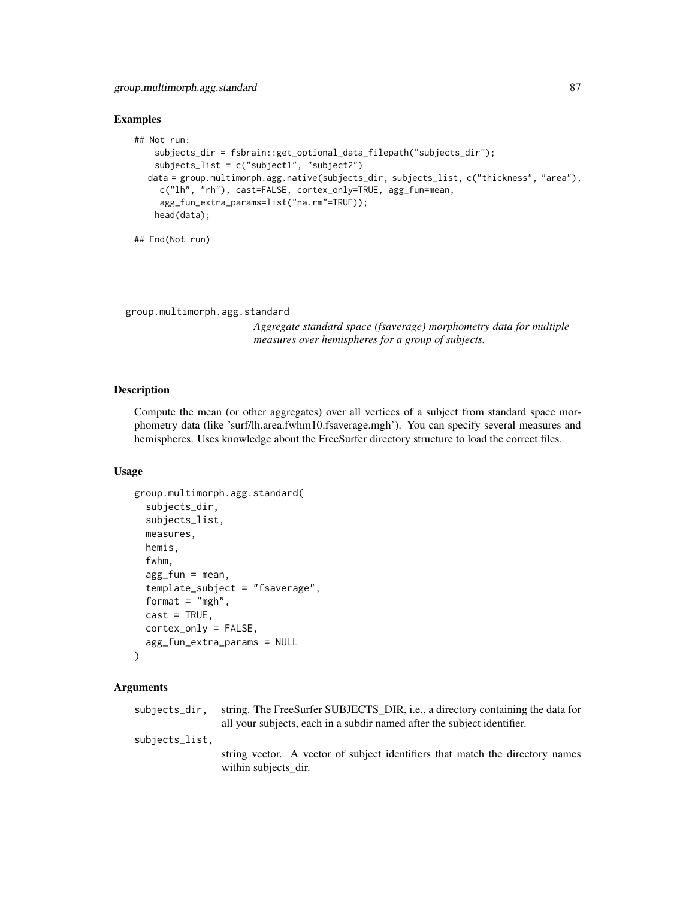## Examples

```
## Not run:
    subjects_dir = fsbrain::get_optional_data_filepath("subjects_dir");
    subjects_list = c("subject1", "subject2")
   data = group.multimorph.agg.native(subjects_dir, subjects_list, c("thickness", "area"),
     c("lh", "rh"), cast=FALSE, cortex_only=TRUE, agg_fun=mean,
     agg_fun_extra_params=list("na.rm"=TRUE));
    head(data);

## End(Not run)
```

---

# group.multimorph.agg.standard

*Aggregate standard space (fsaverage) morphometry data for multiple measures over hemispheres for a group of subjects.*

---

## Description

Compute the mean (or other aggregates) over all vertices of a subject from standard space morphometry data (like 'surf/lh.area.fwhm10.fsaverage.mgh'). You can specify several measures and hemispheres. Uses knowledge about the FreeSurfer directory structure to load the correct files.

## Usage

```
group.multimorph.agg.standard(
  subjects_dir,
  subjects_list,
  measures,
  hemis,
  fwhm,
  agg_fun = mean,
  template_subject = "fsaverage",
  format = "mgh",
  cast = TRUE,
  cortex_only = FALSE,
  agg_fun_extra_params = NULL
)
```

## Arguments

- `subjects_dir`, string. The FreeSurfer SUBJECTS_DIR, i.e., a directory containing the data for all your subjects, each in a subdir named after the subject identifier.
- `subjects_list`, string vector. A vector of subject identifiers that match the directory names within subjects_dir.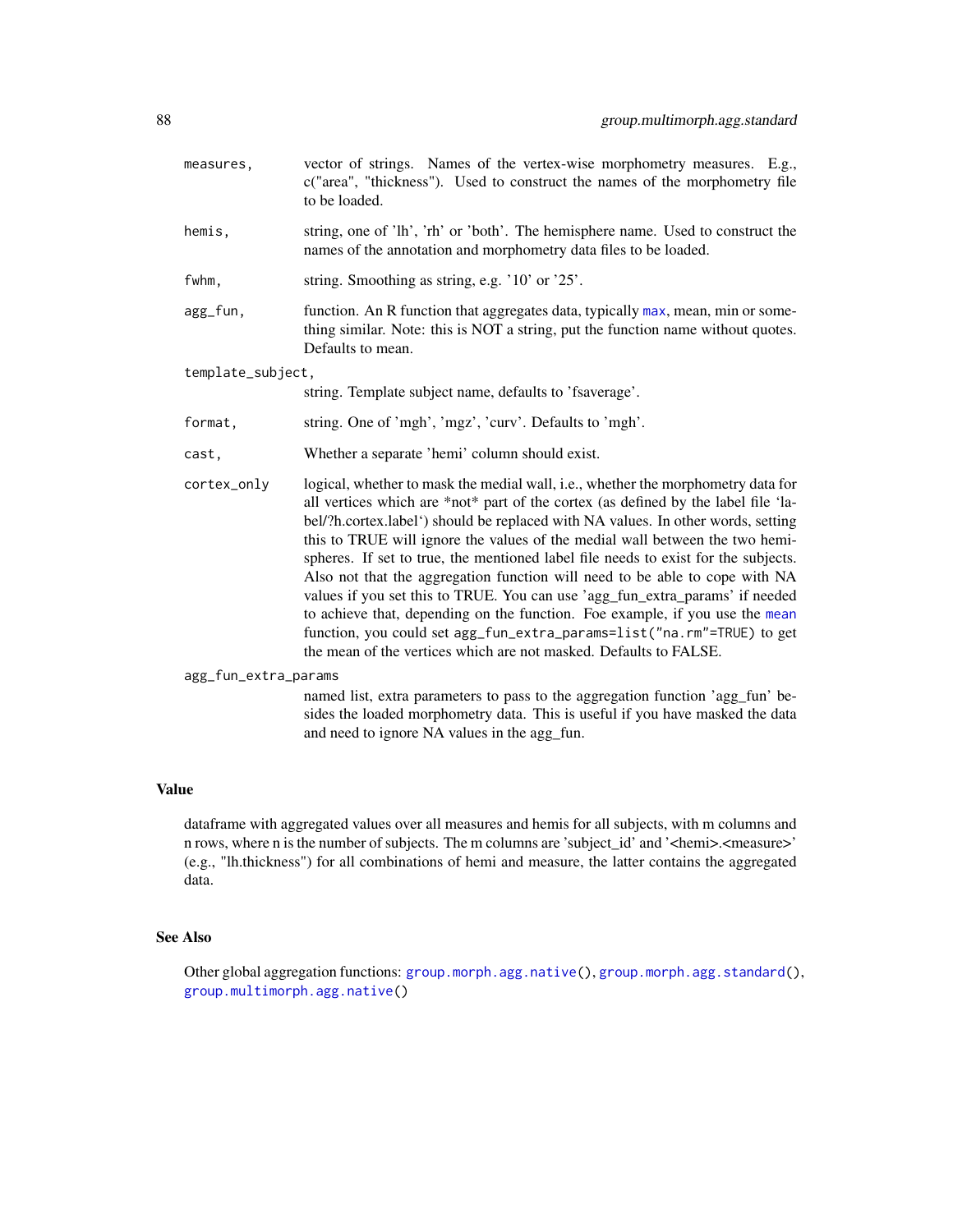| | |
|---|---|
| `measures,` | vector of strings. Names of the vertex-wise morphometry measures. E.g., c("area", "thickness"). Used to construct the names of the morphometry file to be loaded. |
| `hemis,` | string, one of 'lh', 'rh' or 'both'. The hemisphere name. Used to construct the names of the annotation and morphometry data files to be loaded. |
| `fwhm,` | string. Smoothing as string, e.g. '10' or '25'. |
| `agg_fun,` | function. An R function that aggregates data, typically `max`, mean, min or something similar. Note: this is NOT a string, put the function name without quotes. Defaults to mean. |
| `template_subject,` | string. Template subject name, defaults to 'fsaverage'. |
| `format,` | string. One of 'mgh', 'mgz', 'curv'. Defaults to 'mgh'. |
| `cast,` | Whether a separate 'hemi' column should exist. |
| `cortex_only` | logical, whether to mask the medial wall, i.e., whether the morphometry data for all vertices which are *not* part of the cortex (as defined by the label file 'label/?h.cortex.label') should be replaced with NA values. In other words, setting this to TRUE will ignore the values of the medial wall between the two hemispheres. If set to true, the mentioned label file needs to exist for the subjects. Also not that the aggregation function will need to be able to cope with NA values if you set this to TRUE. You can use 'agg_fun_extra_params' if needed to achieve that, depending on the function. Foe example, if you use the `mean` function, you could set `agg_fun_extra_params=list("na.rm"=TRUE)` to get the mean of the vertices which are not masked. Defaults to FALSE. |
| `agg_fun_extra_params` | named list, extra parameters to pass to the aggregation function 'agg_fun' besides the loaded morphometry data. This is useful if you have masked the data and need to ignore NA values in the agg_fun. |

## Value

dataframe with aggregated values over all measures and hemis for all subjects, with m columns and n rows, where n is the number of subjects. The m columns are 'subject_id' and '<hemi>.<measure>' (e.g., "lh.thickness") for all combinations of hemi and measure, the latter contains the aggregated data.

## See Also

Other global aggregation functions: `group.morph.agg.native()`, `group.morph.agg.standard()`, `group.multimorph.agg.native()`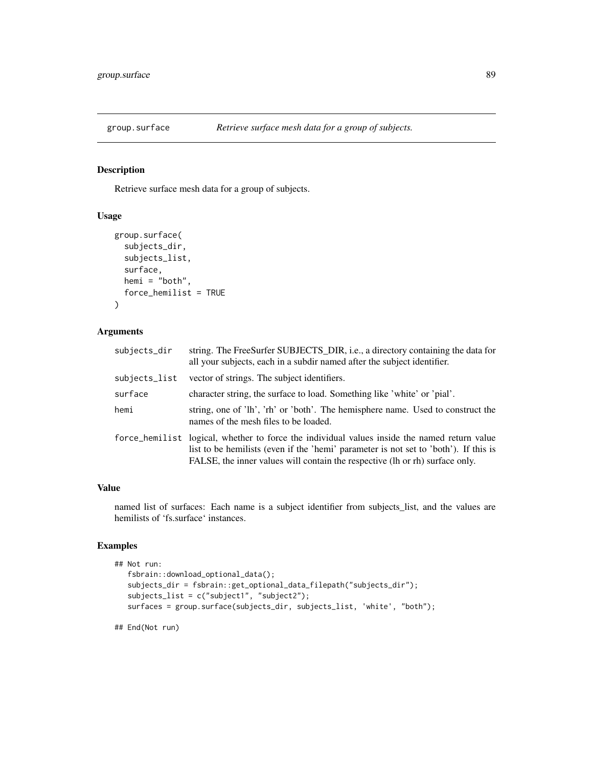# group.surface *Retrieve surface mesh data for a group of subjects.*

## Description

Retrieve surface mesh data for a group of subjects.

## Usage

```
group.surface(
  subjects_dir,
  subjects_list,
  surface,
  hemi = "both",
  force_hemilist = TRUE
)
```

## Arguments

| | |
|---|---|
| subjects_dir | string. The FreeSurfer SUBJECTS_DIR, i.e., a directory containing the data for all your subjects, each in a subdir named after the subject identifier. |
| subjects_list | vector of strings. The subject identifiers. |
| surface | character string, the surface to load. Something like 'white' or 'pial'. |
| hemi | string, one of 'lh', 'rh' or 'both'. The hemisphere name. Used to construct the names of the mesh files to be loaded. |
| force_hemilist | logical, whether to force the individual values inside the named return value list to be hemilists (even if the 'hemi' parameter is not set to 'both'). If this is FALSE, the inner values will contain the respective (lh or rh) surface only. |

## Value

named list of surfaces: Each name is a subject identifier from subjects_list, and the values are hemilists of 'fs.surface' instances.

## Examples

```
## Not run:
   fsbrain::download_optional_data();
   subjects_dir = fsbrain::get_optional_data_filepath("subjects_dir");
   subjects_list = c("subject1", "subject2");
   surfaces = group.surface(subjects_dir, subjects_list, 'white', "both");

## End(Not run)
```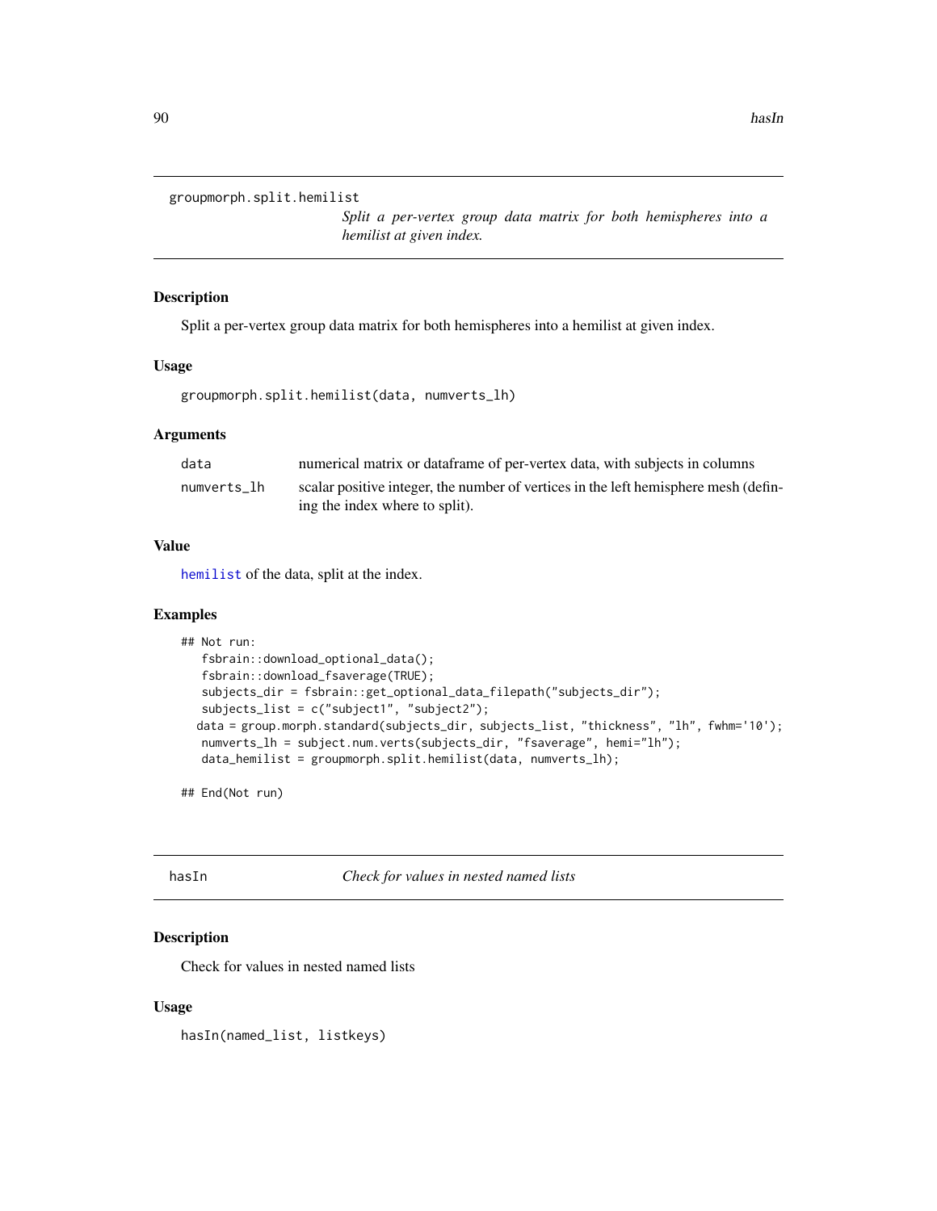## groupmorph.split.hemilist

*Split a per-vertex group data matrix for both hemispheres into a hemilist at given index.*

### Description

Split a per-vertex group data matrix for both hemispheres into a hemilist at given index.

### Usage

```
groupmorph.split.hemilist(data, numverts_lh)
```

### Arguments

| | |
|---|---|
| data | numerical matrix or dataframe of per-vertex data, with subjects in columns |
| numverts_lh | scalar positive integer, the number of vertices in the left hemisphere mesh (defining the index where to split). |

### Value

hemilist of the data, split at the index.

### Examples

```
## Not run:
   fsbrain::download_optional_data();
   fsbrain::download_fsaverage(TRUE);
   subjects_dir = fsbrain::get_optional_data_filepath("subjects_dir");
   subjects_list = c("subject1", "subject2");
  data = group.morph.standard(subjects_dir, subjects_list, "thickness", "lh", fwhm='10');
   numverts_lh = subject.num.verts(subjects_dir, "fsaverage", hemi="lh");
   data_hemilist = groupmorph.split.hemilist(data, numverts_lh);

## End(Not run)
```

## hasIn

*Check for values in nested named lists*

### Description

Check for values in nested named lists

### Usage

```
hasIn(named_list, listkeys)
```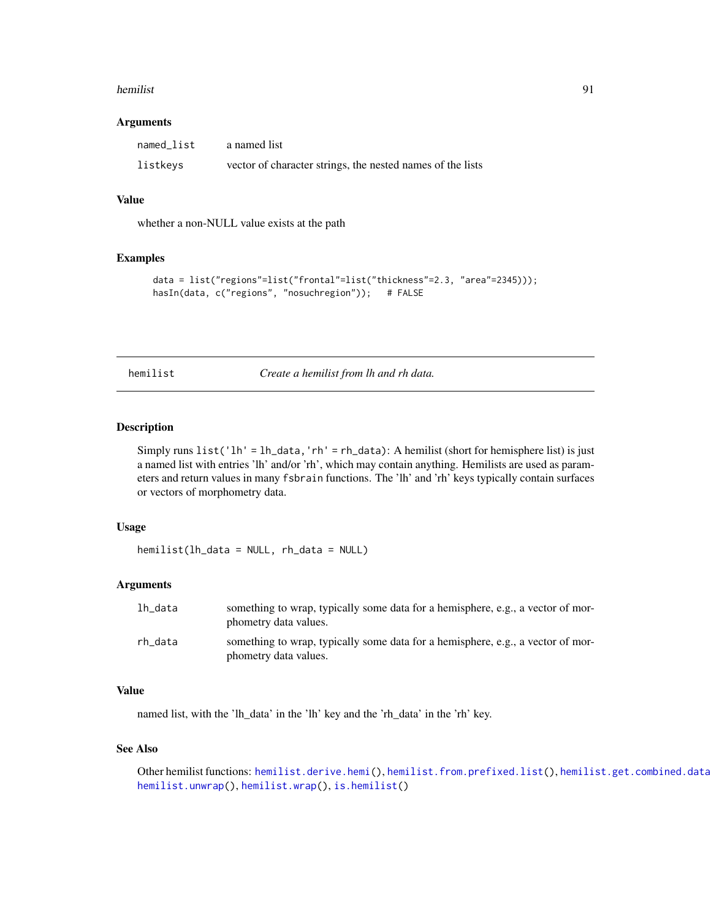### Arguments

| | |
|---|---|
| `named_list` | a named list |
| `listkeys` | vector of character strings, the nested names of the lists |

### Value

whether a non-NULL value exists at the path

### Examples

```
data = list("regions"=list("frontal"=list("thickness"=2.3, "area"=2345)));
hasIn(data, c("regions", "nosuchregion"));   # FALSE
```

---

## hemilist — *Create a hemilist from lh and rh data.*

---

### Description

Simply runs `list('lh' = lh_data,'rh' = rh_data)`: A hemilist (short for hemisphere list) is just a named list with entries 'lh' and/or 'rh', which may contain anything. Hemilists are used as parameters and return values in many `fsbrain` functions. The 'lh' and 'rh' keys typically contain surfaces or vectors of morphometry data.

### Usage

```
hemilist(lh_data = NULL, rh_data = NULL)
```

### Arguments

| | |
|---|---|
| `lh_data` | something to wrap, typically some data for a hemisphere, e.g., a vector of morphometry data values. |
| `rh_data` | something to wrap, typically some data for a hemisphere, e.g., a vector of morphometry data values. |

### Value

named list, with the 'lh_data' in the 'lh' key and the 'rh_data' in the 'rh' key.

### See Also

Other hemilist functions: `hemilist.derive.hemi()`, `hemilist.from.prefixed.list()`, `hemilist.get.combined.data()`, `hemilist.unwrap()`, `hemilist.wrap()`, `is.hemilist()`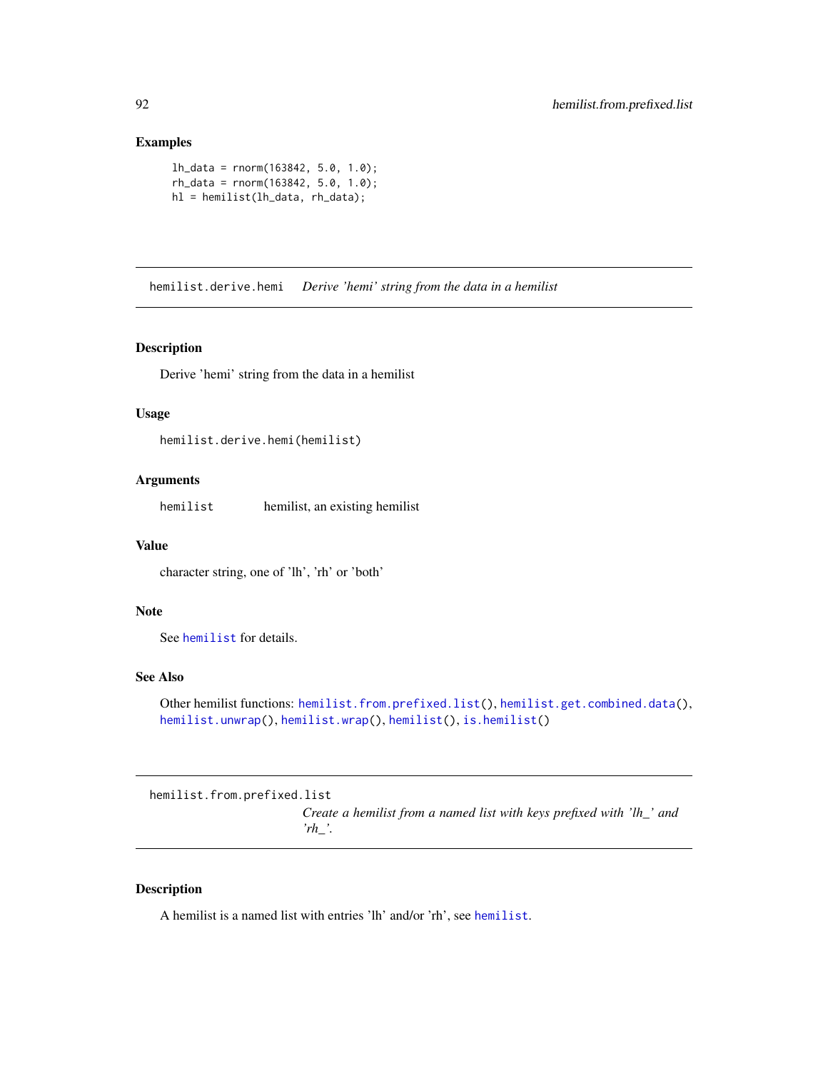### Examples

```
lh_data = rnorm(163842, 5.0, 1.0);
rh_data = rnorm(163842, 5.0, 1.0);
hl = hemilist(lh_data, rh_data);
```

---

## hemilist.derive.hemi    *Derive 'hemi' string from the data in a hemilist*

### Description

Derive 'hemi' string from the data in a hemilist

### Usage

```
hemilist.derive.hemi(hemilist)
```

### Arguments

| | |
|---|---|
| hemilist | hemilist, an existing hemilist |

### Value

character string, one of 'lh', 'rh' or 'both'

### Note

See hemilist for details.

### See Also

Other hemilist functions: hemilist.from.prefixed.list(), hemilist.get.combined.data(), hemilist.unwrap(), hemilist.wrap(), hemilist(), is.hemilist()

---

## hemilist.from.prefixed.list    *Create a hemilist from a named list with keys prefixed with 'lh_' and 'rh_'.*

### Description

A hemilist is a named list with entries 'lh' and/or 'rh', see hemilist.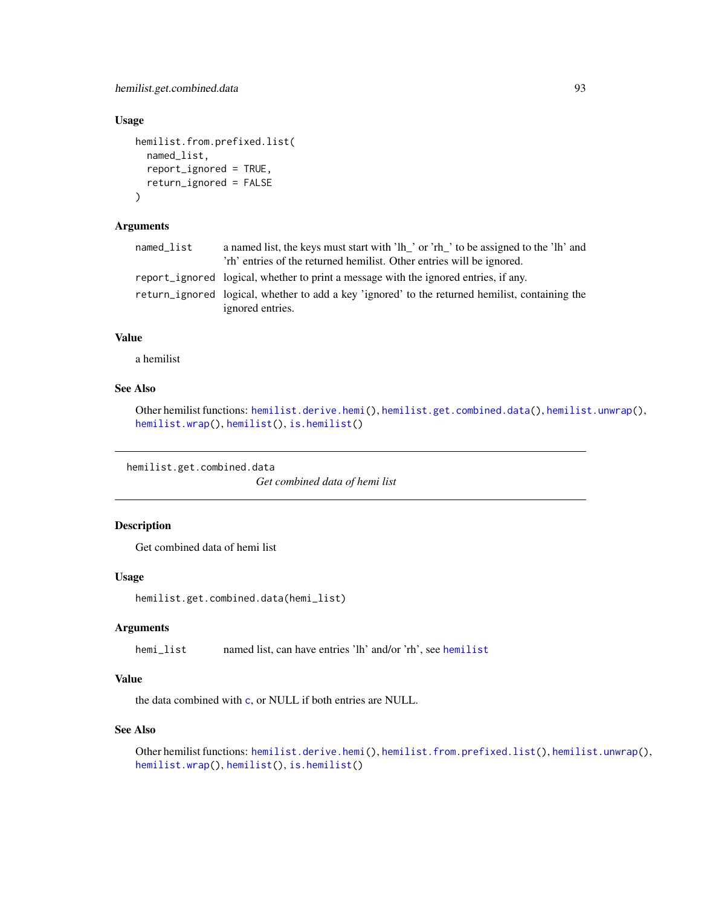### Usage

```
hemilist.from.prefixed.list(
  named_list,
  report_ignored = TRUE,
  return_ignored = FALSE
)
```

### Arguments

| | |
|---|---|
| named_list | a named list, the keys must start with 'lh_' or 'rh_' to be assigned to the 'lh' and 'rh' entries of the returned hemilist. Other entries will be ignored. |
| report_ignored | logical, whether to print a message with the ignored entries, if any. |
| return_ignored | logical, whether to add a key 'ignored' to the returned hemilist, containing the ignored entries. |

### Value

a hemilist

### See Also

Other hemilist functions: hemilist.derive.hemi(), hemilist.get.combined.data(), hemilist.unwrap(), hemilist.wrap(), hemilist(), is.hemilist()

---

## hemilist.get.combined.data
*Get combined data of hemi list*

---

### Description

Get combined data of hemi list

### Usage

```
hemilist.get.combined.data(hemi_list)
```

### Arguments

| | |
|---|---|
| hemi_list | named list, can have entries 'lh' and/or 'rh', see hemilist |

### Value

the data combined with c, or NULL if both entries are NULL.

### See Also

Other hemilist functions: hemilist.derive.hemi(), hemilist.from.prefixed.list(), hemilist.unwrap(), hemilist.wrap(), hemilist(), is.hemilist()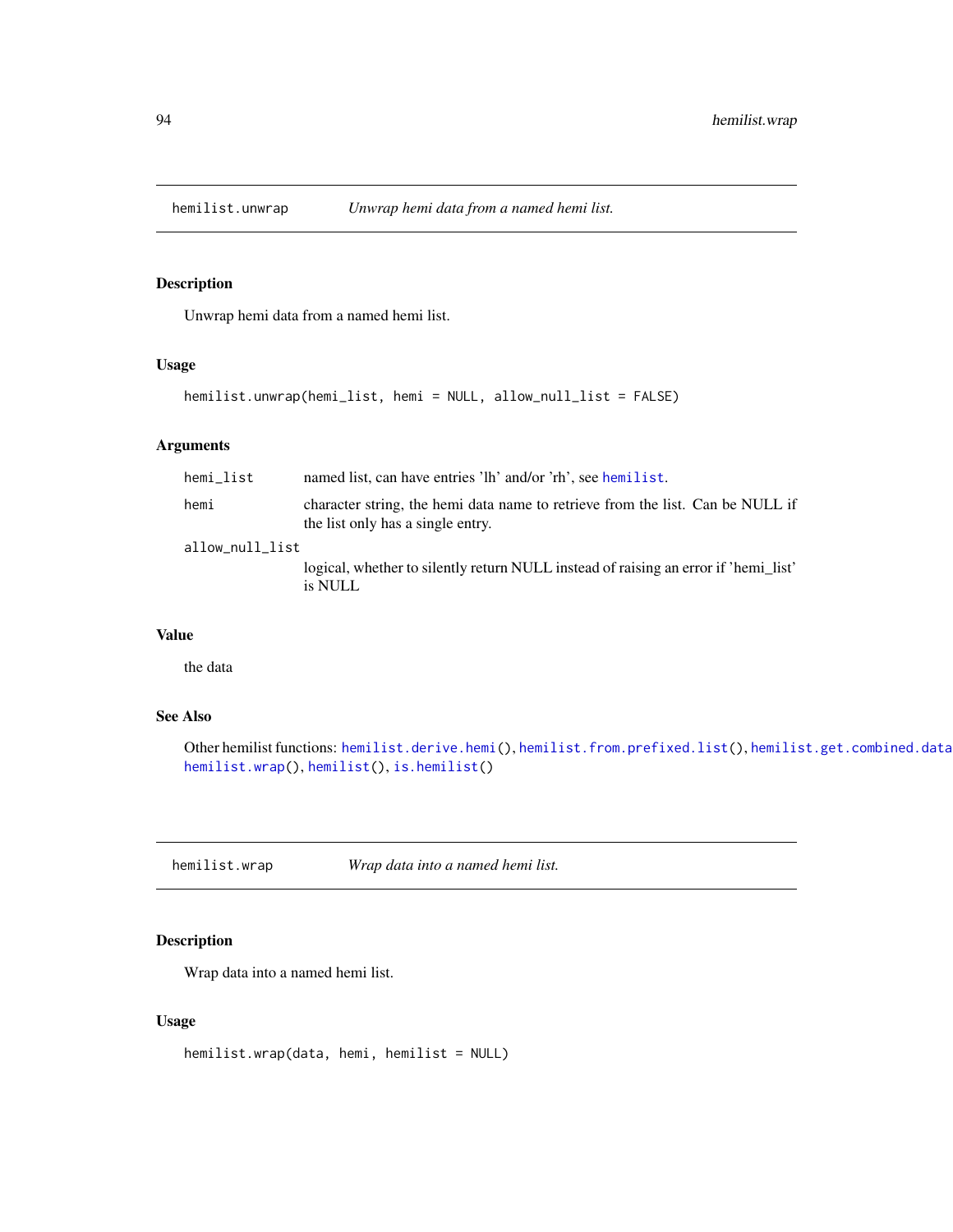## hemilist.unwrap — *Unwrap hemi data from a named hemi list.*

### Description

Unwrap hemi data from a named hemi list.

### Usage

```
hemilist.unwrap(hemi_list, hemi = NULL, allow_null_list = FALSE)
```

### Arguments

| | |
|---|---|
| hemi_list | named list, can have entries 'lh' and/or 'rh', see hemilist. |
| hemi | character string, the hemi data name to retrieve from the list. Can be NULL if the list only has a single entry. |
| allow_null_list | logical, whether to silently return NULL instead of raising an error if 'hemi_list' is NULL |

### Value

the data

### See Also

Other hemilist functions: hemilist.derive.hemi(), hemilist.from.prefixed.list(), hemilist.get.combined.data hemilist.wrap(), hemilist(), is.hemilist()

## hemilist.wrap — *Wrap data into a named hemi list.*

### Description

Wrap data into a named hemi list.

### Usage

```
hemilist.wrap(data, hemi, hemilist = NULL)
```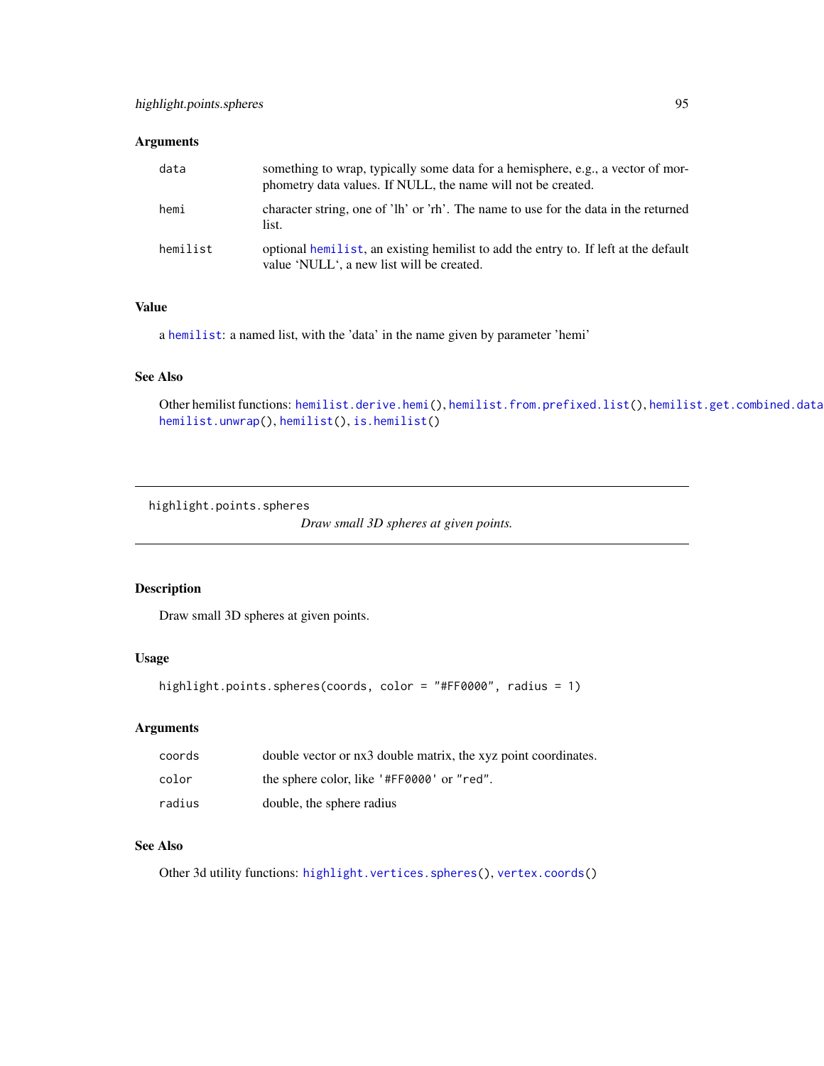### Arguments

| | |
|---|---|
| data | something to wrap, typically some data for a hemisphere, e.g., a vector of morphometry data values. If NULL, the name will not be created. |
| hemi | character string, one of 'lh' or 'rh'. The name to use for the data in the returned list. |
| hemilist | optional hemilist, an existing hemilist to add the entry to. If left at the default value 'NULL', a new list will be created. |

### Value

a hemilist: a named list, with the 'data' in the name given by parameter 'hemi'

### See Also

Other hemilist functions: hemilist.derive.hemi(), hemilist.from.prefixed.list(), hemilist.get.combined.data hemilist.unwrap(), hemilist(), is.hemilist()

---

## highlight.points.spheres

*Draw small 3D spheres at given points.*

---

### Description

Draw small 3D spheres at given points.

### Usage

```
highlight.points.spheres(coords, color = "#FF0000", radius = 1)
```

### Arguments

| | |
|---|---|
| coords | double vector or nx3 double matrix, the xyz point coordinates. |
| color | the sphere color, like '#FF0000' or "red". |
| radius | double, the sphere radius |

### See Also

Other 3d utility functions: highlight.vertices.spheres(), vertex.coords()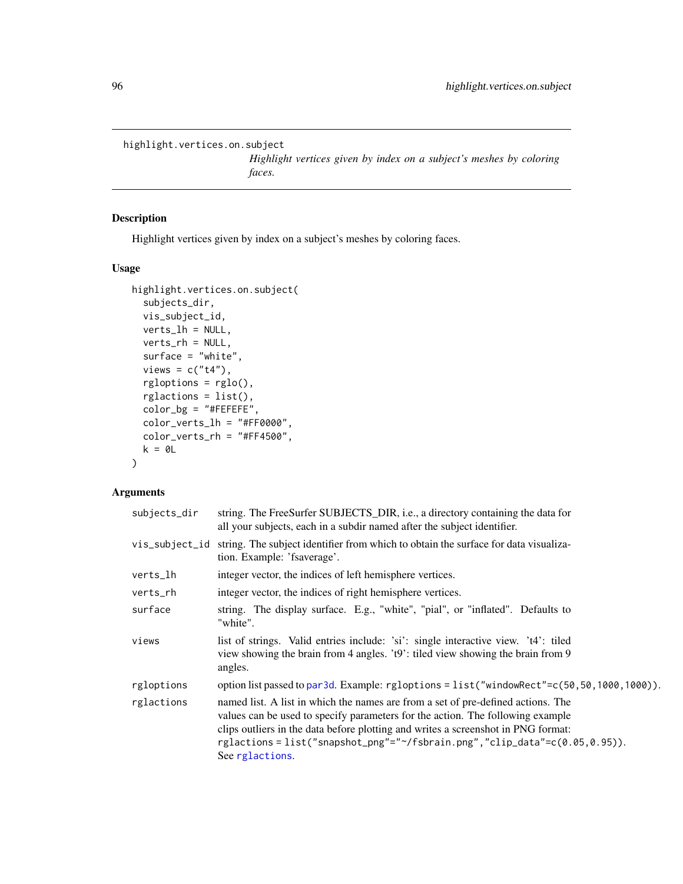`highlight.vertices.on.subject`

*Highlight vertices given by index on a subject's meshes by coloring faces.*

## Description

Highlight vertices given by index on a subject's meshes by coloring faces.

## Usage

```
highlight.vertices.on.subject(
  subjects_dir,
  vis_subject_id,
  verts_lh = NULL,
  verts_rh = NULL,
  surface = "white",
  views = c("t4"),
  rgloptions = rglo(),
  rglactions = list(),
  color_bg = "#FEFEFE",
  color_verts_lh = "#FF0000",
  color_verts_rh = "#FF4500",
  k = 0L
)
```

## Arguments

| | |
|---|---|
| `subjects_dir` | string. The FreeSurfer SUBJECTS_DIR, i.e., a directory containing the data for all your subjects, each in a subdir named after the subject identifier. |
| `vis_subject_id` | string. The subject identifier from which to obtain the surface for data visualization. Example: 'fsaverage'. |
| `verts_lh` | integer vector, the indices of left hemisphere vertices. |
| `verts_rh` | integer vector, the indices of right hemisphere vertices. |
| `surface` | string. The display surface. E.g., "white", "pial", or "inflated". Defaults to "white". |
| `views` | list of strings. Valid entries include: 'si': single interactive view. 't4': tiled view showing the brain from 4 angles. 't9': tiled view showing the brain from 9 angles. |
| `rgloptions` | option list passed to `par3d`. Example: `rgloptions = list("windowRect"=c(50,50,1000,1000))`. |
| `rglactions` | named list. A list in which the names are from a set of pre-defined actions. The values can be used to specify parameters for the action. The following example clips outliers in the data before plotting and writes a screenshot in PNG format: `rglactions = list("snapshot_png"="~/fsbrain.png","clip_data"=c(0.05,0.95))`. See `rglactions`. |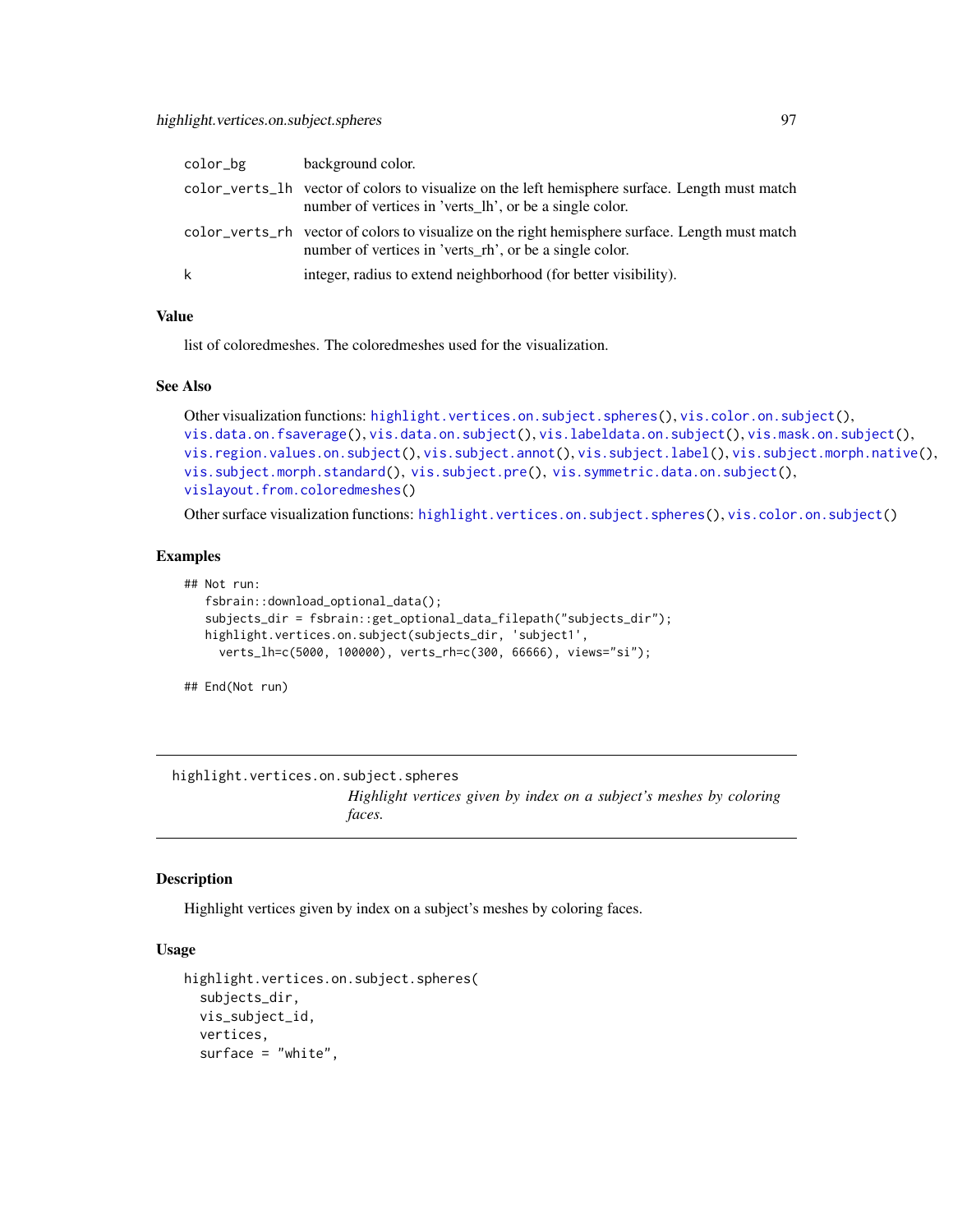| | |
|---|---|
| color_bg | background color. |
| color_verts_lh | vector of colors to visualize on the left hemisphere surface. Length must match number of vertices in 'verts_lh', or be a single color. |
| color_verts_rh | vector of colors to visualize on the right hemisphere surface. Length must match number of vertices in 'verts_rh', or be a single color. |
| k | integer, radius to extend neighborhood (for better visibility). |

### Value

list of coloredmeshes. The coloredmeshes used for the visualization.

### See Also

Other visualization functions: highlight.vertices.on.subject.spheres(), vis.color.on.subject(), vis.data.on.fsaverage(), vis.data.on.subject(), vis.labeldata.on.subject(), vis.mask.on.subject(), vis.region.values.on.subject(), vis.subject.annot(), vis.subject.label(), vis.subject.morph.native(), vis.subject.morph.standard(), vis.subject.pre(), vis.symmetric.data.on.subject(), vislayout.from.coloredmeshes()

Other surface visualization functions: highlight.vertices.on.subject.spheres(), vis.color.on.subject()

### Examples

```
## Not run:
   fsbrain::download_optional_data();
   subjects_dir = fsbrain::get_optional_data_filepath("subjects_dir");
   highlight.vertices.on.subject(subjects_dir, 'subject1',
     verts_lh=c(5000, 100000), verts_rh=c(300, 66666), views="si");

## End(Not run)
```

---

## highlight.vertices.on.subject.spheres

*Highlight vertices given by index on a subject's meshes by coloring faces.*

---

### Description

Highlight vertices given by index on a subject's meshes by coloring faces.

### Usage

```
highlight.vertices.on.subject.spheres(
  subjects_dir,
  vis_subject_id,
  vertices,
  surface = "white",
```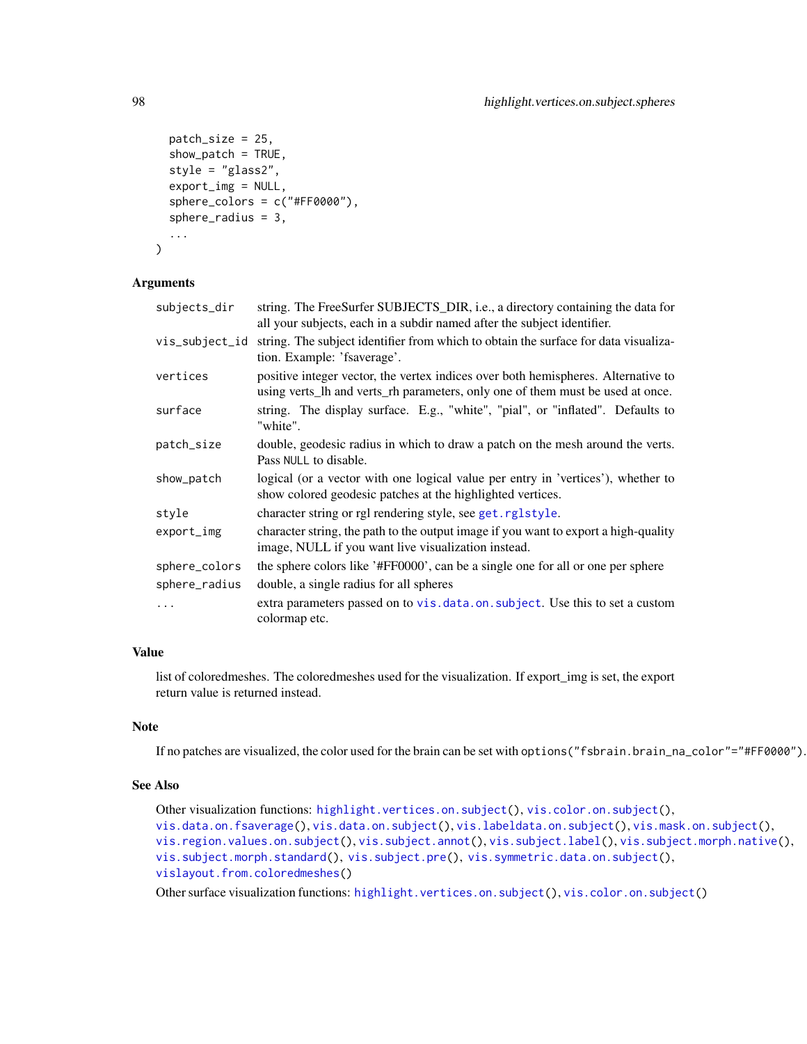```
  patch_size = 25,
  show_patch = TRUE,
  style = "glass2",
  export_img = NULL,
  sphere_colors = c("#FF0000"),
  sphere_radius = 3,
  ...
)
```

## Arguments

| | |
|---|---|
| subjects_dir | string. The FreeSurfer SUBJECTS_DIR, i.e., a directory containing the data for all your subjects, each in a subdir named after the subject identifier. |
| vis_subject_id | string. The subject identifier from which to obtain the surface for data visualization. Example: 'fsaverage'. |
| vertices | positive integer vector, the vertex indices over both hemispheres. Alternative to using verts_lh and verts_rh parameters, only one of them must be used at once. |
| surface | string. The display surface. E.g., "white", "pial", or "inflated". Defaults to "white". |
| patch_size | double, geodesic radius in which to draw a patch on the mesh around the verts. Pass NULL to disable. |
| show_patch | logical (or a vector with one logical value per entry in 'vertices'), whether to show colored geodesic patches at the highlighted vertices. |
| style | character string or rgl rendering style, see get.rglstyle. |
| export_img | character string, the path to the output image if you want to export a high-quality image, NULL if you want live visualization instead. |
| sphere_colors | the sphere colors like '#FF0000', can be a single one for all or one per sphere |
| sphere_radius | double, a single radius for all spheres |
| ... | extra parameters passed on to vis.data.on.subject. Use this to set a custom colormap etc. |

## Value

list of coloredmeshes. The coloredmeshes used for the visualization. If export_img is set, the export return value is returned instead.

## Note

If no patches are visualized, the color used for the brain can be set with `options("fsbrain.brain_na_color"="#FF0000")`.

## See Also

Other visualization functions: `highlight.vertices.on.subject()`, `vis.color.on.subject()`, `vis.data.on.fsaverage()`, `vis.data.on.subject()`, `vis.labeldata.on.subject()`, `vis.mask.on.subject()`, `vis.region.values.on.subject()`, `vis.subject.annot()`, `vis.subject.label()`, `vis.subject.morph.native()`, `vis.subject.morph.standard()`, `vis.subject.pre()`, `vis.symmetric.data.on.subject()`, `vislayout.from.coloredmeshes()`

Other surface visualization functions: `highlight.vertices.on.subject()`, `vis.color.on.subject()`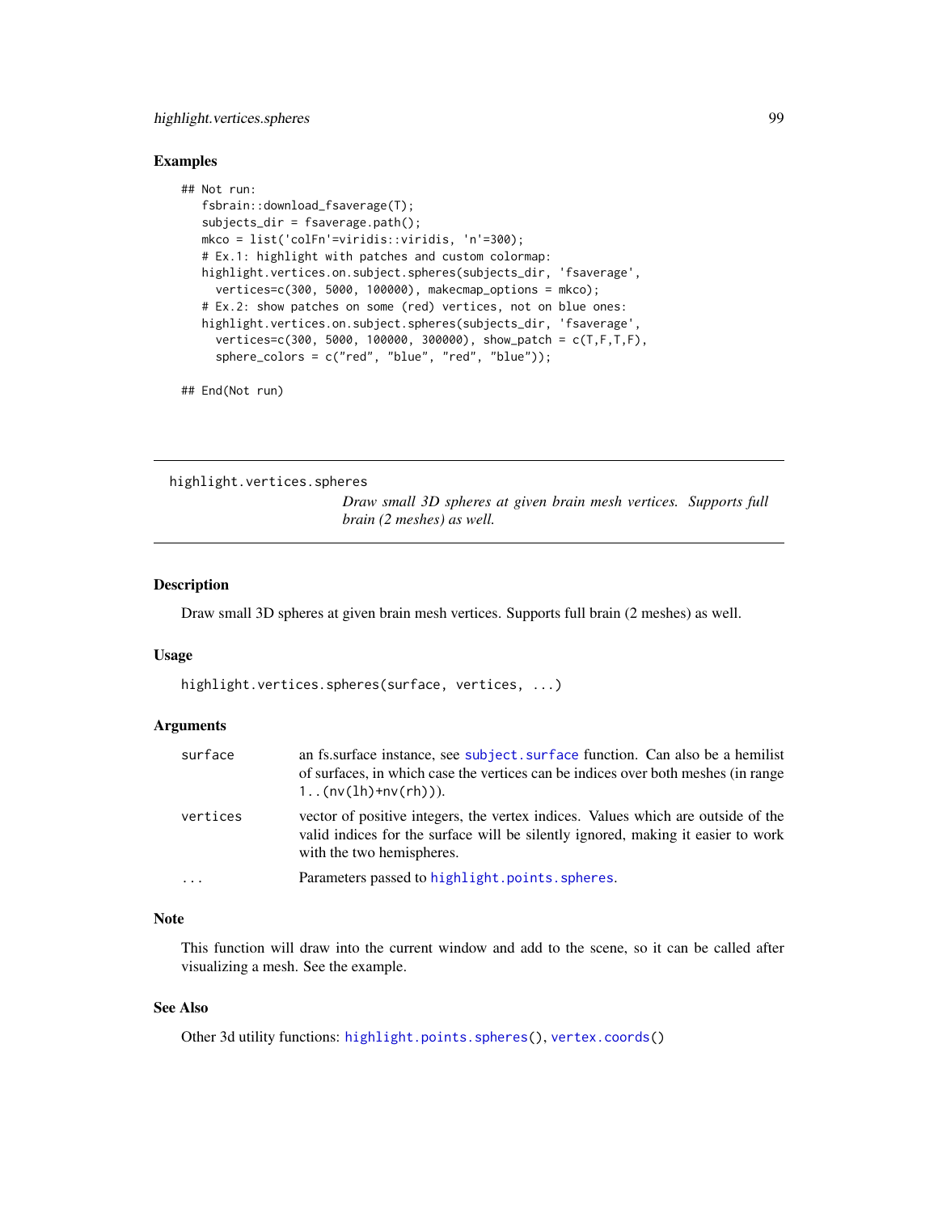### Examples

```
## Not run:
   fsbrain::download_fsaverage(T);
   subjects_dir = fsaverage.path();
   mkco = list('colFn'=viridis::viridis, 'n'=300);
   # Ex.1: highlight with patches and custom colormap:
   highlight.vertices.on.subject.spheres(subjects_dir, 'fsaverage',
     vertices=c(300, 5000, 100000), makecmap_options = mkco);
   # Ex.2: show patches on some (red) vertices, not on blue ones:
   highlight.vertices.on.subject.spheres(subjects_dir, 'fsaverage',
     vertices=c(300, 5000, 100000, 300000), show_patch = c(T,F,T,F),
     sphere_colors = c("red", "blue", "red", "blue"));

## End(Not run)
```

---

## highlight.vertices.spheres

*Draw small 3D spheres at given brain mesh vertices. Supports full brain (2 meshes) as well.*

---

### Description

Draw small 3D spheres at given brain mesh vertices. Supports full brain (2 meshes) as well.

### Usage

```
highlight.vertices.spheres(surface, vertices, ...)
```

### Arguments

| | |
|---|---|
| `surface` | an fs.surface instance, see `subject.surface` function. Can also be a hemilist of surfaces, in which case the vertices can be indices over both meshes (in range `1..(nv(lh)+nv(rh))`). |
| `vertices` | vector of positive integers, the vertex indices. Values which are outside of the valid indices for the surface will be silently ignored, making it easier to work with the two hemispheres. |
| `...` | Parameters passed to `highlight.points.spheres`. |

### Note

This function will draw into the current window and add to the scene, so it can be called after visualizing a mesh. See the example.

### See Also

Other 3d utility functions: `highlight.points.spheres()`, `vertex.coords()`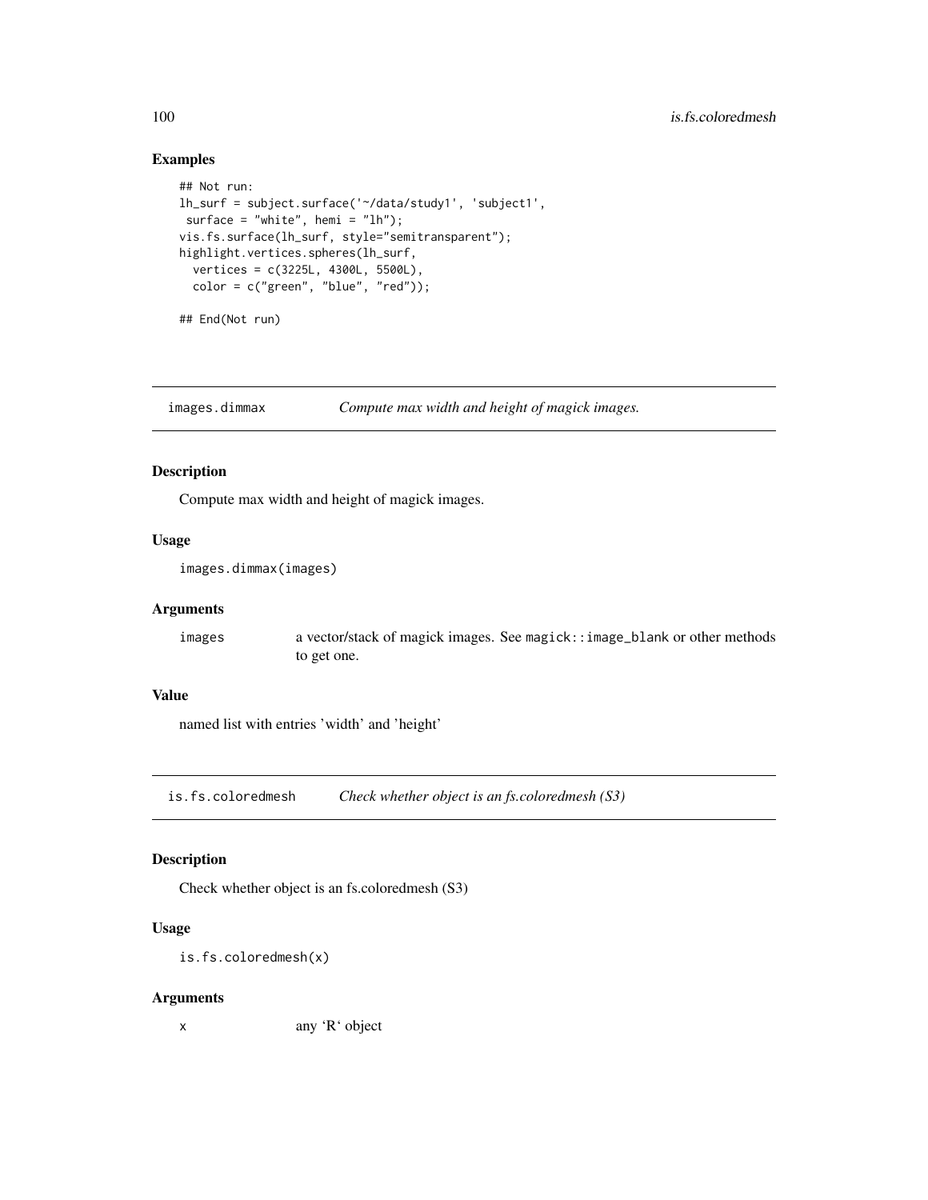## Examples

```
## Not run:
lh_surf = subject.surface('~/data/study1', 'subject1',
 surface = "white", hemi = "lh");
vis.fs.surface(lh_surf, style="semitransparent");
highlight.vertices.spheres(lh_surf,
  vertices = c(3225L, 4300L, 5500L),
  color = c("green", "blue", "red"));

## End(Not run)
```

---

# images.dimmax *Compute max width and height of magick images.*

## Description

Compute max width and height of magick images.

## Usage

```
images.dimmax(images)
```

## Arguments

| | |
|---|---|
| images | a vector/stack of magick images. See magick::image_blank or other methods to get one. |

## Value

named list with entries 'width' and 'height'

---

# is.fs.coloredmesh *Check whether object is an fs.coloredmesh (S3)*

## Description

Check whether object is an fs.coloredmesh (S3)

## Usage

```
is.fs.coloredmesh(x)
```

## Arguments

| | |
|---|---|
| x | any 'R' object |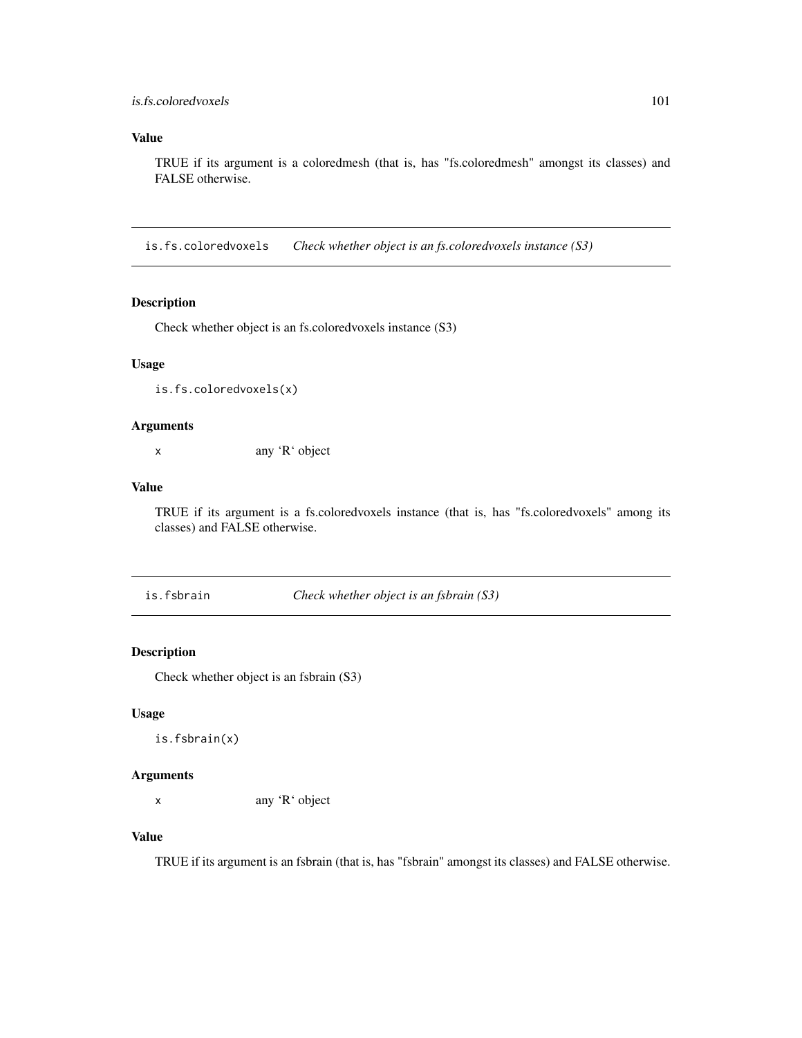### Value

TRUE if its argument is a coloredmesh (that is, has "fs.coloredmesh" amongst its classes) and FALSE otherwise.

---

## is.fs.coloredvoxels *Check whether object is an fs.coloredvoxels instance (S3)*

### Description

Check whether object is an fs.coloredvoxels instance (S3)

### Usage

```
is.fs.coloredvoxels(x)
```

### Arguments

| | |
|---|---|
| x | any 'R' object |

### Value

TRUE if its argument is a fs.coloredvoxels instance (that is, has "fs.coloredvoxels" among its classes) and FALSE otherwise.

---

## is.fsbrain *Check whether object is an fsbrain (S3)*

### Description

Check whether object is an fsbrain (S3)

### Usage

```
is.fsbrain(x)
```

### Arguments

| | |
|---|---|
| x | any 'R' object |

### Value

TRUE if its argument is an fsbrain (that is, has "fsbrain" amongst its classes) and FALSE otherwise.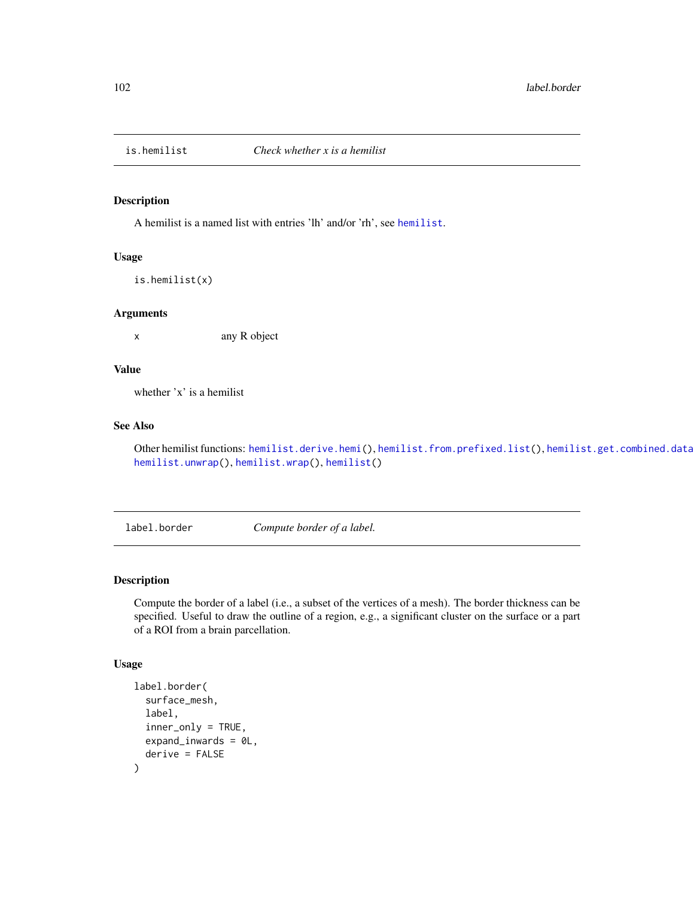## is.hemilist — *Check whether x is a hemilist*

### Description

A hemilist is a named list with entries 'lh' and/or 'rh', see hemilist.

### Usage

```
is.hemilist(x)
```

### Arguments

| | |
|---|---|
| x | any R object |

### Value

whether 'x' is a hemilist

### See Also

Other hemilist functions: hemilist.derive.hemi(), hemilist.from.prefixed.list(), hemilist.get.combined.data hemilist.unwrap(), hemilist.wrap(), hemilist()

## label.border — *Compute border of a label.*

### Description

Compute the border of a label (i.e., a subset of the vertices of a mesh). The border thickness can be specified. Useful to draw the outline of a region, e.g., a significant cluster on the surface or a part of a ROI from a brain parcellation.

### Usage

```
label.border(
  surface_mesh,
  label,
  inner_only = TRUE,
  expand_inwards = 0L,
  derive = FALSE
)
```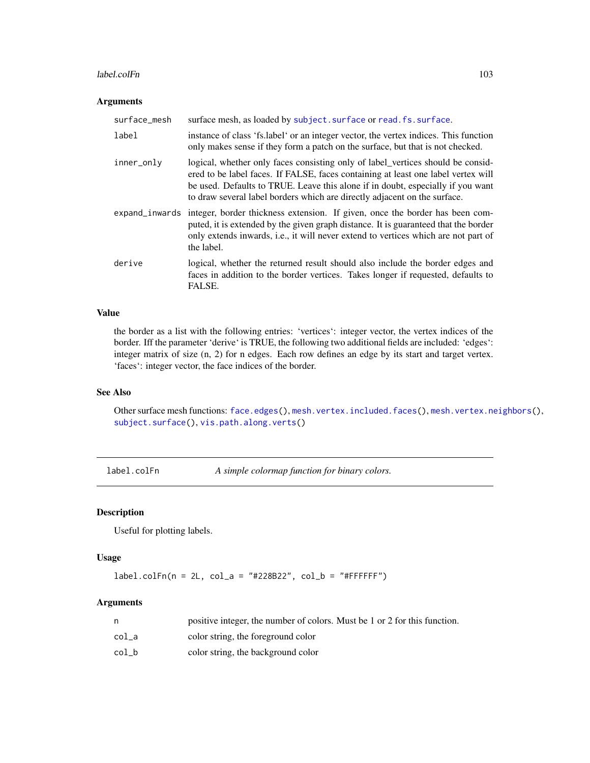### Arguments

| | |
|---|---|
| surface_mesh | surface mesh, as loaded by subject.surface or read.fs.surface. |
| label | instance of class 'fs.label' or an integer vector, the vertex indices. This function only makes sense if they form a patch on the surface, but that is not checked. |
| inner_only | logical, whether only faces consisting only of label_vertices should be considered to be label faces. If FALSE, faces containing at least one label vertex will be used. Defaults to TRUE. Leave this alone if in doubt, especially if you want to draw several label borders which are directly adjacent on the surface. |
| expand_inwards | integer, border thickness extension. If given, once the border has been computed, it is extended by the given graph distance. It is guaranteed that the border only extends inwards, i.e., it will never extend to vertices which are not part of the label. |
| derive | logical, whether the returned result should also include the border edges and faces in addition to the border vertices. Takes longer if requested, defaults to FALSE. |

### Value

the border as a list with the following entries: 'vertices': integer vector, the vertex indices of the border. Iff the parameter 'derive' is TRUE, the following two additional fields are included: 'edges': integer matrix of size (n, 2) for n edges. Each row defines an edge by its start and target vertex. 'faces': integer vector, the face indices of the border.

### See Also

Other surface mesh functions: face.edges(), mesh.vertex.included.faces(), mesh.vertex.neighbors(), subject.surface(), vis.path.along.verts()

---

## label.colFn — *A simple colormap function for binary colors.*

---

### Description

Useful for plotting labels.

### Usage

```
label.colFn(n = 2L, col_a = "#228B22", col_b = "#FFFFFF")
```

### Arguments

| | |
|---|---|
| n | positive integer, the number of colors. Must be 1 or 2 for this function. |
| col_a | color string, the foreground color |
| col_b | color string, the background color |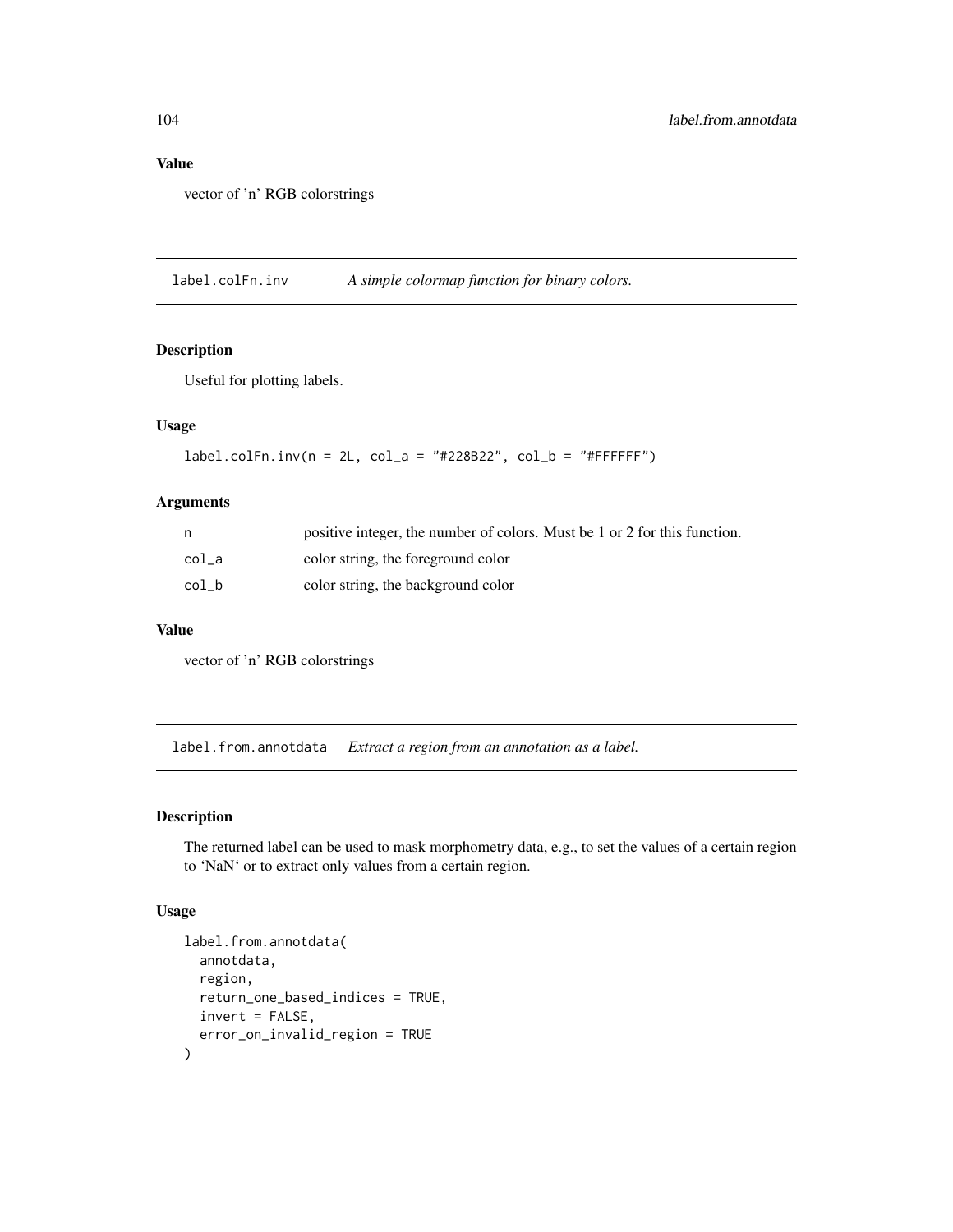### Value

vector of 'n' RGB colorstrings

## label.colFn.inv    *A simple colormap function for binary colors.*

### Description

Useful for plotting labels.

### Usage

```
label.colFn.inv(n = 2L, col_a = "#228B22", col_b = "#FFFFFF")
```

### Arguments

| | |
|---|---|
| n | positive integer, the number of colors. Must be 1 or 2 for this function. |
| col_a | color string, the foreground color |
| col_b | color string, the background color |

### Value

vector of 'n' RGB colorstrings

## label.from.annotdata    *Extract a region from an annotation as a label.*

### Description

The returned label can be used to mask morphometry data, e.g., to set the values of a certain region to 'NaN' or to extract only values from a certain region.

### Usage

```
label.from.annotdata(
  annotdata,
  region,
  return_one_based_indices = TRUE,
  invert = FALSE,
  error_on_invalid_region = TRUE
)
```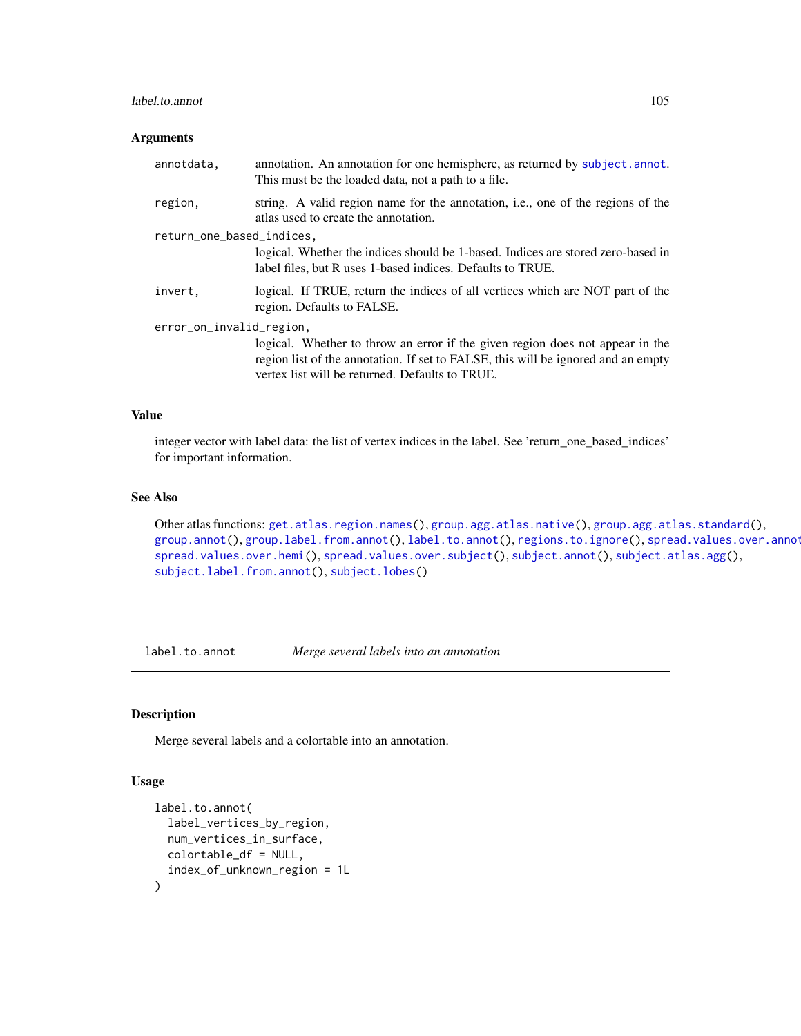### Arguments

| | |
|---|---|
| annotdata, | annotation. An annotation for one hemisphere, as returned by `subject.annot`. This must be the loaded data, not a path to a file. |
| region, | string. A valid region name for the annotation, i.e., one of the regions of the atlas used to create the annotation. |
| return_one_based_indices, | logical. Whether the indices should be 1-based. Indices are stored zero-based in label files, but R uses 1-based indices. Defaults to TRUE. |
| invert, | logical. If TRUE, return the indices of all vertices which are NOT part of the region. Defaults to FALSE. |
| error_on_invalid_region, | logical. Whether to throw an error if the given region does not appear in the region list of the annotation. If set to FALSE, this will be ignored and an empty vertex list will be returned. Defaults to TRUE. |

### Value

integer vector with label data: the list of vertex indices in the label. See 'return_one_based_indices' for important information.

### See Also

Other atlas functions: `get.atlas.region.names()`, `group.agg.atlas.native()`, `group.agg.atlas.standard()`, `group.annot()`, `group.label.from.annot()`, `label.to.annot()`, `regions.to.ignore()`, `spread.values.over.annot()`, `spread.values.over.hemi()`, `spread.values.over.subject()`, `subject.annot()`, `subject.atlas.agg()`, `subject.label.from.annot()`, `subject.lobes()`

---

## label.to.annot *Merge several labels into an annotation*

### Description

Merge several labels and a colortable into an annotation.

### Usage

```
label.to.annot(
  label_vertices_by_region,
  num_vertices_in_surface,
  colortable_df = NULL,
  index_of_unknown_region = 1L
)
```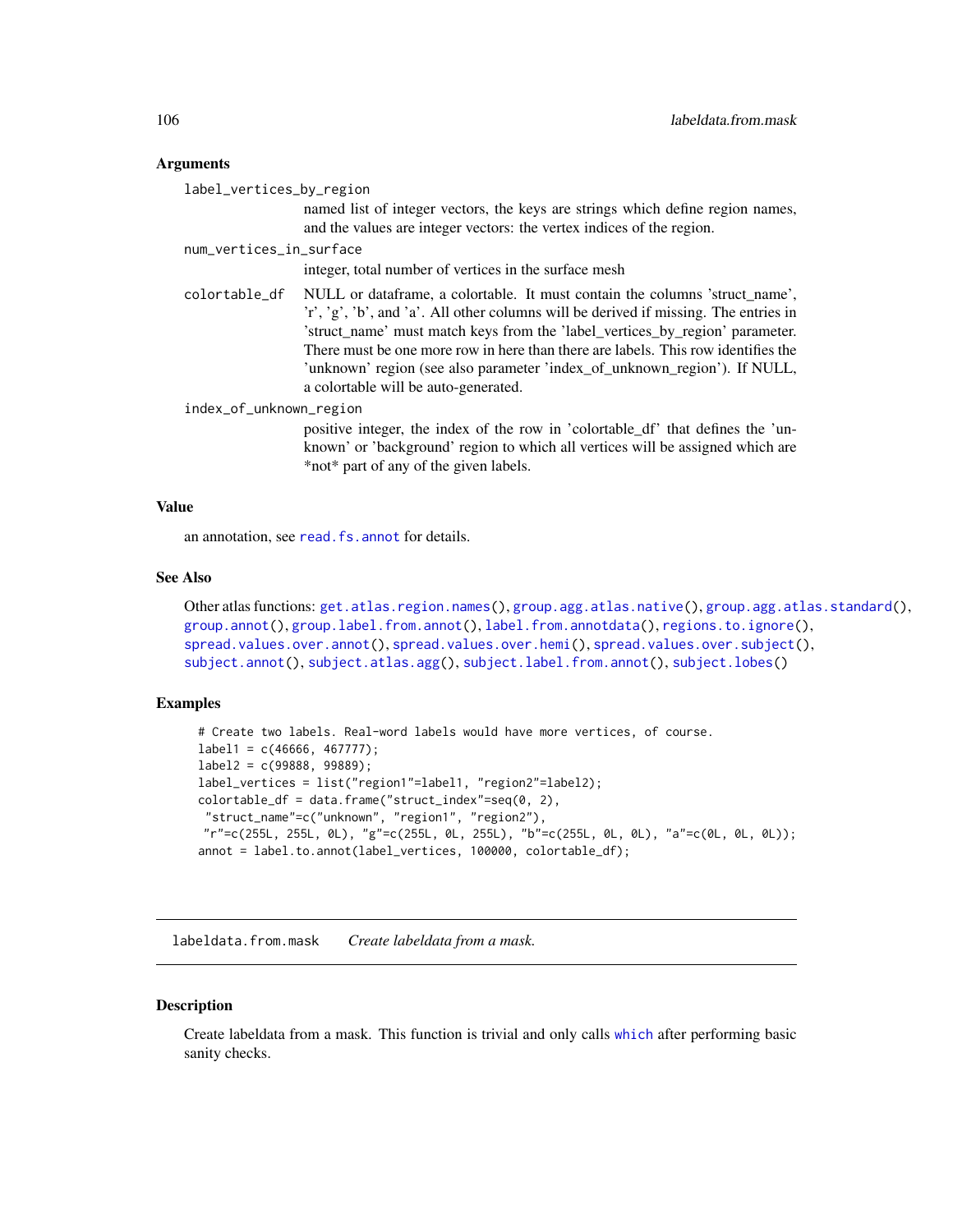### Arguments

`label_vertices_by_region`
: named list of integer vectors, the keys are strings which define region names, and the values are integer vectors: the vertex indices of the region.

`num_vertices_in_surface`
: integer, total number of vertices in the surface mesh

`colortable_df`
: NULL or dataframe, a colortable. It must contain the columns 'struct_name', 'r', 'g', 'b', and 'a'. All other columns will be derived if missing. The entries in 'struct_name' must match keys from the 'label_vertices_by_region' parameter. There must be one more row in here than there are labels. This row identifies the 'unknown' region (see also parameter 'index_of_unknown_region'). If NULL, a colortable will be auto-generated.

`index_of_unknown_region`
: positive integer, the index of the row in 'colortable_df' that defines the 'unknown' or 'background' region to which all vertices will be assigned which are *not* part of any of the given labels.

### Value

an annotation, see read.fs.annot for details.

### See Also

Other atlas functions: get.atlas.region.names(), group.agg.atlas.native(), group.agg.atlas.standard(), group.annot(), group.label.from.annot(), label.from.annotdata(), regions.to.ignore(), spread.values.over.annot(), spread.values.over.hemi(), spread.values.over.subject(), subject.annot(), subject.atlas.agg(), subject.label.from.annot(), subject.lobes()

### Examples

```
# Create two labels. Real-word labels would have more vertices, of course.
label1 = c(46666, 467777);
label2 = c(99888, 99889);
label_vertices = list("region1"=label1, "region2"=label2);
colortable_df = data.frame("struct_index"=seq(0, 2),
 "struct_name"=c("unknown", "region1", "region2"),
 "r"=c(255L, 255L, 0L), "g"=c(255L, 0L, 255L), "b"=c(255L, 0L, 0L), "a"=c(0L, 0L, 0L));
annot = label.to.annot(label_vertices, 100000, colortable_df);
```

---

## labeldata.from.mask    *Create labeldata from a mask.*

### Description

Create labeldata from a mask. This function is trivial and only calls which after performing basic sanity checks.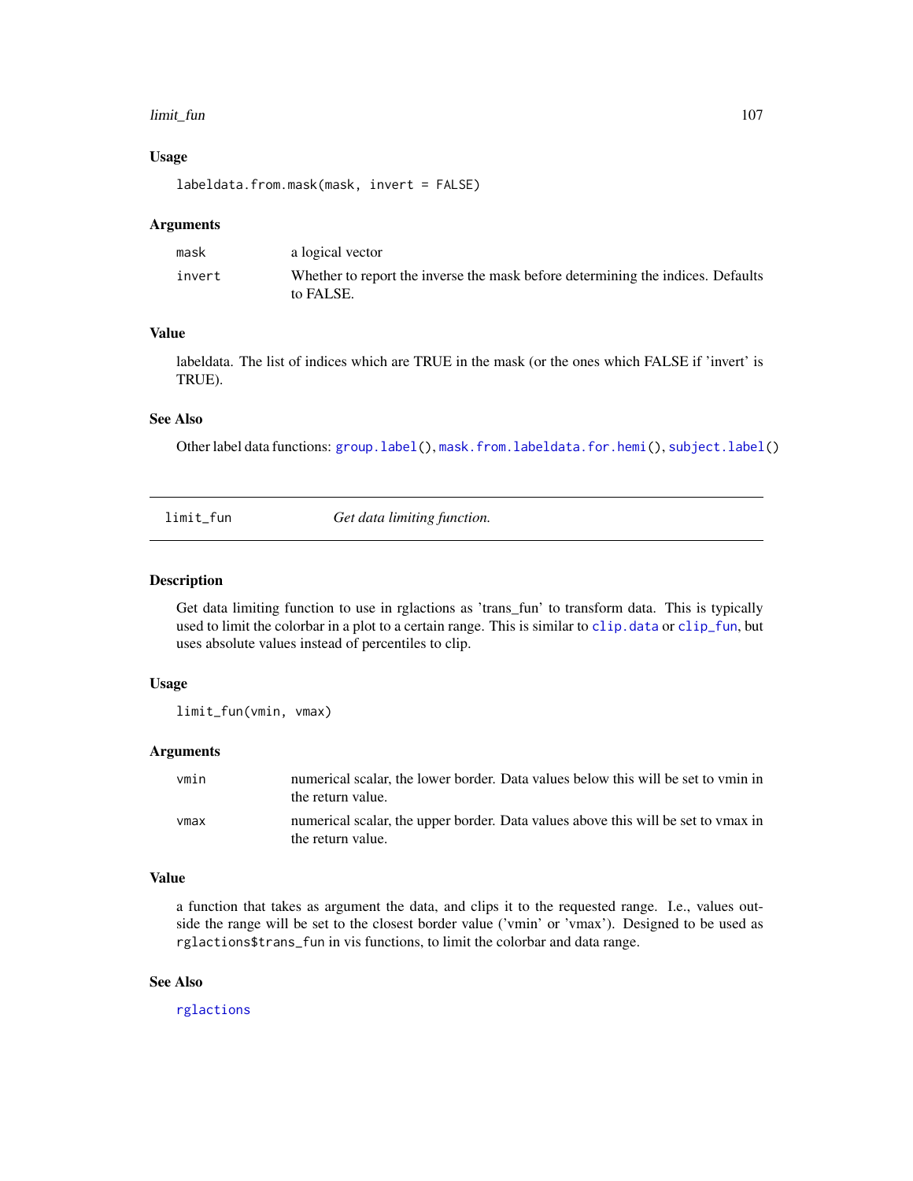### Usage

```
labeldata.from.mask(mask, invert = FALSE)
```

### Arguments

| | |
|---|---|
| mask | a logical vector |
| invert | Whether to report the inverse the mask before determining the indices. Defaults to FALSE. |

### Value

labeldata. The list of indices which are TRUE in the mask (or the ones which FALSE if 'invert' is TRUE).

### See Also

Other label data functions: `group.label()`, `mask.from.labeldata.for.hemi()`, `subject.label()`

---

## limit_fun &nbsp;&nbsp;&nbsp;&nbsp; *Get data limiting function.*

---

### Description

Get data limiting function to use in rglactions as 'trans_fun' to transform data. This is typically used to limit the colorbar in a plot to a certain range. This is similar to `clip.data` or `clip_fun`, but uses absolute values instead of percentiles to clip.

### Usage

```
limit_fun(vmin, vmax)
```

### Arguments

| | |
|---|---|
| vmin | numerical scalar, the lower border. Data values below this will be set to vmin in the return value. |
| vmax | numerical scalar, the upper border. Data values above this will be set to vmax in the return value. |

### Value

a function that takes as argument the data, and clips it to the requested range. I.e., values outside the range will be set to the closest border value ('vmin' or 'vmax'). Designed to be used as `rglactions$trans_fun` in vis functions, to limit the colorbar and data range.

### See Also

`rglactions`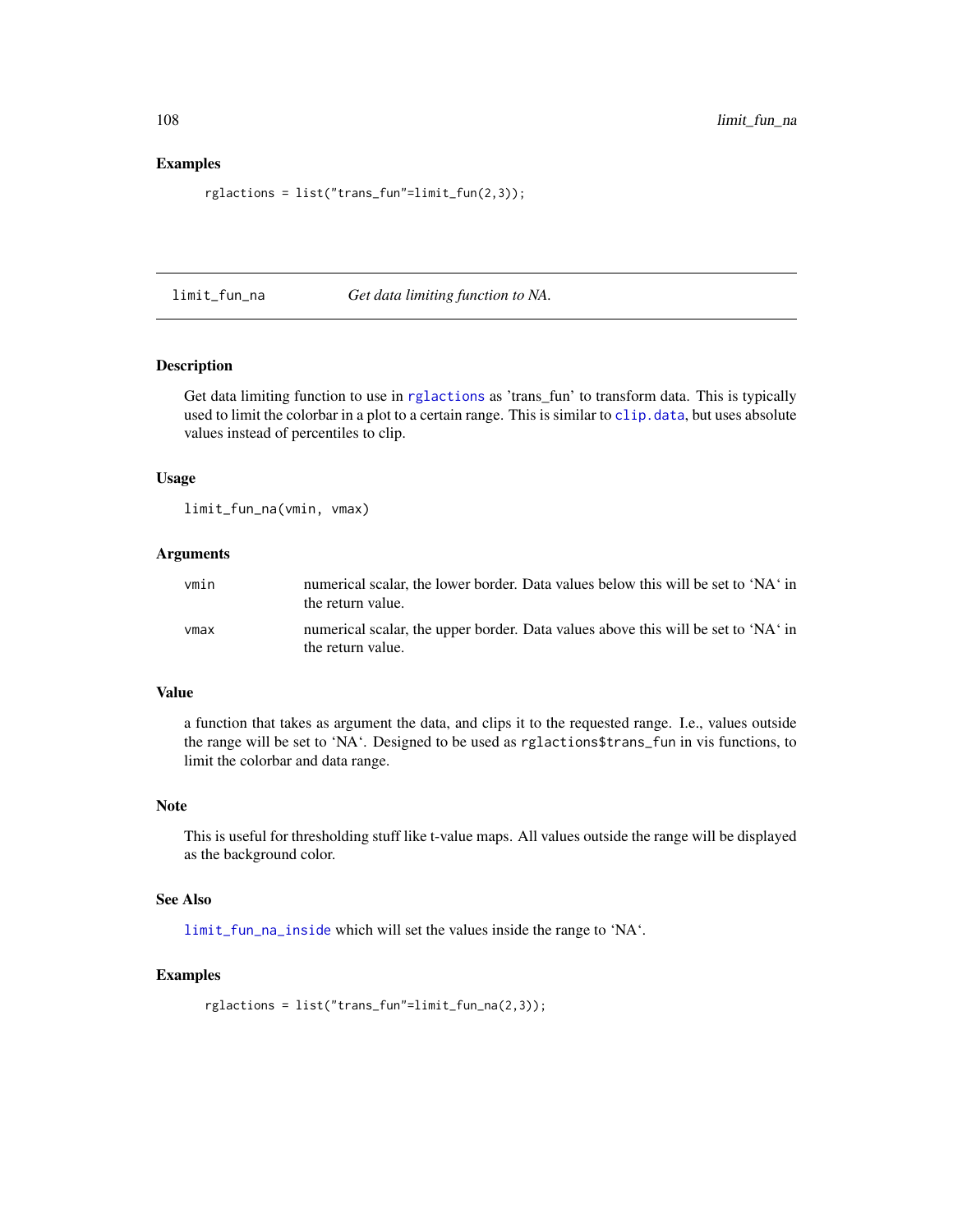### Examples

```
rglactions = list("trans_fun"=limit_fun(2,3));
```

---

## limit_fun_na — *Get data limiting function to NA.*

### Description

Get data limiting function to use in rglactions as 'trans_fun' to transform data. This is typically used to limit the colorbar in a plot to a certain range. This is similar to clip.data, but uses absolute values instead of percentiles to clip.

### Usage

```
limit_fun_na(vmin, vmax)
```

### Arguments

| | |
|---|---|
| vmin | numerical scalar, the lower border. Data values below this will be set to 'NA' in the return value. |
| vmax | numerical scalar, the upper border. Data values above this will be set to 'NA' in the return value. |

### Value

a function that takes as argument the data, and clips it to the requested range. I.e., values outside the range will be set to 'NA'. Designed to be used as `rglactions$trans_fun` in vis functions, to limit the colorbar and data range.

### Note

This is useful for thresholding stuff like t-value maps. All values outside the range will be displayed as the background color.

### See Also

limit_fun_na_inside which will set the values inside the range to 'NA'.

### Examples

```
rglactions = list("trans_fun"=limit_fun_na(2,3));
```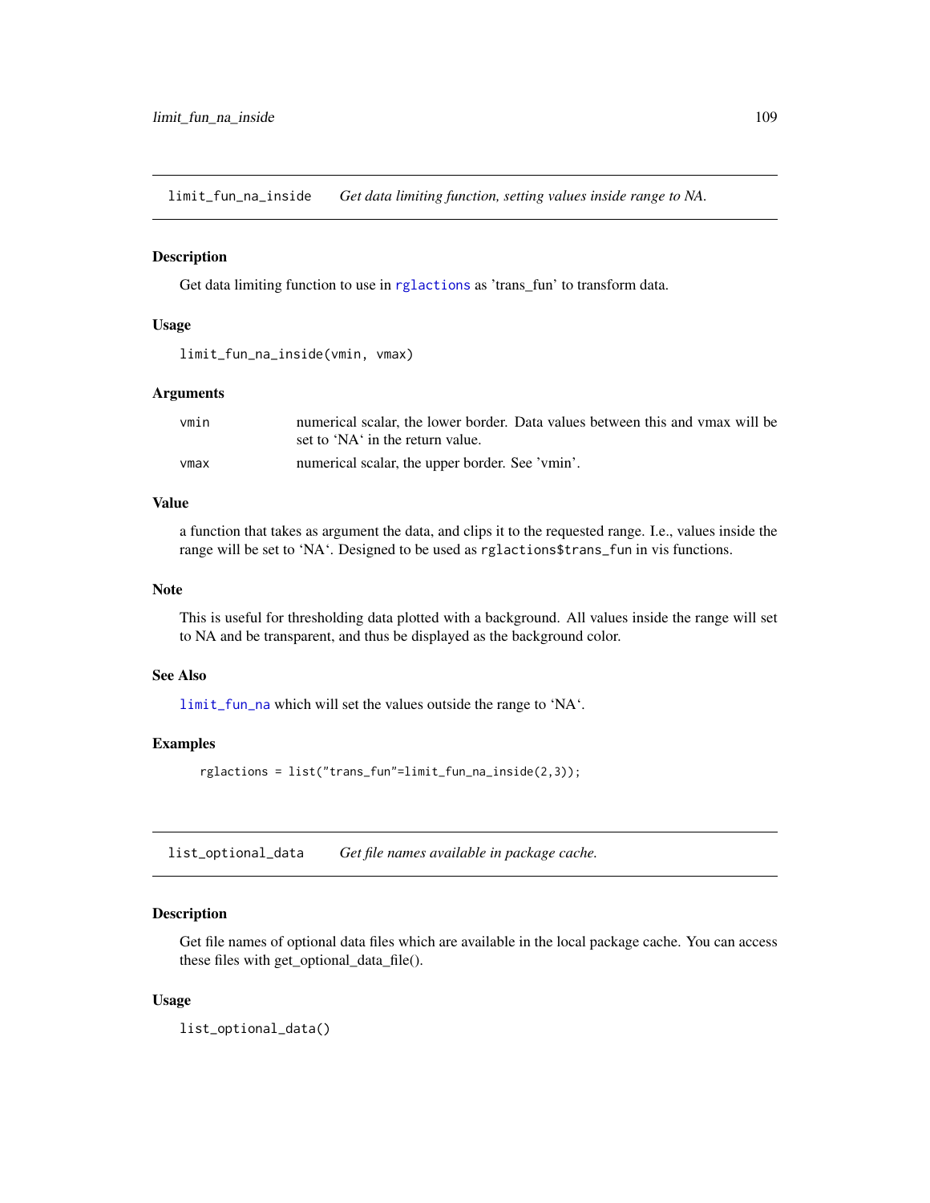## limit_fun_na_inside — *Get data limiting function, setting values inside range to NA.*

### Description

Get data limiting function to use in rglactions as 'trans_fun' to transform data.

### Usage

```
limit_fun_na_inside(vmin, vmax)
```

### Arguments

| | |
|---|---|
| vmin | numerical scalar, the lower border. Data values between this and vmax will be set to 'NA' in the return value. |
| vmax | numerical scalar, the upper border. See 'vmin'. |

### Value

a function that takes as argument the data, and clips it to the requested range. I.e., values inside the range will be set to 'NA'. Designed to be used as `rglactions$trans_fun` in vis functions.

### Note

This is useful for thresholding data plotted with a background. All values inside the range will set to NA and be transparent, and thus be displayed as the background color.

### See Also

limit_fun_na which will set the values outside the range to 'NA'.

### Examples

```
rglactions = list("trans_fun"=limit_fun_na_inside(2,3));
```

## list_optional_data — *Get file names available in package cache.*

### Description

Get file names of optional data files which are available in the local package cache. You can access these files with get_optional_data_file().

### Usage

```
list_optional_data()
```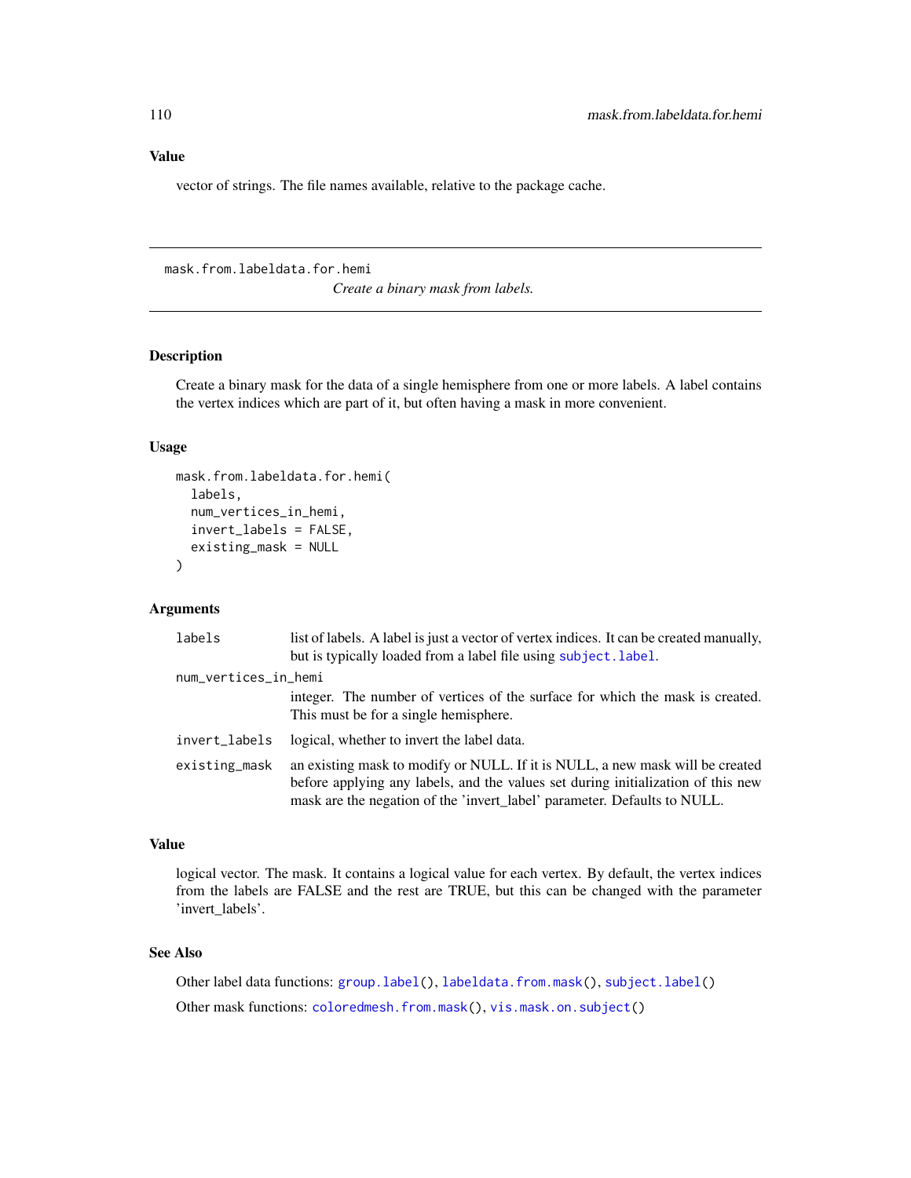### Value

vector of strings. The file names available, relative to the package cache.

---

## mask.from.labeldata.for.hemi

*Create a binary mask from labels.*

---

### Description

Create a binary mask for the data of a single hemisphere from one or more labels. A label contains the vertex indices which are part of it, but often having a mask in more convenient.

### Usage

```
mask.from.labeldata.for.hemi(
  labels,
  num_vertices_in_hemi,
  invert_labels = FALSE,
  existing_mask = NULL
)
```

### Arguments

| | |
|---|---|
| `labels` | list of labels. A label is just a vector of vertex indices. It can be created manually, but is typically loaded from a label file using `subject.label`. |
| `num_vertices_in_hemi` | integer. The number of vertices of the surface for which the mask is created. This must be for a single hemisphere. |
| `invert_labels` | logical, whether to invert the label data. |
| `existing_mask` | an existing mask to modify or NULL. If it is NULL, a new mask will be created before applying any labels, and the values set during initialization of this new mask are the negation of the 'invert_label' parameter. Defaults to NULL. |

### Value

logical vector. The mask. It contains a logical value for each vertex. By default, the vertex indices from the labels are FALSE and the rest are TRUE, but this can be changed with the parameter 'invert_labels'.

### See Also

Other label data functions: `group.label()`, `labeldata.from.mask()`, `subject.label()`

Other mask functions: `coloredmesh.from.mask()`, `vis.mask.on.subject()`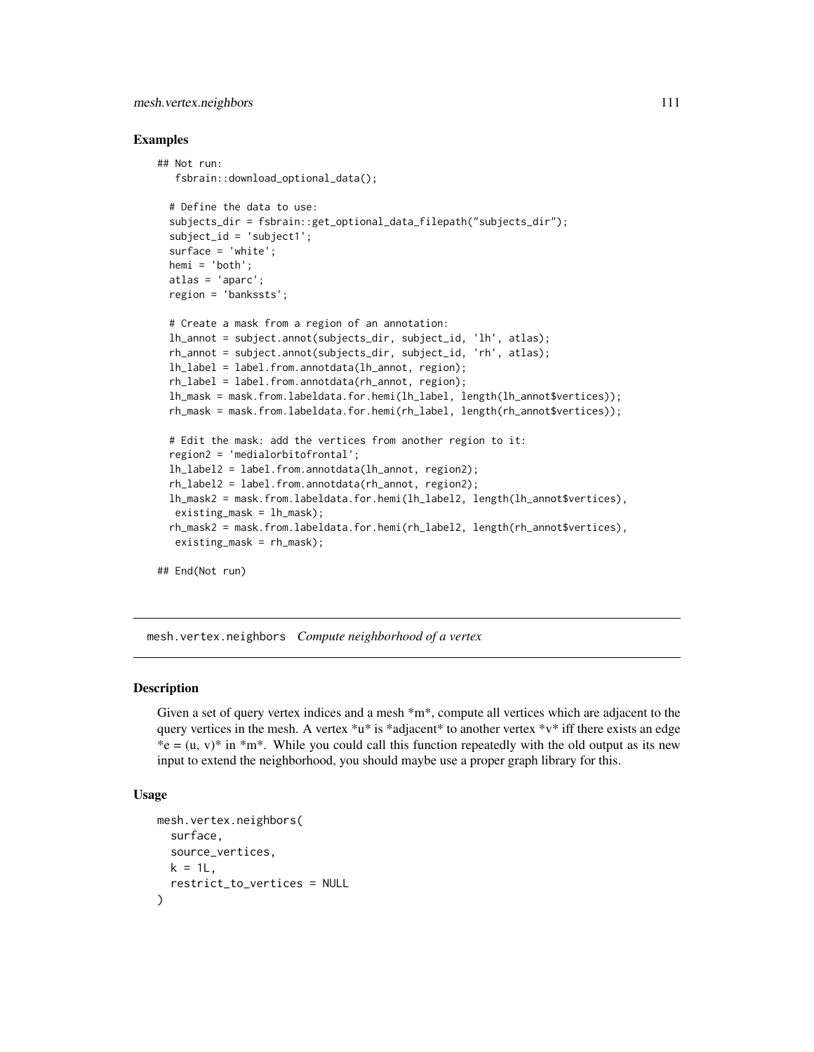## Examples

```
## Not run:
   fsbrain::download_optional_data();

  # Define the data to use:
  subjects_dir = fsbrain::get_optional_data_filepath("subjects_dir");
  subject_id = 'subject1';
  surface = 'white';
  hemi = 'both';
  atlas = 'aparc';
  region = 'bankssts';

  # Create a mask from a region of an annotation:
  lh_annot = subject.annot(subjects_dir, subject_id, 'lh', atlas);
  rh_annot = subject.annot(subjects_dir, subject_id, 'rh', atlas);
  lh_label = label.from.annotdata(lh_annot, region);
  rh_label = label.from.annotdata(rh_annot, region);
  lh_mask = mask.from.labeldata.for.hemi(lh_label, length(lh_annot$vertices));
  rh_mask = mask.from.labeldata.for.hemi(rh_label, length(rh_annot$vertices));

  # Edit the mask: add the vertices from another region to it:
  region2 = 'medialorbitofrontal';
  lh_label2 = label.from.annotdata(lh_annot, region2);
  rh_label2 = label.from.annotdata(rh_annot, region2);
  lh_mask2 = mask.from.labeldata.for.hemi(lh_label2, length(lh_annot$vertices),
   existing_mask = lh_mask);
  rh_mask2 = mask.from.labeldata.for.hemi(rh_label2, length(rh_annot$vertices),
   existing_mask = rh_mask);

## End(Not run)
```

---

# mesh.vertex.neighbors *Compute neighborhood of a vertex*

## Description

Given a set of query vertex indices and a mesh *m*, compute all vertices which are adjacent to the query vertices in the mesh. A vertex *u* is *adjacent* to another vertex *v* iff there exists an edge *e = (u, v)* in *m*. While you could call this function repeatedly with the old output as its new input to extend the neighborhood, you should maybe use a proper graph library for this.

## Usage

```
mesh.vertex.neighbors(
  surface,
  source_vertices,
  k = 1L,
  restrict_to_vertices = NULL
)
```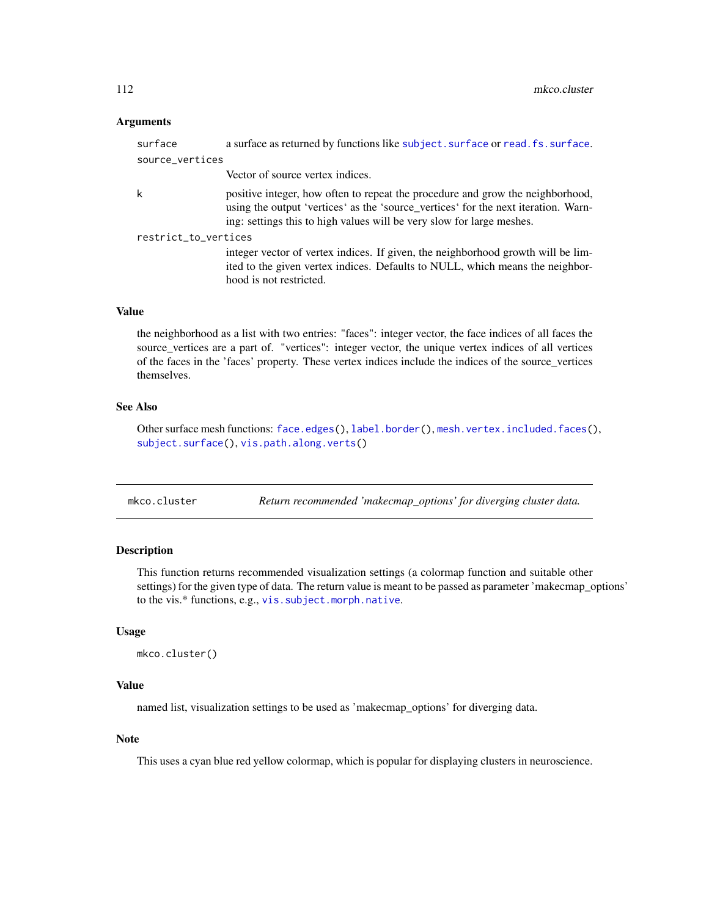### Arguments

| | |
|---|---|
| surface | a surface as returned by functions like subject.surface or read.fs.surface. |
| source_vertices | Vector of source vertex indices. |
| k | positive integer, how often to repeat the procedure and grow the neighborhood, using the output 'vertices' as the 'source_vertices' for the next iteration. Warning: settings this to high values will be very slow for large meshes. |
| restrict_to_vertices | integer vector of vertex indices. If given, the neighborhood growth will be limited to the given vertex indices. Defaults to NULL, which means the neighborhood is not restricted. |

### Value

the neighborhood as a list with two entries: "faces": integer vector, the face indices of all faces the source_vertices are a part of. "vertices": integer vector, the unique vertex indices of all vertices of the faces in the 'faces' property. These vertex indices include the indices of the source_vertices themselves.

### See Also

Other surface mesh functions: face.edges(), label.border(), mesh.vertex.included.faces(), subject.surface(), vis.path.along.verts()

---

## mkco.cluster — *Return recommended 'makecmap_options' for diverging cluster data.*

### Description

This function returns recommended visualization settings (a colormap function and suitable other settings) for the given type of data. The return value is meant to be passed as parameter 'makecmap_options' to the vis.* functions, e.g., vis.subject.morph.native.

### Usage

```
mkco.cluster()
```

### Value

named list, visualization settings to be used as 'makecmap_options' for diverging data.

### Note

This uses a cyan blue red yellow colormap, which is popular for displaying clusters in neuroscience.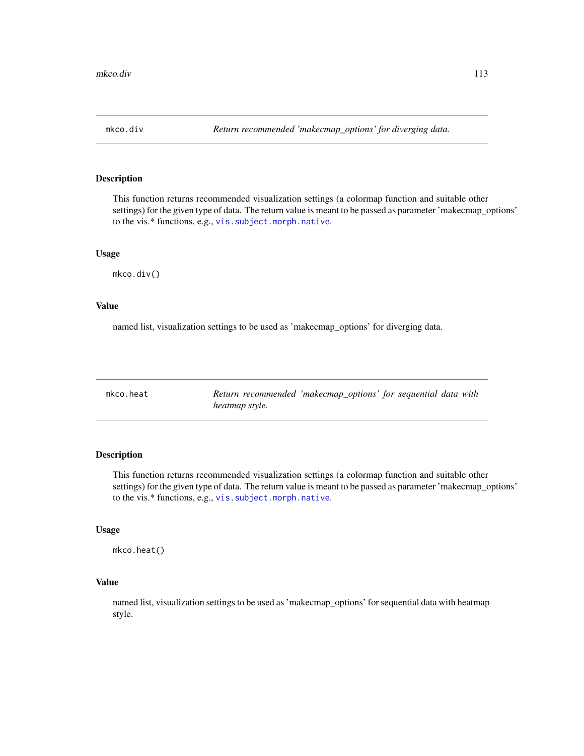## mkco.div

*Return recommended 'makecmap_options' for diverging data.*

### Description

This function returns recommended visualization settings (a colormap function and suitable other settings) for the given type of data. The return value is meant to be passed as parameter 'makecmap_options' to the vis.* functions, e.g., `vis.subject.morph.native`.

### Usage

```
mkco.div()
```

### Value

named list, visualization settings to be used as 'makecmap_options' for diverging data.

## mkco.heat

*Return recommended 'makecmap_options' for sequential data with heatmap style.*

### Description

This function returns recommended visualization settings (a colormap function and suitable other settings) for the given type of data. The return value is meant to be passed as parameter 'makecmap_options' to the vis.* functions, e.g., `vis.subject.morph.native`.

### Usage

```
mkco.heat()
```

### Value

named list, visualization settings to be used as 'makecmap_options' for sequential data with heatmap style.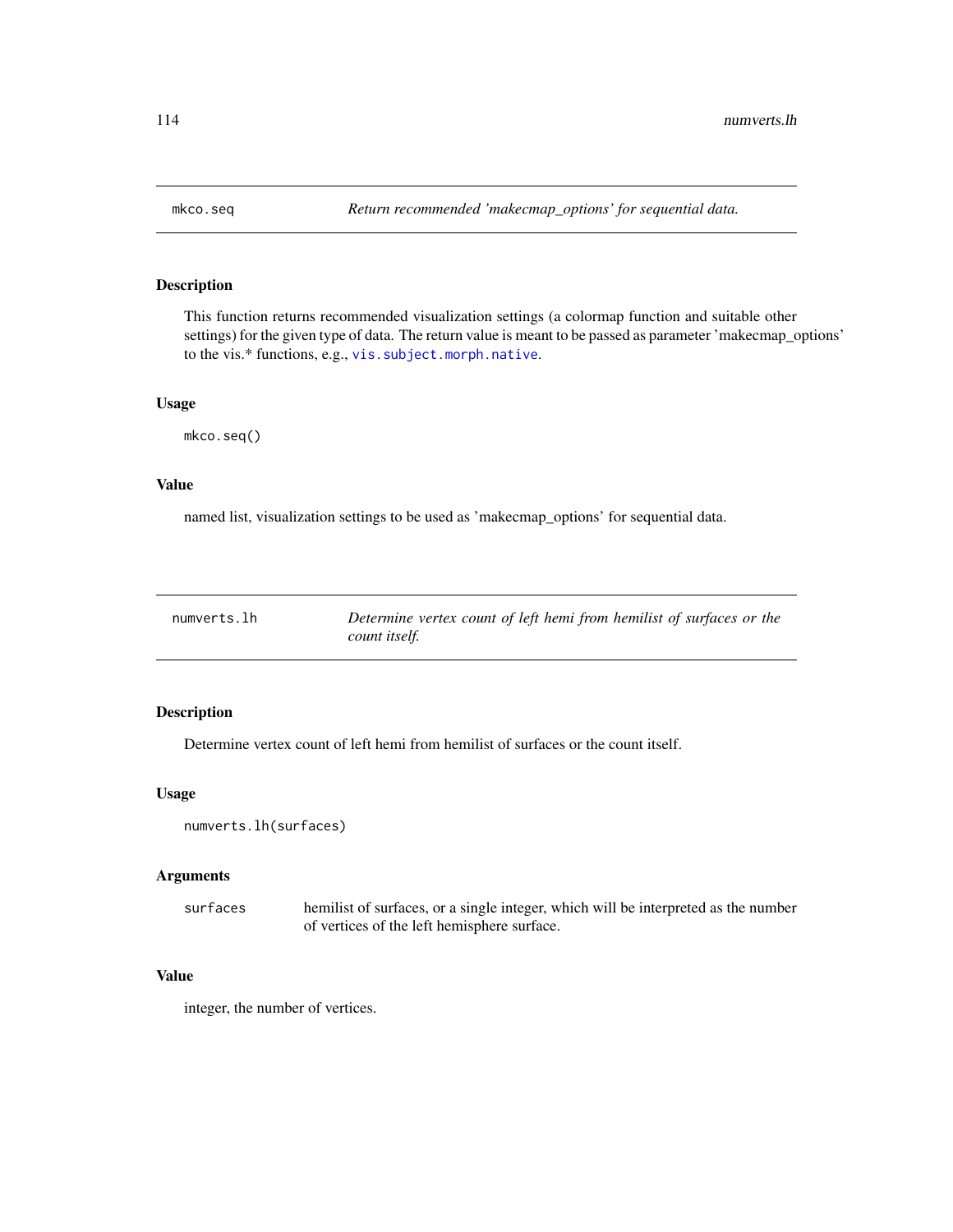## mkco.seq — *Return recommended 'makecmap_options' for sequential data.*

### Description

This function returns recommended visualization settings (a colormap function and suitable other settings) for the given type of data. The return value is meant to be passed as parameter 'makecmap_options' to the vis.* functions, e.g., vis.subject.morph.native.

### Usage

```
mkco.seq()
```

### Value

named list, visualization settings to be used as 'makecmap_options' for sequential data.

## numverts.lh — *Determine vertex count of left hemi from hemilist of surfaces or the count itself.*

### Description

Determine vertex count of left hemi from hemilist of surfaces or the count itself.

### Usage

```
numverts.lh(surfaces)
```

### Arguments

| | |
|---|---|
| surfaces | hemilist of surfaces, or a single integer, which will be interpreted as the number of vertices of the left hemisphere surface. |

### Value

integer, the number of vertices.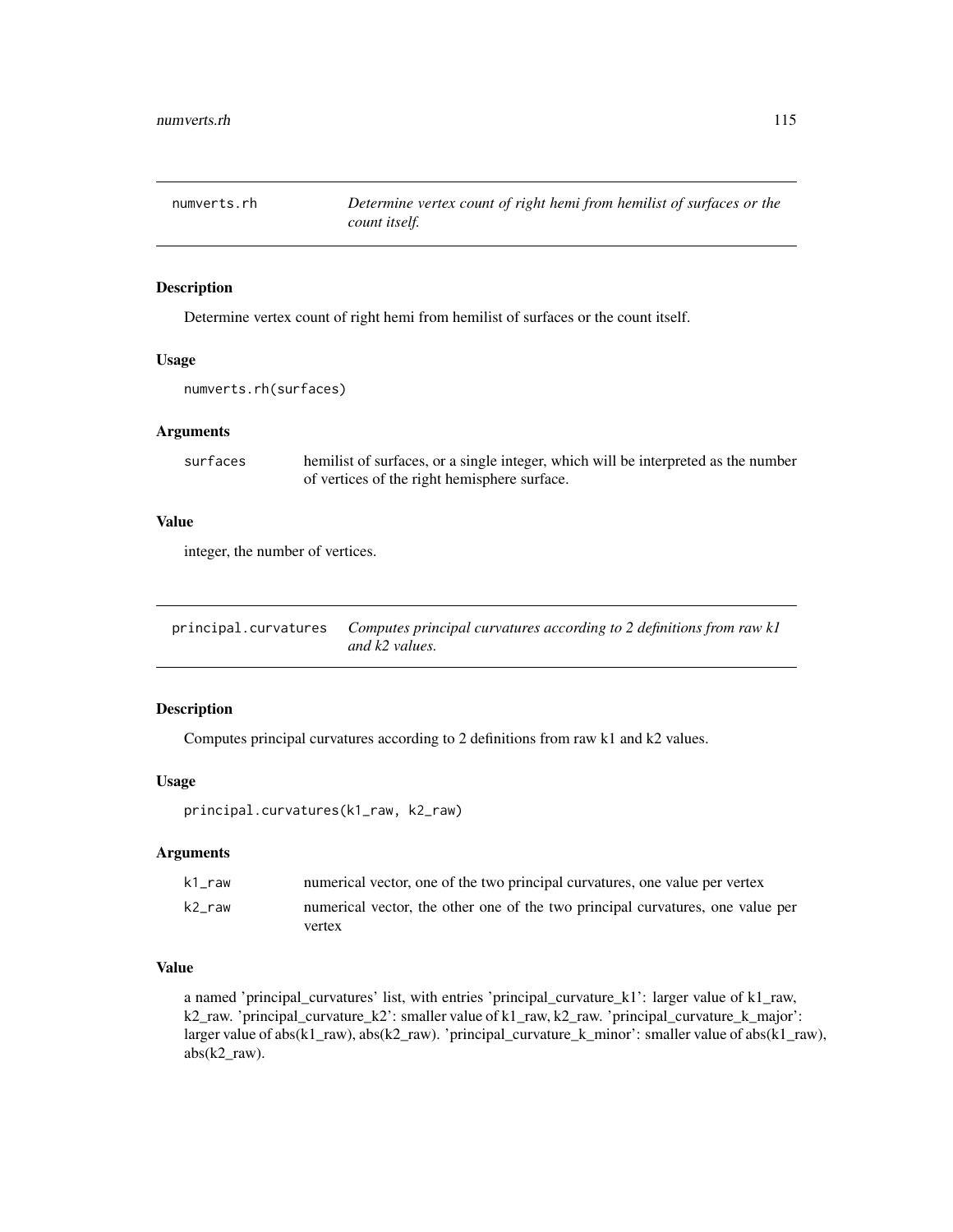## numverts.rh — *Determine vertex count of right hemi from hemilist of surfaces or the count itself.*

### Description

Determine vertex count of right hemi from hemilist of surfaces or the count itself.

### Usage

```
numverts.rh(surfaces)
```

### Arguments

| | |
|---|---|
| surfaces | hemilist of surfaces, or a single integer, which will be interpreted as the number of vertices of the right hemisphere surface. |

### Value

integer, the number of vertices.

## principal.curvatures — *Computes principal curvatures according to 2 definitions from raw k1 and k2 values.*

### Description

Computes principal curvatures according to 2 definitions from raw k1 and k2 values.

### Usage

```
principal.curvatures(k1_raw, k2_raw)
```

### Arguments

| | |
|---|---|
| k1_raw | numerical vector, one of the two principal curvatures, one value per vertex |
| k2_raw | numerical vector, the other one of the two principal curvatures, one value per vertex |

### Value

a named 'principal_curvatures' list, with entries 'principal_curvature_k1': larger value of k1_raw, k2_raw. 'principal_curvature_k2': smaller value of k1_raw, k2_raw. 'principal_curvature_k_major': larger value of abs(k1_raw), abs(k2_raw). 'principal_curvature_k_minor': smaller value of abs(k1_raw), abs(k2_raw).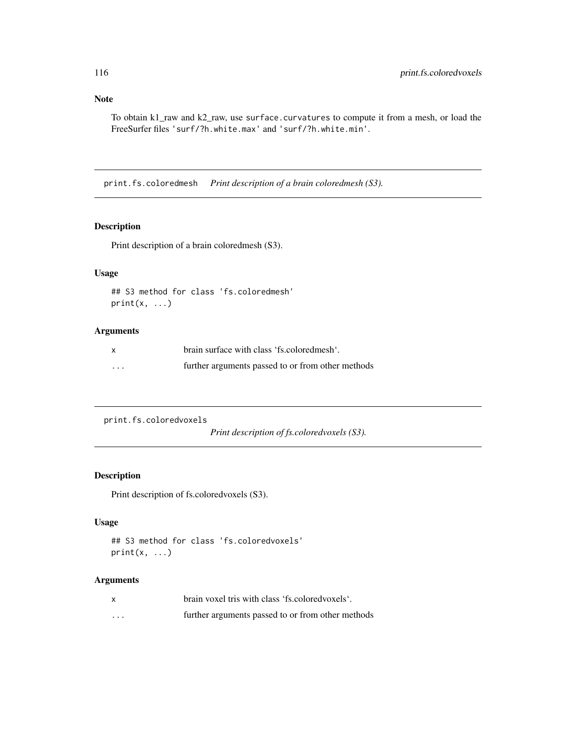## Note

To obtain k1_raw and k2_raw, use `surface.curvatures` to compute it from a mesh, or load the FreeSurfer files `'surf/?h.white.max'` and `'surf/?h.white.min'`.

---

# print.fs.coloredmesh    *Print description of a brain coloredmesh (S3).*

## Description

Print description of a brain coloredmesh (S3).

## Usage

```
## S3 method for class 'fs.coloredmesh'
print(x, ...)
```

## Arguments

| | |
|---|---|
| x | brain surface with class 'fs.coloredmesh'. |
| ... | further arguments passed to or from other methods |

---

# print.fs.coloredvoxels    *Print description of fs.coloredvoxels (S3).*

## Description

Print description of fs.coloredvoxels (S3).

## Usage

```
## S3 method for class 'fs.coloredvoxels'
print(x, ...)
```

## Arguments

| | |
|---|---|
| x | brain voxel tris with class 'fs.coloredvoxels'. |
| ... | further arguments passed to or from other methods |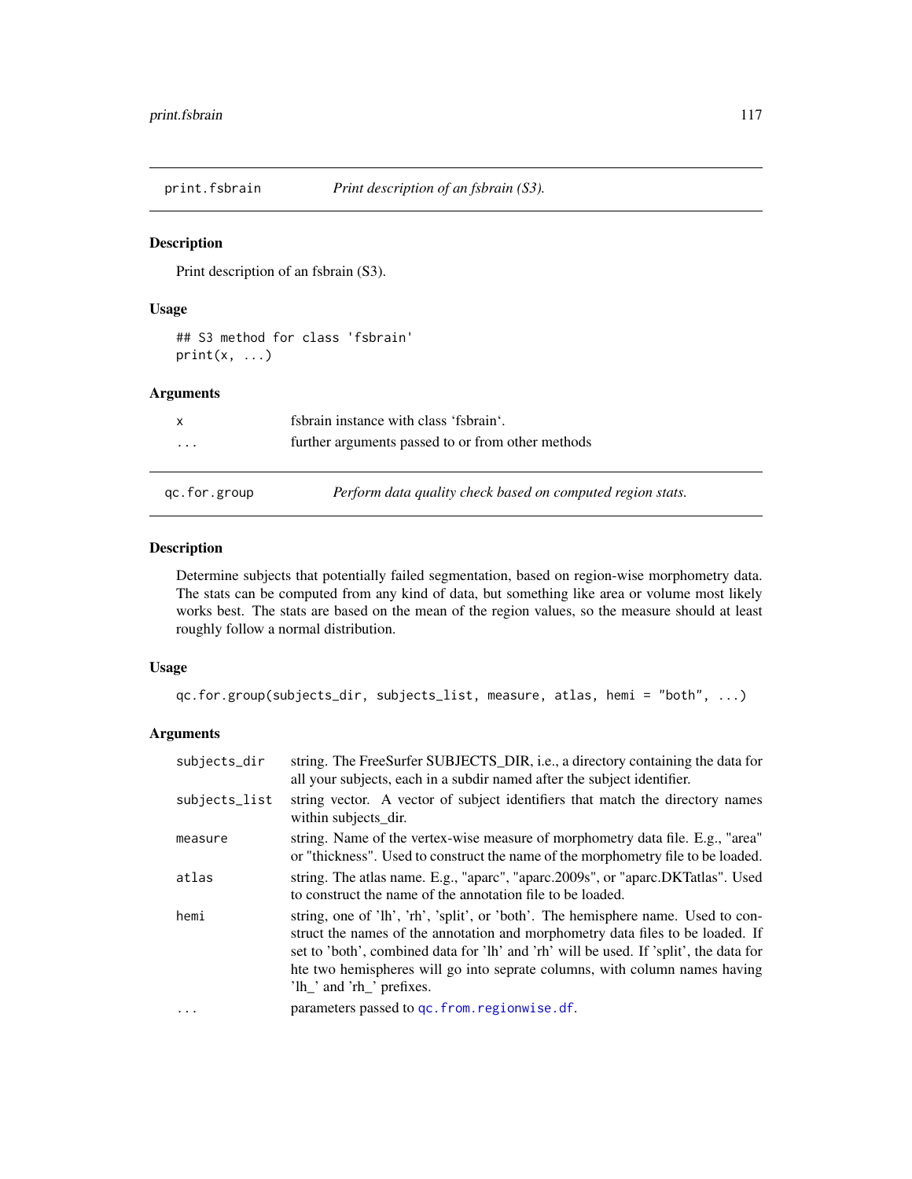## print.fsbrain — *Print description of an fsbrain (S3).*

### Description

Print description of an fsbrain (S3).

### Usage

```
## S3 method for class 'fsbrain'
print(x, ...)
```

### Arguments

| | |
|---|---|
| x | fsbrain instance with class 'fsbrain'. |
| ... | further arguments passed to or from other methods |

## qc.for.group — *Perform data quality check based on computed region stats.*

### Description

Determine subjects that potentially failed segmentation, based on region-wise morphometry data. The stats can be computed from any kind of data, but something like area or volume most likely works best. The stats are based on the mean of the region values, so the measure should at least roughly follow a normal distribution.

### Usage

```
qc.for.group(subjects_dir, subjects_list, measure, atlas, hemi = "both", ...)
```

### Arguments

| | |
|---|---|
| subjects_dir | string. The FreeSurfer SUBJECTS_DIR, i.e., a directory containing the data for all your subjects, each in a subdir named after the subject identifier. |
| subjects_list | string vector. A vector of subject identifiers that match the directory names within subjects_dir. |
| measure | string. Name of the vertex-wise measure of morphometry data file. E.g., "area" or "thickness". Used to construct the name of the morphometry file to be loaded. |
| atlas | string. The atlas name. E.g., "aparc", "aparc.2009s", or "aparc.DKTatlas". Used to construct the name of the annotation file to be loaded. |
| hemi | string, one of 'lh', 'rh', 'split', or 'both'. The hemisphere name. Used to construct the names of the annotation and morphometry data files to be loaded. If set to 'both', combined data for 'lh' and 'rh' will be used. If 'split', the data for hte two hemispheres will go into seprate columns, with column names having 'lh_' and 'rh_' prefixes. |
| ... | parameters passed to qc.from.regionwise.df. |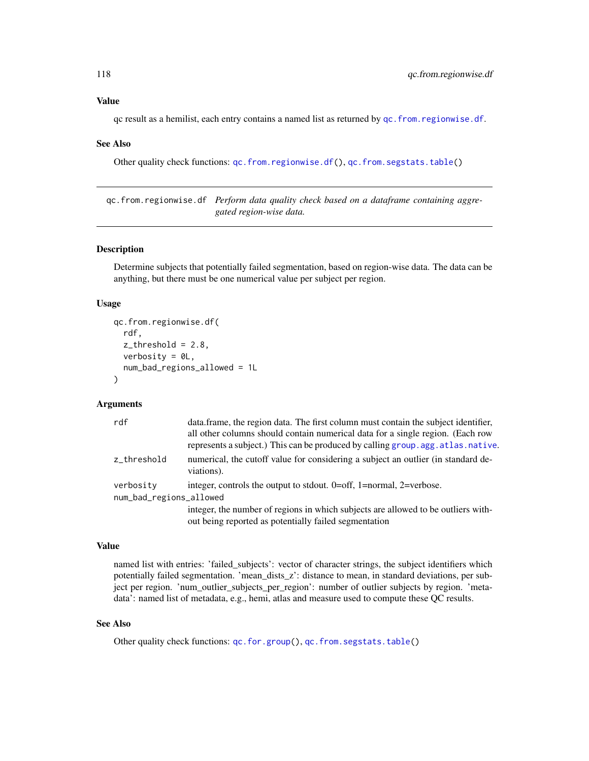### Value

qc result as a hemilist, each entry contains a named list as returned by `qc.from.regionwise.df`.

### See Also

Other quality check functions: `qc.from.regionwise.df()`, `qc.from.segstats.table()`

---

## qc.from.regionwise.df — *Perform data quality check based on a dataframe containing aggregated region-wise data.*

---

### Description

Determine subjects that potentially failed segmentation, based on region-wise data. The data can be anything, but there must be one numerical value per subject per region.

### Usage

```
qc.from.regionwise.df(
  rdf,
  z_threshold = 2.8,
  verbosity = 0L,
  num_bad_regions_allowed = 1L
)
```

### Arguments

| | |
|---|---|
| `rdf` | data.frame, the region data. The first column must contain the subject identifier, all other columns should contain numerical data for a single region. (Each row represents a subject.) This can be produced by calling `group.agg.atlas.native`. |
| `z_threshold` | numerical, the cutoff value for considering a subject an outlier (in standard deviations). |
| `verbosity` | integer, controls the output to stdout. 0=off, 1=normal, 2=verbose. |
| `num_bad_regions_allowed` | integer, the number of regions in which subjects are allowed to be outliers without being reported as potentially failed segmentation |

### Value

named list with entries: 'failed_subjects': vector of character strings, the subject identifiers which potentially failed segmentation. 'mean_dists_z': distance to mean, in standard deviations, per subject per region. 'num_outlier_subjects_per_region': number of outlier subjects by region. 'metadata': named list of metadata, e.g., hemi, atlas and measure used to compute these QC results.

### See Also

Other quality check functions: `qc.for.group()`, `qc.from.segstats.table()`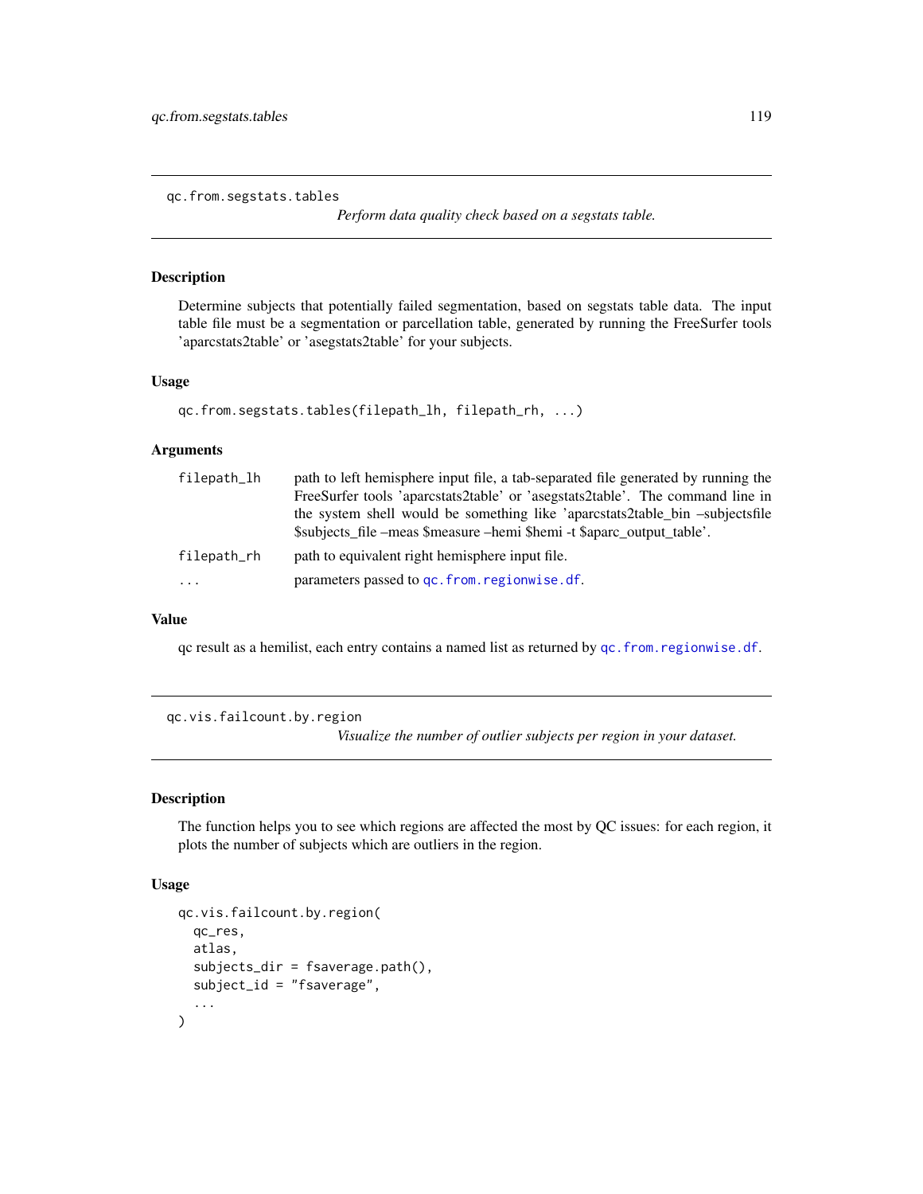## qc.from.segstats.tables

*Perform data quality check based on a segstats table.*

### Description

Determine subjects that potentially failed segmentation, based on segstats table data. The input table file must be a segmentation or parcellation table, generated by running the FreeSurfer tools 'aparcstats2table' or 'asegstats2table' for your subjects.

### Usage

```
qc.from.segstats.tables(filepath_lh, filepath_rh, ...)
```

### Arguments

| | |
|---|---|
| `filepath_lh` | path to left hemisphere input file, a tab-separated file generated by running the FreeSurfer tools 'aparcstats2table' or 'asegstats2table'. The command line in the system shell would be something like 'aparcstats2table_bin –subjectsfile $subjects_file –meas $measure –hemi $hemi -t $aparc_output_table'. |
| `filepath_rh` | path to equivalent right hemisphere input file. |
| `...` | parameters passed to `qc.from.regionwise.df`. |

### Value

qc result as a hemilist, each entry contains a named list as returned by `qc.from.regionwise.df`.

## qc.vis.failcount.by.region

*Visualize the number of outlier subjects per region in your dataset.*

### Description

The function helps you to see which regions are affected the most by QC issues: for each region, it plots the number of subjects which are outliers in the region.

### Usage

```
qc.vis.failcount.by.region(
  qc_res,
  atlas,
  subjects_dir = fsaverage.path(),
  subject_id = "fsaverage",
  ...
)
```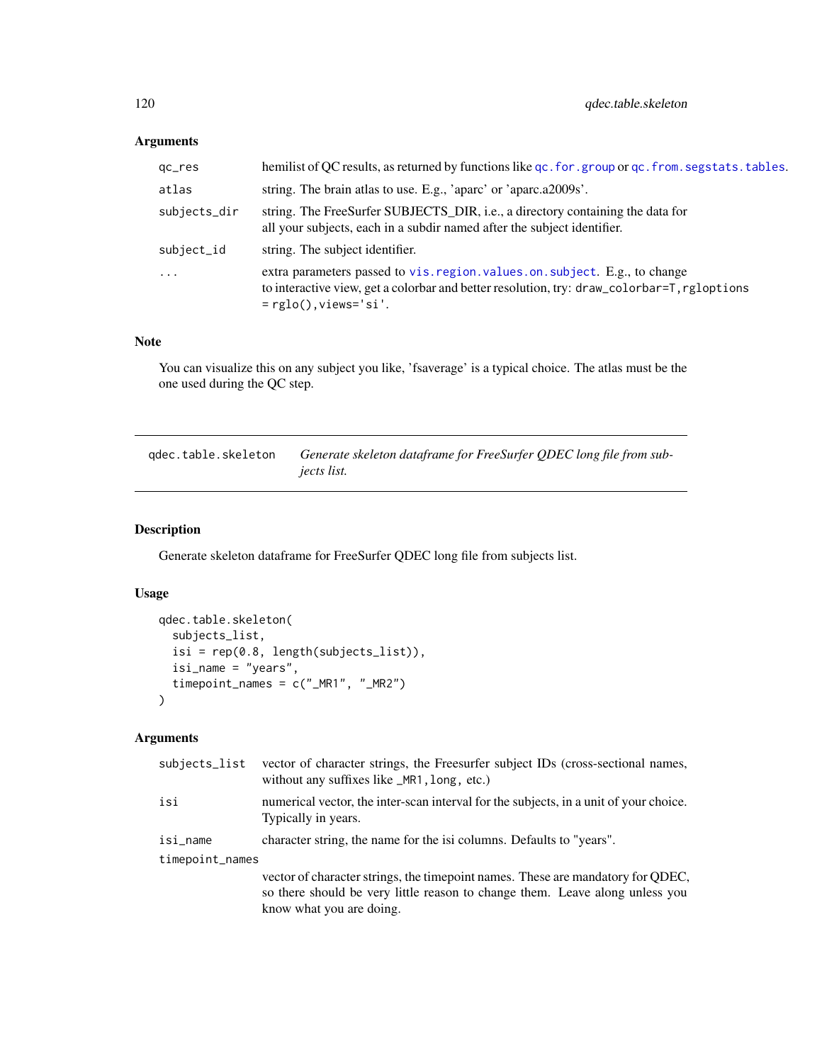### Arguments

| | |
|---|---|
| `qc_res` | hemilist of QC results, as returned by functions like `qc.for.group` or `qc.from.segstats.tables`. |
| `atlas` | string. The brain atlas to use. E.g., 'aparc' or 'aparc.a2009s'. |
| `subjects_dir` | string. The FreeSurfer SUBJECTS_DIR, i.e., a directory containing the data for all your subjects, each in a subdir named after the subject identifier. |
| `subject_id` | string. The subject identifier. |
| `...` | extra parameters passed to `vis.region.values.on.subject`. E.g., to change to interactive view, get a colorbar and better resolution, try: `draw_colorbar=T,rgloptions = rglo(),views='si'`. |

### Note

You can visualize this on any subject you like, 'fsaverage' is a typical choice. The atlas must be the one used during the QC step.

---

## qdec.table.skeleton — *Generate skeleton dataframe for FreeSurfer QDEC long file from subjects list.*

---

### Description

Generate skeleton dataframe for FreeSurfer QDEC long file from subjects list.

### Usage

```
qdec.table.skeleton(
  subjects_list,
  isi = rep(0.8, length(subjects_list)),
  isi_name = "years",
  timepoint_names = c("_MR1", "_MR2")
)
```

### Arguments

| | |
|---|---|
| `subjects_list` | vector of character strings, the Freesurfer subject IDs (cross-sectional names, without any suffixes like `_MR1`, `long`, etc.) |
| `isi` | numerical vector, the inter-scan interval for the subjects, in a unit of your choice. Typically in years. |
| `isi_name` | character string, the name for the isi columns. Defaults to "years". |
| `timepoint_names` | vector of character strings, the timepoint names. These are mandatory for QDEC, so there should be very little reason to change them. Leave along unless you know what you are doing. |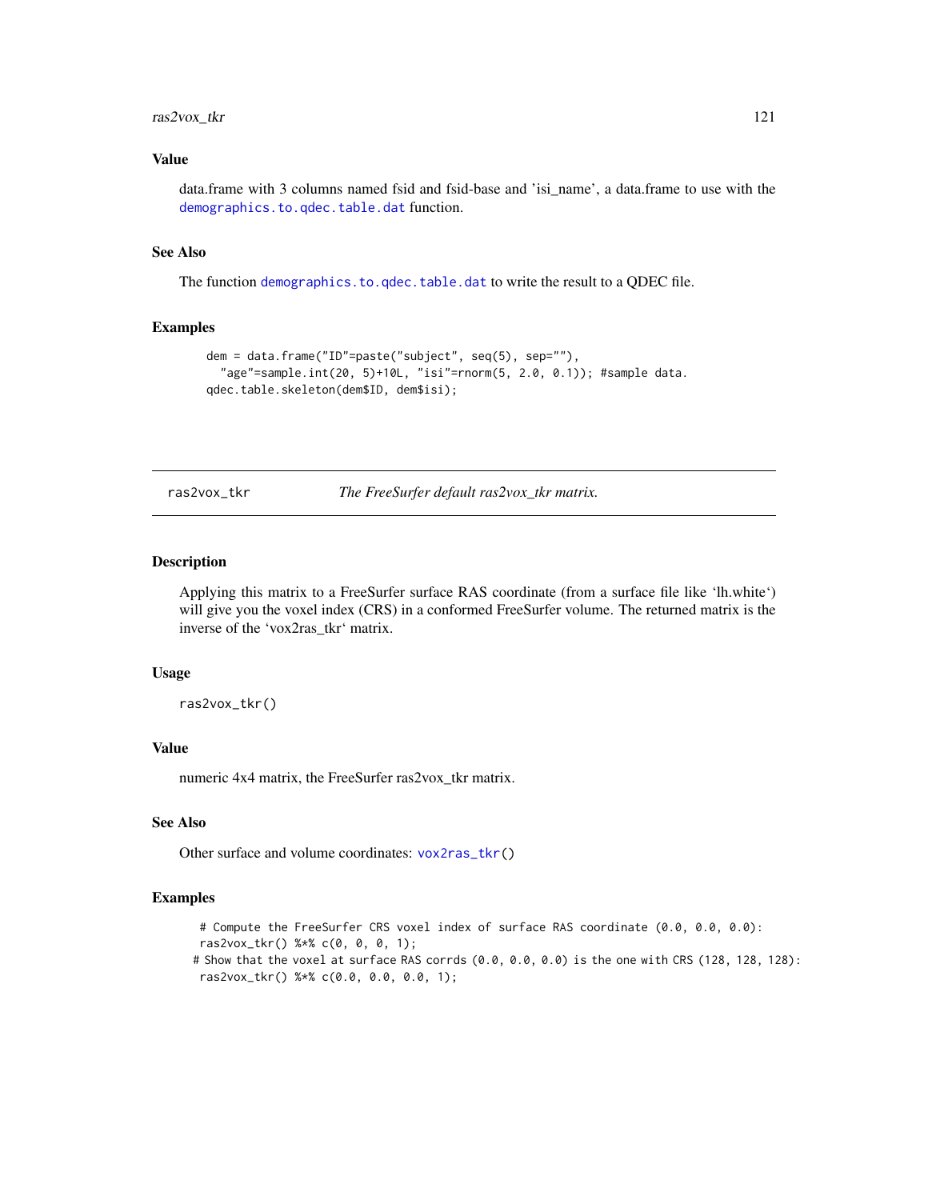## Value

data.frame with 3 columns named fsid and fsid-base and 'isi_name', a data.frame to use with the demographics.to.qdec.table.dat function.

## See Also

The function demographics.to.qdec.table.dat to write the result to a QDEC file.

## Examples

```
dem = data.frame("ID"=paste("subject", seq(5), sep=""),
  "age"=sample.int(20, 5)+10L, "isi"=rnorm(5, 2.0, 0.1)); #sample data.
qdec.table.skeleton(dem$ID, dem$isi);
```

---

# ras2vox_tkr — *The FreeSurfer default ras2vox_tkr matrix.*

## Description

Applying this matrix to a FreeSurfer surface RAS coordinate (from a surface file like 'lh.white') will give you the voxel index (CRS) in a conformed FreeSurfer volume. The returned matrix is the inverse of the 'vox2ras_tkr' matrix.

## Usage

```
ras2vox_tkr()
```

## Value

numeric 4x4 matrix, the FreeSurfer ras2vox_tkr matrix.

## See Also

Other surface and volume coordinates: vox2ras_tkr()

## Examples

```
 # Compute the FreeSurfer CRS voxel index of surface RAS coordinate (0.0, 0.0, 0.0):
 ras2vox_tkr() %*% c(0, 0, 0, 1);
# Show that the voxel at surface RAS corrds (0.0, 0.0, 0.0) is the one with CRS (128, 128, 128):
 ras2vox_tkr() %*% c(0.0, 0.0, 0.0, 1);
```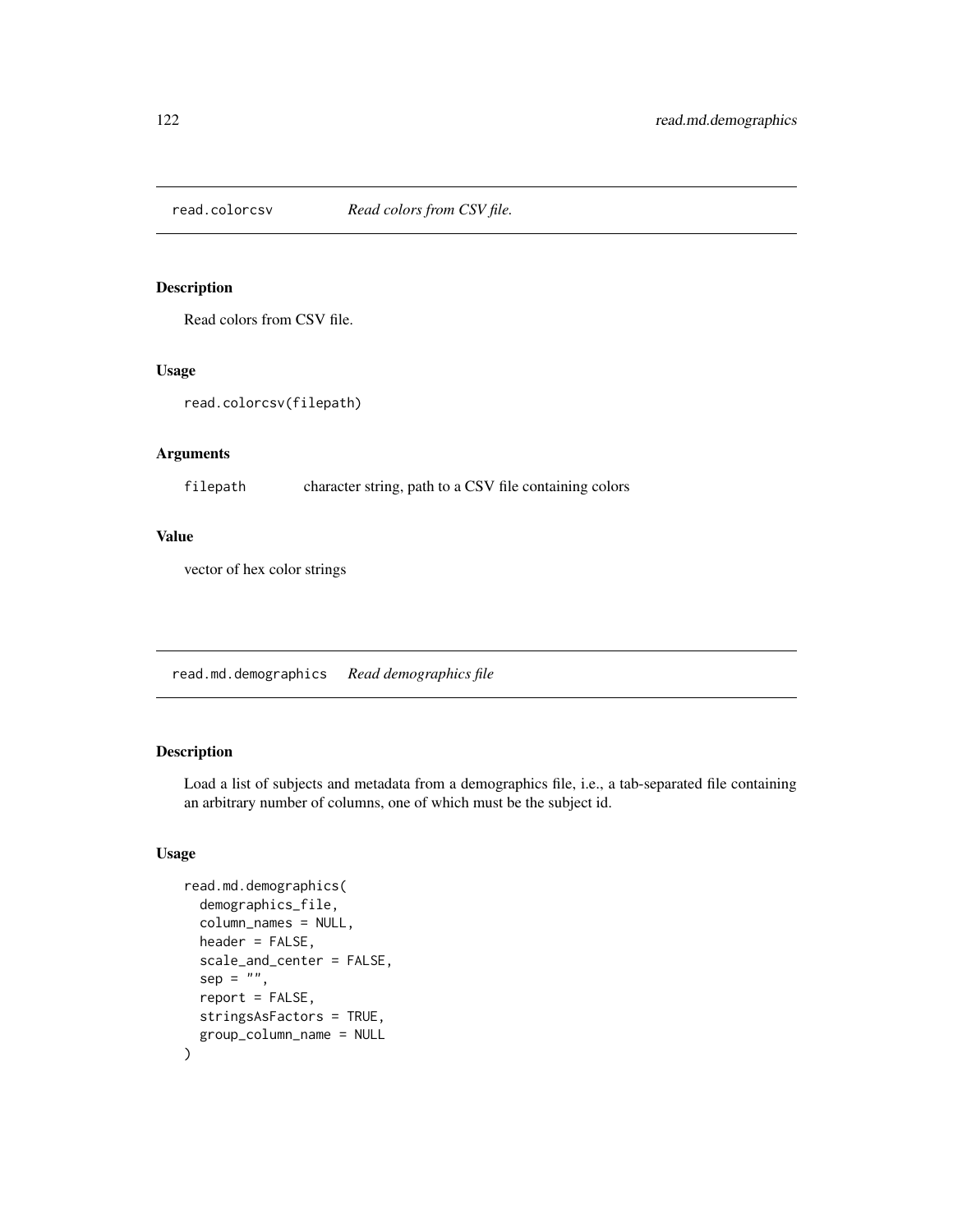## read.colorcsv    *Read colors from CSV file.*

### Description

Read colors from CSV file.

### Usage

```
read.colorcsv(filepath)
```

### Arguments

| | |
|---|---|
| filepath | character string, path to a CSV file containing colors |

### Value

vector of hex color strings

## read.md.demographics    *Read demographics file*

### Description

Load a list of subjects and metadata from a demographics file, i.e., a tab-separated file containing an arbitrary number of columns, one of which must be the subject id.

### Usage

```
read.md.demographics(
  demographics_file,
  column_names = NULL,
  header = FALSE,
  scale_and_center = FALSE,
  sep = "",
  report = FALSE,
  stringsAsFactors = TRUE,
  group_column_name = NULL
)
```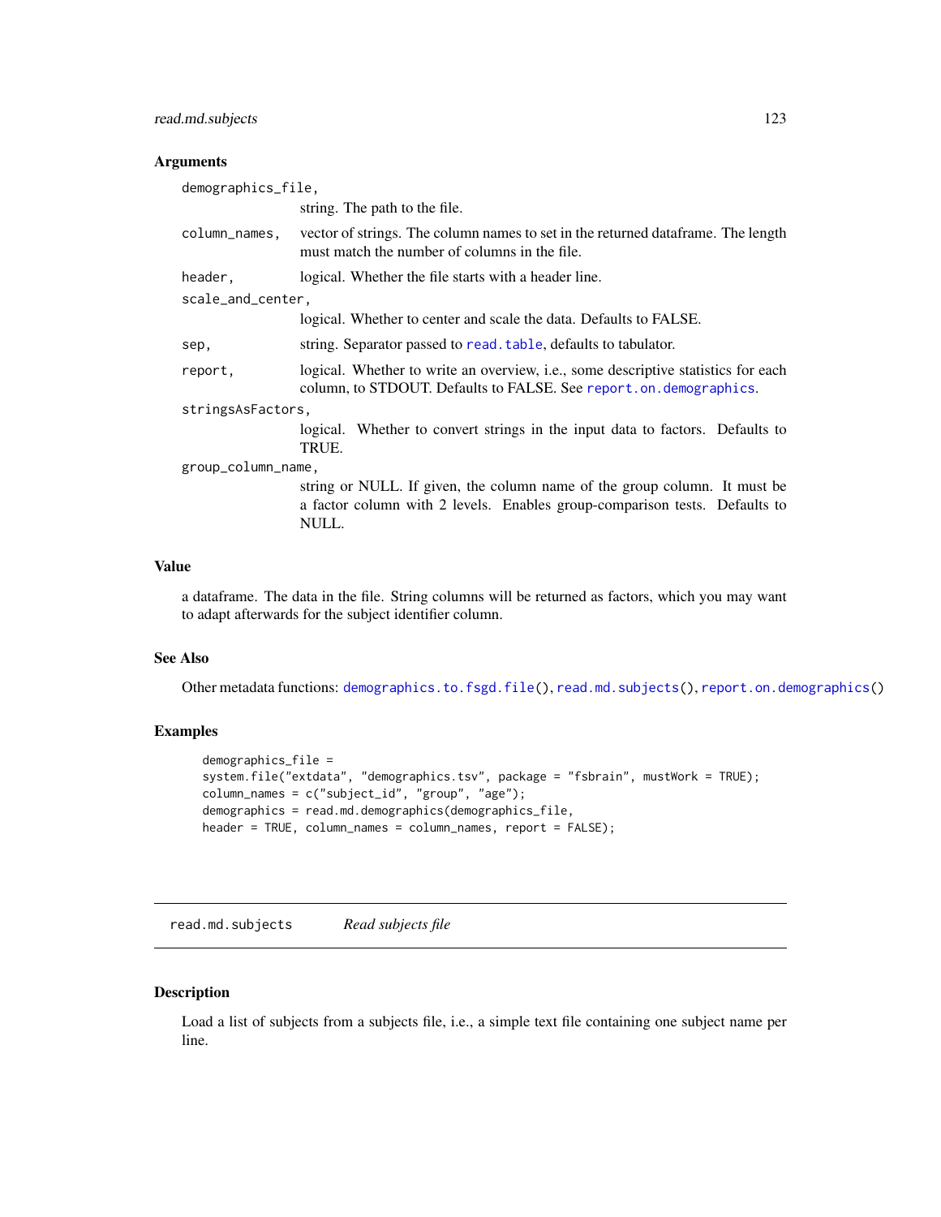### Arguments

`demographics_file,`
: string. The path to the file.

`column_names,`
: vector of strings. The column names to set in the returned dataframe. The length must match the number of columns in the file.

`header,`
: logical. Whether the file starts with a header line.

`scale_and_center,`
: logical. Whether to center and scale the data. Defaults to FALSE.

`sep,`
: string. Separator passed to `read.table`, defaults to tabulator.

`report,`
: logical. Whether to write an overview, i.e., some descriptive statistics for each column, to STDOUT. Defaults to FALSE. See `report.on.demographics`.

`stringsAsFactors,`
: logical. Whether to convert strings in the input data to factors. Defaults to TRUE.

`group_column_name,`
: string or NULL. If given, the column name of the group column. It must be a factor column with 2 levels. Enables group-comparison tests. Defaults to NULL.

### Value

a dataframe. The data in the file. String columns will be returned as factors, which you may want to adapt afterwards for the subject identifier column.

### See Also

Other metadata functions: `demographics.to.fsgd.file()`, `read.md.subjects()`, `report.on.demographics()`

### Examples

```
demographics_file =
system.file("extdata", "demographics.tsv", package = "fsbrain", mustWork = TRUE);
column_names = c("subject_id", "group", "age");
demographics = read.md.demographics(demographics_file,
header = TRUE, column_names = column_names, report = FALSE);
```

---

## read.md.subjects — *Read subjects file*

### Description

Load a list of subjects from a subjects file, i.e., a simple text file containing one subject name per line.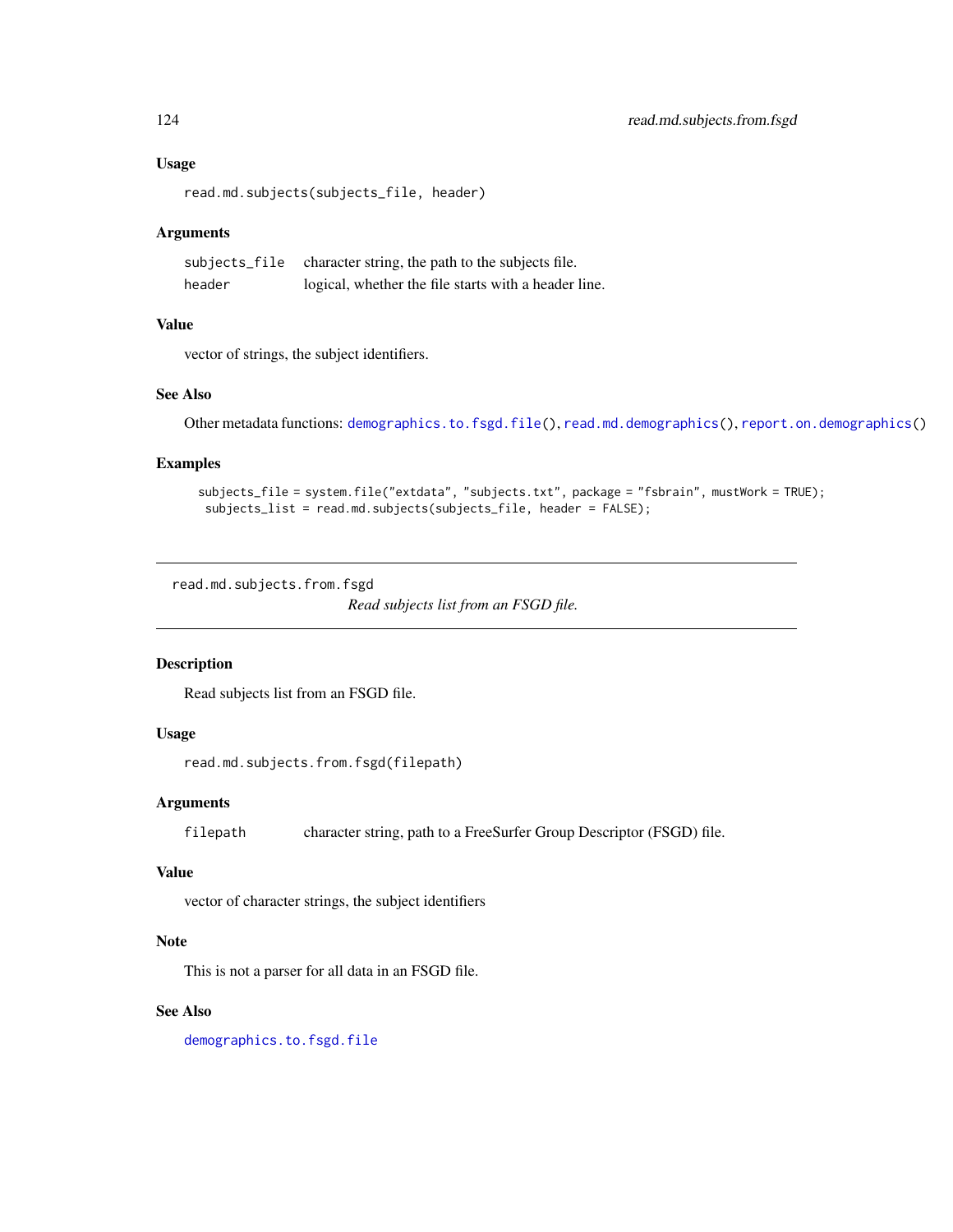### Usage

```
read.md.subjects(subjects_file, header)
```

### Arguments

| | |
|---|---|
| subjects_file | character string, the path to the subjects file. |
| header | logical, whether the file starts with a header line. |

### Value

vector of strings, the subject identifiers.

### See Also

Other metadata functions: demographics.to.fsgd.file(), read.md.demographics(), report.on.demographics()

### Examples

```
subjects_file = system.file("extdata", "subjects.txt", package = "fsbrain", mustWork = TRUE);
 subjects_list = read.md.subjects(subjects_file, header = FALSE);
```

---

## read.md.subjects.from.fsgd

*Read subjects list from an FSGD file.*

---

### Description

Read subjects list from an FSGD file.

### Usage

```
read.md.subjects.from.fsgd(filepath)
```

### Arguments

| | |
|---|---|
| filepath | character string, path to a FreeSurfer Group Descriptor (FSGD) file. |

### Value

vector of character strings, the subject identifiers

### Note

This is not a parser for all data in an FSGD file.

### See Also

demographics.to.fsgd.file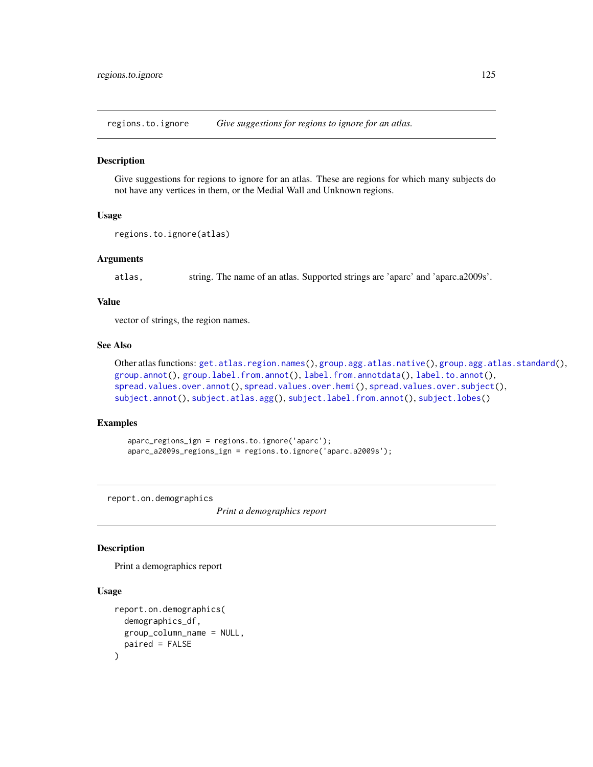## regions.to.ignore — *Give suggestions for regions to ignore for an atlas.*

### Description

Give suggestions for regions to ignore for an atlas. These are regions for which many subjects do not have any vertices in them, or the Medial Wall and Unknown regions.

### Usage

```
regions.to.ignore(atlas)
```

### Arguments

| | |
|---|---|
| `atlas,` | string. The name of an atlas. Supported strings are 'aparc' and 'aparc.a2009s'. |

### Value

vector of strings, the region names.

### See Also

Other atlas functions: `get.atlas.region.names()`, `group.agg.atlas.native()`, `group.agg.atlas.standard()`, `group.annot()`, `group.label.from.annot()`, `label.from.annotdata()`, `label.to.annot()`, `spread.values.over.annot()`, `spread.values.over.hemi()`, `spread.values.over.subject()`, `subject.annot()`, `subject.atlas.agg()`, `subject.label.from.annot()`, `subject.lobes()`

### Examples

```
aparc_regions_ign = regions.to.ignore('aparc');
aparc_a2009s_regions_ign = regions.to.ignore('aparc.a2009s');
```

## report.on.demographics — *Print a demographics report*

### Description

Print a demographics report

### Usage

```
report.on.demographics(
  demographics_df,
  group_column_name = NULL,
  paired = FALSE
)
```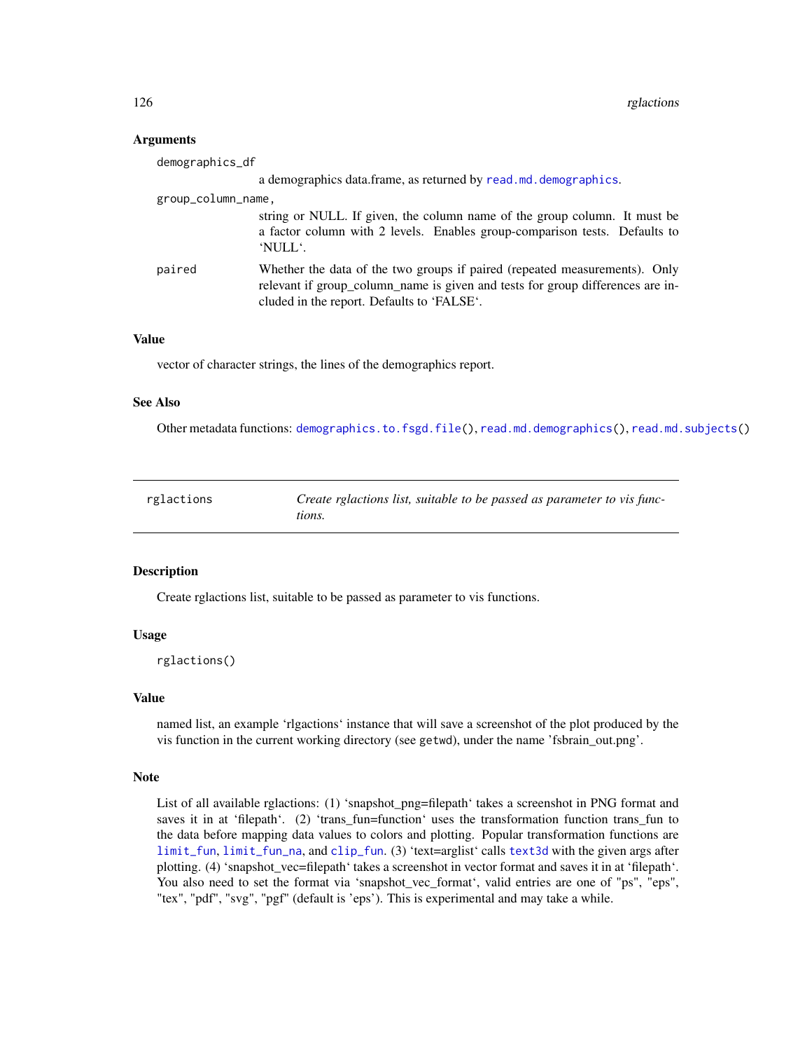### Arguments

`demographics_df`
: a demographics data.frame, as returned by `read.md.demographics`.

`group_column_name,`
: string or NULL. If given, the column name of the group column. It must be a factor column with 2 levels. Enables group-comparison tests. Defaults to 'NULL'.

`paired`
: Whether the data of the two groups if paired (repeated measurements). Only relevant if group_column_name is given and tests for group differences are included in the report. Defaults to 'FALSE'.

### Value

vector of character strings, the lines of the demographics report.

### See Also

Other metadata functions: `demographics.to.fsgd.file()`, `read.md.demographics()`, `read.md.subjects()`

---

## rglactions — *Create rglactions list, suitable to be passed as parameter to vis functions.*

---

### Description

Create rglactions list, suitable to be passed as parameter to vis functions.

### Usage

```
rglactions()
```

### Value

named list, an example 'rlgactions' instance that will save a screenshot of the plot produced by the vis function in the current working directory (see getwd), under the name 'fsbrain_out.png'.

### Note

List of all available rglactions: (1) 'snapshot_png=filepath' takes a screenshot in PNG format and saves it in at 'filepath'. (2) 'trans_fun=function' uses the transformation function trans_fun to the data before mapping data values to colors and plotting. Popular transformation functions are `limit_fun`, `limit_fun_na`, and `clip_fun`. (3) 'text=arglist' calls `text3d` with the given args after plotting. (4) 'snapshot_vec=filepath' takes a screenshot in vector format and saves it in at 'filepath'. You also need to set the format via 'snapshot_vec_format', valid entries are one of "ps", "eps", "tex", "pdf", "svg", "pgf" (default is 'eps'). This is experimental and may take a while.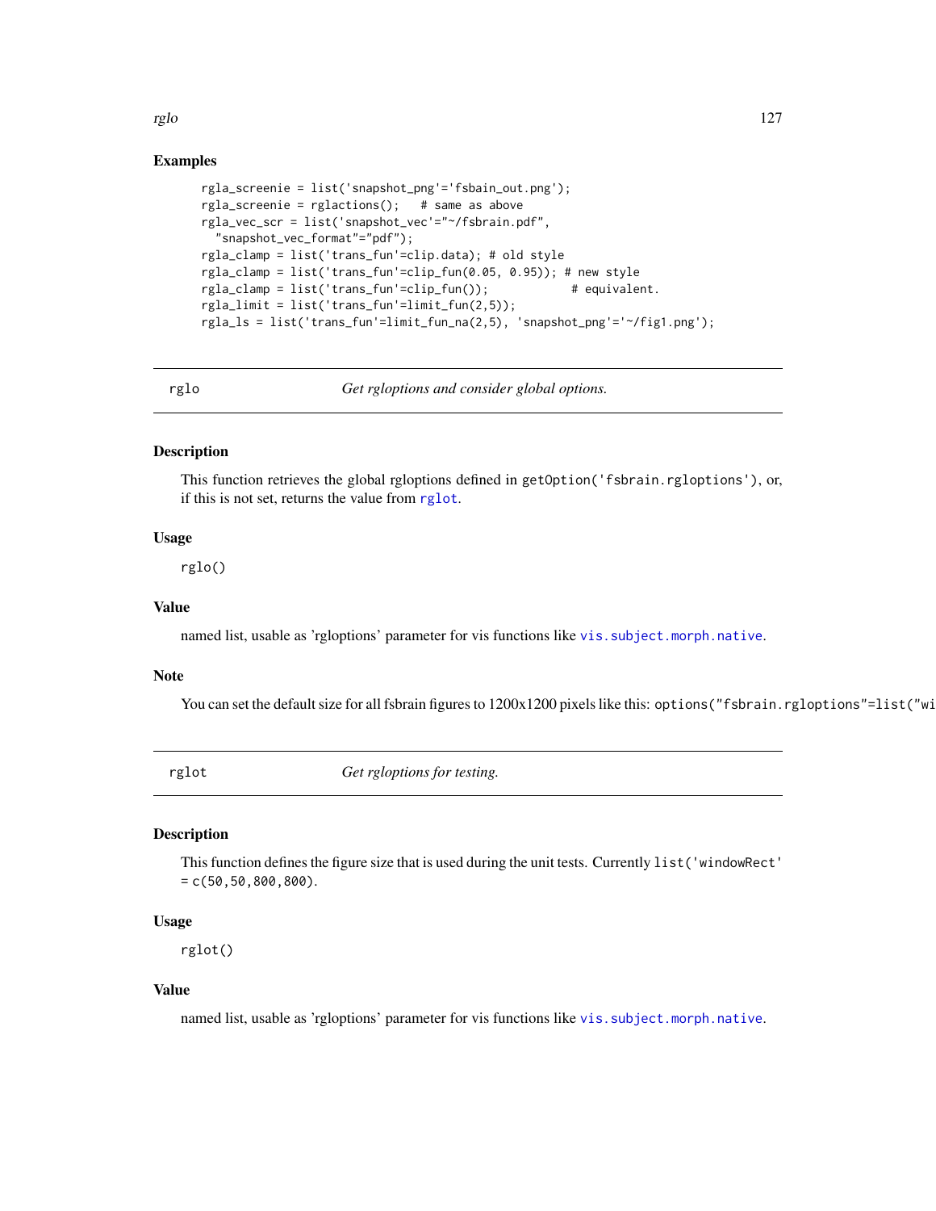## Examples

```
rgla_screenie = list('snapshot_png'='fsbain_out.png');
rgla_screenie = rglactions();   # same as above
rgla_vec_scr = list('snapshot_vec'="~/fsbrain.pdf",
  "snapshot_vec_format"="pdf");
rgla_clamp = list('trans_fun'=clip.data); # old style
rgla_clamp = list('trans_fun'=clip_fun(0.05, 0.95)); # new style
rgla_clamp = list('trans_fun'=clip_fun());            # equivalent.
rgla_limit = list('trans_fun'=limit_fun(2,5));
rgla_ls = list('trans_fun'=limit_fun_na(2,5), 'snapshot_png'='~/fig1.png');
```

---

## rglo — *Get rgloptions and consider global options.*

### Description

This function retrieves the global rgloptions defined in `getOption('fsbrain.rgloptions')`, or, if this is not set, returns the value from `rglot`.

### Usage

```
rglo()
```

### Value

named list, usable as 'rgloptions' parameter for vis functions like `vis.subject.morph.native`.

### Note

You can set the default size for all fsbrain figures to 1200x1200 pixels like this: `options("fsbrain.rgloptions"=list("wi`

---

## rglot — *Get rgloptions for testing.*

### Description

This function defines the figure size that is used during the unit tests. Currently `list('windowRect' = c(50,50,800,800)`.

### Usage

```
rglot()
```

### Value

named list, usable as 'rgloptions' parameter for vis functions like `vis.subject.morph.native`.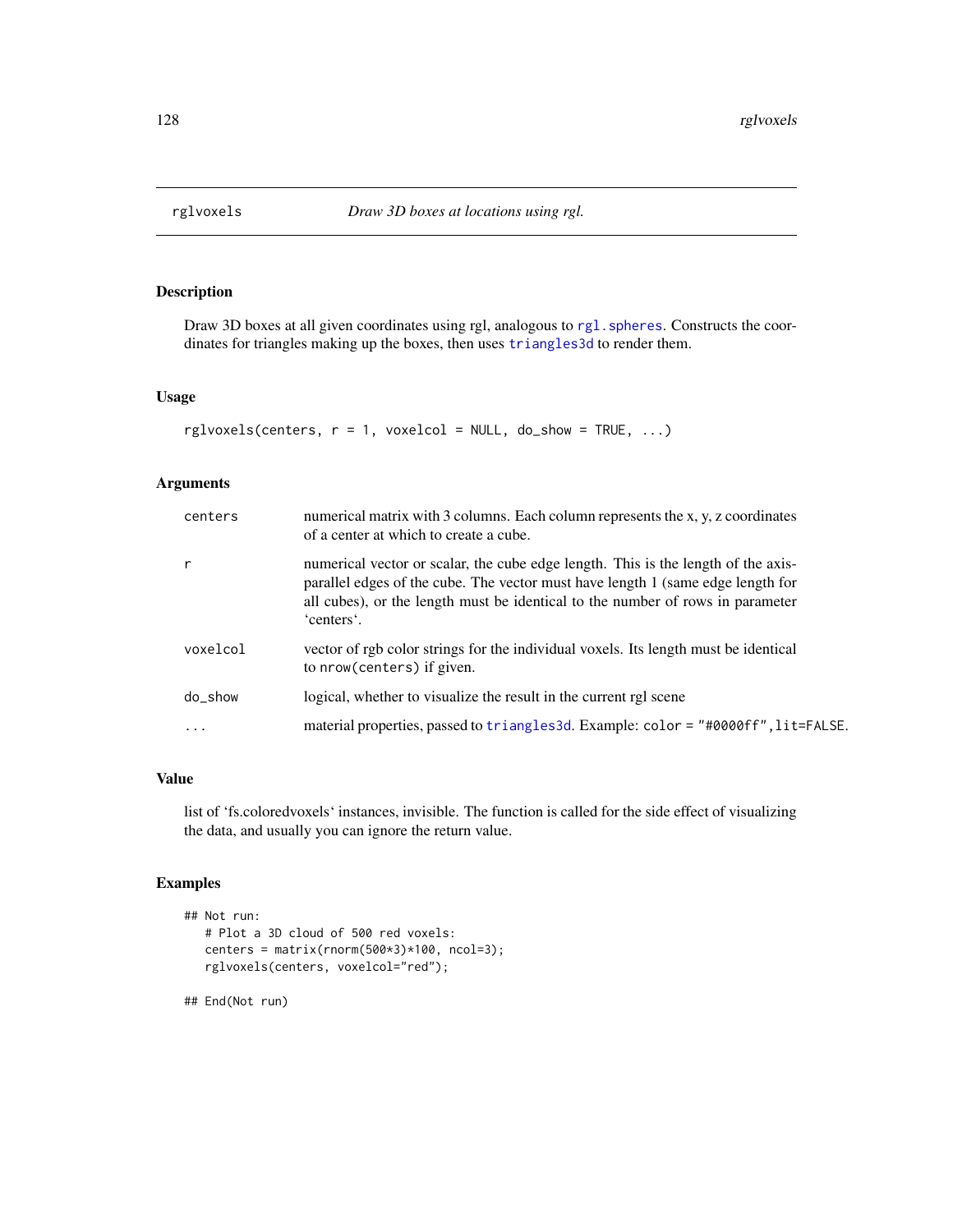# rglvoxels — *Draw 3D boxes at locations using rgl.*

## Description

Draw 3D boxes at all given coordinates using rgl, analogous to `rgl.spheres`. Constructs the coordinates for triangles making up the boxes, then uses `triangles3d` to render them.

## Usage

```
rglvoxels(centers, r = 1, voxelcol = NULL, do_show = TRUE, ...)
```

## Arguments

| | |
|---|---|
| `centers` | numerical matrix with 3 columns. Each column represents the x, y, z coordinates of a center at which to create a cube. |
| `r` | numerical vector or scalar, the cube edge length. This is the length of the axis-parallel edges of the cube. The vector must have length 1 (same edge length for all cubes), or the length must be identical to the number of rows in parameter 'centers'. |
| `voxelcol` | vector of rgb color strings for the individual voxels. Its length must be identical to `nrow(centers)` if given. |
| `do_show` | logical, whether to visualize the result in the current rgl scene |
| `...` | material properties, passed to `triangles3d`. Example: `color = "#0000ff",lit=FALSE`. |

## Value

list of 'fs.coloredvoxels' instances, invisible. The function is called for the side effect of visualizing the data, and usually you can ignore the return value.

## Examples

```
## Not run:
   # Plot a 3D cloud of 500 red voxels:
   centers = matrix(rnorm(500*3)*100, ncol=3);
   rglvoxels(centers, voxelcol="red");

## End(Not run)
```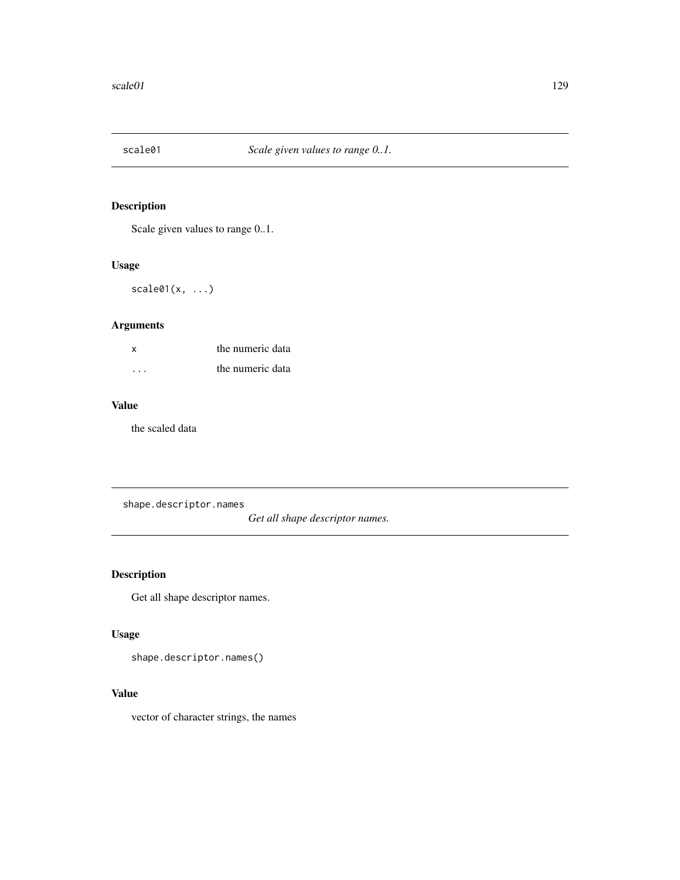## scale01 — *Scale given values to range 0..1.*

### Description

Scale given values to range 0..1.

### Usage

```
scale01(x, ...)
```

### Arguments

| | |
|---|---|
| `x` | the numeric data |
| `...` | the numeric data |

### Value

the scaled data

## shape.descriptor.names — *Get all shape descriptor names.*

### Description

Get all shape descriptor names.

### Usage

```
shape.descriptor.names()
```

### Value

vector of character strings, the names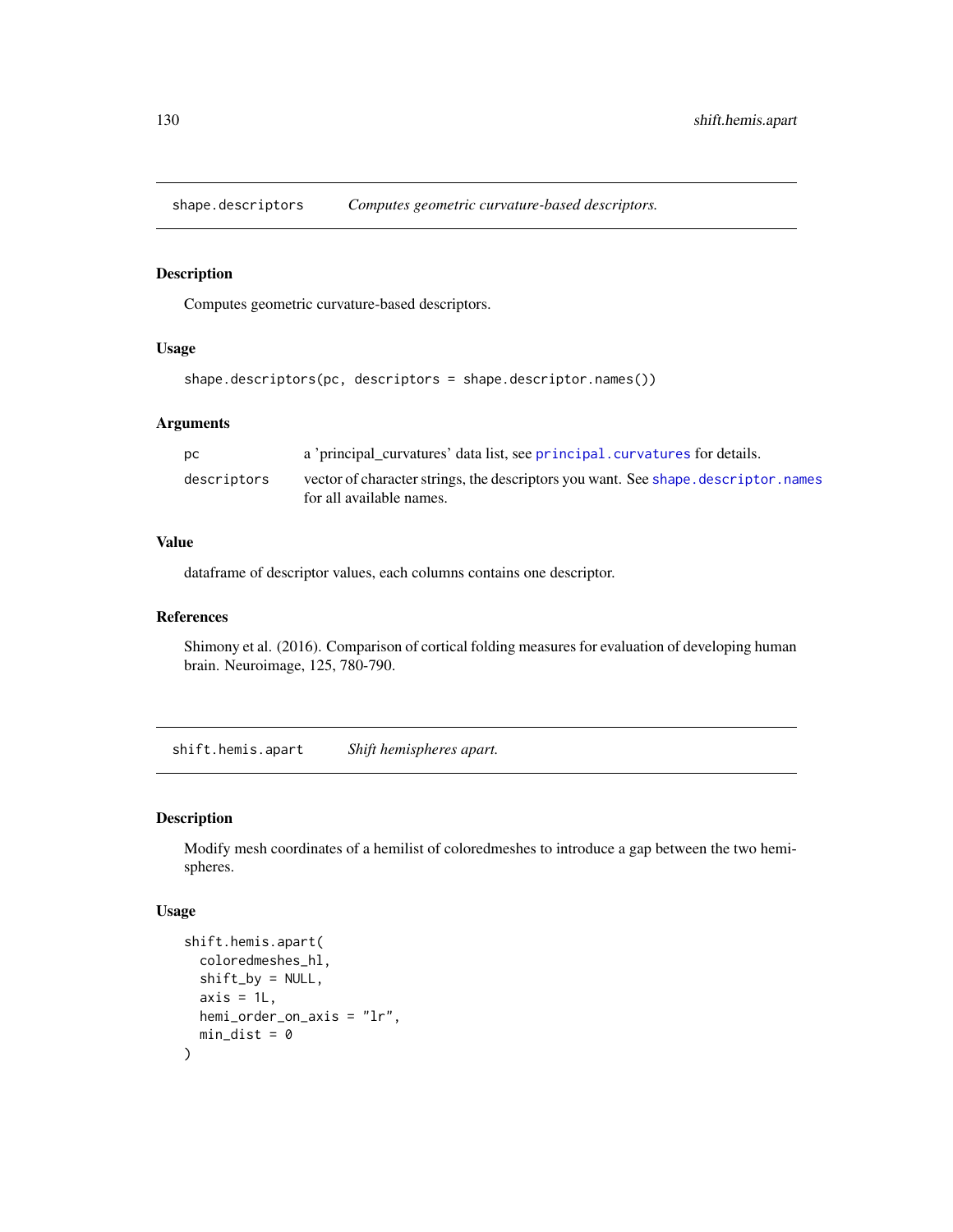## shape.descriptors *Computes geometric curvature-based descriptors.*

### Description

Computes geometric curvature-based descriptors.

### Usage

```
shape.descriptors(pc, descriptors = shape.descriptor.names())
```

### Arguments

| | |
|---|---|
| pc | a 'principal_curvatures' data list, see principal.curvatures for details. |
| descriptors | vector of character strings, the descriptors you want. See shape.descriptor.names for all available names. |

### Value

dataframe of descriptor values, each columns contains one descriptor.

### References

Shimony et al. (2016). Comparison of cortical folding measures for evaluation of developing human brain. Neuroimage, 125, 780-790.

## shift.hemis.apart *Shift hemispheres apart.*

### Description

Modify mesh coordinates of a hemilist of coloredmeshes to introduce a gap between the two hemispheres.

### Usage

```
shift.hemis.apart(
  coloredmeshes_hl,
  shift_by = NULL,
  axis = 1L,
  hemi_order_on_axis = "lr",
  min_dist = 0
)
```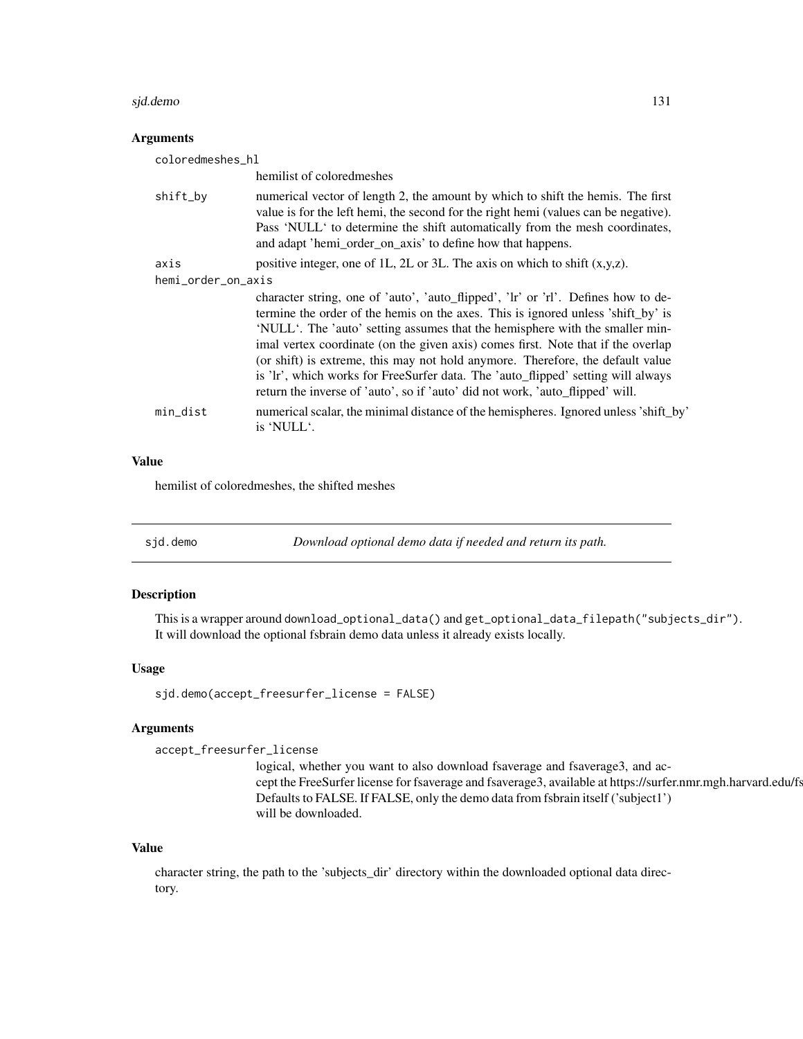### Arguments

coloredmeshes_hl
: hemilist of coloredmeshes

shift_by
: numerical vector of length 2, the amount by which to shift the hemis. The first value is for the left hemi, the second for the right hemi (values can be negative). Pass 'NULL' to determine the shift automatically from the mesh coordinates, and adapt 'hemi_order_on_axis' to define how that happens.

axis
: positive integer, one of 1L, 2L or 3L. The axis on which to shift (x,y,z).

hemi_order_on_axis
: character string, one of 'auto', 'auto_flipped', 'lr' or 'rl'. Defines how to determine the order of the hemis on the axes. This is ignored unless 'shift_by' is 'NULL'. The 'auto' setting assumes that the hemisphere with the smaller minimal vertex coordinate (on the given axis) comes first. Note that if the overlap (or shift) is extreme, this may not hold anymore. Therefore, the default value is 'lr', which works for FreeSurfer data. The 'auto_flipped' setting will always return the inverse of 'auto', so if 'auto' did not work, 'auto_flipped' will.

min_dist
: numerical scalar, the minimal distance of the hemispheres. Ignored unless 'shift_by' is 'NULL'.

### Value

hemilist of coloredmeshes, the shifted meshes

---

## sjd.demo *Download optional demo data if needed and return its path.*

### Description

This is a wrapper around `download_optional_data()` and `get_optional_data_filepath("subjects_dir")`. It will download the optional fsbrain demo data unless it already exists locally.

### Usage

```
sjd.demo(accept_freesurfer_license = FALSE)
```

### Arguments

accept_freesurfer_license
: logical, whether you want to also download fsaverage and fsaverage3, and accept the FreeSurfer license for fsaverage and fsaverage3, available at https://surfer.nmr.mgh.harvard.edu/fs Defaults to FALSE. If FALSE, only the demo data from fsbrain itself ('subject1') will be downloaded.

### Value

character string, the path to the 'subjects_dir' directory within the downloaded optional data directory.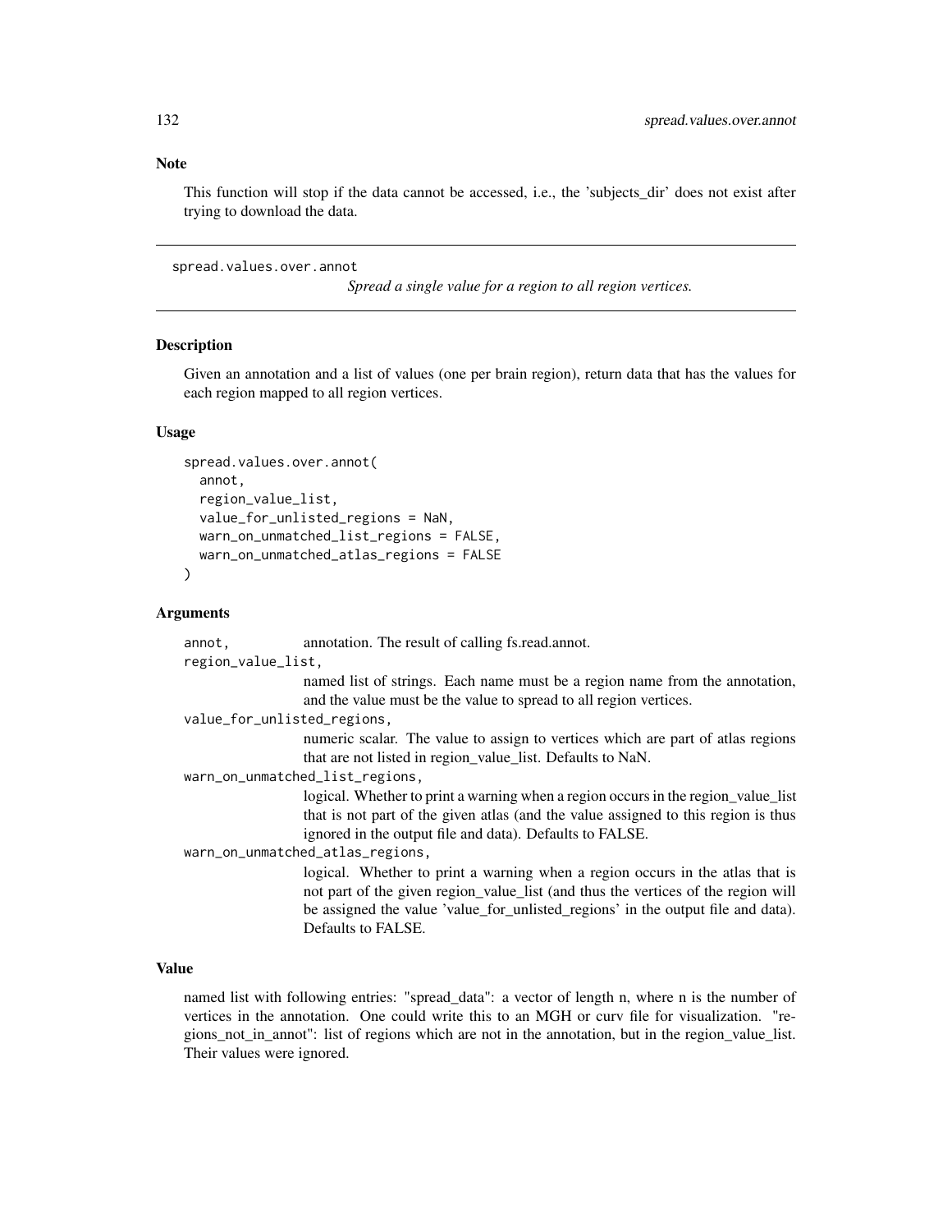## Note

This function will stop if the data cannot be accessed, i.e., the 'subjects_dir' does not exist after trying to download the data.

---

# spread.values.over.annot

*Spread a single value for a region to all region vertices.*

---

## Description

Given an annotation and a list of values (one per brain region), return data that has the values for each region mapped to all region vertices.

## Usage

```
spread.values.over.annot(
  annot,
  region_value_list,
  value_for_unlisted_regions = NaN,
  warn_on_unmatched_list_regions = FALSE,
  warn_on_unmatched_atlas_regions = FALSE
)
```

## Arguments

`annot,` annotation. The result of calling fs.read.annot.

`region_value_list,`
named list of strings. Each name must be a region name from the annotation, and the value must be the value to spread to all region vertices.

`value_for_unlisted_regions,`
numeric scalar. The value to assign to vertices which are part of atlas regions that are not listed in region_value_list. Defaults to NaN.

`warn_on_unmatched_list_regions,`
logical. Whether to print a warning when a region occurs in the region_value_list that is not part of the given atlas (and the value assigned to this region is thus ignored in the output file and data). Defaults to FALSE.

`warn_on_unmatched_atlas_regions,`
logical. Whether to print a warning when a region occurs in the atlas that is not part of the given region_value_list (and thus the vertices of the region will be assigned the value 'value_for_unlisted_regions' in the output file and data). Defaults to FALSE.

## Value

named list with following entries: "spread_data": a vector of length n, where n is the number of vertices in the annotation. One could write this to an MGH or curv file for visualization. "regions_not_in_annot": list of regions which are not in the annotation, but in the region_value_list. Their values were ignored.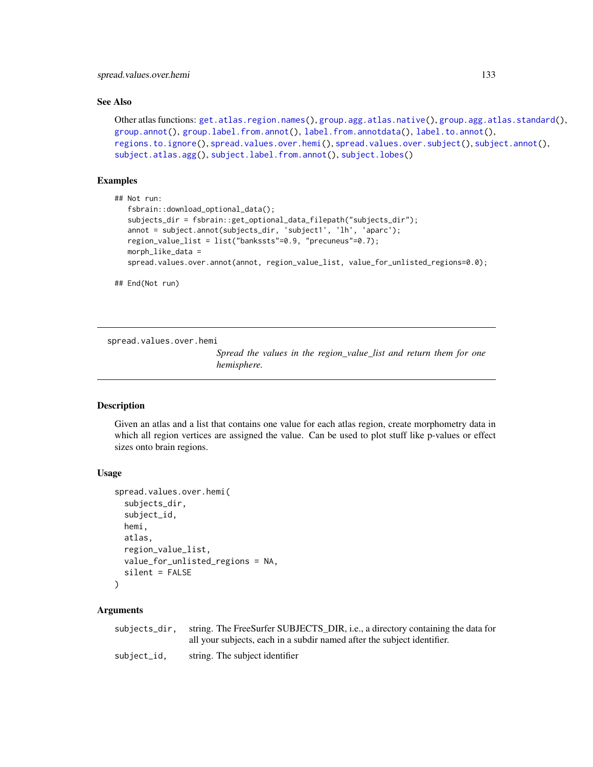### See Also

Other atlas functions: `get.atlas.region.names()`, `group.agg.atlas.native()`, `group.agg.atlas.standard()`, `group.annot()`, `group.label.from.annot()`, `label.from.annotdata()`, `label.to.annot()`, `regions.to.ignore()`, `spread.values.over.hemi()`, `spread.values.over.subject()`, `subject.annot()`, `subject.atlas.agg()`, `subject.label.from.annot()`, `subject.lobes()`

### Examples

```
## Not run:
   fsbrain::download_optional_data();
   subjects_dir = fsbrain::get_optional_data_filepath("subjects_dir");
   annot = subject.annot(subjects_dir, 'subject1', 'lh', 'aparc');
   region_value_list = list("bankssts"=0.9, "precuneus"=0.7);
   morph_like_data =
   spread.values.over.annot(annot, region_value_list, value_for_unlisted_regions=0.0);

## End(Not run)
```

---

## spread.values.over.hemi

*Spread the values in the region_value_list and return them for one hemisphere.*

---

### Description

Given an atlas and a list that contains one value for each atlas region, create morphometry data in which all region vertices are assigned the value. Can be used to plot stuff like p-values or effect sizes onto brain regions.

### Usage

```
spread.values.over.hemi(
  subjects_dir,
  subject_id,
  hemi,
  atlas,
  region_value_list,
  value_for_unlisted_regions = NA,
  silent = FALSE
)
```

### Arguments

| | |
|---|---|
| `subjects_dir,` | string. The FreeSurfer SUBJECTS_DIR, i.e., a directory containing the data for all your subjects, each in a subdir named after the subject identifier. |
| `subject_id,` | string. The subject identifier |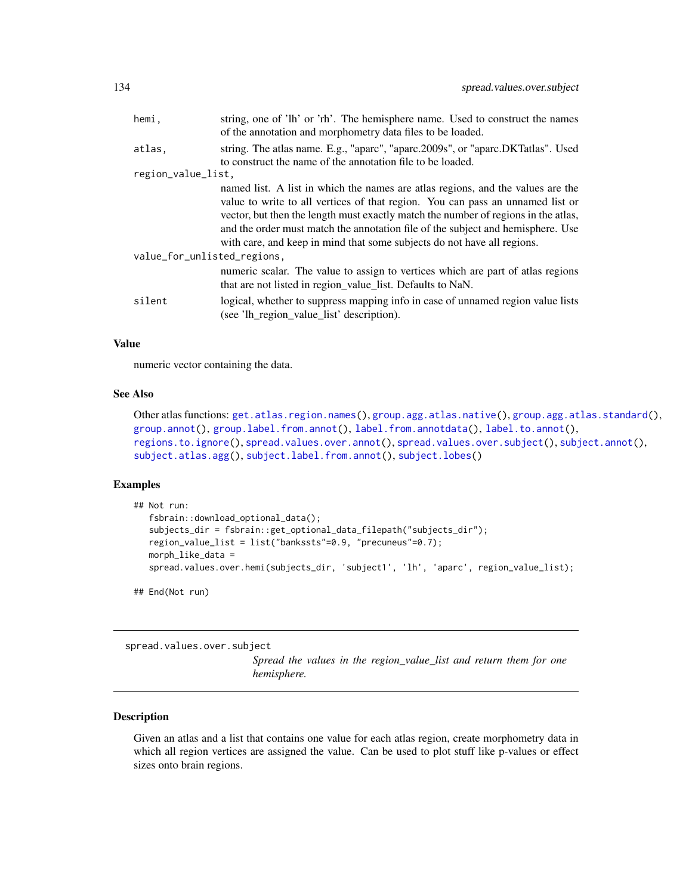| | |
|---|---|
| hemi, | string, one of 'lh' or 'rh'. The hemisphere name. Used to construct the names of the annotation and morphometry data files to be loaded. |
| atlas, | string. The atlas name. E.g., "aparc", "aparc.2009s", or "aparc.DKTatlas". Used to construct the name of the annotation file to be loaded. |
| region_value_list, | named list. A list in which the names are atlas regions, and the values are the value to write to all vertices of that region. You can pass an unnamed list or vector, but then the length must exactly match the number of regions in the atlas, and the order must match the annotation file of the subject and hemisphere. Use with care, and keep in mind that some subjects do not have all regions. |
| value_for_unlisted_regions, | numeric scalar. The value to assign to vertices which are part of atlas regions that are not listed in region_value_list. Defaults to NaN. |
| silent | logical, whether to suppress mapping info in case of unnamed region value lists (see 'lh_region_value_list' description). |

### Value

numeric vector containing the data.

### See Also

Other atlas functions: get.atlas.region.names(), group.agg.atlas.native(), group.agg.atlas.standard(), group.annot(), group.label.from.annot(), label.from.annotdata(), label.to.annot(), regions.to.ignore(), spread.values.over.annot(), spread.values.over.subject(), subject.annot(), subject.atlas.agg(), subject.label.from.annot(), subject.lobes()

### Examples

```
## Not run:
   fsbrain::download_optional_data();
   subjects_dir = fsbrain::get_optional_data_filepath("subjects_dir");
   region_value_list = list("bankssts"=0.9, "precuneus"=0.7);
   morph_like_data =
   spread.values.over.hemi(subjects_dir, 'subject1', 'lh', 'aparc', region_value_list);

## End(Not run)
```

---

## spread.values.over.subject

*Spread the values in the region_value_list and return them for one hemisphere.*

---

### Description

Given an atlas and a list that contains one value for each atlas region, create morphometry data in which all region vertices are assigned the value. Can be used to plot stuff like p-values or effect sizes onto brain regions.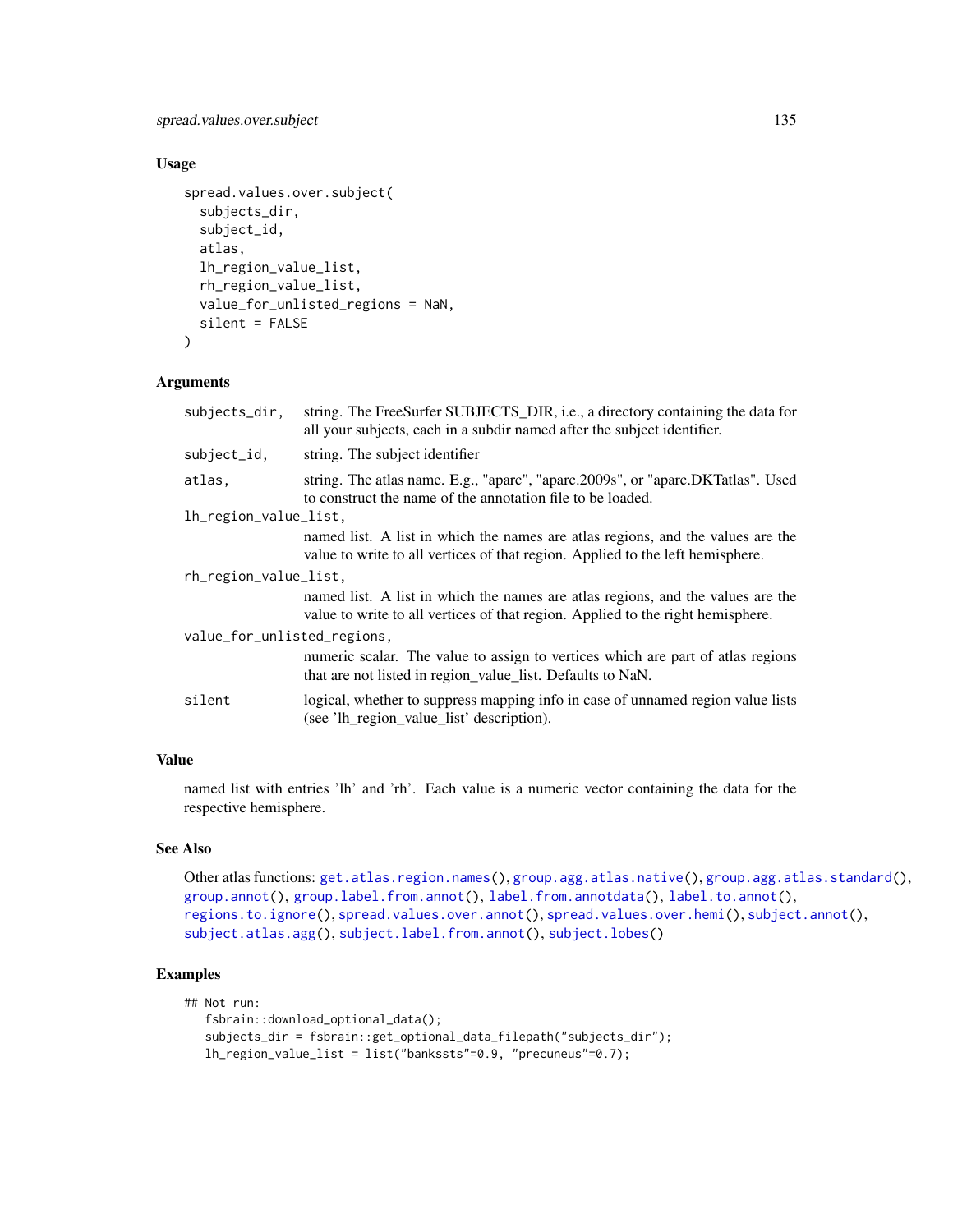## Usage

```
spread.values.over.subject(
  subjects_dir,
  subject_id,
  atlas,
  lh_region_value_list,
  rh_region_value_list,
  value_for_unlisted_regions = NaN,
  silent = FALSE
)
```

## Arguments

| | |
|---|---|
| `subjects_dir,` | string. The FreeSurfer SUBJECTS_DIR, i.e., a directory containing the data for all your subjects, each in a subdir named after the subject identifier. |
| `subject_id,` | string. The subject identifier |
| `atlas,` | string. The atlas name. E.g., "aparc", "aparc.2009s", or "aparc.DKTatlas". Used to construct the name of the annotation file to be loaded. |
| `lh_region_value_list,` | named list. A list in which the names are atlas regions, and the values are the value to write to all vertices of that region. Applied to the left hemisphere. |
| `rh_region_value_list,` | named list. A list in which the names are atlas regions, and the values are the value to write to all vertices of that region. Applied to the right hemisphere. |
| `value_for_unlisted_regions,` | numeric scalar. The value to assign to vertices which are part of atlas regions that are not listed in region_value_list. Defaults to NaN. |
| `silent` | logical, whether to suppress mapping info in case of unnamed region value lists (see 'lh_region_value_list' description). |

## Value

named list with entries 'lh' and 'rh'. Each value is a numeric vector containing the data for the respective hemisphere.

## See Also

Other atlas functions: `get.atlas.region.names()`, `group.agg.atlas.native()`, `group.agg.atlas.standard()`, `group.annot()`, `group.label.from.annot()`, `label.from.annotdata()`, `label.to.annot()`, `regions.to.ignore()`, `spread.values.over.annot()`, `spread.values.over.hemi()`, `subject.annot()`, `subject.atlas.agg()`, `subject.label.from.annot()`, `subject.lobes()`

## Examples

```
## Not run:
   fsbrain::download_optional_data();
   subjects_dir = fsbrain::get_optional_data_filepath("subjects_dir");
   lh_region_value_list = list("bankssts"=0.9, "precuneus"=0.7);
```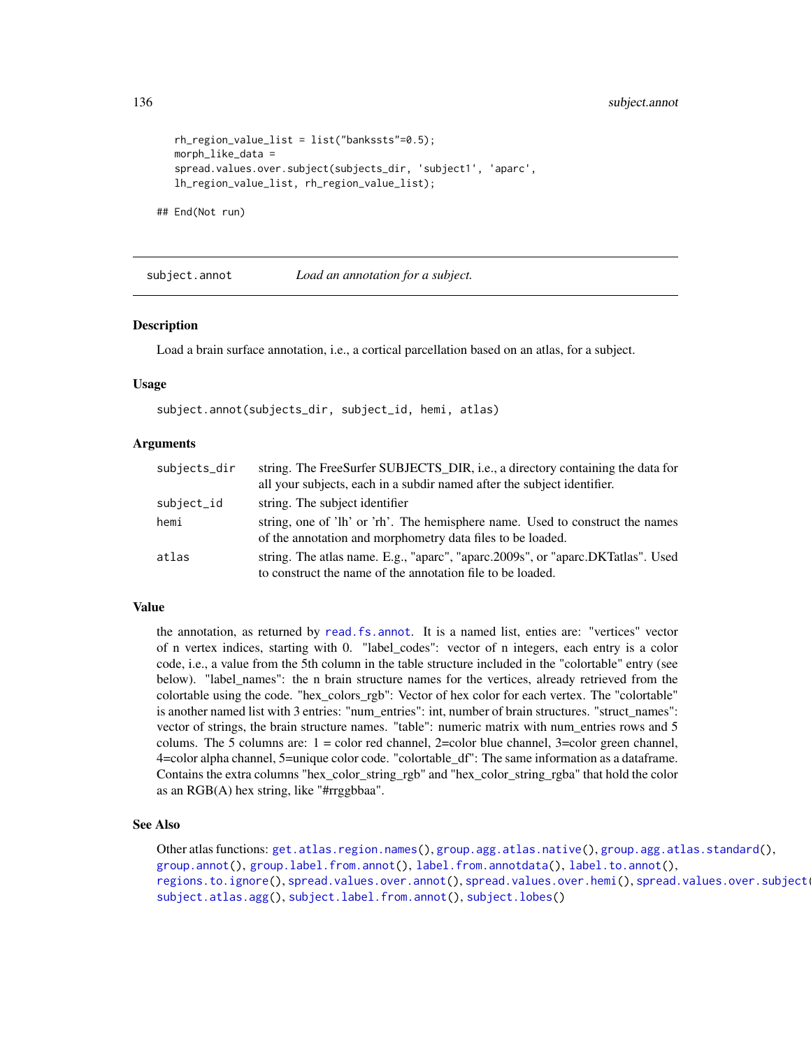```
rh_region_value_list = list("bankssts"=0.5);
morph_like_data =
spread.values.over.subject(subjects_dir, 'subject1', 'aparc',
lh_region_value_list, rh_region_value_list);

## End(Not run)
```

## subject.annot *Load an annotation for a subject.*

### Description

Load a brain surface annotation, i.e., a cortical parcellation based on an atlas, for a subject.

### Usage

```
subject.annot(subjects_dir, subject_id, hemi, atlas)
```

### Arguments

| | |
|---|---|
| subjects_dir | string. The FreeSurfer SUBJECTS_DIR, i.e., a directory containing the data for all your subjects, each in a subdir named after the subject identifier. |
| subject_id | string. The subject identifier |
| hemi | string, one of 'lh' or 'rh'. The hemisphere name. Used to construct the names of the annotation and morphometry data files to be loaded. |
| atlas | string. The atlas name. E.g., "aparc", "aparc.2009s", or "aparc.DKTatlas". Used to construct the name of the annotation file to be loaded. |

### Value

the annotation, as returned by `read.fs.annot`. It is a named list, enties are: "vertices" vector of n vertex indices, starting with 0. "label_codes": vector of n integers, each entry is a color code, i.e., a value from the 5th column in the table structure included in the "colortable" entry (see below). "label_names": the n brain structure names for the vertices, already retrieved from the colortable using the code. "hex_colors_rgb": Vector of hex color for each vertex. The "colortable" is another named list with 3 entries: "num_entries": int, number of brain structures. "struct_names": vector of strings, the brain structure names. "table": numeric matrix with num_entries rows and 5 colums. The 5 columns are: 1 = color red channel, 2=color blue channel, 3=color green channel, 4=color alpha channel, 5=unique color code. "colortable_df": The same information as a dataframe. Contains the extra columns "hex_color_string_rgb" and "hex_color_string_rgba" that hold the color as an RGB(A) hex string, like "#rrggbbaa".

### See Also

Other atlas functions: `get.atlas.region.names()`, `group.agg.atlas.native()`, `group.agg.atlas.standard()`, `group.annot()`, `group.label.from.annot()`, `label.from.annotdata()`, `label.to.annot()`, `regions.to.ignore()`, `spread.values.over.annot()`, `spread.values.over.hemi()`, `spread.values.over.subject()`, `subject.atlas.agg()`, `subject.label.from.annot()`, `subject.lobes()`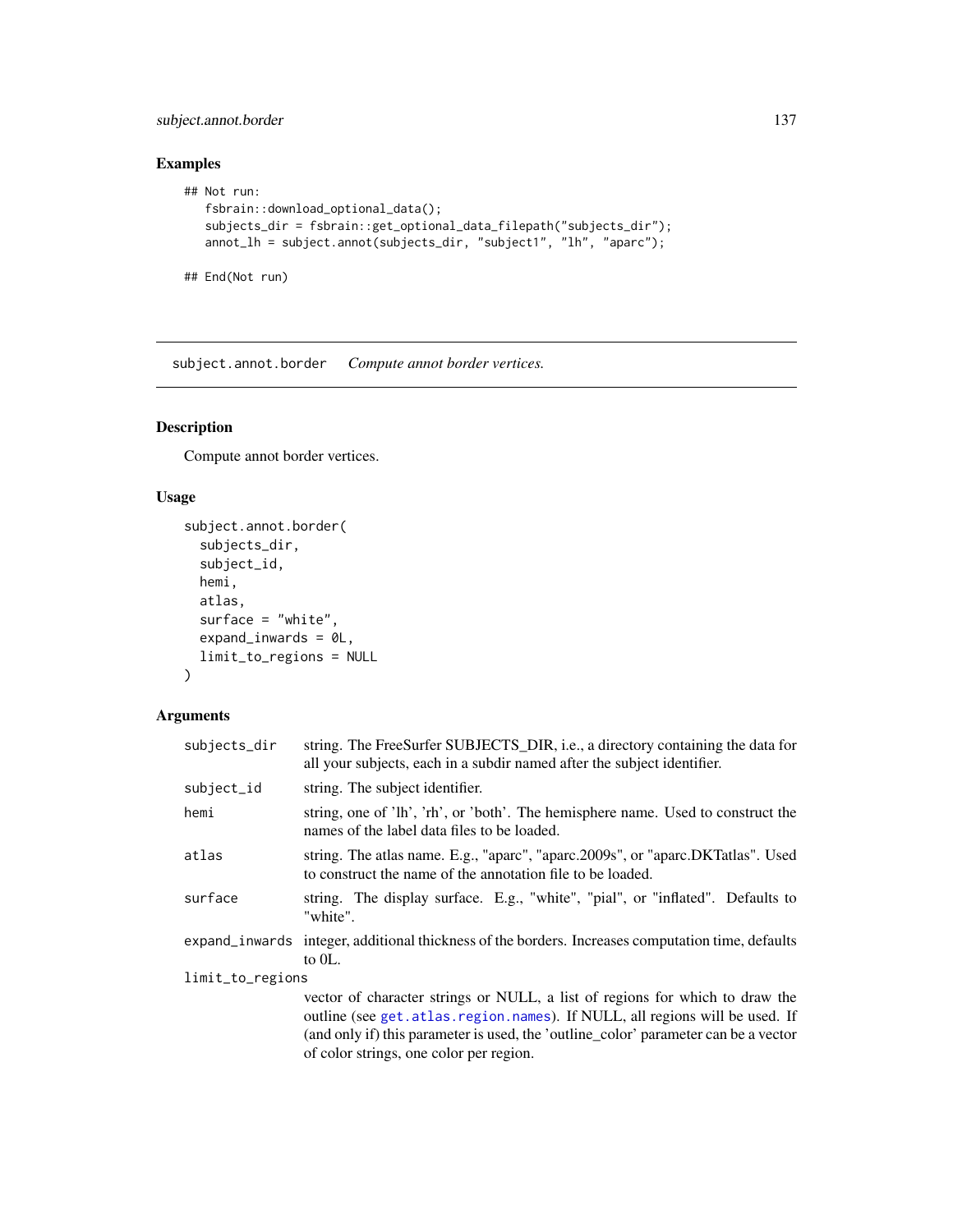## Examples

```
## Not run:
   fsbrain::download_optional_data();
   subjects_dir = fsbrain::get_optional_data_filepath("subjects_dir");
   annot_lh = subject.annot(subjects_dir, "subject1", "lh", "aparc");

## End(Not run)
```

---

## subject.annot.border *Compute annot border vertices.*

### Description

Compute annot border vertices.

### Usage

```
subject.annot.border(
  subjects_dir,
  subject_id,
  hemi,
  atlas,
  surface = "white",
  expand_inwards = 0L,
  limit_to_regions = NULL
)
```

### Arguments

| Argument | Description |
|---|---|
| subjects_dir | string. The FreeSurfer SUBJECTS_DIR, i.e., a directory containing the data for all your subjects, each in a subdir named after the subject identifier. |
| subject_id | string. The subject identifier. |
| hemi | string, one of 'lh', 'rh', or 'both'. The hemisphere name. Used to construct the names of the label data files to be loaded. |
| atlas | string. The atlas name. E.g., "aparc", "aparc.2009s", or "aparc.DKTatlas". Used to construct the name of the annotation file to be loaded. |
| surface | string. The display surface. E.g., "white", "pial", or "inflated". Defaults to "white". |
| expand_inwards | integer, additional thickness of the borders. Increases computation time, defaults to 0L. |
| limit_to_regions | vector of character strings or NULL, a list of regions for which to draw the outline (see get.atlas.region.names). If NULL, all regions will be used. If (and only if) this parameter is used, the 'outline_color' parameter can be a vector of color strings, one color per region. |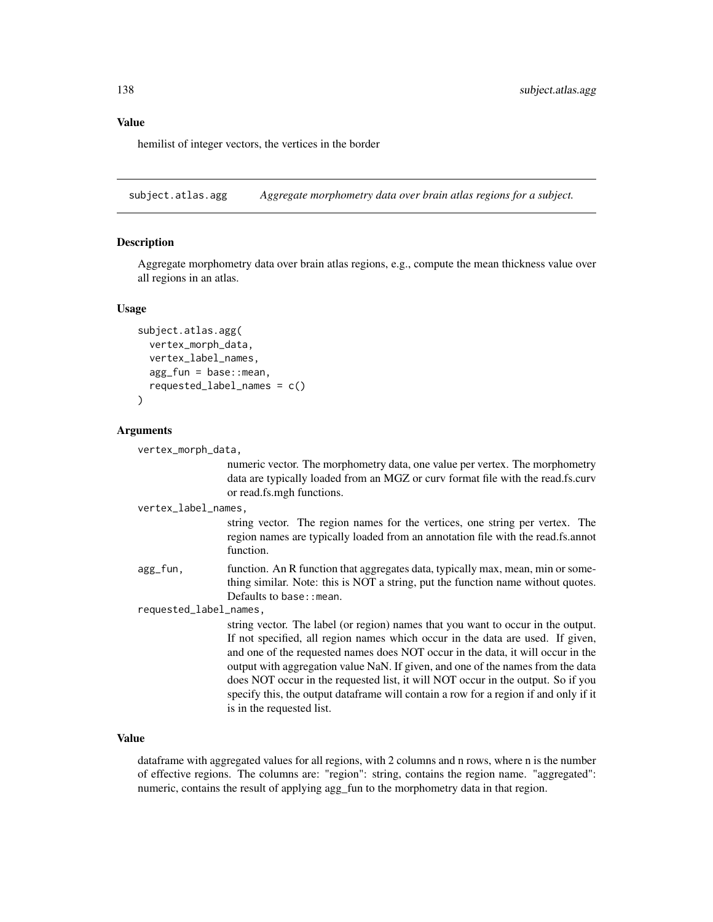### Value

hemilist of integer vectors, the vertices in the border

---

## subject.atlas.agg    *Aggregate morphometry data over brain atlas regions for a subject.*

---

### Description

Aggregate morphometry data over brain atlas regions, e.g., compute the mean thickness value over all regions in an atlas.

### Usage

```
subject.atlas.agg(
  vertex_morph_data,
  vertex_label_names,
  agg_fun = base::mean,
  requested_label_names = c()
)
```

### Arguments

`vertex_morph_data,`
: numeric vector. The morphometry data, one value per vertex. The morphometry data are typically loaded from an MGZ or curv format file with the read.fs.curv or read.fs.mgh functions.

`vertex_label_names,`
: string vector. The region names for the vertices, one string per vertex. The region names are typically loaded from an annotation file with the read.fs.annot function.

`agg_fun,`
: function. An R function that aggregates data, typically max, mean, min or something similar. Note: this is NOT a string, put the function name without quotes. Defaults to `base::mean`.

`requested_label_names,`
: string vector. The label (or region) names that you want to occur in the output. If not specified, all region names which occur in the data are used. If given, and one of the requested names does NOT occur in the data, it will occur in the output with aggregation value NaN. If given, and one of the names from the data does NOT occur in the requested list, it will NOT occur in the output. So if you specify this, the output dataframe will contain a row for a region if and only if it is in the requested list.

### Value

dataframe with aggregated values for all regions, with 2 columns and n rows, where n is the number of effective regions. The columns are: "region": string, contains the region name. "aggregated": numeric, contains the result of applying agg_fun to the morphometry data in that region.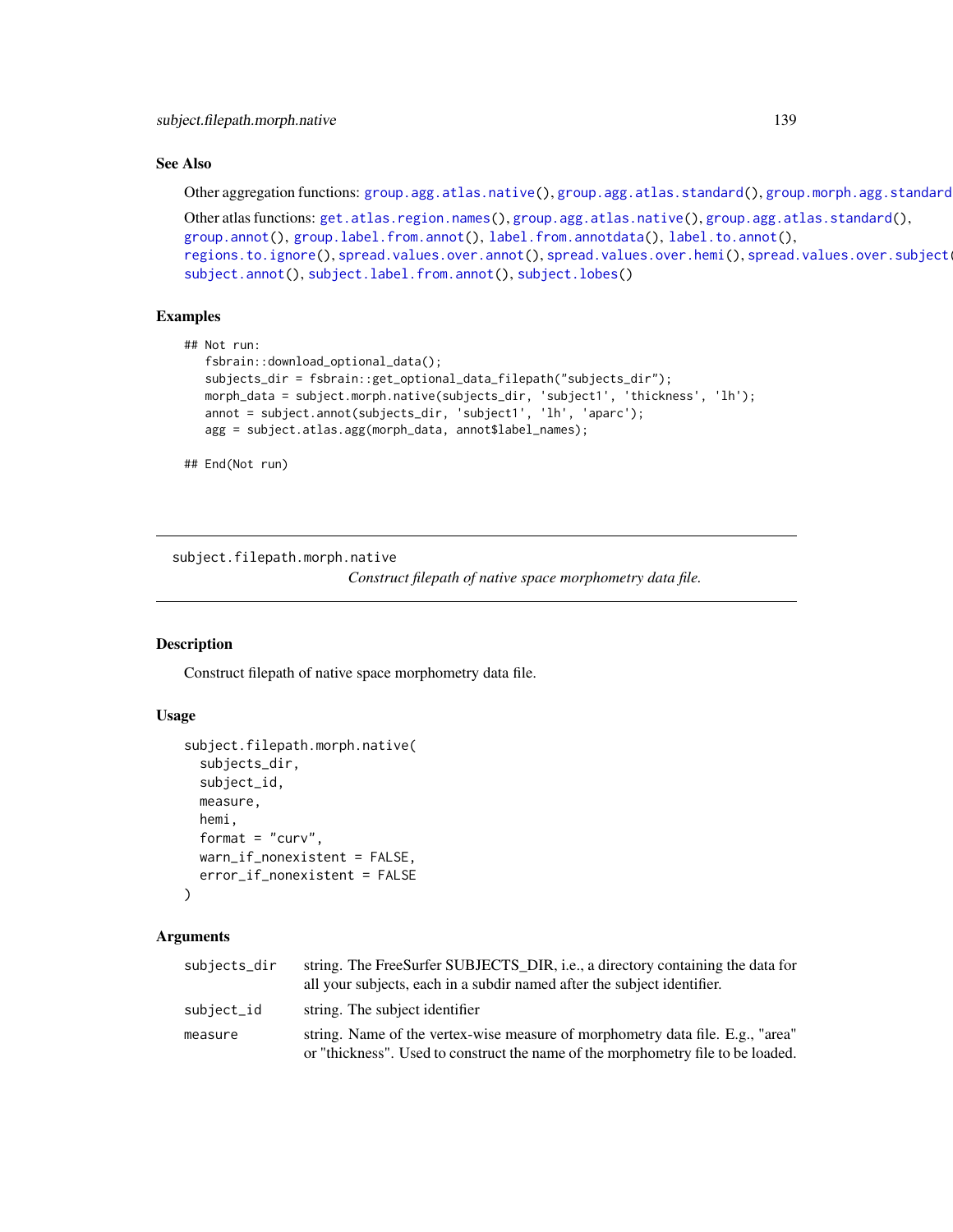### See Also

Other aggregation functions: `group.agg.atlas.native()`, `group.agg.atlas.standard()`, `group.morph.agg.standard`

Other atlas functions: `get.atlas.region.names()`, `group.agg.atlas.native()`, `group.agg.atlas.standard()`, `group.annot()`, `group.label.from.annot()`, `label.from.annotdata()`, `label.to.annot()`, `regions.to.ignore()`, `spread.values.over.annot()`, `spread.values.over.hemi()`, `spread.values.over.subject(`, `subject.annot()`, `subject.label.from.annot()`, `subject.lobes()`

### Examples

```
## Not run:
   fsbrain::download_optional_data();
   subjects_dir = fsbrain::get_optional_data_filepath("subjects_dir");
   morph_data = subject.morph.native(subjects_dir, 'subject1', 'thickness', 'lh');
   annot = subject.annot(subjects_dir, 'subject1', 'lh', 'aparc');
   agg = subject.atlas.agg(morph_data, annot$label_names);

## End(Not run)
```

---

## subject.filepath.morph.native

*Construct filepath of native space morphometry data file.*

### Description

Construct filepath of native space morphometry data file.

### Usage

```
subject.filepath.morph.native(
  subjects_dir,
  subject_id,
  measure,
  hemi,
  format = "curv",
  warn_if_nonexistent = FALSE,
  error_if_nonexistent = FALSE
)
```

### Arguments

| | |
|---|---|
| `subjects_dir` | string. The FreeSurfer SUBJECTS_DIR, i.e., a directory containing the data for all your subjects, each in a subdir named after the subject identifier. |
| `subject_id` | string. The subject identifier |
| `measure` | string. Name of the vertex-wise measure of morphometry data file. E.g., "area" or "thickness". Used to construct the name of the morphometry file to be loaded. |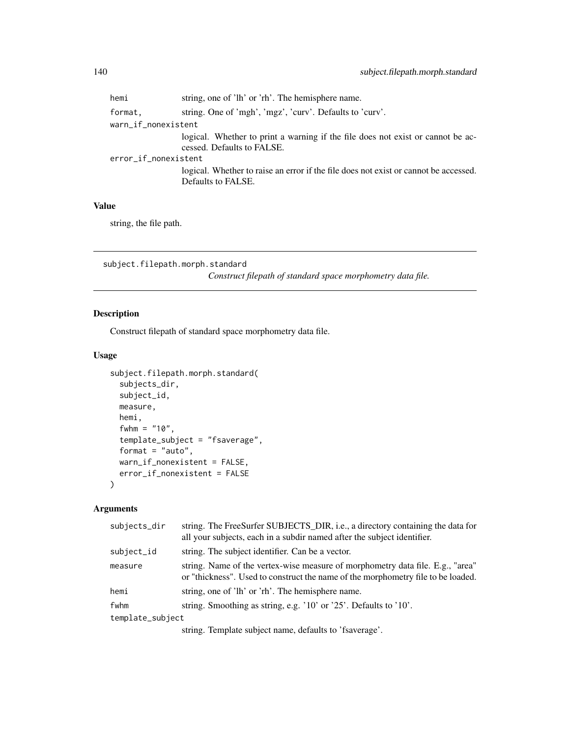| | |
|---|---|
| hemi | string, one of 'lh' or 'rh'. The hemisphere name. |
| format, | string. One of 'mgh', 'mgz', 'curv'. Defaults to 'curv'. |
| warn_if_nonexistent | logical. Whether to print a warning if the file does not exist or cannot be accessed. Defaults to FALSE. |
| error_if_nonexistent | logical. Whether to raise an error if the file does not exist or cannot be accessed. Defaults to FALSE. |

### Value

string, the file path.

---

## subject.filepath.morph.standard

*Construct filepath of standard space morphometry data file.*

---

### Description

Construct filepath of standard space morphometry data file.

### Usage

```
subject.filepath.morph.standard(
  subjects_dir,
  subject_id,
  measure,
  hemi,
  fwhm = "10",
  template_subject = "fsaverage",
  format = "auto",
  warn_if_nonexistent = FALSE,
  error_if_nonexistent = FALSE
)
```

### Arguments

| | |
|---|---|
| subjects_dir | string. The FreeSurfer SUBJECTS_DIR, i.e., a directory containing the data for all your subjects, each in a subdir named after the subject identifier. |
| subject_id | string. The subject identifier. Can be a vector. |
| measure | string. Name of the vertex-wise measure of morphometry data file. E.g., "area" or "thickness". Used to construct the name of the morphometry file to be loaded. |
| hemi | string, one of 'lh' or 'rh'. The hemisphere name. |
| fwhm | string. Smoothing as string, e.g. '10' or '25'. Defaults to '10'. |
| template_subject | string. Template subject name, defaults to 'fsaverage'. |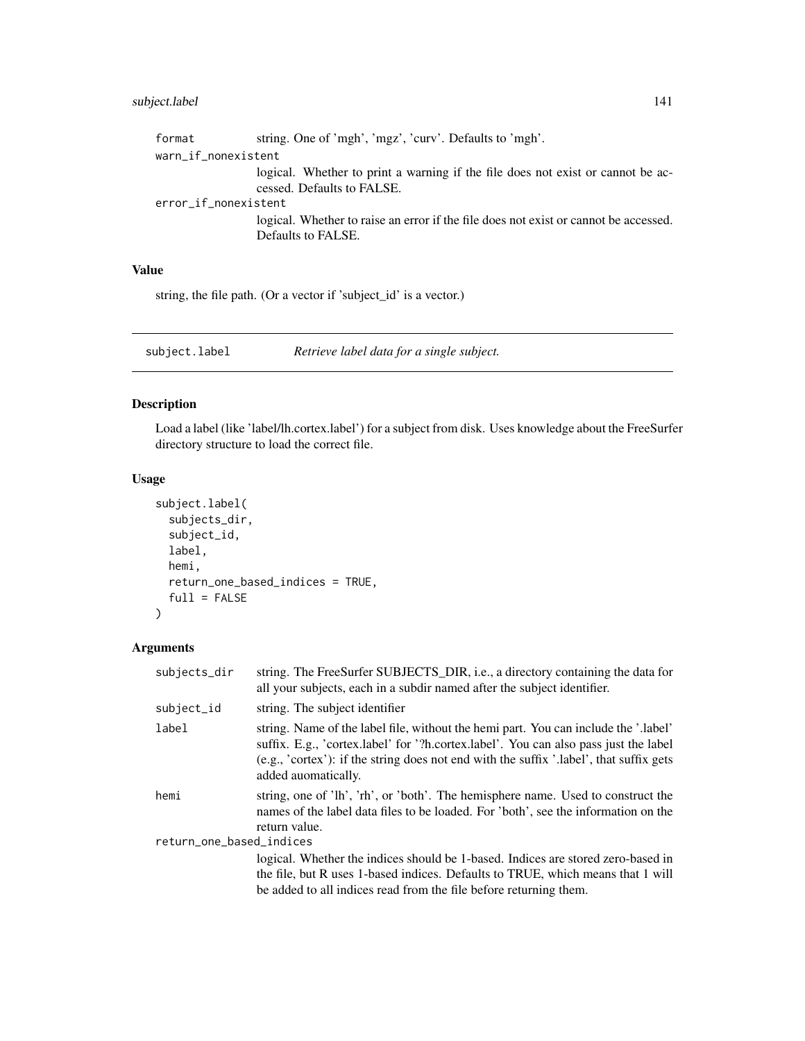| | |
|---|---|
| format | string. One of 'mgh', 'mgz', 'curv'. Defaults to 'mgh'. |
| warn_if_nonexistent | logical. Whether to print a warning if the file does not exist or cannot be accessed. Defaults to FALSE. |
| error_if_nonexistent | logical. Whether to raise an error if the file does not exist or cannot be accessed. Defaults to FALSE. |

### Value

string, the file path. (Or a vector if 'subject_id' is a vector.)

---

## subject.label    *Retrieve label data for a single subject.*

---

### Description

Load a label (like 'label/lh.cortex.label') for a subject from disk. Uses knowledge about the FreeSurfer directory structure to load the correct file.

### Usage

```
subject.label(
  subjects_dir,
  subject_id,
  label,
  hemi,
  return_one_based_indices = TRUE,
  full = FALSE
)
```

### Arguments

| | |
|---|---|
| subjects_dir | string. The FreeSurfer SUBJECTS_DIR, i.e., a directory containing the data for all your subjects, each in a subdir named after the subject identifier. |
| subject_id | string. The subject identifier |
| label | string. Name of the label file, without the hemi part. You can include the '.label' suffix. E.g., 'cortex.label' for '?h.cortex.label'. You can also pass just the label (e.g., 'cortex'): if the string does not end with the suffix '.label', that suffix gets added auomatically. |
| hemi | string, one of 'lh', 'rh', or 'both'. The hemisphere name. Used to construct the names of the label data files to be loaded. For 'both', see the information on the return value. |
| return_one_based_indices | logical. Whether the indices should be 1-based. Indices are stored zero-based in the file, but R uses 1-based indices. Defaults to TRUE, which means that 1 will be added to all indices read from the file before returning them. |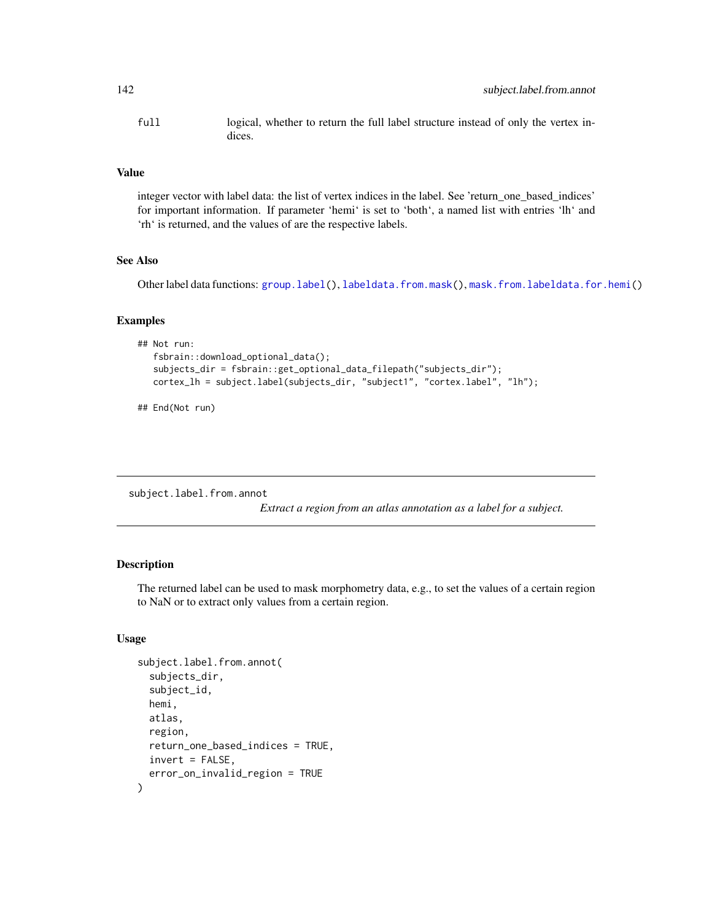full	logical, whether to return the full label structure instead of only the vertex indices.

### Value

integer vector with label data: the list of vertex indices in the label. See 'return_one_based_indices' for important information. If parameter 'hemi' is set to 'both', a named list with entries 'lh' and 'rh' is returned, and the values of are the respective labels.

### See Also

Other label data functions: group.label(), labeldata.from.mask(), mask.from.labeldata.for.hemi()

### Examples

```
## Not run:
   fsbrain::download_optional_data();
   subjects_dir = fsbrain::get_optional_data_filepath("subjects_dir");
   cortex_lh = subject.label(subjects_dir, "subject1", "cortex.label", "lh");

## End(Not run)
```

---

## subject.label.from.annot

*Extract a region from an atlas annotation as a label for a subject.*

---

### Description

The returned label can be used to mask morphometry data, e.g., to set the values of a certain region to NaN or to extract only values from a certain region.

### Usage

```
subject.label.from.annot(
  subjects_dir,
  subject_id,
  hemi,
  atlas,
  region,
  return_one_based_indices = TRUE,
  invert = FALSE,
  error_on_invalid_region = TRUE
)
```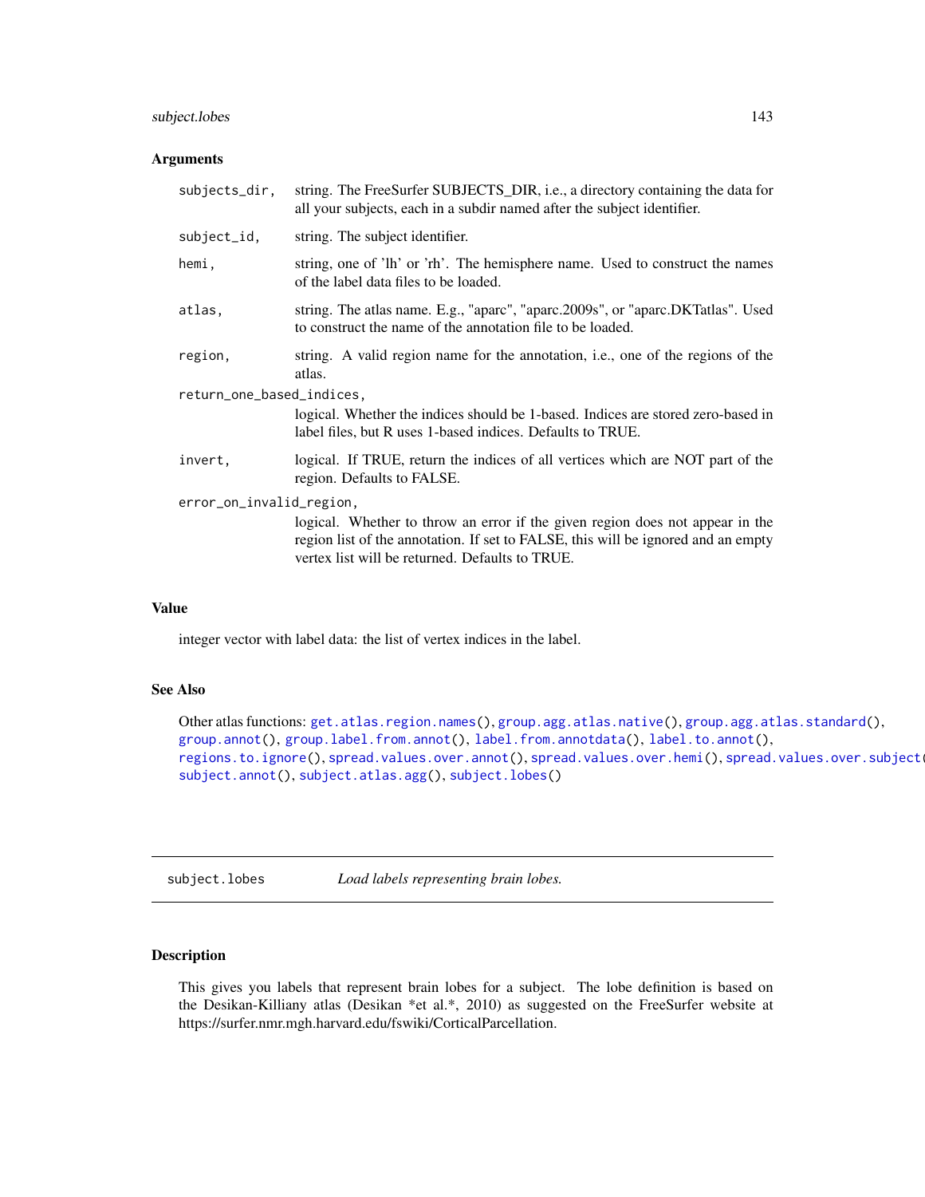### Arguments

| | |
|---|---|
| subjects_dir, | string. The FreeSurfer SUBJECTS_DIR, i.e., a directory containing the data for all your subjects, each in a subdir named after the subject identifier. |
| subject_id, | string. The subject identifier. |
| hemi, | string, one of 'lh' or 'rh'. The hemisphere name. Used to construct the names of the label data files to be loaded. |
| atlas, | string. The atlas name. E.g., "aparc", "aparc.2009s", or "aparc.DKTatlas". Used to construct the name of the annotation file to be loaded. |
| region, | string. A valid region name for the annotation, i.e., one of the regions of the atlas. |
| return_one_based_indices, | logical. Whether the indices should be 1-based. Indices are stored zero-based in label files, but R uses 1-based indices. Defaults to TRUE. |
| invert, | logical. If TRUE, return the indices of all vertices which are NOT part of the region. Defaults to FALSE. |
| error_on_invalid_region, | logical. Whether to throw an error if the given region does not appear in the region list of the annotation. If set to FALSE, this will be ignored and an empty vertex list will be returned. Defaults to TRUE. |

### Value

integer vector with label data: the list of vertex indices in the label.

### See Also

Other atlas functions: `get.atlas.region.names()`, `group.agg.atlas.native()`, `group.agg.atlas.standard()`, `group.annot()`, `group.label.from.annot()`, `label.from.annotdata()`, `label.to.annot()`, `regions.to.ignore()`, `spread.values.over.annot()`, `spread.values.over.hemi()`, `spread.values.over.subject()`, `subject.annot()`, `subject.atlas.agg()`, `subject.lobes()`

---

## subject.lobes — *Load labels representing brain lobes.*

### Description

This gives you labels that represent brain lobes for a subject. The lobe definition is based on the Desikan-Killiany atlas (Desikan *et al.*, 2010) as suggested on the FreeSurfer website at https://surfer.nmr.mgh.harvard.edu/fswiki/CorticalParcellation.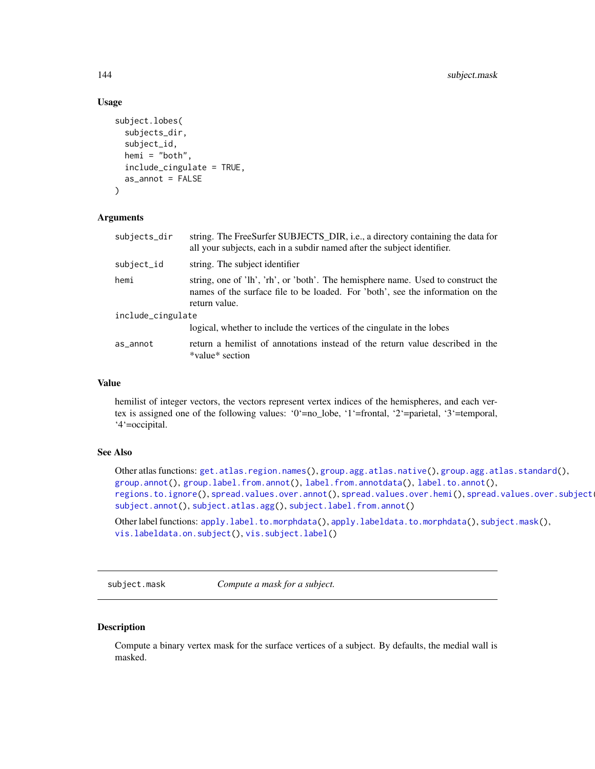### Usage

```
subject.lobes(
  subjects_dir,
  subject_id,
  hemi = "both",
  include_cingulate = TRUE,
  as_annot = FALSE
)
```

### Arguments

| | |
|---|---|
| `subjects_dir` | string. The FreeSurfer SUBJECTS_DIR, i.e., a directory containing the data for all your subjects, each in a subdir named after the subject identifier. |
| `subject_id` | string. The subject identifier |
| `hemi` | string, one of 'lh', 'rh', or 'both'. The hemisphere name. Used to construct the names of the surface file to be loaded. For 'both', see the information on the return value. |
| `include_cingulate` | logical, whether to include the vertices of the cingulate in the lobes |
| `as_annot` | return a hemilist of annotations instead of the return value described in the *value* section |

### Value

hemilist of integer vectors, the vectors represent vertex indices of the hemispheres, and each vertex is assigned one of the following values: '0'=no_lobe, '1'=frontal, '2'=parietal, '3'=temporal, '4'=occipital.

### See Also

Other atlas functions: `get.atlas.region.names()`, `group.agg.atlas.native()`, `group.agg.atlas.standard()`, `group.annot()`, `group.label.from.annot()`, `label.from.annotdata()`, `label.to.annot()`, `regions.to.ignore()`, `spread.values.over.annot()`, `spread.values.over.hemi()`, `spread.values.over.subject()`, `subject.annot()`, `subject.atlas.agg()`, `subject.label.from.annot()`

Other label functions: `apply.label.to.morphdata()`, `apply.labeldata.to.morphdata()`, `subject.mask()`, `vis.labeldata.on.subject()`, `vis.subject.label()`

---

## subject.mask — *Compute a mask for a subject.*

### Description

Compute a binary vertex mask for the surface vertices of a subject. By defaults, the medial wall is masked.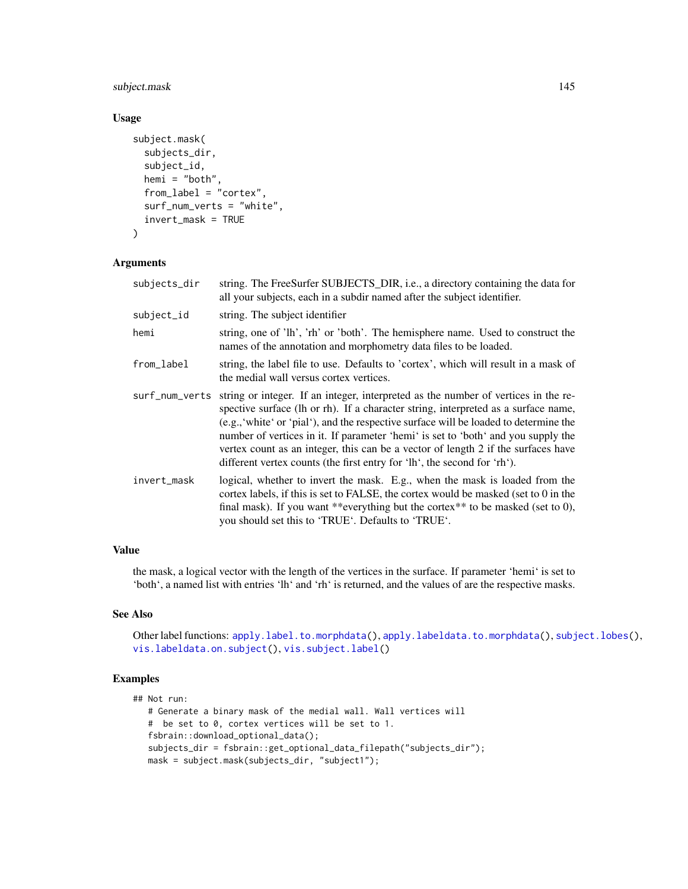## Usage

```
subject.mask(
  subjects_dir,
  subject_id,
  hemi = "both",
  from_label = "cortex",
  surf_num_verts = "white",
  invert_mask = TRUE
)
```

## Arguments

| | |
|---|---|
| `subjects_dir` | string. The FreeSurfer SUBJECTS_DIR, i.e., a directory containing the data for all your subjects, each in a subdir named after the subject identifier. |
| `subject_id` | string. The subject identifier |
| `hemi` | string, one of 'lh', 'rh' or 'both'. The hemisphere name. Used to construct the names of the annotation and morphometry data files to be loaded. |
| `from_label` | string, the label file to use. Defaults to 'cortex', which will result in a mask of the medial wall versus cortex vertices. |
| `surf_num_verts` | string or integer. If an integer, interpreted as the number of vertices in the respective surface (lh or rh). If a character string, interpreted as a surface name, (e.g.,'white' or 'pial'), and the respective surface will be loaded to determine the number of vertices in it. If parameter 'hemi' is set to 'both' and you supply the vertex count as an integer, this can be a vector of length 2 if the surfaces have different vertex counts (the first entry for 'lh', the second for 'rh'). |
| `invert_mask` | logical, whether to invert the mask. E.g., when the mask is loaded from the cortex labels, if this is set to FALSE, the cortex would be masked (set to 0 in the final mask). If you want **everything but the cortex** to be masked (set to 0), you should set this to 'TRUE'. Defaults to 'TRUE'. |

## Value

the mask, a logical vector with the length of the vertices in the surface. If parameter 'hemi' is set to 'both', a named list with entries 'lh' and 'rh' is returned, and the values of are the respective masks.

## See Also

Other label functions: apply.label.to.morphdata(), apply.labeldata.to.morphdata(), subject.lobes(), vis.labeldata.on.subject(), vis.subject.label()

## Examples

```
## Not run:
   # Generate a binary mask of the medial wall. Wall vertices will
   #  be set to 0, cortex vertices will be set to 1.
   fsbrain::download_optional_data();
   subjects_dir = fsbrain::get_optional_data_filepath("subjects_dir");
   mask = subject.mask(subjects_dir, "subject1");
```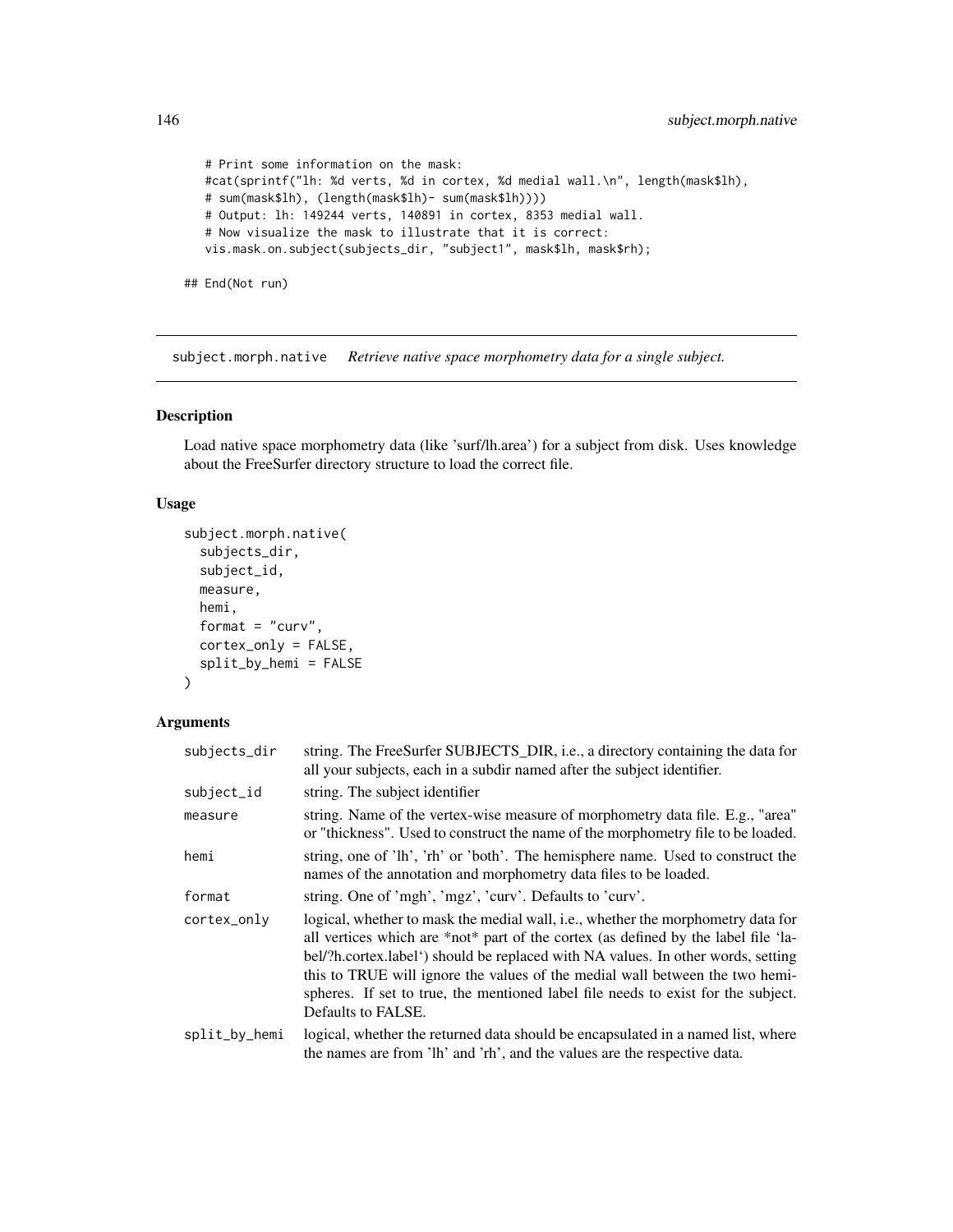```
    # Print some information on the mask:
    #cat(sprintf("lh: %d verts, %d in cortex, %d medial wall.\n", length(mask$lh),
    # sum(mask$lh), (length(mask$lh)- sum(mask$lh))))
    # Output: lh: 149244 verts, 140891 in cortex, 8353 medial wall.
    # Now visualize the mask to illustrate that it is correct:
    vis.mask.on.subject(subjects_dir, "subject1", mask$lh, mask$rh);

## End(Not run)
```

---

## subject.morph.native *Retrieve native space morphometry data for a single subject.*

### Description

Load native space morphometry data (like 'surf/lh.area') for a subject from disk. Uses knowledge about the FreeSurfer directory structure to load the correct file.

### Usage

```
subject.morph.native(
  subjects_dir,
  subject_id,
  measure,
  hemi,
  format = "curv",
  cortex_only = FALSE,
  split_by_hemi = FALSE
)
```

### Arguments

| | |
|---|---|
| subjects_dir | string. The FreeSurfer SUBJECTS_DIR, i.e., a directory containing the data for all your subjects, each in a subdir named after the subject identifier. |
| subject_id | string. The subject identifier |
| measure | string. Name of the vertex-wise measure of morphometry data file. E.g., "area" or "thickness". Used to construct the name of the morphometry file to be loaded. |
| hemi | string, one of 'lh', 'rh' or 'both'. The hemisphere name. Used to construct the names of the annotation and morphometry data files to be loaded. |
| format | string. One of 'mgh', 'mgz', 'curv'. Defaults to 'curv'. |
| cortex_only | logical, whether to mask the medial wall, i.e., whether the morphometry data for all vertices which are *not* part of the cortex (as defined by the label file 'label/?h.cortex.label') should be replaced with NA values. In other words, setting this to TRUE will ignore the values of the medial wall between the two hemispheres. If set to true, the mentioned label file needs to exist for the subject. Defaults to FALSE. |
| split_by_hemi | logical, whether the returned data should be encapsulated in a named list, where the names are from 'lh' and 'rh', and the values are the respective data. |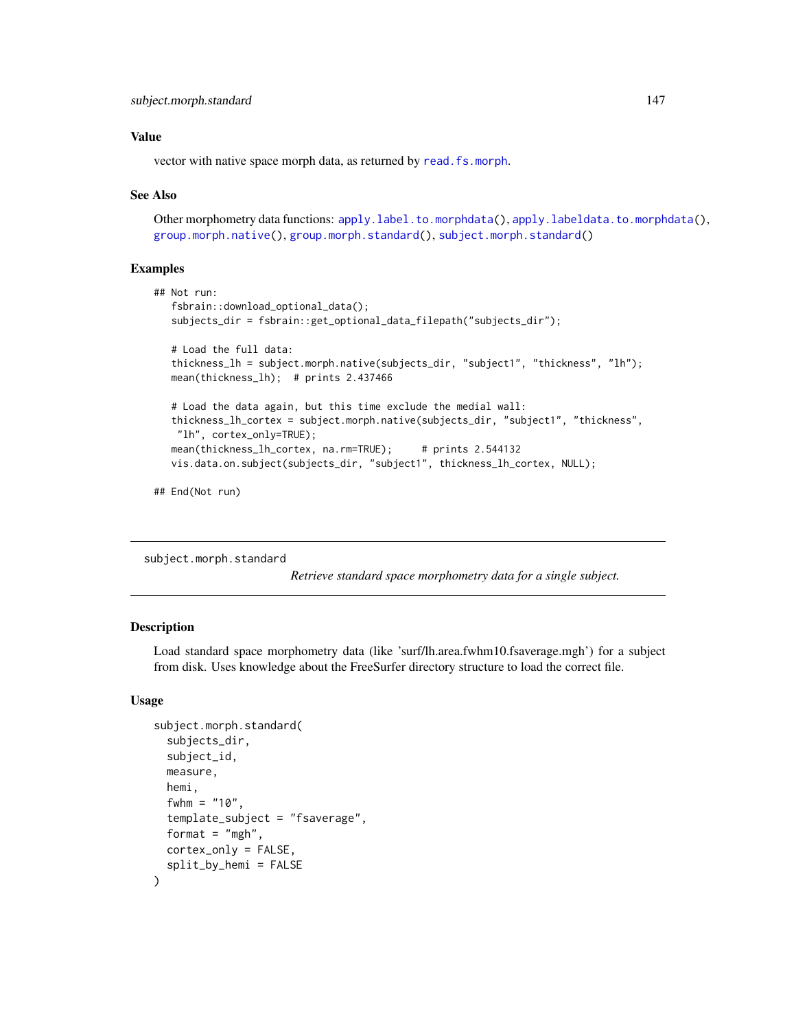### Value

vector with native space morph data, as returned by `read.fs.morph`.

### See Also

Other morphometry data functions: `apply.label.to.morphdata()`, `apply.labeldata.to.morphdata()`, `group.morph.native()`, `group.morph.standard()`, `subject.morph.standard()`

### Examples

```
## Not run:
   fsbrain::download_optional_data();
   subjects_dir = fsbrain::get_optional_data_filepath("subjects_dir");

   # Load the full data:
   thickness_lh = subject.morph.native(subjects_dir, "subject1", "thickness", "lh");
   mean(thickness_lh);  # prints 2.437466

   # Load the data again, but this time exclude the medial wall:
   thickness_lh_cortex = subject.morph.native(subjects_dir, "subject1", "thickness",
    "lh", cortex_only=TRUE);
   mean(thickness_lh_cortex, na.rm=TRUE);     # prints 2.544132
   vis.data.on.subject(subjects_dir, "subject1", thickness_lh_cortex, NULL);

## End(Not run)
```

---

## subject.morph.standard

*Retrieve standard space morphometry data for a single subject.*

### Description

Load standard space morphometry data (like 'surf/lh.area.fwhm10.fsaverage.mgh') for a subject from disk. Uses knowledge about the FreeSurfer directory structure to load the correct file.

### Usage

```
subject.morph.standard(
  subjects_dir,
  subject_id,
  measure,
  hemi,
  fwhm = "10",
  template_subject = "fsaverage",
  format = "mgh",
  cortex_only = FALSE,
  split_by_hemi = FALSE
)
```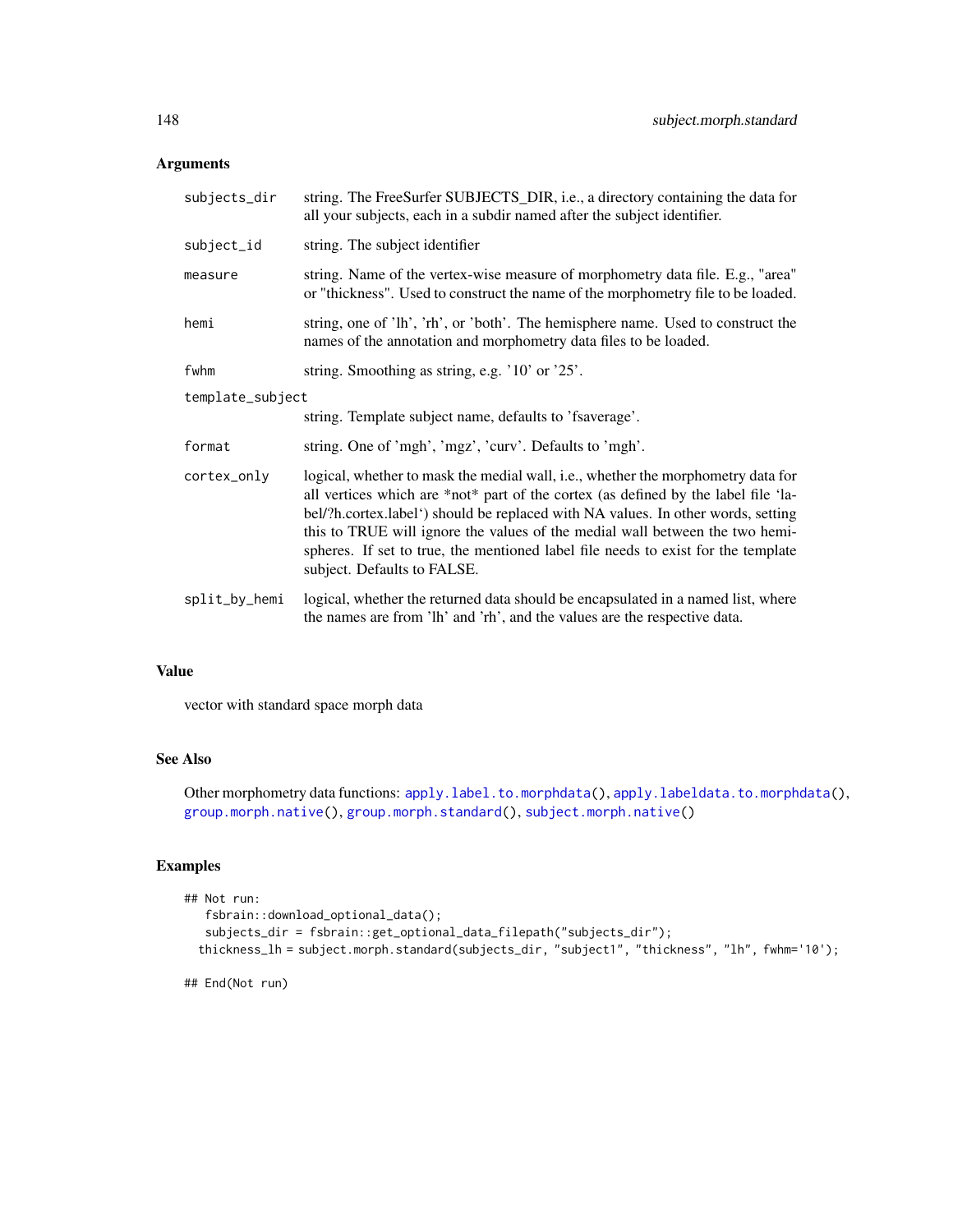## Arguments

| | |
|---|---|
| subjects_dir | string. The FreeSurfer SUBJECTS_DIR, i.e., a directory containing the data for all your subjects, each in a subdir named after the subject identifier. |
| subject_id | string. The subject identifier |
| measure | string. Name of the vertex-wise measure of morphometry data file. E.g., "area" or "thickness". Used to construct the name of the morphometry file to be loaded. |
| hemi | string, one of 'lh', 'rh', or 'both'. The hemisphere name. Used to construct the names of the annotation and morphometry data files to be loaded. |
| fwhm | string. Smoothing as string, e.g. '10' or '25'. |
| template_subject | string. Template subject name, defaults to 'fsaverage'. |
| format | string. One of 'mgh', 'mgz', 'curv'. Defaults to 'mgh'. |
| cortex_only | logical, whether to mask the medial wall, i.e., whether the morphometry data for all vertices which are *not* part of the cortex (as defined by the label file 'label/?h.cortex.label') should be replaced with NA values. In other words, setting this to TRUE will ignore the values of the medial wall between the two hemispheres. If set to true, the mentioned label file needs to exist for the template subject. Defaults to FALSE. |
| split_by_hemi | logical, whether the returned data should be encapsulated in a named list, where the names are from 'lh' and 'rh', and the values are the respective data. |

## Value

vector with standard space morph data

## See Also

Other morphometry data functions: apply.label.to.morphdata(), apply.labeldata.to.morphdata(), group.morph.native(), group.morph.standard(), subject.morph.native()

## Examples

```
## Not run:
   fsbrain::download_optional_data();
   subjects_dir = fsbrain::get_optional_data_filepath("subjects_dir");
  thickness_lh = subject.morph.standard(subjects_dir, "subject1", "thickness", "lh", fwhm='10');

## End(Not run)
```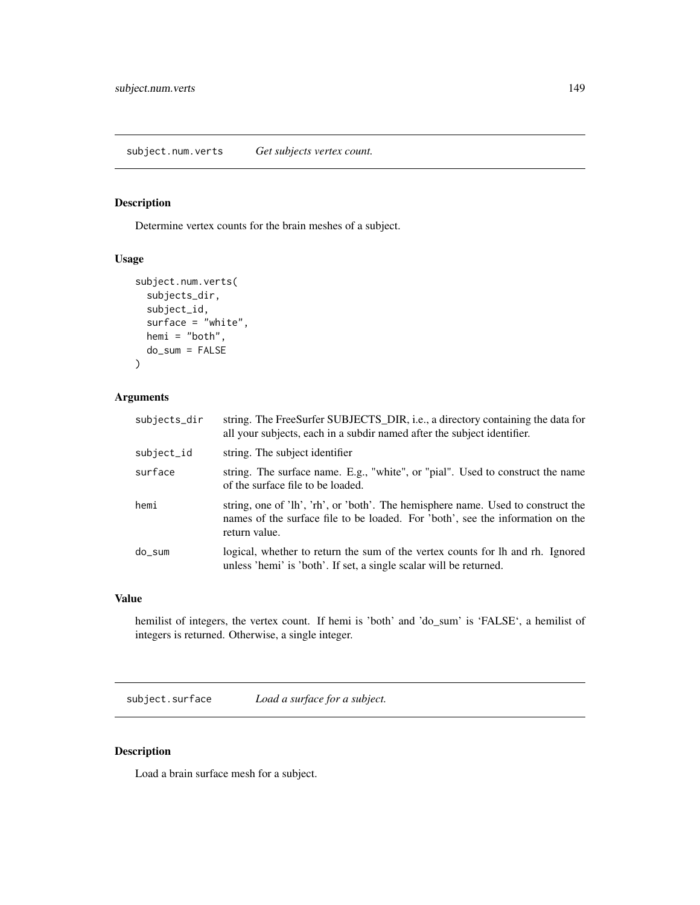## subject.num.verts *Get subjects vertex count.*

### Description

Determine vertex counts for the brain meshes of a subject.

### Usage

```
subject.num.verts(
  subjects_dir,
  subject_id,
  surface = "white",
  hemi = "both",
  do_sum = FALSE
)
```

### Arguments

| | |
|---|---|
| subjects_dir | string. The FreeSurfer SUBJECTS_DIR, i.e., a directory containing the data for all your subjects, each in a subdir named after the subject identifier. |
| subject_id | string. The subject identifier |
| surface | string. The surface name. E.g., "white", or "pial". Used to construct the name of the surface file to be loaded. |
| hemi | string, one of 'lh', 'rh', or 'both'. The hemisphere name. Used to construct the names of the surface file to be loaded. For 'both', see the information on the return value. |
| do_sum | logical, whether to return the sum of the vertex counts for lh and rh. Ignored unless 'hemi' is 'both'. If set, a single scalar will be returned. |

### Value

hemilist of integers, the vertex count. If hemi is 'both' and 'do_sum' is 'FALSE', a hemilist of integers is returned. Otherwise, a single integer.

## subject.surface *Load a surface for a subject.*

### Description

Load a brain surface mesh for a subject.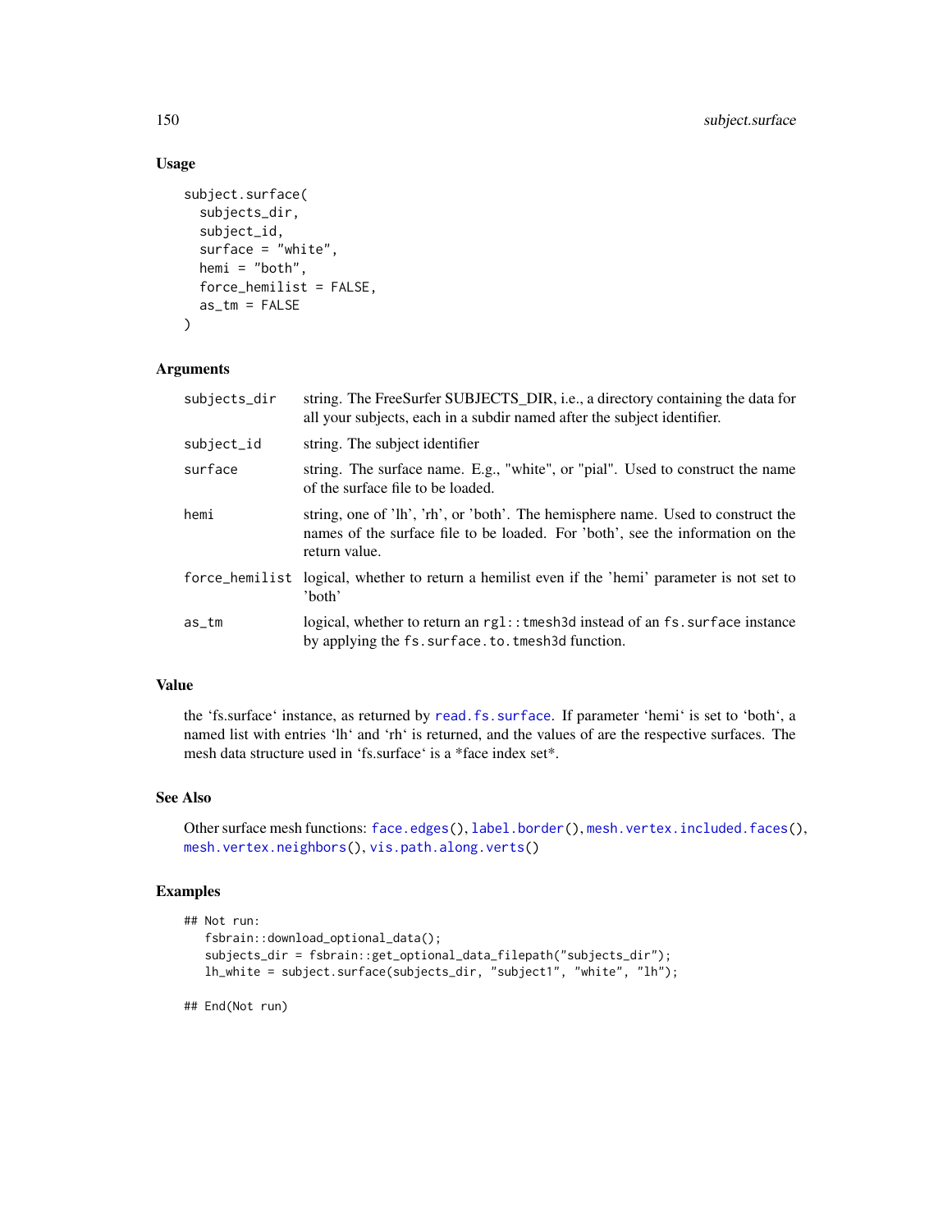## Usage

```
subject.surface(
  subjects_dir,
  subject_id,
  surface = "white",
  hemi = "both",
  force_hemilist = FALSE,
  as_tm = FALSE
)
```

## Arguments

| | |
|---|---|
| subjects_dir | string. The FreeSurfer SUBJECTS_DIR, i.e., a directory containing the data for all your subjects, each in a subdir named after the subject identifier. |
| subject_id | string. The subject identifier |
| surface | string. The surface name. E.g., "white", or "pial". Used to construct the name of the surface file to be loaded. |
| hemi | string, one of 'lh', 'rh', or 'both'. The hemisphere name. Used to construct the names of the surface file to be loaded. For 'both', see the information on the return value. |
| force_hemilist | logical, whether to return a hemilist even if the 'hemi' parameter is not set to 'both' |
| as_tm | logical, whether to return an `rgl::tmesh3d` instead of an `fs.surface` instance by applying the `fs.surface.to.tmesh3d` function. |

## Value

the 'fs.surface' instance, as returned by `read.fs.surface`. If parameter 'hemi' is set to 'both', a named list with entries 'lh' and 'rh' is returned, and the values of are the respective surfaces. The mesh data structure used in 'fs.surface' is a *face index set*.

## See Also

Other surface mesh functions: `face.edges()`, `label.border()`, `mesh.vertex.included.faces()`, `mesh.vertex.neighbors()`, `vis.path.along.verts()`

## Examples

```
## Not run:
   fsbrain::download_optional_data();
   subjects_dir = fsbrain::get_optional_data_filepath("subjects_dir");
   lh_white = subject.surface(subjects_dir, "subject1", "white", "lh");

## End(Not run)
```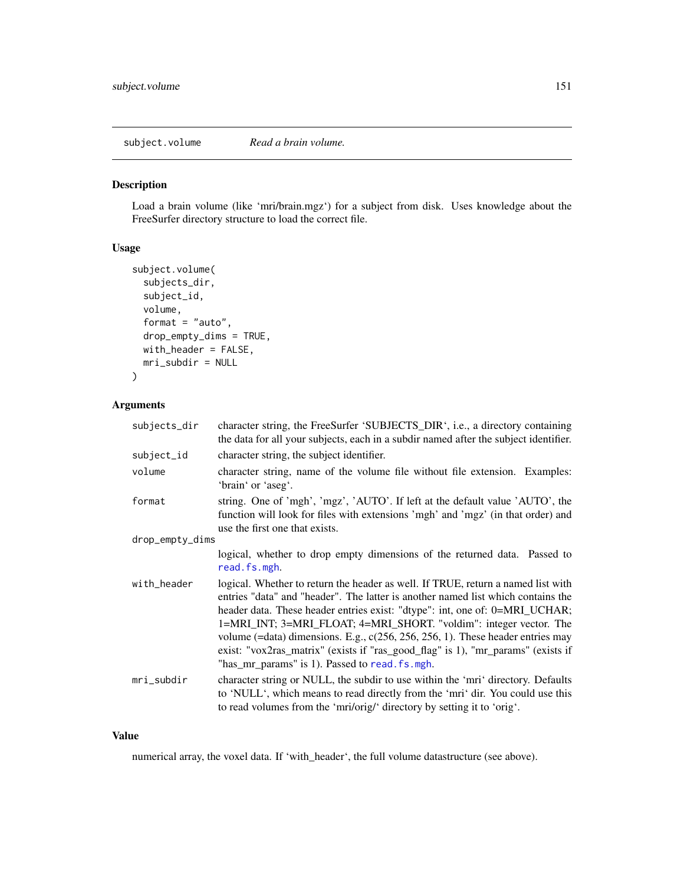## subject.volume — *Read a brain volume.*

### Description

Load a brain volume (like 'mri/brain.mgz') for a subject from disk. Uses knowledge about the FreeSurfer directory structure to load the correct file.

### Usage

```
subject.volume(
  subjects_dir,
  subject_id,
  volume,
  format = "auto",
  drop_empty_dims = TRUE,
  with_header = FALSE,
  mri_subdir = NULL
)
```

### Arguments

| | |
|---|---|
| `subjects_dir` | character string, the FreeSurfer 'SUBJECTS_DIR', i.e., a directory containing the data for all your subjects, each in a subdir named after the subject identifier. |
| `subject_id` | character string, the subject identifier. |
| `volume` | character string, name of the volume file without file extension. Examples: 'brain' or 'aseg'. |
| `format` | string. One of 'mgh', 'mgz', 'AUTO'. If left at the default value 'AUTO', the function will look for files with extensions 'mgh' and 'mgz' (in that order) and use the first one that exists. |
| `drop_empty_dims` | logical, whether to drop empty dimensions of the returned data. Passed to `read.fs.mgh`. |
| `with_header` | logical. Whether to return the header as well. If TRUE, return a named list with entries "data" and "header". The latter is another named list which contains the header data. These header entries exist: "dtype": int, one of: 0=MRI_UCHAR; 1=MRI_INT; 3=MRI_FLOAT; 4=MRI_SHORT. "voldim": integer vector. The volume (=data) dimensions. E.g., c(256, 256, 256, 1). These header entries may exist: "vox2ras_matrix" (exists if "ras_good_flag" is 1), "mr_params" (exists if "has_mr_params" is 1). Passed to `read.fs.mgh`. |
| `mri_subdir` | character string or NULL, the subdir to use within the 'mri' directory. Defaults to 'NULL', which means to read directly from the 'mri' dir. You could use this to read volumes from the 'mri/orig/' directory by setting it to 'orig'. |

### Value

numerical array, the voxel data. If 'with_header', the full volume datastructure (see above).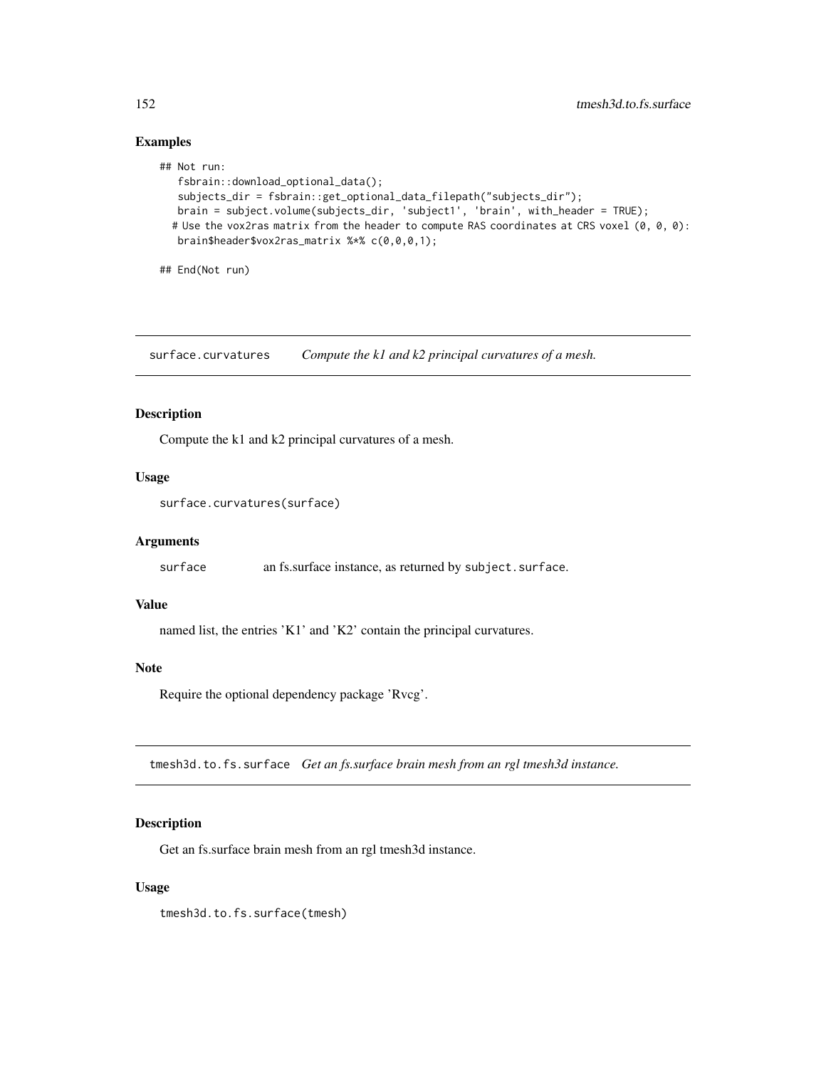## Examples

```
## Not run:
   fsbrain::download_optional_data();
   subjects_dir = fsbrain::get_optional_data_filepath("subjects_dir");
   brain = subject.volume(subjects_dir, 'subject1', 'brain', with_header = TRUE);
  # Use the vox2ras matrix from the header to compute RAS coordinates at CRS voxel (0, 0, 0):
   brain$header$vox2ras_matrix %*% c(0,0,0,1);

## End(Not run)
```

---

# surface.curvatures    *Compute the k1 and k2 principal curvatures of a mesh.*

## Description

Compute the k1 and k2 principal curvatures of a mesh.

## Usage

```
surface.curvatures(surface)
```

## Arguments

surface    an fs.surface instance, as returned by `subject.surface`.

## Value

named list, the entries 'K1' and 'K2' contain the principal curvatures.

## Note

Require the optional dependency package 'Rvcg'.

---

# tmesh3d.to.fs.surface    *Get an fs.surface brain mesh from an rgl tmesh3d instance.*

## Description

Get an fs.surface brain mesh from an rgl tmesh3d instance.

## Usage

```
tmesh3d.to.fs.surface(tmesh)
```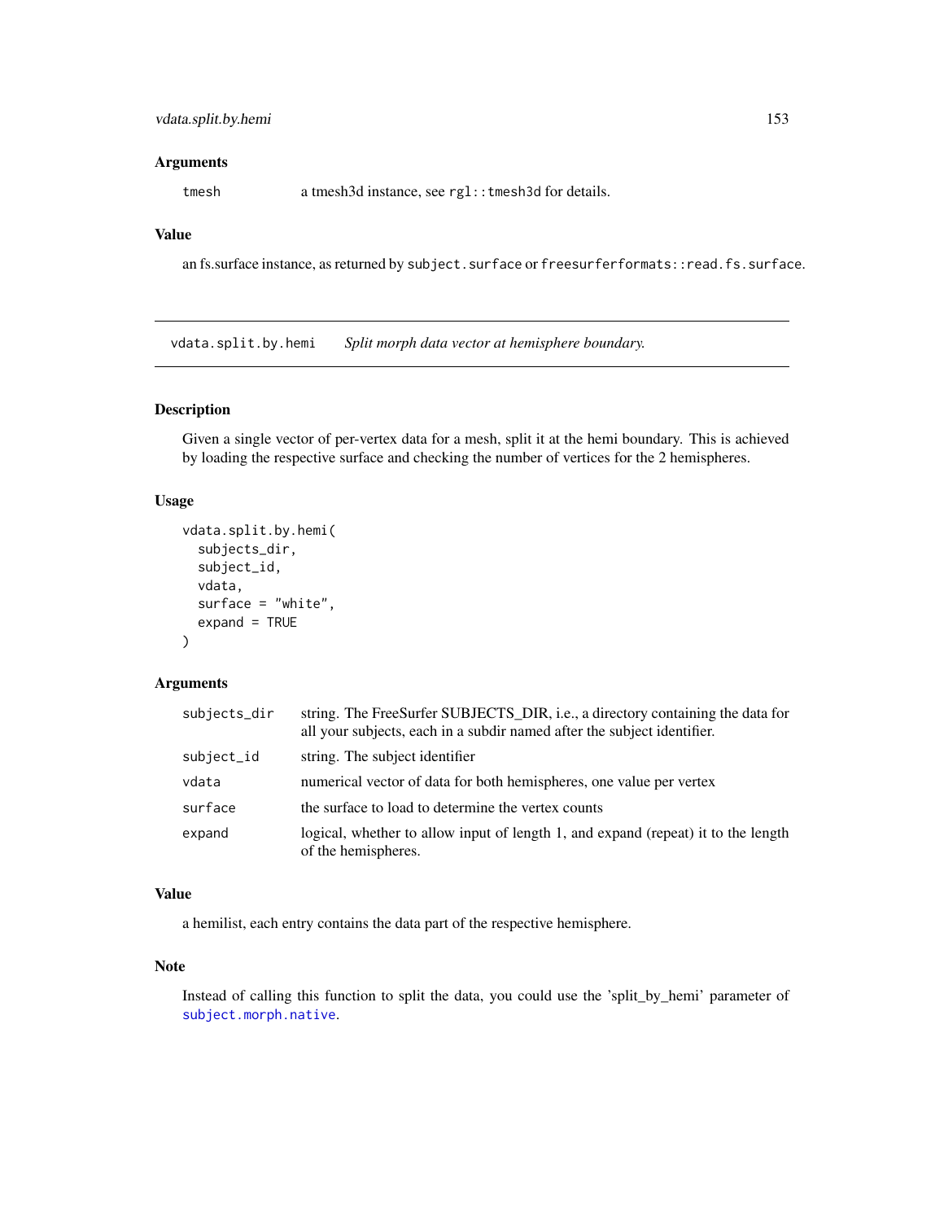## Arguments

| | |
|---|---|
| tmesh | a tmesh3d instance, see rgl::tmesh3d for details. |

## Value

an fs.surface instance, as returned by subject.surface or freesurferformats::read.fs.surface.

---

# vdata.split.by.hemi *Split morph data vector at hemisphere boundary.*

---

## Description

Given a single vector of per-vertex data for a mesh, split it at the hemi boundary. This is achieved by loading the respective surface and checking the number of vertices for the 2 hemispheres.

## Usage

```
vdata.split.by.hemi(
  subjects_dir,
  subject_id,
  vdata,
  surface = "white",
  expand = TRUE
)
```

## Arguments

| | |
|---|---|
| subjects_dir | string. The FreeSurfer SUBJECTS_DIR, i.e., a directory containing the data for all your subjects, each in a subdir named after the subject identifier. |
| subject_id | string. The subject identifier |
| vdata | numerical vector of data for both hemispheres, one value per vertex |
| surface | the surface to load to determine the vertex counts |
| expand | logical, whether to allow input of length 1, and expand (repeat) it to the length of the hemispheres. |

## Value

a hemilist, each entry contains the data part of the respective hemisphere.

## Note

Instead of calling this function to split the data, you could use the 'split_by_hemi' parameter of subject.morph.native.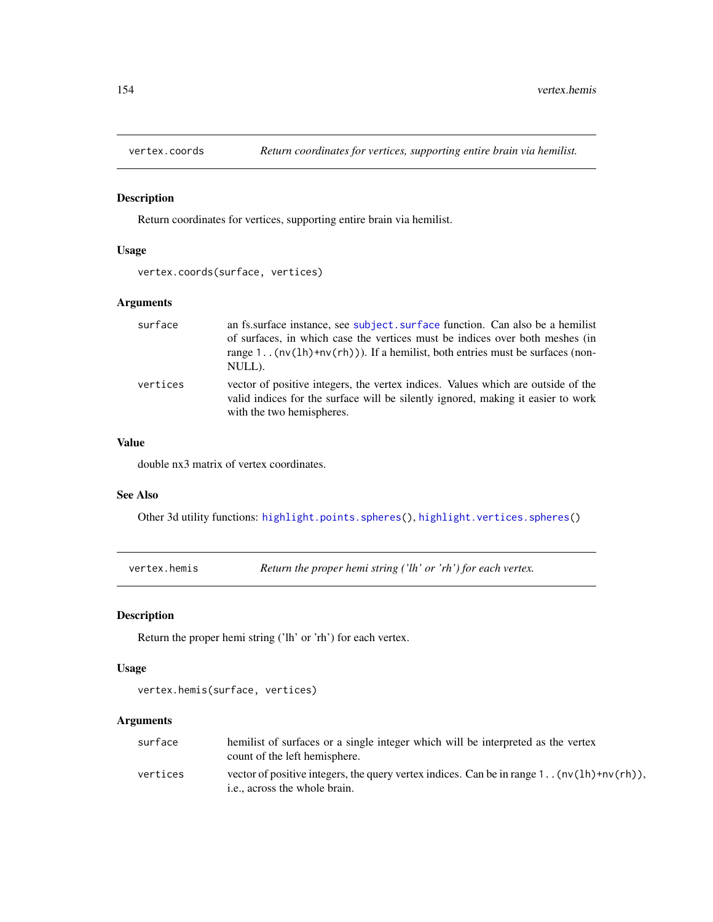## vertex.coords — *Return coordinates for vertices, supporting entire brain via hemilist.*

### Description

Return coordinates for vertices, supporting entire brain via hemilist.

### Usage

```
vertex.coords(surface, vertices)
```

### Arguments

| | |
|---|---|
| `surface` | an fs.surface instance, see `subject.surface` function. Can also be a hemilist of surfaces, in which case the vertices must be indices over both meshes (in range `1..(nv(lh)+nv(rh))`). If a hemilist, both entries must be surfaces (non-NULL). |
| `vertices` | vector of positive integers, the vertex indices. Values which are outside of the valid indices for the surface will be silently ignored, making it easier to work with the two hemispheres. |

### Value

double nx3 matrix of vertex coordinates.

### See Also

Other 3d utility functions: `highlight.points.spheres()`, `highlight.vertices.spheres()`

## vertex.hemis — *Return the proper hemi string ('lh' or 'rh') for each vertex.*

### Description

Return the proper hemi string ('lh' or 'rh') for each vertex.

### Usage

```
vertex.hemis(surface, vertices)
```

### Arguments

| | |
|---|---|
| `surface` | hemilist of surfaces or a single integer which will be interpreted as the vertex count of the left hemisphere. |
| `vertices` | vector of positive integers, the query vertex indices. Can be in range `1..(nv(lh)+nv(rh))`, i.e., across the whole brain. |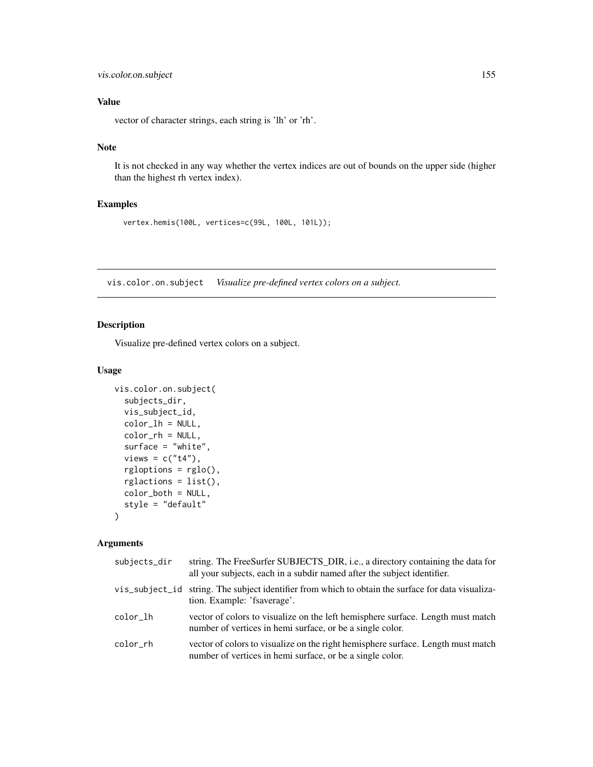### Value

vector of character strings, each string is 'lh' or 'rh'.

### Note

It is not checked in any way whether the vertex indices are out of bounds on the upper side (higher than the highest rh vertex index).

### Examples

```
vertex.hemis(100L, vertices=c(99L, 100L, 101L));
```

---

## vis.color.on.subject    *Visualize pre-defined vertex colors on a subject.*

### Description

Visualize pre-defined vertex colors on a subject.

### Usage

```
vis.color.on.subject(
  subjects_dir,
  vis_subject_id,
  color_lh = NULL,
  color_rh = NULL,
  surface = "white",
  views = c("t4"),
  rgloptions = rglo(),
  rglactions = list(),
  color_both = NULL,
  style = "default"
)
```

### Arguments

| | |
|---|---|
| subjects_dir | string. The FreeSurfer SUBJECTS_DIR, i.e., a directory containing the data for all your subjects, each in a subdir named after the subject identifier. |
| vis_subject_id | string. The subject identifier from which to obtain the surface for data visualization. Example: 'fsaverage'. |
| color_lh | vector of colors to visualize on the left hemisphere surface. Length must match number of vertices in hemi surface, or be a single color. |
| color_rh | vector of colors to visualize on the right hemisphere surface. Length must match number of vertices in hemi surface, or be a single color. |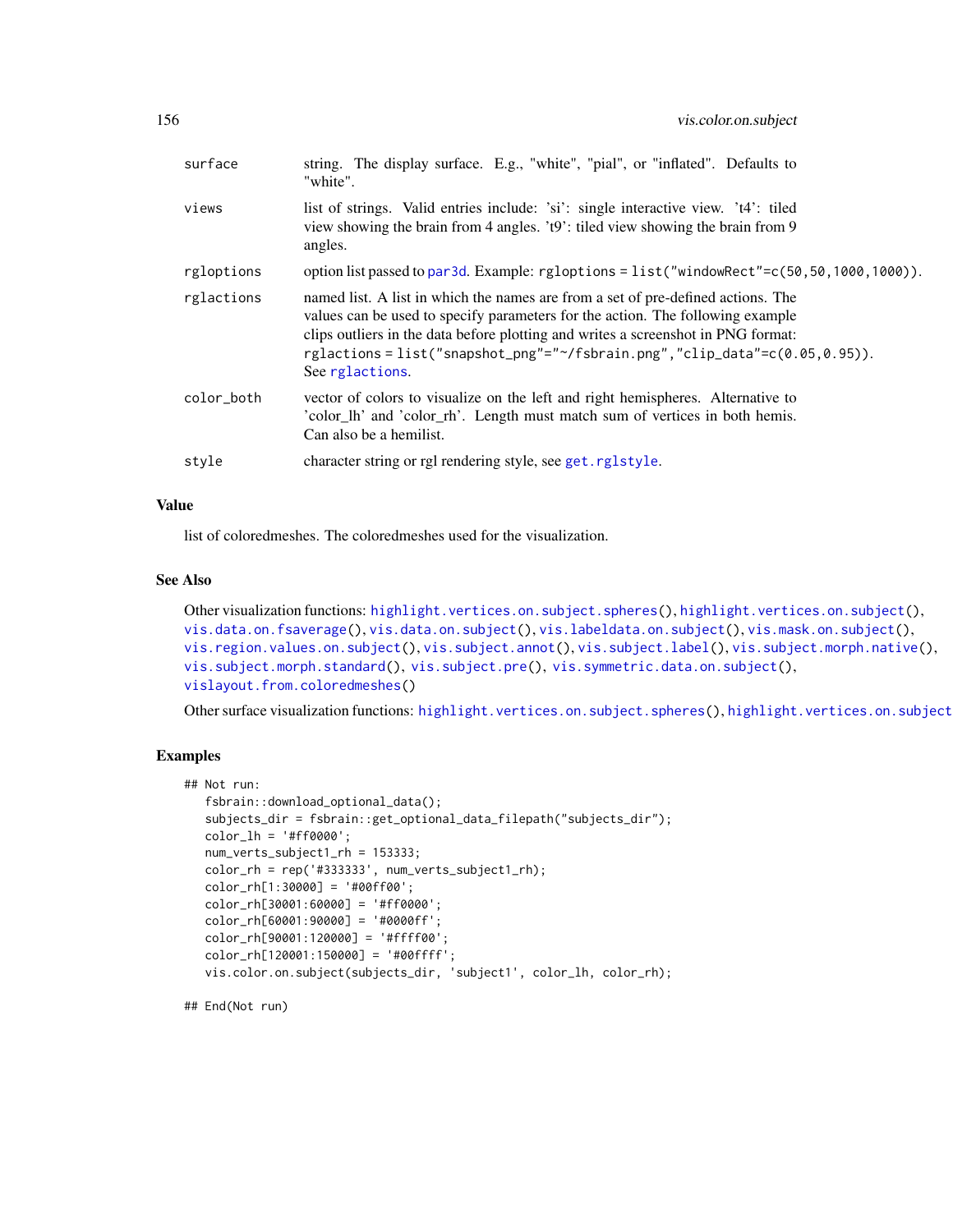| | |
|---|---|
| surface | string. The display surface. E.g., "white", "pial", or "inflated". Defaults to "white". |
| views | list of strings. Valid entries include: 'si': single interactive view. 't4': tiled view showing the brain from 4 angles. 't9': tiled view showing the brain from 9 angles. |
| rgloptions | option list passed to par3d. Example: rgloptions = list("windowRect"=c(50,50,1000,1000)). |
| rglactions | named list. A list in which the names are from a set of pre-defined actions. The values can be used to specify parameters for the action. The following example clips outliers in the data before plotting and writes a screenshot in PNG format: rglactions = list("snapshot_png"="~/fsbrain.png","clip_data"=c(0.05,0.95)). See rglactions. |
| color_both | vector of colors to visualize on the left and right hemispheres. Alternative to 'color_lh' and 'color_rh'. Length must match sum of vertices in both hemis. Can also be a hemilist. |
| style | character string or rgl rendering style, see get.rglstyle. |

## Value

list of coloredmeshes. The coloredmeshes used for the visualization.

## See Also

Other visualization functions: highlight.vertices.on.subject.spheres(), highlight.vertices.on.subject(), vis.data.on.fsaverage(), vis.data.on.subject(), vis.labeldata.on.subject(), vis.mask.on.subject(), vis.region.values.on.subject(), vis.subject.annot(), vis.subject.label(), vis.subject.morph.native(), vis.subject.morph.standard(), vis.subject.pre(), vis.symmetric.data.on.subject(), vislayout.from.coloredmeshes()

Other surface visualization functions: highlight.vertices.on.subject.spheres(), highlight.vertices.on.subject

## Examples

```
## Not run:
   fsbrain::download_optional_data();
   subjects_dir = fsbrain::get_optional_data_filepath("subjects_dir");
   color_lh = '#ff0000';
   num_verts_subject1_rh = 153333;
   color_rh = rep('#333333', num_verts_subject1_rh);
   color_rh[1:30000] = '#00ff00';
   color_rh[30001:60000] = '#ff0000';
   color_rh[60001:90000] = '#0000ff';
   color_rh[90001:120000] = '#ffff00';
   color_rh[120001:150000] = '#00ffff';
   vis.color.on.subject(subjects_dir, 'subject1', color_lh, color_rh);

## End(Not run)
```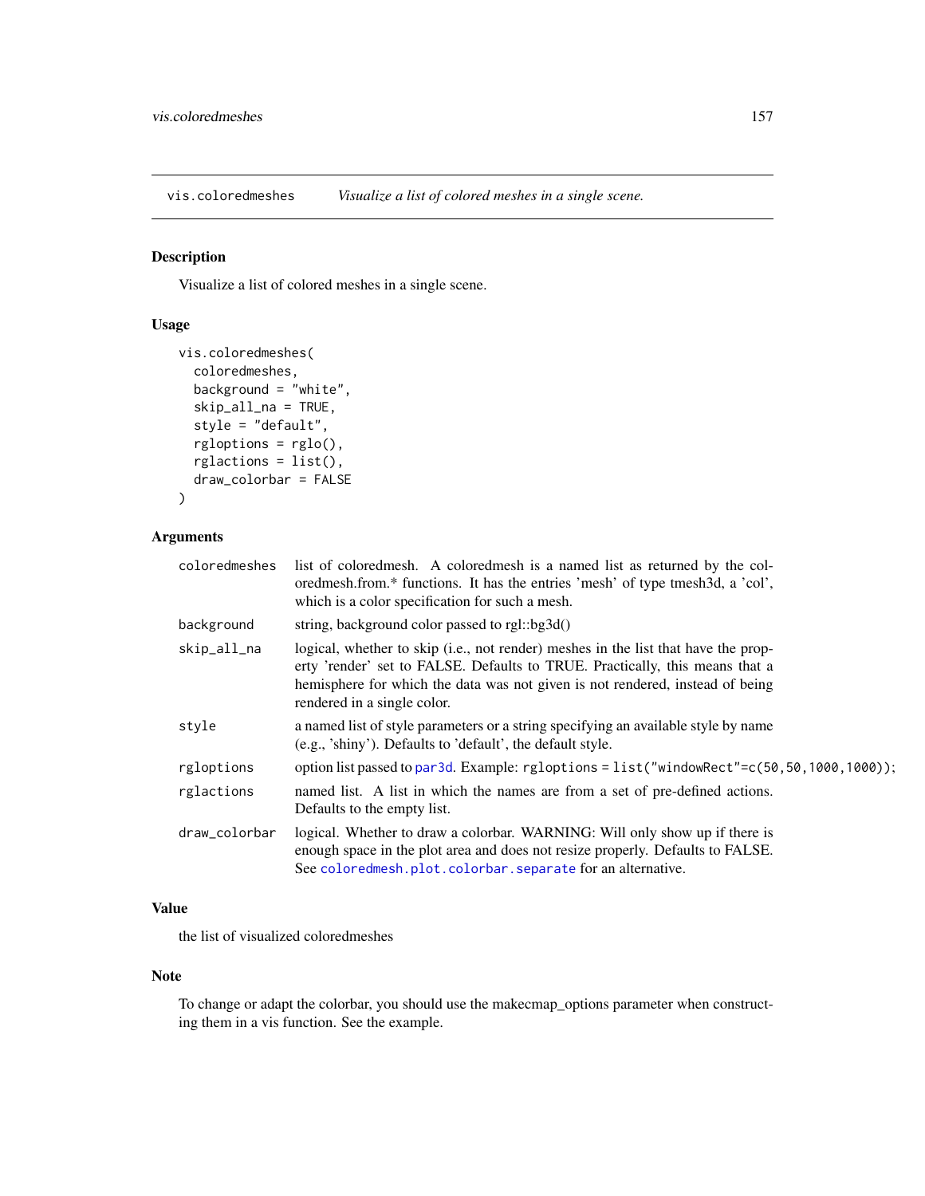vis.coloredmeshes — *Visualize a list of colored meshes in a single scene.*

## Description

Visualize a list of colored meshes in a single scene.

## Usage

```
vis.coloredmeshes(
  coloredmeshes,
  background = "white",
  skip_all_na = TRUE,
  style = "default",
  rgloptions = rglo(),
  rglactions = list(),
  draw_colorbar = FALSE
)
```

## Arguments

| | |
|---|---|
| `coloredmeshes` | list of coloredmesh. A coloredmesh is a named list as returned by the coloredmesh.from.* functions. It has the entries 'mesh' of type tmesh3d, a 'col', which is a color specification for such a mesh. |
| `background` | string, background color passed to rgl::bg3d() |
| `skip_all_na` | logical, whether to skip (i.e., not render) meshes in the list that have the property 'render' set to FALSE. Defaults to TRUE. Practically, this means that a hemisphere for which the data was not given is not rendered, instead of being rendered in a single color. |
| `style` | a named list of style parameters or a string specifying an available style by name (e.g., 'shiny'). Defaults to 'default', the default style. |
| `rgloptions` | option list passed to `par3d`. Example: `rgloptions = list("windowRect"=c(50,50,1000,1000));` |
| `rglactions` | named list. A list in which the names are from a set of pre-defined actions. Defaults to the empty list. |
| `draw_colorbar` | logical. Whether to draw a colorbar. WARNING: Will only show up if there is enough space in the plot area and does not resize properly. Defaults to FALSE. See `coloredmesh.plot.colorbar.separate` for an alternative. |

## Value

the list of visualized coloredmeshes

## Note

To change or adapt the colorbar, you should use the makecmap_options parameter when constructing them in a vis function. See the example.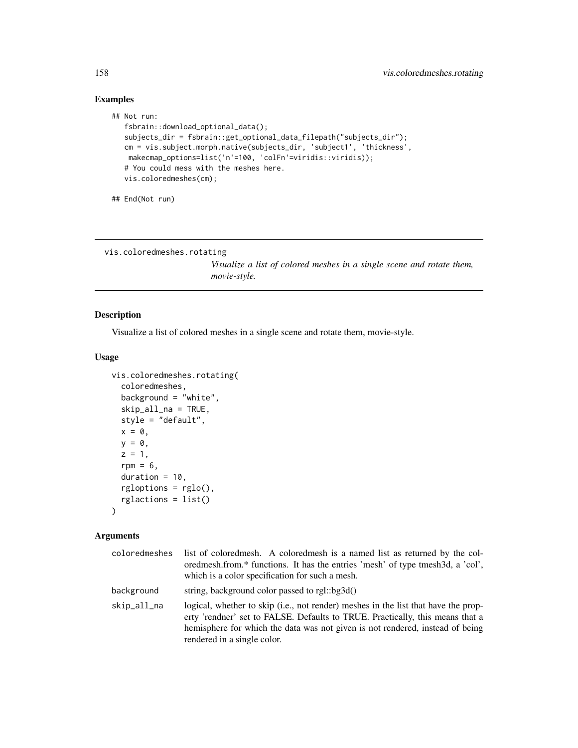## Examples

```
## Not run:
   fsbrain::download_optional_data();
   subjects_dir = fsbrain::get_optional_data_filepath("subjects_dir");
   cm = vis.subject.morph.native(subjects_dir, 'subject1', 'thickness',
    makecmap_options=list('n'=100, 'colFn'=viridis::viridis));
   # You could mess with the meshes here.
   vis.coloredmeshes(cm);

## End(Not run)
```

---

# vis.coloredmeshes.rotating

*Visualize a list of colored meshes in a single scene and rotate them, movie-style.*

---

## Description

Visualize a list of colored meshes in a single scene and rotate them, movie-style.

## Usage

```
vis.coloredmeshes.rotating(
  coloredmeshes,
  background = "white",
  skip_all_na = TRUE,
  style = "default",
  x = 0,
  y = 0,
  z = 1,
  rpm = 6,
  duration = 10,
  rgloptions = rglo(),
  rglactions = list()
)
```

## Arguments

| | |
|---|---|
| coloredmeshes | list of coloredmesh. A coloredmesh is a named list as returned by the coloredmesh.from.* functions. It has the entries 'mesh' of type tmesh3d, a 'col', which is a color specification for such a mesh. |
| background | string, background color passed to rgl::bg3d() |
| skip_all_na | logical, whether to skip (i.e., not render) meshes in the list that have the property 'rendner' set to FALSE. Defaults to TRUE. Practically, this means that a hemisphere for which the data was not given is not rendered, instead of being rendered in a single color. |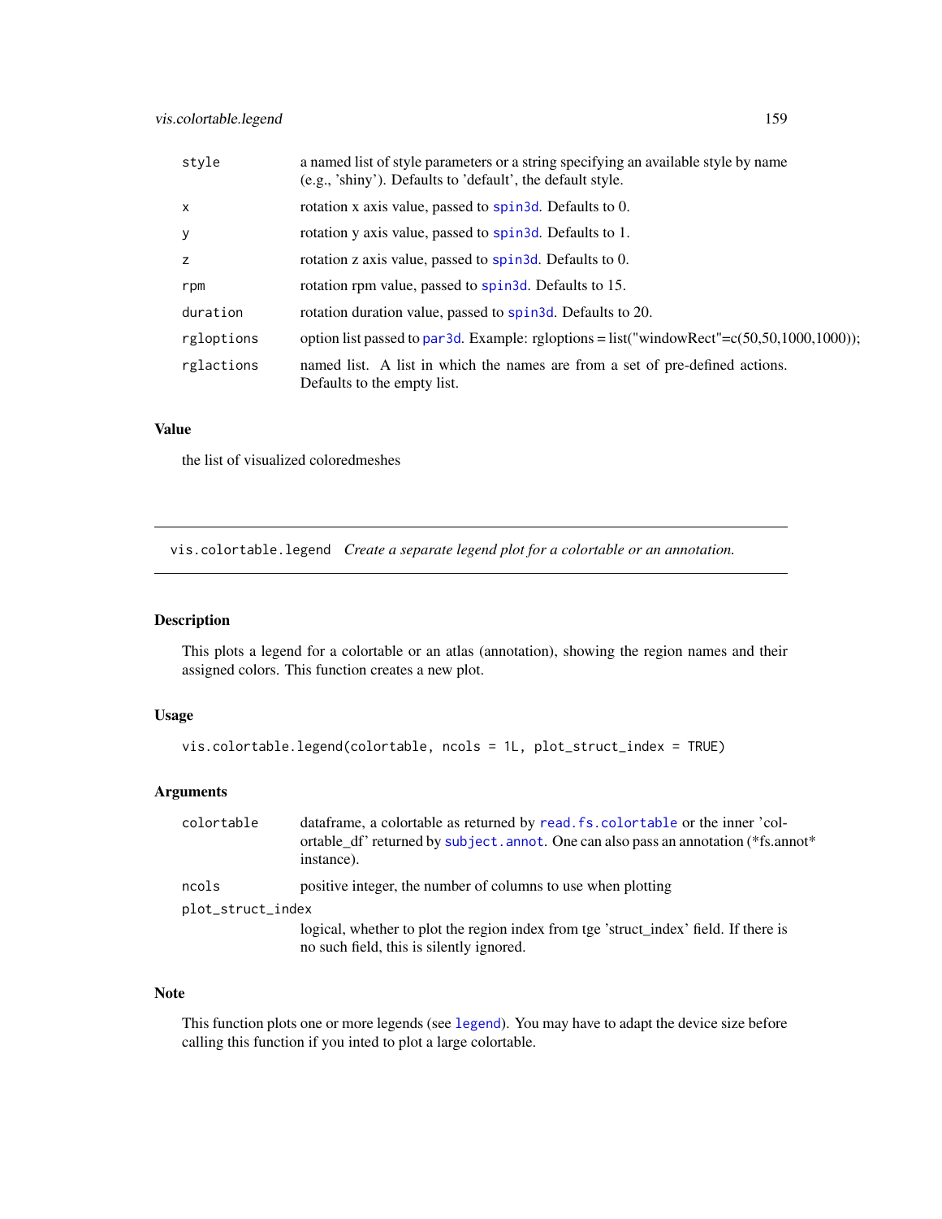| | |
|---|---|
| style | a named list of style parameters or a string specifying an available style by name (e.g., 'shiny'). Defaults to 'default', the default style. |
| x | rotation x axis value, passed to spin3d. Defaults to 0. |
| y | rotation y axis value, passed to spin3d. Defaults to 1. |
| z | rotation z axis value, passed to spin3d. Defaults to 0. |
| rpm | rotation rpm value, passed to spin3d. Defaults to 15. |
| duration | rotation duration value, passed to spin3d. Defaults to 20. |
| rgloptions | option list passed to par3d. Example: rgloptions = list("windowRect"=c(50,50,1000,1000)); |
| rglactions | named list. A list in which the names are from a set of pre-defined actions. Defaults to the empty list. |

### Value

the list of visualized coloredmeshes

---

## vis.colortable.legend *Create a separate legend plot for a colortable or an annotation.*

---

### Description

This plots a legend for a colortable or an atlas (annotation), showing the region names and their assigned colors. This function creates a new plot.

### Usage

```
vis.colortable.legend(colortable, ncols = 1L, plot_struct_index = TRUE)
```

### Arguments

| | |
|---|---|
| colortable | dataframe, a colortable as returned by read.fs.colortable or the inner 'colortable_df' returned by subject.annot. One can also pass an annotation (*fs.annot* instance). |
| ncols | positive integer, the number of columns to use when plotting |
| plot_struct_index | logical, whether to plot the region index from tge 'struct_index' field. If there is no such field, this is silently ignored. |

### Note

This function plots one or more legends (see legend). You may have to adapt the device size before calling this function if you inted to plot a large colortable.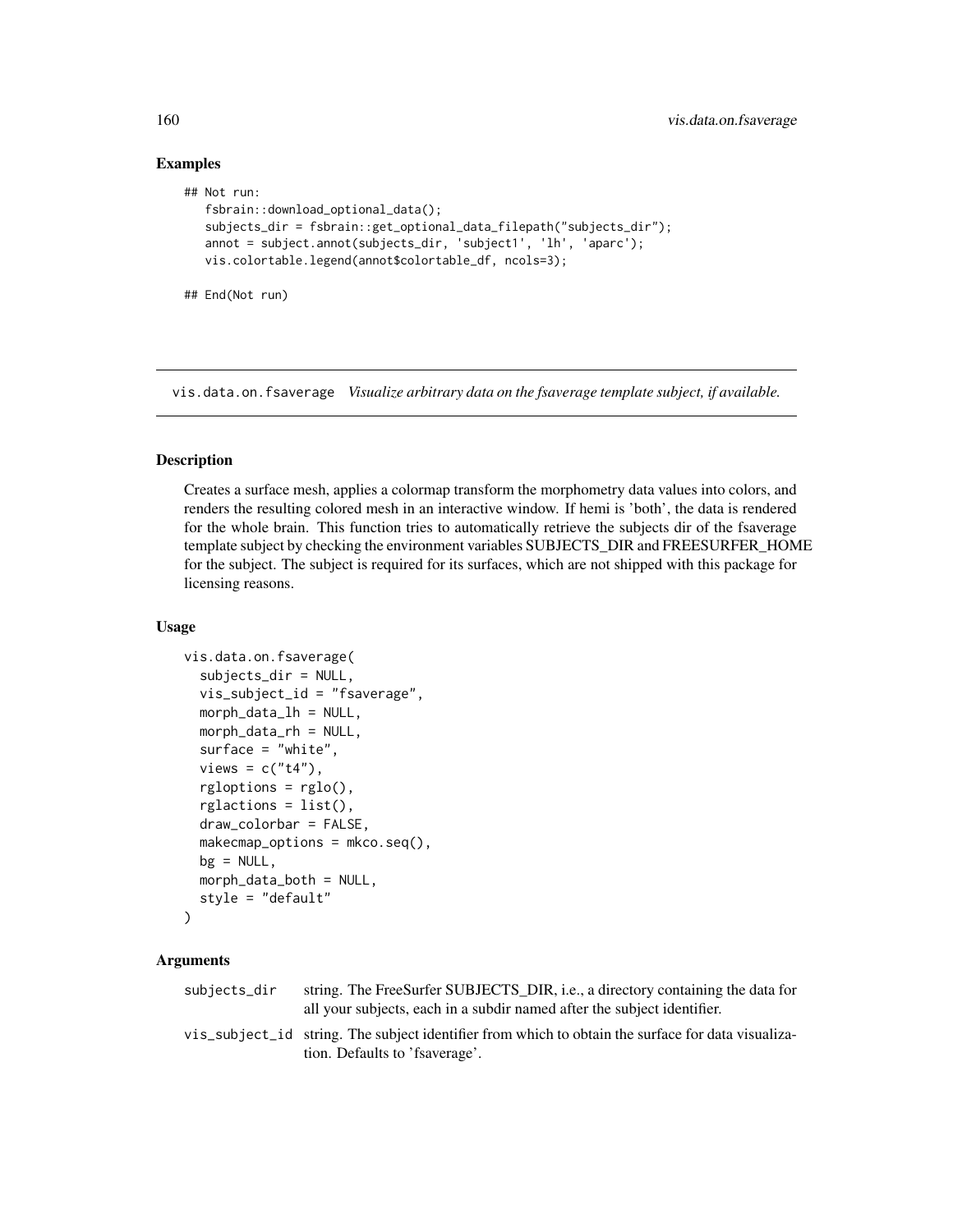## Examples

```
## Not run:
   fsbrain::download_optional_data();
   subjects_dir = fsbrain::get_optional_data_filepath("subjects_dir");
   annot = subject.annot(subjects_dir, 'subject1', 'lh', 'aparc');
   vis.colortable.legend(annot$colortable_df, ncols=3);

## End(Not run)
```

---

vis.data.on.fsaverage *Visualize arbitrary data on the fsaverage template subject, if available.*

---

## Description

Creates a surface mesh, applies a colormap transform the morphometry data values into colors, and renders the resulting colored mesh in an interactive window. If hemi is 'both', the data is rendered for the whole brain. This function tries to automatically retrieve the subjects dir of the fsaverage template subject by checking the environment variables SUBJECTS_DIR and FREESURFER_HOME for the subject. The subject is required for its surfaces, which are not shipped with this package for licensing reasons.

## Usage

```
vis.data.on.fsaverage(
  subjects_dir = NULL,
  vis_subject_id = "fsaverage",
  morph_data_lh = NULL,
  morph_data_rh = NULL,
  surface = "white",
  views = c("t4"),
  rgloptions = rglo(),
  rglactions = list(),
  draw_colorbar = FALSE,
  makecmap_options = mkco.seq(),
  bg = NULL,
  morph_data_both = NULL,
  style = "default"
)
```

## Arguments

| | |
|---|---|
| subjects_dir | string. The FreeSurfer SUBJECTS_DIR, i.e., a directory containing the data for all your subjects, each in a subdir named after the subject identifier. |
| vis_subject_id | string. The subject identifier from which to obtain the surface for data visualization. Defaults to 'fsaverage'. |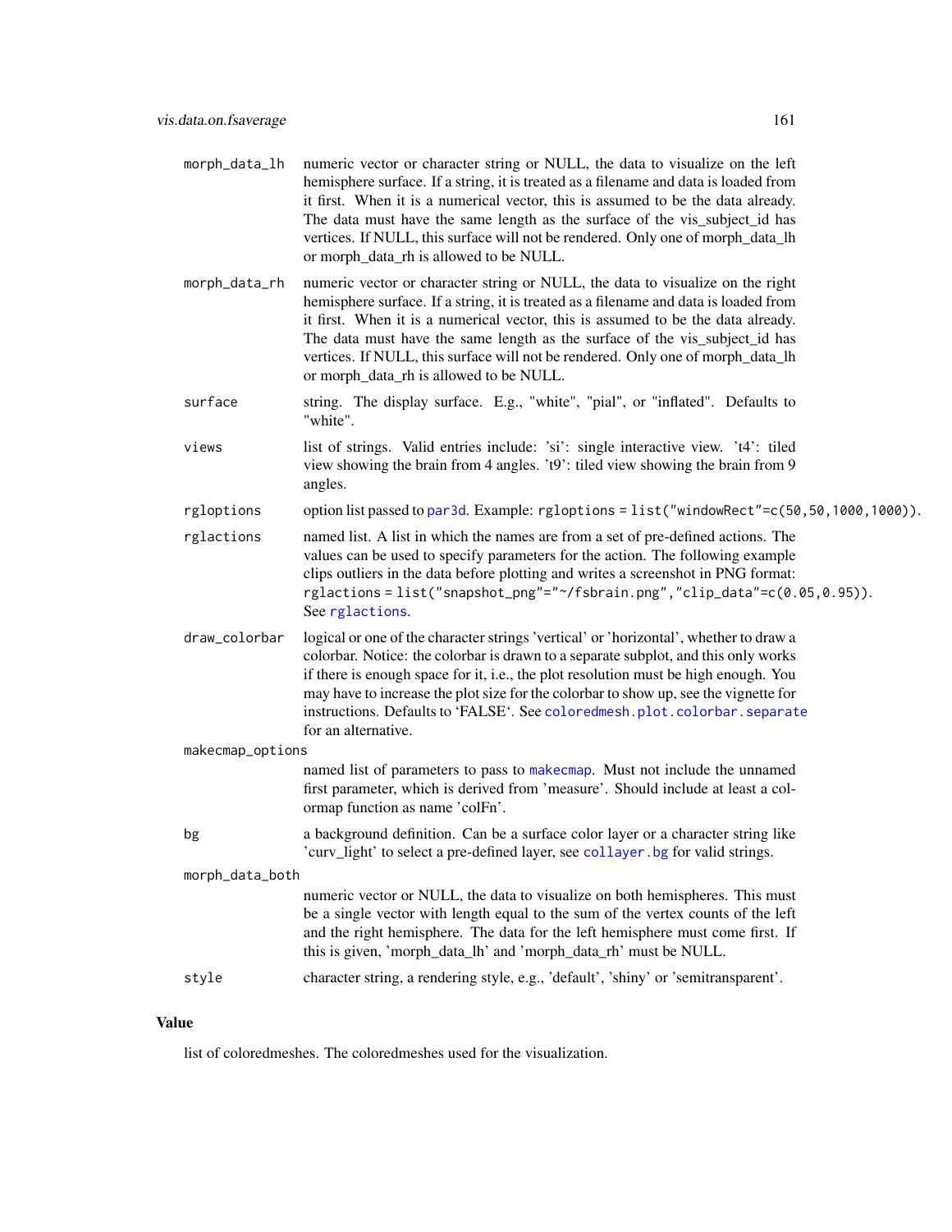- `morph_data_lh` numeric vector or character string or NULL, the data to visualize on the left hemisphere surface. If a string, it is treated as a filename and data is loaded from it first. When it is a numerical vector, this is assumed to be the data already. The data must have the same length as the surface of the vis_subject_id has vertices. If NULL, this surface will not be rendered. Only one of morph_data_lh or morph_data_rh is allowed to be NULL.
- `morph_data_rh` numeric vector or character string or NULL, the data to visualize on the right hemisphere surface. If a string, it is treated as a filename and data is loaded from it first. When it is a numerical vector, this is assumed to be the data already. The data must have the same length as the surface of the vis_subject_id has vertices. If NULL, this surface will not be rendered. Only one of morph_data_lh or morph_data_rh is allowed to be NULL.
- `surface` string. The display surface. E.g., "white", "pial", or "inflated". Defaults to "white".
- `views` list of strings. Valid entries include: 'si': single interactive view. 't4': tiled view showing the brain from 4 angles. 't9': tiled view showing the brain from 9 angles.
- `rgloptions` option list passed to par3d. Example: `rgloptions = list("windowRect"=c(50,50,1000,1000))`.
- `rglactions` named list. A list in which the names are from a set of pre-defined actions. The values can be used to specify parameters for the action. The following example clips outliers in the data before plotting and writes a screenshot in PNG format: `rglactions = list("snapshot_png"="~/fsbrain.png","clip_data"=c(0.05,0.95))`. See rglactions.
- `draw_colorbar` logical or one of the character strings 'vertical' or 'horizontal', whether to draw a colorbar. Notice: the colorbar is drawn to a separate subplot, and this only works if there is enough space for it, i.e., the plot resolution must be high enough. You may have to increase the plot size for the colorbar to show up, see the vignette for instructions. Defaults to 'FALSE'. See coloredmesh.plot.colorbar.separate for an alternative.
- `makecmap_options` named list of parameters to pass to makecmap. Must not include the unnamed first parameter, which is derived from 'measure'. Should include at least a colormap function as name 'colFn'.
- `bg` a background definition. Can be a surface color layer or a character string like 'curv_light' to select a pre-defined layer, see collayer.bg for valid strings.
- `morph_data_both` numeric vector or NULL, the data to visualize on both hemispheres. This must be a single vector with length equal to the sum of the vertex counts of the left and the right hemisphere. The data for the left hemisphere must come first. If this is given, 'morph_data_lh' and 'morph_data_rh' must be NULL.
- `style` character string, a rendering style, e.g., 'default', 'shiny' or 'semitransparent'.

## Value

list of coloredmeshes. The coloredmeshes used for the visualization.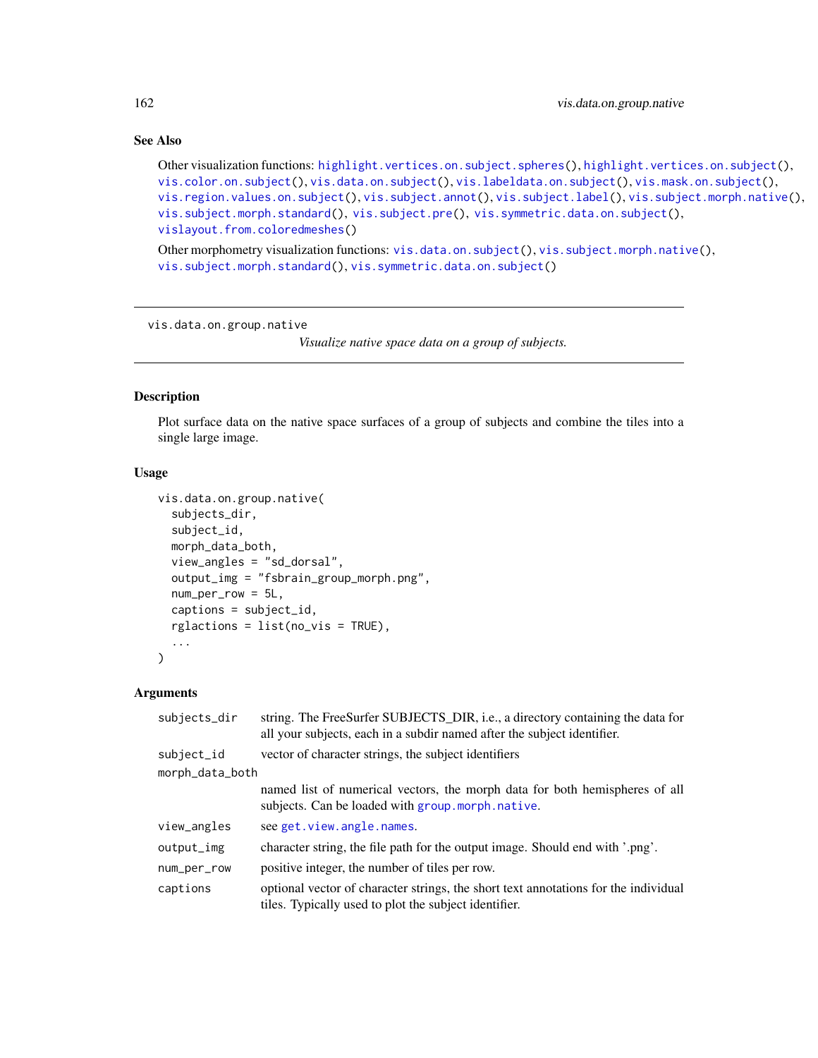### See Also

Other visualization functions: `highlight.vertices.on.subject.spheres()`, `highlight.vertices.on.subject()`, `vis.color.on.subject()`, `vis.data.on.subject()`, `vis.labeldata.on.subject()`, `vis.mask.on.subject()`, `vis.region.values.on.subject()`, `vis.subject.annot()`, `vis.subject.label()`, `vis.subject.morph.native()`, `vis.subject.morph.standard()`, `vis.subject.pre()`, `vis.symmetric.data.on.subject()`, `vislayout.from.coloredmeshes()`

Other morphometry visualization functions: `vis.data.on.subject()`, `vis.subject.morph.native()`, `vis.subject.morph.standard()`, `vis.symmetric.data.on.subject()`

---

## vis.data.on.group.native

*Visualize native space data on a group of subjects.*

---

### Description

Plot surface data on the native space surfaces of a group of subjects and combine the tiles into a single large image.

### Usage

```
vis.data.on.group.native(
  subjects_dir,
  subject_id,
  morph_data_both,
  view_angles = "sd_dorsal",
  output_img = "fsbrain_group_morph.png",
  num_per_row = 5L,
  captions = subject_id,
  rglactions = list(no_vis = TRUE),
  ...
)
```

### Arguments

| | |
|---|---|
| `subjects_dir` | string. The FreeSurfer SUBJECTS_DIR, i.e., a directory containing the data for all your subjects, each in a subdir named after the subject identifier. |
| `subject_id` | vector of character strings, the subject identifiers |
| `morph_data_both` | named list of numerical vectors, the morph data for both hemispheres of all subjects. Can be loaded with `group.morph.native`. |
| `view_angles` | see `get.view.angle.names`. |
| `output_img` | character string, the file path for the output image. Should end with '.png'. |
| `num_per_row` | positive integer, the number of tiles per row. |
| `captions` | optional vector of character strings, the short text annotations for the individual tiles. Typically used to plot the subject identifier. |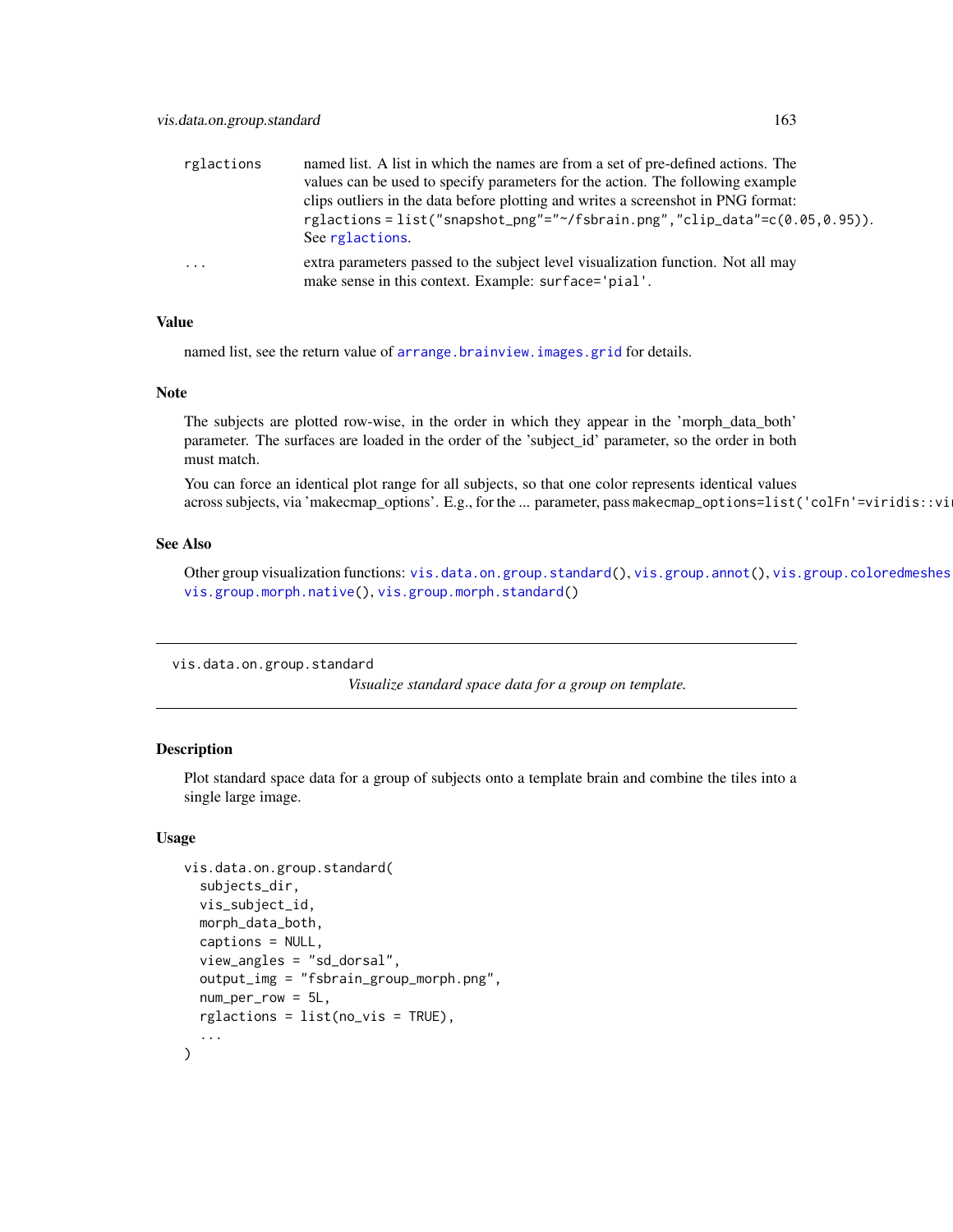| | |
|---|---|
| rglactions | named list. A list in which the names are from a set of pre-defined actions. The values can be used to specify parameters for the action. The following example clips outliers in the data before plotting and writes a screenshot in PNG format: `rglactions = list("snapshot_png"="~/fsbrain.png","clip_data"=c(0.05,0.95))`. See rglactions. |
| ... | extra parameters passed to the subject level visualization function. Not all may make sense in this context. Example: `surface='pial'`. |

### Value

named list, see the return value of `arrange.brainview.images.grid` for details.

### Note

The subjects are plotted row-wise, in the order in which they appear in the 'morph_data_both' parameter. The surfaces are loaded in the order of the 'subject_id' parameter, so the order in both must match.

You can force an identical plot range for all subjects, so that one color represents identical values across subjects, via 'makecmap_options'. E.g., for the ... parameter, pass `makecmap_options=list('colFn'=viridis::vi`

### See Also

Other group visualization functions: `vis.data.on.group.standard()`, `vis.group.annot()`, `vis.group.coloredmeshes` `vis.group.morph.native()`, `vis.group.morph.standard()`

---

## vis.data.on.group.standard

*Visualize standard space data for a group on template.*

### Description

Plot standard space data for a group of subjects onto a template brain and combine the tiles into a single large image.

### Usage

```
vis.data.on.group.standard(
  subjects_dir,
  vis_subject_id,
  morph_data_both,
  captions = NULL,
  view_angles = "sd_dorsal",
  output_img = "fsbrain_group_morph.png",
  num_per_row = 5L,
  rglactions = list(no_vis = TRUE),
  ...
)
```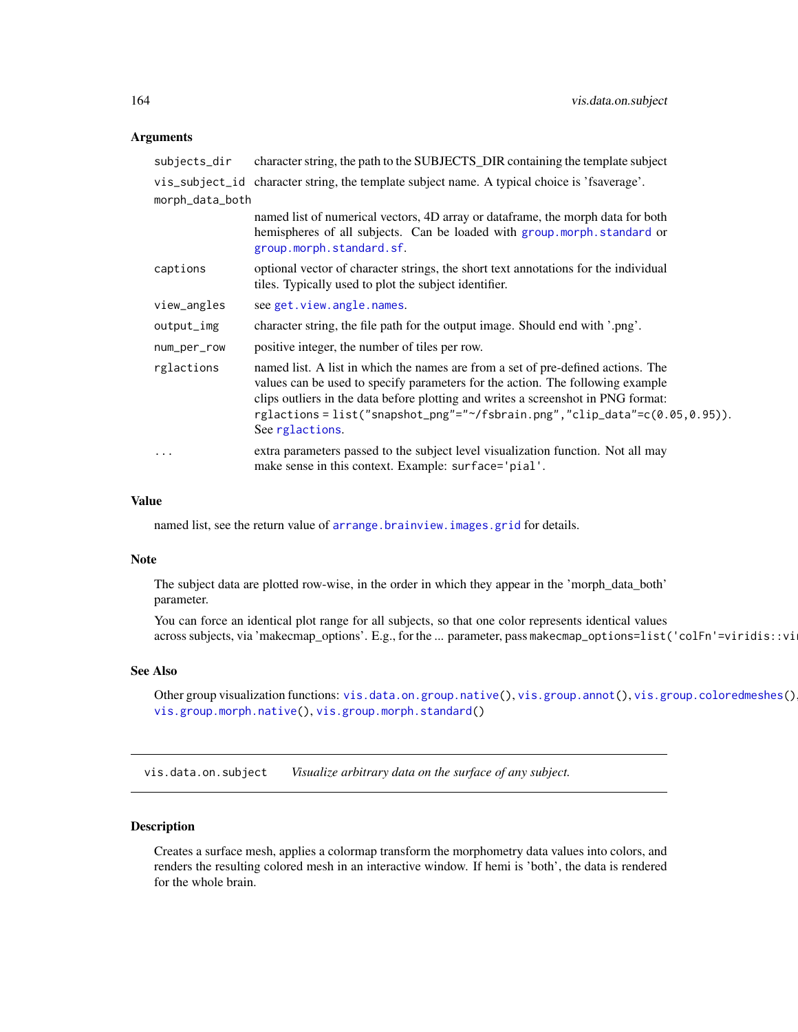## Arguments

| | |
|---|---|
| `subjects_dir` | character string, the path to the SUBJECTS_DIR containing the template subject |
| `vis_subject_id` | character string, the template subject name. A typical choice is 'fsaverage'. |
| `morph_data_both` | named list of numerical vectors, 4D array or dataframe, the morph data for both hemispheres of all subjects. Can be loaded with `group.morph.standard` or `group.morph.standard.sf`. |
| `captions` | optional vector of character strings, the short text annotations for the individual tiles. Typically used to plot the subject identifier. |
| `view_angles` | see `get.view.angle.names`. |
| `output_img` | character string, the file path for the output image. Should end with '.png'. |
| `num_per_row` | positive integer, the number of tiles per row. |
| `rglactions` | named list. A list in which the names are from a set of pre-defined actions. The values can be used to specify parameters for the action. The following example clips outliers in the data before plotting and writes a screenshot in PNG format: `rglactions = list("snapshot_png"="~/fsbrain.png","clip_data"=c(0.05,0.95))`. See `rglactions`. |
| `...` | extra parameters passed to the subject level visualization function. Not all may make sense in this context. Example: `surface='pial'`. |

## Value

named list, see the return value of `arrange.brainview.images.grid` for details.

## Note

The subject data are plotted row-wise, in the order in which they appear in the 'morph_data_both' parameter.

You can force an identical plot range for all subjects, so that one color represents identical values across subjects, via 'makecmap_options'. E.g., for the ... parameter, pass `makecmap_options=list('colFn'=viridis::vi`

## See Also

Other group visualization functions: `vis.data.on.group.native()`, `vis.group.annot()`, `vis.group.coloredmeshes()`, `vis.group.morph.native()`, `vis.group.morph.standard()`

---

`vis.data.on.subject` *Visualize arbitrary data on the surface of any subject.*

---

## Description

Creates a surface mesh, applies a colormap transform the morphometry data values into colors, and renders the resulting colored mesh in an interactive window. If hemi is 'both', the data is rendered for the whole brain.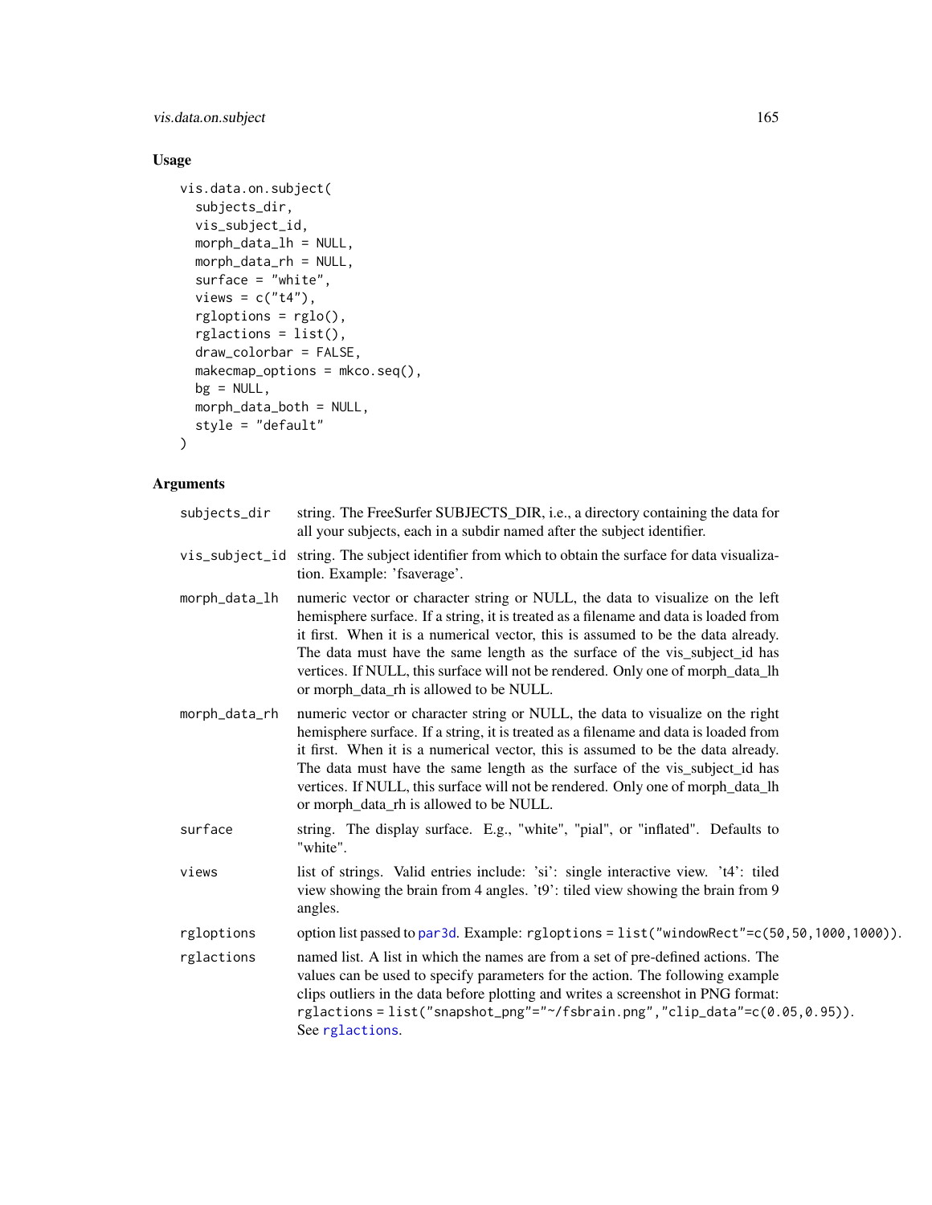## Usage

```
vis.data.on.subject(
  subjects_dir,
  vis_subject_id,
  morph_data_lh = NULL,
  morph_data_rh = NULL,
  surface = "white",
  views = c("t4"),
  rgloptions = rglo(),
  rglactions = list(),
  draw_colorbar = FALSE,
  makecmap_options = mkco.seq(),
  bg = NULL,
  morph_data_both = NULL,
  style = "default"
)
```

## Arguments

`subjects_dir` string. The FreeSurfer SUBJECTS_DIR, i.e., a directory containing the data for all your subjects, each in a subdir named after the subject identifier.

`vis_subject_id` string. The subject identifier from which to obtain the surface for data visualization. Example: 'fsaverage'.

`morph_data_lh` numeric vector or character string or NULL, the data to visualize on the left hemisphere surface. If a string, it is treated as a filename and data is loaded from it first. When it is a numerical vector, this is assumed to be the data already. The data must have the same length as the surface of the vis_subject_id has vertices. If NULL, this surface will not be rendered. Only one of morph_data_lh or morph_data_rh is allowed to be NULL.

`morph_data_rh` numeric vector or character string or NULL, the data to visualize on the right hemisphere surface. If a string, it is treated as a filename and data is loaded from it first. When it is a numerical vector, this is assumed to be the data already. The data must have the same length as the surface of the vis_subject_id has vertices. If NULL, this surface will not be rendered. Only one of morph_data_lh or morph_data_rh is allowed to be NULL.

`surface` string. The display surface. E.g., "white", "pial", or "inflated". Defaults to "white".

`views` list of strings. Valid entries include: 'si': single interactive view. 't4': tiled view showing the brain from 4 angles. 't9': tiled view showing the brain from 9 angles.

`rgloptions` option list passed to `par3d`. Example: `rgloptions = list("windowRect"=c(50,50,1000,1000))`.

`rglactions` named list. A list in which the names are from a set of pre-defined actions. The values can be used to specify parameters for the action. The following example clips outliers in the data before plotting and writes a screenshot in PNG format: `rglactions = list("snapshot_png"="~/fsbrain.png","clip_data"=c(0.05,0.95))`. See `rglactions`.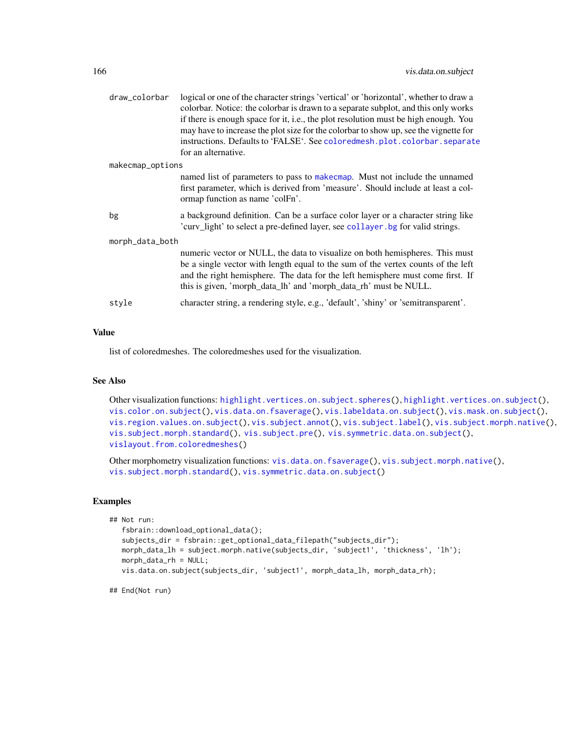draw_colorbar
: logical or one of the character strings 'vertical' or 'horizontal', whether to draw a colorbar. Notice: the colorbar is drawn to a separate subplot, and this only works if there is enough space for it, i.e., the plot resolution must be high enough. You may have to increase the plot size for the colorbar to show up, see the vignette for instructions. Defaults to 'FALSE'. See `coloredmesh.plot.colorbar.separate` for an alternative.

makecmap_options
: named list of parameters to pass to `makecmap`. Must not include the unnamed first parameter, which is derived from 'measure'. Should include at least a colormap function as name 'colFn'.

bg
: a background definition. Can be a surface color layer or a character string like 'curv_light' to select a pre-defined layer, see `collayer.bg` for valid strings.

morph_data_both
: numeric vector or NULL, the data to visualize on both hemispheres. This must be a single vector with length equal to the sum of the vertex counts of the left and the right hemisphere. The data for the left hemisphere must come first. If this is given, 'morph_data_lh' and 'morph_data_rh' must be NULL.

style
: character string, a rendering style, e.g., 'default', 'shiny' or 'semitransparent'.

## Value

list of coloredmeshes. The coloredmeshes used for the visualization.

## See Also

Other visualization functions: `highlight.vertices.on.subject.spheres()`, `highlight.vertices.on.subject()`, `vis.color.on.subject()`, `vis.data.on.fsaverage()`, `vis.labeldata.on.subject()`, `vis.mask.on.subject()`, `vis.region.values.on.subject()`, `vis.subject.annot()`, `vis.subject.label()`, `vis.subject.morph.native()`, `vis.subject.morph.standard()`, `vis.subject.pre()`, `vis.symmetric.data.on.subject()`, `vislayout.from.coloredmeshes()`

Other morphometry visualization functions: `vis.data.on.fsaverage()`, `vis.subject.morph.native()`, `vis.subject.morph.standard()`, `vis.symmetric.data.on.subject()`

## Examples

```
## Not run:
   fsbrain::download_optional_data();
   subjects_dir = fsbrain::get_optional_data_filepath("subjects_dir");
   morph_data_lh = subject.morph.native(subjects_dir, 'subject1', 'thickness', 'lh');
   morph_data_rh = NULL;
   vis.data.on.subject(subjects_dir, 'subject1', morph_data_lh, morph_data_rh);

## End(Not run)
```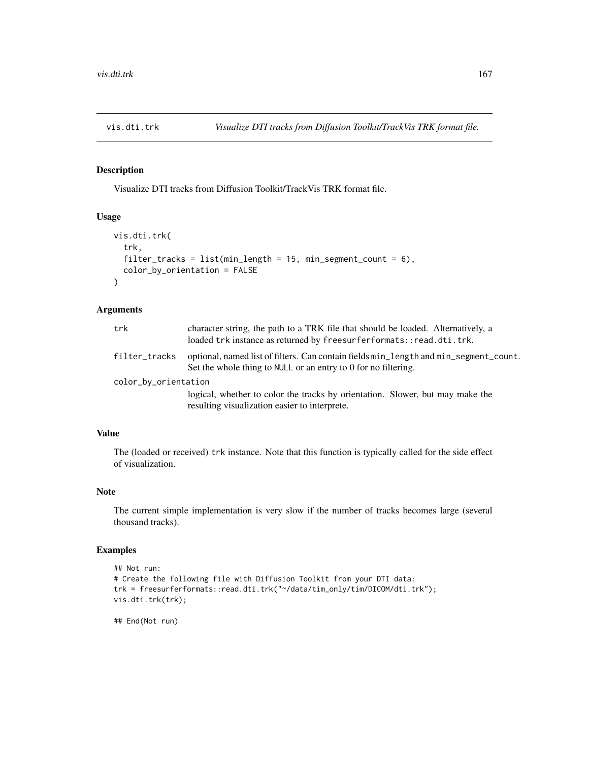## vis.dti.trk — *Visualize DTI tracks from Diffusion Toolkit/TrackVis TRK format file.*

### Description

Visualize DTI tracks from Diffusion Toolkit/TrackVis TRK format file.

### Usage

```
vis.dti.trk(
  trk,
  filter_tracks = list(min_length = 15, min_segment_count = 6),
  color_by_orientation = FALSE
)
```

### Arguments

| | |
|---|---|
| `trk` | character string, the path to a TRK file that should be loaded. Alternatively, a loaded `trk` instance as returned by `freesurferformats::read.dti.trk`. |
| `filter_tracks` | optional, named list of filters. Can contain fields `min_length` and `min_segment_count`. Set the whole thing to `NULL` or an entry to 0 for no filtering. |
| `color_by_orientation` | logical, whether to color the tracks by orientation. Slower, but may make the resulting visualization easier to interprete. |

### Value

The (loaded or received) `trk` instance. Note that this function is typically called for the side effect of visualization.

### Note

The current simple implementation is very slow if the number of tracks becomes large (several thousand tracks).

### Examples

```
## Not run:
# Create the following file with Diffusion Toolkit from your DTI data:
trk = freesurferformats::read.dti.trk("~/data/tim_only/tim/DICOM/dti.trk");
vis.dti.trk(trk);

## End(Not run)
```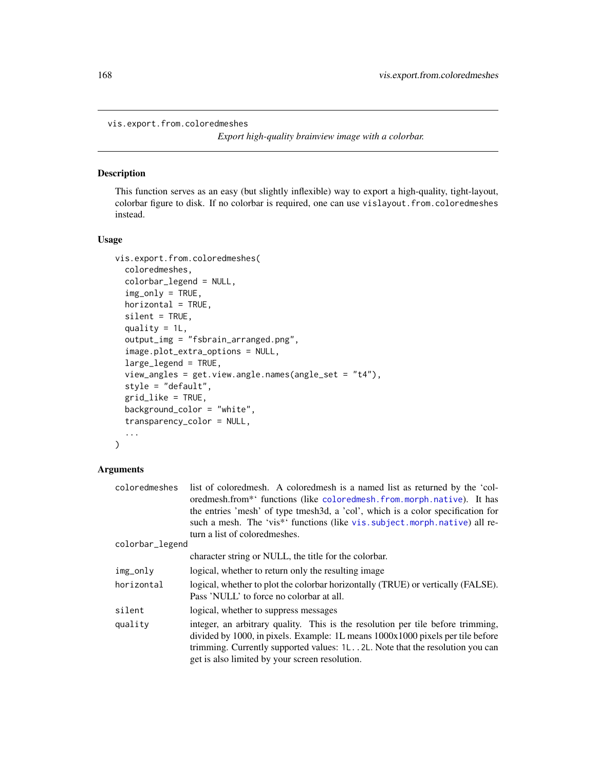vis.export.from.coloredmeshes

*Export high-quality brainview image with a colorbar.*

## Description

This function serves as an easy (but slightly inflexible) way to export a high-quality, tight-layout, colorbar figure to disk. If no colorbar is required, one can use `vislayout.from.coloredmeshes` instead.

## Usage

```
vis.export.from.coloredmeshes(
  coloredmeshes,
  colorbar_legend = NULL,
  img_only = TRUE,
  horizontal = TRUE,
  silent = TRUE,
  quality = 1L,
  output_img = "fsbrain_arranged.png",
  image.plot_extra_options = NULL,
  large_legend = TRUE,
  view_angles = get.view.angle.names(angle_set = "t4"),
  style = "default",
  grid_like = TRUE,
  background_color = "white",
  transparency_color = NULL,
  ...
)
```

## Arguments

| | |
|---|---|
| `coloredmeshes` | list of coloredmesh. A coloredmesh is a named list as returned by the 'coloredmesh.from*' functions (like `coloredmesh.from.morph.native`). It has the entries 'mesh' of type tmesh3d, a 'col', which is a color specification for such a mesh. The 'vis*' functions (like `vis.subject.morph.native`) all return a list of coloredmeshes. |
| `colorbar_legend` | character string or NULL, the title for the colorbar. |
| `img_only` | logical, whether to return only the resulting image |
| `horizontal` | logical, whether to plot the colorbar horizontally (TRUE) or vertically (FALSE). Pass 'NULL' to force no colorbar at all. |
| `silent` | logical, whether to suppress messages |
| `quality` | integer, an arbitrary quality. This is the resolution per tile before trimming, divided by 1000, in pixels. Example: 1L means 1000x1000 pixels per tile before trimming. Currently supported values: `1L..2L`. Note that the resolution you can get is also limited by your screen resolution. |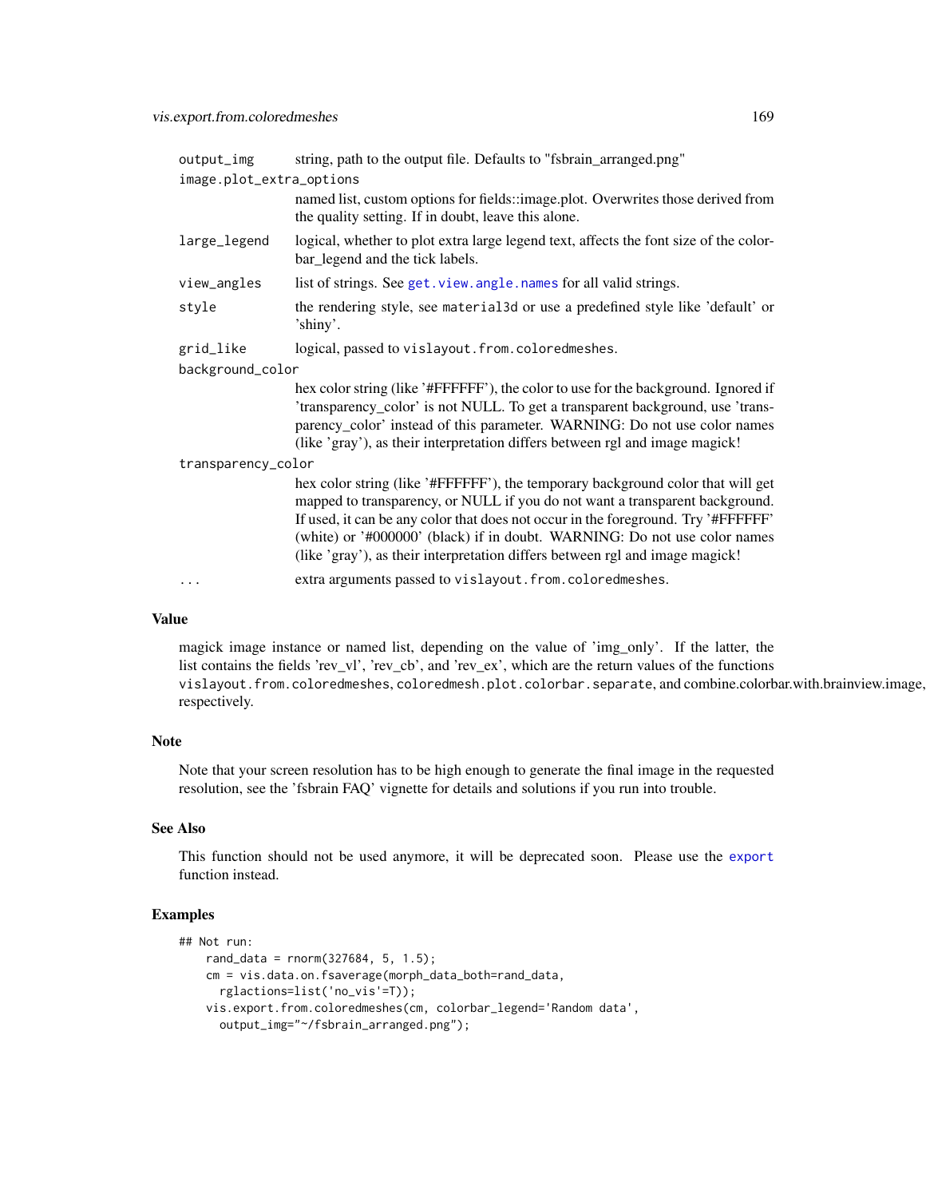| | |
|---|---|
| output_img | string, path to the output file. Defaults to "fsbrain_arranged.png" |
| image.plot_extra_options | named list, custom options for fields::image.plot. Overwrites those derived from the quality setting. If in doubt, leave this alone. |
| large_legend | logical, whether to plot extra large legend text, affects the font size of the colorbar_legend and the tick labels. |
| view_angles | list of strings. See `get.view.angle.names` for all valid strings. |
| style | the rendering style, see `material3d` or use a predefined style like 'default' or 'shiny'. |
| grid_like | logical, passed to `vislayout.from.coloredmeshes`. |
| background_color | hex color string (like '#FFFFFF'), the color to use for the background. Ignored if 'transparency_color' is not NULL. To get a transparent background, use 'transparency_color' instead of this parameter. WARNING: Do not use color names (like 'gray'), as their interpretation differs between rgl and image magick! |
| transparency_color | hex color string (like '#FFFFFF'), the temporary background color that will get mapped to transparency, or NULL if you do not want a transparent background. If used, it can be any color that does not occur in the foreground. Try '#FFFFFF' (white) or '#000000' (black) if in doubt. WARNING: Do not use color names (like 'gray'), as their interpretation differs between rgl and image magick! |
| ... | extra arguments passed to `vislayout.from.coloredmeshes`. |

## Value

magick image instance or named list, depending on the value of 'img_only'. If the latter, the list contains the fields 'rev_vl', 'rev_cb', and 'rev_ex', which are the return values of the functions `vislayout.from.coloredmeshes`, `coloredmesh.plot.colorbar.separate`, and combine.colorbar.with.brainview.image, respectively.

## Note

Note that your screen resolution has to be high enough to generate the final image in the requested resolution, see the 'fsbrain FAQ' vignette for details and solutions if you run into trouble.

## See Also

This function should not be used anymore, it will be deprecated soon. Please use the `export` function instead.

## Examples

```
## Not run:
    rand_data = rnorm(327684, 5, 1.5);
    cm = vis.data.on.fsaverage(morph_data_both=rand_data,
      rglactions=list('no_vis'=T));
    vis.export.from.coloredmeshes(cm, colorbar_legend='Random data',
      output_img="~/fsbrain_arranged.png");
```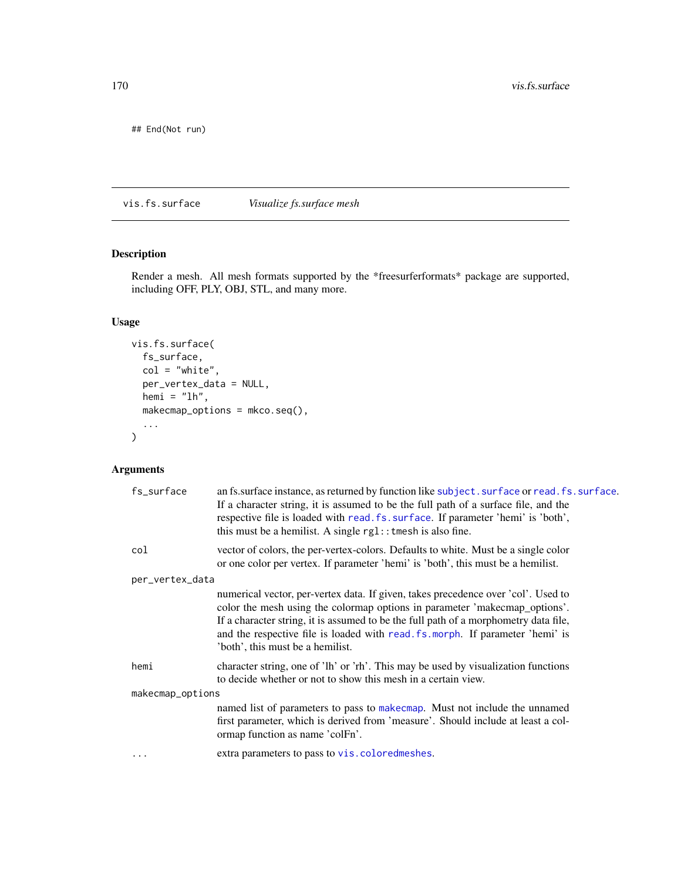```
## End(Not run)
```

## vis.fs.surface — *Visualize fs.surface mesh*

### Description

Render a mesh. All mesh formats supported by the *freesurferformats* package are supported, including OFF, PLY, OBJ, STL, and many more.

### Usage

```
vis.fs.surface(
  fs_surface,
  col = "white",
  per_vertex_data = NULL,
  hemi = "lh",
  makecmap_options = mkco.seq(),
  ...
)
```

### Arguments

| Argument | Description |
|---|---|
| `fs_surface` | an fs.surface instance, as returned by function like `subject.surface` or `read.fs.surface`. If a character string, it is assumed to be the full path of a surface file, and the respective file is loaded with `read.fs.surface`. If parameter 'hemi' is 'both', this must be a hemilist. A single `rgl::tmesh` is also fine. |
| `col` | vector of colors, the per-vertex-colors. Defaults to white. Must be a single color or one color per vertex. If parameter 'hemi' is 'both', this must be a hemilist. |
| `per_vertex_data` | numerical vector, per-vertex data. If given, takes precedence over 'col'. Used to color the mesh using the colormap options in parameter 'makecmap_options'. If a character string, it is assumed to be the full path of a morphometry data file, and the respective file is loaded with `read.fs.morph`. If parameter 'hemi' is 'both', this must be a hemilist. |
| `hemi` | character string, one of 'lh' or 'rh'. This may be used by visualization functions to decide whether or not to show this mesh in a certain view. |
| `makecmap_options` | named list of parameters to pass to `makecmap`. Must not include the unnamed first parameter, which is derived from 'measure'. Should include at least a colormap function as name 'colFn'. |
| `...` | extra parameters to pass to `vis.coloredmeshes`. |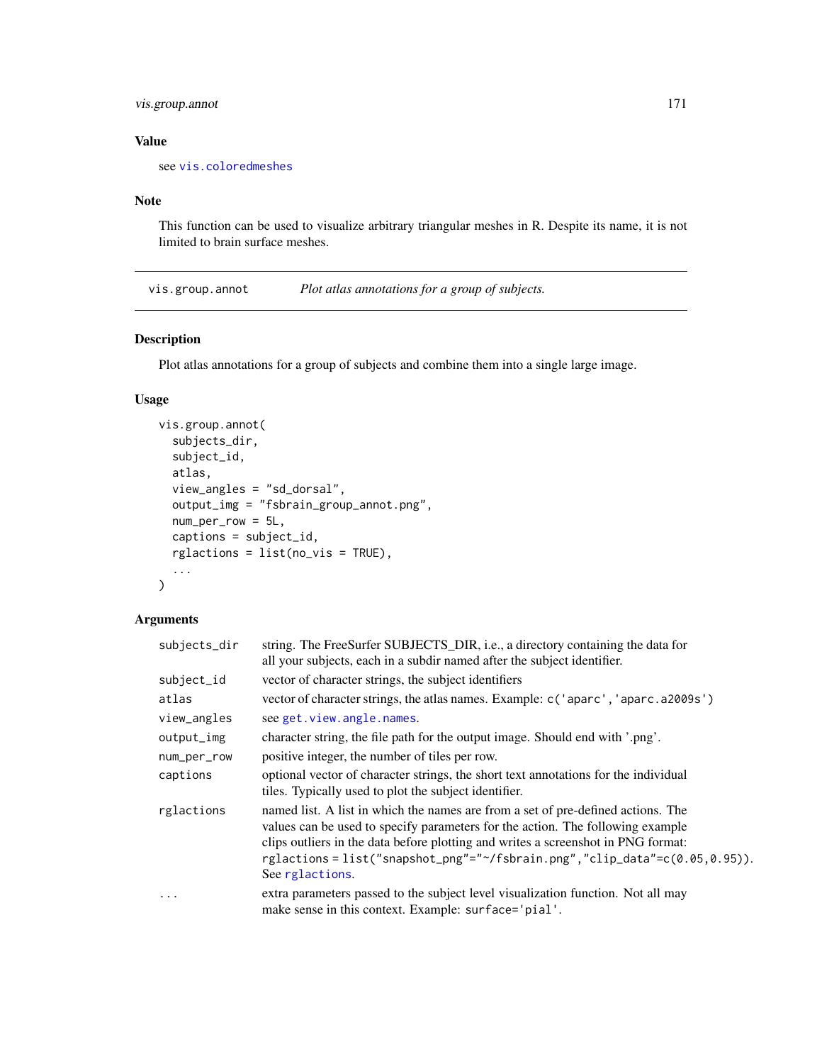### Value

see vis.coloredmeshes

### Note

This function can be used to visualize arbitrary triangular meshes in R. Despite its name, it is not limited to brain surface meshes.

---

## vis.group.annot — *Plot atlas annotations for a group of subjects.*

### Description

Plot atlas annotations for a group of subjects and combine them into a single large image.

### Usage

```
vis.group.annot(
  subjects_dir,
  subject_id,
  atlas,
  view_angles = "sd_dorsal",
  output_img = "fsbrain_group_annot.png",
  num_per_row = 5L,
  captions = subject_id,
  rglactions = list(no_vis = TRUE),
  ...
)
```

### Arguments

| Argument | Description |
|---|---|
| subjects_dir | string. The FreeSurfer SUBJECTS_DIR, i.e., a directory containing the data for all your subjects, each in a subdir named after the subject identifier. |
| subject_id | vector of character strings, the subject identifiers |
| atlas | vector of character strings, the atlas names. Example: `c('aparc','aparc.a2009s')` |
| view_angles | see get.view.angle.names. |
| output_img | character string, the file path for the output image. Should end with '.png'. |
| num_per_row | positive integer, the number of tiles per row. |
| captions | optional vector of character strings, the short text annotations for the individual tiles. Typically used to plot the subject identifier. |
| rglactions | named list. A list in which the names are from a set of pre-defined actions. The values can be used to specify parameters for the action. The following example clips outliers in the data before plotting and writes a screenshot in PNG format: `rglactions = list("snapshot_png"="~/fsbrain.png","clip_data"=c(0.05,0.95))`. See rglactions. |
| ... | extra parameters passed to the subject level visualization function. Not all may make sense in this context. Example: `surface='pial'`. |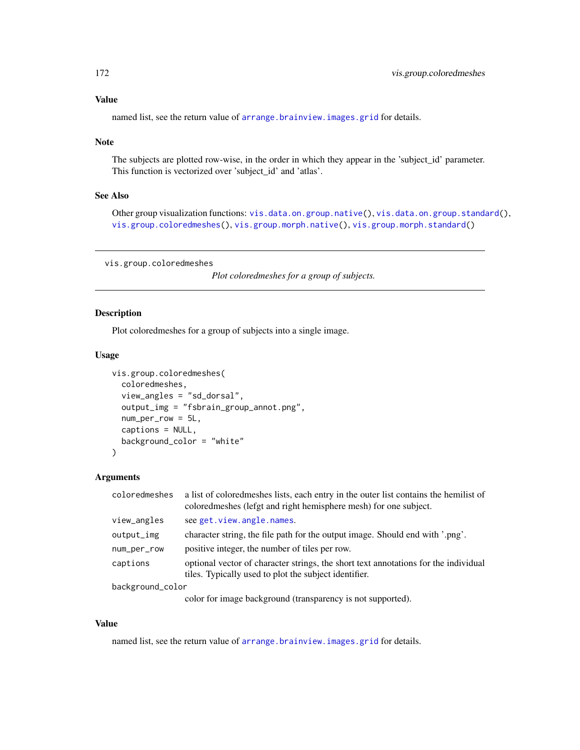### Value

named list, see the return value of `arrange.brainview.images.grid` for details.

### Note

The subjects are plotted row-wise, in the order in which they appear in the 'subject_id' parameter. This function is vectorized over 'subject_id' and 'atlas'.

### See Also

Other group visualization functions: `vis.data.on.group.native()`, `vis.data.on.group.standard()`, `vis.group.coloredmeshes()`, `vis.group.morph.native()`, `vis.group.morph.standard()`

---

## vis.group.coloredmeshes

*Plot coloredmeshes for a group of subjects.*

---

### Description

Plot coloredmeshes for a group of subjects into a single image.

### Usage

```
vis.group.coloredmeshes(
  coloredmeshes,
  view_angles = "sd_dorsal",
  output_img = "fsbrain_group_annot.png",
  num_per_row = 5L,
  captions = NULL,
  background_color = "white"
)
```

### Arguments

| | |
|---|---|
| `coloredmeshes` | a list of coloredmeshes lists, each entry in the outer list contains the hemilist of coloredmeshes (lefgt and right hemisphere mesh) for one subject. |
| `view_angles` | see `get.view.angle.names`. |
| `output_img` | character string, the file path for the output image. Should end with '.png'. |
| `num_per_row` | positive integer, the number of tiles per row. |
| `captions` | optional vector of character strings, the short text annotations for the individual tiles. Typically used to plot the subject identifier. |
| `background_color` | color for image background (transparency is not supported). |

### Value

named list, see the return value of `arrange.brainview.images.grid` for details.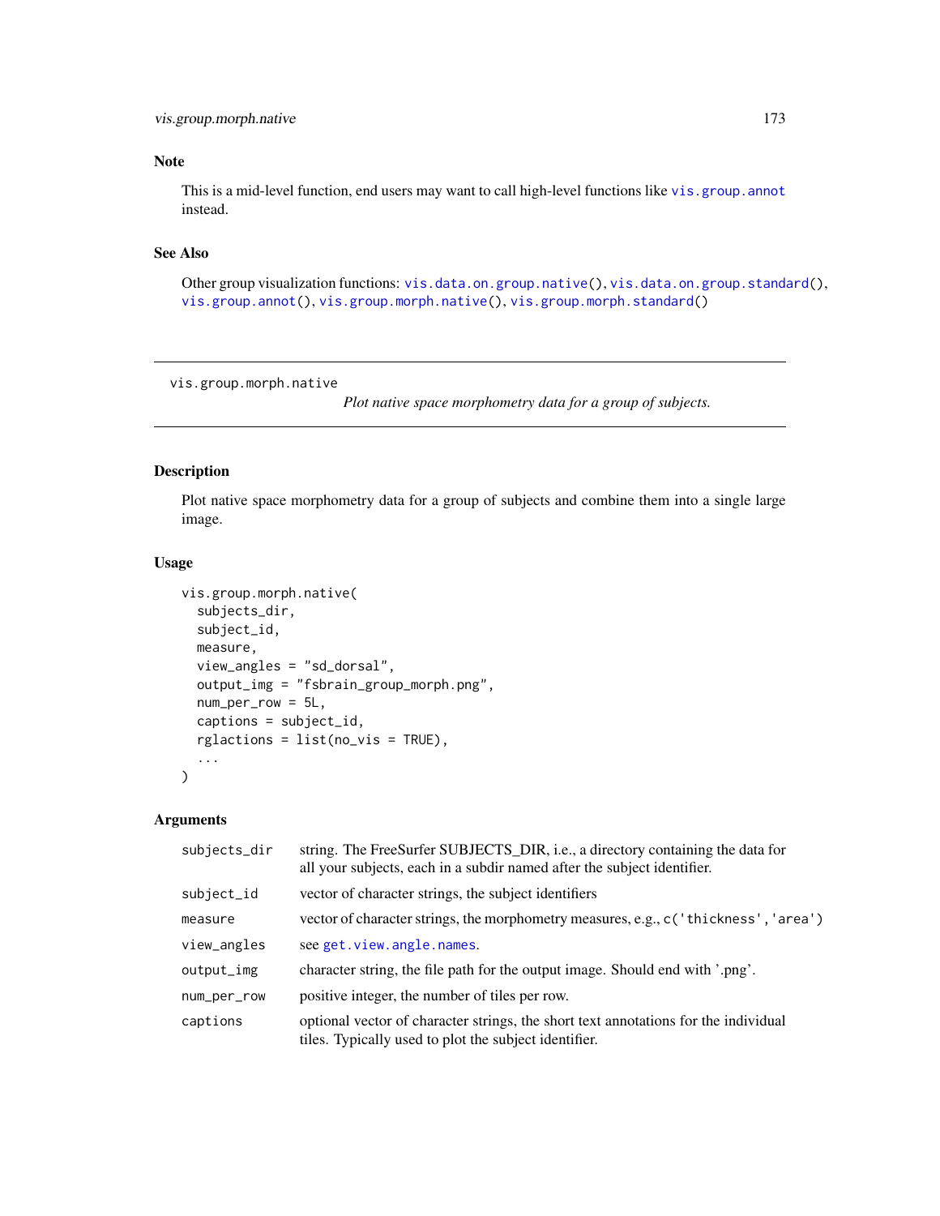## Note

This is a mid-level function, end users may want to call high-level functions like `vis.group.annot` instead.

## See Also

Other group visualization functions: `vis.data.on.group.native()`, `vis.data.on.group.standard()`, `vis.group.annot()`, `vis.group.morph.native()`, `vis.group.morph.standard()`

---

# vis.group.morph.native

*Plot native space morphometry data for a group of subjects.*

---

## Description

Plot native space morphometry data for a group of subjects and combine them into a single large image.

## Usage

```
vis.group.morph.native(
  subjects_dir,
  subject_id,
  measure,
  view_angles = "sd_dorsal",
  output_img = "fsbrain_group_morph.png",
  num_per_row = 5L,
  captions = subject_id,
  rglactions = list(no_vis = TRUE),
  ...
)
```

## Arguments

| | |
|---|---|
| `subjects_dir` | string. The FreeSurfer SUBJECTS_DIR, i.e., a directory containing the data for all your subjects, each in a subdir named after the subject identifier. |
| `subject_id` | vector of character strings, the subject identifiers |
| `measure` | vector of character strings, the morphometry measures, e.g., `c('thickness','area')` |
| `view_angles` | see `get.view.angle.names`. |
| `output_img` | character string, the file path for the output image. Should end with '.png'. |
| `num_per_row` | positive integer, the number of tiles per row. |
| `captions` | optional vector of character strings, the short text annotations for the individual tiles. Typically used to plot the subject identifier. |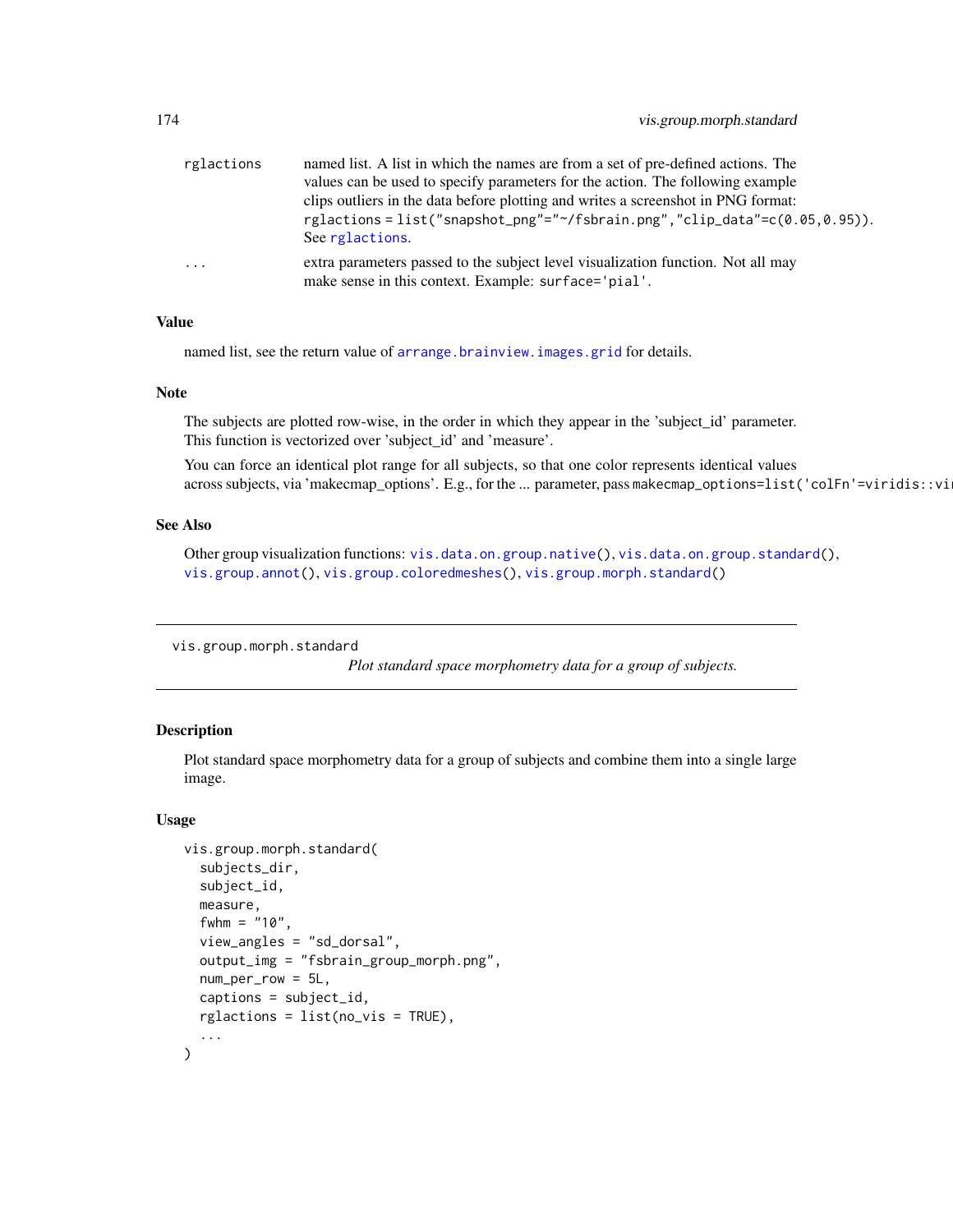| | |
|---|---|
| rglactions | named list. A list in which the names are from a set of pre-defined actions. The values can be used to specify parameters for the action. The following example clips outliers in the data before plotting and writes a screenshot in PNG format: `rglactions = list("snapshot_png"="~/fsbrain.png","clip_data"=c(0.05,0.95))`. See rglactions. |
| ... | extra parameters passed to the subject level visualization function. Not all may make sense in this context. Example: `surface='pial'`. |

### Value

named list, see the return value of `arrange.brainview.images.grid` for details.

### Note

The subjects are plotted row-wise, in the order in which they appear in the 'subject_id' parameter. This function is vectorized over 'subject_id' and 'measure'.

You can force an identical plot range for all subjects, so that one color represents identical values across subjects, via 'makecmap_options'. E.g., for the ... parameter, pass `makecmap_options=list('colFn'=viridis::vi`

### See Also

Other group visualization functions: `vis.data.on.group.native()`, `vis.data.on.group.standard()`, `vis.group.annot()`, `vis.group.coloredmeshes()`, `vis.group.morph.standard()`

---

## vis.group.morph.standard

*Plot standard space morphometry data for a group of subjects.*

### Description

Plot standard space morphometry data for a group of subjects and combine them into a single large image.

### Usage

```
vis.group.morph.standard(
  subjects_dir,
  subject_id,
  measure,
  fwhm = "10",
  view_angles = "sd_dorsal",
  output_img = "fsbrain_group_morph.png",
  num_per_row = 5L,
  captions = subject_id,
  rglactions = list(no_vis = TRUE),
  ...
)
```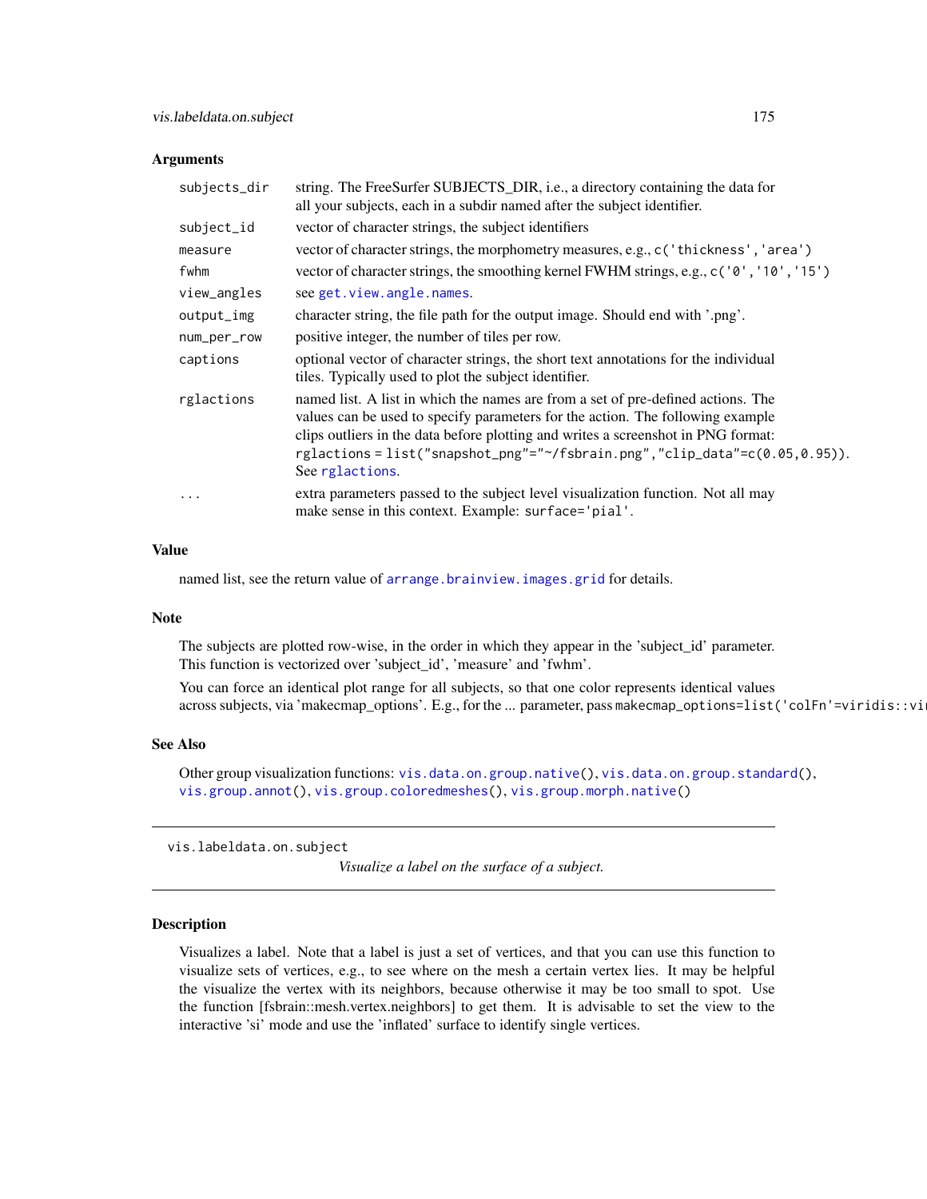## Arguments

| | |
|---|---|
| `subjects_dir` | string. The FreeSurfer SUBJECTS_DIR, i.e., a directory containing the data for all your subjects, each in a subdir named after the subject identifier. |
| `subject_id` | vector of character strings, the subject identifiers |
| `measure` | vector of character strings, the morphometry measures, e.g., `c('thickness','area')` |
| `fwhm` | vector of character strings, the smoothing kernel FWHM strings, e.g., `c('0','10','15')` |
| `view_angles` | see `get.view.angle.names`. |
| `output_img` | character string, the file path for the output image. Should end with '.png'. |
| `num_per_row` | positive integer, the number of tiles per row. |
| `captions` | optional vector of character strings, the short text annotations for the individual tiles. Typically used to plot the subject identifier. |
| `rglactions` | named list. A list in which the names are from a set of pre-defined actions. The values can be used to specify parameters for the action. The following example clips outliers in the data before plotting and writes a screenshot in PNG format: `rglactions = list("snapshot_png"="~/fsbrain.png","clip_data"=c(0.05,0.95))`. See `rglactions`. |
| `...` | extra parameters passed to the subject level visualization function. Not all may make sense in this context. Example: `surface='pial'`. |

## Value

named list, see the return value of `arrange.brainview.images.grid` for details.

## Note

The subjects are plotted row-wise, in the order in which they appear in the 'subject_id' parameter. This function is vectorized over 'subject_id', 'measure' and 'fwhm'.

You can force an identical plot range for all subjects, so that one color represents identical values across subjects, via 'makecmap_options'. E.g., for the ... parameter, pass `makecmap_options=list('colFn'=viridis::vi`

## See Also

Other group visualization functions: `vis.data.on.group.native()`, `vis.data.on.group.standard()`, `vis.group.annot()`, `vis.group.coloredmeshes()`, `vis.group.morph.native()`

---

# vis.labeldata.on.subject

*Visualize a label on the surface of a subject.*

---

## Description

Visualizes a label. Note that a label is just a set of vertices, and that you can use this function to visualize sets of vertices, e.g., to see where on the mesh a certain vertex lies. It may be helpful the visualize the vertex with its neighbors, because otherwise it may be too small to spot. Use the function [fsbrain::mesh.vertex.neighbors] to get them. It is advisable to set the view to the interactive 'si' mode and use the 'inflated' surface to identify single vertices.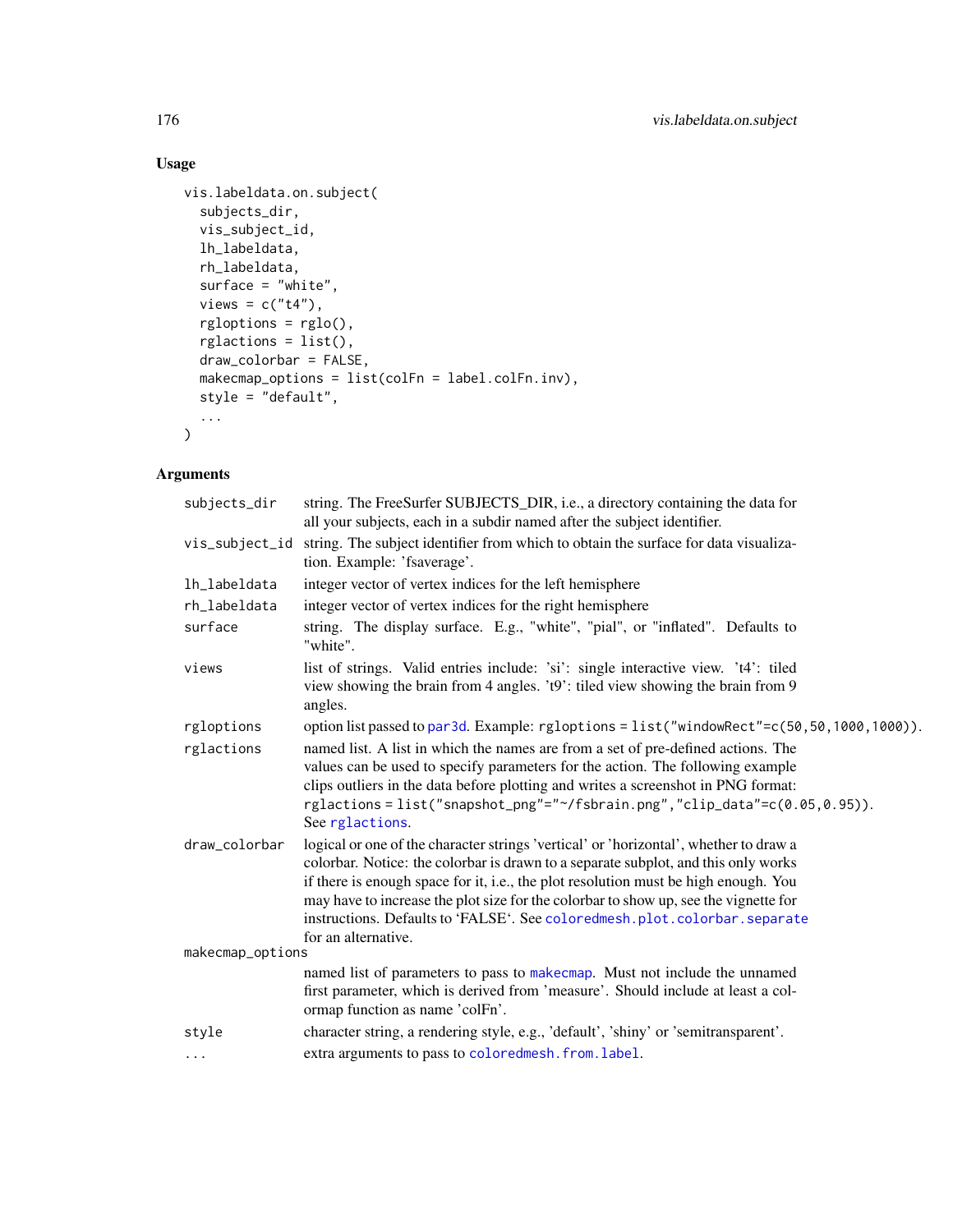## Usage

```
vis.labeldata.on.subject(
  subjects_dir,
  vis_subject_id,
  lh_labeldata,
  rh_labeldata,
  surface = "white",
  views = c("t4"),
  rgloptions = rglo(),
  rglactions = list(),
  draw_colorbar = FALSE,
  makecmap_options = list(colFn = label.colFn.inv),
  style = "default",
  ...
)
```

## Arguments

| | |
|---|---|
| `subjects_dir` | string. The FreeSurfer SUBJECTS_DIR, i.e., a directory containing the data for all your subjects, each in a subdir named after the subject identifier. |
| `vis_subject_id` | string. The subject identifier from which to obtain the surface for data visualization. Example: 'fsaverage'. |
| `lh_labeldata` | integer vector of vertex indices for the left hemisphere |
| `rh_labeldata` | integer vector of vertex indices for the right hemisphere |
| `surface` | string. The display surface. E.g., "white", "pial", or "inflated". Defaults to "white". |
| `views` | list of strings. Valid entries include: 'si': single interactive view. 't4': tiled view showing the brain from 4 angles. 't9': tiled view showing the brain from 9 angles. |
| `rgloptions` | option list passed to `par3d`. Example: `rgloptions = list("windowRect"=c(50,50,1000,1000))`. |
| `rglactions` | named list. A list in which the names are from a set of pre-defined actions. The values can be used to specify parameters for the action. The following example clips outliers in the data before plotting and writes a screenshot in PNG format: `rglactions = list("snapshot_png"="~/fsbrain.png","clip_data"=c(0.05,0.95))`. See `rglactions`. |
| `draw_colorbar` | logical or one of the character strings 'vertical' or 'horizontal', whether to draw a colorbar. Notice: the colorbar is drawn to a separate subplot, and this only works if there is enough space for it, i.e., the plot resolution must be high enough. You may have to increase the plot size for the colorbar to show up, see the vignette for instructions. Defaults to 'FALSE'. See `coloredmesh.plot.colorbar.separate` for an alternative. |
| `makecmap_options` | named list of parameters to pass to `makecmap`. Must not include the unnamed first parameter, which is derived from 'measure'. Should include at least a colormap function as name 'colFn'. |
| `style` | character string, a rendering style, e.g., 'default', 'shiny' or 'semitransparent'. |
| `...` | extra arguments to pass to `coloredmesh.from.label`. |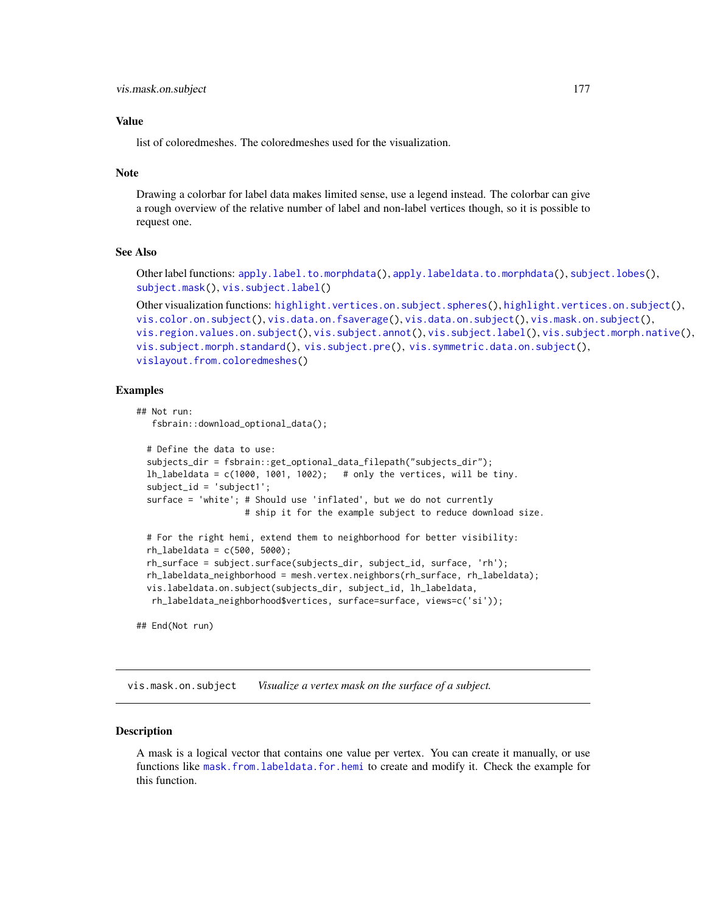### Value

list of coloredmeshes. The coloredmeshes used for the visualization.

### Note

Drawing a colorbar for label data makes limited sense, use a legend instead. The colorbar can give a rough overview of the relative number of label and non-label vertices though, so it is possible to request one.

### See Also

Other label functions: apply.label.to.morphdata(), apply.labeldata.to.morphdata(), subject.lobes(), subject.mask(), vis.subject.label()

Other visualization functions: highlight.vertices.on.subject.spheres(), highlight.vertices.on.subject(), vis.color.on.subject(), vis.data.on.fsaverage(), vis.data.on.subject(), vis.mask.on.subject(), vis.region.values.on.subject(), vis.subject.annot(), vis.subject.label(), vis.subject.morph.native(), vis.subject.morph.standard(), vis.subject.pre(), vis.symmetric.data.on.subject(), vislayout.from.coloredmeshes()

### Examples

```
## Not run:
   fsbrain::download_optional_data();

  # Define the data to use:
  subjects_dir = fsbrain::get_optional_data_filepath("subjects_dir");
  lh_labeldata = c(1000, 1001, 1002);   # only the vertices, will be tiny.
  subject_id = 'subject1';
  surface = 'white'; # Should use 'inflated', but we do not currently
                    # ship it for the example subject to reduce download size.

  # For the right hemi, extend them to neighborhood for better visibility:
  rh_labeldata = c(500, 5000);
  rh_surface = subject.surface(subjects_dir, subject_id, surface, 'rh');
  rh_labeldata_neighborhood = mesh.vertex.neighbors(rh_surface, rh_labeldata);
  vis.labeldata.on.subject(subjects_dir, subject_id, lh_labeldata,
   rh_labeldata_neighborhood$vertices, surface=surface, views=c('si'));

## End(Not run)
```

---

## vis.mask.on.subject    *Visualize a vertex mask on the surface of a subject.*

---

### Description

A mask is a logical vector that contains one value per vertex. You can create it manually, or use functions like mask.from.labeldata.for.hemi to create and modify it. Check the example for this function.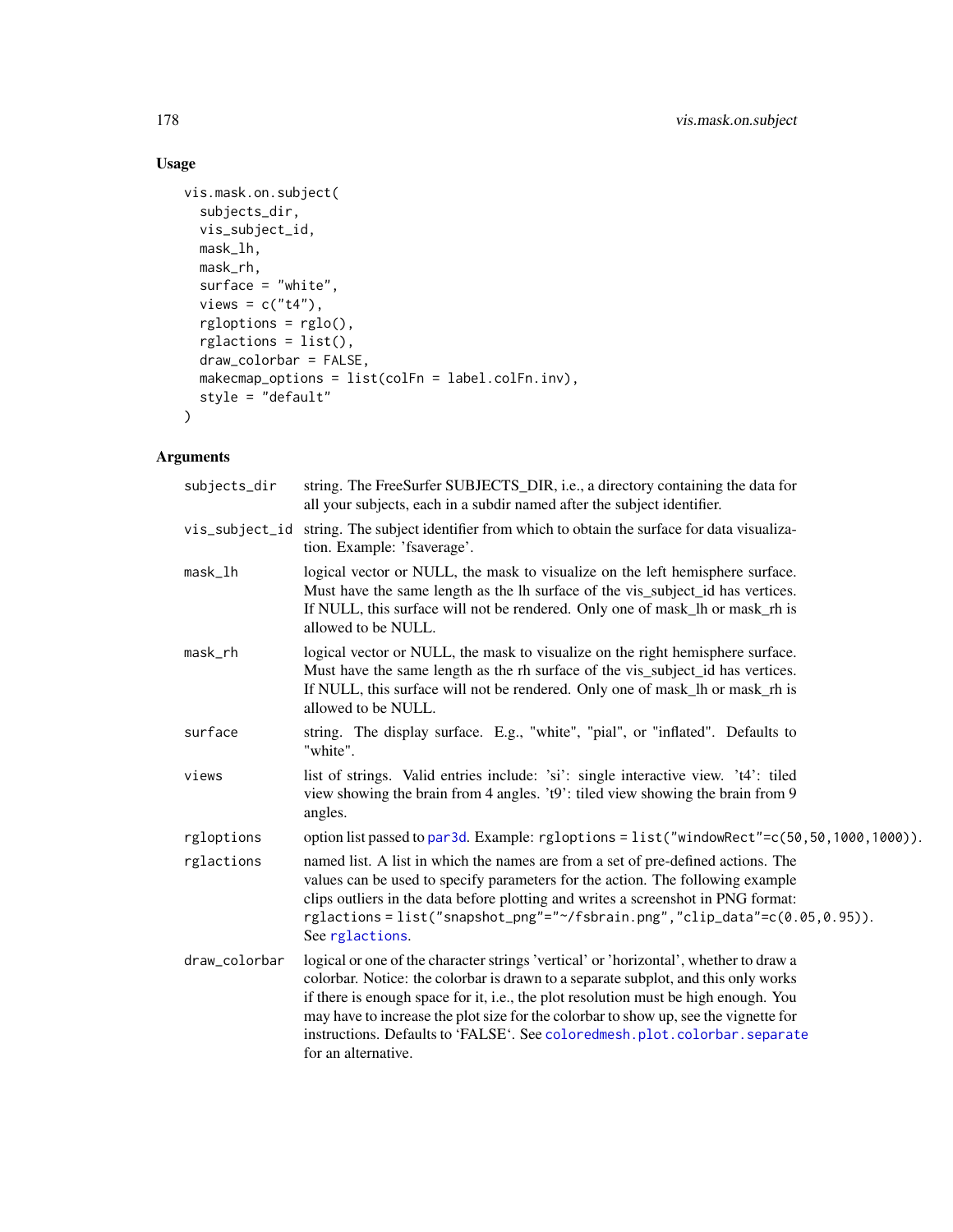## Usage

```
vis.mask.on.subject(
  subjects_dir,
  vis_subject_id,
  mask_lh,
  mask_rh,
  surface = "white",
  views = c("t4"),
  rgloptions = rglo(),
  rglactions = list(),
  draw_colorbar = FALSE,
  makecmap_options = list(colFn = label.colFn.inv),
  style = "default"
)
```

## Arguments

| | |
|---|---|
| subjects_dir | string. The FreeSurfer SUBJECTS_DIR, i.e., a directory containing the data for all your subjects, each in a subdir named after the subject identifier. |
| vis_subject_id | string. The subject identifier from which to obtain the surface for data visualization. Example: 'fsaverage'. |
| mask_lh | logical vector or NULL, the mask to visualize on the left hemisphere surface. Must have the same length as the lh surface of the vis_subject_id has vertices. If NULL, this surface will not be rendered. Only one of mask_lh or mask_rh is allowed to be NULL. |
| mask_rh | logical vector or NULL, the mask to visualize on the right hemisphere surface. Must have the same length as the rh surface of the vis_subject_id has vertices. If NULL, this surface will not be rendered. Only one of mask_lh or mask_rh is allowed to be NULL. |
| surface | string. The display surface. E.g., "white", "pial", or "inflated". Defaults to "white". |
| views | list of strings. Valid entries include: 'si': single interactive view. 't4': tiled view showing the brain from 4 angles. 't9': tiled view showing the brain from 9 angles. |
| rgloptions | option list passed to `par3d`. Example: `rgloptions = list("windowRect"=c(50,50,1000,1000))`. |
| rglactions | named list. A list in which the names are from a set of pre-defined actions. The values can be used to specify parameters for the action. The following example clips outliers in the data before plotting and writes a screenshot in PNG format: `rglactions = list("snapshot_png"="~/fsbrain.png","clip_data"=c(0.05,0.95))`. See `rglactions`. |
| draw_colorbar | logical or one of the character strings 'vertical' or 'horizontal', whether to draw a colorbar. Notice: the colorbar is drawn to a separate subplot, and this only works if there is enough space for it, i.e., the plot resolution must be high enough. You may have to increase the plot size for the colorbar to show up, see the vignette for instructions. Defaults to 'FALSE'. See `coloredmesh.plot.colorbar.separate` for an alternative. |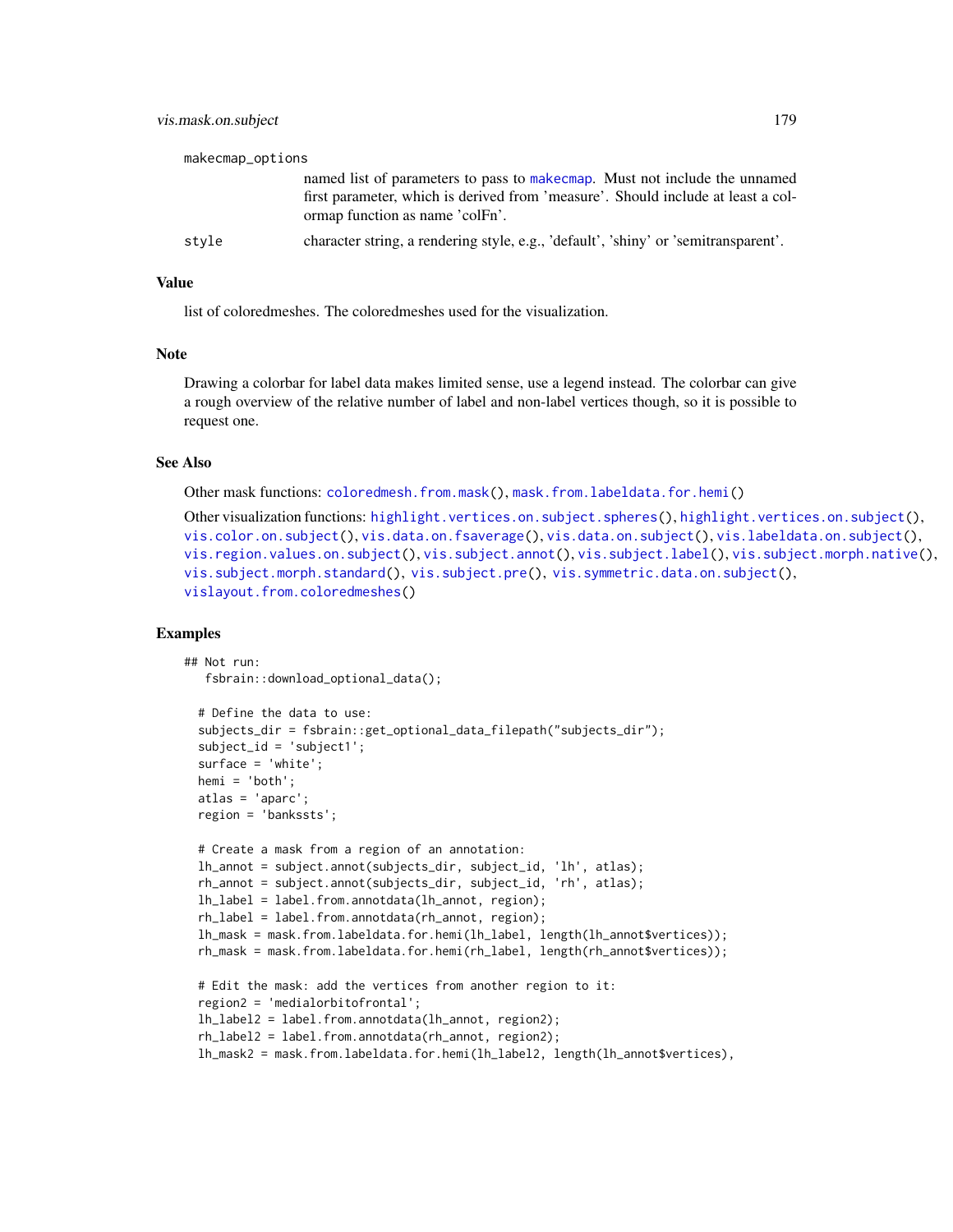makecmap_options
: named list of parameters to pass to makecmap. Must not include the unnamed first parameter, which is derived from 'measure'. Should include at least a colormap function as name 'colFn'.

style
: character string, a rendering style, e.g., 'default', 'shiny' or 'semitransparent'.

### Value

list of coloredmeshes. The coloredmeshes used for the visualization.

### Note

Drawing a colorbar for label data makes limited sense, use a legend instead. The colorbar can give a rough overview of the relative number of label and non-label vertices though, so it is possible to request one.

### See Also

Other mask functions: coloredmesh.from.mask(), mask.from.labeldata.for.hemi()

Other visualization functions: highlight.vertices.on.subject.spheres(), highlight.vertices.on.subject(), vis.color.on.subject(), vis.data.on.fsaverage(), vis.data.on.subject(), vis.labeldata.on.subject(), vis.region.values.on.subject(), vis.subject.annot(), vis.subject.label(), vis.subject.morph.native(), vis.subject.morph.standard(), vis.subject.pre(), vis.symmetric.data.on.subject(), vislayout.from.coloredmeshes()

### Examples

```
## Not run:
   fsbrain::download_optional_data();

  # Define the data to use:
  subjects_dir = fsbrain::get_optional_data_filepath("subjects_dir");
  subject_id = 'subject1';
  surface = 'white';
  hemi = 'both';
  atlas = 'aparc';
  region = 'bankssts';

  # Create a mask from a region of an annotation:
  lh_annot = subject.annot(subjects_dir, subject_id, 'lh', atlas);
  rh_annot = subject.annot(subjects_dir, subject_id, 'rh', atlas);
  lh_label = label.from.annotdata(lh_annot, region);
  rh_label = label.from.annotdata(rh_annot, region);
  lh_mask = mask.from.labeldata.for.hemi(lh_label, length(lh_annot$vertices));
  rh_mask = mask.from.labeldata.for.hemi(rh_label, length(rh_annot$vertices));

  # Edit the mask: add the vertices from another region to it:
  region2 = 'medialorbitofrontal';
  lh_label2 = label.from.annotdata(lh_annot, region2);
  rh_label2 = label.from.annotdata(rh_annot, region2);
  lh_mask2 = mask.from.labeldata.for.hemi(lh_label2, length(lh_annot$vertices),
```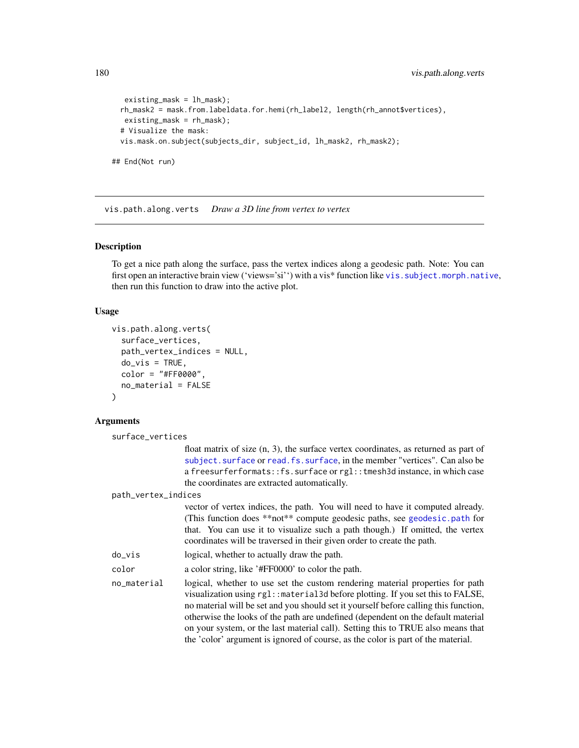```
    existing_mask = lh_mask);
  rh_mask2 = mask.from.labeldata.for.hemi(rh_label2, length(rh_annot$vertices),
    existing_mask = rh_mask);
  # Visualize the mask:
  vis.mask.on.subject(subjects_dir, subject_id, lh_mask2, rh_mask2);

## End(Not run)
```

---

## vis.path.along.verts    *Draw a 3D line from vertex to vertex*

---

### Description

To get a nice path along the surface, pass the vertex indices along a geodesic path. Note: You can first open an interactive brain view ('views='si'') with a vis* function like `vis.subject.morph.native`, then run this function to draw into the active plot.

### Usage

```
vis.path.along.verts(
  surface_vertices,
  path_vertex_indices = NULL,
  do_vis = TRUE,
  color = "#FF0000",
  no_material = FALSE
)
```

### Arguments

`surface_vertices`
: float matrix of size (n, 3), the surface vertex coordinates, as returned as part of `subject.surface` or `read.fs.surface`, in the member "vertices". Can also be a `freesurferformats::fs.surface` or `rgl::tmesh3d` instance, in which case the coordinates are extracted automatically.

`path_vertex_indices`
: vector of vertex indices, the path. You will need to have it computed already. (This function does **not** compute geodesic paths, see `geodesic.path` for that. You can use it to visualize such a path though.) If omitted, the vertex coordinates will be traversed in their given order to create the path.

`do_vis`
: logical, whether to actually draw the path.

`color`
: a color string, like '#FF0000' to color the path.

`no_material`
: logical, whether to use set the custom rendering material properties for path visualization using `rgl::material3d` before plotting. If you set this to FALSE, no material will be set and you should set it yourself before calling this function, otherwise the looks of the path are undefined (dependent on the default material on your system, or the last material call). Setting this to TRUE also means that the 'color' argument is ignored of course, as the color is part of the material.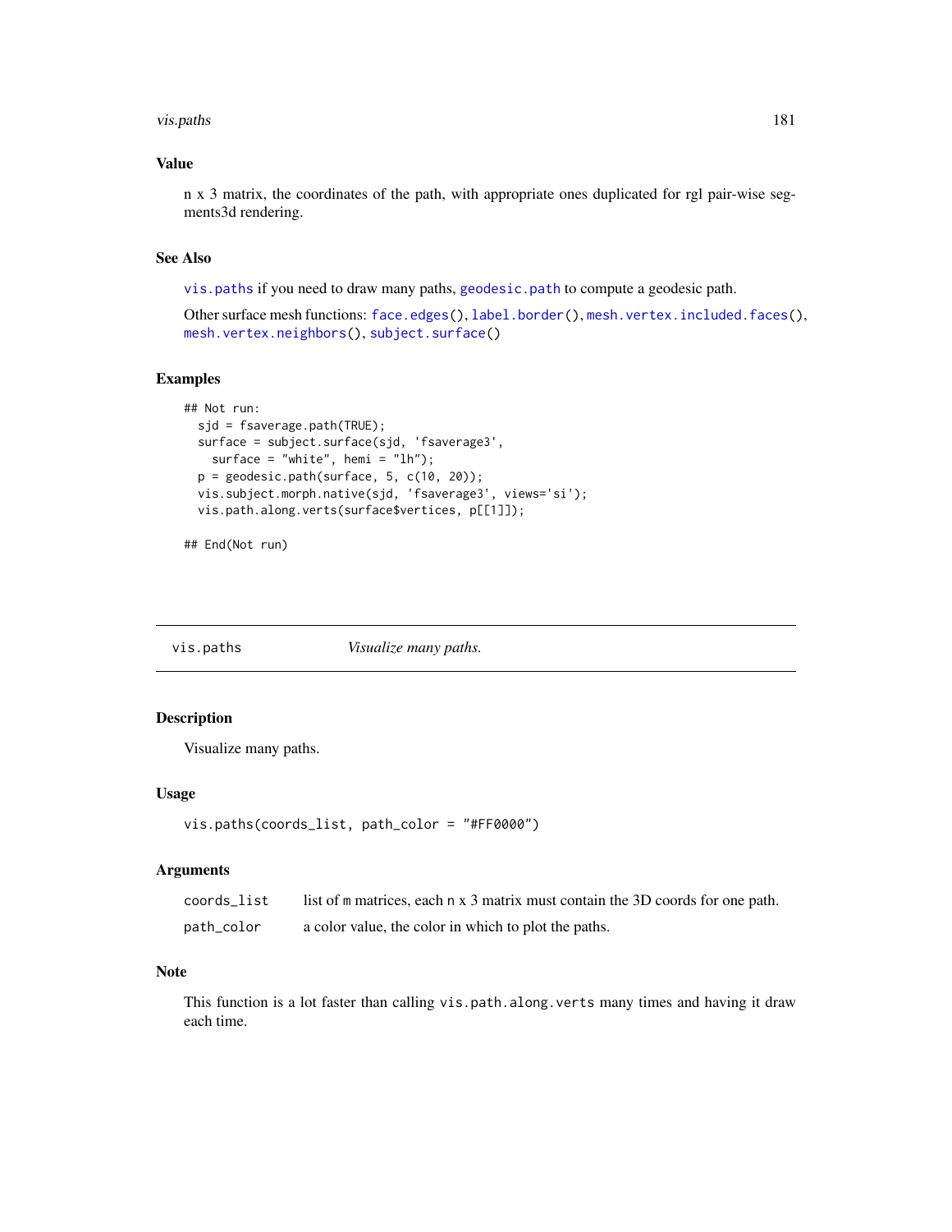### Value

n x 3 matrix, the coordinates of the path, with appropriate ones duplicated for rgl pair-wise segments3d rendering.

### See Also

`vis.paths` if you need to draw many paths, `geodesic.path` to compute a geodesic path.

Other surface mesh functions: `face.edges()`, `label.border()`, `mesh.vertex.included.faces()`, `mesh.vertex.neighbors()`, `subject.surface()`

### Examples

```
## Not run:
  sjd = fsaverage.path(TRUE);
  surface = subject.surface(sjd, 'fsaverage3',
    surface = "white", hemi = "lh");
  p = geodesic.path(surface, 5, c(10, 20));
  vis.subject.morph.native(sjd, 'fsaverage3', views='si');
  vis.path.along.verts(surface$vertices, p[[1]]);

## End(Not run)
```

---

## vis.paths    *Visualize many paths.*

---

### Description

Visualize many paths.

### Usage

```
vis.paths(coords_list, path_color = "#FF0000")
```

### Arguments

| | |
|---|---|
| coords_list | list of m matrices, each n x 3 matrix must contain the 3D coords for one path. |
| path_color | a color value, the color in which to plot the paths. |

### Note

This function is a lot faster than calling `vis.path.along.verts` many times and having it draw each time.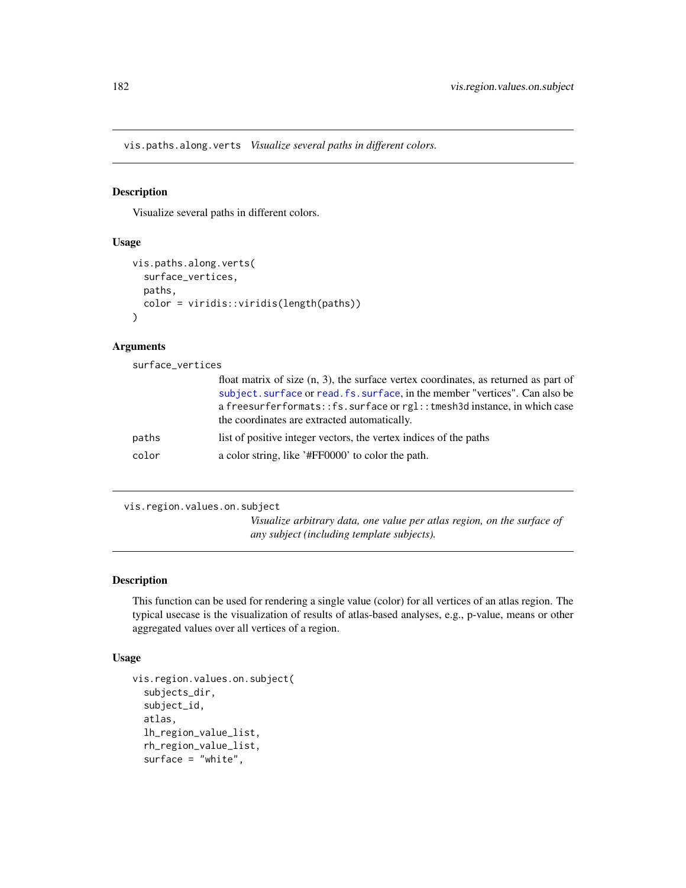## vis.paths.along.verts *Visualize several paths in different colors.*

### Description

Visualize several paths in different colors.

### Usage

```
vis.paths.along.verts(
  surface_vertices,
  paths,
  color = viridis::viridis(length(paths))
)
```

### Arguments

| | |
|---|---|
| surface_vertices | float matrix of size (n, 3), the surface vertex coordinates, as returned as part of `subject.surface` or `read.fs.surface`, in the member "vertices". Can also be a `freesurferformats::fs.surface` or `rgl::tmesh3d` instance, in which case the coordinates are extracted automatically. |
| paths | list of positive integer vectors, the vertex indices of the paths |
| color | a color string, like '#FF0000' to color the path. |

## vis.region.values.on.subject *Visualize arbitrary data, one value per atlas region, on the surface of any subject (including template subjects).*

### Description

This function can be used for rendering a single value (color) for all vertices of an atlas region. The typical usecase is the visualization of results of atlas-based analyses, e.g., p-value, means or other aggregated values over all vertices of a region.

### Usage

```
vis.region.values.on.subject(
  subjects_dir,
  subject_id,
  atlas,
  lh_region_value_list,
  rh_region_value_list,
  surface = "white",
```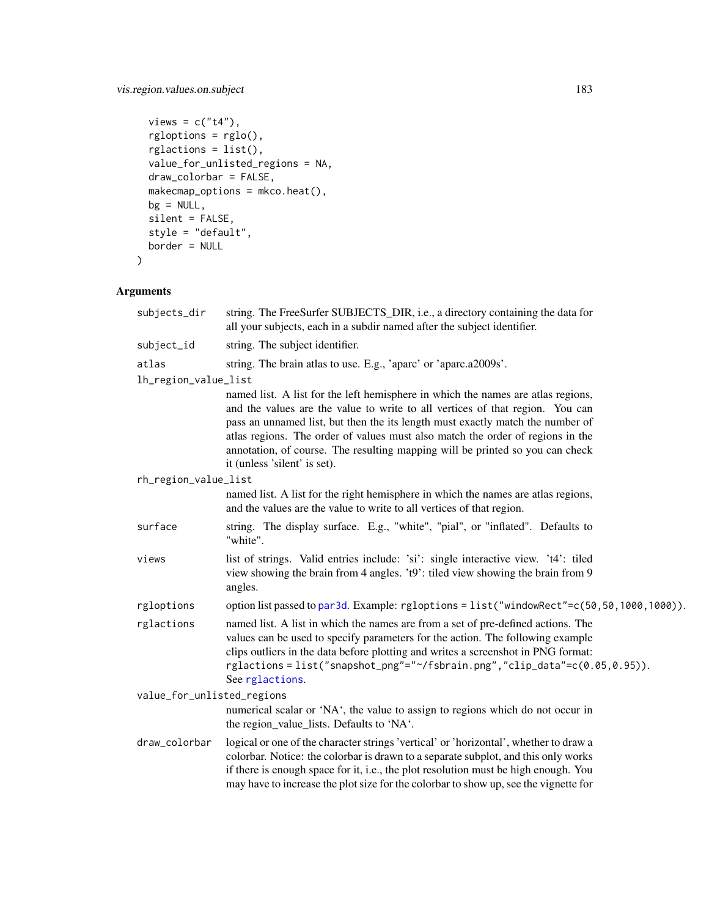```
  views = c("t4"),
  rgloptions = rglo(),
  rglactions = list(),
  value_for_unlisted_regions = NA,
  draw_colorbar = FALSE,
  makecmap_options = mkco.heat(),
  bg = NULL,
  silent = FALSE,
  style = "default",
  border = NULL
)
```

## Arguments

`subjects_dir`
: string. The FreeSurfer SUBJECTS_DIR, i.e., a directory containing the data for all your subjects, each in a subdir named after the subject identifier.

`subject_id`
: string. The subject identifier.

`atlas`
: string. The brain atlas to use. E.g., 'aparc' or 'aparc.a2009s'.

`lh_region_value_list`
: named list. A list for the left hemisphere in which the names are atlas regions, and the values are the value to write to all vertices of that region. You can pass an unnamed list, but then the its length must exactly match the number of atlas regions. The order of values must also match the order of regions in the annotation, of course. The resulting mapping will be printed so you can check it (unless 'silent' is set).

`rh_region_value_list`
: named list. A list for the right hemisphere in which the names are atlas regions, and the values are the value to write to all vertices of that region.

`surface`
: string. The display surface. E.g., "white", "pial", or "inflated". Defaults to "white".

`views`
: list of strings. Valid entries include: 'si': single interactive view. 't4': tiled view showing the brain from 4 angles. 't9': tiled view showing the brain from 9 angles.

`rgloptions`
: option list passed to par3d. Example: `rgloptions = list("windowRect"=c(50,50,1000,1000))`.

`rglactions`
: named list. A list in which the names are from a set of pre-defined actions. The values can be used to specify parameters for the action. The following example clips outliers in the data before plotting and writes a screenshot in PNG format: `rglactions = list("snapshot_png"="~/fsbrain.png","clip_data"=c(0.05,0.95))`. See rglactions.

`value_for_unlisted_regions`
: numerical scalar or 'NA', the value to assign to regions which do not occur in the region_value_lists. Defaults to 'NA'.

`draw_colorbar`
: logical or one of the character strings 'vertical' or 'horizontal', whether to draw a colorbar. Notice: the colorbar is drawn to a separate subplot, and this only works if there is enough space for it, i.e., the plot resolution must be high enough. You may have to increase the plot size for the colorbar to show up, see the vignette for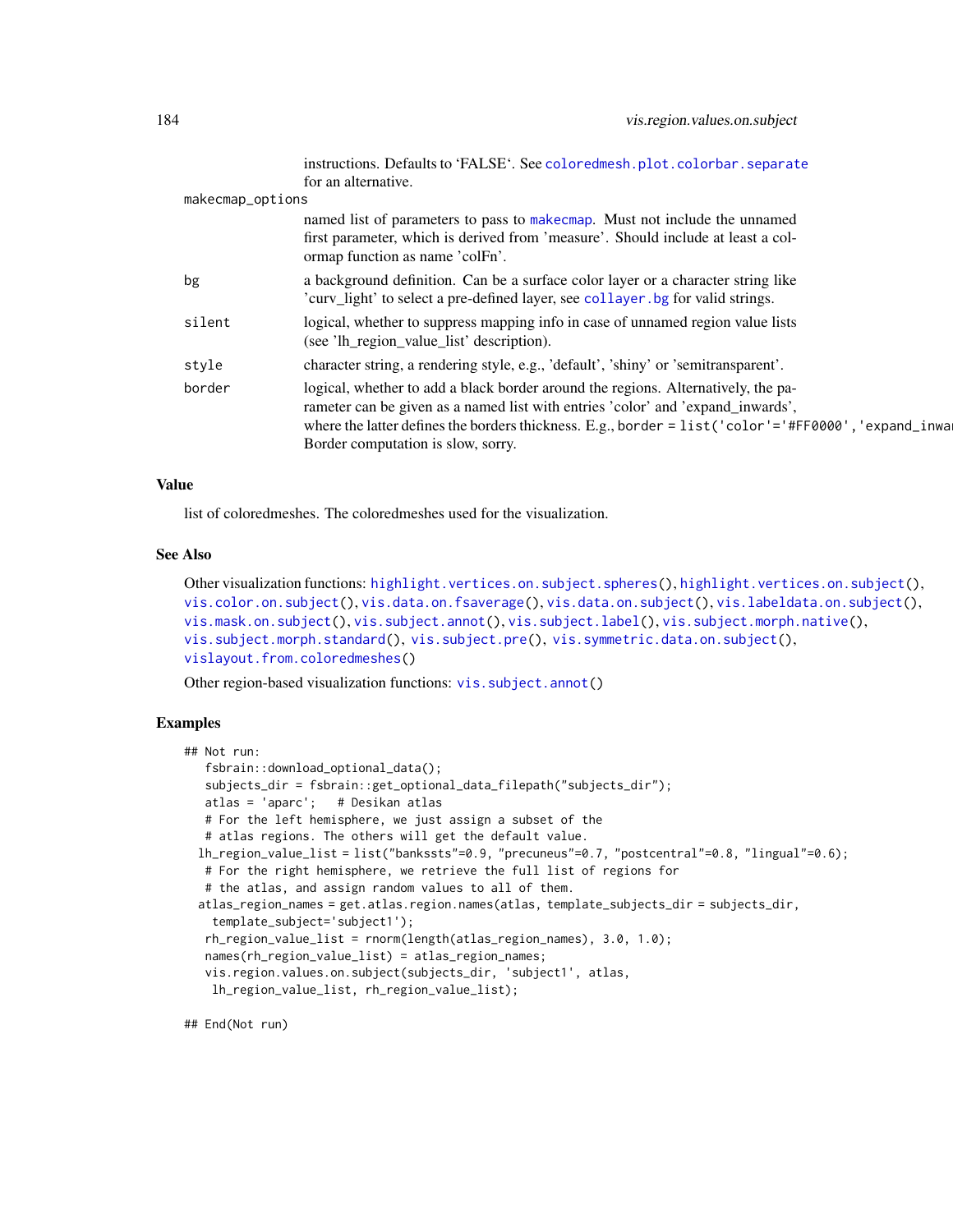instructions. Defaults to 'FALSE'. See `coloredmesh.plot.colorbar.separate` for an alternative.

`makecmap_options`
: named list of parameters to pass to `makecmap`. Must not include the unnamed first parameter, which is derived from 'measure'. Should include at least a colormap function as name 'colFn'.

`bg`
: a background definition. Can be a surface color layer or a character string like 'curv_light' to select a pre-defined layer, see `collayer.bg` for valid strings.

`silent`
: logical, whether to suppress mapping info in case of unnamed region value lists (see 'lh_region_value_list' description).

`style`
: character string, a rendering style, e.g., 'default', 'shiny' or 'semitransparent'.

`border`
: logical, whether to add a black border around the regions. Alternatively, the parameter can be given as a named list with entries 'color' and 'expand_inwards', where the latter defines the borders thickness. E.g., `border = list('color'='#FF0000','expand_inwa` Border computation is slow, sorry.

### Value

list of coloredmeshes. The coloredmeshes used for the visualization.

### See Also

Other visualization functions: `highlight.vertices.on.subject.spheres()`, `highlight.vertices.on.subject()`, `vis.color.on.subject()`, `vis.data.on.fsaverage()`, `vis.data.on.subject()`, `vis.labeldata.on.subject()`, `vis.mask.on.subject()`, `vis.subject.annot()`, `vis.subject.label()`, `vis.subject.morph.native()`, `vis.subject.morph.standard()`, `vis.subject.pre()`, `vis.symmetric.data.on.subject()`, `vislayout.from.coloredmeshes()`

Other region-based visualization functions: `vis.subject.annot()`

### Examples

```
## Not run:
   fsbrain::download_optional_data();
   subjects_dir = fsbrain::get_optional_data_filepath("subjects_dir");
   atlas = 'aparc';   # Desikan atlas
   # For the left hemisphere, we just assign a subset of the
   # atlas regions. The others will get the default value.
  lh_region_value_list = list("bankssts"=0.9, "precuneus"=0.7, "postcentral"=0.8, "lingual"=0.6);
   # For the right hemisphere, we retrieve the full list of regions for
   # the atlas, and assign random values to all of them.
  atlas_region_names = get.atlas.region.names(atlas, template_subjects_dir = subjects_dir,
    template_subject='subject1');
   rh_region_value_list = rnorm(length(atlas_region_names), 3.0, 1.0);
   names(rh_region_value_list) = atlas_region_names;
   vis.region.values.on.subject(subjects_dir, 'subject1', atlas,
    lh_region_value_list, rh_region_value_list);

## End(Not run)
```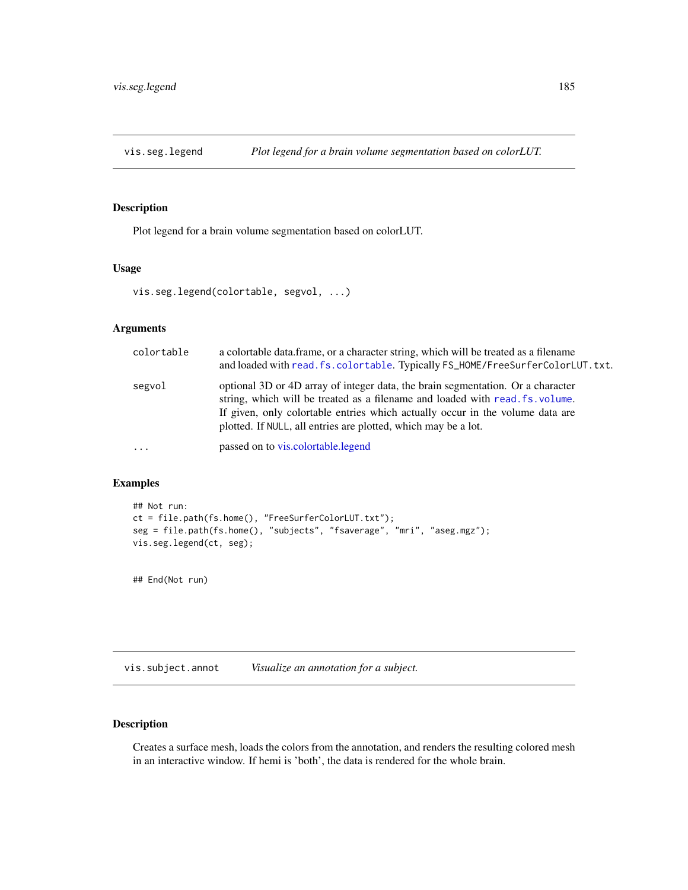## vis.seg.legend — *Plot legend for a brain volume segmentation based on colorLUT.*

### Description

Plot legend for a brain volume segmentation based on colorLUT.

### Usage

```
vis.seg.legend(colortable, segvol, ...)
```

### Arguments

| | |
|---|---|
| colortable | a colortable data.frame, or a character string, which will be treated as a filename and loaded with `read.fs.colortable`. Typically `FS_HOME/FreeSurferColorLUT.txt`. |
| segvol | optional 3D or 4D array of integer data, the brain segmentation. Or a character string, which will be treated as a filename and loaded with `read.fs.volume`. If given, only colortable entries which actually occur in the volume data are plotted. If `NULL`, all entries are plotted, which may be a lot. |
| ... | passed on to vis.colortable.legend |

### Examples

```
## Not run:
ct = file.path(fs.home(), "FreeSurferColorLUT.txt");
seg = file.path(fs.home(), "subjects", "fsaverage", "mri", "aseg.mgz");
vis.seg.legend(ct, seg);


## End(Not run)
```

## vis.subject.annot — *Visualize an annotation for a subject.*

### Description

Creates a surface mesh, loads the colors from the annotation, and renders the resulting colored mesh in an interactive window. If hemi is 'both', the data is rendered for the whole brain.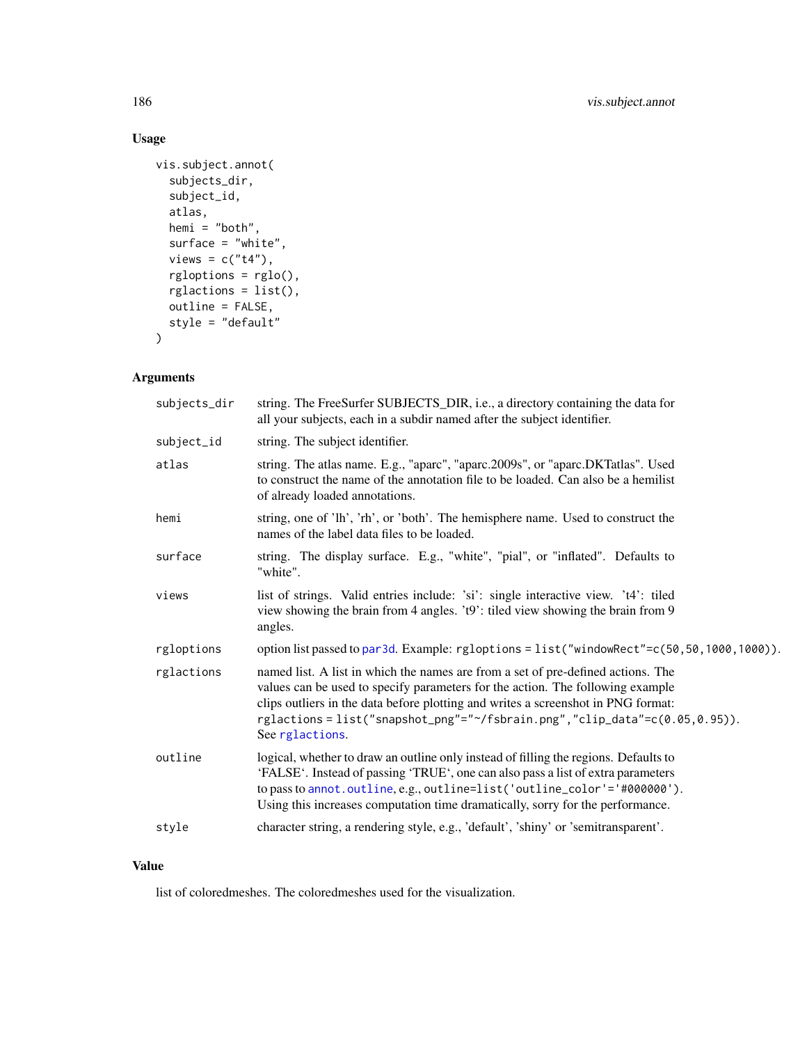## Usage

```
vis.subject.annot(
  subjects_dir,
  subject_id,
  atlas,
  hemi = "both",
  surface = "white",
  views = c("t4"),
  rgloptions = rglo(),
  rglactions = list(),
  outline = FALSE,
  style = "default"
)
```

## Arguments

| | |
|---|---|
| subjects_dir | string. The FreeSurfer SUBJECTS_DIR, i.e., a directory containing the data for all your subjects, each in a subdir named after the subject identifier. |
| subject_id | string. The subject identifier. |
| atlas | string. The atlas name. E.g., "aparc", "aparc.2009s", or "aparc.DKTatlas". Used to construct the name of the annotation file to be loaded. Can also be a hemilist of already loaded annotations. |
| hemi | string, one of 'lh', 'rh', or 'both'. The hemisphere name. Used to construct the names of the label data files to be loaded. |
| surface | string. The display surface. E.g., "white", "pial", or "inflated". Defaults to "white". |
| views | list of strings. Valid entries include: 'si': single interactive view. 't4': tiled view showing the brain from 4 angles. 't9': tiled view showing the brain from 9 angles. |
| rgloptions | option list passed to par3d. Example: `rgloptions = list("windowRect"=c(50,50,1000,1000))`. |
| rglactions | named list. A list in which the names are from a set of pre-defined actions. The values can be used to specify parameters for the action. The following example clips outliers in the data before plotting and writes a screenshot in PNG format: `rglactions = list("snapshot_png"="~/fsbrain.png","clip_data"=c(0.05,0.95))`. See rglactions. |
| outline | logical, whether to draw an outline only instead of filling the regions. Defaults to 'FALSE'. Instead of passing 'TRUE', one can also pass a list of extra parameters to pass to annot.outline, e.g., `outline=list('outline_color'='#000000')`. Using this increases computation time dramatically, sorry for the performance. |
| style | character string, a rendering style, e.g., 'default', 'shiny' or 'semitransparent'. |

## Value

list of coloredmeshes. The coloredmeshes used for the visualization.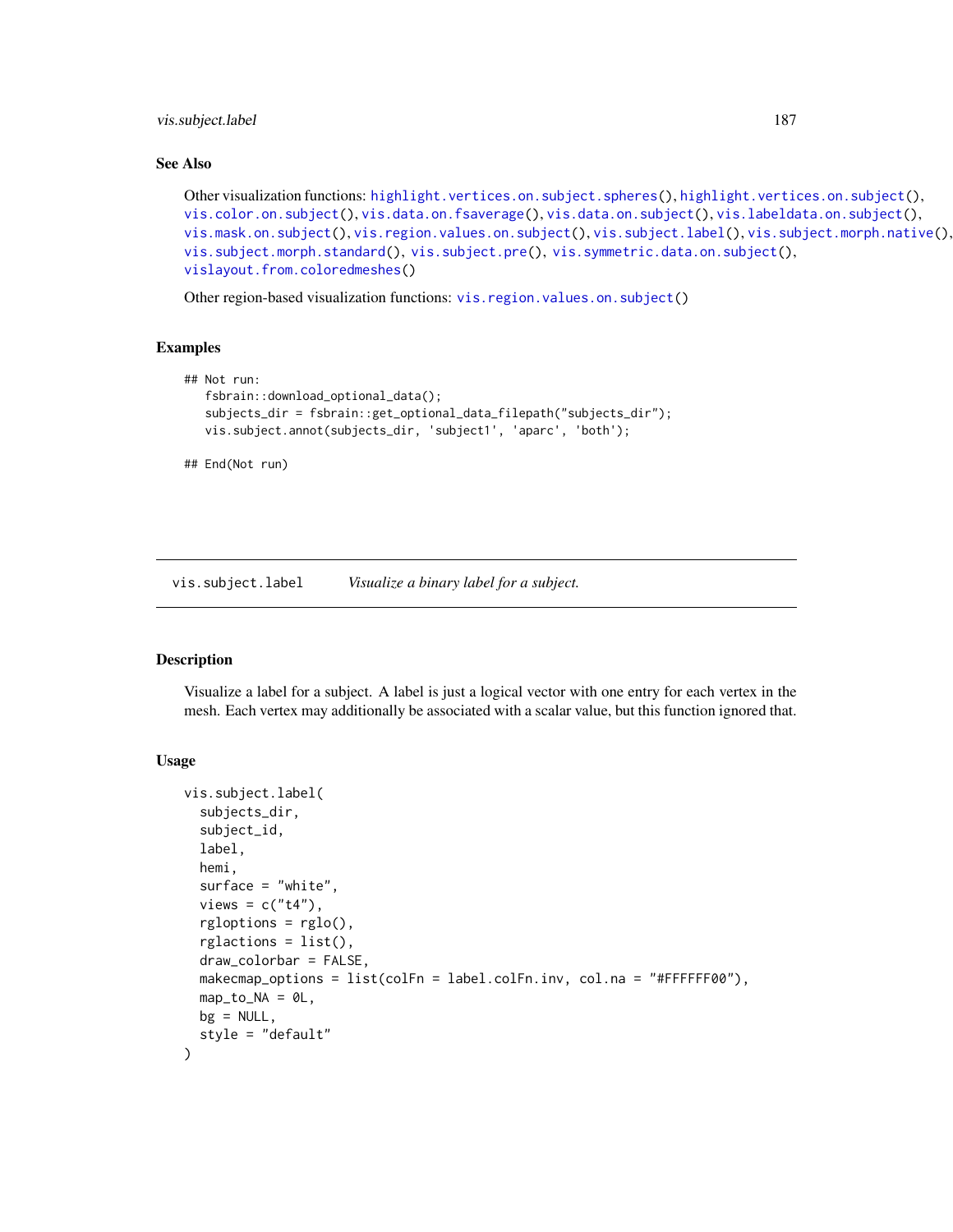## See Also

Other visualization functions: `highlight.vertices.on.subject.spheres()`, `highlight.vertices.on.subject()`, `vis.color.on.subject()`, `vis.data.on.fsaverage()`, `vis.data.on.subject()`, `vis.labeldata.on.subject()`, `vis.mask.on.subject()`, `vis.region.values.on.subject()`, `vis.subject.label()`, `vis.subject.morph.native()`, `vis.subject.morph.standard()`, `vis.subject.pre()`, `vis.symmetric.data.on.subject()`, `vislayout.from.coloredmeshes()`

Other region-based visualization functions: `vis.region.values.on.subject()`

## Examples

```
## Not run:
   fsbrain::download_optional_data();
   subjects_dir = fsbrain::get_optional_data_filepath("subjects_dir");
   vis.subject.annot(subjects_dir, 'subject1', 'aparc', 'both');

## End(Not run)
```

---

# vis.subject.label    *Visualize a binary label for a subject.*

## Description

Visualize a label for a subject. A label is just a logical vector with one entry for each vertex in the mesh. Each vertex may additionally be associated with a scalar value, but this function ignored that.

## Usage

```
vis.subject.label(
  subjects_dir,
  subject_id,
  label,
  hemi,
  surface = "white",
  views = c("t4"),
  rgloptions = rglo(),
  rglactions = list(),
  draw_colorbar = FALSE,
  makecmap_options = list(colFn = label.colFn.inv, col.na = "#FFFFFF00"),
  map_to_NA = 0L,
  bg = NULL,
  style = "default"
)
```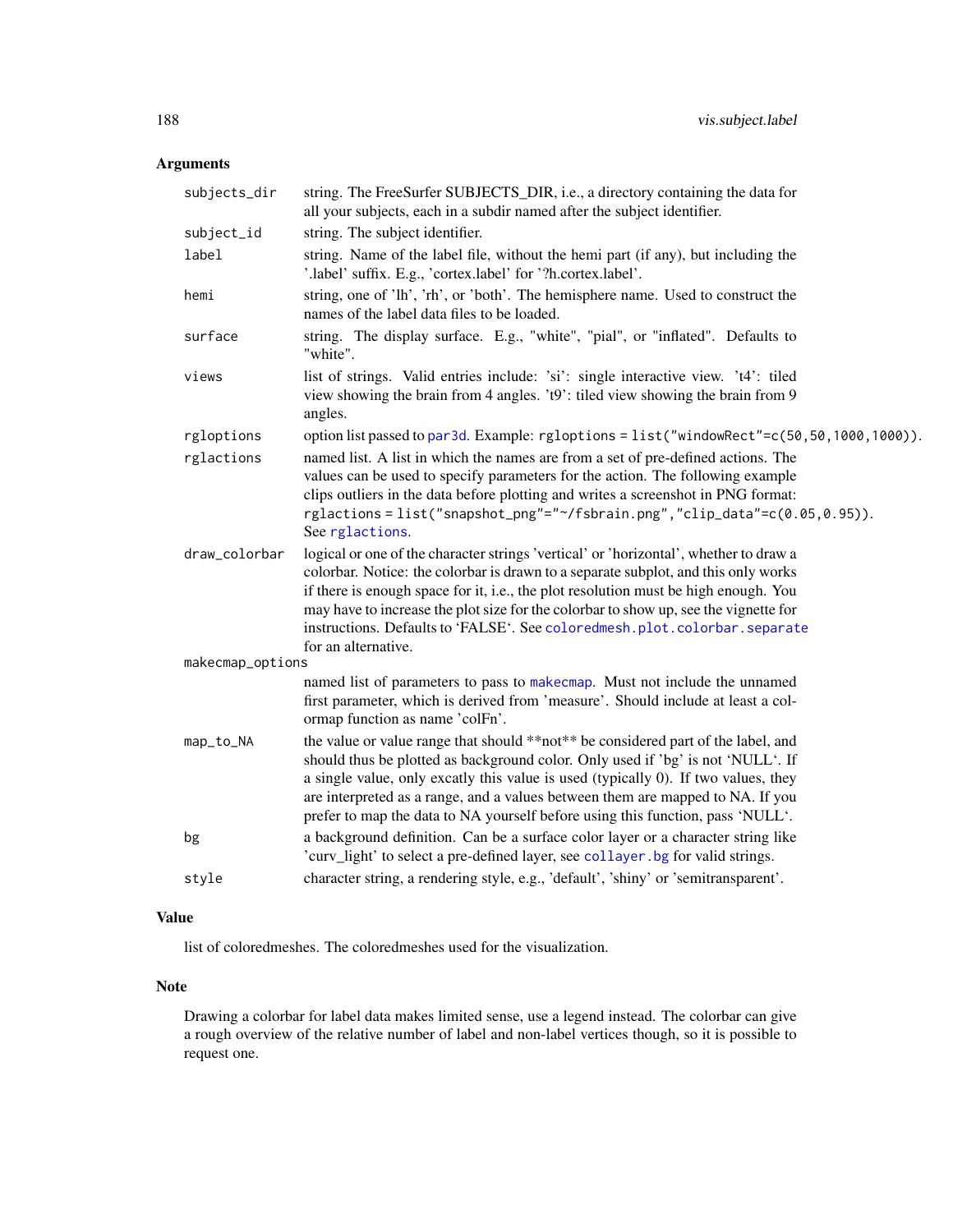## Arguments

| | |
|---|---|
| `subjects_dir` | string. The FreeSurfer SUBJECTS_DIR, i.e., a directory containing the data for all your subjects, each in a subdir named after the subject identifier. |
| `subject_id` | string. The subject identifier. |
| `label` | string. Name of the label file, without the hemi part (if any), but including the '.label' suffix. E.g., 'cortex.label' for '?h.cortex.label'. |
| `hemi` | string, one of 'lh', 'rh', or 'both'. The hemisphere name. Used to construct the names of the label data files to be loaded. |
| `surface` | string. The display surface. E.g., "white", "pial", or "inflated". Defaults to "white". |
| `views` | list of strings. Valid entries include: 'si': single interactive view. 't4': tiled view showing the brain from 4 angles. 't9': tiled view showing the brain from 9 angles. |
| `rgloptions` | option list passed to par3d. Example: `rgloptions = list("windowRect"=c(50,50,1000,1000))`. |
| `rglactions` | named list. A list in which the names are from a set of pre-defined actions. The values can be used to specify parameters for the action. The following example clips outliers in the data before plotting and writes a screenshot in PNG format: `rglactions = list("snapshot_png"="~/fsbrain.png","clip_data"=c(0.05,0.95))`. See rglactions. |
| `draw_colorbar` | logical or one of the character strings 'vertical' or 'horizontal', whether to draw a colorbar. Notice: the colorbar is drawn to a separate subplot, and this only works if there is enough space for it, i.e., the plot resolution must be high enough. You may have to increase the plot size for the colorbar to show up, see the vignette for instructions. Defaults to 'FALSE'. See coloredmesh.plot.colorbar.separate for an alternative. |
| `makecmap_options` | named list of parameters to pass to makecmap. Must not include the unnamed first parameter, which is derived from 'measure'. Should include at least a colormap function as name 'colFn'. |
| `map_to_NA` | the value or value range that should \*\*not\*\* be considered part of the label, and should thus be plotted as background color. Only used if 'bg' is not 'NULL'. If a single value, only excatly this value is used (typically 0). If two values, they are interpreted as a range, and a values between them are mapped to NA. If you prefer to map the data to NA yourself before using this function, pass 'NULL'. |
| `bg` | a background definition. Can be a surface color layer or a character string like 'curv_light' to select a pre-defined layer, see collayer.bg for valid strings. |
| `style` | character string, a rendering style, e.g., 'default', 'shiny' or 'semitransparent'. |

## Value

list of coloredmeshes. The coloredmeshes used for the visualization.

## Note

Drawing a colorbar for label data makes limited sense, use a legend instead. The colorbar can give a rough overview of the relative number of label and non-label vertices though, so it is possible to request one.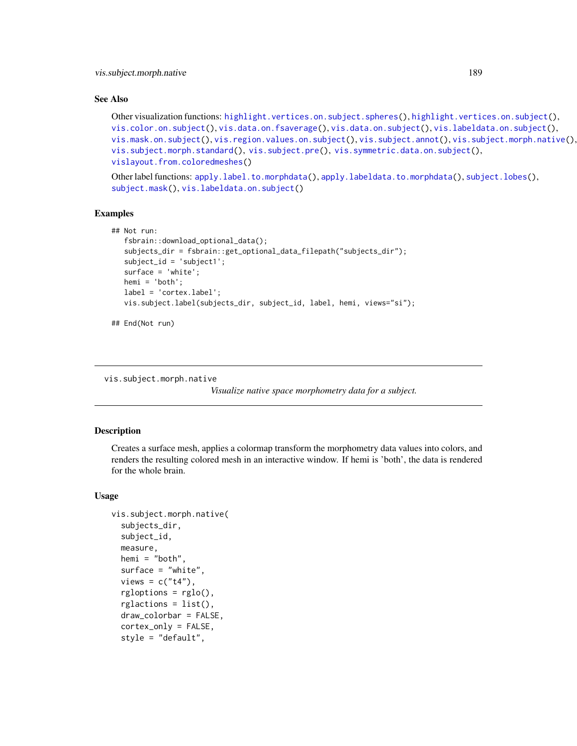### See Also

Other visualization functions: highlight.vertices.on.subject.spheres(), highlight.vertices.on.subject(), vis.color.on.subject(), vis.data.on.fsaverage(), vis.data.on.subject(), vis.labeldata.on.subject(), vis.mask.on.subject(), vis.region.values.on.subject(), vis.subject.annot(), vis.subject.morph.native(), vis.subject.morph.standard(), vis.subject.pre(), vis.symmetric.data.on.subject(), vislayout.from.coloredmeshes()

Other label functions: apply.label.to.morphdata(), apply.labeldata.to.morphdata(), subject.lobes(), subject.mask(), vis.labeldata.on.subject()

### Examples

```
## Not run:
   fsbrain::download_optional_data();
   subjects_dir = fsbrain::get_optional_data_filepath("subjects_dir");
   subject_id = 'subject1';
   surface = 'white';
   hemi = 'both';
   label = 'cortex.label';
   vis.subject.label(subjects_dir, subject_id, label, hemi, views="si");

## End(Not run)
```

---

## vis.subject.morph.native

*Visualize native space morphometry data for a subject.*

---

### Description

Creates a surface mesh, applies a colormap transform the morphometry data values into colors, and renders the resulting colored mesh in an interactive window. If hemi is 'both', the data is rendered for the whole brain.

### Usage

```
vis.subject.morph.native(
  subjects_dir,
  subject_id,
  measure,
  hemi = "both",
  surface = "white",
  views = c("t4"),
  rgloptions = rglo(),
  rglactions = list(),
  draw_colorbar = FALSE,
  cortex_only = FALSE,
  style = "default",
```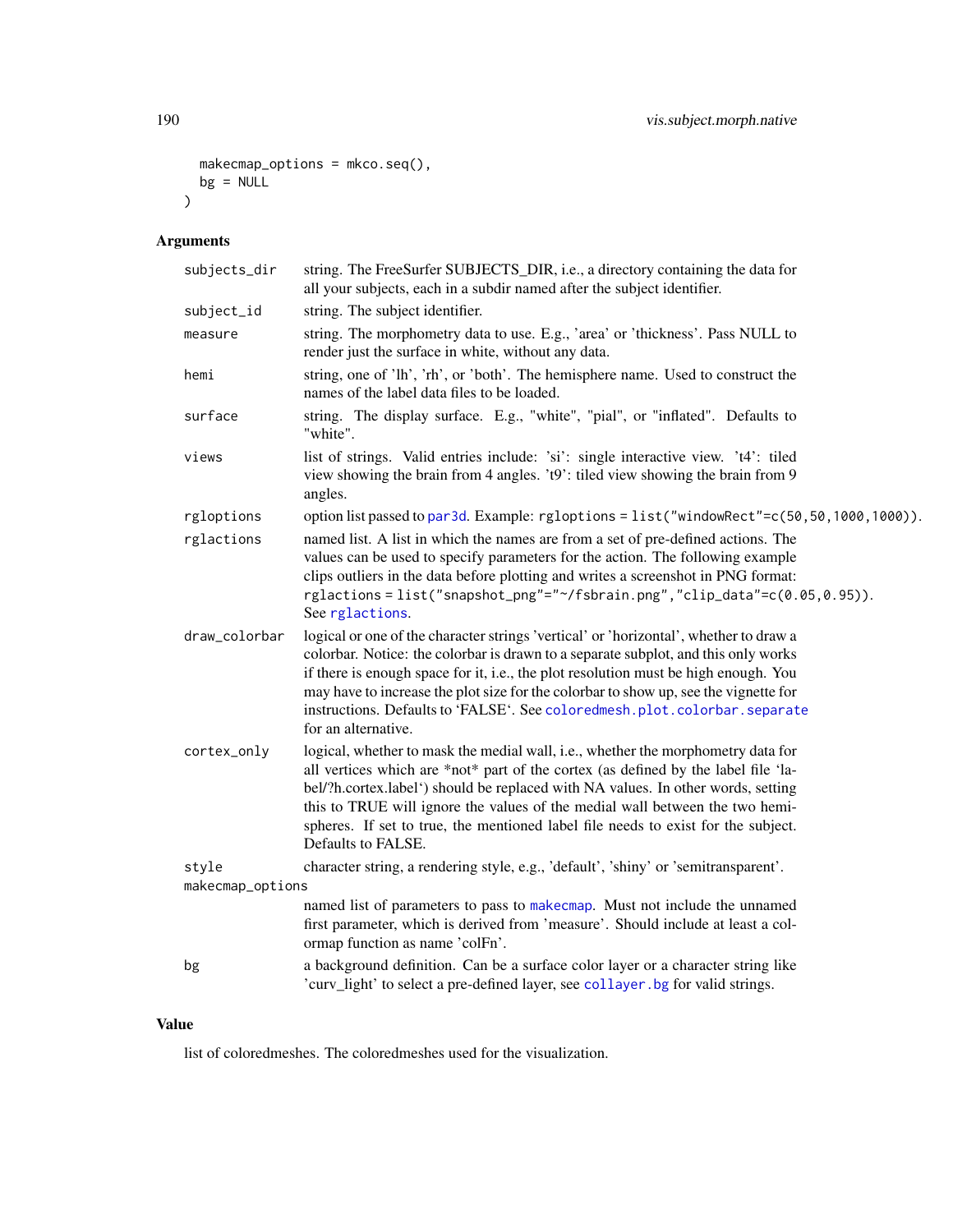```
  makecmap_options = mkco.seq(),
  bg = NULL
)
```

## Arguments

| | |
|---|---|
| `subjects_dir` | string. The FreeSurfer SUBJECTS_DIR, i.e., a directory containing the data for all your subjects, each in a subdir named after the subject identifier. |
| `subject_id` | string. The subject identifier. |
| `measure` | string. The morphometry data to use. E.g., 'area' or 'thickness'. Pass NULL to render just the surface in white, without any data. |
| `hemi` | string, one of 'lh', 'rh', or 'both'. The hemisphere name. Used to construct the names of the label data files to be loaded. |
| `surface` | string. The display surface. E.g., "white", "pial", or "inflated". Defaults to "white". |
| `views` | list of strings. Valid entries include: 'si': single interactive view. 't4': tiled view showing the brain from 4 angles. 't9': tiled view showing the brain from 9 angles. |
| `rgloptions` | option list passed to `par3d`. Example: `rgloptions = list("windowRect"=c(50,50,1000,1000))`. |
| `rglactions` | named list. A list in which the names are from a set of pre-defined actions. The values can be used to specify parameters for the action. The following example clips outliers in the data before plotting and writes a screenshot in PNG format: `rglactions = list("snapshot_png"="~/fsbrain.png","clip_data"=c(0.05,0.95))`. See `rglactions`. |
| `draw_colorbar` | logical or one of the character strings 'vertical' or 'horizontal', whether to draw a colorbar. Notice: the colorbar is drawn to a separate subplot, and this only works if there is enough space for it, i.e., the plot resolution must be high enough. You may have to increase the plot size for the colorbar to show up, see the vignette for instructions. Defaults to 'FALSE'. See `coloredmesh.plot.colorbar.separate` for an alternative. |
| `cortex_only` | logical, whether to mask the medial wall, i.e., whether the morphometry data for all vertices which are *not* part of the cortex (as defined by the label file 'label/?h.cortex.label') should be replaced with NA values. In other words, setting this to TRUE will ignore the values of the medial wall between the two hemispheres. If set to true, the mentioned label file needs to exist for the subject. Defaults to FALSE. |
| `style` | character string, a rendering style, e.g., 'default', 'shiny' or 'semitransparent'. |
| `makecmap_options` | named list of parameters to pass to `makecmap`. Must not include the unnamed first parameter, which is derived from 'measure'. Should include at least a colormap function as name 'colFn'. |
| `bg` | a background definition. Can be a surface color layer or a character string like 'curv_light' to select a pre-defined layer, see `collayer.bg` for valid strings. |

## Value

list of coloredmeshes. The coloredmeshes used for the visualization.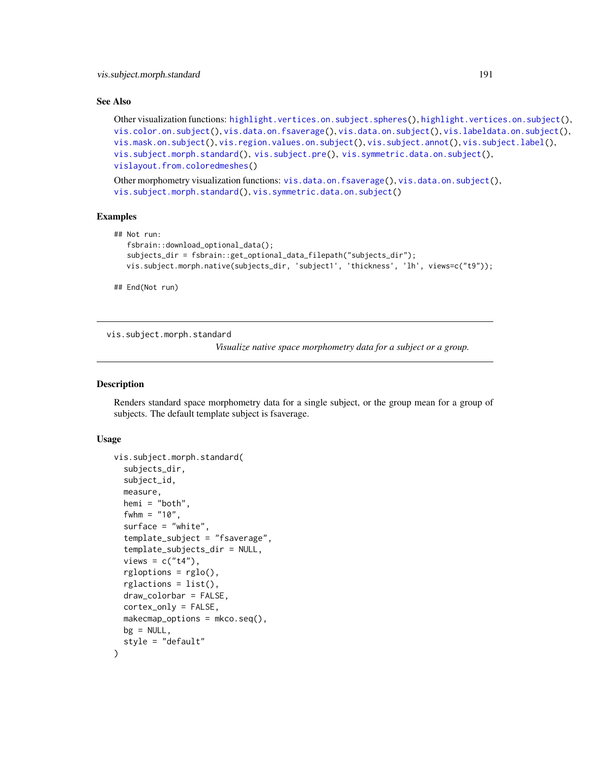### See Also

Other visualization functions: `highlight.vertices.on.subject.spheres()`, `highlight.vertices.on.subject()`, `vis.color.on.subject()`, `vis.data.on.fsaverage()`, `vis.data.on.subject()`, `vis.labeldata.on.subject()`, `vis.mask.on.subject()`, `vis.region.values.on.subject()`, `vis.subject.annot()`, `vis.subject.label()`, `vis.subject.morph.standard()`, `vis.subject.pre()`, `vis.symmetric.data.on.subject()`, `vislayout.from.coloredmeshes()`

Other morphometry visualization functions: `vis.data.on.fsaverage()`, `vis.data.on.subject()`, `vis.subject.morph.standard()`, `vis.symmetric.data.on.subject()`

### Examples

```
## Not run:
   fsbrain::download_optional_data();
   subjects_dir = fsbrain::get_optional_data_filepath("subjects_dir");
   vis.subject.morph.native(subjects_dir, 'subject1', 'thickness', 'lh', views=c("t9"));

## End(Not run)
```

---

## vis.subject.morph.standard

*Visualize native space morphometry data for a subject or a group.*

### Description

Renders standard space morphometry data for a single subject, or the group mean for a group of subjects. The default template subject is fsaverage.

### Usage

```
vis.subject.morph.standard(
  subjects_dir,
  subject_id,
  measure,
  hemi = "both",
  fwhm = "10",
  surface = "white",
  template_subject = "fsaverage",
  template_subjects_dir = NULL,
  views = c("t4"),
  rgloptions = rglo(),
  rglactions = list(),
  draw_colorbar = FALSE,
  cortex_only = FALSE,
  makecmap_options = mkco.seq(),
  bg = NULL,
  style = "default"
)
```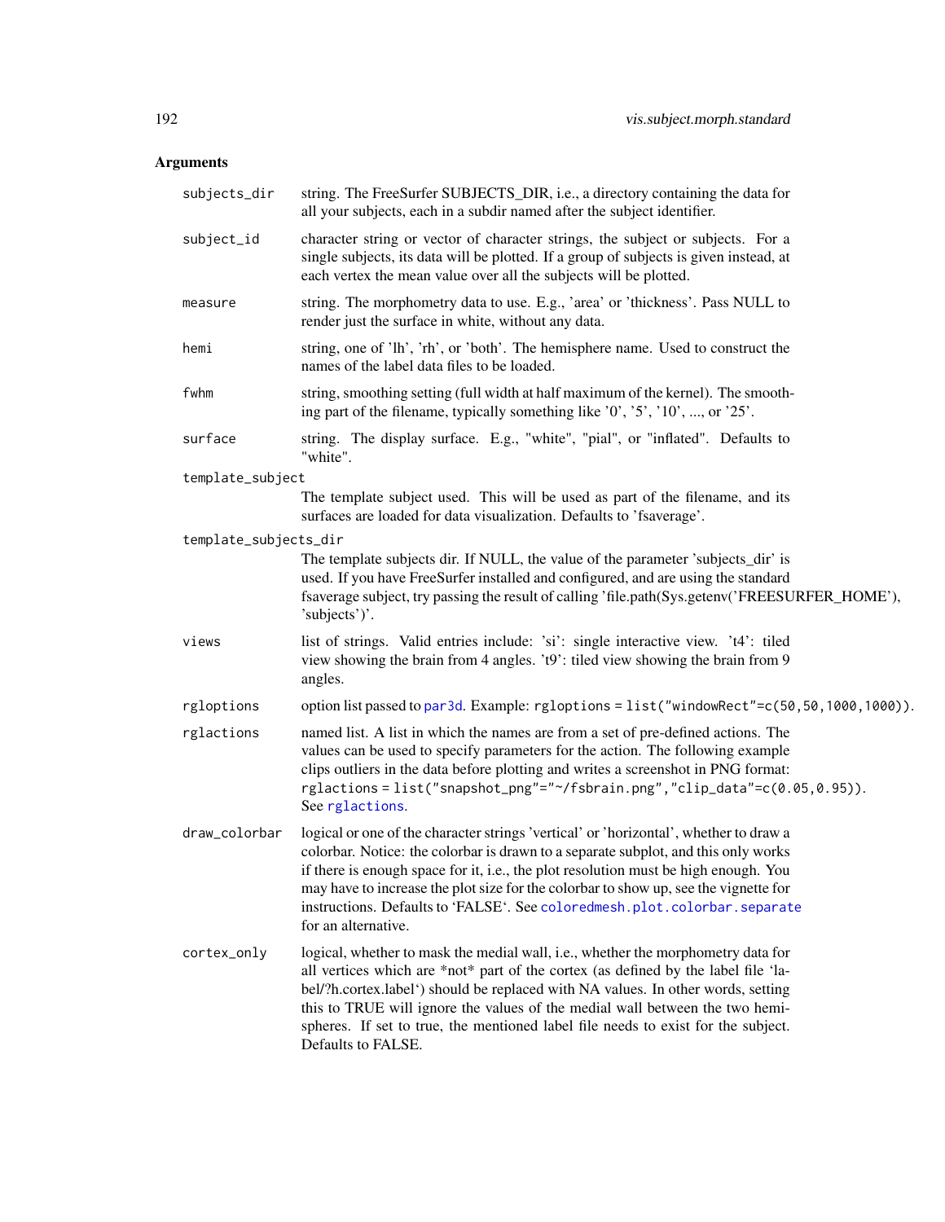## Arguments

| | |
|---|---|
| subjects_dir | string. The FreeSurfer SUBJECTS_DIR, i.e., a directory containing the data for all your subjects, each in a subdir named after the subject identifier. |
| subject_id | character string or vector of character strings, the subject or subjects. For a single subjects, its data will be plotted. If a group of subjects is given instead, at each vertex the mean value over all the subjects will be plotted. |
| measure | string. The morphometry data to use. E.g., 'area' or 'thickness'. Pass NULL to render just the surface in white, without any data. |
| hemi | string, one of 'lh', 'rh', or 'both'. The hemisphere name. Used to construct the names of the label data files to be loaded. |
| fwhm | string, smoothing setting (full width at half maximum of the kernel). The smoothing part of the filename, typically something like '0', '5', '10', ..., or '25'. |
| surface | string. The display surface. E.g., "white", "pial", or "inflated". Defaults to "white". |
| template_subject | The template subject used. This will be used as part of the filename, and its surfaces are loaded for data visualization. Defaults to 'fsaverage'. |
| template_subjects_dir | The template subjects dir. If NULL, the value of the parameter 'subjects_dir' is used. If you have FreeSurfer installed and configured, and are using the standard fsaverage subject, try passing the result of calling 'file.path(Sys.getenv('FREESURFER_HOME'), 'subjects')'. |
| views | list of strings. Valid entries include: 'si': single interactive view. 't4': tiled view showing the brain from 4 angles. 't9': tiled view showing the brain from 9 angles. |
| rgloptions | option list passed to par3d. Example: `rgloptions = list("windowRect"=c(50,50,1000,1000))`. |
| rglactions | named list. A list in which the names are from a set of pre-defined actions. The values can be used to specify parameters for the action. The following example clips outliers in the data before plotting and writes a screenshot in PNG format: `rglactions = list("snapshot_png"="~/fsbrain.png","clip_data"=c(0.05,0.95))`. See rglactions. |
| draw_colorbar | logical or one of the character strings 'vertical' or 'horizontal', whether to draw a colorbar. Notice: the colorbar is drawn to a separate subplot, and this only works if there is enough space for it, i.e., the plot resolution must be high enough. You may have to increase the plot size for the colorbar to show up, see the vignette for instructions. Defaults to 'FALSE'. See coloredmesh.plot.colorbar.separate for an alternative. |
| cortex_only | logical, whether to mask the medial wall, i.e., whether the morphometry data for all vertices which are *not* part of the cortex (as defined by the label file 'label/?h.cortex.label') should be replaced with NA values. In other words, setting this to TRUE will ignore the values of the medial wall between the two hemispheres. If set to true, the mentioned label file needs to exist for the subject. Defaults to FALSE. |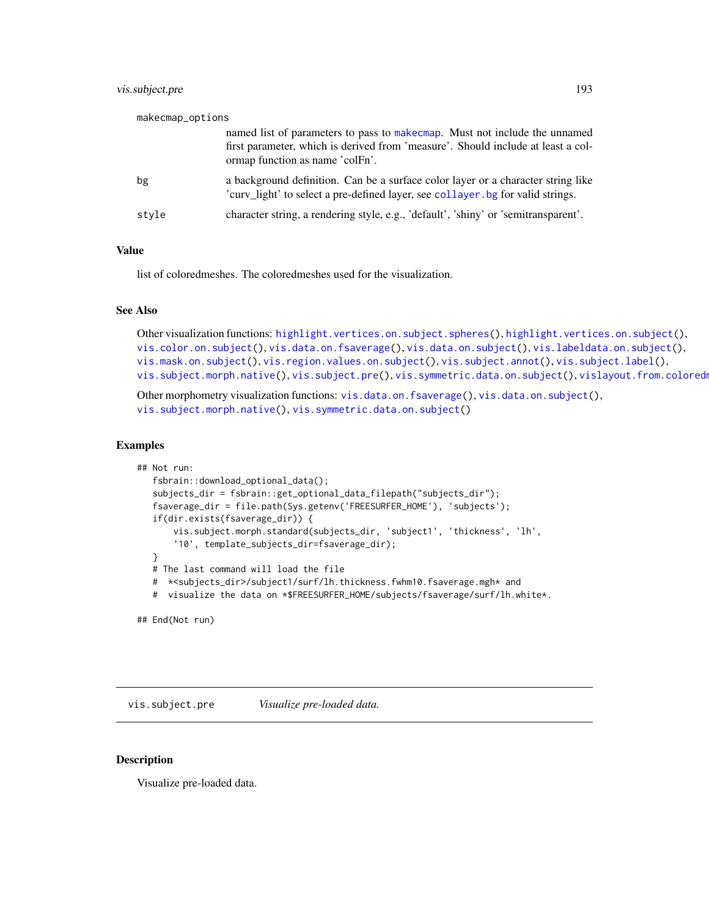makecmap_options
: named list of parameters to pass to makecmap. Must not include the unnamed first parameter, which is derived from 'measure'. Should include at least a colormap function as name 'colFn'.

bg
: a background definition. Can be a surface color layer or a character string like 'curv_light' to select a pre-defined layer, see collayer.bg for valid strings.

style
: character string, a rendering style, e.g., 'default', 'shiny' or 'semitransparent'.

### Value

list of coloredmeshes. The coloredmeshes used for the visualization.

### See Also

Other visualization functions: highlight.vertices.on.subject.spheres(), highlight.vertices.on.subject(), vis.color.on.subject(), vis.data.on.fsaverage(), vis.data.on.subject(), vis.labeldata.on.subject(), vis.mask.on.subject(), vis.region.values.on.subject(), vis.subject.annot(), vis.subject.label(), vis.subject.morph.native(), vis.subject.pre(), vis.symmetric.data.on.subject(), vislayout.from.coloredm

Other morphometry visualization functions: vis.data.on.fsaverage(), vis.data.on.subject(), vis.subject.morph.native(), vis.symmetric.data.on.subject()

### Examples

```
## Not run:
   fsbrain::download_optional_data();
   subjects_dir = fsbrain::get_optional_data_filepath("subjects_dir");
   fsaverage_dir = file.path(Sys.getenv('FREESURFER_HOME'), 'subjects');
   if(dir.exists(fsaverage_dir)) {
       vis.subject.morph.standard(subjects_dir, 'subject1', 'thickness', 'lh',
       '10', template_subjects_dir=fsaverage_dir);
   }
   # The last command will load the file
   #  *<subjects_dir>/subject1/surf/lh.thickness.fwhm10.fsaverage.mgh* and
   #  visualize the data on *$FREESURFER_HOME/subjects/fsaverage/surf/lh.white*.

## End(Not run)
```

---

## vis.subject.pre — *Visualize pre-loaded data.*

### Description

Visualize pre-loaded data.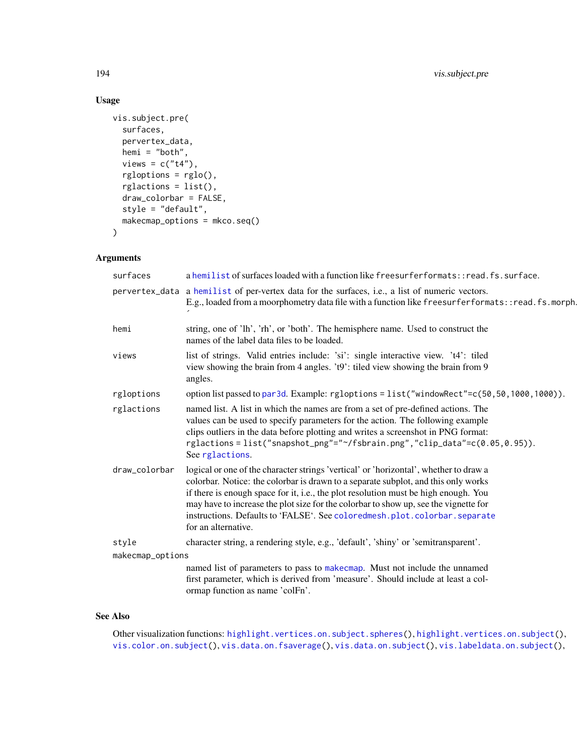## Usage

```
vis.subject.pre(
  surfaces,
  pervertex_data,
  hemi = "both",
  views = c("t4"),
  rgloptions = rglo(),
  rglactions = list(),
  draw_colorbar = FALSE,
  style = "default",
  makecmap_options = mkco.seq()
)
```

## Arguments

| | |
|---|---|
| surfaces | a hemilist of surfaces loaded with a function like freesurferformats::read.fs.surface. |
| pervertex_data | a hemilist of per-vertex data for the surfaces, i.e., a list of numeric vectors. E.g., loaded from a moorphometry data file with a function like freesurferformats::read.fs.morph. ´ |
| hemi | string, one of 'lh', 'rh', or 'both'. The hemisphere name. Used to construct the names of the label data files to be loaded. |
| views | list of strings. Valid entries include: 'si': single interactive view. 't4': tiled view showing the brain from 4 angles. 't9': tiled view showing the brain from 9 angles. |
| rgloptions | option list passed to par3d. Example: rgloptions = list("windowRect"=c(50,50,1000,1000)). |
| rglactions | named list. A list in which the names are from a set of pre-defined actions. The values can be used to specify parameters for the action. The following example clips outliers in the data before plotting and writes a screenshot in PNG format: rglactions = list("snapshot_png"="~/fsbrain.png","clip_data"=c(0.05,0.95)). See rglactions. |
| draw_colorbar | logical or one of the character strings 'vertical' or 'horizontal', whether to draw a colorbar. Notice: the colorbar is drawn to a separate subplot, and this only works if there is enough space for it, i.e., the plot resolution must be high enough. You may have to increase the plot size for the colorbar to show up, see the vignette for instructions. Defaults to 'FALSE'. See coloredmesh.plot.colorbar.separate for an alternative. |
| style | character string, a rendering style, e.g., 'default', 'shiny' or 'semitransparent'. |
| makecmap_options | named list of parameters to pass to makecmap. Must not include the unnamed first parameter, which is derived from 'measure'. Should include at least a colormap function as name 'colFn'. |

## See Also

Other visualization functions: highlight.vertices.on.subject.spheres(), highlight.vertices.on.subject(), vis.color.on.subject(), vis.data.on.fsaverage(), vis.data.on.subject(), vis.labeldata.on.subject(),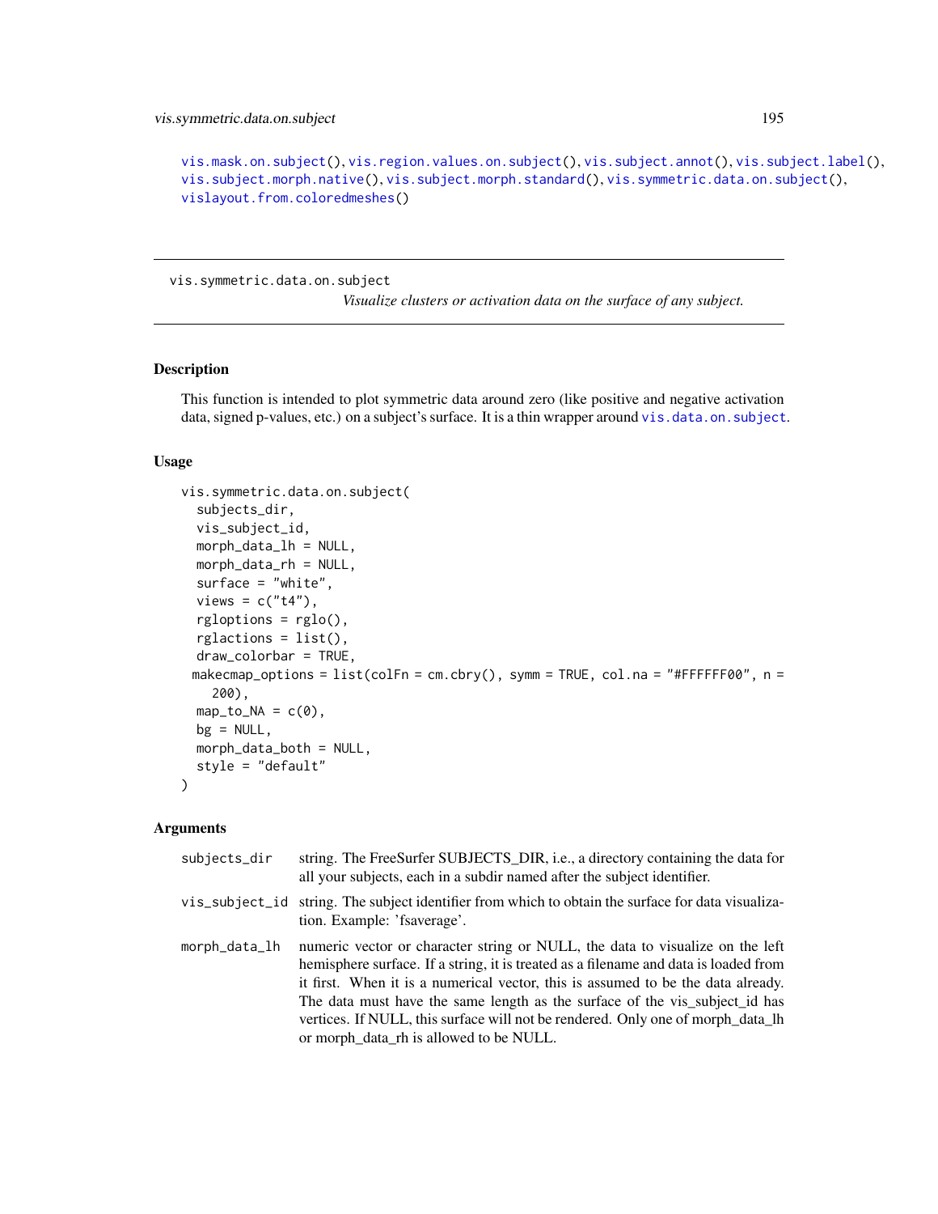vis.mask.on.subject(), vis.region.values.on.subject(), vis.subject.annot(), vis.subject.label(), vis.subject.morph.native(), vis.subject.morph.standard(), vis.symmetric.data.on.subject(), vislayout.from.coloredmeshes()

---

## vis.symmetric.data.on.subject

*Visualize clusters or activation data on the surface of any subject.*

---

### Description

This function is intended to plot symmetric data around zero (like positive and negative activation data, signed p-values, etc.) on a subject's surface. It is a thin wrapper around vis.data.on.subject.

### Usage

```
vis.symmetric.data.on.subject(
  subjects_dir,
  vis_subject_id,
  morph_data_lh = NULL,
  morph_data_rh = NULL,
  surface = "white",
  views = c("t4"),
  rgloptions = rglo(),
  rglactions = list(),
  draw_colorbar = TRUE,
  makecmap_options = list(colFn = cm.cbry(), symm = TRUE, col.na = "#FFFFFF00", n =
    200),
  map_to_NA = c(0),
  bg = NULL,
  morph_data_both = NULL,
  style = "default"
)
```

### Arguments

| | |
|---|---|
| subjects_dir | string. The FreeSurfer SUBJECTS_DIR, i.e., a directory containing the data for all your subjects, each in a subdir named after the subject identifier. |
| vis_subject_id | string. The subject identifier from which to obtain the surface for data visualization. Example: 'fsaverage'. |
| morph_data_lh | numeric vector or character string or NULL, the data to visualize on the left hemisphere surface. If a string, it is treated as a filename and data is loaded from it first. When it is a numerical vector, this is assumed to be the data already. The data must have the same length as the surface of the vis_subject_id has vertices. If NULL, this surface will not be rendered. Only one of morph_data_lh or morph_data_rh is allowed to be NULL. |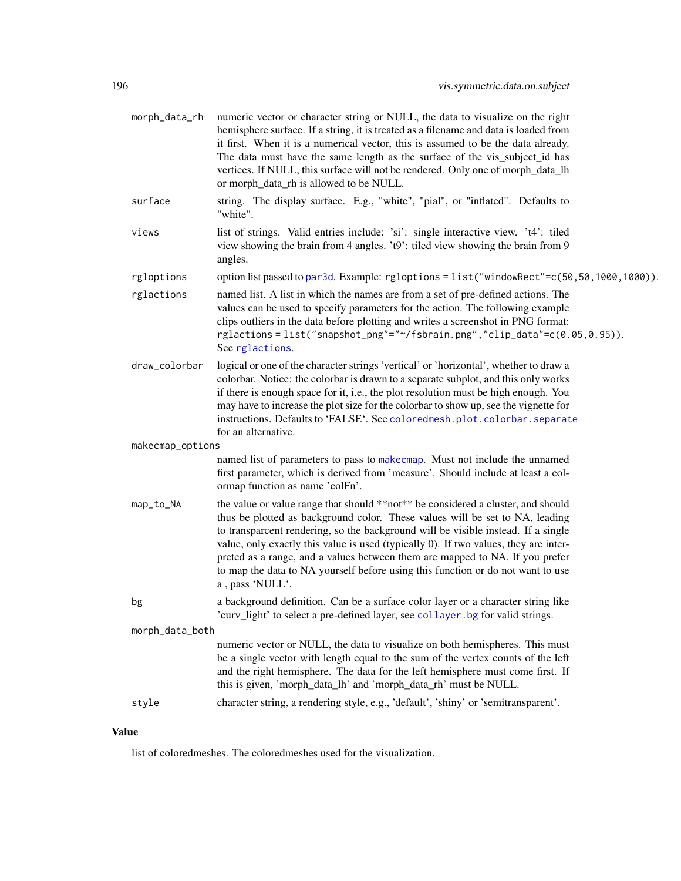| | |
|---|---|
| `morph_data_rh` | numeric vector or character string or NULL, the data to visualize on the right hemisphere surface. If a string, it is treated as a filename and data is loaded from it first. When it is a numerical vector, this is assumed to be the data already. The data must have the same length as the surface of the vis_subject_id has vertices. If NULL, this surface will not be rendered. Only one of morph_data_lh or morph_data_rh is allowed to be NULL. |
| `surface` | string. The display surface. E.g., "white", "pial", or "inflated". Defaults to "white". |
| `views` | list of strings. Valid entries include: 'si': single interactive view. 't4': tiled view showing the brain from 4 angles. 't9': tiled view showing the brain from 9 angles. |
| `rgloptions` | option list passed to par3d. Example: `rgloptions = list("windowRect"=c(50,50,1000,1000))`. |
| `rglactions` | named list. A list in which the names are from a set of pre-defined actions. The values can be used to specify parameters for the action. The following example clips outliers in the data before plotting and writes a screenshot in PNG format: `rglactions = list("snapshot_png"="~/fsbrain.png","clip_data"=c(0.05,0.95))`. See rglactions. |
| `draw_colorbar` | logical or one of the character strings 'vertical' or 'horizontal', whether to draw a colorbar. Notice: the colorbar is drawn to a separate subplot, and this only works if there is enough space for it, i.e., the plot resolution must be high enough. You may have to increase the plot size for the colorbar to show up, see the vignette for instructions. Defaults to 'FALSE'. See coloredmesh.plot.colorbar.separate for an alternative. |
| `makecmap_options` | named list of parameters to pass to makecmap. Must not include the unnamed first parameter, which is derived from 'measure'. Should include at least a colormap function as name 'colFn'. |
| `map_to_NA` | the value or value range that should **not** be considered a cluster, and should thus be plotted as background color. These values will be set to NA, leading to transparcent rendering, so the background will be visible instead. If a single value, only exactly this value is used (typically 0). If two values, they are interpreted as a range, and a values between them are mapped to NA. If you prefer to map the data to NA yourself before using this function or do not want to use a , pass 'NULL'. |
| `bg` | a background definition. Can be a surface color layer or a character string like 'curv_light' to select a pre-defined layer, see collayer.bg for valid strings. |
| `morph_data_both` | numeric vector or NULL, the data to visualize on both hemispheres. This must be a single vector with length equal to the sum of the vertex counts of the left and the right hemisphere. The data for the left hemisphere must come first. If this is given, 'morph_data_lh' and 'morph_data_rh' must be NULL. |
| `style` | character string, a rendering style, e.g., 'default', 'shiny' or 'semitransparent'. |

## Value

list of coloredmeshes. The coloredmeshes used for the visualization.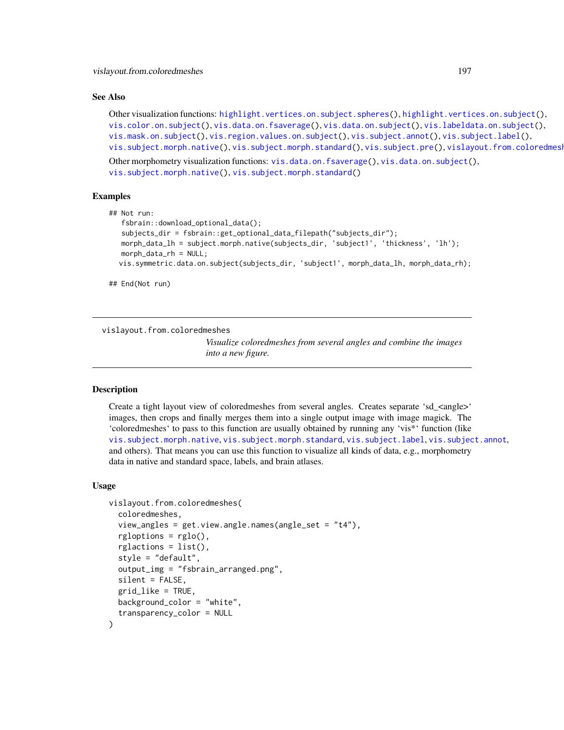### See Also

Other visualization functions: highlight.vertices.on.subject.spheres(), highlight.vertices.on.subject(), vis.color.on.subject(), vis.data.on.fsaverage(), vis.data.on.subject(), vis.labeldata.on.subject(), vis.mask.on.subject(), vis.region.values.on.subject(), vis.subject.annot(), vis.subject.label(), vis.subject.morph.native(), vis.subject.morph.standard(), vis.subject.pre(), vislayout.from.coloredmeshes()

Other morphometry visualization functions: vis.data.on.fsaverage(), vis.data.on.subject(), vis.subject.morph.native(), vis.subject.morph.standard()

### Examples

```
## Not run:
   fsbrain::download_optional_data();
   subjects_dir = fsbrain::get_optional_data_filepath("subjects_dir");
   morph_data_lh = subject.morph.native(subjects_dir, 'subject1', 'thickness', 'lh');
   morph_data_rh = NULL;
  vis.symmetric.data.on.subject(subjects_dir, 'subject1', morph_data_lh, morph_data_rh);

## End(Not run)
```

---

## vislayout.from.coloredmeshes

*Visualize coloredmeshes from several angles and combine the images into a new figure.*

### Description

Create a tight layout view of coloredmeshes from several angles. Creates separate 'sd_<angle>' images, then crops and finally merges them into a single output image with image magick. The 'coloredmeshes' to pass to this function are usually obtained by running any 'vis*' function (like vis.subject.morph.native, vis.subject.morph.standard, vis.subject.label, vis.subject.annot, and others). That means you can use this function to visualize all kinds of data, e.g., morphometry data in native and standard space, labels, and brain atlases.

### Usage

```
vislayout.from.coloredmeshes(
  coloredmeshes,
  view_angles = get.view.angle.names(angle_set = "t4"),
  rgloptions = rglo(),
  rglactions = list(),
  style = "default",
  output_img = "fsbrain_arranged.png",
  silent = FALSE,
  grid_like = TRUE,
  background_color = "white",
  transparency_color = NULL
)
```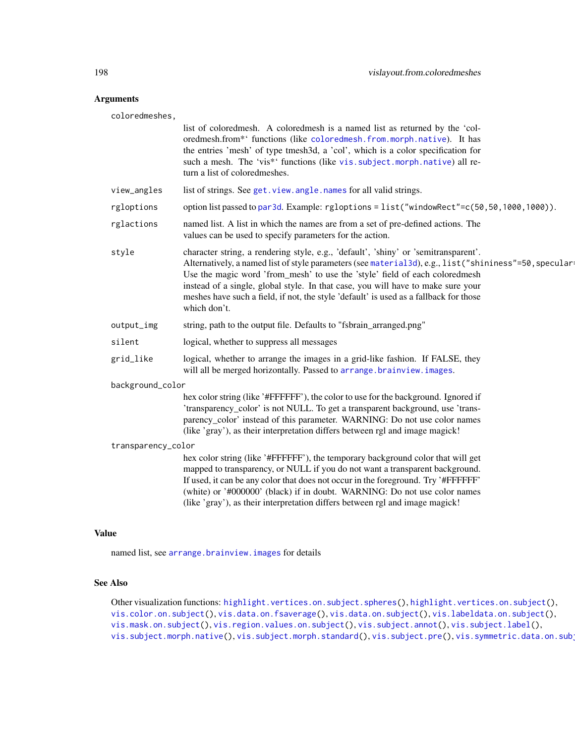## Arguments

coloredmeshes,
: list of coloredmesh. A coloredmesh is a named list as returned by the 'coloredmesh.from*' functions (like `coloredmesh.from.morph.native`). It has the entries 'mesh' of type tmesh3d, a 'col', which is a color specification for such a mesh. The 'vis*' functions (like `vis.subject.morph.native`) all return a list of coloredmeshes.

view_angles
: list of strings. See `get.view.angle.names` for all valid strings.

rgloptions
: option list passed to `par3d`. Example: `rgloptions = list("windowRect"=c(50,50,1000,1000))`.

rglactions
: named list. A list in which the names are from a set of pre-defined actions. The values can be used to specify parameters for the action.

style
: character string, a rendering style, e.g., 'default', 'shiny' or 'semitransparent'. Alternatively, a named list of style parameters (see `material3d`), e.g., `list("shininess"=50,specular=`
Use the magic word 'from_mesh' to use the 'style' field of each coloredmesh instead of a single, global style. In that case, you will have to make sure your meshes have such a field, if not, the style 'default' is used as a fallback for those which don't.

output_img
: string, path to the output file. Defaults to "fsbrain_arranged.png"

silent
: logical, whether to suppress all messages

grid_like
: logical, whether to arrange the images in a grid-like fashion. If FALSE, they will all be merged horizontally. Passed to `arrange.brainview.images`.

background_color
: hex color string (like '#FFFFFF'), the color to use for the background. Ignored if 'transparency_color' is not NULL. To get a transparent background, use 'transparency_color' instead of this parameter. WARNING: Do not use color names (like 'gray'), as their interpretation differs between rgl and image magick!

transparency_color
: hex color string (like '#FFFFFF'), the temporary background color that will get mapped to transparency, or NULL if you do not want a transparent background. If used, it can be any color that does not occur in the foreground. Try '#FFFFFF' (white) or '#000000' (black) if in doubt. WARNING: Do not use color names (like 'gray'), as their interpretation differs between rgl and image magick!

## Value

named list, see `arrange.brainview.images` for details

## See Also

Other visualization functions: `highlight.vertices.on.subject.spheres()`, `highlight.vertices.on.subject()`, `vis.color.on.subject()`, `vis.data.on.fsaverage()`, `vis.data.on.subject()`, `vis.labeldata.on.subject()`, `vis.mask.on.subject()`, `vis.region.values.on.subject()`, `vis.subject.annot()`, `vis.subject.label()`, `vis.subject.morph.native()`, `vis.subject.morph.standard()`, `vis.subject.pre()`, `vis.symmetric.data.on.sub`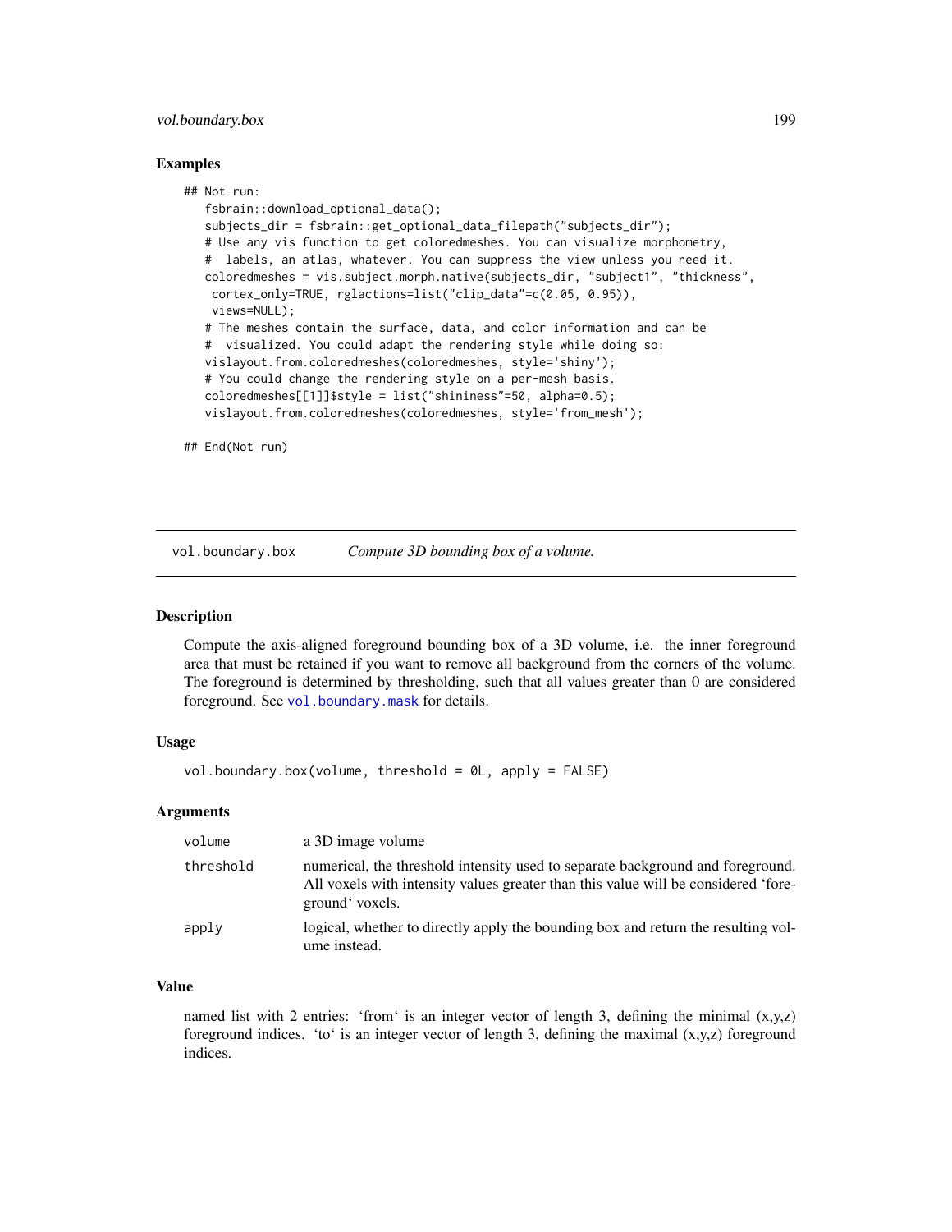## Examples

```
## Not run:
   fsbrain::download_optional_data();
   subjects_dir = fsbrain::get_optional_data_filepath("subjects_dir");
   # Use any vis function to get coloredmeshes. You can visualize morphometry,
   #  labels, an atlas, whatever. You can suppress the view unless you need it.
   coloredmeshes = vis.subject.morph.native(subjects_dir, "subject1", "thickness",
    cortex_only=TRUE, rglactions=list("clip_data"=c(0.05, 0.95)),
    views=NULL);
   # The meshes contain the surface, data, and color information and can be
   #  visualized. You could adapt the rendering style while doing so:
   vislayout.from.coloredmeshes(coloredmeshes, style='shiny');
   # You could change the rendering style on a per-mesh basis.
   coloredmeshes[[1]]$style = list("shininess"=50, alpha=0.5);
   vislayout.from.coloredmeshes(coloredmeshes, style='from_mesh');

## End(Not run)
```

---

# vol.boundary.box — *Compute 3D bounding box of a volume.*

## Description

Compute the axis-aligned foreground bounding box of a 3D volume, i.e. the inner foreground area that must be retained if you want to remove all background from the corners of the volume. The foreground is determined by thresholding, such that all values greater than 0 are considered foreground. See `vol.boundary.mask` for details.

## Usage

```
vol.boundary.box(volume, threshold = 0L, apply = FALSE)
```

## Arguments

| | |
|---|---|
| `volume` | a 3D image volume |
| `threshold` | numerical, the threshold intensity used to separate background and foreground. All voxels with intensity values greater than this value will be considered 'foreground' voxels. |
| `apply` | logical, whether to directly apply the bounding box and return the resulting volume instead. |

## Value

named list with 2 entries: 'from' is an integer vector of length 3, defining the minimal (x,y,z) foreground indices. 'to' is an integer vector of length 3, defining the maximal (x,y,z) foreground indices.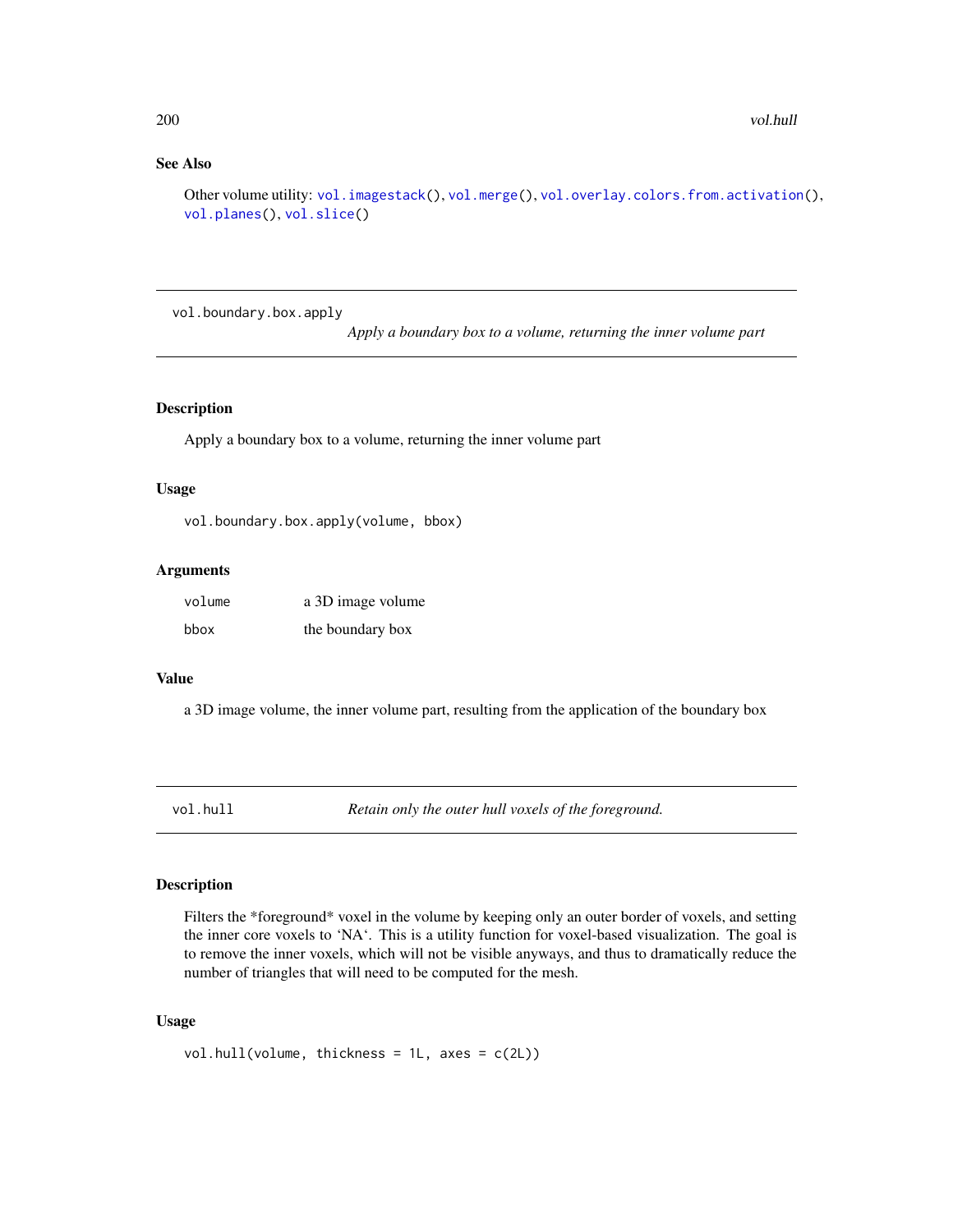### See Also

Other volume utility: vol.imagestack(), vol.merge(), vol.overlay.colors.from.activation(), vol.planes(), vol.slice()

---

## vol.boundary.box.apply

*Apply a boundary box to a volume, returning the inner volume part*

### Description

Apply a boundary box to a volume, returning the inner volume part

### Usage

```
vol.boundary.box.apply(volume, bbox)
```

### Arguments

| | |
|---|---|
| volume | a 3D image volume |
| bbox | the boundary box |

### Value

a 3D image volume, the inner volume part, resulting from the application of the boundary box

---

## vol.hull

*Retain only the outer hull voxels of the foreground.*

### Description

Filters the *foreground* voxel in the volume by keeping only an outer border of voxels, and setting the inner core voxels to 'NA'. This is a utility function for voxel-based visualization. The goal is to remove the inner voxels, which will not be visible anyways, and thus to dramatically reduce the number of triangles that will need to be computed for the mesh.

### Usage

```
vol.hull(volume, thickness = 1L, axes = c(2L))
```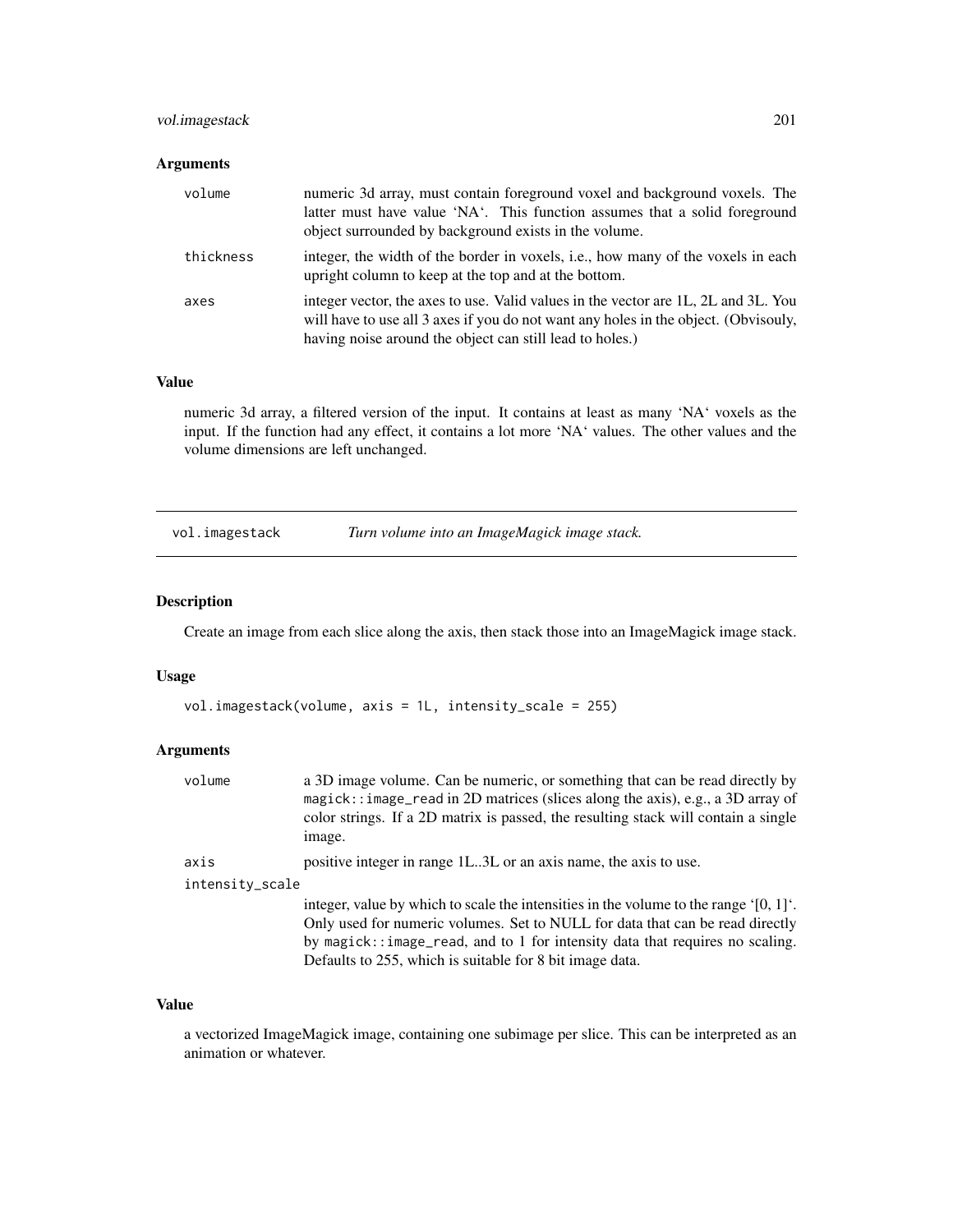### Arguments

| | |
|---|---|
| `volume` | numeric 3d array, must contain foreground voxel and background voxels. The latter must have value 'NA'. This function assumes that a solid foreground object surrounded by background exists in the volume. |
| `thickness` | integer, the width of the border in voxels, i.e., how many of the voxels in each upright column to keep at the top and at the bottom. |
| `axes` | integer vector, the axes to use. Valid values in the vector are 1L, 2L and 3L. You will have to use all 3 axes if you do not want any holes in the object. (Obvisouly, having noise around the object can still lead to holes.) |

### Value

numeric 3d array, a filtered version of the input. It contains at least as many 'NA' voxels as the input. If the function had any effect, it contains a lot more 'NA' values. The other values and the volume dimensions are left unchanged.

---

## vol.imagestack — *Turn volume into an ImageMagick image stack.*

---

### Description

Create an image from each slice along the axis, then stack those into an ImageMagick image stack.

### Usage

```
vol.imagestack(volume, axis = 1L, intensity_scale = 255)
```

### Arguments

| | |
|---|---|
| `volume` | a 3D image volume. Can be numeric, or something that can be read directly by `magick::image_read` in 2D matrices (slices along the axis), e.g., a 3D array of color strings. If a 2D matrix is passed, the resulting stack will contain a single image. |
| `axis` | positive integer in range 1L..3L or an axis name, the axis to use. |
| `intensity_scale` | integer, value by which to scale the intensities in the volume to the range '[0, 1]'. Only used for numeric volumes. Set to NULL for data that can be read directly by `magick::image_read`, and to 1 for intensity data that requires no scaling. Defaults to 255, which is suitable for 8 bit image data. |

### Value

a vectorized ImageMagick image, containing one subimage per slice. This can be interpreted as an animation or whatever.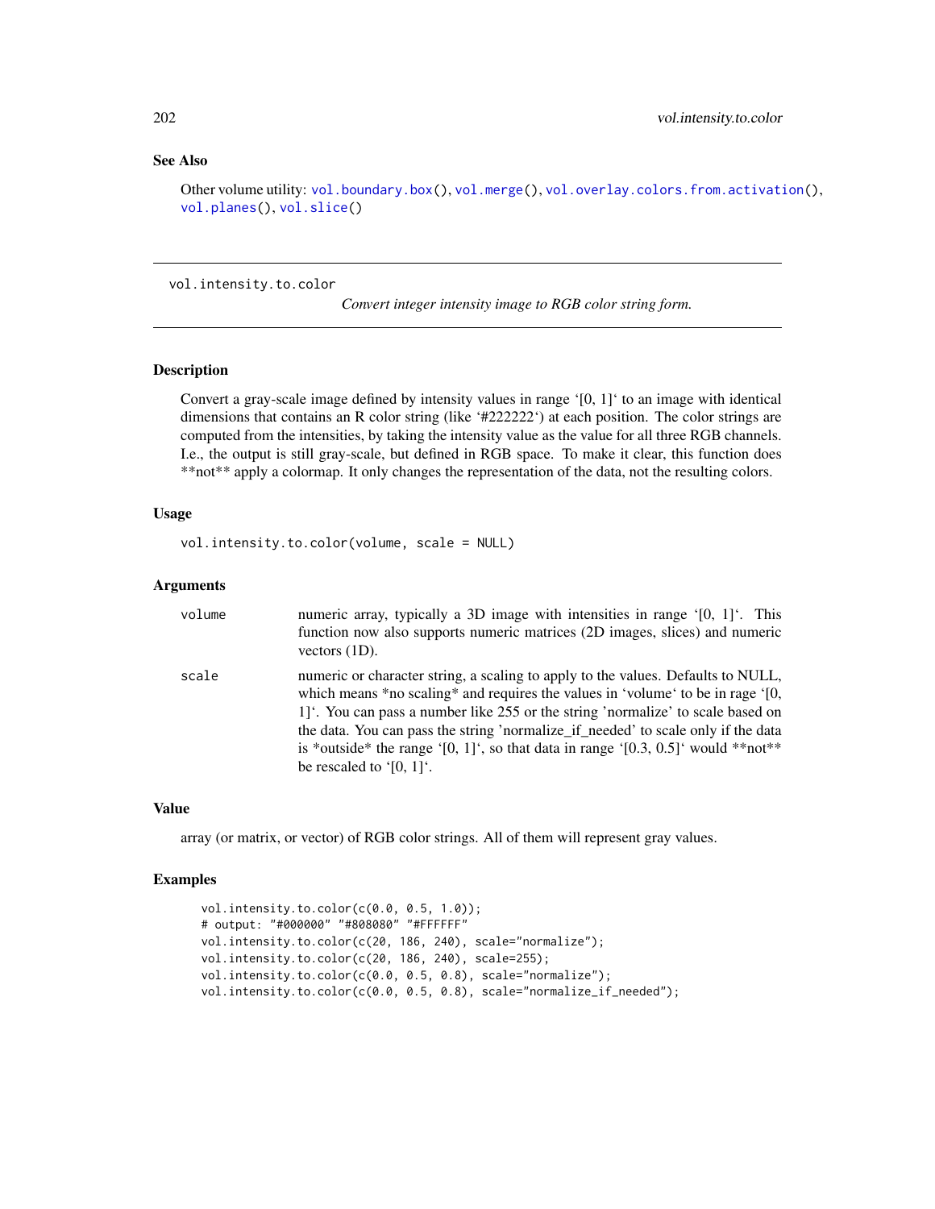## See Also

Other volume utility: `vol.boundary.box()`, `vol.merge()`, `vol.overlay.colors.from.activation()`, `vol.planes()`, `vol.slice()`

---

# vol.intensity.to.color

*Convert integer intensity image to RGB color string form.*

---

### Description

Convert a gray-scale image defined by intensity values in range '[0, 1]' to an image with identical dimensions that contains an R color string (like '#222222') at each position. The color strings are computed from the intensities, by taking the intensity value as the value for all three RGB channels. I.e., the output is still gray-scale, but defined in RGB space. To make it clear, this function does **not** apply a colormap. It only changes the representation of the data, not the resulting colors.

### Usage

```
vol.intensity.to.color(volume, scale = NULL)
```

### Arguments

| | |
|---|---|
| `volume` | numeric array, typically a 3D image with intensities in range '[0, 1]'. This function now also supports numeric matrices (2D images, slices) and numeric vectors (1D). |
| `scale` | numeric or character string, a scaling to apply to the values. Defaults to NULL, which means *no scaling* and requires the values in 'volume' to be in rage '[0, 1]'. You can pass a number like 255 or the string 'normalize' to scale based on the data. You can pass the string 'normalize_if_needed' to scale only if the data is *outside* the range '[0, 1]', so that data in range '[0.3, 0.5]' would **not** be rescaled to '[0, 1]'. |

### Value

array (or matrix, or vector) of RGB color strings. All of them will represent gray values.

### Examples

```
vol.intensity.to.color(c(0.0, 0.5, 1.0));
# output: "#000000" "#808080" "#FFFFFF"
vol.intensity.to.color(c(20, 186, 240), scale="normalize");
vol.intensity.to.color(c(20, 186, 240), scale=255);
vol.intensity.to.color(c(0.0, 0.5, 0.8), scale="normalize");
vol.intensity.to.color(c(0.0, 0.5, 0.8), scale="normalize_if_needed");
```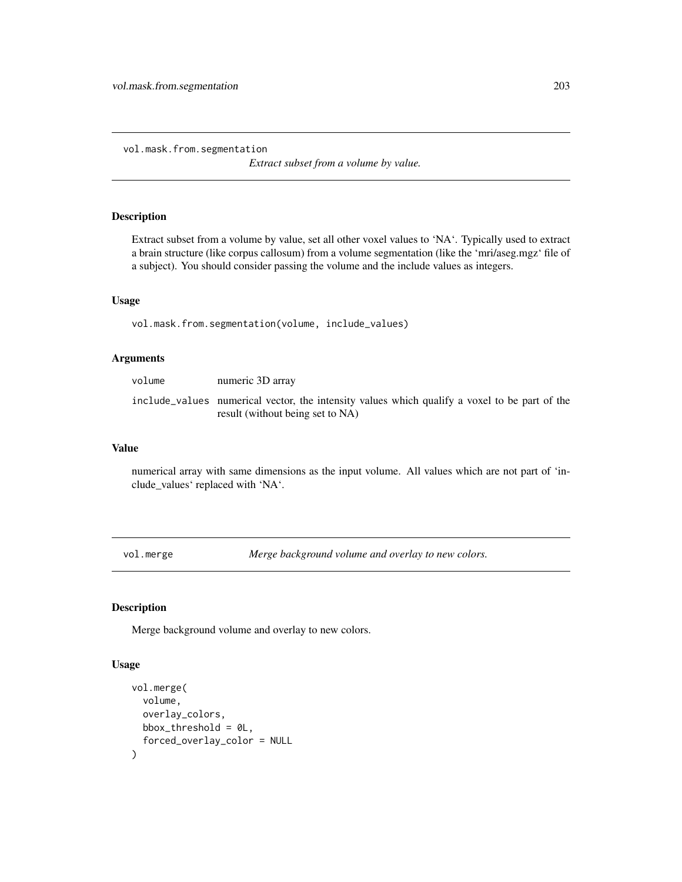## vol.mask.from.segmentation

*Extract subset from a volume by value.*

### Description

Extract subset from a volume by value, set all other voxel values to 'NA'. Typically used to extract a brain structure (like corpus callosum) from a volume segmentation (like the 'mri/aseg.mgz' file of a subject). You should consider passing the volume and the include values as integers.

### Usage

```
vol.mask.from.segmentation(volume, include_values)
```

### Arguments

| | |
|---|---|
| volume | numeric 3D array |
| include_values | numerical vector, the intensity values which qualify a voxel to be part of the result (without being set to NA) |

### Value

numerical array with same dimensions as the input volume. All values which are not part of 'include_values' replaced with 'NA'.

## vol.merge

*Merge background volume and overlay to new colors.*

### Description

Merge background volume and overlay to new colors.

### Usage

```
vol.merge(
  volume,
  overlay_colors,
  bbox_threshold = 0L,
  forced_overlay_color = NULL
)
```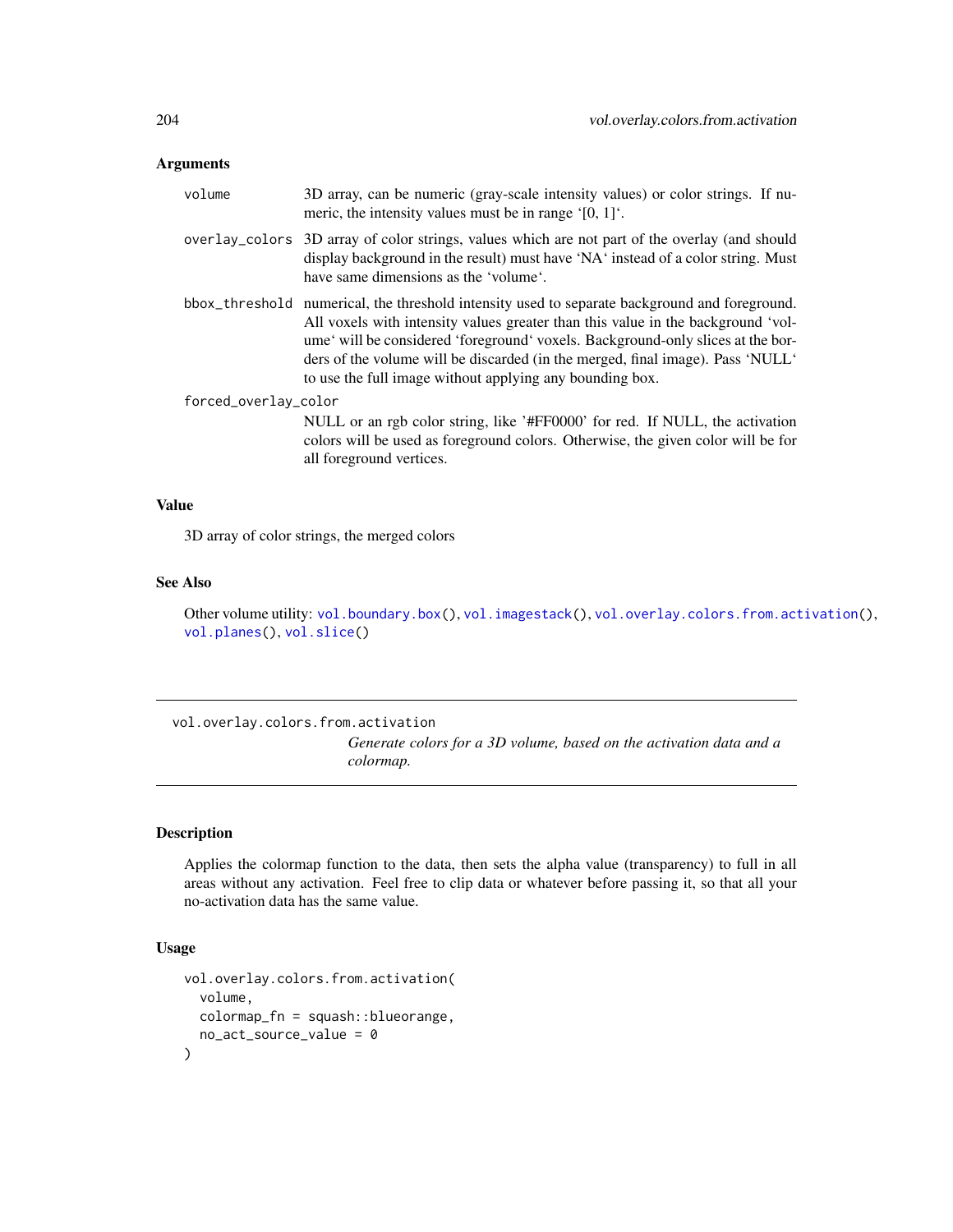### Arguments

| | |
|---|---|
| volume | 3D array, can be numeric (gray-scale intensity values) or color strings. If numeric, the intensity values must be in range '[0, 1]'. |
| overlay_colors | 3D array of color strings, values which are not part of the overlay (and should display background in the result) must have 'NA' instead of a color string. Must have same dimensions as the 'volume'. |
| bbox_threshold | numerical, the threshold intensity used to separate background and foreground. All voxels with intensity values greater than this value in the background 'volume' will be considered 'foreground' voxels. Background-only slices at the borders of the volume will be discarded (in the merged, final image). Pass 'NULL' to use the full image without applying any bounding box. |
| forced_overlay_color | NULL or an rgb color string, like '#FF0000' for red. If NULL, the activation colors will be used as foreground colors. Otherwise, the given color will be for all foreground vertices. |

### Value

3D array of color strings, the merged colors

### See Also

Other volume utility: vol.boundary.box(), vol.imagestack(), vol.overlay.colors.from.activation(), vol.planes(), vol.slice()

---

## vol.overlay.colors.from.activation

*Generate colors for a 3D volume, based on the activation data and a colormap.*

---

### Description

Applies the colormap function to the data, then sets the alpha value (transparency) to full in all areas without any activation. Feel free to clip data or whatever before passing it, so that all your no-activation data has the same value.

### Usage

```
vol.overlay.colors.from.activation(
  volume,
  colormap_fn = squash::blueorange,
  no_act_source_value = 0
)
```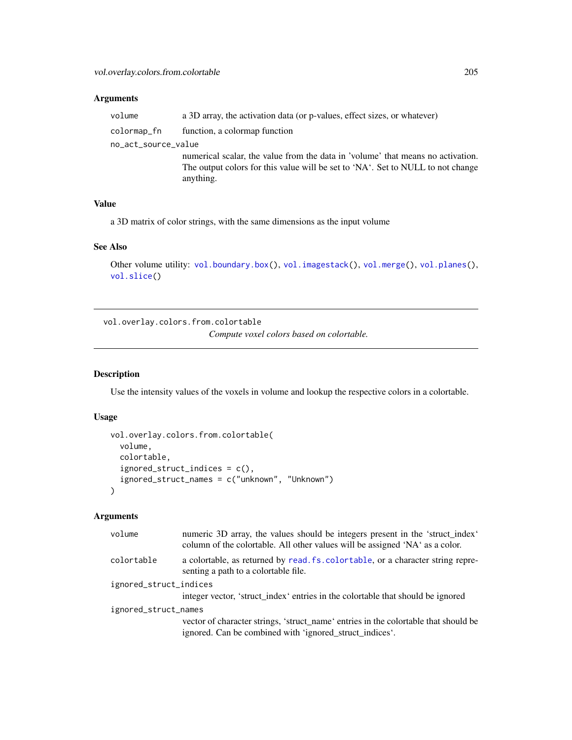### Arguments

| | |
|---|---|
| volume | a 3D array, the activation data (or p-values, effect sizes, or whatever) |
| colormap_fn | function, a colormap function |
| no_act_source_value | numerical scalar, the value from the data in 'volume' that means no activation. The output colors for this value will be set to 'NA'. Set to NULL to not change anything. |

### Value

a 3D matrix of color strings, with the same dimensions as the input volume

### See Also

Other volume utility: vol.boundary.box(), vol.imagestack(), vol.merge(), vol.planes(), vol.slice()

---

## vol.overlay.colors.from.colortable

*Compute voxel colors based on colortable.*

---

### Description

Use the intensity values of the voxels in volume and lookup the respective colors in a colortable.

### Usage

```
vol.overlay.colors.from.colortable(
  volume,
  colortable,
  ignored_struct_indices = c(),
  ignored_struct_names = c("unknown", "Unknown")
)
```

### Arguments

| | |
|---|---|
| volume | numeric 3D array, the values should be integers present in the 'struct_index' column of the colortable. All other values will be assigned 'NA' as a color. |
| colortable | a colortable, as returned by read.fs.colortable, or a character string representing a path to a colortable file. |
| ignored_struct_indices | integer vector, 'struct_index' entries in the colortable that should be ignored |
| ignored_struct_names | vector of character strings, 'struct_name' entries in the colortable that should be ignored. Can be combined with 'ignored_struct_indices'. |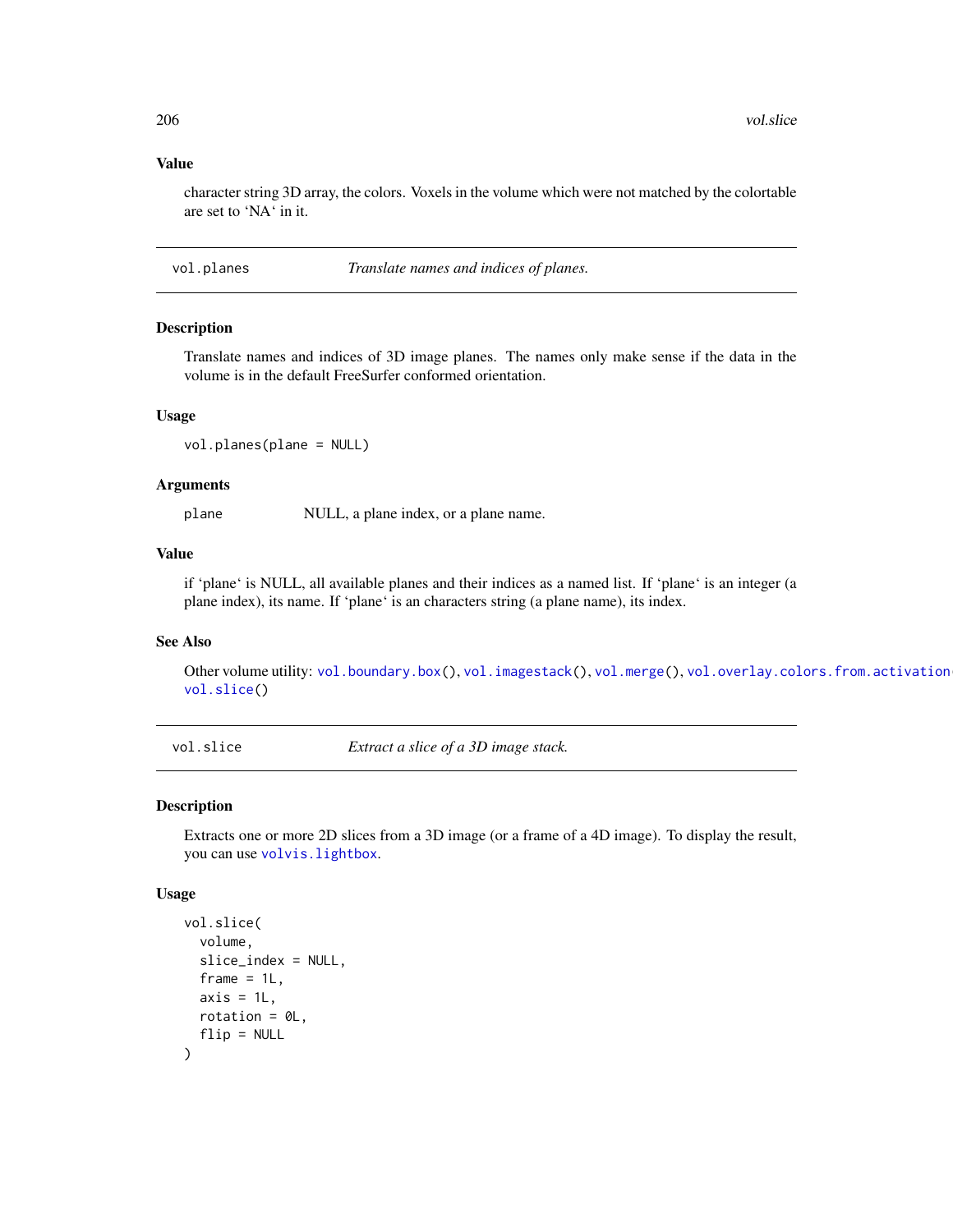### Value

character string 3D array, the colors. Voxels in the volume which were not matched by the colortable are set to 'NA' in it.

---

## vol.planes — *Translate names and indices of planes.*

### Description

Translate names and indices of 3D image planes. The names only make sense if the data in the volume is in the default FreeSurfer conformed orientation.

### Usage

```
vol.planes(plane = NULL)
```

### Arguments

| | |
|---|---|
| plane | NULL, a plane index, or a plane name. |

### Value

if 'plane' is NULL, all available planes and their indices as a named list. If 'plane' is an integer (a plane index), its name. If 'plane' is an characters string (a plane name), its index.

### See Also

Other volume utility: vol.boundary.box(), vol.imagestack(), vol.merge(), vol.overlay.colors.from.activation(), vol.slice()

---

## vol.slice — *Extract a slice of a 3D image stack.*

### Description

Extracts one or more 2D slices from a 3D image (or a frame of a 4D image). To display the result, you can use volvis.lightbox.

### Usage

```
vol.slice(
  volume,
  slice_index = NULL,
  frame = 1L,
  axis = 1L,
  rotation = 0L,
  flip = NULL
)
```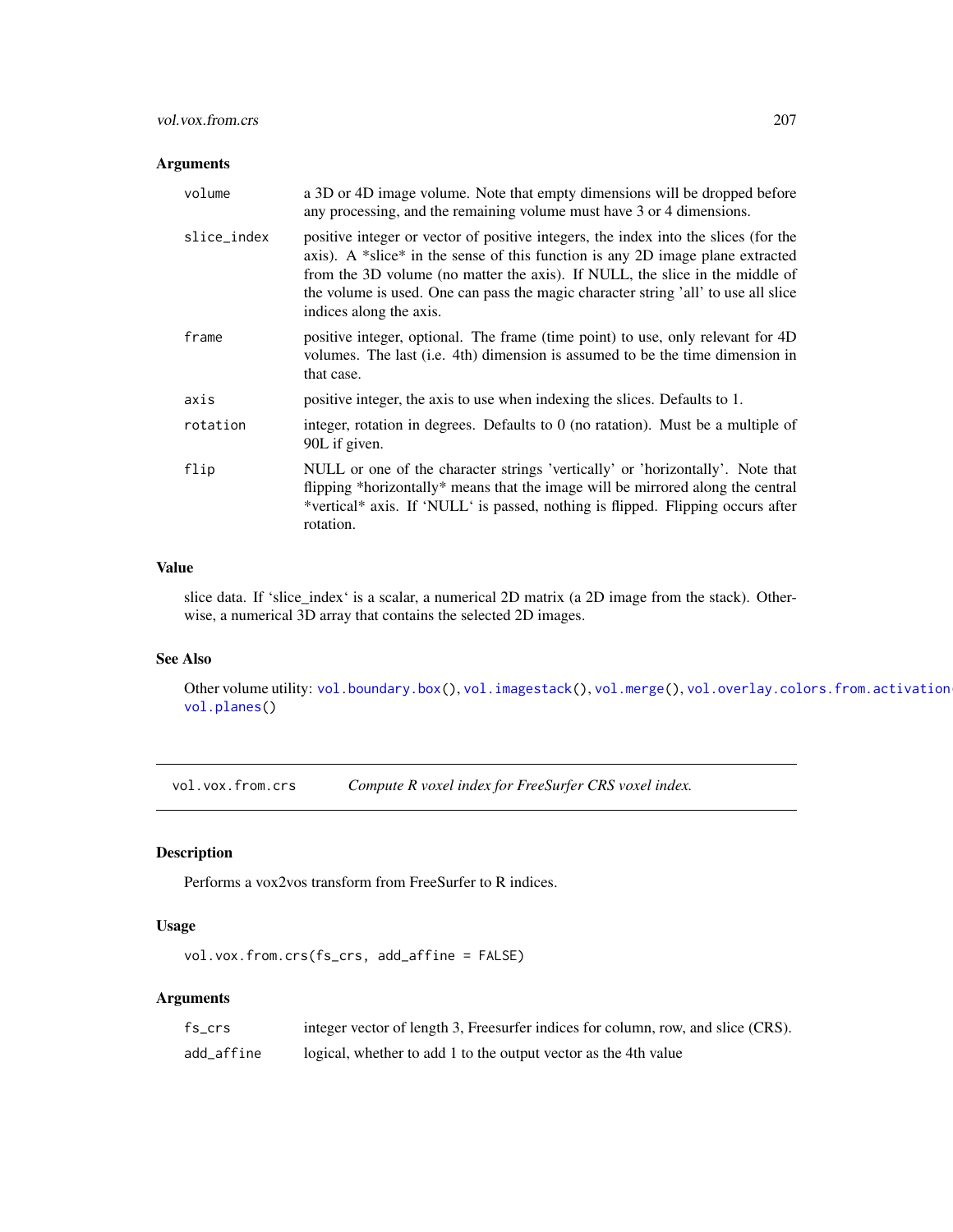### Arguments

| | |
|---|---|
| `volume` | a 3D or 4D image volume. Note that empty dimensions will be dropped before any processing, and the remaining volume must have 3 or 4 dimensions. |
| `slice_index` | positive integer or vector of positive integers, the index into the slices (for the axis). A *slice* in the sense of this function is any 2D image plane extracted from the 3D volume (no matter the axis). If NULL, the slice in the middle of the volume is used. One can pass the magic character string 'all' to use all slice indices along the axis. |
| `frame` | positive integer, optional. The frame (time point) to use, only relevant for 4D volumes. The last (i.e. 4th) dimension is assumed to be the time dimension in that case. |
| `axis` | positive integer, the axis to use when indexing the slices. Defaults to 1. |
| `rotation` | integer, rotation in degrees. Defaults to 0 (no ratation). Must be a multiple of 90L if given. |
| `flip` | NULL or one of the character strings 'vertically' or 'horizontally'. Note that flipping *horizontally* means that the image will be mirrored along the central *vertical* axis. If 'NULL' is passed, nothing is flipped. Flipping occurs after rotation. |

### Value

slice data. If 'slice_index' is a scalar, a numerical 2D matrix (a 2D image from the stack). Otherwise, a numerical 3D array that contains the selected 2D images.

### See Also

Other volume utility: `vol.boundary.box()`, `vol.imagestack()`, `vol.merge()`, `vol.overlay.colors.from.activation()`, `vol.planes()`

---

## `vol.vox.from.crs` *Compute R voxel index for FreeSurfer CRS voxel index.*

### Description

Performs a vox2vos transform from FreeSurfer to R indices.

### Usage

```
vol.vox.from.crs(fs_crs, add_affine = FALSE)
```

### Arguments

| | |
|---|---|
| `fs_crs` | integer vector of length 3, Freesurfer indices for column, row, and slice (CRS). |
| `add_affine` | logical, whether to add 1 to the output vector as the 4th value |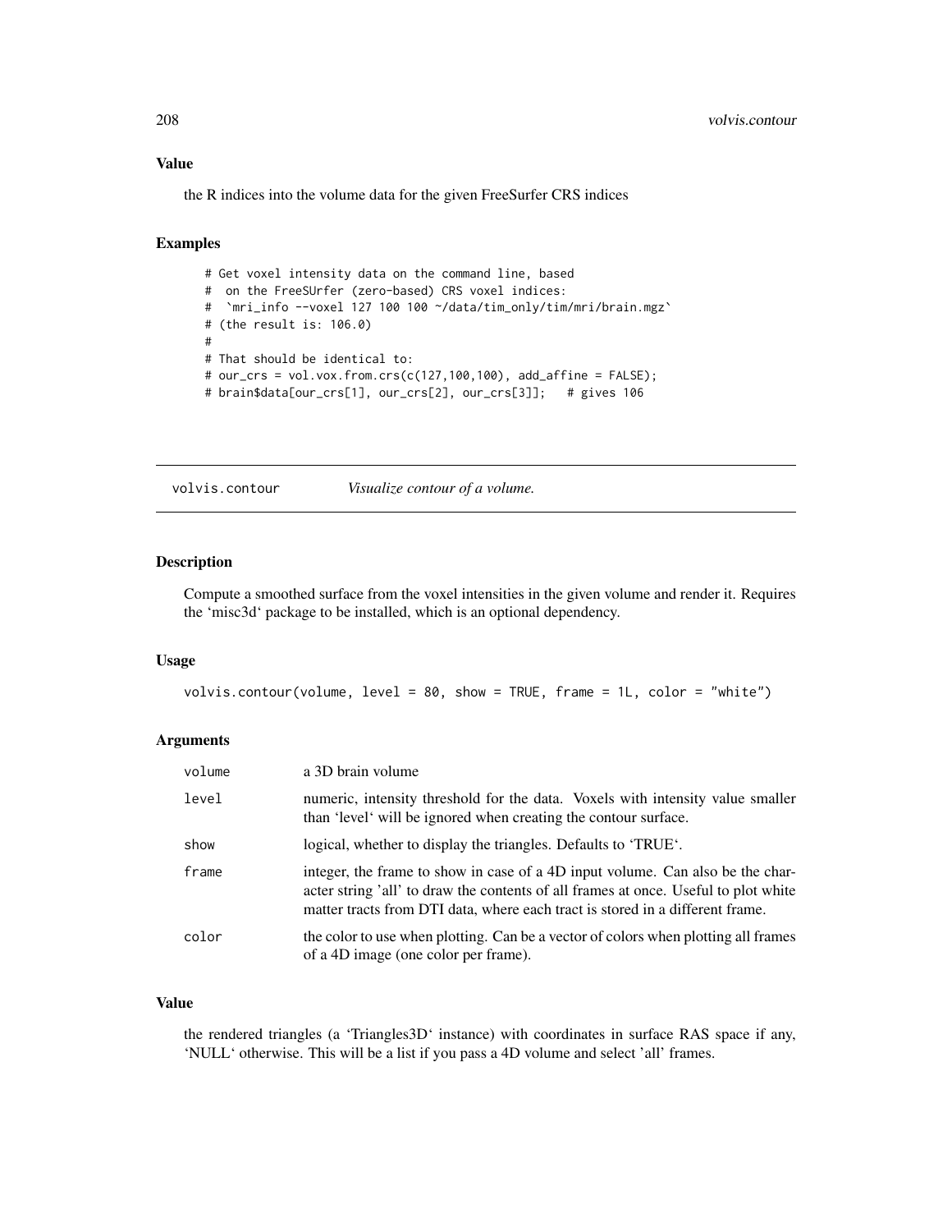### Value

the R indices into the volume data for the given FreeSurfer CRS indices

### Examples

```
# Get voxel intensity data on the command line, based
#  on the FreeSUrfer (zero-based) CRS voxel indices:
#  `mri_info --voxel 127 100 100 ~/data/tim_only/tim/mri/brain.mgz`
# (the result is: 106.0)
#
# That should be identical to:
# our_crs = vol.vox.from.crs(c(127,100,100), add_affine = FALSE);
# brain$data[our_crs[1], our_crs[2], our_crs[3]];   # gives 106
```

---

## volvis.contour    *Visualize contour of a volume.*

### Description

Compute a smoothed surface from the voxel intensities in the given volume and render it. Requires the 'misc3d' package to be installed, which is an optional dependency.

### Usage

```
volvis.contour(volume, level = 80, show = TRUE, frame = 1L, color = "white")
```

### Arguments

| | |
|---|---|
| volume | a 3D brain volume |
| level | numeric, intensity threshold for the data. Voxels with intensity value smaller than 'level' will be ignored when creating the contour surface. |
| show | logical, whether to display the triangles. Defaults to 'TRUE'. |
| frame | integer, the frame to show in case of a 4D input volume. Can also be the character string 'all' to draw the contents of all frames at once. Useful to plot white matter tracts from DTI data, where each tract is stored in a different frame. |
| color | the color to use when plotting. Can be a vector of colors when plotting all frames of a 4D image (one color per frame). |

### Value

the rendered triangles (a 'Triangles3D' instance) with coordinates in surface RAS space if any, 'NULL' otherwise. This will be a list if you pass a 4D volume and select 'all' frames.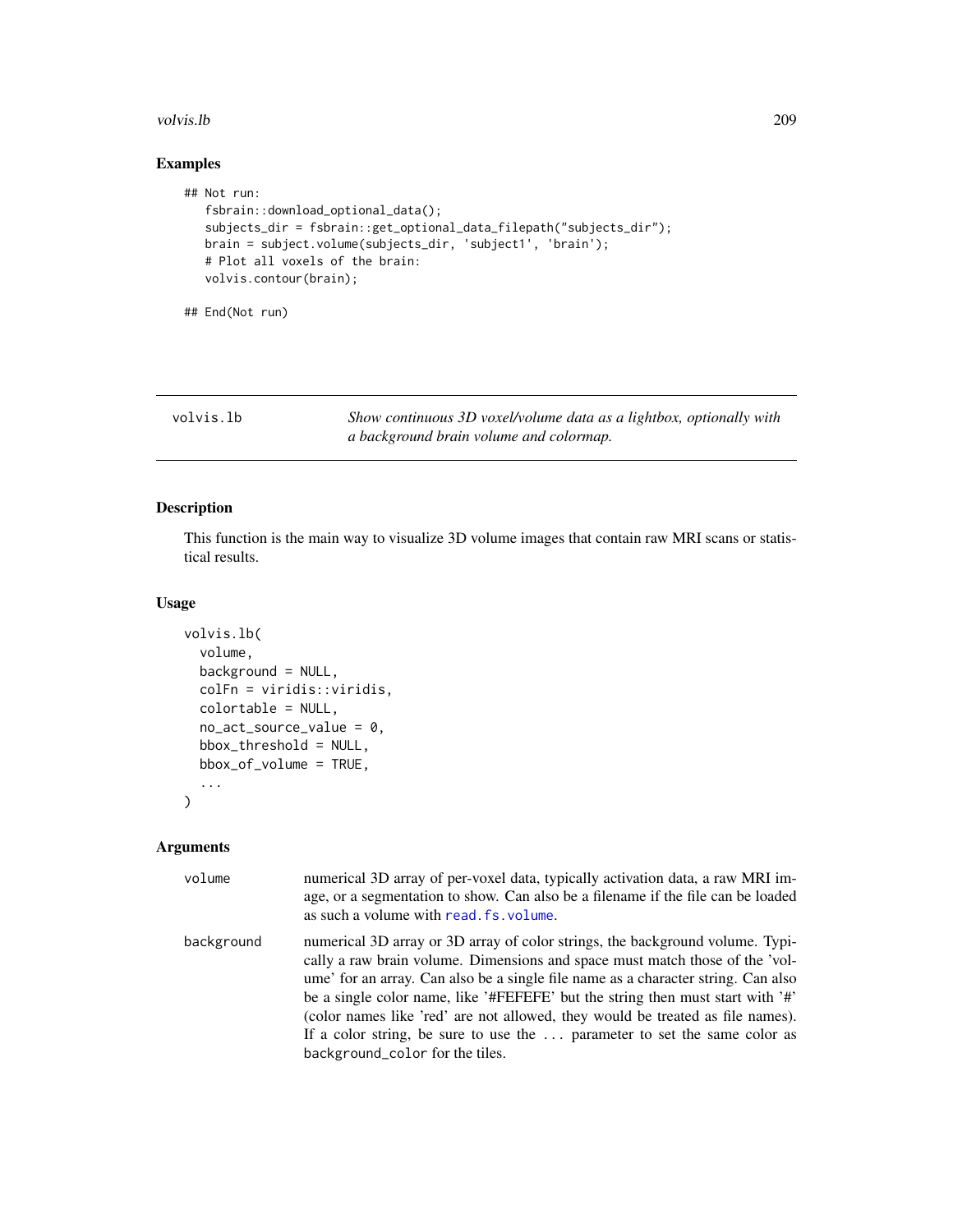### Examples

```
## Not run:
   fsbrain::download_optional_data();
   subjects_dir = fsbrain::get_optional_data_filepath("subjects_dir");
   brain = subject.volume(subjects_dir, 'subject1', 'brain');
   # Plot all voxels of the brain:
   volvis.contour(brain);

## End(Not run)
```

## volvis.lb — *Show continuous 3D voxel/volume data as a lightbox, optionally with a background brain volume and colormap.*

### Description

This function is the main way to visualize 3D volume images that contain raw MRI scans or statistical results.

### Usage

```
volvis.lb(
  volume,
  background = NULL,
  colFn = viridis::viridis,
  colortable = NULL,
  no_act_source_value = 0,
  bbox_threshold = NULL,
  bbox_of_volume = TRUE,
  ...
)
```

### Arguments

| | |
|---|---|
| volume | numerical 3D array of per-voxel data, typically activation data, a raw MRI image, or a segmentation to show. Can also be a filename if the file can be loaded as such a volume with read.fs.volume. |
| background | numerical 3D array or 3D array of color strings, the background volume. Typically a raw brain volume. Dimensions and space must match those of the 'volume' for an array. Can also be a single file name as a character string. Can also be a single color name, like '#FEFEFE' but the string then must start with '#' (color names like 'red' are not allowed, they would be treated as file names). If a color string, be sure to use the ... parameter to set the same color as background_color for the tiles. |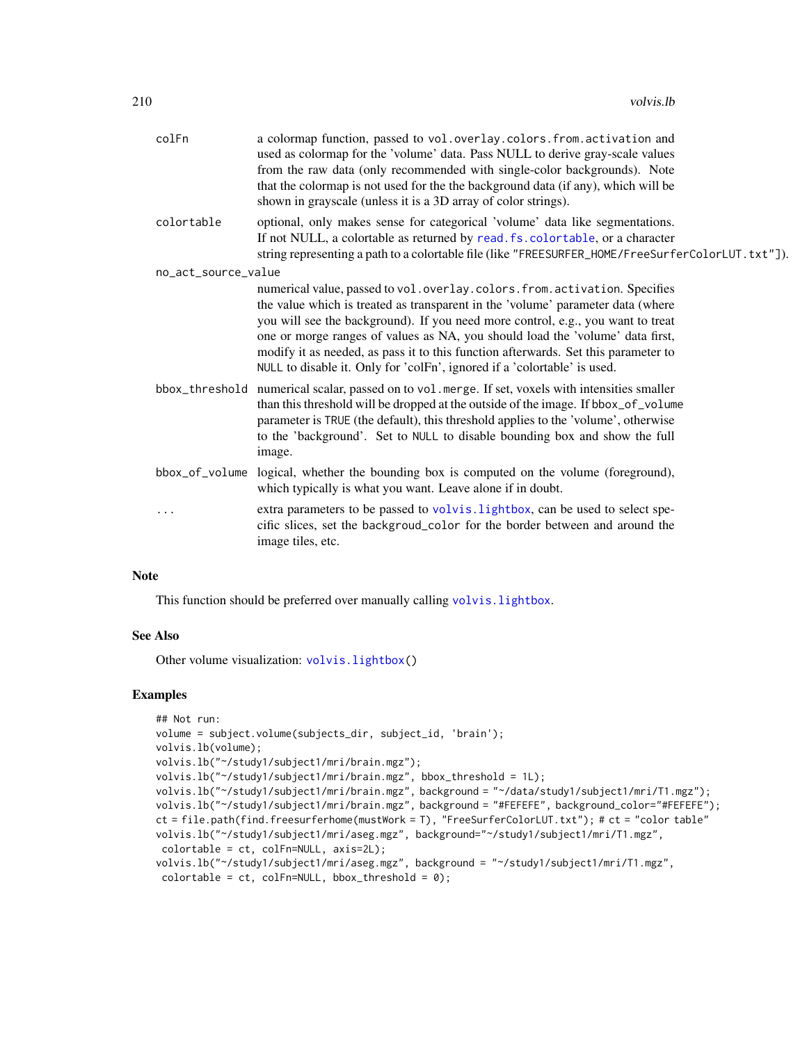colFn	a colormap function, passed to `vol.overlay.colors.from.activation` and used as colormap for the 'volume' data. Pass NULL to derive gray-scale values from the raw data (only recommended with single-color backgrounds). Note that the colormap is not used for the the background data (if any), which will be shown in grayscale (unless it is a 3D array of color strings).

colortable	optional, only makes sense for categorical 'volume' data like segmentations. If not NULL, a colortable as returned by `read.fs.colortable`, or a character string representing a path to a colortable file (like "FREESURFER_HOME/FreeSurferColorLUT.txt"]).

no_act_source_value
numerical value, passed to `vol.overlay.colors.from.activation`. Specifies the value which is treated as transparent in the 'volume' parameter data (where you will see the background). If you need more control, e.g., you want to treat one or morge ranges of values as NA, you should load the 'volume' data first, modify it as needed, as pass it to this function afterwards. Set this parameter to `NULL` to disable it. Only for 'colFn', ignored if a 'colortable' is used.

bbox_threshold	numerical scalar, passed on to `vol.merge`. If set, voxels with intensities smaller than this threshold will be dropped at the outside of the image. If `bbox_of_volume` parameter is `TRUE` (the default), this threshold applies to the 'volume', otherwise to the 'background'. Set to `NULL` to disable bounding box and show the full image.

bbox_of_volume	logical, whether the bounding box is computed on the volume (foreground), which typically is what you want. Leave alone if in doubt.

...	extra parameters to be passed to `volvis.lightbox`, can be used to select specific slices, set the backgroud_color for the border between and around the image tiles, etc.

## Note

This function should be preferred over manually calling `volvis.lightbox`.

## See Also

Other volume visualization: `volvis.lightbox()`

## Examples

```
## Not run:
volume = subject.volume(subjects_dir, subject_id, 'brain');
volvis.lb(volume);
volvis.lb("~/study1/subject1/mri/brain.mgz");
volvis.lb("~/study1/subject1/mri/brain.mgz", bbox_threshold = 1L);
volvis.lb("~/study1/subject1/mri/brain.mgz", background = "~/data/study1/subject1/mri/T1.mgz");
volvis.lb("~/study1/subject1/mri/brain.mgz", background = "#FEFEFE", background_color="#FEFEFE");
ct = file.path(find.freesurferhome(mustWork = T), "FreeSurferColorLUT.txt"); # ct = "color table"
volvis.lb("~/study1/subject1/mri/aseg.mgz", background="~/study1/subject1/mri/T1.mgz",
 colortable = ct, colFn=NULL, axis=2L);
volvis.lb("~/study1/subject1/mri/aseg.mgz", background = "~/study1/subject1/mri/T1.mgz",
 colortable = ct, colFn=NULL, bbox_threshold = 0);
```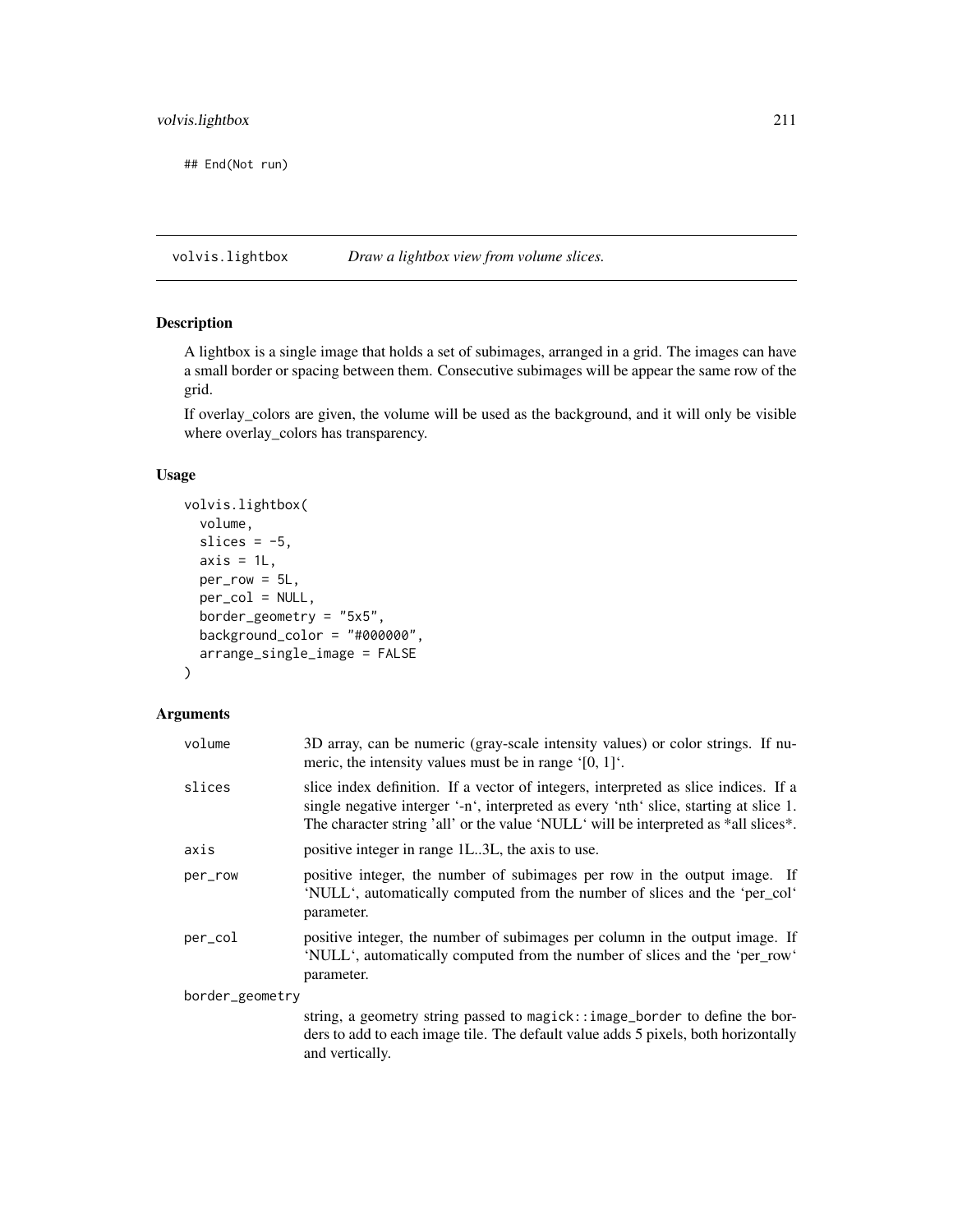```
## End(Not run)
```

---

volvis.lightbox    *Draw a lightbox view from volume slices.*

---

### Description

A lightbox is a single image that holds a set of subimages, arranged in a grid. The images can have a small border or spacing between them. Consecutive subimages will be appear the same row of the grid.

If overlay_colors are given, the volume will be used as the background, and it will only be visible where overlay_colors has transparency.

### Usage

```
volvis.lightbox(
  volume,
  slices = -5,
  axis = 1L,
  per_row = 5L,
  per_col = NULL,
  border_geometry = "5x5",
  background_color = "#000000",
  arrange_single_image = FALSE
)
```

### Arguments

| | |
|---|---|
| `volume` | 3D array, can be numeric (gray-scale intensity values) or color strings. If numeric, the intensity values must be in range '[0, 1]'. |
| `slices` | slice index definition. If a vector of integers, interpreted as slice indices. If a single negative interger '-n', interpreted as every 'nth' slice, starting at slice 1. The character string 'all' or the value 'NULL' will be interpreted as *all slices*. |
| `axis` | positive integer in range 1L..3L, the axis to use. |
| `per_row` | positive integer, the number of subimages per row in the output image. If 'NULL', automatically computed from the number of slices and the 'per_col' parameter. |
| `per_col` | positive integer, the number of subimages per column in the output image. If 'NULL', automatically computed from the number of slices and the 'per_row' parameter. |
| `border_geometry` | string, a geometry string passed to `magick::image_border` to define the borders to add to each image tile. The default value adds 5 pixels, both horizontally and vertically. |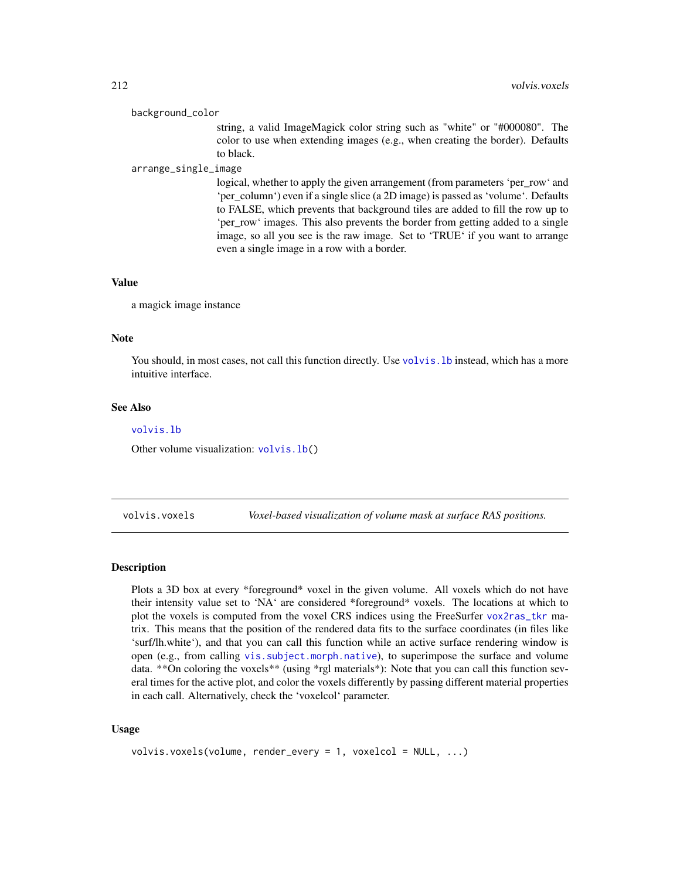background_color
: string, a valid ImageMagick color string such as "white" or "#000080". The color to use when extending images (e.g., when creating the border). Defaults to black.

arrange_single_image
: logical, whether to apply the given arrangement (from parameters 'per_row' and 'per_column') even if a single slice (a 2D image) is passed as 'volume'. Defaults to FALSE, which prevents that background tiles are added to fill the row up to 'per_row' images. This also prevents the border from getting added to a single image, so all you see is the raw image. Set to 'TRUE' if you want to arrange even a single image in a row with a border.

### Value

a magick image instance

### Note

You should, in most cases, not call this function directly. Use `volvis.lb` instead, which has a more intuitive interface.

### See Also

`volvis.lb`

Other volume visualization: `volvis.lb()`

---

## volvis.voxels — *Voxel-based visualization of volume mask at surface RAS positions.*

---

### Description

Plots a 3D box at every *foreground* voxel in the given volume. All voxels which do not have their intensity value set to 'NA' are considered *foreground* voxels. The locations at which to plot the voxels is computed from the voxel CRS indices using the FreeSurfer `vox2ras_tkr` matrix. This means that the position of the rendered data fits to the surface coordinates (in files like 'surf/lh.white'), and that you can call this function while an active surface rendering window is open (e.g., from calling `vis.subject.morph.native`), to superimpose the surface and volume data. **On coloring the voxels** (using *rgl materials*): Note that you can call this function several times for the active plot, and color the voxels differently by passing different material properties in each call. Alternatively, check the 'voxelcol' parameter.

### Usage

```
volvis.voxels(volume, render_every = 1, voxelcol = NULL, ...)
```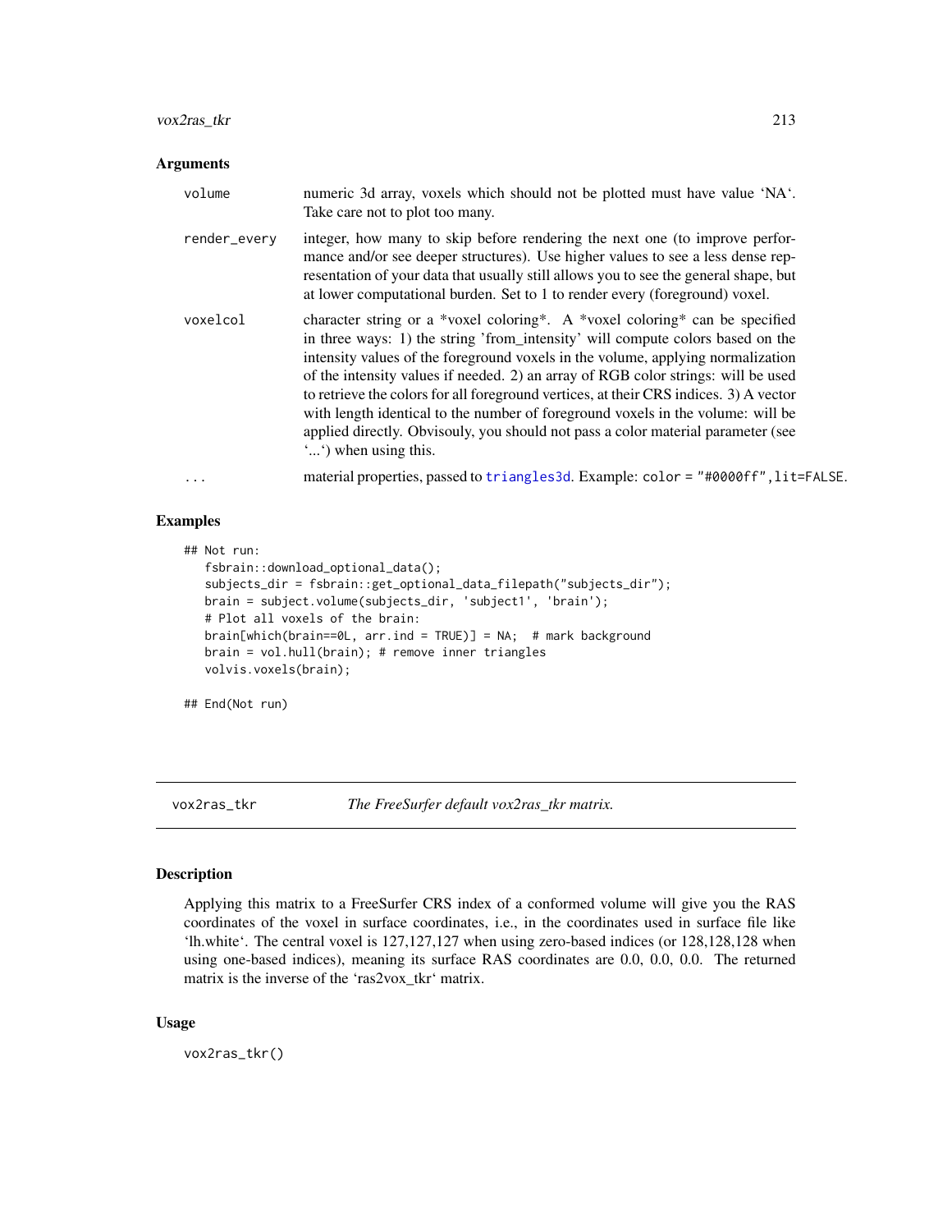### Arguments

| | |
|---|---|
| volume | numeric 3d array, voxels which should not be plotted must have value 'NA'. Take care not to plot too many. |
| render_every | integer, how many to skip before rendering the next one (to improve performance and/or see deeper structures). Use higher values to see a less dense representation of your data that usually still allows you to see the general shape, but at lower computational burden. Set to 1 to render every (foreground) voxel. |
| voxelcol | character string or a *voxel coloring*. A *voxel coloring* can be specified in three ways: 1) the string 'from_intensity' will compute colors based on the intensity values of the foreground voxels in the volume, applying normalization of the intensity values if needed. 2) an array of RGB color strings: will be used to retrieve the colors for all foreground vertices, at their CRS indices. 3) A vector with length identical to the number of foreground voxels in the volume: will be applied directly. Obvisouly, you should not pass a color material parameter (see '...') when using this. |
| ... | material properties, passed to `triangles3d`. Example: `color = "#0000ff",lit=FALSE`. |

### Examples

```
## Not run:
   fsbrain::download_optional_data();
   subjects_dir = fsbrain::get_optional_data_filepath("subjects_dir");
   brain = subject.volume(subjects_dir, 'subject1', 'brain');
   # Plot all voxels of the brain:
   brain[which(brain==0L, arr.ind = TRUE)] = NA;  # mark background
   brain = vol.hull(brain); # remove inner triangles
   volvis.voxels(brain);

## End(Not run)
```

---

## vox2ras_tkr — *The FreeSurfer default vox2ras_tkr matrix.*

### Description

Applying this matrix to a FreeSurfer CRS index of a conformed volume will give you the RAS coordinates of the voxel in surface coordinates, i.e., in the coordinates used in surface file like 'lh.white'. The central voxel is 127,127,127 when using zero-based indices (or 128,128,128 when using one-based indices), meaning its surface RAS coordinates are 0.0, 0.0, 0.0. The returned matrix is the inverse of the 'ras2vox_tkr' matrix.

### Usage

```
vox2ras_tkr()
```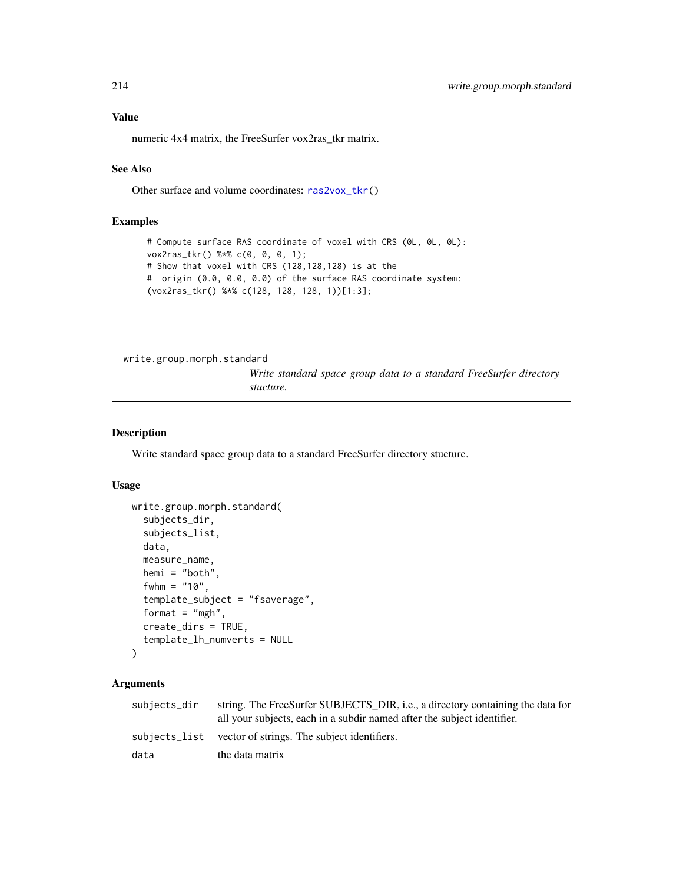### Value

numeric 4x4 matrix, the FreeSurfer vox2ras_tkr matrix.

### See Also

Other surface and volume coordinates: ras2vox_tkr()

### Examples

```
# Compute surface RAS coordinate of voxel with CRS (0L, 0L, 0L):
vox2ras_tkr() %*% c(0, 0, 0, 1);
# Show that voxel with CRS (128,128,128) is at the
#  origin (0.0, 0.0, 0.0) of the surface RAS coordinate system:
(vox2ras_tkr() %*% c(128, 128, 128, 1))[1:3];
```

---

## write.group.morph.standard

*Write standard space group data to a standard FreeSurfer directory stucture.*

---

### Description

Write standard space group data to a standard FreeSurfer directory stucture.

### Usage

```
write.group.morph.standard(
  subjects_dir,
  subjects_list,
  data,
  measure_name,
  hemi = "both",
  fwhm = "10",
  template_subject = "fsaverage",
  format = "mgh",
  create_dirs = TRUE,
  template_lh_numverts = NULL
)
```

### Arguments

| | |
|---|---|
| subjects_dir | string. The FreeSurfer SUBJECTS_DIR, i.e., a directory containing the data for all your subjects, each in a subdir named after the subject identifier. |
| subjects_list | vector of strings. The subject identifiers. |
| data | the data matrix |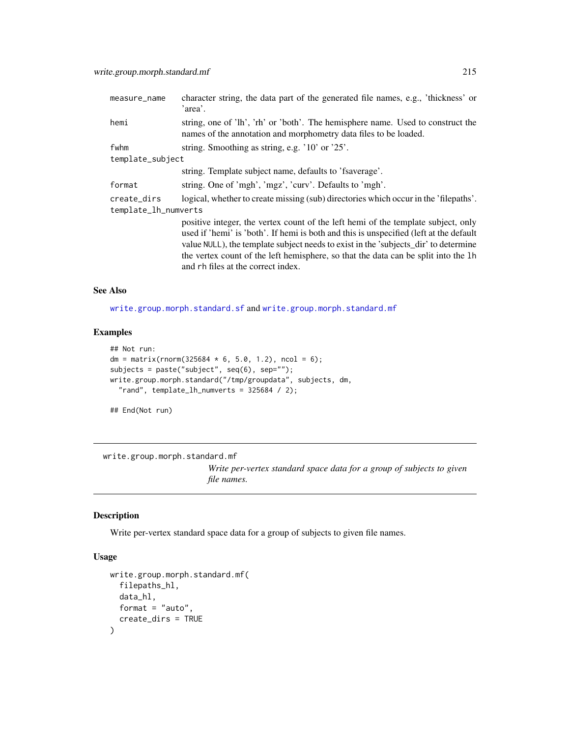| | |
|---|---|
| measure_name | character string, the data part of the generated file names, e.g., 'thickness' or 'area'. |
| hemi | string, one of 'lh', 'rh' or 'both'. The hemisphere name. Used to construct the names of the annotation and morphometry data files to be loaded. |
| fwhm | string. Smoothing as string, e.g. '10' or '25'. |
| template_subject | string. Template subject name, defaults to 'fsaverage'. |
| format | string. One of 'mgh', 'mgz', 'curv'. Defaults to 'mgh'. |
| create_dirs | logical, whether to create missing (sub) directories which occur in the 'filepaths'. |
| template_lh_numverts | positive integer, the vertex count of the left hemi of the template subject, only used if 'hemi' is 'both'. If hemi is both and this is unspecified (left at the default value NULL), the template subject needs to exist in the 'subjects_dir' to determine the vertex count of the left hemisphere, so that the data can be split into the lh and rh files at the correct index. |

### See Also

write.group.morph.standard.sf and write.group.morph.standard.mf

### Examples

```
## Not run:
dm = matrix(rnorm(325684 * 6, 5.0, 1.2), ncol = 6);
subjects = paste("subject", seq(6), sep="");
write.group.morph.standard("/tmp/groupdata", subjects, dm,
  "rand", template_lh_numverts = 325684 / 2);

## End(Not run)
```

---

## write.group.morph.standard.mf

*Write per-vertex standard space data for a group of subjects to given file names.*

### Description

Write per-vertex standard space data for a group of subjects to given file names.

### Usage

```
write.group.morph.standard.mf(
  filepaths_hl,
  data_hl,
  format = "auto",
  create_dirs = TRUE
)
```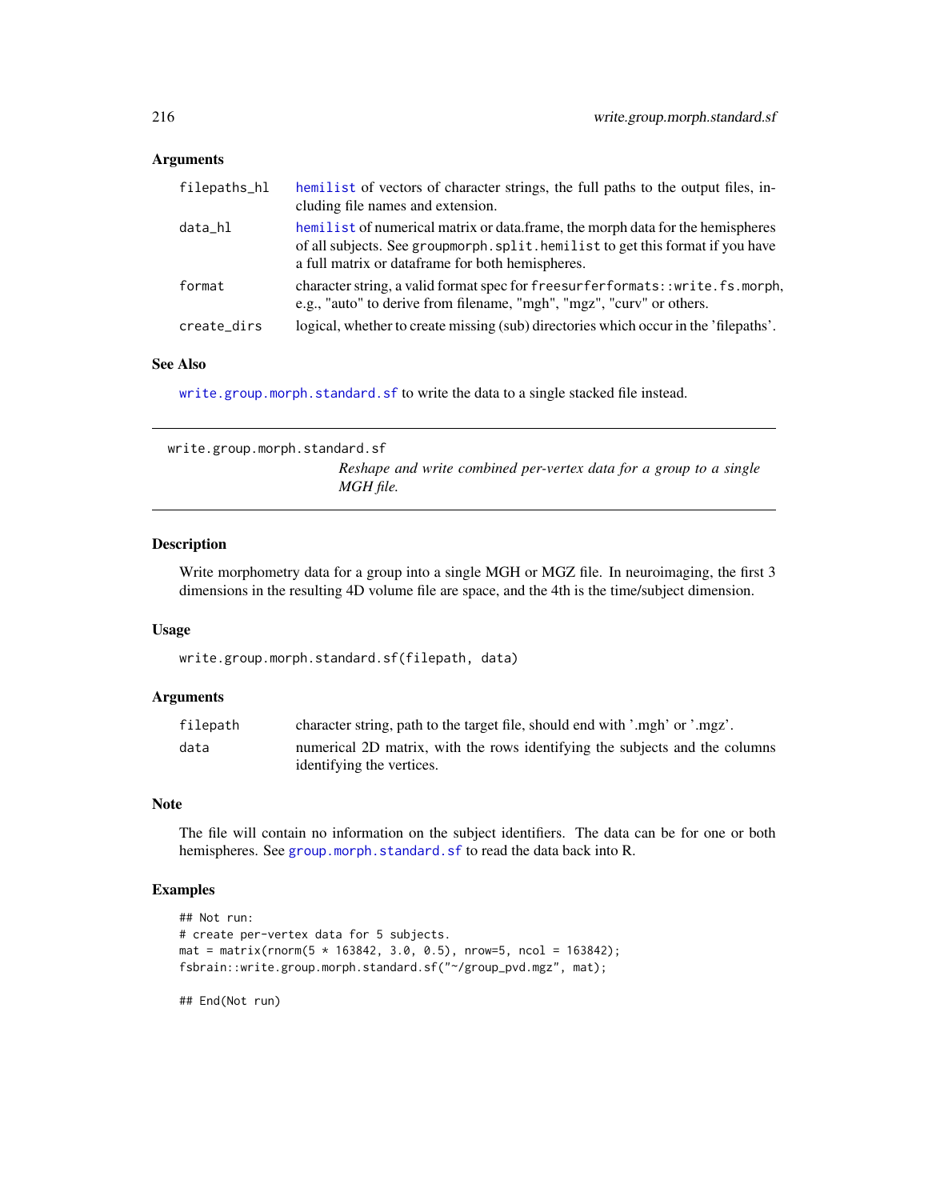### Arguments

| | |
|---|---|
| filepaths_hl | hemilist of vectors of character strings, the full paths to the output files, including file names and extension. |
| data_hl | hemilist of numerical matrix or data.frame, the morph data for the hemispheres of all subjects. See `groupmorph.split.hemilist` to get this format if you have a full matrix or dataframe for both hemispheres. |
| format | character string, a valid format spec for `freesurferformats::write.fs.morph`, e.g., "auto" to derive from filename, "mgh", "mgz", "curv" or others. |
| create_dirs | logical, whether to create missing (sub) directories which occur in the 'filepaths'. |

### See Also

`write.group.morph.standard.sf` to write the data to a single stacked file instead.

---

## write.group.morph.standard.sf

*Reshape and write combined per-vertex data for a group to a single MGH file.*

---

### Description

Write morphometry data for a group into a single MGH or MGZ file. In neuroimaging, the first 3 dimensions in the resulting 4D volume file are space, and the 4th is the time/subject dimension.

### Usage

```
write.group.morph.standard.sf(filepath, data)
```

### Arguments

| | |
|---|---|
| filepath | character string, path to the target file, should end with '.mgh' or '.mgz'. |
| data | numerical 2D matrix, with the rows identifying the subjects and the columns identifying the vertices. |

### Note

The file will contain no information on the subject identifiers. The data can be for one or both hemispheres. See `group.morph.standard.sf` to read the data back into R.

### Examples

```
## Not run:
# create per-vertex data for 5 subjects.
mat = matrix(rnorm(5 * 163842, 3.0, 0.5), nrow=5, ncol = 163842);
fsbrain::write.group.morph.standard.sf("~/group_pvd.mgz", mat);

## End(Not run)
```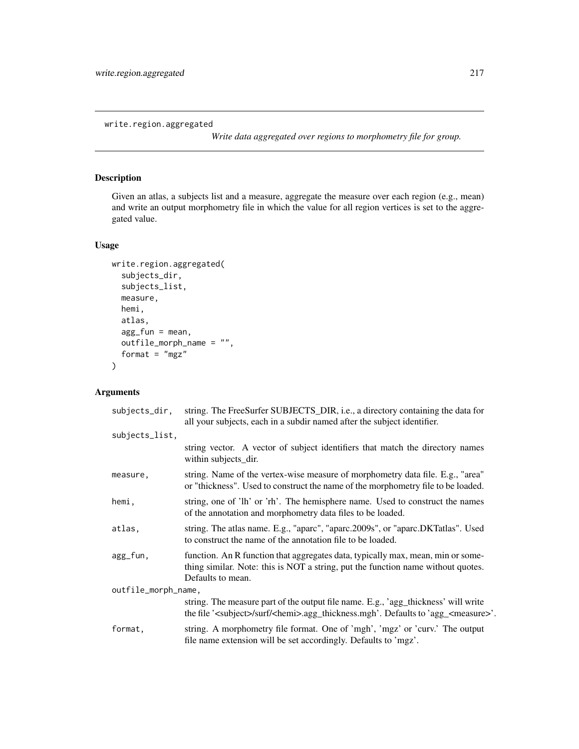`write.region.aggregated` *Write data aggregated over regions to morphometry file for group.*

## Description

Given an atlas, a subjects list and a measure, aggregate the measure over each region (e.g., mean) and write an output morphometry file in which the value for all region vertices is set to the aggregated value.

## Usage

```
write.region.aggregated(
  subjects_dir,
  subjects_list,
  measure,
  hemi,
  atlas,
  agg_fun = mean,
  outfile_morph_name = "",
  format = "mgz"
)
```

## Arguments

| | |
|---|---|
| `subjects_dir,` | string. The FreeSurfer SUBJECTS_DIR, i.e., a directory containing the data for all your subjects, each in a subdir named after the subject identifier. |
| `subjects_list,` | string vector. A vector of subject identifiers that match the directory names within subjects_dir. |
| `measure,` | string. Name of the vertex-wise measure of morphometry data file. E.g., "area" or "thickness". Used to construct the name of the morphometry file to be loaded. |
| `hemi,` | string, one of 'lh' or 'rh'. The hemisphere name. Used to construct the names of the annotation and morphometry data files to be loaded. |
| `atlas,` | string. The atlas name. E.g., "aparc", "aparc.2009s", or "aparc.DKTatlas". Used to construct the name of the annotation file to be loaded. |
| `agg_fun,` | function. An R function that aggregates data, typically max, mean, min or something similar. Note: this is NOT a string, put the function name without quotes. Defaults to mean. |
| `outfile_morph_name,` | string. The measure part of the output file name. E.g., 'agg_thickness' will write the file '<subject>/surf/<hemi>.agg_thickness.mgh'. Defaults to 'agg_<measure>'. |
| `format,` | string. A morphometry file format. One of 'mgh', 'mgz' or 'curv.' The output file name extension will be set accordingly. Defaults to 'mgz'. |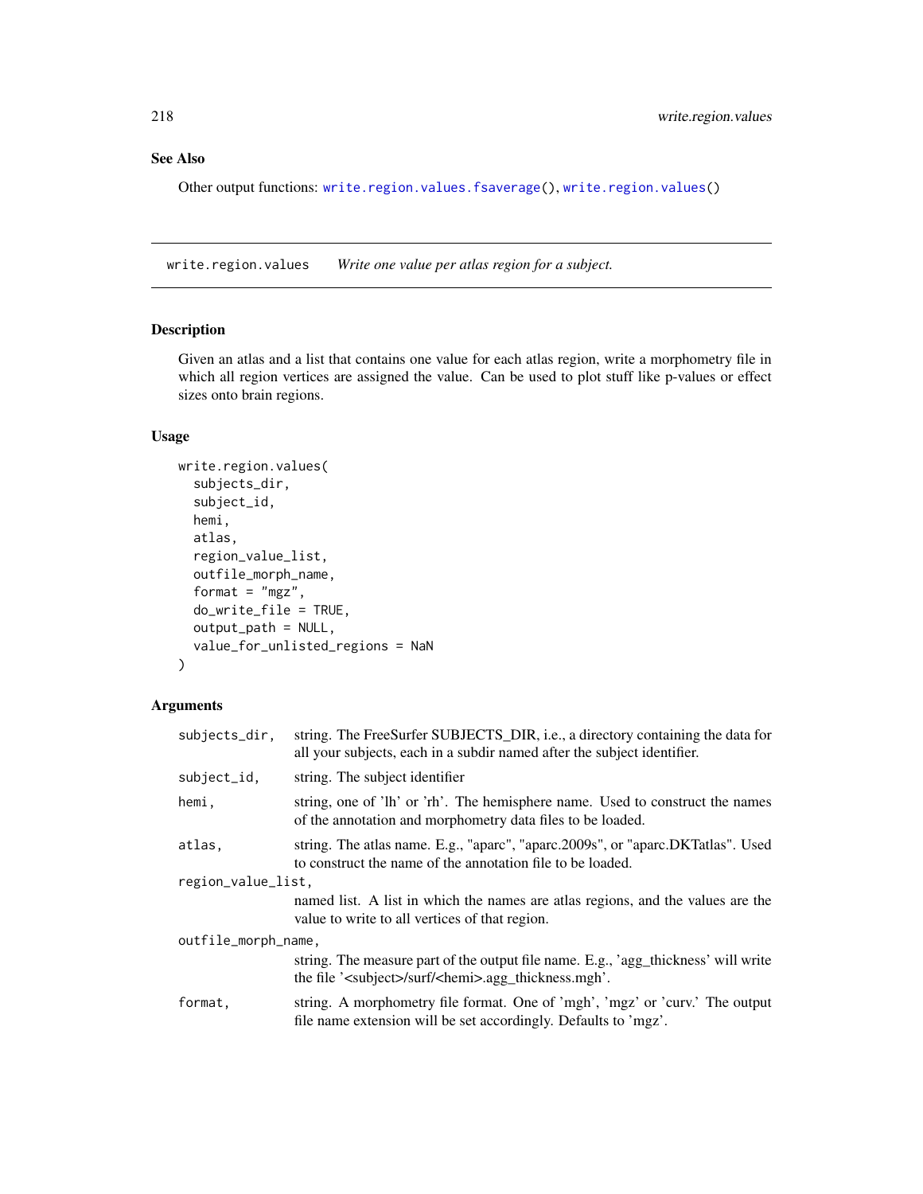## See Also

Other output functions: write.region.values.fsaverage(), write.region.values()

---

## write.region.values *Write one value per atlas region for a subject.*

---

### Description

Given an atlas and a list that contains one value for each atlas region, write a morphometry file in which all region vertices are assigned the value. Can be used to plot stuff like p-values or effect sizes onto brain regions.

### Usage

```
write.region.values(
  subjects_dir,
  subject_id,
  hemi,
  atlas,
  region_value_list,
  outfile_morph_name,
  format = "mgz",
  do_write_file = TRUE,
  output_path = NULL,
  value_for_unlisted_regions = NaN
)
```

### Arguments

| | |
|---|---|
| `subjects_dir,` | string. The FreeSurfer SUBJECTS_DIR, i.e., a directory containing the data for all your subjects, each in a subdir named after the subject identifier. |
| `subject_id,` | string. The subject identifier |
| `hemi,` | string, one of 'lh' or 'rh'. The hemisphere name. Used to construct the names of the annotation and morphometry data files to be loaded. |
| `atlas,` | string. The atlas name. E.g., "aparc", "aparc.2009s", or "aparc.DKTatlas". Used to construct the name of the annotation file to be loaded. |
| `region_value_list,` | named list. A list in which the names are atlas regions, and the values are the value to write to all vertices of that region. |
| `outfile_morph_name,` | string. The measure part of the output file name. E.g., 'agg_thickness' will write the file '<subject>/surf/<hemi>.agg_thickness.mgh'. |
| `format,` | string. A morphometry file format. One of 'mgh', 'mgz' or 'curv.' The output file name extension will be set accordingly. Defaults to 'mgz'. |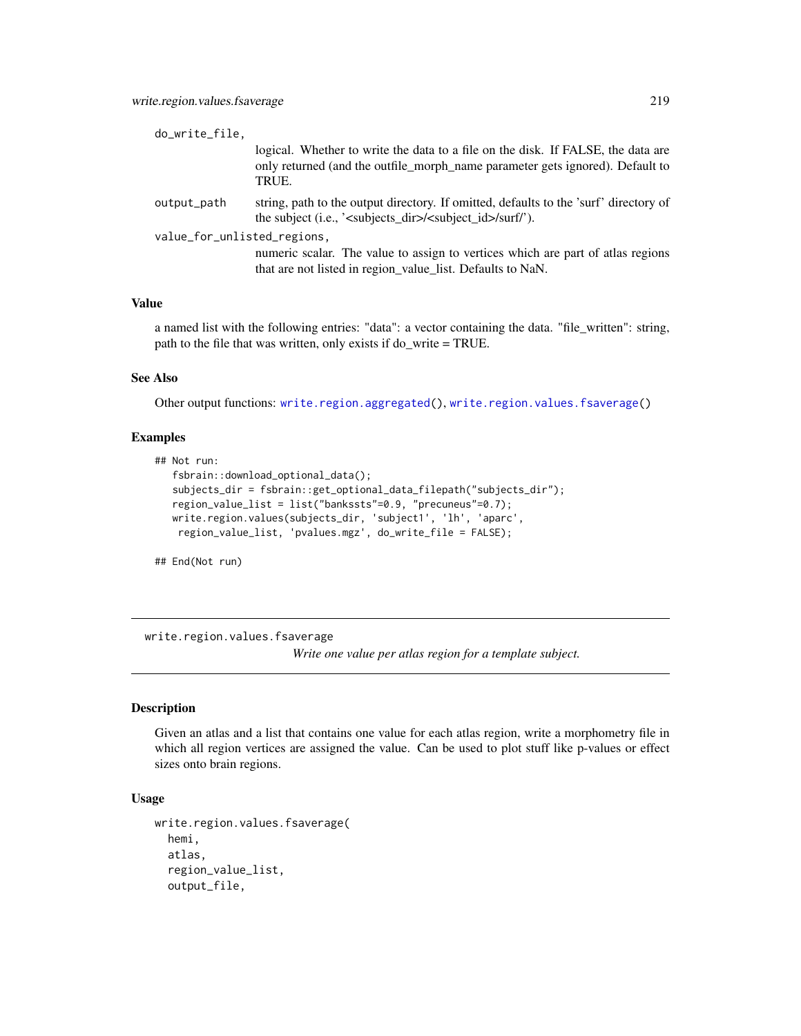do_write_file,
: logical. Whether to write the data to a file on the disk. If FALSE, the data are only returned (and the outfile_morph_name parameter gets ignored). Default to TRUE.

output_path
: string, path to the output directory. If omitted, defaults to the 'surf' directory of the subject (i.e., '<subjects_dir>/<subject_id>/surf/').

value_for_unlisted_regions,
: numeric scalar. The value to assign to vertices which are part of atlas regions that are not listed in region_value_list. Defaults to NaN.

### Value

a named list with the following entries: "data": a vector containing the data. "file_written": string, path to the file that was written, only exists if do_write = TRUE.

### See Also

Other output functions: write.region.aggregated(), write.region.values.fsaverage()

### Examples

```
## Not run:
   fsbrain::download_optional_data();
   subjects_dir = fsbrain::get_optional_data_filepath("subjects_dir");
   region_value_list = list("bankssts"=0.9, "precuneus"=0.7);
   write.region.values(subjects_dir, 'subject1', 'lh', 'aparc',
    region_value_list, 'pvalues.mgz', do_write_file = FALSE);

## End(Not run)
```

---

## write.region.values.fsaverage

*Write one value per atlas region for a template subject.*

### Description

Given an atlas and a list that contains one value for each atlas region, write a morphometry file in which all region vertices are assigned the value. Can be used to plot stuff like p-values or effect sizes onto brain regions.

### Usage

```
write.region.values.fsaverage(
  hemi,
  atlas,
  region_value_list,
  output_file,
```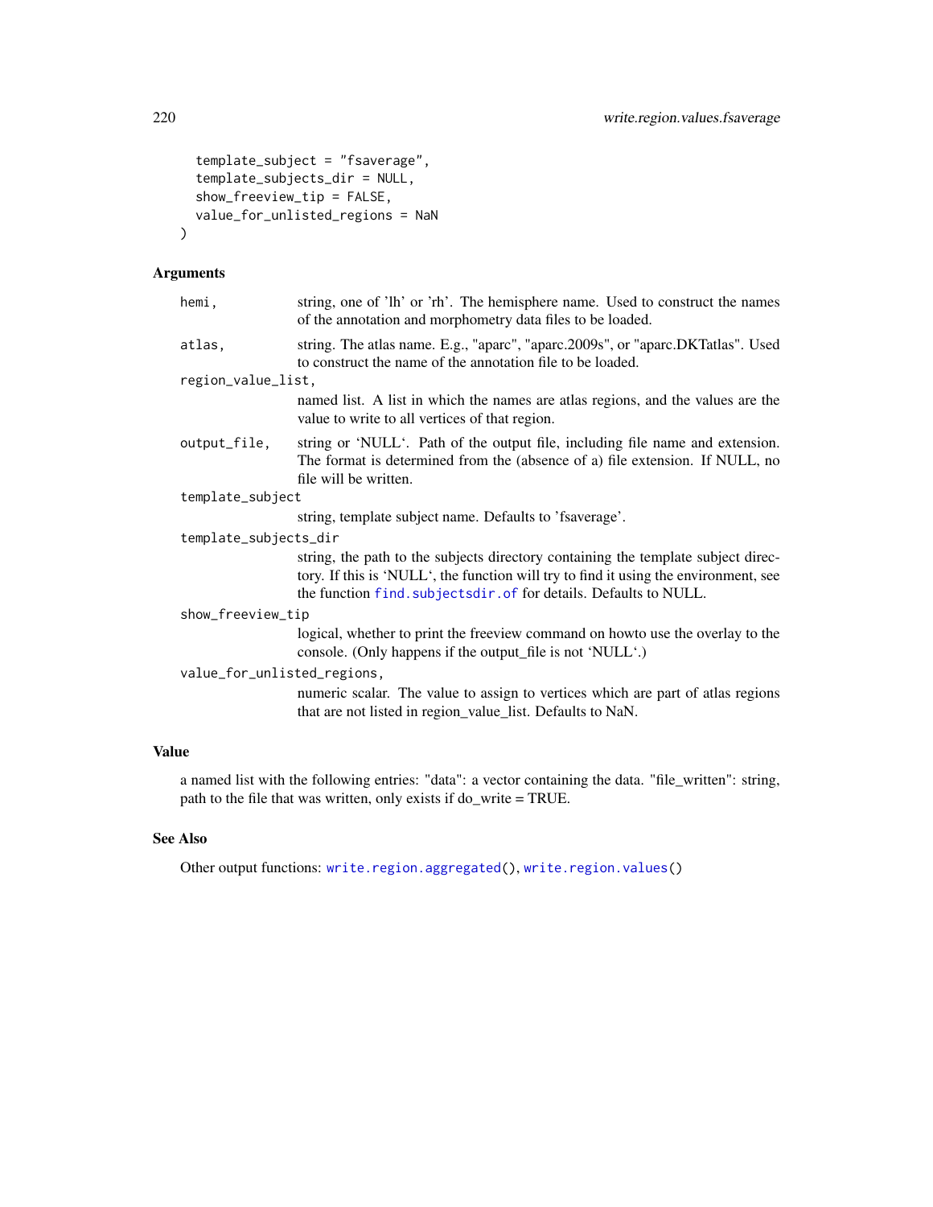```
  template_subject = "fsaverage",
  template_subjects_dir = NULL,
  show_freeview_tip = FALSE,
  value_for_unlisted_regions = NaN
)
```

### Arguments

| | |
|---|---|
| `hemi,` | string, one of 'lh' or 'rh'. The hemisphere name. Used to construct the names of the annotation and morphometry data files to be loaded. |
| `atlas,` | string. The atlas name. E.g., "aparc", "aparc.2009s", or "aparc.DKTatlas". Used to construct the name of the annotation file to be loaded. |
| `region_value_list,` | named list. A list in which the names are atlas regions, and the values are the value to write to all vertices of that region. |
| `output_file,` | string or 'NULL'. Path of the output file, including file name and extension. The format is determined from the (absence of a) file extension. If NULL, no file will be written. |
| `template_subject` | string, template subject name. Defaults to 'fsaverage'. |
| `template_subjects_dir` | string, the path to the subjects directory containing the template subject directory. If this is 'NULL', the function will try to find it using the environment, see the function `find.subjectsdir.of` for details. Defaults to NULL. |
| `show_freeview_tip` | logical, whether to print the freeview command on howto use the overlay to the console. (Only happens if the output_file is not 'NULL'.) |
| `value_for_unlisted_regions,` | numeric scalar. The value to assign to vertices which are part of atlas regions that are not listed in region_value_list. Defaults to NaN. |

### Value

a named list with the following entries: "data": a vector containing the data. "file_written": string, path to the file that was written, only exists if do_write = TRUE.

### See Also

Other output functions: `write.region.aggregated()`, `write.region.values()`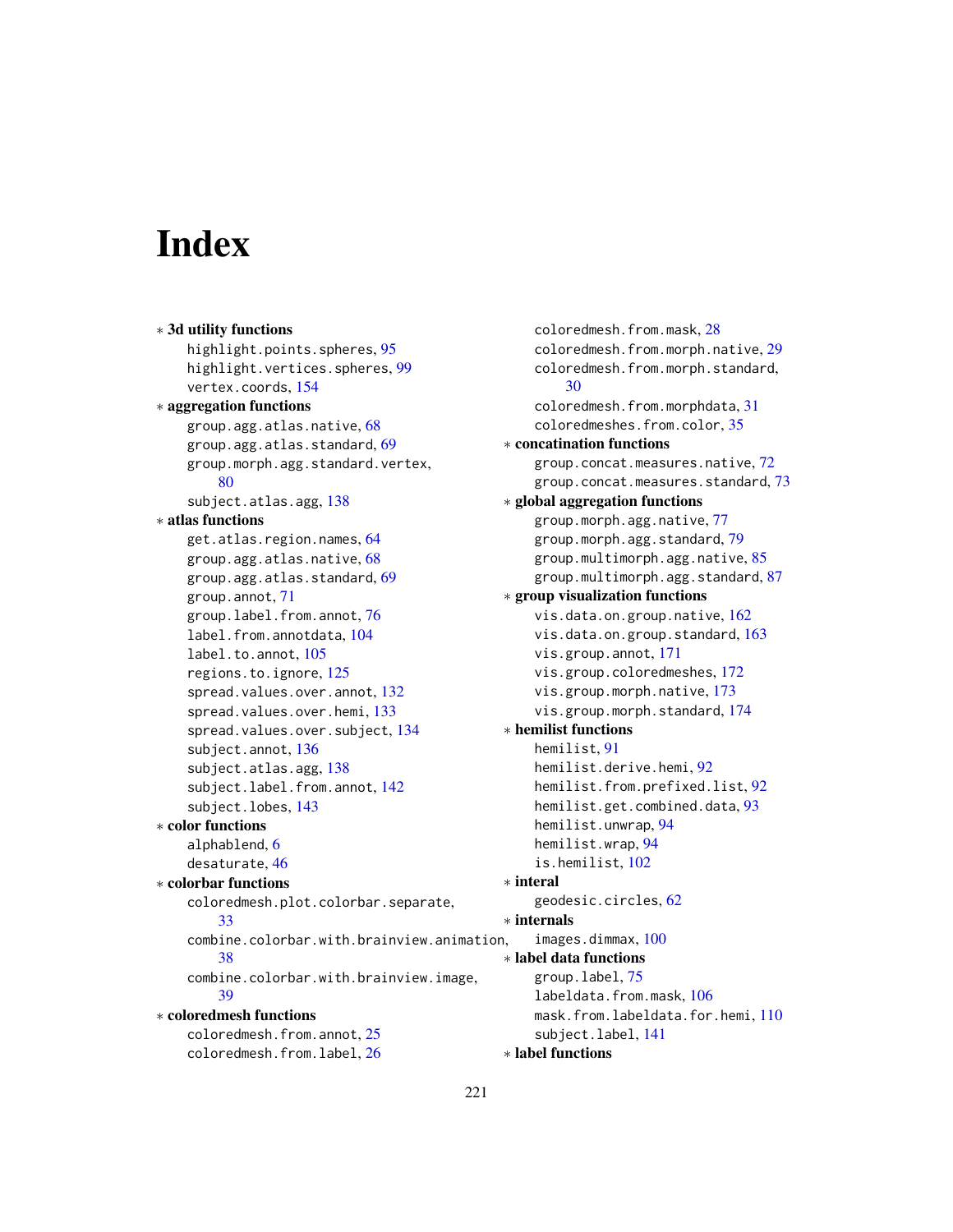# Index

* **3d utility functions**
  - highlight.points.spheres, 95
  - highlight.vertices.spheres, 99
  - vertex.coords, 154
* **aggregation functions**
  - group.agg.atlas.native, 68
  - group.agg.atlas.standard, 69
  - group.morph.agg.standard.vertex, 80
  - subject.atlas.agg, 138
* **atlas functions**
  - get.atlas.region.names, 64
  - group.agg.atlas.native, 68
  - group.agg.atlas.standard, 69
  - group.annot, 71
  - group.label.from.annot, 76
  - label.from.annotdata, 104
  - label.to.annot, 105
  - regions.to.ignore, 125
  - spread.values.over.annot, 132
  - spread.values.over.hemi, 133
  - spread.values.over.subject, 134
  - subject.annot, 136
  - subject.atlas.agg, 138
  - subject.label.from.annot, 142
  - subject.lobes, 143
* **color functions**
  - alphablend, 6
  - desaturate, 46
* **colorbar functions**
  - coloredmesh.plot.colorbar.separate, 33
  - combine.colorbar.with.brainview.animation, 38
  - combine.colorbar.with.brainview.image, 39
* **coloredmesh functions**
  - coloredmesh.from.annot, 25
  - coloredmesh.from.label, 26
  - coloredmesh.from.mask, 28
  - coloredmesh.from.morph.native, 29
  - coloredmesh.from.morph.standard, 30
  - coloredmesh.from.morphdata, 31
  - coloredmeshes.from.color, 35
* **concatination functions**
  - group.concat.measures.native, 72
  - group.concat.measures.standard, 73
* **global aggregation functions**
  - group.morph.agg.native, 77
  - group.morph.agg.standard, 79
  - group.multimorph.agg.native, 85
  - group.multimorph.agg.standard, 87
* **group visualization functions**
  - vis.data.on.group.native, 162
  - vis.data.on.group.standard, 163
  - vis.group.annot, 171
  - vis.group.coloredmeshes, 172
  - vis.group.morph.native, 173
  - vis.group.morph.standard, 174
* **hemilist functions**
  - hemilist, 91
  - hemilist.derive.hemi, 92
  - hemilist.from.prefixed.list, 92
  - hemilist.get.combined.data, 93
  - hemilist.unwrap, 94
  - hemilist.wrap, 94
  - is.hemilist, 102
* **interal**
  - geodesic.circles, 62
* **internals**
  - images.dimmax, 100
* **label data functions**
  - group.label, 75
  - labeldata.from.mask, 106
  - mask.from.labeldata.for.hemi, 110
  - subject.label, 141
* **label functions**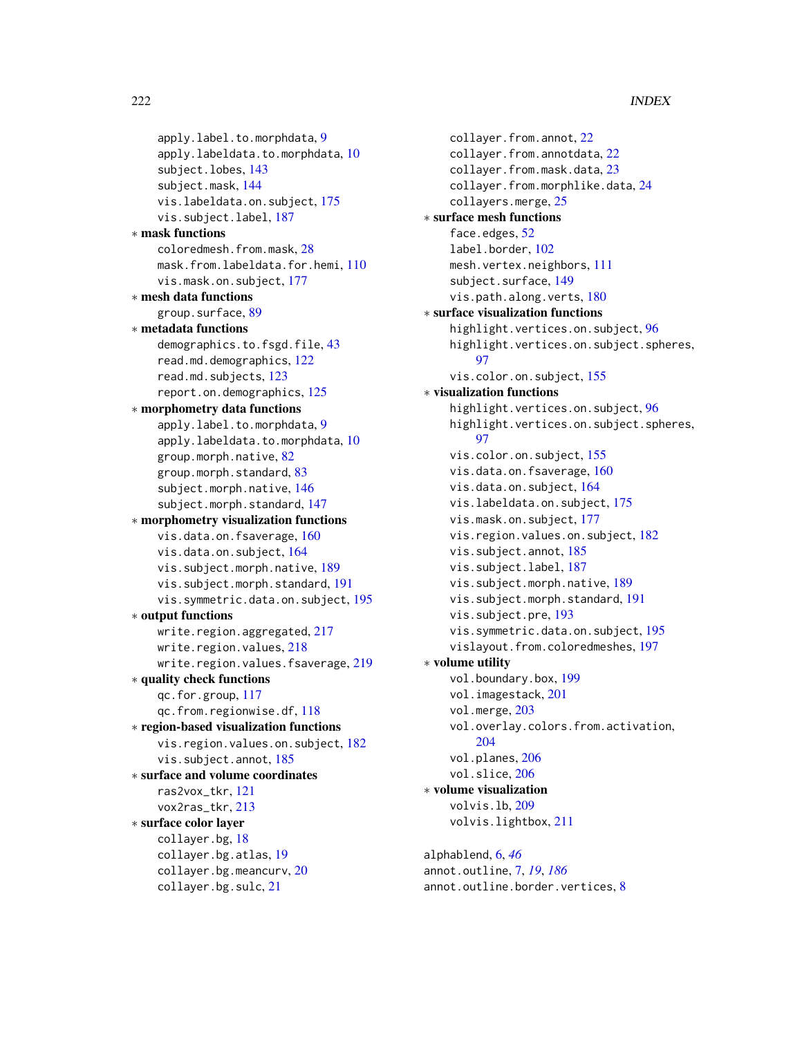apply.label.to.morphdata, 9
apply.labeldata.to.morphdata, 10
subject.lobes, 143
subject.mask, 144
vis.labeldata.on.subject, 175
vis.subject.label, 187

∗ **mask functions**
coloredmesh.from.mask, 28
mask.from.labeldata.for.hemi, 110
vis.mask.on.subject, 177

∗ **mesh data functions**
group.surface, 89

∗ **metadata functions**
demographics.to.fsgd.file, 43
read.md.demographics, 122
read.md.subjects, 123
report.on.demographics, 125

∗ **morphometry data functions**
apply.label.to.morphdata, 9
apply.labeldata.to.morphdata, 10
group.morph.native, 82
group.morph.standard, 83
subject.morph.native, 146
subject.morph.standard, 147

∗ **morphometry visualization functions**
vis.data.on.fsaverage, 160
vis.data.on.subject, 164
vis.subject.morph.native, 189
vis.subject.morph.standard, 191
vis.symmetric.data.on.subject, 195

∗ **output functions**
write.region.aggregated, 217
write.region.values, 218
write.region.values.fsaverage, 219

∗ **quality check functions**
qc.for.group, 117
qc.from.regionwise.df, 118

∗ **region-based visualization functions**
vis.region.values.on.subject, 182
vis.subject.annot, 185

∗ **surface and volume coordinates**
ras2vox_tkr, 121
vox2ras_tkr, 213

∗ **surface color layer**
collayer.bg, 18
collayer.bg.atlas, 19
collayer.bg.meancurv, 20
collayer.bg.sulc, 21
collayer.from.annot, 22
collayer.from.annotdata, 22
collayer.from.mask.data, 23
collayer.from.morphlike.data, 24
collayers.merge, 25

∗ **surface mesh functions**
face.edges, 52
label.border, 102
mesh.vertex.neighbors, 111
subject.surface, 149
vis.path.along.verts, 180

∗ **surface visualization functions**
highlight.vertices.on.subject, 96
highlight.vertices.on.subject.spheres, 97
vis.color.on.subject, 155

∗ **visualization functions**
highlight.vertices.on.subject, 96
highlight.vertices.on.subject.spheres, 97
vis.color.on.subject, 155
vis.data.on.fsaverage, 160
vis.data.on.subject, 164
vis.labeldata.on.subject, 175
vis.mask.on.subject, 177
vis.region.values.on.subject, 182
vis.subject.annot, 185
vis.subject.label, 187
vis.subject.morph.native, 189
vis.subject.morph.standard, 191
vis.subject.pre, 193
vis.symmetric.data.on.subject, 195
vislayout.from.coloredmeshes, 197

∗ **volume utility**
vol.boundary.box, 199
vol.imagestack, 201
vol.merge, 203
vol.overlay.colors.from.activation, 204
vol.planes, 206
vol.slice, 206

∗ **volume visualization**
volvis.lb, 209
volvis.lightbox, 211

alphablend, 6, *46*
annot.outline, 7, *19*, *186*
annot.outline.border.vertices, 8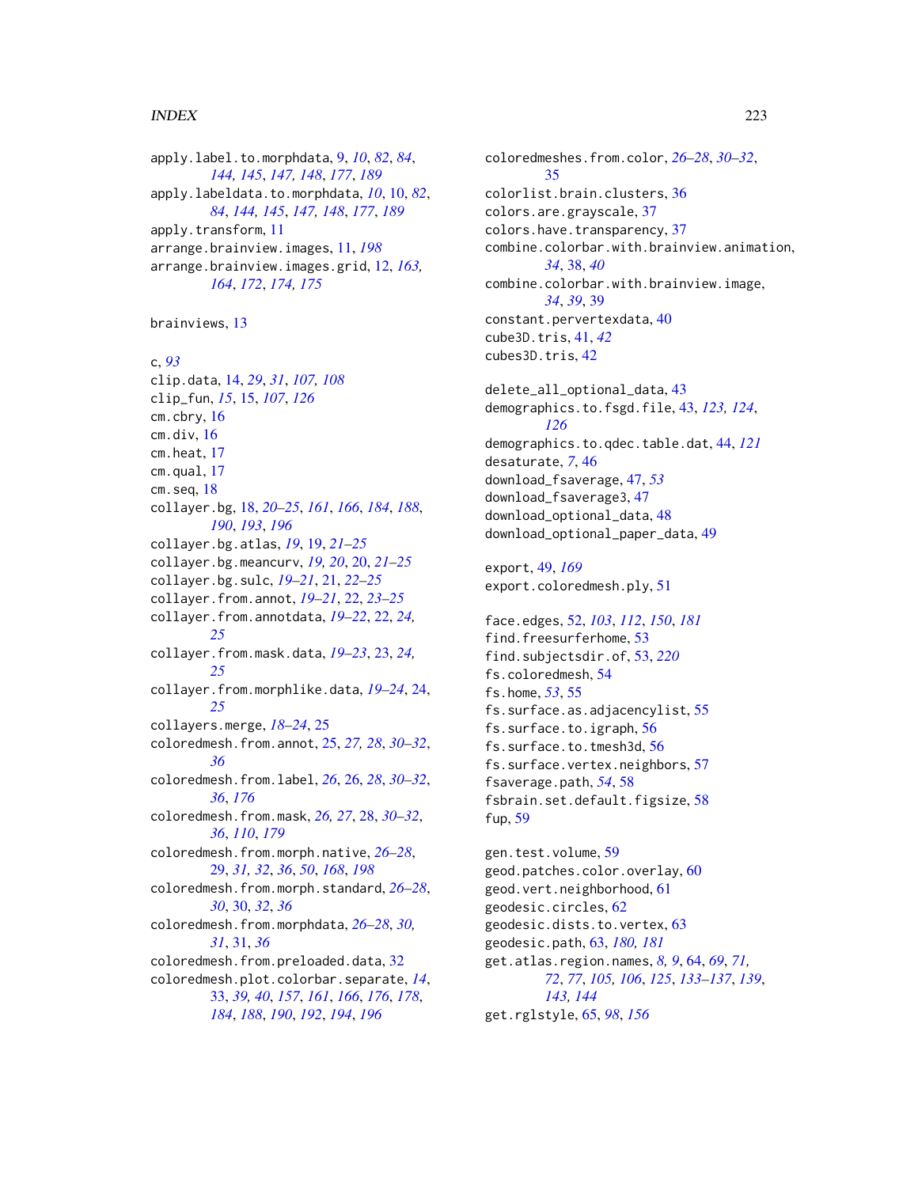apply.label.to.morphdata, 9, *10*, *82*, *84*, *144, 145*, *147, 148*, *177*, *189*
apply.labeldata.to.morphdata, *10*, 10, *82*, *84*, *144, 145*, *147, 148*, *177*, *189*
apply.transform, 11
arrange.brainview.images, 11, *198*
arrange.brainview.images.grid, 12, *163, 164*, *172*, *174, 175*

brainviews, 13

c, *93*
clip.data, 14, *29*, *31*, *107, 108*
clip_fun, *15*, 15, *107*, *126*
cm.cbry, 16
cm.div, 16
cm.heat, 17
cm.qual, 17
cm.seq, 18
collayer.bg, 18, *20–25*, *161*, *166*, *184*, *188*, *190*, *193*, *196*
collayer.bg.atlas, *19*, 19, *21–25*
collayer.bg.meancurv, *19, 20*, 20, *21–25*
collayer.bg.sulc, *19–21*, 21, *22–25*
collayer.from.annot, *19–21*, 22, *23–25*
collayer.from.annotdata, *19–22*, 22, *24, 25*
collayer.from.mask.data, *19–23*, 23, *24, 25*
collayer.from.morphlike.data, *19–24*, 24, *25*
collayers.merge, *18–24*, 25
coloredmesh.from.annot, 25, *27, 28*, *30–32*, *36*
coloredmesh.from.label, *26*, 26, *28*, *30–32*, *36*, *176*
coloredmesh.from.mask, *26, 27*, 28, *30–32*, *36*, *110*, *179*
coloredmesh.from.morph.native, *26–28*, 29, *31, 32*, *36*, *50*, *168*, *198*
coloredmesh.from.morph.standard, *26–28*, *30*, 30, *32*, *36*
coloredmesh.from.morphdata, *26–28*, *30, 31*, 31, *36*
coloredmesh.from.preloaded.data, 32
coloredmesh.plot.colorbar.separate, *14*, 33, *39, 40*, *157*, *161*, *166*, *176*, *178*, *184*, *188*, *190*, *192*, *194*, *196*
coloredmeshes.from.color, *26–28*, *30–32*, 35
colorlist.brain.clusters, 36
colors.are.grayscale, 37
colors.have.transparency, 37
combine.colorbar.with.brainview.animation, *34*, 38, *40*
combine.colorbar.with.brainview.image, *34*, *39*, 39
constant.pervertexdata, 40
cube3D.tris, 41, *42*
cubes3D.tris, 42

delete_all_optional_data, 43
demographics.to.fsgd.file, 43, *123, 124*, *126*
demographics.to.qdec.table.dat, 44, *121*
desaturate, *7*, 46
download_fsaverage, 47, *53*
download_fsaverage3, 47
download_optional_data, 48
download_optional_paper_data, 49

export, 49, *169*
export.coloredmesh.ply, 51

face.edges, 52, *103*, *112*, *150*, *181*
find.freesurferhome, 53
find.subjectsdir.of, 53, *220*
fs.coloredmesh, 54
fs.home, *53*, 55
fs.surface.as.adjacencylist, 55
fs.surface.to.igraph, 56
fs.surface.to.tmesh3d, 56
fs.surface.vertex.neighbors, 57
fsaverage.path, *54*, 58
fsbrain.set.default.figsize, 58
fup, 59

gen.test.volume, 59
geod.patches.color.overlay, 60
geod.vert.neighborhood, 61
geodesic.circles, 62
geodesic.dists.to.vertex, 63
geodesic.path, 63, *180, 181*
get.atlas.region.names, *8, 9*, 64, *69*, *71, 72*, *77*, *105, 106*, *125*, *133–137*, *139*, *143, 144*
get.rglstyle, 65, *98*, *156*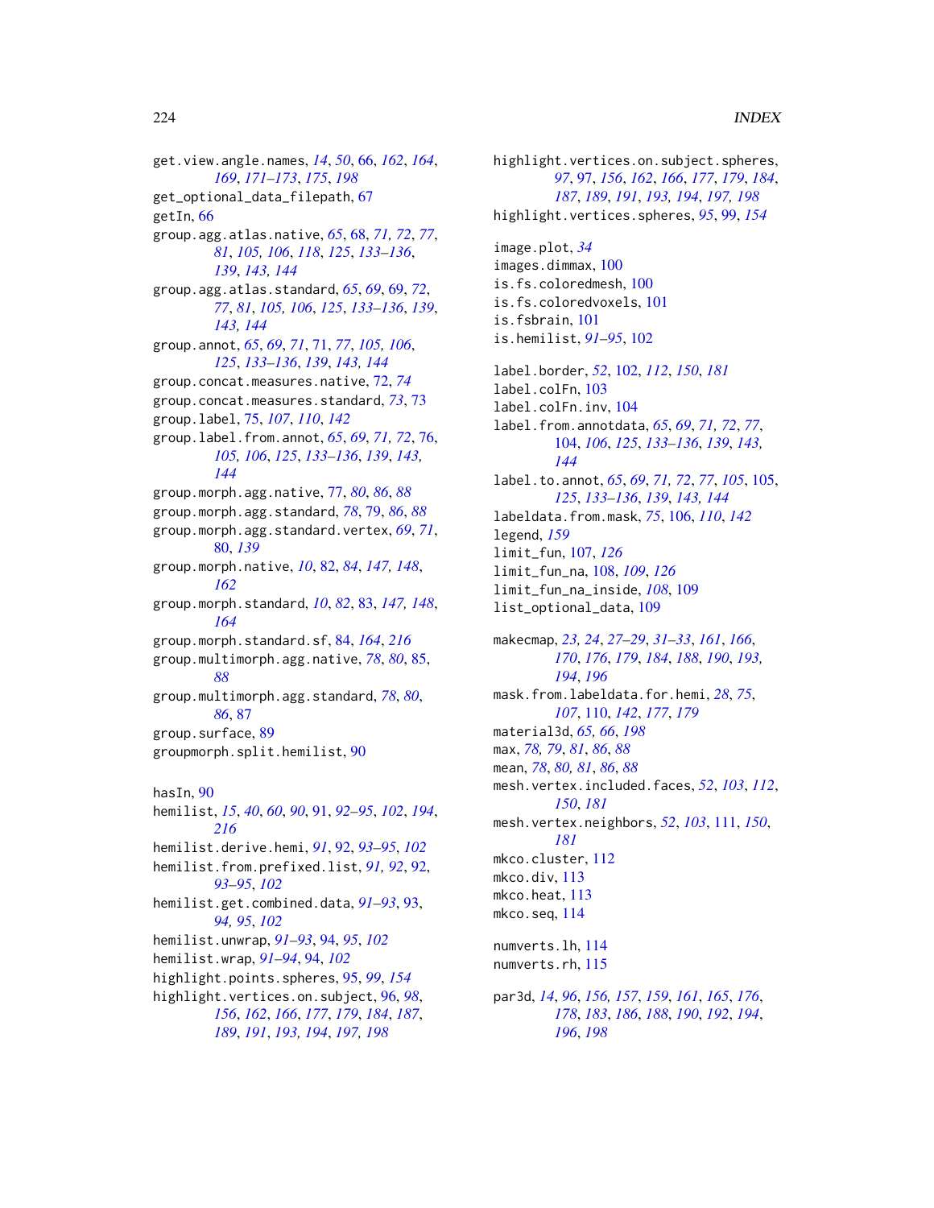get.view.angle.names, *14*, *50*, 66, *162*, *164*, *169*, *171–173*, *175*, *198*
get_optional_data_filepath, 67
getIn, 66
group.agg.atlas.native, *65*, 68, *71, 72*, *77*, *81*, *105, 106*, *118*, *125*, *133–136*, *139*, *143, 144*
group.agg.atlas.standard, *65*, *69*, 69, *72*, *77*, *81*, *105, 106*, *125*, *133–136*, *139*, *143, 144*
group.annot, *65*, *69*, *71*, 71, *77*, *105, 106*, *125*, *133–136*, *139*, *143, 144*
group.concat.measures.native, 72, *74*
group.concat.measures.standard, *73*, 73
group.label, 75, *107*, *110*, *142*
group.label.from.annot, *65*, *69*, *71, 72*, 76, *105, 106*, *125*, *133–136*, *139*, *143, 144*
group.morph.agg.native, 77, *80*, *86*, *88*
group.morph.agg.standard, *78*, 79, *86*, *88*
group.morph.agg.standard.vertex, *69*, *71*, 80, *139*
group.morph.native, *10*, 82, *84*, *147, 148*, *162*
group.morph.standard, *10*, *82*, 83, *147, 148*, *164*
group.morph.standard.sf, 84, *164*, *216*
group.multimorph.agg.native, *78*, *80*, 85, *88*
group.multimorph.agg.standard, *78*, *80*, *86*, 87
group.surface, 89
groupmorph.split.hemilist, 90

hasIn, 90
hemilist, *15*, *40*, *60*, *90*, 91, *92–95*, *102*, *194*, *216*
hemilist.derive.hemi, *91*, 92, *93–95*, *102*
hemilist.from.prefixed.list, *91, 92*, 92, *93–95*, *102*
hemilist.get.combined.data, *91–93*, 93, *94, 95*, *102*
hemilist.unwrap, *91–93*, 94, *95*, *102*
hemilist.wrap, *91–94*, 94, *102*
highlight.points.spheres, 95, *99*, *154*
highlight.vertices.on.subject, 96, *98*, *156*, *162*, *166*, *177*, *179*, *184*, *187*, *189*, *191*, *193, 194*, *197, 198*
highlight.vertices.on.subject.spheres, *97*, 97, *156*, *162*, *166*, *177*, *179*, *184*, *187*, *189*, *191*, *193, 194*, *197, 198*
highlight.vertices.spheres, *95*, 99, *154*

image.plot, *34*
images.dimmax, 100
is.fs.coloredmesh, 100
is.fs.coloredvoxels, 101
is.fsbrain, 101
is.hemilist, *91–95*, 102

label.border, *52*, 102, *112*, *150*, *181*
label.colFn, 103
label.colFn.inv, 104
label.from.annotdata, *65*, *69*, *71, 72*, *77*, 104, *106*, *125*, *133–136*, *139*, *143, 144*
label.to.annot, *65*, *69*, *71, 72*, *77*, *105*, 105, *125*, *133–136*, *139*, *143, 144*
labeldata.from.mask, *75*, 106, *110*, *142*
legend, *159*
limit_fun, 107, *126*
limit_fun_na, 108, *109*, *126*
limit_fun_na_inside, *108*, 109
list_optional_data, 109

makecmap, *23, 24*, *27–29*, *31–33*, *161*, *166*, *170*, *176*, *179*, *184*, *188*, *190*, *193, 194*, *196*
mask.from.labeldata.for.hemi, *28*, *75*, *107*, 110, *142*, *177*, *179*
material3d, *65, 66*, *198*
max, *78, 79*, *81*, *86*, *88*
mean, *78*, *80, 81*, *86*, *88*
mesh.vertex.included.faces, *52*, *103*, *112*, *150*, *181*
mesh.vertex.neighbors, *52*, *103*, 111, *150*, *181*
mkco.cluster, 112
mkco.div, 113
mkco.heat, 113
mkco.seq, 114

numverts.lh, 114
numverts.rh, 115

par3d, *14*, *96*, *156, 157*, *159*, *161*, *165*, *176*, *178*, *183*, *186*, *188*, *190*, *192*, *194*, *196*, *198*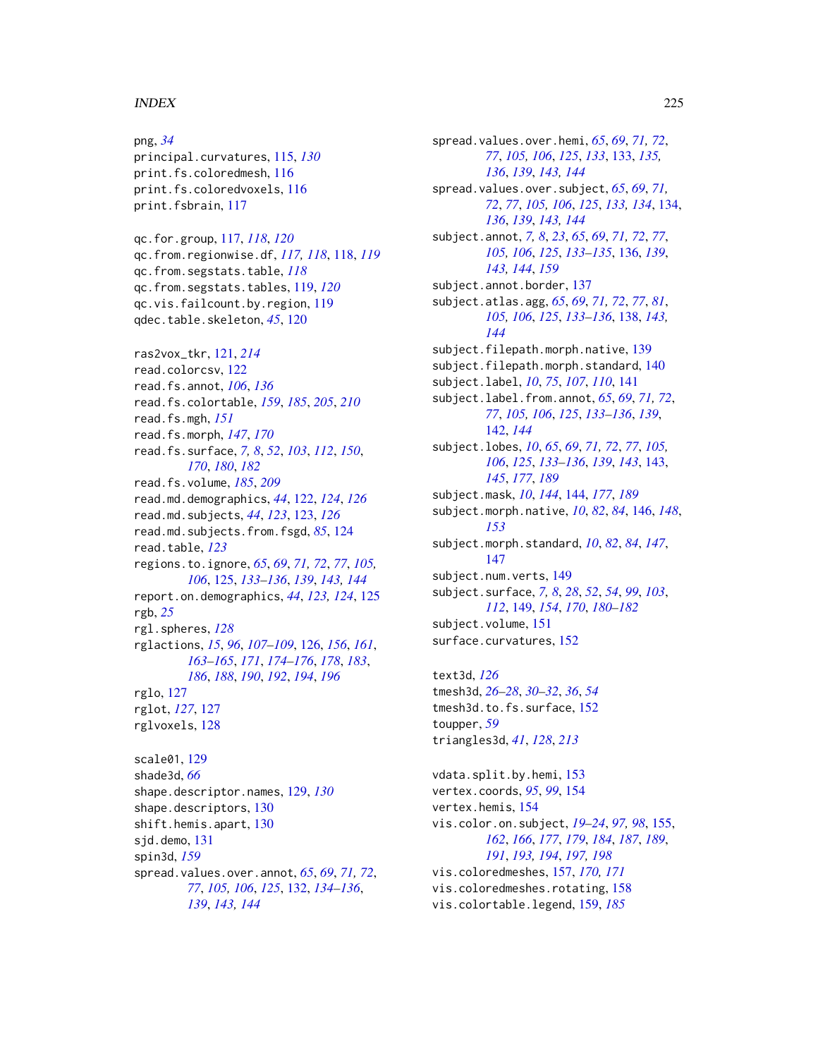png, *34*
principal.curvatures, 115, *130*
print.fs.coloredmesh, 116
print.fs.coloredvoxels, 116
print.fsbrain, 117

qc.for.group, 117, *118*, *120*
qc.from.regionwise.df, *117, 118*, 118, *119*
qc.from.segstats.table, *118*
qc.from.segstats.tables, 119, *120*
qc.vis.failcount.by.region, 119
qdec.table.skeleton, *45*, 120

ras2vox_tkr, 121, *214*
read.colorcsv, 122
read.fs.annot, *106*, *136*
read.fs.colortable, *159*, *185*, *205*, *210*
read.fs.mgh, *151*
read.fs.morph, *147*, *170*
read.fs.surface, *7, 8*, *52*, *103*, *112*, *150*, *170*, *180*, *182*
read.fs.volume, *185*, *209*
read.md.demographics, *44*, 122, *124*, *126*
read.md.subjects, *44*, *123*, 123, *126*
read.md.subjects.from.fsgd, *85*, 124
read.table, *123*
regions.to.ignore, *65*, *69*, *71, 72*, *77*, *105, 106*, *125*, 125, *133–136*, *139*, *143, 144*
report.on.demographics, *44*, *123, 124*, 125
rgb, *25*
rgl.spheres, *128*
rglactions, *15*, *96*, *107–109*, 126, *156*, *161*, *163–165*, *171*, *174–176*, *178*, *183*, *186*, *188*, *190*, *192*, *194*, *196*
rglo, 127
rglot, *127*, 127
rglvoxels, 128

scale01, 129
shade3d, *66*
shape.descriptor.names, 129, *130*
shape.descriptors, 130
shift.hemis.apart, 130
sjd.demo, 131
spin3d, *159*
spread.values.over.annot, *65*, *69*, *71, 72*, *77*, *105, 106*, *125*, 132, *134–136*, *139*, *143, 144*
spread.values.over.hemi, *65*, *69*, *71, 72*, *77*, *105, 106*, *125*, *133*, 133, *135, 136*, *139*, *143, 144*
spread.values.over.subject, *65*, *69*, *71, 72*, *77*, *105, 106*, *125*, *133*, *134*, 134, *136*, *139*, *143, 144*
subject.annot, *7, 8*, *23*, *65*, *69*, *71, 72*, *77*, *105, 106*, *125*, *133–135*, 136, *139*, *143, 144*, *159*
subject.annot.border, 137
subject.atlas.agg, *65*, *69*, *71, 72*, *77*, *81*, *105, 106*, *125*, *133–136*, 138, *143, 144*
subject.filepath.morph.native, 139
subject.filepath.morph.standard, 140
subject.label, *10*, *75*, *107*, *110*, 141
subject.label.from.annot, *65*, *69*, *71, 72*, *77*, *105, 106*, *125*, *133–136*, *139*, 142, *144*
subject.lobes, *10*, *65*, *69*, *71, 72*, *77*, *105, 106*, *125*, *133–136*, *139*, *143*, 143, *145*, *177*, *189*
subject.mask, *10*, *144*, 144, *177*, *189*
subject.morph.native, *10*, *82*, *84*, 146, *148*, *153*
subject.morph.standard, *10*, *82*, *84*, *147*, 147
subject.num.verts, 149
subject.surface, *7, 8*, *28*, *52*, *54*, *99*, *103*, *112*, 149, *154*, *170*, *180–182*
subject.volume, 151
surface.curvatures, 152

text3d, *126*
tmesh3d, *26–28*, *30–32*, *36*, *54*
tmesh3d.to.fs.surface, 152
toupper, *59*
triangles3d, *41*, *128*, *213*

vdata.split.by.hemi, 153
vertex.coords, *95*, *99*, 154
vertex.hemis, 154
vis.color.on.subject, *19–24*, *97, 98*, 155, *162*, *166*, *177*, *179*, *184*, *187*, *189*, *191*, *193, 194*, *197, 198*
vis.coloredmeshes, 157, *170, 171*
vis.coloredmeshes.rotating, 158
vis.colortable.legend, 159, *185*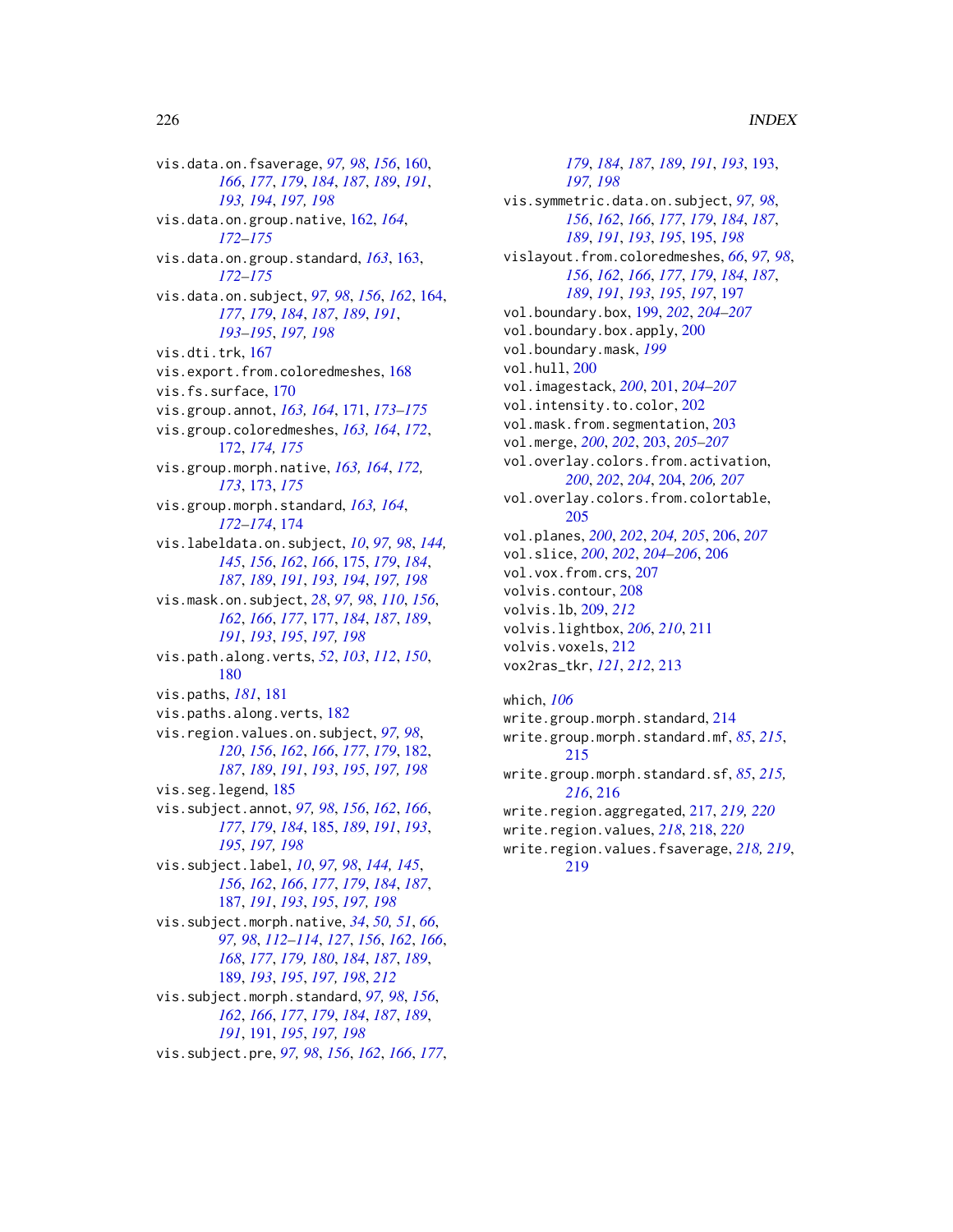vis.data.on.fsaverage, *97, 98*, *156*, 160, *166*, *177*, *179*, *184*, *187*, *189*, *191*, *193, 194*, *197, 198*
vis.data.on.group.native, 162, *164*, *172–175*
vis.data.on.group.standard, *163*, 163, *172–175*
vis.data.on.subject, *97, 98*, *156*, *162*, 164, *177*, *179*, *184*, *187*, *189*, *191*, *193–195*, *197, 198*
vis.dti.trk, 167
vis.export.from.coloredmeshes, 168
vis.fs.surface, 170
vis.group.annot, *163, 164*, 171, *173–175*
vis.group.coloredmeshes, *163, 164*, *172*, 172, *174, 175*
vis.group.morph.native, *163, 164*, *172, 173*, 173, *175*
vis.group.morph.standard, *163, 164*, *172–174*, 174
vis.labeldata.on.subject, *10*, *97, 98*, *144, 145*, *156*, *162*, *166*, 175, *179*, *184*, *187*, *189*, *191*, *193, 194*, *197, 198*
vis.mask.on.subject, *28*, *97, 98*, *110*, *156*, *162*, *166*, *177*, 177, *184*, *187*, *189*, *191*, *193*, *195*, *197, 198*
vis.path.along.verts, *52*, *103*, *112*, *150*, 180
vis.paths, *181*, 181
vis.paths.along.verts, 182
vis.region.values.on.subject, *97, 98*, *120*, *156*, *162*, *166*, *177*, *179*, 182, *187*, *189*, *191*, *193*, *195*, *197, 198*
vis.seg.legend, 185
vis.subject.annot, *97, 98*, *156*, *162*, *166*, *177*, *179*, *184*, 185, *189*, *191*, *193*, *195*, *197, 198*
vis.subject.label, *10*, *97, 98*, *144, 145*, *156*, *162*, *166*, *177*, *179*, *184*, *187*, 187, *191*, *193*, *195*, *197, 198*
vis.subject.morph.native, *34*, *50, 51*, *66*, *97, 98*, *112–114*, *127*, *156*, *162*, *166*, *168*, *177*, *179, 180*, *184*, *187*, *189*, 189, *193*, *195*, *197, 198*, *212*
vis.subject.morph.standard, *97, 98*, *156*, *162*, *166*, *177*, *179*, *184*, *187*, *189*, *191*, 191, *195*, *197, 198*
vis.subject.pre, *97, 98*, *156*, *162*, *166*, *177*, *179*, *184*, *187*, *189*, *191*, *193*, 193, *197, 198*
vis.symmetric.data.on.subject, *97, 98*, *156*, *162*, *166*, *177*, *179*, *184*, *187*, *189*, *191*, *193*, *195*, 195, *198*
vislayout.from.coloredmeshes, *66*, *97, 98*, *156*, *162*, *166*, *177*, *179*, *184*, *187*, *189*, *191*, *193*, *195*, *197*, 197
vol.boundary.box, 199, *202*, *204–207*
vol.boundary.box.apply, 200
vol.boundary.mask, *199*
vol.hull, 200
vol.imagestack, *200*, 201, *204–207*
vol.intensity.to.color, 202
vol.mask.from.segmentation, 203
vol.merge, *200*, *202*, 203, *205–207*
vol.overlay.colors.from.activation, *200*, *202*, *204*, 204, *206, 207*
vol.overlay.colors.from.colortable, 205
vol.planes, *200*, *202*, *204, 205*, 206, *207*
vol.slice, *200*, *202*, *204–206*, 206
vol.vox.from.crs, 207
volvis.contour, 208
volvis.lb, 209, *212*
volvis.lightbox, *206*, *210*, 211
volvis.voxels, 212
vox2ras_tkr, *121*, *212*, 213

which, *106*
write.group.morph.standard, 214
write.group.morph.standard.mf, *85*, *215*, 215
write.group.morph.standard.sf, *85*, *215, 216*, 216
write.region.aggregated, 217, *219, 220*
write.region.values, *218*, 218, *220*
write.region.values.fsaverage, *218, 219*, 219